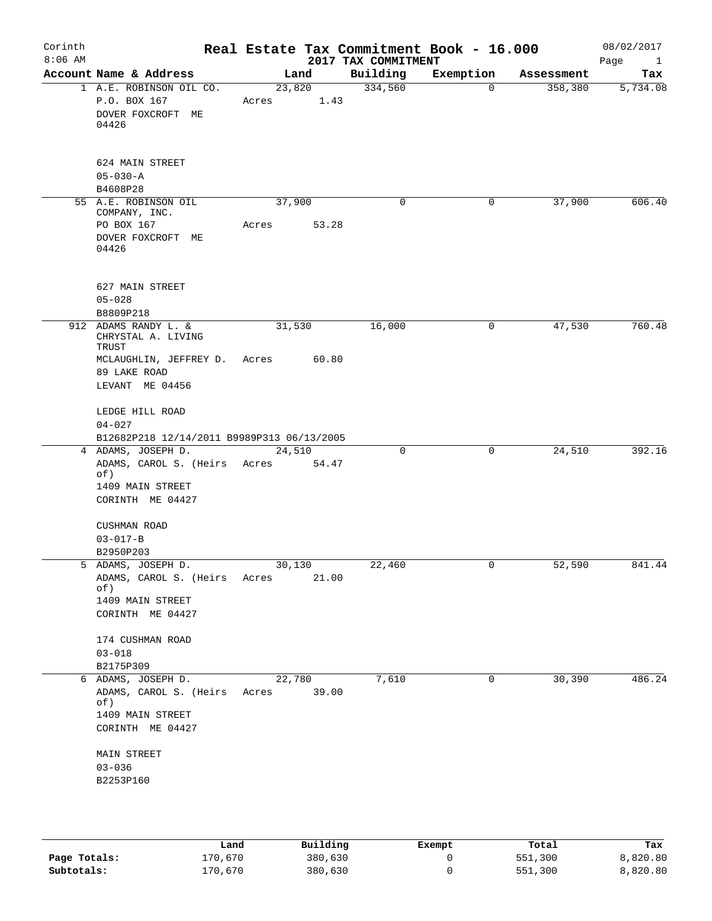Corinth
8:06 AM

# Real Estate Tax Commitment Book - 16.000

## 2017 TAX COMMITMENT

08/02/2017

| Account Name & Address | Land | Building | Exemption | Assessment | Tax |
|---|---|---|---|---|---|
| 1 A.E. ROBINSON OIL CO.<br>P.O. BOX 167<br>DOVER FOXCROFT ME 04426<br><br>624 MAIN STREET<br>05-030-A<br>B4608P28 | 23,820<br>Acres 1.43 | 334,560 | 0 | 358,380 | 5,734.08 |
| 55 A.E. ROBINSON OIL COMPANY, INC.<br>PO BOX 167<br>DOVER FOXCROFT ME 04426<br><br>627 MAIN STREET<br>05-028<br>B8809P218 | 37,900<br>Acres 53.28 | 0 | 0 | 37,900 | 606.40 |
| 912 ADAMS RANDY L. & CHRYSTAL A. LIVING TRUST<br>MCLAUGHLIN, JEFFREY D.<br>89 LAKE ROAD<br>LEVANT ME 04456<br><br>LEDGE HILL ROAD<br>04-027<br>B12682P218 12/14/2011 B9989P313 06/13/2005 | 31,530<br>Acres 60.80 | 16,000 | 0 | 47,530 | 760.48 |
| 4 ADAMS, JOSEPH D.<br>ADAMS, CAROL S. (Heirs of)<br>1409 MAIN STREET<br>CORINTH ME 04427<br><br>CUSHMAN ROAD<br>03-017-B<br>B2950P203 | 24,510<br>Acres 54.47 | 0 | 0 | 24,510 | 392.16 |
| 5 ADAMS, JOSEPH D.<br>ADAMS, CAROL S. (Heirs of)<br>1409 MAIN STREET<br>CORINTH ME 04427<br><br>174 CUSHMAN ROAD<br>03-018<br>B2175P309 | 30,130<br>Acres 21.00 | 22,460 | 0 | 52,590 | 841.44 |
| 6 ADAMS, JOSEPH D.<br>ADAMS, CAROL S. (Heirs of)<br>1409 MAIN STREET<br>CORINTH ME 04427<br><br>MAIN STREET<br>03-036<br>B2253P160 | 22,780<br>Acres 39.00 | 7,610 | 0 | 30,390 | 486.24 |

| | Land | Building | Exempt | Total | Tax |
|---|---|---|---|---|---|
| Page Totals: | 170,670 | 380,630 | 0 | 551,300 | 8,820.80 |
| Subtotals: | 170,670 | 380,630 | 0 | 551,300 | 8,820.80 |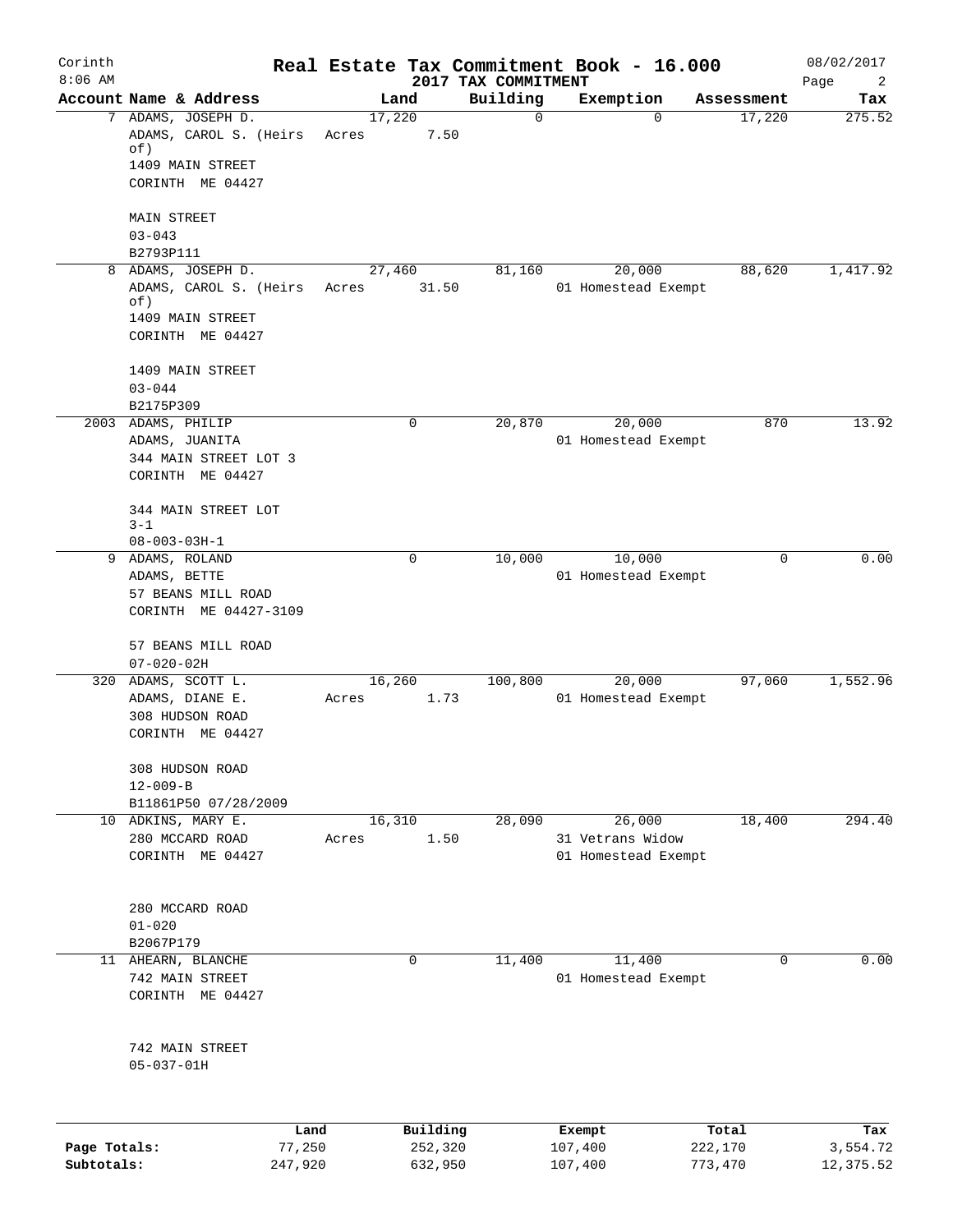# Real Estate Tax Commitment Book - 16.000

Corinth
8:06 AM

2017 TAX COMMITMENT

08/02/2017

| Account | Name & Address | Land | Building | Exemption | Assessment | Tax |
|---|---|---|---|---|---|---|
| 7 | ADAMS, JOSEPH D.<br>ADAMS, CAROL S. (Heirs of)<br>1409 MAIN STREET<br>CORINTH ME 04427<br><br>MAIN STREET<br>03-043<br>B2793P111 | 17,220<br>Acres 7.50 | 0 | 0 | 17,220 | 275.52 |
| 8 | ADAMS, JOSEPH D.<br>ADAMS, CAROL S. (Heirs of)<br>1409 MAIN STREET<br>CORINTH ME 04427<br><br>1409 MAIN STREET<br>03-044<br>B2175P309 | 27,460<br>Acres 31.50 | 81,160 | 20,000<br>01 Homestead Exempt | 88,620 | 1,417.92 |
| 2003 | ADAMS, PHILIP<br>ADAMS, JUANITA<br>344 MAIN STREET LOT 3<br>CORINTH ME 04427<br><br>344 MAIN STREET LOT 3-1<br>08-003-03H-1 | 0 | 20,870 | 20,000<br>01 Homestead Exempt | 870 | 13.92 |
| 9 | ADAMS, ROLAND<br>ADAMS, BETTE<br>57 BEANS MILL ROAD<br>CORINTH ME 04427-3109<br><br>57 BEANS MILL ROAD<br>07-020-02H | 0 | 10,000 | 10,000<br>01 Homestead Exempt | 0 | 0.00 |
| 320 | ADAMS, SCOTT L.<br>ADAMS, DIANE E.<br>308 HUDSON ROAD<br>CORINTH ME 04427<br><br>308 HUDSON ROAD<br>12-009-B<br>B11861P50 07/28/2009 | 16,260<br>Acres 1.73 | 100,800 | 20,000<br>01 Homestead Exempt | 97,060 | 1,552.96 |
| 10 | ADKINS, MARY E.<br>280 MCCARD ROAD<br>CORINTH ME 04427<br><br>280 MCCARD ROAD<br>01-020<br>B2067P179 | 16,310<br>Acres 1.50 | 28,090 | 26,000<br>31 Vetrans Widow<br>01 Homestead Exempt | 18,400 | 294.40 |
| 11 | AHEARN, BLANCHE<br>742 MAIN STREET<br>CORINTH ME 04427<br><br>742 MAIN STREET<br>05-037-01H | 0 | 11,400 | 11,400<br>01 Homestead Exempt | 0 | 0.00 |

| | Land | Building | Exempt | Total | Tax |
|---|---|---|---|---|---|
| Page Totals: | 77,250 | 252,320 | 107,400 | 222,170 | 3,554.72 |
| Subtotals: | 247,920 | 632,950 | 107,400 | 773,470 | 12,375.52 |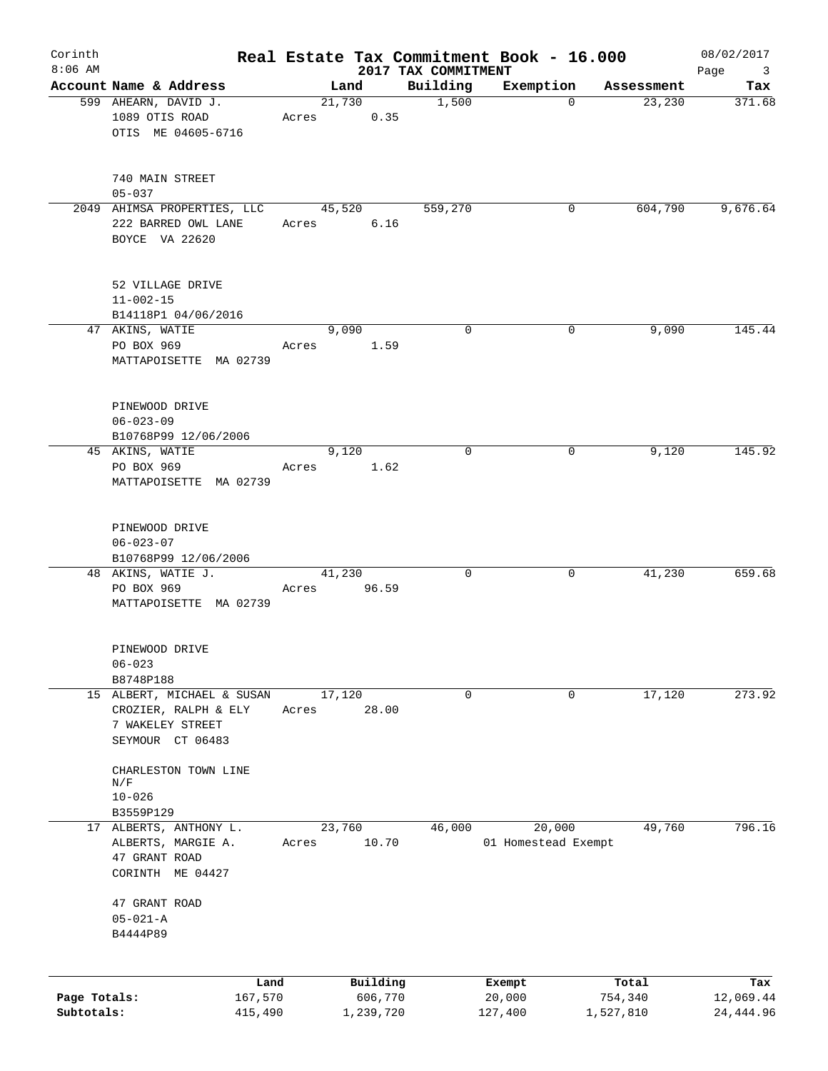Corinth
8:06 AM

# Real Estate Tax Commitment Book - 16.000

## 2017 TAX COMMITMENT

08/02/2017

| Account Name & Address | Land | Building | Exemption | Assessment | Tax |
|---|---|---|---|---|---|
| 599 AHEARN, DAVID J.<br>1089 OTIS ROAD<br>OTIS ME 04605-6716<br><br>740 MAIN STREET<br>05-037 | 21,730<br>Acres 0.35 | 1,500 | 0 | 23,230 | 371.68 |
| 2049 AHIMSA PROPERTIES, LLC<br>222 BARRED OWL LANE<br>BOYCE VA 22620<br><br>52 VILLAGE DRIVE<br>11-002-15<br>B14118P1 04/06/2016 | 45,520<br>Acres 6.16 | 559,270 | 0 | 604,790 | 9,676.64 |
| 47 AKINS, WATIE<br>PO BOX 969<br>MATTAPOISETTE MA 02739<br><br>PINEWOOD DRIVE<br>06-023-09<br>B10768P99 12/06/2006 | 9,090<br>Acres 1.59 | 0 | 0 | 9,090 | 145.44 |
| 45 AKINS, WATIE<br>PO BOX 969<br>MATTAPOISETTE MA 02739<br><br>PINEWOOD DRIVE<br>06-023-07<br>B10768P99 12/06/2006 | 9,120<br>Acres 1.62 | 0 | 0 | 9,120 | 145.92 |
| 48 AKINS, WATIE J.<br>PO BOX 969<br>MATTAPOISETTE MA 02739<br><br>PINEWOOD DRIVE<br>06-023<br>B8748P188 | 41,230<br>Acres 96.59 | 0 | 0 | 41,230 | 659.68 |
| 15 ALBERT, MICHAEL & SUSAN<br>CROZIER, RALPH & ELY<br>7 WAKELEY STREET<br>SEYMOUR CT 06483<br><br>CHARLESTON TOWN LINE<br>N/F<br>10-026<br>B3559P129 | 17,120<br>Acres 28.00 | 0 | 0 | 17,120 | 273.92 |
| 17 ALBERTS, ANTHONY L.<br>ALBERTS, MARGIE A.<br>47 GRANT ROAD<br>CORINTH ME 04427<br><br>47 GRANT ROAD<br>05-021-A<br>B4444P89 | 23,760<br>Acres 10.70 | 46,000 | 20,000<br>01 Homestead Exempt | 49,760 | 796.16 |

| | Land | Building | Exempt | Total | Tax |
|---|---|---|---|---|---|
| Page Totals: | 167,570 | 606,770 | 20,000 | 754,340 | 12,069.44 |
| Subtotals: | 415,490 | 1,239,720 | 127,400 | 1,527,810 | 24,444.96 |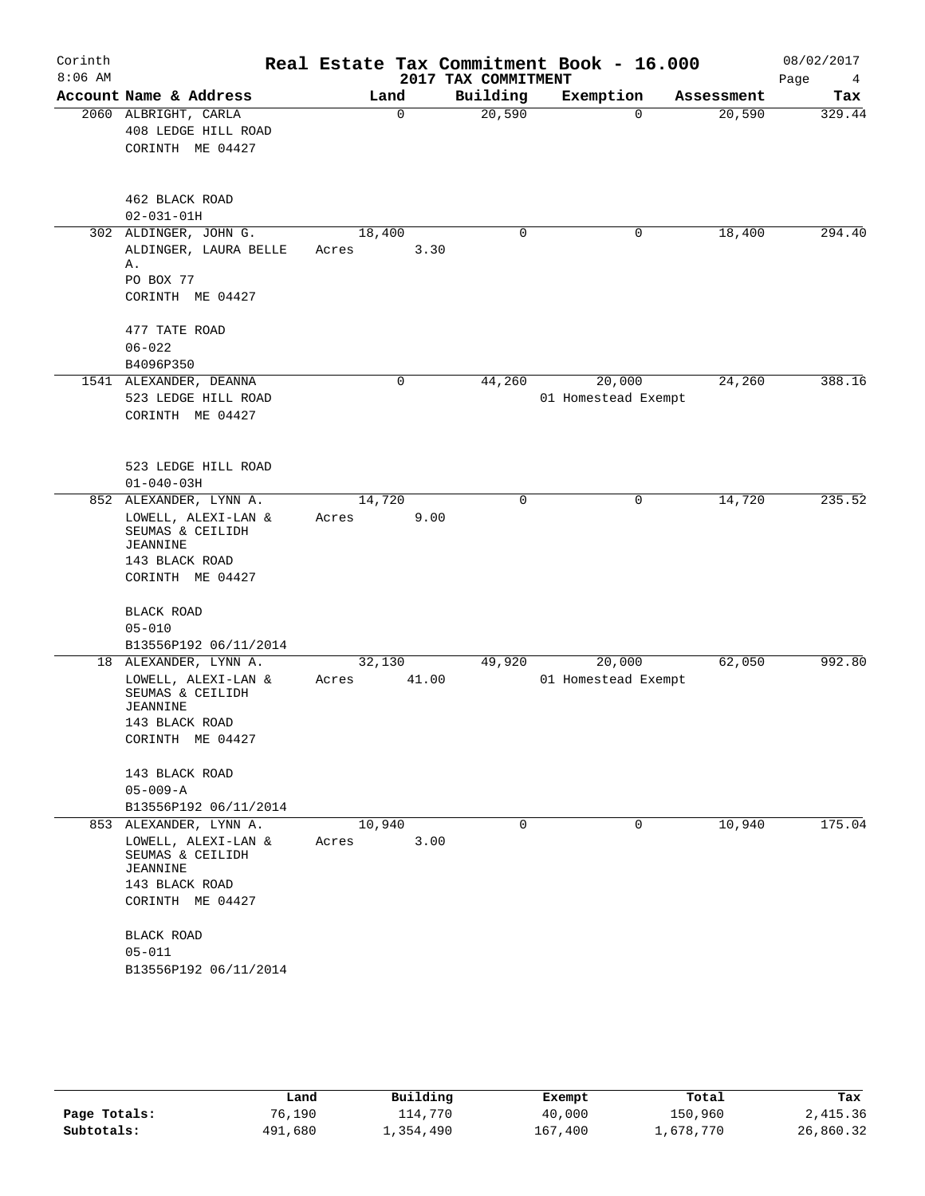# Corinth — Real Estate Tax Commitment Book - 16.000

8:06 AM — 2017 TAX COMMITMENT — 08/02/2017

| Account Name & Address | Land | Building | Exemption | Assessment | Tax |
|---|---|---|---|---|---|
| 2060 ALBRIGHT, CARLA<br>408 LEDGE HILL ROAD<br>CORINTH ME 04427<br><br>462 BLACK ROAD<br>02-031-01H | 0 | 20,590 | 0 | 20,590 | 329.44 |
| 302 ALDINGER, JOHN G.<br>ALDINGER, LAURA BELLE A.<br>PO BOX 77<br>CORINTH ME 04427<br><br>477 TATE ROAD<br>06-022<br>B4096P350 | 18,400<br>Acres 3.30 | 0 | 0 | 18,400 | 294.40 |
| 1541 ALEXANDER, DEANNA<br>523 LEDGE HILL ROAD<br>CORINTH ME 04427<br><br>523 LEDGE HILL ROAD<br>01-040-03H | 0 | 44,260 | 20,000<br>01 Homestead Exempt | 24,260 | 388.16 |
| 852 ALEXANDER, LYNN A.<br>LOWELL, ALEXI-LAN & SEUMAS & CEILIDH JEANNINE<br>143 BLACK ROAD<br>CORINTH ME 04427<br><br>BLACK ROAD<br>05-010<br>B13556P192 06/11/2014 | 14,720<br>Acres 9.00 | 0 | 0 | 14,720 | 235.52 |
| 18 ALEXANDER, LYNN A.<br>LOWELL, ALEXI-LAN & SEUMAS & CEILIDH JEANNINE<br>143 BLACK ROAD<br>CORINTH ME 04427<br><br>143 BLACK ROAD<br>05-009-A<br>B13556P192 06/11/2014 | 32,130<br>Acres 41.00 | 49,920 | 20,000<br>01 Homestead Exempt | 62,050 | 992.80 |
| 853 ALEXANDER, LYNN A.<br>LOWELL, ALEXI-LAN & SEUMAS & CEILIDH JEANNINE<br>143 BLACK ROAD<br>CORINTH ME 04427<br><br>BLACK ROAD<br>05-011<br>B13556P192 06/11/2014 | 10,940<br>Acres 3.00 | 0 | 0 | 10,940 | 175.04 |

| | Land | Building | Exempt | Total | Tax |
|---|---|---|---|---|---|
| Page Totals: | 76,190 | 114,770 | 40,000 | 150,960 | 2,415.36 |
| Subtotals: | 491,680 | 1,354,490 | 167,400 | 1,678,770 | 26,860.32 |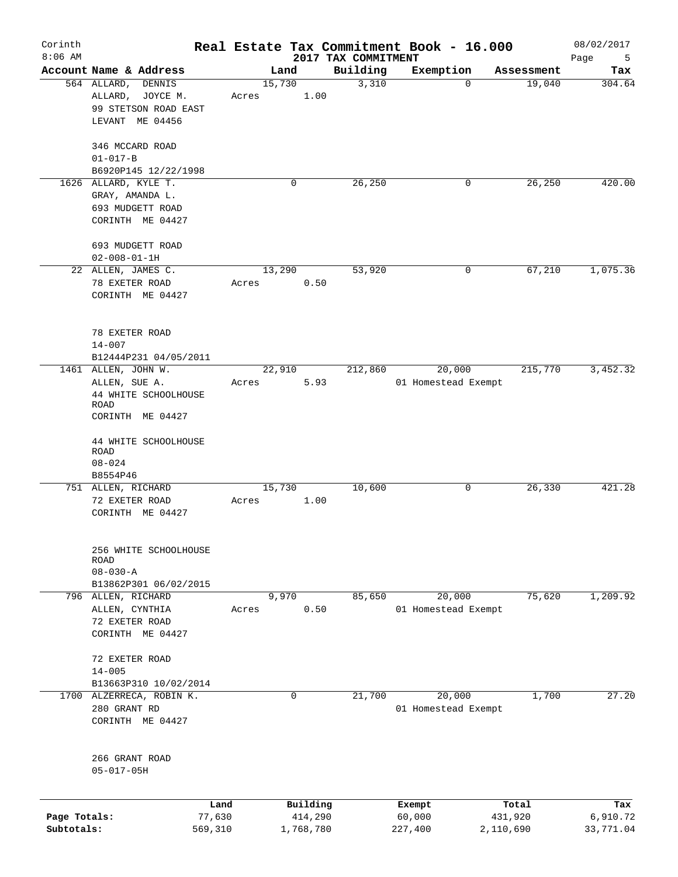# Real Estate Tax Commitment Book - 16.000

Corinth
8:06 AM

2017 TAX COMMITMENT

08/02/2017

| Account Name & Address | Land | Building | Exemption | Assessment | Tax |
|---|---|---|---|---|---|
| 564 ALLARD, DENNIS<br>ALLARD, JOYCE M.<br>99 STETSON ROAD EAST<br>LEVANT ME 04456<br><br>346 MCCARD ROAD<br>01-017-B<br>B6920P145 12/22/1998 | 15,730<br>Acres 1.00 | 3,310 | 0 | 19,040 | 304.64 |
| 1626 ALLARD, KYLE T.<br>GRAY, AMANDA L.<br>693 MUDGETT ROAD<br>CORINTH ME 04427<br><br>693 MUDGETT ROAD<br>02-008-01-1H | 0 | 26,250 | 0 | 26,250 | 420.00 |
| 22 ALLEN, JAMES C.<br>78 EXETER ROAD<br>CORINTH ME 04427<br><br>78 EXETER ROAD<br>14-007<br>B12444P231 04/05/2011 | 13,290<br>Acres 0.50 | 53,920 | 0 | 67,210 | 1,075.36 |
| 1461 ALLEN, JOHN W.<br>ALLEN, SUE A.<br>44 WHITE SCHOOLHOUSE ROAD<br>CORINTH ME 04427<br><br>44 WHITE SCHOOLHOUSE ROAD<br>08-024<br>B8554P46 | 22,910<br>Acres 5.93 | 212,860 | 20,000<br>01 Homestead Exempt | 215,770 | 3,452.32 |
| 751 ALLEN, RICHARD<br>72 EXETER ROAD<br>CORINTH ME 04427<br><br>256 WHITE SCHOOLHOUSE ROAD<br>08-030-A<br>B13862P301 06/02/2015 | 15,730<br>Acres 1.00 | 10,600 | 0 | 26,330 | 421.28 |
| 796 ALLEN, RICHARD<br>ALLEN, CYNTHIA<br>72 EXETER ROAD<br>CORINTH ME 04427<br><br>72 EXETER ROAD<br>14-005<br>B13663P310 10/02/2014 | 9,970<br>Acres 0.50 | 85,650 | 20,000<br>01 Homestead Exempt | 75,620 | 1,209.92 |
| 1700 ALZERRECA, ROBIN K.<br>280 GRANT RD<br>CORINTH ME 04427<br><br>266 GRANT ROAD<br>05-017-05H | 0 | 21,700 | 20,000<br>01 Homestead Exempt | 1,700 | 27.20 |

| | Land | Building | Exempt | Total | Tax |
|---|---|---|---|---|---|
| Page Totals: | 77,630 | 414,290 | 60,000 | 431,920 | 6,910.72 |
| Subtotals: | 569,310 | 1,768,780 | 227,400 | 2,110,690 | 33,771.04 |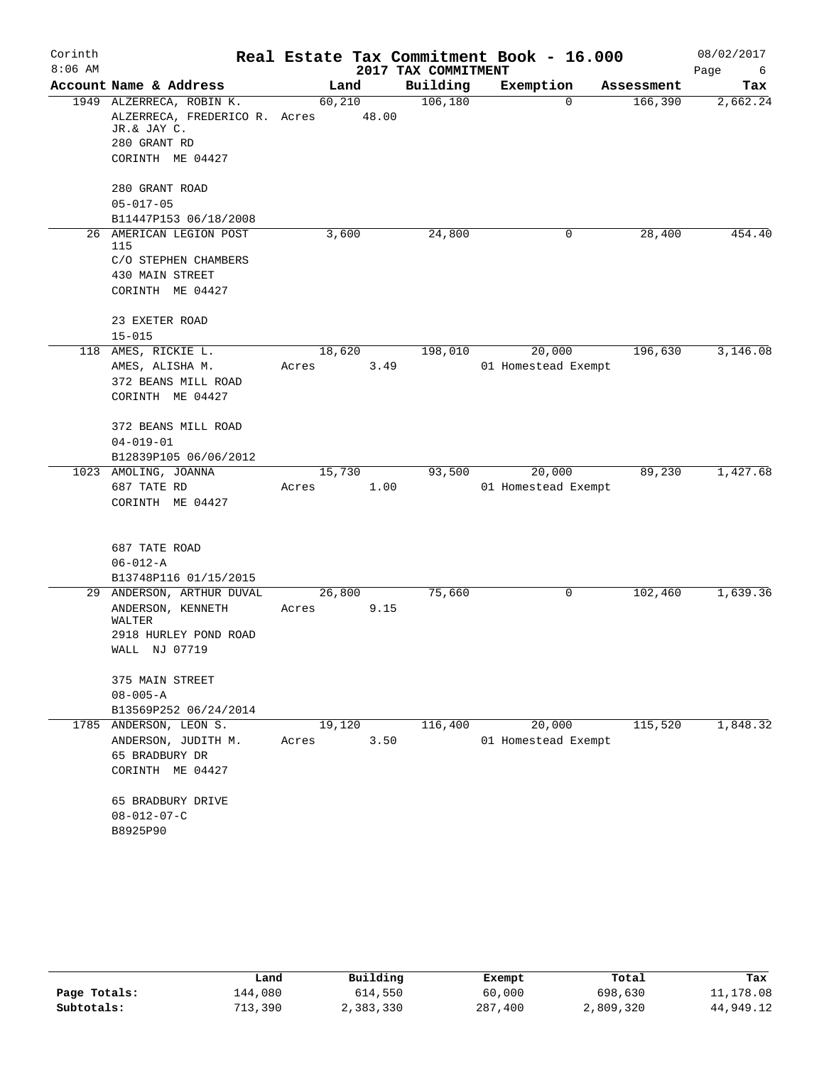# Real Estate Tax Commitment Book - 16.000

Corinth
8:06 AM

2017 TAX COMMITMENT

08/02/2017

| Account | Name & Address | Land | Building | Exemption | Assessment | Tax |
|---|---|---|---|---|---|---|
| 1949 | ALZERRECA, ROBIN K.<br>ALZERRECA, FREDERICO R. JR.& JAY C.<br>280 GRANT RD<br>CORINTH ME 04427<br><br>280 GRANT ROAD<br>05-017-05<br>B11447P153 06/18/2008 | 60,210<br>Acres 48.00 | 106,180 | 0 | 166,390 | 2,662.24 |
| 26 | AMERICAN LEGION POST 115<br>C/O STEPHEN CHAMBERS<br>430 MAIN STREET<br>CORINTH ME 04427<br><br>23 EXETER ROAD<br>15-015 | 3,600 | 24,800 | 0 | 28,400 | 454.40 |
| 118 | AMES, RICKIE L.<br>AMES, ALISHA M.<br>372 BEANS MILL ROAD<br>CORINTH ME 04427<br><br>372 BEANS MILL ROAD<br>04-019-01<br>B12839P105 06/06/2012 | 18,620<br>Acres 3.49 | 198,010 | 20,000<br>01 Homestead Exempt | 196,630 | 3,146.08 |
| 1023 | AMOLING, JOANNA<br>687 TATE RD<br>CORINTH ME 04427<br><br>687 TATE ROAD<br>06-012-A<br>B13748P116 01/15/2015 | 15,730<br>Acres 1.00 | 93,500 | 20,000<br>01 Homestead Exempt | 89,230 | 1,427.68 |
| 29 | ANDERSON, ARTHUR DUVAL<br>ANDERSON, KENNETH WALTER<br>2918 HURLEY POND ROAD<br>WALL NJ 07719<br><br>375 MAIN STREET<br>08-005-A<br>B13569P252 06/24/2014 | 26,800<br>Acres 9.15 | 75,660 | 0 | 102,460 | 1,639.36 |
| 1785 | ANDERSON, LEON S.<br>ANDERSON, JUDITH M.<br>65 BRADBURY DR<br>CORINTH ME 04427<br><br>65 BRADBURY DRIVE<br>08-012-07-C<br>B8925P90 | 19,120<br>Acres 3.50 | 116,400 | 20,000<br>01 Homestead Exempt | 115,520 | 1,848.32 |

| | Land | Building | Exempt | Total | Tax |
|---|---|---|---|---|---|
| Page Totals: | 144,080 | 614,550 | 60,000 | 698,630 | 11,178.08 |
| Subtotals: | 713,390 | 2,383,330 | 287,400 | 2,809,320 | 44,949.12 |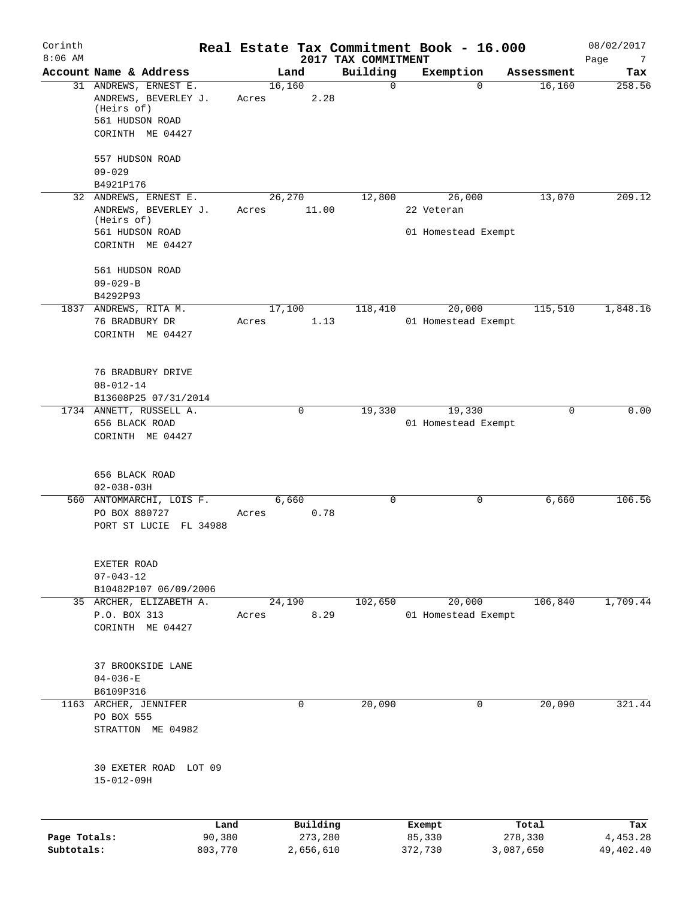# Real Estate Tax Commitment Book - 16.000

Corinth
8:06 AM

2017 TAX COMMITMENT

08/02/2017

| Account Name & Address | Land | Building | Exemption | Assessment | Tax |
|---|---|---|---|---|---|
| 31 ANDREWS, ERNEST E.<br>ANDREWS, BEVERLEY J.<br>(Heirs of)<br>561 HUDSON ROAD<br>CORINTH ME 04427<br><br>557 HUDSON ROAD<br>09-029<br>B4921P176 | 16,160<br>Acres 2.28 | 0 | 0 | 16,160 | 258.56 |
| 32 ANDREWS, ERNEST E.<br>ANDREWS, BEVERLEY J.<br>(Heirs of)<br>561 HUDSON ROAD<br>CORINTH ME 04427<br><br>561 HUDSON ROAD<br>09-029-B<br>B4292P93 | 26,270<br>Acres 11.00 | 12,800 | 26,000<br>22 Veteran<br>01 Homestead Exempt | 13,070 | 209.12 |
| 1837 ANDREWS, RITA M.<br>76 BRADBURY DR<br>CORINTH ME 04427<br><br>76 BRADBURY DRIVE<br>08-012-14<br>B13608P25 07/31/2014 | 17,100<br>Acres 1.13 | 118,410 | 20,000<br>01 Homestead Exempt | 115,510 | 1,848.16 |
| 1734 ANNETT, RUSSELL A.<br>656 BLACK ROAD<br>CORINTH ME 04427<br><br>656 BLACK ROAD<br>02-038-03H | 0 | 19,330 | 19,330<br>01 Homestead Exempt | 0 | 0.00 |
| 560 ANTOMMARCHI, LOIS F.<br>PO BOX 880727<br>PORT ST LUCIE FL 34988<br><br>EXETER ROAD<br>07-043-12<br>B10482P107 06/09/2006 | 6,660<br>Acres 0.78 | 0 | 0 | 6,660 | 106.56 |
| 35 ARCHER, ELIZABETH A.<br>P.O. BOX 313<br>CORINTH ME 04427<br><br>37 BROOKSIDE LANE<br>04-036-E<br>B6109P316 | 24,190<br>Acres 8.29 | 102,650 | 20,000<br>01 Homestead Exempt | 106,840 | 1,709.44 |
| 1163 ARCHER, JENNIFER<br>PO BOX 555<br>STRATTON ME 04982<br><br>30 EXETER ROAD LOT 09<br>15-012-09H | 0 | 20,090 | 0 | 20,090 | 321.44 |

| | Land | Building | Exempt | Total | Tax |
|---|---|---|---|---|---|
| Page Totals: | 90,380 | 273,280 | 85,330 | 278,330 | 4,453.28 |
| Subtotals: | 803,770 | 2,656,610 | 372,730 | 3,087,650 | 49,402.40 |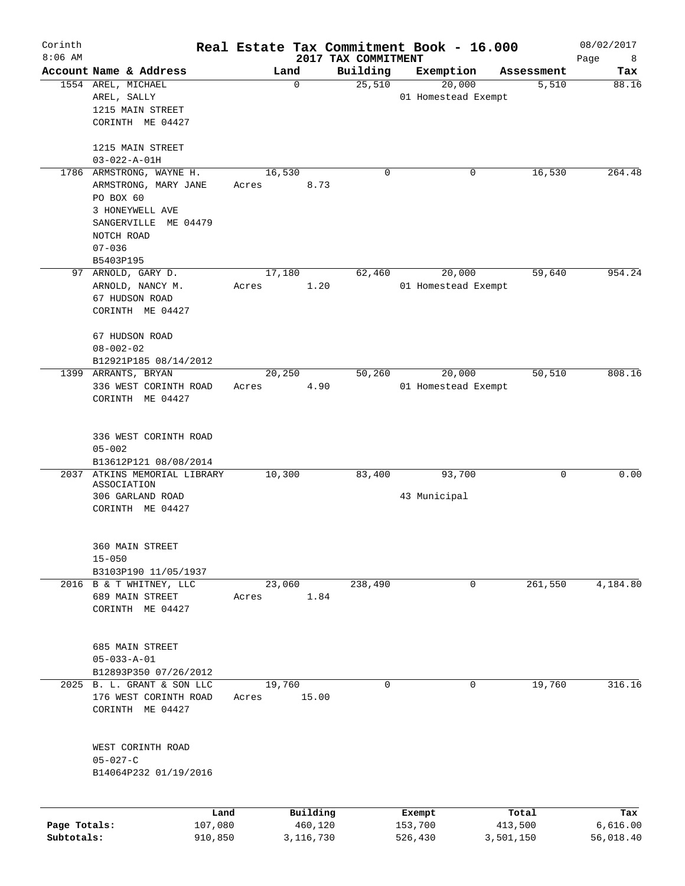# Real Estate Tax Commitment Book - 16.000

Corinth
8:06 AM

2017 TAX COMMITMENT

08/02/2017

| Account Name & Address | Land | Building | Exemption | Assessment | Tax |
|---|---|---|---|---|---|
| 1554 AREL, MICHAEL<br>AREL, SALLY<br>1215 MAIN STREET<br>CORINTH ME 04427<br><br>1215 MAIN STREET<br>03-022-A-01H | 0 | 25,510 | 20,000<br>01 Homestead Exempt | 5,510 | 88.16 |
| 1786 ARMSTRONG, WAYNE H.<br>ARMSTRONG, MARY JANE<br>PO BOX 60<br>3 HONEYWELL AVE<br>SANGERVILLE ME 04479<br>NOTCH ROAD<br>07-036<br>B5403P195 | 16,530<br>Acres 8.73 | 0 | 0 | 16,530 | 264.48 |
| 97 ARNOLD, GARY D.<br>ARNOLD, NANCY M.<br>67 HUDSON ROAD<br>CORINTH ME 04427<br><br>67 HUDSON ROAD<br>08-002-02<br>B12921P185 08/14/2012 | 17,180<br>Acres 1.20 | 62,460 | 20,000<br>01 Homestead Exempt | 59,640 | 954.24 |
| 1399 ARRANTS, BRYAN<br>336 WEST CORINTH ROAD<br>CORINTH ME 04427<br><br>336 WEST CORINTH ROAD<br>05-002<br>B13612P121 08/08/2014 | 20,250<br>Acres 4.90 | 50,260 | 20,000<br>01 Homestead Exempt | 50,510 | 808.16 |
| 2037 ATKINS MEMORIAL LIBRARY ASSOCIATION<br>306 GARLAND ROAD<br>CORINTH ME 04427<br><br>360 MAIN STREET<br>15-050<br>B3103P190 11/05/1937 | 10,300 | 83,400 | 93,700<br>43 Municipal | 0 | 0.00 |
| 2016 B & T WHITNEY, LLC<br>689 MAIN STREET<br>CORINTH ME 04427<br><br>685 MAIN STREET<br>05-033-A-01<br>B12893P350 07/26/2012 | 23,060<br>Acres 1.84 | 238,490 | 0 | 261,550 | 4,184.80 |
| 2025 B. L. GRANT & SON LLC<br>176 WEST CORINTH ROAD<br>CORINTH ME 04427<br><br>WEST CORINTH ROAD<br>05-027-C<br>B14064P232 01/19/2016 | 19,760<br>Acres 15.00 | 0 | 0 | 19,760 | 316.16 |

| | Land | Building | Exempt | Total | Tax |
|---|---|---|---|---|---|
| Page Totals: | 107,080 | 460,120 | 153,700 | 413,500 | 6,616.00 |
| Subtotals: | 910,850 | 3,116,730 | 526,430 | 3,501,150 | 56,018.40 |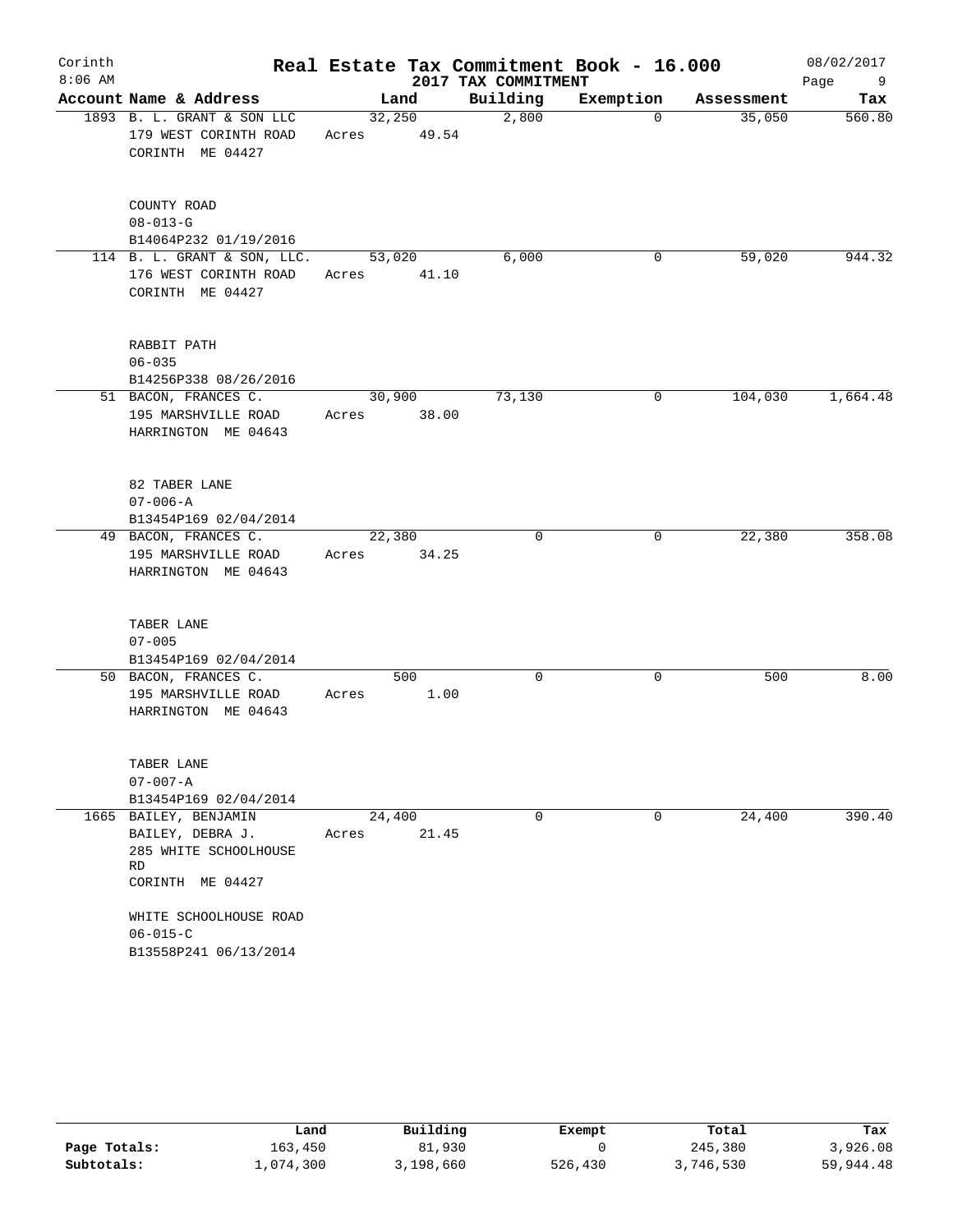Corinth 8:06 AM

# Real Estate Tax Commitment Book - 16.000

## 2017 TAX COMMITMENT

08/02/2017

| Account Name & Address | Land | Building | Exemption | Assessment | Tax |
|---|---|---|---|---|---|
| 1893 B. L. GRANT & SON LLC<br>179 WEST CORINTH ROAD<br>CORINTH ME 04427<br><br>COUNTY ROAD<br>08-013-G<br>B14064P232 01/19/2016 | 32,250<br>Acres 49.54 | 2,800 | 0 | 35,050 | 560.80 |
| 114 B. L. GRANT & SON, LLC.<br>176 WEST CORINTH ROAD<br>CORINTH ME 04427<br><br>RABBIT PATH<br>06-035<br>B14256P338 08/26/2016 | 53,020<br>Acres 41.10 | 6,000 | 0 | 59,020 | 944.32 |
| 51 BACON, FRANCES C.<br>195 MARSHVILLE ROAD<br>HARRINGTON ME 04643<br><br>82 TABER LANE<br>07-006-A<br>B13454P169 02/04/2014 | 30,900<br>Acres 38.00 | 73,130 | 0 | 104,030 | 1,664.48 |
| 49 BACON, FRANCES C.<br>195 MARSHVILLE ROAD<br>HARRINGTON ME 04643<br><br>TABER LANE<br>07-005<br>B13454P169 02/04/2014 | 22,380<br>Acres 34.25 | 0 | 0 | 22,380 | 358.08 |
| 50 BACON, FRANCES C.<br>195 MARSHVILLE ROAD<br>HARRINGTON ME 04643<br><br>TABER LANE<br>07-007-A<br>B13454P169 02/04/2014 | 500<br>Acres 1.00 | 0 | 0 | 500 | 8.00 |
| 1665 BAILEY, BENJAMIN<br>BAILEY, DEBRA J.<br>285 WHITE SCHOOLHOUSE RD<br>CORINTH ME 04427<br><br>WHITE SCHOOLHOUSE ROAD<br>06-015-C<br>B13558P241 06/13/2014 | 24,400<br>Acres 21.45 | 0 | 0 | 24,400 | 390.40 |

| | Land | Building | Exempt | Total | Tax |
|---|---|---|---|---|---|
| Page Totals: | 163,450 | 81,930 | 0 | 245,380 | 3,926.08 |
| Subtotals: | 1,074,300 | 3,198,660 | 526,430 | 3,746,530 | 59,944.48 |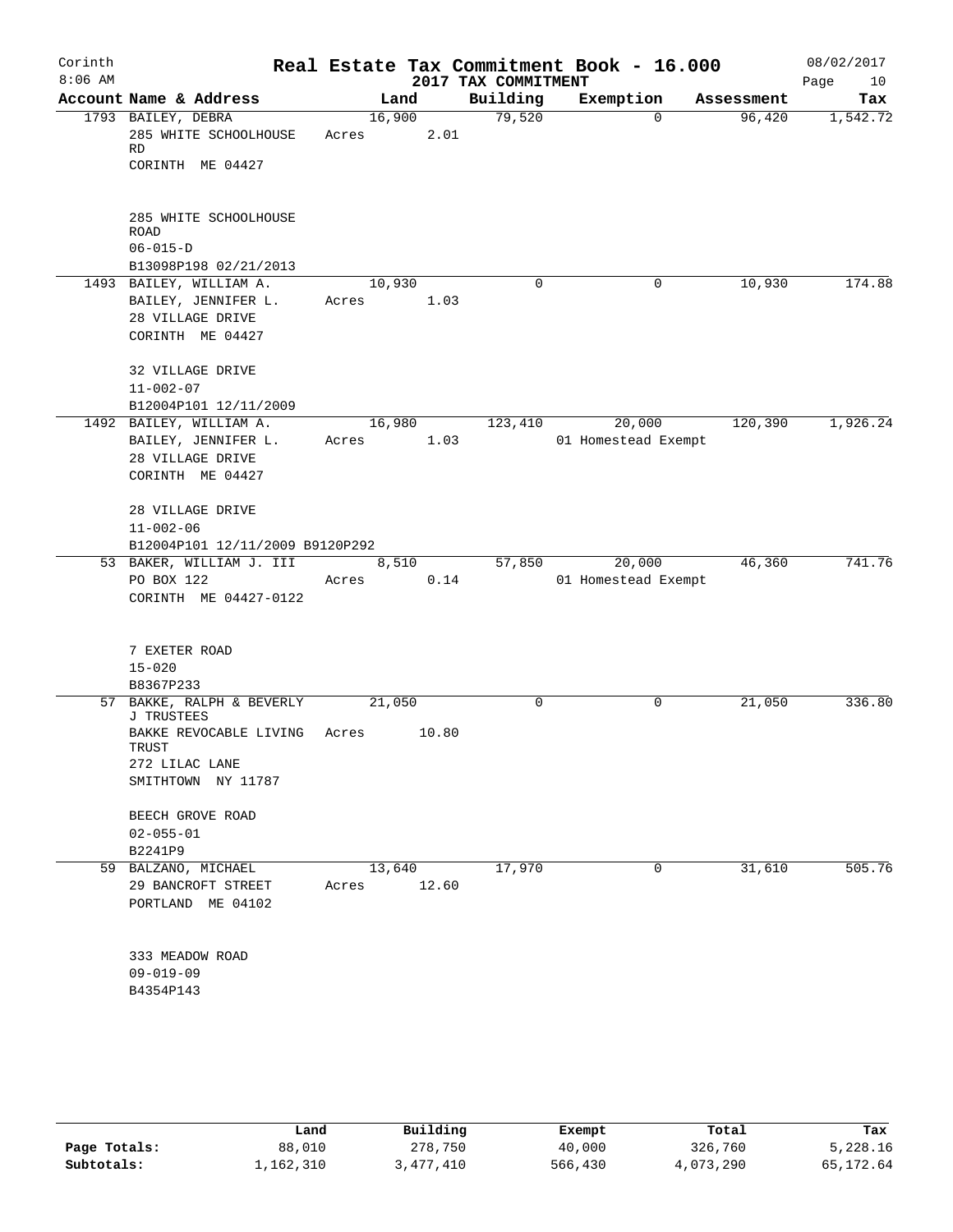# Real Estate Tax Commitment Book - 16.000

Corinth 8:06 AM — 2017 TAX COMMITMENT — 08/02/2017

| Account Name & Address | Land | Building | Exemption | Assessment | Tax |
|---|---|---|---|---|---|
| 1793 BAILEY, DEBRA<br>285 WHITE SCHOOLHOUSE RD<br>CORINTH ME 04427<br><br>285 WHITE SCHOOLHOUSE ROAD<br>06-015-D<br>B13098P198 02/21/2013 | 16,900<br>Acres 2.01 | 79,520 | 0 | 96,420 | 1,542.72 |
| 1493 BAILEY, WILLIAM A.<br>BAILEY, JENNIFER L.<br>28 VILLAGE DRIVE<br>CORINTH ME 04427<br><br>32 VILLAGE DRIVE<br>11-002-07<br>B12004P101 12/11/2009 | 10,930<br>Acres 1.03 | 0 | 0 | 10,930 | 174.88 |
| 1492 BAILEY, WILLIAM A.<br>BAILEY, JENNIFER L.<br>28 VILLAGE DRIVE<br>CORINTH ME 04427<br><br>28 VILLAGE DRIVE<br>11-002-06<br>B12004P101 12/11/2009 B9120P292 | 16,980<br>Acres 1.03 | 123,410 | 20,000<br>01 Homestead Exempt | 120,390 | 1,926.24 |
| 53 BAKER, WILLIAM J. III<br>PO BOX 122<br>CORINTH ME 04427-0122<br><br>7 EXETER ROAD<br>15-020<br>B8367P233 | 8,510<br>Acres 0.14 | 57,850 | 20,000<br>01 Homestead Exempt | 46,360 | 741.76 |
| 57 BAKKE, RALPH & BEVERLY J TRUSTEES<br>BAKKE REVOCABLE LIVING TRUST<br>272 LILAC LANE<br>SMITHTOWN NY 11787<br><br>BEECH GROVE ROAD<br>02-055-01<br>B2241P9 | 21,050<br>Acres 10.80 | 0 | 0 | 21,050 | 336.80 |
| 59 BALZANO, MICHAEL<br>29 BANCROFT STREET<br>PORTLAND ME 04102<br><br>333 MEADOW ROAD<br>09-019-09<br>B4354P143 | 13,640<br>Acres 12.60 | 17,970 | 0 | 31,610 | 505.76 |

| | Land | Building | Exempt | Total | Tax |
|---|---|---|---|---|---|
| Page Totals: | 88,010 | 278,750 | 40,000 | 326,760 | 5,228.16 |
| Subtotals: | 1,162,310 | 3,477,410 | 566,430 | 4,073,290 | 65,172.64 |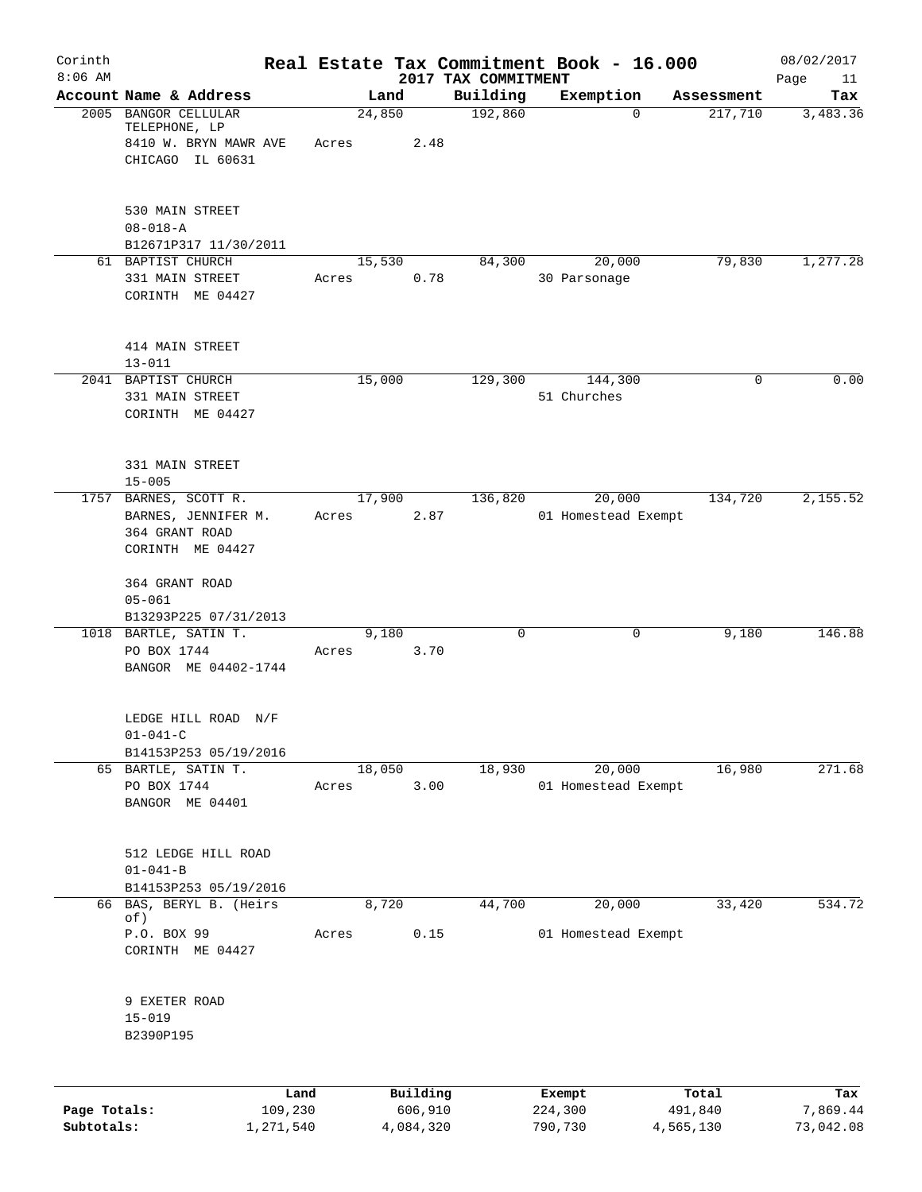# Real Estate Tax Commitment Book - 16.000

Corinth
8:06 AM

## 2017 TAX COMMITMENT

08/02/2017

| Account Name & Address | Land | Building | Exemption | Assessment | Tax |
|---|---|---|---|---|---|
| 2005 BANGOR CELLULAR TELEPHONE, LP<br>8410 W. BRYN MAWR AVE<br>CHICAGO IL 60631<br><br>530 MAIN STREET<br>08-018-A<br>B12671P317 11/30/2011 | 24,850<br>Acres 2.48 | 192,860 | 0 | 217,710 | 3,483.36 |
| 61 BAPTIST CHURCH<br>331 MAIN STREET<br>CORINTH ME 04427<br><br>414 MAIN STREET<br>13-011 | 15,530<br>Acres 0.78 | 84,300 | 20,000<br>30 Parsonage | 79,830 | 1,277.28 |
| 2041 BAPTIST CHURCH<br>331 MAIN STREET<br>CORINTH ME 04427<br><br>331 MAIN STREET<br>15-005 | 15,000 | 129,300 | 144,300<br>51 Churches | 0 | 0.00 |
| 1757 BARNES, SCOTT R.<br>BARNES, JENNIFER M.<br>364 GRANT ROAD<br>CORINTH ME 04427<br><br>364 GRANT ROAD<br>05-061<br>B13293P225 07/31/2013 | 17,900<br>Acres 2.87 | 136,820 | 20,000<br>01 Homestead Exempt | 134,720 | 2,155.52 |
| 1018 BARTLE, SATIN T.<br>PO BOX 1744<br>BANGOR ME 04402-1744<br><br>LEDGE HILL ROAD N/F<br>01-041-C<br>B14153P253 05/19/2016 | 9,180<br>Acres 3.70 | 0 | 0 | 9,180 | 146.88 |
| 65 BARTLE, SATIN T.<br>PO BOX 1744<br>BANGOR ME 04401<br><br>512 LEDGE HILL ROAD<br>01-041-B<br>B14153P253 05/19/2016 | 18,050<br>Acres 3.00 | 18,930 | 20,000<br>01 Homestead Exempt | 16,980 | 271.68 |
| 66 BAS, BERYL B. (Heirs of)<br>P.O. BOX 99<br>CORINTH ME 04427<br><br>9 EXETER ROAD<br>15-019<br>B2390P195 | 8,720<br>Acres 0.15 | 44,700 | 20,000<br>01 Homestead Exempt | 33,420 | 534.72 |

| | Land | Building | Exempt | Total | Tax |
|---|---|---|---|---|---|
| Page Totals: | 109,230 | 606,910 | 224,300 | 491,840 | 7,869.44 |
| Subtotals: | 1,271,540 | 4,084,320 | 790,730 | 4,565,130 | 73,042.08 |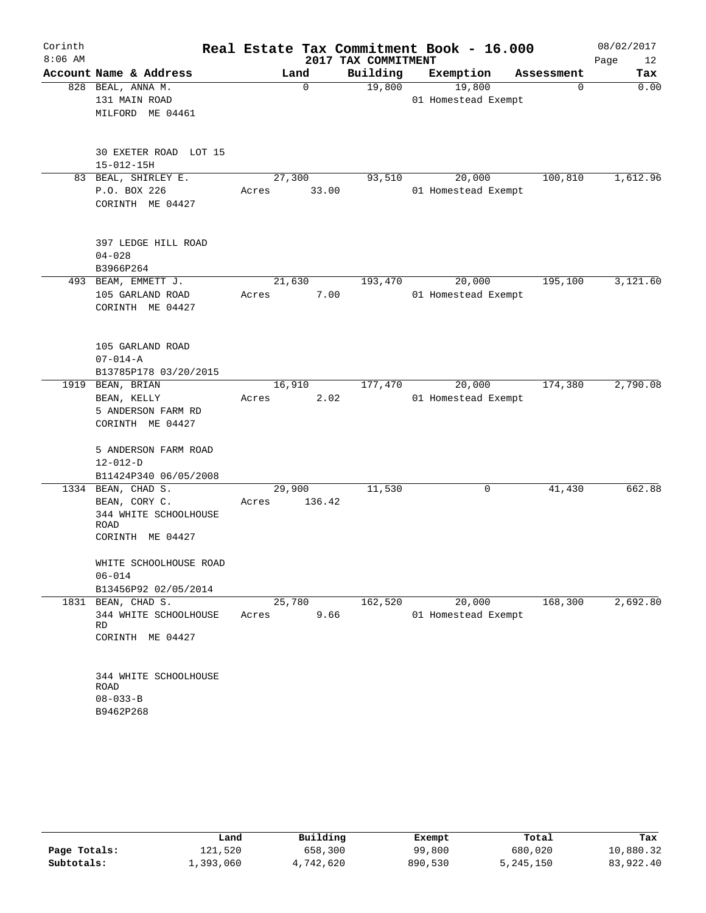# Real Estate Tax Commitment Book - 16.000

Corinth
8:06 AM

2017 TAX COMMITMENT

08/02/2017

| Account Name & Address | Land | Building | Exemption | Assessment | Tax |
|---|---|---|---|---|---|
| 828 BEAL, ANNA M.<br>131 MAIN ROAD<br>MILFORD ME 04461<br><br>30 EXETER ROAD LOT 15<br>15-012-15H | 0 | 19,800 | 19,800<br>01 Homestead Exempt | 0 | 0.00 |
| 83 BEAL, SHIRLEY E.<br>P.O. BOX 226<br>CORINTH ME 04427<br><br>397 LEDGE HILL ROAD<br>04-028<br>B3966P264 | 27,300<br>Acres 33.00 | 93,510 | 20,000<br>01 Homestead Exempt | 100,810 | 1,612.96 |
| 493 BEAM, EMMETT J.<br>105 GARLAND ROAD<br>CORINTH ME 04427<br><br>105 GARLAND ROAD<br>07-014-A<br>B13785P178 03/20/2015 | 21,630<br>Acres 7.00 | 193,470 | 20,000<br>01 Homestead Exempt | 195,100 | 3,121.60 |
| 1919 BEAN, BRIAN<br>BEAN, KELLY<br>5 ANDERSON FARM RD<br>CORINTH ME 04427<br><br>5 ANDERSON FARM ROAD<br>12-012-D<br>B11424P340 06/05/2008 | 16,910<br>Acres 2.02 | 177,470 | 20,000<br>01 Homestead Exempt | 174,380 | 2,790.08 |
| 1334 BEAN, CHAD S.<br>BEAN, CORY C.<br>344 WHITE SCHOOLHOUSE ROAD<br>CORINTH ME 04427<br><br>WHITE SCHOOLHOUSE ROAD<br>06-014<br>B13456P92 02/05/2014 | 29,900<br>Acres 136.42 | 11,530 | 0 | 41,430 | 662.88 |
| 1831 BEAN, CHAD S.<br>344 WHITE SCHOOLHOUSE RD<br>CORINTH ME 04427<br><br>344 WHITE SCHOOLHOUSE ROAD<br>08-033-B<br>B9462P268 | 25,780<br>Acres 9.66 | 162,520 | 20,000<br>01 Homestead Exempt | 168,300 | 2,692.80 |

| | Land | Building | Exempt | Total | Tax |
|---|---|---|---|---|---|
| Page Totals: | 121,520 | 658,300 | 99,800 | 680,020 | 10,880.32 |
| Subtotals: | 1,393,060 | 4,742,620 | 890,530 | 5,245,150 | 83,922.40 |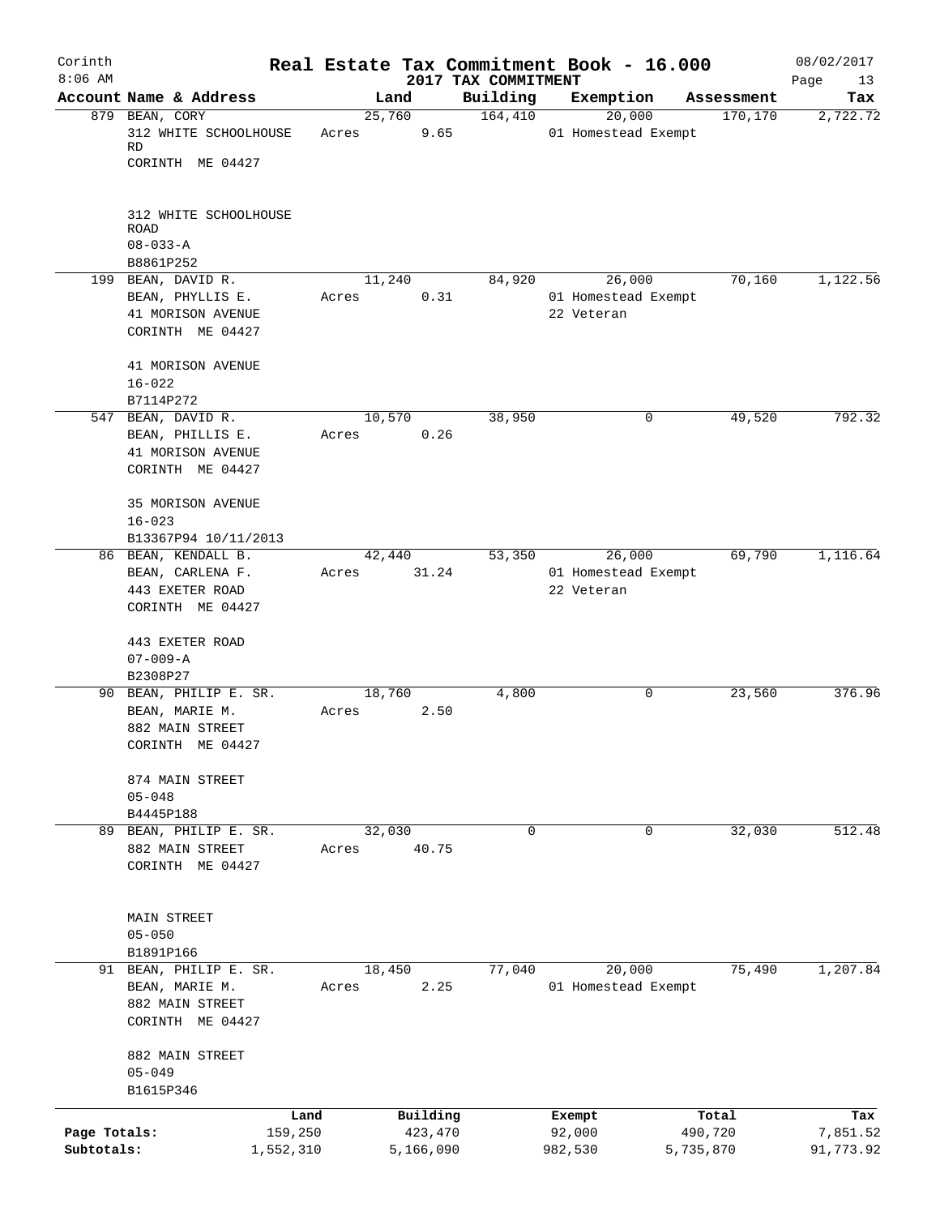# Real Estate Tax Commitment Book - 16.000

Corinth 8:06 AM — 2017 TAX COMMITMENT — 08/02/2017

| Account Name & Address | Land | Building | Exemption | Assessment | Tax |
|---|---|---|---|---|---|
| 879 BEAN, CORY<br>312 WHITE SCHOOLHOUSE RD<br>CORINTH ME 04427<br><br>312 WHITE SCHOOLHOUSE ROAD<br>08-033-A<br>B8861P252 | 25,760<br>Acres 9.65 | 164,410 | 20,000<br>01 Homestead Exempt | 170,170 | 2,722.72 |
| 199 BEAN, DAVID R.<br>BEAN, PHYLLIS E.<br>41 MORISON AVENUE<br>CORINTH ME 04427<br><br>41 MORISON AVENUE<br>16-022<br>B7114P272 | 11,240<br>Acres 0.31 | 84,920 | 26,000<br>01 Homestead Exempt<br>22 Veteran | 70,160 | 1,122.56 |
| 547 BEAN, DAVID R.<br>BEAN, PHILLIS E.<br>41 MORISON AVENUE<br>CORINTH ME 04427<br><br>35 MORISON AVENUE<br>16-023<br>B13367P94 10/11/2013 | 10,570<br>Acres 0.26 | 38,950 | 0 | 49,520 | 792.32 |
| 86 BEAN, KENDALL B.<br>BEAN, CARLENA F.<br>443 EXETER ROAD<br>CORINTH ME 04427<br><br>443 EXETER ROAD<br>07-009-A<br>B2308P27 | 42,440<br>Acres 31.24 | 53,350 | 26,000<br>01 Homestead Exempt<br>22 Veteran | 69,790 | 1,116.64 |
| 90 BEAN, PHILIP E. SR.<br>BEAN, MARIE M.<br>882 MAIN STREET<br>CORINTH ME 04427<br><br>874 MAIN STREET<br>05-048<br>B4445P188 | 18,760<br>Acres 2.50 | 4,800 | 0 | 23,560 | 376.96 |
| 89 BEAN, PHILIP E. SR.<br>882 MAIN STREET<br>CORINTH ME 04427<br><br>MAIN STREET<br>05-050<br>B1891P166 | 32,030<br>Acres 40.75 | 0 | 0 | 32,030 | 512.48 |
| 91 BEAN, PHILIP E. SR.<br>BEAN, MARIE M.<br>882 MAIN STREET<br>CORINTH ME 04427<br><br>882 MAIN STREET<br>05-049<br>B1615P346 | 18,450<br>Acres 2.25 | 77,040 | 20,000<br>01 Homestead Exempt | 75,490 | 1,207.84 |

| | Land | Building | Exempt | Total | Tax |
|---|---|---|---|---|---|
| Page Totals: | 159,250 | 423,470 | 92,000 | 490,720 | 7,851.52 |
| Subtotals: | 1,552,310 | 5,166,090 | 982,530 | 5,735,870 | 91,773.92 |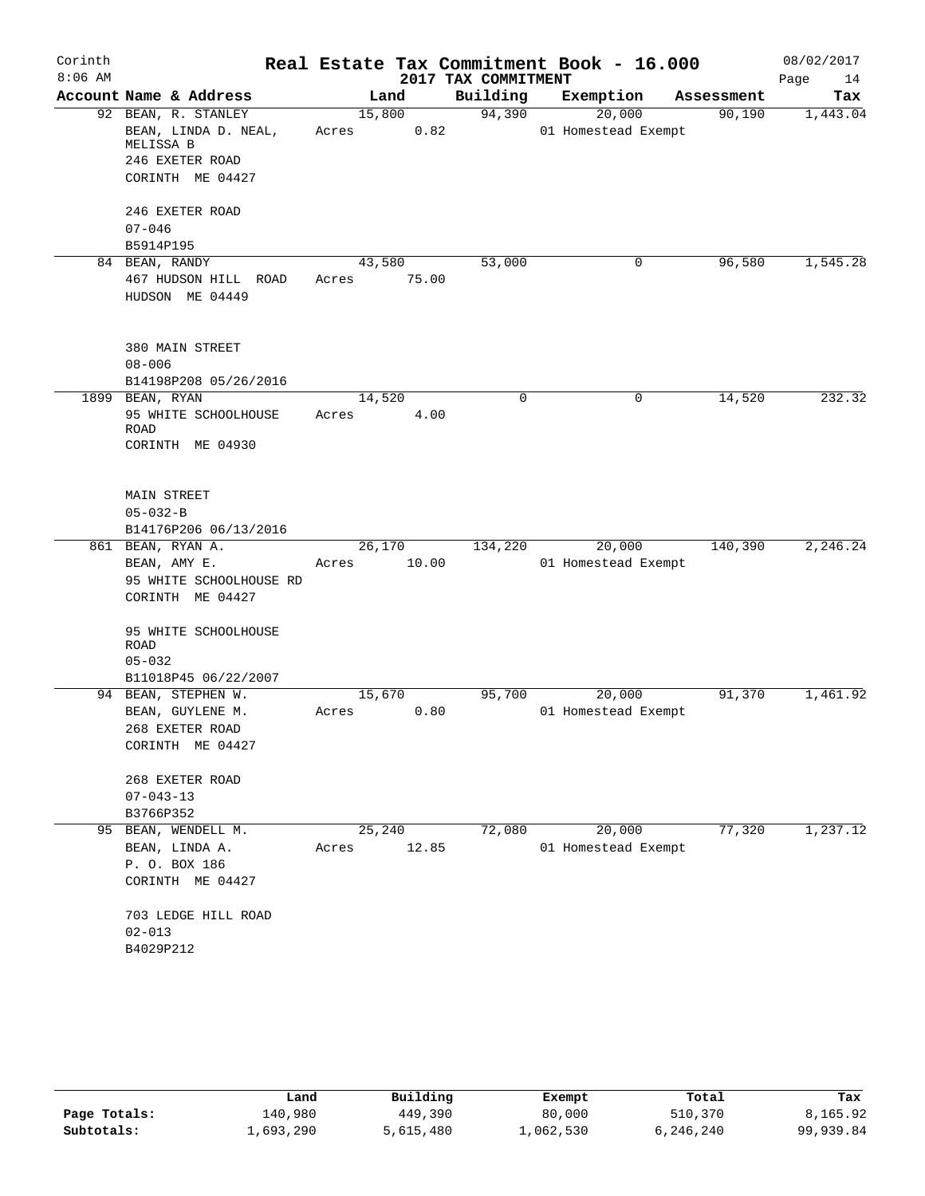# Real Estate Tax Commitment Book - 16.000

Corinth
8:06 AM

2017 TAX COMMITMENT

08/02/2017

| Account Name & Address | Land | Building | Exemption | Assessment | Tax |
|---|---|---|---|---|---|
| 92 BEAN, R. STANLEY<br>BEAN, LINDA D. NEAL, MELISSA B<br>246 EXETER ROAD<br>CORINTH ME 04427<br><br>246 EXETER ROAD<br>07-046<br>B5914P195 | 15,800<br>Acres 0.82 | 94,390 | 20,000<br>01 Homestead Exempt | 90,190 | 1,443.04 |
| 84 BEAN, RANDY<br>467 HUDSON HILL ROAD<br>HUDSON ME 04449<br><br>380 MAIN STREET<br>08-006<br>B14198P208 05/26/2016 | 43,580<br>Acres 75.00 | 53,000 | 0 | 96,580 | 1,545.28 |
| 1899 BEAN, RYAN<br>95 WHITE SCHOOLHOUSE ROAD<br>CORINTH ME 04930<br><br>MAIN STREET<br>05-032-B<br>B14176P206 06/13/2016 | 14,520<br>Acres 4.00 | 0 | 0 | 14,520 | 232.32 |
| 861 BEAN, RYAN A.<br>BEAN, AMY E.<br>95 WHITE SCHOOLHOUSE RD<br>CORINTH ME 04427<br><br>95 WHITE SCHOOLHOUSE ROAD<br>05-032<br>B11018P45 06/22/2007 | 26,170<br>Acres 10.00 | 134,220 | 20,000<br>01 Homestead Exempt | 140,390 | 2,246.24 |
| 94 BEAN, STEPHEN W.<br>BEAN, GUYLENE M.<br>268 EXETER ROAD<br>CORINTH ME 04427<br><br>268 EXETER ROAD<br>07-043-13<br>B3766P352 | 15,670<br>Acres 0.80 | 95,700 | 20,000<br>01 Homestead Exempt | 91,370 | 1,461.92 |
| 95 BEAN, WENDELL M.<br>BEAN, LINDA A.<br>P. O. BOX 186<br>CORINTH ME 04427<br><br>703 LEDGE HILL ROAD<br>02-013<br>B4029P212 | 25,240<br>Acres 12.85 | 72,080 | 20,000<br>01 Homestead Exempt | 77,320 | 1,237.12 |

| | Land | Building | Exempt | Total | Tax |
|---|---|---|---|---|---|
| Page Totals: | 140,980 | 449,390 | 80,000 | 510,370 | 8,165.92 |
| Subtotals: | 1,693,290 | 5,615,480 | 1,062,530 | 6,246,240 | 99,939.84 |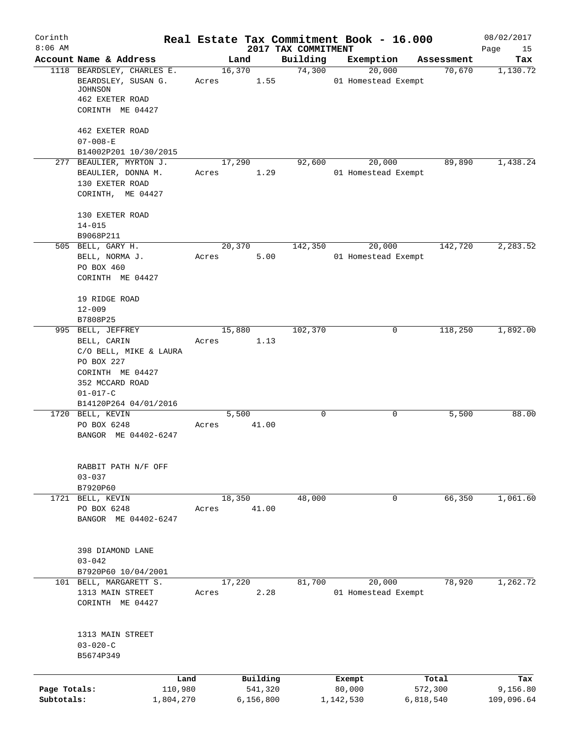Corinth
8:06 AM

# Real Estate Tax Commitment Book - 16.000

## 2017 TAX COMMITMENT

08/02/2017

| Account Name & Address | Land | Building | Exemption | Assessment | Tax |
|---|---|---|---|---|---|
| 1118 BEARDSLEY, CHARLES E.<br>BEARDSLEY, SUSAN G. JOHNSON<br>462 EXETER ROAD<br>CORINTH ME 04427<br><br>462 EXETER ROAD<br>07-008-E<br>B14002P201 10/30/2015 | 16,370<br>Acres 1.55 | 74,300 | 20,000<br>01 Homestead Exempt | 70,670 | 1,130.72 |
| 277 BEAULIER, MYRTON J.<br>BEAULIER, DONNA M.<br>130 EXETER ROAD<br>CORINTH, ME 04427<br><br>130 EXETER ROAD<br>14-015<br>B9068P211 | 17,290<br>Acres 1.29 | 92,600 | 20,000<br>01 Homestead Exempt | 89,890 | 1,438.24 |
| 505 BELL, GARY H.<br>BELL, NORMA J.<br>PO BOX 460<br>CORINTH ME 04427<br><br>19 RIDGE ROAD<br>12-009<br>B7808P25 | 20,370<br>Acres 5.00 | 142,350 | 20,000<br>01 Homestead Exempt | 142,720 | 2,283.52 |
| 995 BELL, JEFFREY<br>BELL, CARIN<br>C/O BELL, MIKE & LAURA<br>PO BOX 227<br>CORINTH ME 04427<br>352 MCCARD ROAD<br>01-017-C<br>B14120P264 04/01/2016 | 15,880<br>Acres 1.13 | 102,370 | 0 | 118,250 | 1,892.00 |
| 1720 BELL, KEVIN<br>PO BOX 6248<br>BANGOR ME 04402-6247<br><br>RABBIT PATH N/F OFF<br>03-037<br>B7920P60 | 5,500<br>Acres 41.00 | 0 | 0 | 5,500 | 88.00 |
| 1721 BELL, KEVIN<br>PO BOX 6248<br>BANGOR ME 04402-6247<br><br>398 DIAMOND LANE<br>03-042<br>B7920P60 10/04/2001 | 18,350<br>Acres 41.00 | 48,000 | 0 | 66,350 | 1,061.60 |
| 101 BELL, MARGARETT S.<br>1313 MAIN STREET<br>CORINTH ME 04427<br><br>1313 MAIN STREET<br>03-020-C<br>B5674P349 | 17,220<br>Acres 2.28 | 81,700 | 20,000<br>01 Homestead Exempt | 78,920 | 1,262.72 |

| | Land | Building | Exempt | Total | Tax |
|---|---|---|---|---|---|
| Page Totals: | 110,980 | 541,320 | 80,000 | 572,300 | 9,156.80 |
| Subtotals: | 1,804,270 | 6,156,800 | 1,142,530 | 6,818,540 | 109,096.64 |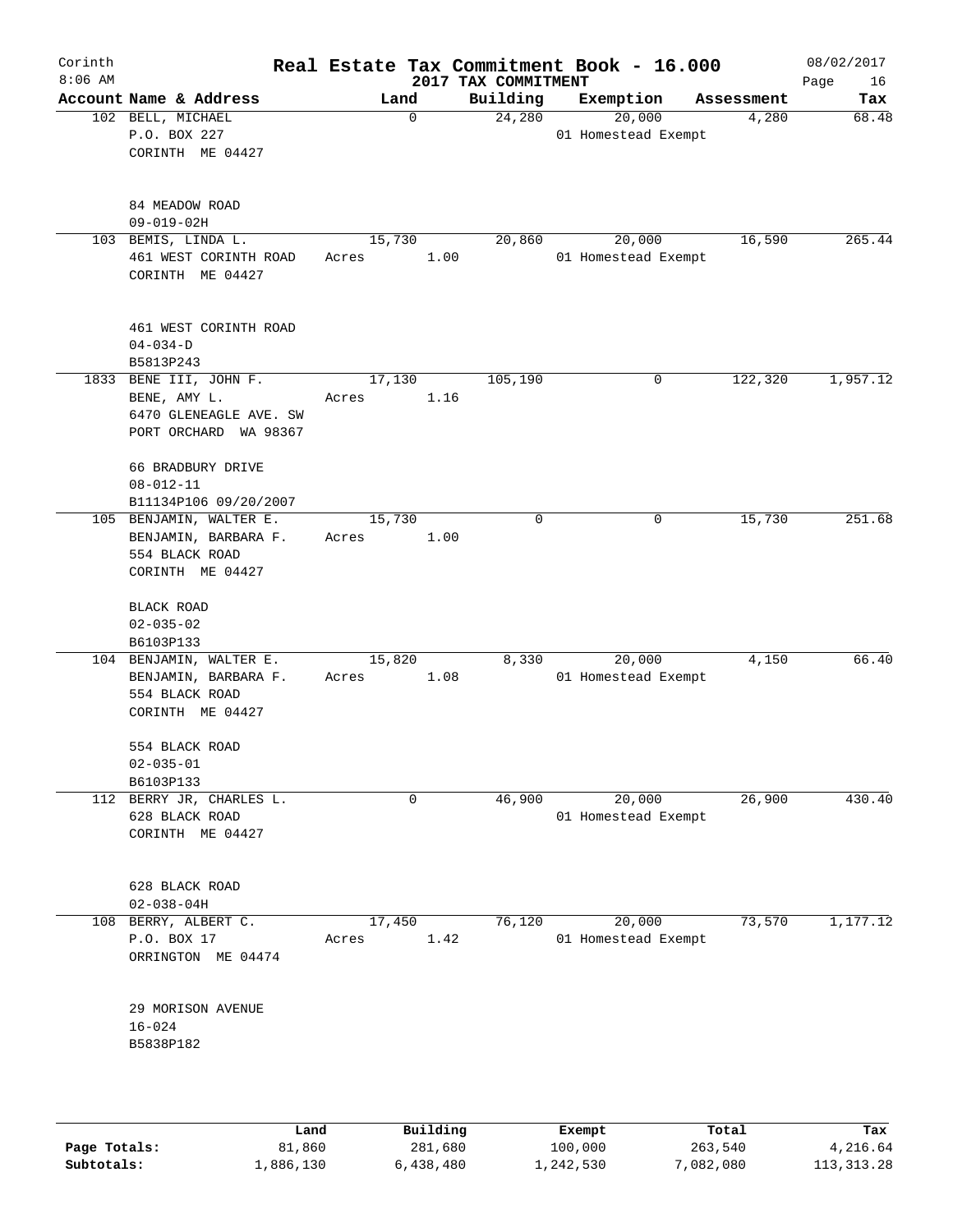# Real Estate Tax Commitment Book - 16.000

Corinth — 2017 TAX COMMITMENT — 08/02/2017 8:06 AM

| Account Name & Address | Land | Building | Exemption | Assessment | Tax |
|---|---|---|---|---|---|
| 102 BELL, MICHAEL<br>P.O. BOX 227<br>CORINTH ME 04427<br><br>84 MEADOW ROAD<br>09-019-02H | 0 | 24,280 | 20,000<br>01 Homestead Exempt | 4,280 | 68.48 |
| 103 BEMIS, LINDA L.<br>461 WEST CORINTH ROAD<br>CORINTH ME 04427<br><br>461 WEST CORINTH ROAD<br>04-034-D<br>B5813P243 | 15,730<br>Acres 1.00 | 20,860 | 20,000<br>01 Homestead Exempt | 16,590 | 265.44 |
| 1833 BENE III, JOHN F.<br>BENE, AMY L.<br>6470 GLENEAGLE AVE. SW<br>PORT ORCHARD WA 98367<br><br>66 BRADBURY DRIVE<br>08-012-11<br>B11134P106 09/20/2007 | 17,130<br>Acres 1.16 | 105,190 | 0 | 122,320 | 1,957.12 |
| 105 BENJAMIN, WALTER E.<br>BENJAMIN, BARBARA F.<br>554 BLACK ROAD<br>CORINTH ME 04427<br><br>BLACK ROAD<br>02-035-02<br>B6103P133 | 15,730<br>Acres 1.00 | 0 | 0 | 15,730 | 251.68 |
| 104 BENJAMIN, WALTER E.<br>BENJAMIN, BARBARA F.<br>554 BLACK ROAD<br>CORINTH ME 04427<br><br>554 BLACK ROAD<br>02-035-01<br>B6103P133 | 15,820<br>Acres 1.08 | 8,330 | 20,000<br>01 Homestead Exempt | 4,150 | 66.40 |
| 112 BERRY JR, CHARLES L.<br>628 BLACK ROAD<br>CORINTH ME 04427<br><br>628 BLACK ROAD<br>02-038-04H | 0 | 46,900 | 20,000<br>01 Homestead Exempt | 26,900 | 430.40 |
| 108 BERRY, ALBERT C.<br>P.O. BOX 17<br>ORRINGTON ME 04474<br><br>29 MORISON AVENUE<br>16-024<br>B5838P182 | 17,450<br>Acres 1.42 | 76,120 | 20,000<br>01 Homestead Exempt | 73,570 | 1,177.12 |

| | Land | Building | Exempt | Total | Tax |
|---|---|---|---|---|---|
| Page Totals: | 81,860 | 281,680 | 100,000 | 263,540 | 4,216.64 |
| Subtotals: | 1,886,130 | 6,438,480 | 1,242,530 | 7,082,080 | 113,313.28 |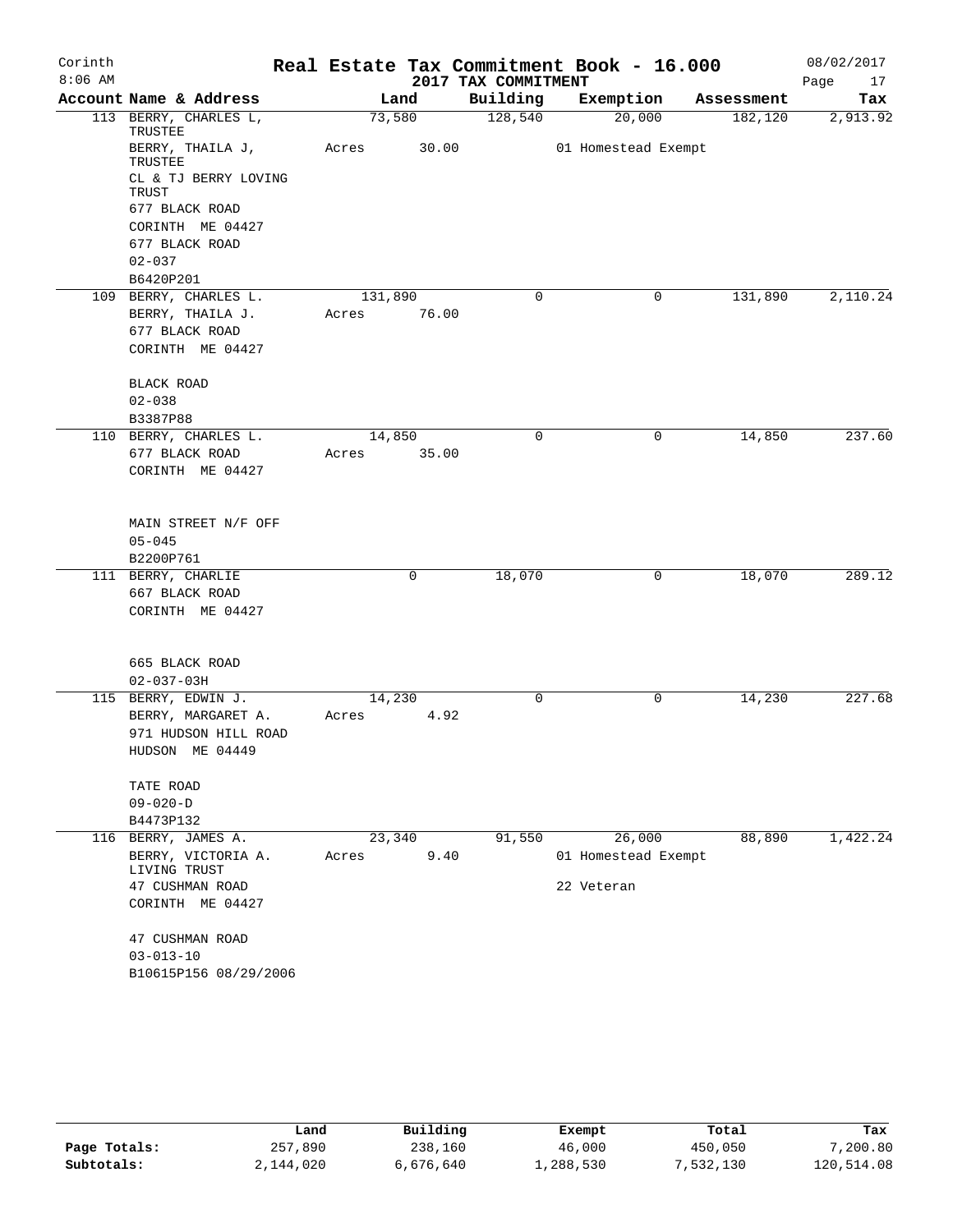# Real Estate Tax Commitment Book - 16.000

Corinth
8:06 AM

2017 TAX COMMITMENT

08/02/2017

| Account Name & Address | Land | Building | Exemption | Assessment | Tax |
|---|---|---|---|---|---|
| 113 BERRY, CHARLES L, TRUSTEE | 73,580 | 128,540 | 20,000 | 182,120 | 2,913.92 |
| BERRY, THAILA J, TRUSTEE | Acres 30.00 | | 01 Homestead Exempt | | |
| CL & TJ BERRY LOVING TRUST | | | | | |
| 677 BLACK ROAD | | | | | |
| CORINTH ME 04427 | | | | | |
| 677 BLACK ROAD | | | | | |
| 02-037 | | | | | |
| B6420P201 | | | | | |
| 109 BERRY, CHARLES L. | 131,890 | 0 | 0 | 131,890 | 2,110.24 |
| BERRY, THAILA J. | Acres 76.00 | | | | |
| 677 BLACK ROAD | | | | | |
| CORINTH ME 04427 | | | | | |
| BLACK ROAD | | | | | |
| 02-038 | | | | | |
| B3387P88 | | | | | |
| 110 BERRY, CHARLES L. | 14,850 | 0 | 0 | 14,850 | 237.60 |
| 677 BLACK ROAD | Acres 35.00 | | | | |
| CORINTH ME 04427 | | | | | |
| MAIN STREET N/F OFF | | | | | |
| 05-045 | | | | | |
| B2200P761 | | | | | |
| 111 BERRY, CHARLIE | 0 | 18,070 | 0 | 18,070 | 289.12 |
| 667 BLACK ROAD | | | | | |
| CORINTH ME 04427 | | | | | |
| 665 BLACK ROAD | | | | | |
| 02-037-03H | | | | | |
| 115 BERRY, EDWIN J. | 14,230 | 0 | 0 | 14,230 | 227.68 |
| BERRY, MARGARET A. | Acres 4.92 | | | | |
| 971 HUDSON HILL ROAD | | | | | |
| HUDSON ME 04449 | | | | | |
| TATE ROAD | | | | | |
| 09-020-D | | | | | |
| B4473P132 | | | | | |
| 116 BERRY, JAMES A. | 23,340 | 91,550 | 26,000 | 88,890 | 1,422.24 |
| BERRY, VICTORIA A. LIVING TRUST | Acres 9.40 | | 01 Homestead Exempt | | |
| 47 CUSHMAN ROAD | | | 22 Veteran | | |
| CORINTH ME 04427 | | | | | |
| 47 CUSHMAN ROAD | | | | | |
| 03-013-10 | | | | | |
| B10615P156 08/29/2006 | | | | | |

| | Land | Building | Exempt | Total | Tax |
|---|---|---|---|---|---|
| Page Totals: | 257,890 | 238,160 | 46,000 | 450,050 | 7,200.80 |
| Subtotals: | 2,144,020 | 6,676,640 | 1,288,530 | 7,532,130 | 120,514.08 |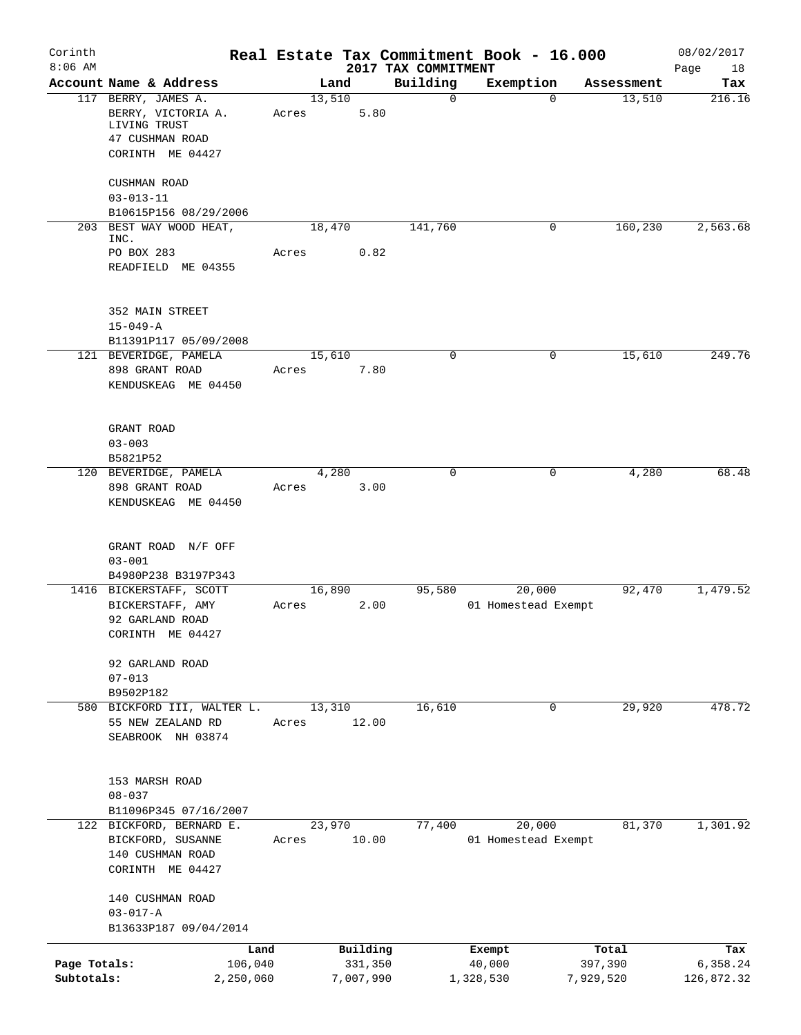# Real Estate Tax Commitment Book - 16.000

Corinth 8:06 AM — 2017 TAX COMMITMENT — 08/02/2017

| Account Name & Address | Land | Building | Exemption | Assessment | Tax |
|---|---|---|---|---|---|
| 117 BERRY, JAMES A.<br>BERRY, VICTORIA A.<br>LIVING TRUST<br>47 CUSHMAN ROAD<br>CORINTH ME 04427<br><br>CUSHMAN ROAD<br>03-013-11<br>B10615P156 08/29/2006 | 13,510<br>Acres 5.80 | 0 | 0 | 13,510 | 216.16 |
| 203 BEST WAY WOOD HEAT, INC.<br>PO BOX 283<br>READFIELD ME 04355<br><br>352 MAIN STREET<br>15-049-A<br>B11391P117 05/09/2008 | 18,470<br>Acres 0.82 | 141,760 | 0 | 160,230 | 2,563.68 |
| 121 BEVERIDGE, PAMELA<br>898 GRANT ROAD<br>KENDUSKEAG ME 04450<br><br>GRANT ROAD<br>03-003<br>B5821P52 | 15,610<br>Acres 7.80 | 0 | 0 | 15,610 | 249.76 |
| 120 BEVERIDGE, PAMELA<br>898 GRANT ROAD<br>KENDUSKEAG ME 04450<br><br>GRANT ROAD N/F OFF<br>03-001<br>B4980P238 B3197P343 | 4,280<br>Acres 3.00 | 0 | 0 | 4,280 | 68.48 |
| 1416 BICKERSTAFF, SCOTT<br>BICKERSTAFF, AMY<br>92 GARLAND ROAD<br>CORINTH ME 04427<br><br>92 GARLAND ROAD<br>07-013<br>B9502P182 | 16,890<br>Acres 2.00 | 95,580 | 20,000<br>01 Homestead Exempt | 92,470 | 1,479.52 |
| 580 BICKFORD III, WALTER L.<br>55 NEW ZEALAND RD<br>SEABROOK NH 03874<br><br>153 MARSH ROAD<br>08-037<br>B11096P345 07/16/2007 | 13,310<br>Acres 12.00 | 16,610 | 0 | 29,920 | 478.72 |
| 122 BICKFORD, BERNARD E.<br>BICKFORD, SUSANNE<br>140 CUSHMAN ROAD<br>CORINTH ME 04427<br><br>140 CUSHMAN ROAD<br>03-017-A<br>B13633P187 09/04/2014 | 23,970<br>Acres 10.00 | 77,400 | 20,000<br>01 Homestead Exempt | 81,370 | 1,301.92 |

| | Land | Building | Exempt | Total | Tax |
|---|---|---|---|---|---|
| Page Totals: | 106,040 | 331,350 | 40,000 | 397,390 | 6,358.24 |
| Subtotals: | 2,250,060 | 7,007,990 | 1,328,530 | 7,929,520 | 126,872.32 |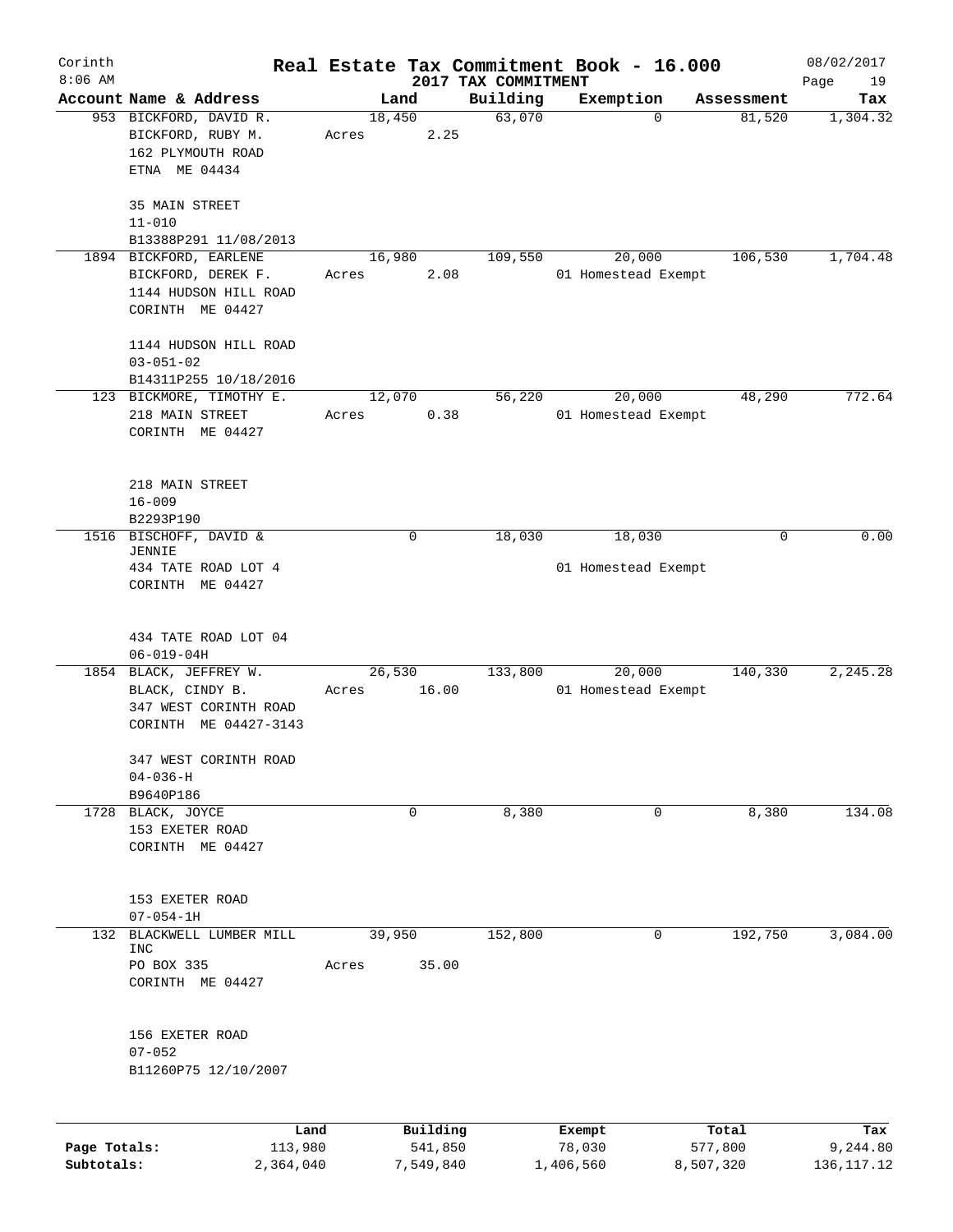Corinth
8:06 AM

# Real Estate Tax Commitment Book - 16.000

## 2017 TAX COMMITMENT

08/02/2017

| Account Name & Address | Land | Building | Exemption | Assessment | Tax |
|---|---|---|---|---|---|
| 953 BICKFORD, DAVID R.<br>BICKFORD, RUBY M.<br>162 PLYMOUTH ROAD<br>ETNA ME 04434<br><br>35 MAIN STREET<br>11-010<br>B13388P291 11/08/2013 | 18,450<br>Acres 2.25 | 63,070 | 0 | 81,520 | 1,304.32 |
| 1894 BICKFORD, EARLENE<br>BICKFORD, DEREK F.<br>1144 HUDSON HILL ROAD<br>CORINTH ME 04427<br><br>1144 HUDSON HILL ROAD<br>03-051-02<br>B14311P255 10/18/2016 | 16,980<br>Acres 2.08 | 109,550 | 20,000<br>01 Homestead Exempt | 106,530 | 1,704.48 |
| 123 BICKMORE, TIMOTHY E.<br>218 MAIN STREET<br>CORINTH ME 04427<br><br>218 MAIN STREET<br>16-009<br>B2293P190 | 12,070<br>Acres 0.38 | 56,220 | 20,000<br>01 Homestead Exempt | 48,290 | 772.64 |
| 1516 BISCHOFF, DAVID & JENNIE<br>434 TATE ROAD LOT 4<br>CORINTH ME 04427<br><br>434 TATE ROAD LOT 04<br>06-019-04H | 0 | 18,030 | 18,030<br>01 Homestead Exempt | 0 | 0.00 |
| 1854 BLACK, JEFFREY W.<br>BLACK, CINDY B.<br>347 WEST CORINTH ROAD<br>CORINTH ME 04427-3143<br><br>347 WEST CORINTH ROAD<br>04-036-H<br>B9640P186 | 26,530<br>Acres 16.00 | 133,800 | 20,000<br>01 Homestead Exempt | 140,330 | 2,245.28 |
| 1728 BLACK, JOYCE<br>153 EXETER ROAD<br>CORINTH ME 04427<br><br>153 EXETER ROAD<br>07-054-1H | 0 | 8,380 | 0 | 8,380 | 134.08 |
| 132 BLACKWELL LUMBER MILL INC<br>PO BOX 335<br>CORINTH ME 04427<br><br>156 EXETER ROAD<br>07-052<br>B11260P75 12/10/2007 | 39,950<br>Acres 35.00 | 152,800 | 0 | 192,750 | 3,084.00 |

| | Land | Building | Exempt | Total | Tax |
|---|---|---|---|---|---|
| Page Totals: | 113,980 | 541,850 | 78,030 | 577,800 | 9,244.80 |
| Subtotals: | 2,364,040 | 7,549,840 | 1,406,560 | 8,507,320 | 136,117.12 |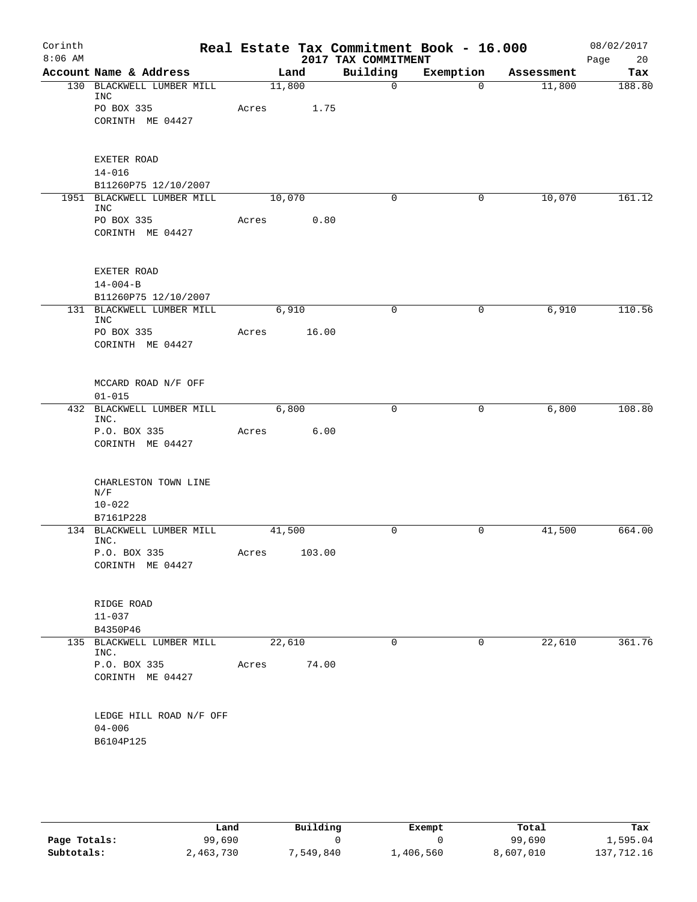# Real Estate Tax Commitment Book - 16.000

Corinth
8:06 AM

2017 TAX COMMITMENT

08/02/2017

| Account Name & Address | Land | Building | Exemption | Assessment | Tax |
|---|---|---|---|---|---|
| 130 BLACKWELL LUMBER MILL INC<br>PO BOX 335<br>CORINTH ME 04427<br><br>EXETER ROAD<br>14-016<br>B11260P75 12/10/2007 | 11,800<br>Acres 1.75 | 0 | 0 | 11,800 | 188.80 |
| 1951 BLACKWELL LUMBER MILL INC<br>PO BOX 335<br>CORINTH ME 04427<br><br>EXETER ROAD<br>14-004-B<br>B11260P75 12/10/2007 | 10,070<br>Acres 0.80 | 0 | 0 | 10,070 | 161.12 |
| 131 BLACKWELL LUMBER MILL INC<br>PO BOX 335<br>CORINTH ME 04427<br><br>MCCARD ROAD N/F OFF<br>01-015 | 6,910<br>Acres 16.00 | 0 | 0 | 6,910 | 110.56 |
| 432 BLACKWELL LUMBER MILL INC.<br>P.O. BOX 335<br>CORINTH ME 04427<br><br>CHARLESTON TOWN LINE N/F<br>10-022<br>B7161P228 | 6,800<br>Acres 6.00 | 0 | 0 | 6,800 | 108.80 |
| 134 BLACKWELL LUMBER MILL INC.<br>P.O. BOX 335<br>CORINTH ME 04427<br><br>RIDGE ROAD<br>11-037<br>B4350P46 | 41,500<br>Acres 103.00 | 0 | 0 | 41,500 | 664.00 |
| 135 BLACKWELL LUMBER MILL INC.<br>P.O. BOX 335<br>CORINTH ME 04427<br><br>LEDGE HILL ROAD N/F OFF<br>04-006<br>B6104P125 | 22,610<br>Acres 74.00 | 0 | 0 | 22,610 | 361.76 |

| | Land | Building | Exempt | Total | Tax |
|---|---|---|---|---|---|
| Page Totals: | 99,690 | 0 | 0 | 99,690 | 1,595.04 |
| Subtotals: | 2,463,730 | 7,549,840 | 1,406,560 | 8,607,010 | 137,712.16 |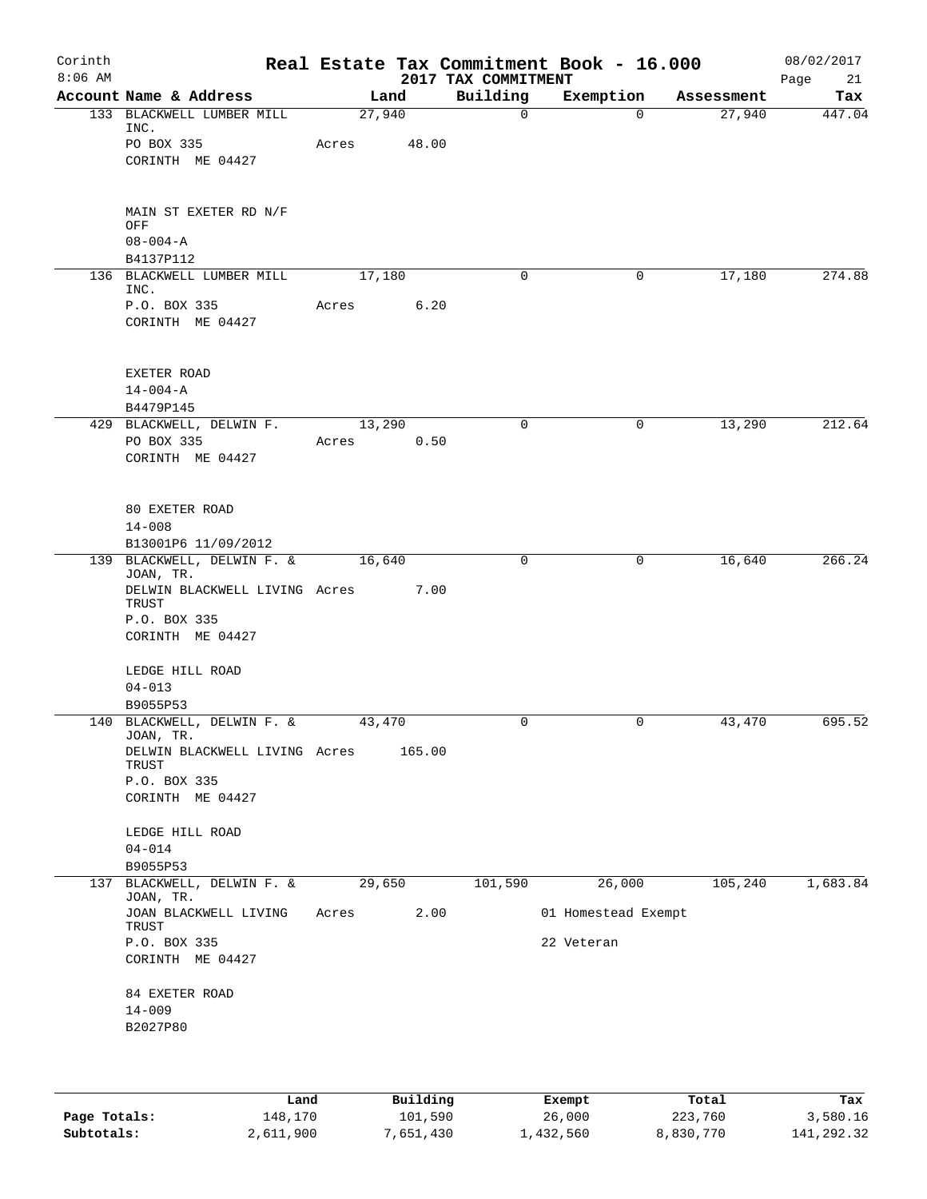Corinth
8:06 AM

# Real Estate Tax Commitment Book - 16.000

2017 TAX COMMITMENT

08/02/2017

| Account | Name & Address | Land | Building | Exemption | Assessment | Tax |
|---|---|---|---|---|---|---|
| 133 | BLACKWELL LUMBER MILL INC.<br>PO BOX 335<br>CORINTH ME 04427<br><br>MAIN ST EXETER RD N/F OFF<br>08-004-A<br>B4137P112 | 27,940<br>Acres 48.00 | 0 | 0 | 27,940 | 447.04 |
| 136 | BLACKWELL LUMBER MILL INC.<br>P.O. BOX 335<br>CORINTH ME 04427<br><br>EXETER ROAD<br>14-004-A<br>B4479P145 | 17,180<br>Acres 6.20 | 0 | 0 | 17,180 | 274.88 |
| 429 | BLACKWELL, DELWIN F.<br>PO BOX 335<br>CORINTH ME 04427<br><br>80 EXETER ROAD<br>14-008<br>B13001P6 11/09/2012 | 13,290<br>Acres 0.50 | 0 | 0 | 13,290 | 212.64 |
| 139 | BLACKWELL, DELWIN F. & JOAN, TR.<br>DELWIN BLACKWELL LIVING TRUST<br>P.O. BOX 335<br>CORINTH ME 04427<br><br>LEDGE HILL ROAD<br>04-013<br>B9055P53 | 16,640<br>Acres 7.00 | 0 | 0 | 16,640 | 266.24 |
| 140 | BLACKWELL, DELWIN F. & JOAN, TR.<br>DELWIN BLACKWELL LIVING TRUST<br>P.O. BOX 335<br>CORINTH ME 04427<br><br>LEDGE HILL ROAD<br>04-014<br>B9055P53 | 43,470<br>Acres 165.00 | 0 | 0 | 43,470 | 695.52 |
| 137 | BLACKWELL, DELWIN F. & JOAN, TR.<br>JOAN BLACKWELL LIVING TRUST<br>P.O. BOX 335<br>CORINTH ME 04427<br><br>84 EXETER ROAD<br>14-009<br>B2027P80 | 29,650<br>Acres 2.00 | 101,590 | 26,000<br>01 Homestead Exempt<br>22 Veteran | 105,240 | 1,683.84 |

| | Land | Building | Exempt | Total | Tax |
|---|---|---|---|---|---|
| Page Totals: | 148,170 | 101,590 | 26,000 | 223,760 | 3,580.16 |
| Subtotals: | 2,611,900 | 7,651,430 | 1,432,560 | 8,830,770 | 141,292.32 |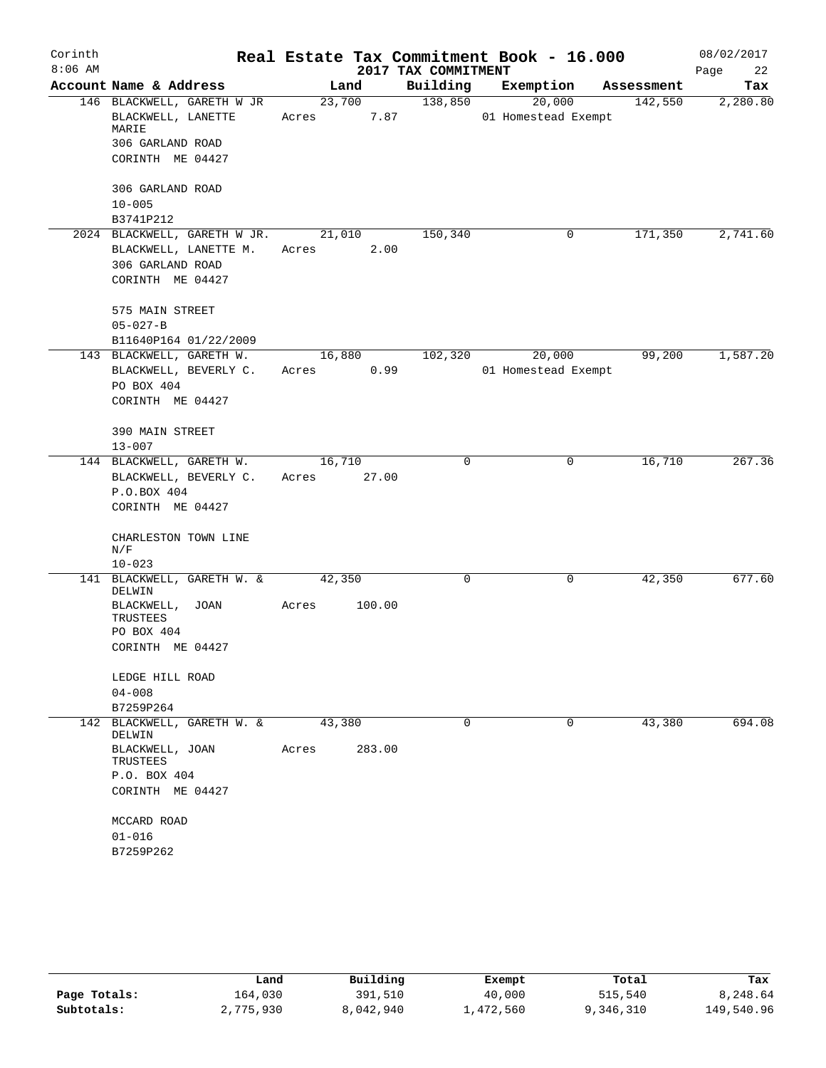# Real Estate Tax Commitment Book - 16.000

Corinth
8:06 AM

2017 TAX COMMITMENT

08/02/2017

| Account Name & Address | Land | Building | Exemption | Assessment | Tax |
|---|---|---|---|---|---|
| 146 BLACKWELL, GARETH W JR<br>BLACKWELL, LANETTE MARIE<br>306 GARLAND ROAD<br>CORINTH ME 04427<br><br>306 GARLAND ROAD<br>10-005<br>B3741P212 | 23,700<br>Acres 7.87 | 138,850 | 20,000<br>01 Homestead Exempt | 142,550 | 2,280.80 |
| 2024 BLACKWELL, GARETH W JR.<br>BLACKWELL, LANETTE M.<br>306 GARLAND ROAD<br>CORINTH ME 04427<br><br>575 MAIN STREET<br>05-027-B<br>B11640P164 01/22/2009 | 21,010<br>Acres 2.00 | 150,340 | 0 | 171,350 | 2,741.60 |
| 143 BLACKWELL, GARETH W.<br>BLACKWELL, BEVERLY C.<br>PO BOX 404<br>CORINTH ME 04427<br><br>390 MAIN STREET<br>13-007 | 16,880<br>Acres 0.99 | 102,320 | 20,000<br>01 Homestead Exempt | 99,200 | 1,587.20 |
| 144 BLACKWELL, GARETH W.<br>BLACKWELL, BEVERLY C.<br>P.O.BOX 404<br>CORINTH ME 04427<br><br>CHARLESTON TOWN LINE N/F<br>10-023 | 16,710<br>Acres 27.00 | 0 | 0 | 16,710 | 267.36 |
| 141 BLACKWELL, GARETH W. & DELWIN<br>BLACKWELL, JOAN TRUSTEES<br>PO BOX 404<br>CORINTH ME 04427<br><br>LEDGE HILL ROAD<br>04-008<br>B7259P264 | 42,350<br>Acres 100.00 | 0 | 0 | 42,350 | 677.60 |
| 142 BLACKWELL, GARETH W. & DELWIN<br>BLACKWELL, JOAN TRUSTEES<br>P.O. BOX 404<br>CORINTH ME 04427<br><br>MCCARD ROAD<br>01-016<br>B7259P262 | 43,380<br>Acres 283.00 | 0 | 0 | 43,380 | 694.08 |

| | Land | Building | Exempt | Total | Tax |
|---|---|---|---|---|---|
| Page Totals: | 164,030 | 391,510 | 40,000 | 515,540 | 8,248.64 |
| Subtotals: | 2,775,930 | 8,042,940 | 1,472,560 | 9,346,310 | 149,540.96 |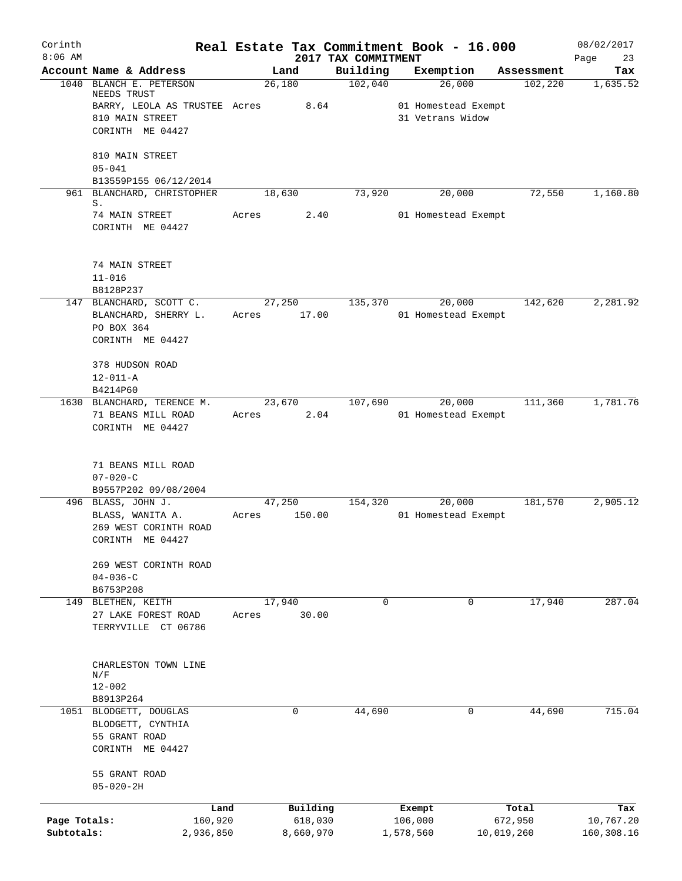Corinth 8:06 AM

# Real Estate Tax Commitment Book - 16.000
## 2017 TAX COMMITMENT

08/02/2017

| Account Name & Address | Land | Building | Exemption | Assessment | Tax |
|---|---|---|---|---|---|
| 1040 BLANCH E. PETERSON NEEDS TRUST | 26,180 | 102,040 | 26,000 | 102,220 | 1,635.52 |
| BARRY, LEOLA AS TRUSTEE | Acres 8.64 | | 01 Homestead Exempt | | |
| 810 MAIN STREET | | | 31 Vetrans Widow | | |
| CORINTH ME 04427 | | | | | |
| 810 MAIN STREET | | | | | |
| 05-041 | | | | | |
| B13559P155 06/12/2014 | | | | | |
| 961 BLANCHARD, CHRISTOPHER S. | 18,630 | 73,920 | 20,000 | 72,550 | 1,160.80 |
| 74 MAIN STREET | Acres 2.40 | | 01 Homestead Exempt | | |
| CORINTH ME 04427 | | | | | |
| 74 MAIN STREET | | | | | |
| 11-016 | | | | | |
| B8128P237 | | | | | |
| 147 BLANCHARD, SCOTT C. | 27,250 | 135,370 | 20,000 | 142,620 | 2,281.92 |
| BLANCHARD, SHERRY L. | Acres 17.00 | | 01 Homestead Exempt | | |
| PO BOX 364 | | | | | |
| CORINTH ME 04427 | | | | | |
| 378 HUDSON ROAD | | | | | |
| 12-011-A | | | | | |
| B4214P60 | | | | | |
| 1630 BLANCHARD, TERENCE M. | 23,670 | 107,690 | 20,000 | 111,360 | 1,781.76 |
| 71 BEANS MILL ROAD | Acres 2.04 | | 01 Homestead Exempt | | |
| CORINTH ME 04427 | | | | | |
| 71 BEANS MILL ROAD | | | | | |
| 07-020-C | | | | | |
| B9557P202 09/08/2004 | | | | | |
| 496 BLASS, JOHN J. | 47,250 | 154,320 | 20,000 | 181,570 | 2,905.12 |
| BLASS, WANITA A. | Acres 150.00 | | 01 Homestead Exempt | | |
| 269 WEST CORINTH ROAD | | | | | |
| CORINTH ME 04427 | | | | | |
| 269 WEST CORINTH ROAD | | | | | |
| 04-036-C | | | | | |
| B6753P208 | | | | | |
| 149 BLETHEN, KEITH | 17,940 | 0 | 0 | 17,940 | 287.04 |
| 27 LAKE FOREST ROAD | Acres 30.00 | | | | |
| TERRYVILLE CT 06786 | | | | | |
| CHARLESTON TOWN LINE N/F | | | | | |
| 12-002 | | | | | |
| B8913P264 | | | | | |
| 1051 BLODGETT, DOUGLAS | 0 | 44,690 | 0 | 44,690 | 715.04 |
| BLODGETT, CYNTHIA | | | | | |
| 55 GRANT ROAD | | | | | |
| CORINTH ME 04427 | | | | | |
| 55 GRANT ROAD | | | | | |
| 05-020-2H | | | | | |

| | Land | Building | Exempt | Total | Tax |
|---|---|---|---|---|---|
| Page Totals: | 160,920 | 618,030 | 106,000 | 672,950 | 10,767.20 |
| Subtotals: | 2,936,850 | 8,660,970 | 1,578,560 | 10,019,260 | 160,308.16 |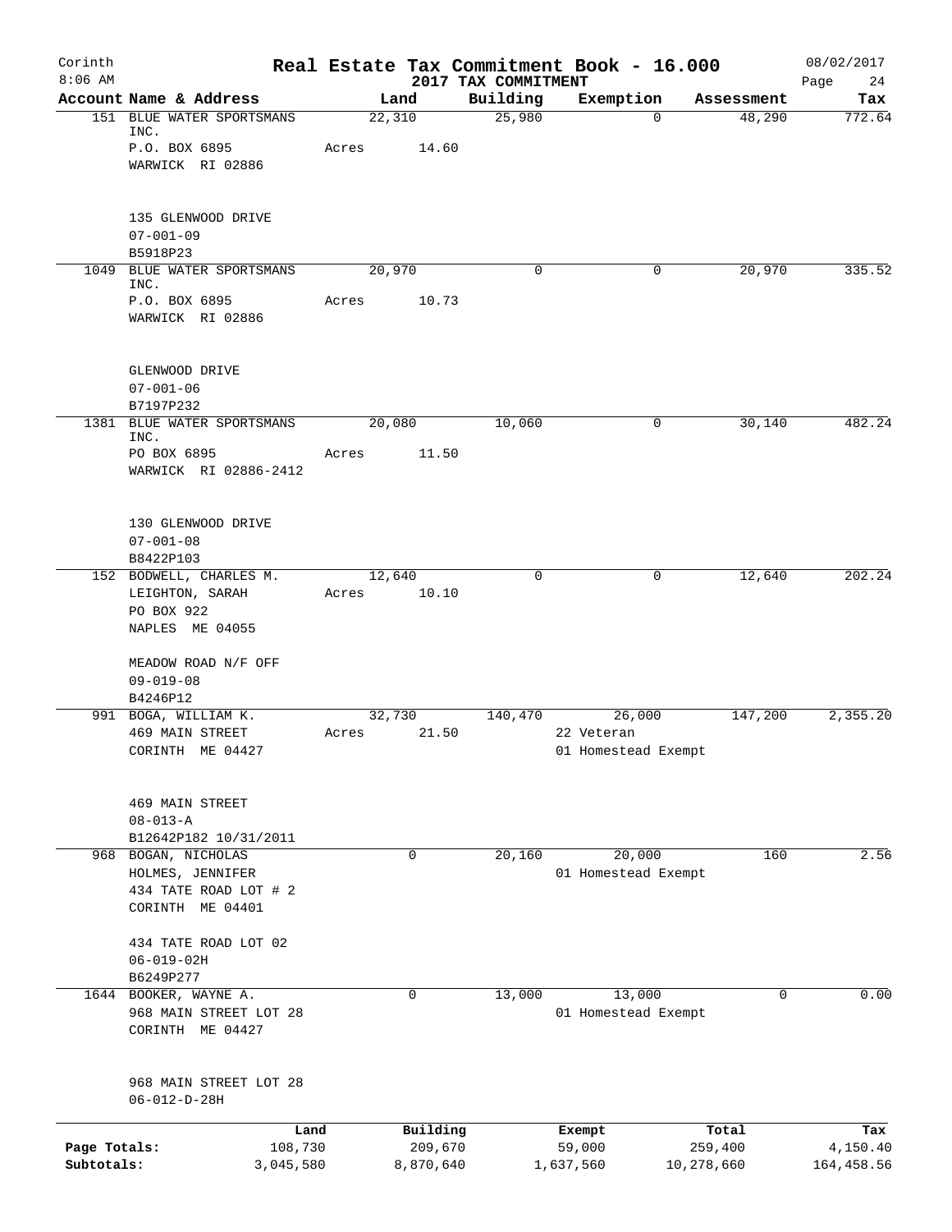Corinth

8:06 AM

# Real Estate Tax Commitment Book - 16.000

2017 TAX COMMITMENT

08/02/2017

| Account | Name & Address | Land | Building | Exemption | Assessment | Tax |
|---|---|---|---|---|---|---|
| 151 | BLUE WATER SPORTSMANS INC.<br>P.O. BOX 6895<br>WARWICK RI 02886<br><br>135 GLENWOOD DRIVE<br>07-001-09<br>B5918P23 | 22,310<br>Acres 14.60 | 25,980 | 0 | 48,290 | 772.64 |
| 1049 | BLUE WATER SPORTSMANS INC.<br>P.O. BOX 6895<br>WARWICK RI 02886<br><br>GLENWOOD DRIVE<br>07-001-06<br>B7197P232 | 20,970<br>Acres 10.73 | 0 | 0 | 20,970 | 335.52 |
| 1381 | BLUE WATER SPORTSMANS INC.<br>PO BOX 6895<br>WARWICK RI 02886-2412<br><br>130 GLENWOOD DRIVE<br>07-001-08<br>B8422P103 | 20,080<br>Acres 11.50 | 10,060 | 0 | 30,140 | 482.24 |
| 152 | BODWELL, CHARLES M.<br>LEIGHTON, SARAH<br>PO BOX 922<br>NAPLES ME 04055<br><br>MEADOW ROAD N/F OFF<br>09-019-08<br>B4246P12 | 12,640<br>Acres 10.10 | 0 | 0 | 12,640 | 202.24 |
| 991 | BOGA, WILLIAM K.<br>469 MAIN STREET<br>CORINTH ME 04427<br><br>469 MAIN STREET<br>08-013-A<br>B12642P182 10/31/2011 | 32,730<br>Acres 21.50 | 140,470 | 26,000<br>22 Veteran<br>01 Homestead Exempt | 147,200 | 2,355.20 |
| 968 | BOGAN, NICHOLAS<br>HOLMES, JENNIFER<br>434 TATE ROAD LOT # 2<br>CORINTH ME 04401<br><br>434 TATE ROAD LOT 02<br>06-019-02H<br>B6249P277 | 0 | 20,160 | 20,000<br>01 Homestead Exempt | 160 | 2.56 |
| 1644 | BOOKER, WAYNE A.<br>968 MAIN STREET LOT 28<br>CORINTH ME 04427<br><br>968 MAIN STREET LOT 28<br>06-012-D-28H | 0 | 13,000 | 13,000<br>01 Homestead Exempt | 0 | 0.00 |

| | Land | Building | Exempt | Total | Tax |
|---|---|---|---|---|---|
| Page Totals: | 108,730 | 209,670 | 59,000 | 259,400 | 4,150.40 |
| Subtotals: | 3,045,580 | 8,870,640 | 1,637,560 | 10,278,660 | 164,458.56 |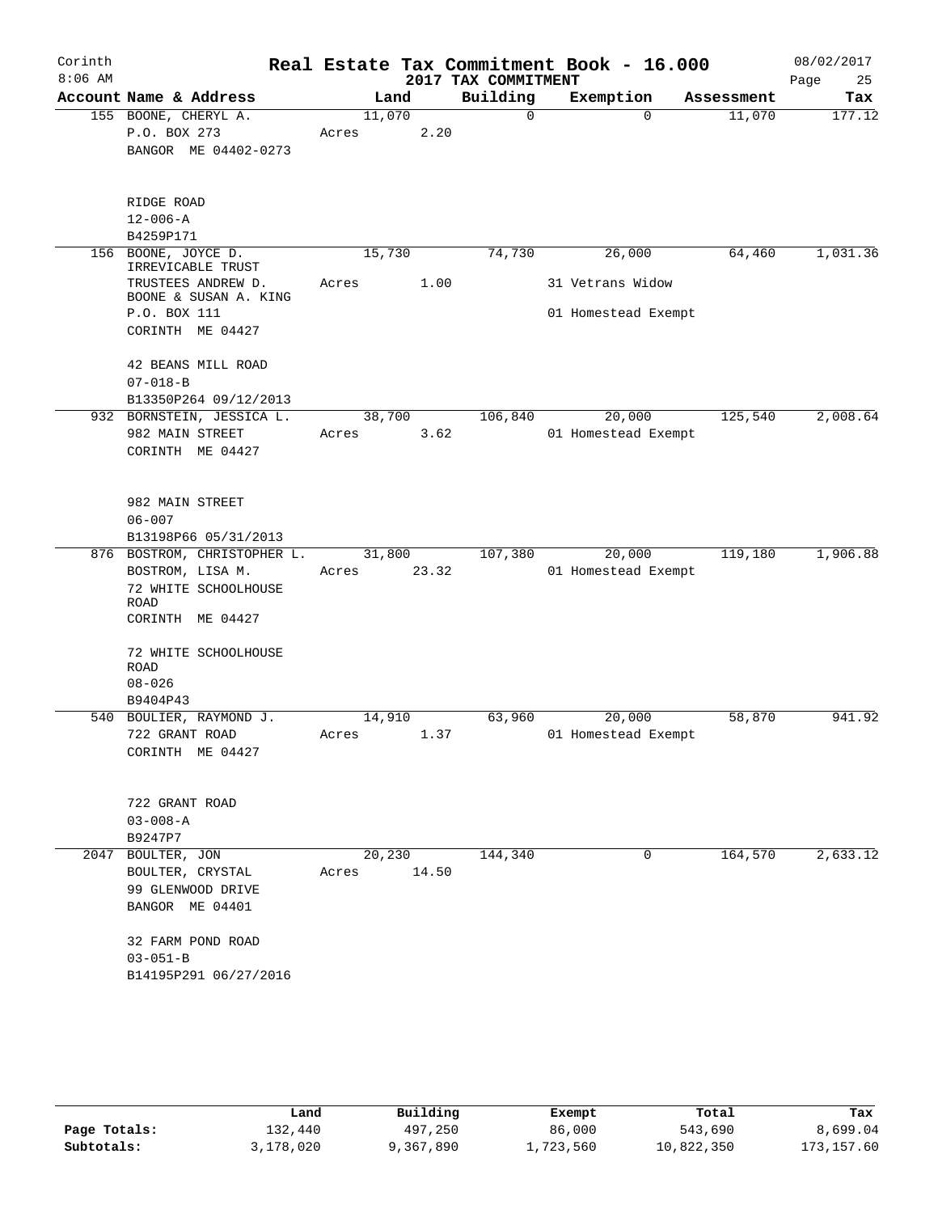Corinth 8:06 AM

# Real Estate Tax Commitment Book - 16.000

## 2017 TAX COMMITMENT

08/02/2017

| Account Name & Address | Land | Building | Exemption | Assessment | Tax |
|---|---|---|---|---|---|
| 155 BOONE, CHERYL A.<br>P.O. BOX 273<br>BANGOR ME 04402-0273<br><br>RIDGE ROAD<br>12-006-A<br>B4259P171 | 11,070<br>Acres 2.20 | 0 | 0 | 11,070 | 177.12 |
| 156 BOONE, JOYCE D. IRREVICABLE TRUST<br>TRUSTEES ANDREW D. BOONE & SUSAN A. KING<br>P.O. BOX 111<br>CORINTH ME 04427<br><br>42 BEANS MILL ROAD<br>07-018-B<br>B13350P264 09/12/2013 | 15,730<br>Acres 1.00 | 74,730 | 26,000<br>31 Vetrans Widow<br>01 Homestead Exempt | 64,460 | 1,031.36 |
| 932 BORNSTEIN, JESSICA L.<br>982 MAIN STREET<br>CORINTH ME 04427<br><br>982 MAIN STREET<br>06-007<br>B13198P66 05/31/2013 | 38,700<br>Acres 3.62 | 106,840 | 20,000<br>01 Homestead Exempt | 125,540 | 2,008.64 |
| 876 BOSTROM, CHRISTOPHER L.<br>BOSTROM, LISA M.<br>72 WHITE SCHOOLHOUSE ROAD<br>CORINTH ME 04427<br><br>72 WHITE SCHOOLHOUSE ROAD<br>08-026<br>B9404P43 | 31,800<br>Acres 23.32 | 107,380 | 20,000<br>01 Homestead Exempt | 119,180 | 1,906.88 |
| 540 BOULIER, RAYMOND J.<br>722 GRANT ROAD<br>CORINTH ME 04427<br><br>722 GRANT ROAD<br>03-008-A<br>B9247P7 | 14,910<br>Acres 1.37 | 63,960 | 20,000<br>01 Homestead Exempt | 58,870 | 941.92 |
| 2047 BOULTER, JON<br>BOULTER, CRYSTAL<br>99 GLENWOOD DRIVE<br>BANGOR ME 04401<br><br>32 FARM POND ROAD<br>03-051-B<br>B14195P291 06/27/2016 | 20,230<br>Acres 14.50 | 144,340 | 0 | 164,570 | 2,633.12 |

| | Land | Building | Exempt | Total | Tax |
|---|---|---|---|---|---|
| Page Totals: | 132,440 | 497,250 | 86,000 | 543,690 | 8,699.04 |
| Subtotals: | 3,178,020 | 9,367,890 | 1,723,560 | 10,822,350 | 173,157.60 |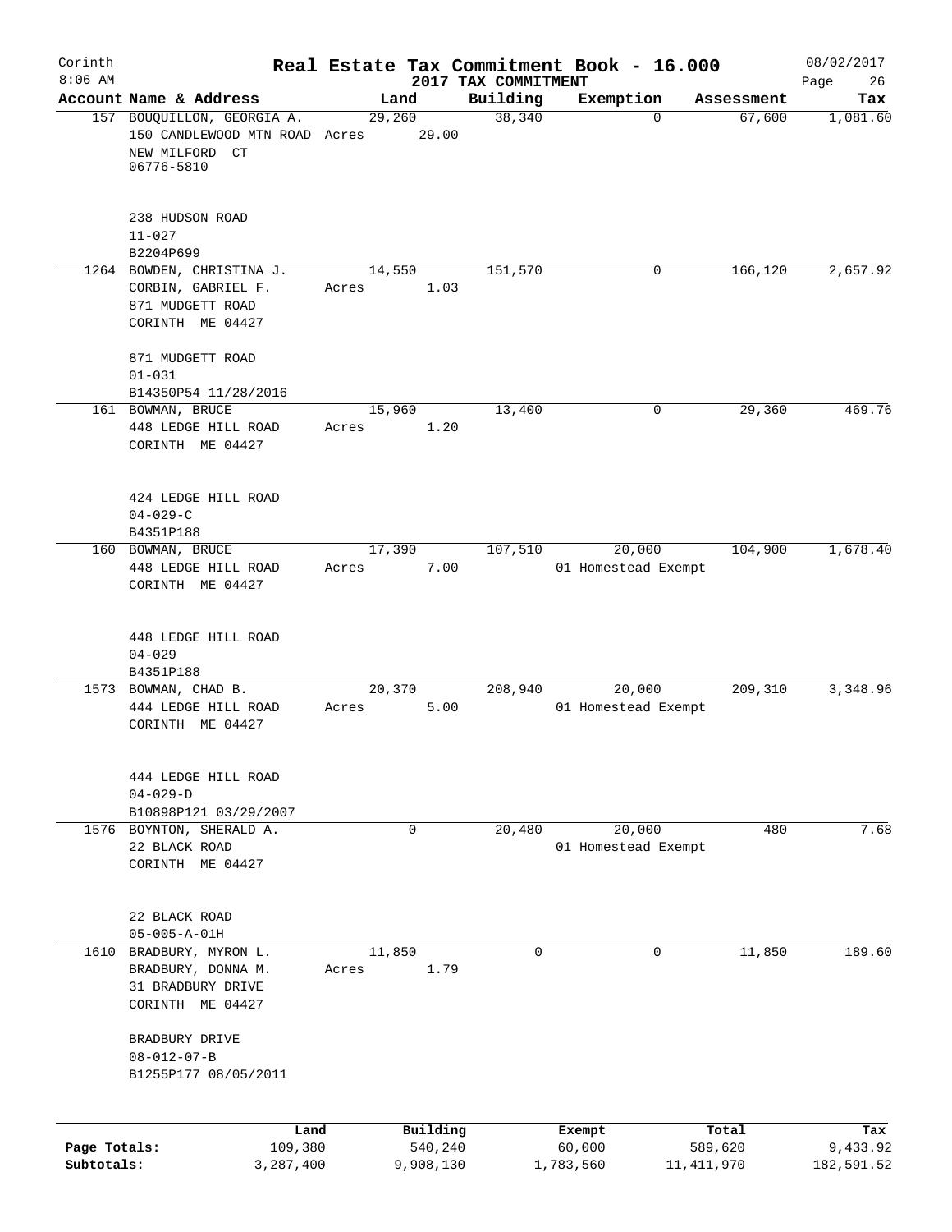# Corinth — Real Estate Tax Commitment Book - 16.000

8:06 AM — 2017 TAX COMMITMENT — 08/02/2017

| Account | Name & Address | Land | Building | Exemption | Assessment | Tax |
|---|---|---|---|---|---|---|
| 157 | BOUQUILLON, GEORGIA A.<br>150 CANDLEWOOD MTN ROAD<br>NEW MILFORD CT<br>06776-5810<br><br>238 HUDSON ROAD<br>11-027<br>B2204P699 | 29,260<br>Acres 29.00 | 38,340 | 0 | 67,600 | 1,081.60 |
| 1264 | BOWDEN, CHRISTINA J.<br>CORBIN, GABRIEL F.<br>871 MUDGETT ROAD<br>CORINTH ME 04427<br><br>871 MUDGETT ROAD<br>01-031<br>B14350P54 11/28/2016 | 14,550<br>Acres 1.03 | 151,570 | 0 | 166,120 | 2,657.92 |
| 161 | BOWMAN, BRUCE<br>448 LEDGE HILL ROAD<br>CORINTH ME 04427<br><br>424 LEDGE HILL ROAD<br>04-029-C<br>B4351P188 | 15,960<br>Acres 1.20 | 13,400 | 0 | 29,360 | 469.76 |
| 160 | BOWMAN, BRUCE<br>448 LEDGE HILL ROAD<br>CORINTH ME 04427<br><br>448 LEDGE HILL ROAD<br>04-029<br>B4351P188 | 17,390<br>Acres 7.00 | 107,510 | 20,000<br>01 Homestead Exempt | 104,900 | 1,678.40 |
| 1573 | BOWMAN, CHAD B.<br>444 LEDGE HILL ROAD<br>CORINTH ME 04427<br><br>444 LEDGE HILL ROAD<br>04-029-D<br>B10898P121 03/29/2007 | 20,370<br>Acres 5.00 | 208,940 | 20,000<br>01 Homestead Exempt | 209,310 | 3,348.96 |
| 1576 | BOYNTON, SHERALD A.<br>22 BLACK ROAD<br>CORINTH ME 04427<br><br>22 BLACK ROAD<br>05-005-A-01H | 0 | 20,480 | 20,000<br>01 Homestead Exempt | 480 | 7.68 |
| 1610 | BRADBURY, MYRON L.<br>BRADBURY, DONNA M.<br>31 BRADBURY DRIVE<br>CORINTH ME 04427<br><br>BRADBURY DRIVE<br>08-012-07-B<br>B1255P177 08/05/2011 | 11,850<br>Acres 1.79 | 0 | 0 | 11,850 | 189.60 |

| | Land | Building | Exempt | Total | Tax |
|---|---|---|---|---|---|
| Page Totals: | 109,380 | 540,240 | 60,000 | 589,620 | 9,433.92 |
| Subtotals: | 3,287,400 | 9,908,130 | 1,783,560 | 11,411,970 | 182,591.52 |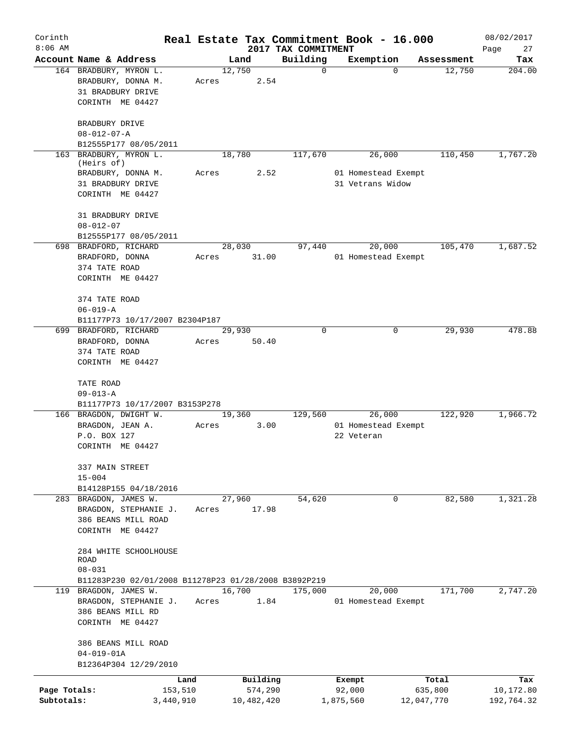Corinth 8:06 AM

# Real Estate Tax Commitment Book - 16.000

2017 TAX COMMITMENT

08/02/2017

| Account Name & Address | Land | Building | Exemption | Assessment | Tax |
|---|---|---|---|---|---|
| 164 BRADBURY, MYRON L.<br>BRADBURY, DONNA M.<br>31 BRADBURY DRIVE<br>CORINTH ME 04427<br><br>BRADBURY DRIVE<br>08-012-07-A<br>B12555P177 08/05/2011 | 12,750<br>Acres 2.54 | 0 | 0 | 12,750 | 204.00 |
| 163 BRADBURY, MYRON L. (Heirs of)<br>BRADBURY, DONNA M.<br>31 BRADBURY DRIVE<br>CORINTH ME 04427<br><br>31 BRADBURY DRIVE<br>08-012-07<br>B12555P177 08/05/2011 | 18,780<br>Acres 2.52 | 117,670 | 26,000<br>01 Homestead Exempt<br>31 Vetrans Widow | 110,450 | 1,767.20 |
| 698 BRADFORD, RICHARD<br>BRADFORD, DONNA<br>374 TATE ROAD<br>CORINTH ME 04427<br><br>374 TATE ROAD<br>06-019-A<br>B11177P73 10/17/2007 B2304P187 | 28,030<br>Acres 31.00 | 97,440 | 20,000<br>01 Homestead Exempt | 105,470 | 1,687.52 |
| 699 BRADFORD, RICHARD<br>BRADFORD, DONNA<br>374 TATE ROAD<br>CORINTH ME 04427<br><br>TATE ROAD<br>09-013-A<br>B11177P73 10/17/2007 B3153P278 | 29,930<br>Acres 50.40 | 0 | 0 | 29,930 | 478.88 |
| 166 BRAGDON, DWIGHT W.<br>BRAGDON, JEAN A.<br>P.O. BOX 127<br>CORINTH ME 04427<br><br>337 MAIN STREET<br>15-004<br>B14128P155 04/18/2016 | 19,360<br>Acres 3.00 | 129,560 | 26,000<br>01 Homestead Exempt<br>22 Veteran | 122,920 | 1,966.72 |
| 283 BRAGDON, JAMES W.<br>BRAGDON, STEPHANIE J.<br>386 BEANS MILL ROAD<br>CORINTH ME 04427<br><br>284 WHITE SCHOOLHOUSE ROAD<br>08-031<br>B11283P230 02/01/2008 B11278P23 01/28/2008 B3892P219 | 27,960<br>Acres 17.98 | 54,620 | 0 | 82,580 | 1,321.28 |
| 119 BRAGDON, JAMES W.<br>BRAGDON, STEPHANIE J.<br>386 BEANS MILL RD<br>CORINTH ME 04427<br><br>386 BEANS MILL ROAD<br>04-019-01A<br>B12364P304 12/29/2010 | 16,700<br>Acres 1.84 | 175,000 | 20,000<br>01 Homestead Exempt | 171,700 | 2,747.20 |

| | Land | Building | Exempt | Total | Tax |
|---|---|---|---|---|---|
| Page Totals: | 153,510 | 574,290 | 92,000 | 635,800 | 10,172.80 |
| Subtotals: | 3,440,910 | 10,482,420 | 1,875,560 | 12,047,770 | 192,764.32 |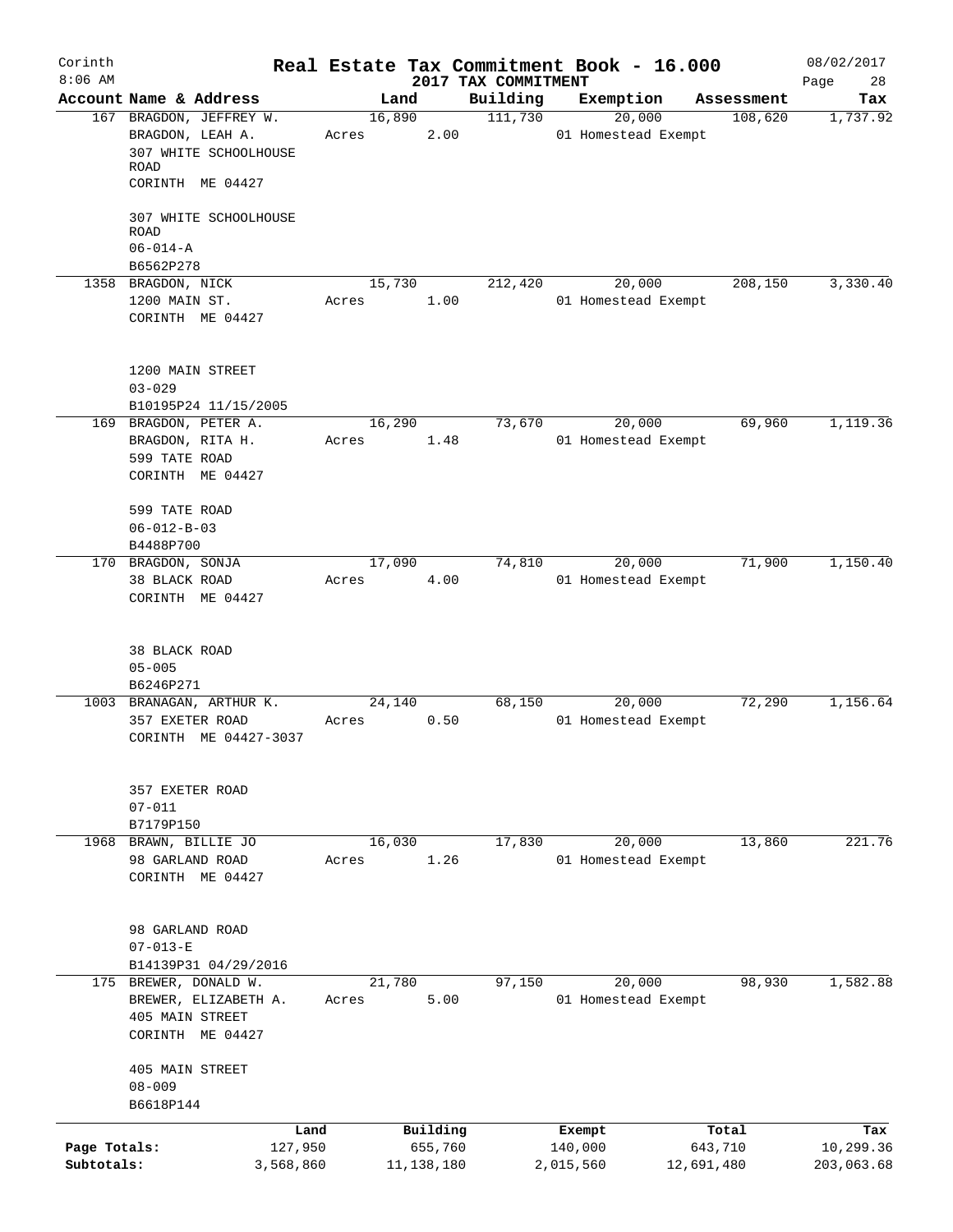Corinth 8:06 AM

# Real Estate Tax Commitment Book - 16.000

## 2017 TAX COMMITMENT

08/02/2017

| Account Name & Address | Land | Building | Exemption | Assessment | Tax |
|---|---|---|---|---|---|
| 167 BRAGDON, JEFFREY W.<br>BRAGDON, LEAH A.<br>307 WHITE SCHOOLHOUSE ROAD<br>CORINTH ME 04427<br><br>307 WHITE SCHOOLHOUSE ROAD<br>06-014-A<br>B6562P278 | 16,890<br>Acres 2.00 | 111,730 | 20,000<br>01 Homestead Exempt | 108,620 | 1,737.92 |
| 1358 BRAGDON, NICK<br>1200 MAIN ST.<br>CORINTH ME 04427<br><br>1200 MAIN STREET<br>03-029<br>B10195P24 11/15/2005 | 15,730<br>Acres 1.00 | 212,420 | 20,000<br>01 Homestead Exempt | 208,150 | 3,330.40 |
| 169 BRAGDON, PETER A.<br>BRAGDON, RITA H.<br>599 TATE ROAD<br>CORINTH ME 04427<br><br>599 TATE ROAD<br>06-012-B-03<br>B4488P700 | 16,290<br>Acres 1.48 | 73,670 | 20,000<br>01 Homestead Exempt | 69,960 | 1,119.36 |
| 170 BRAGDON, SONJA<br>38 BLACK ROAD<br>CORINTH ME 04427<br><br>38 BLACK ROAD<br>05-005<br>B6246P271 | 17,090<br>Acres 4.00 | 74,810 | 20,000<br>01 Homestead Exempt | 71,900 | 1,150.40 |
| 1003 BRANAGAN, ARTHUR K.<br>357 EXETER ROAD<br>CORINTH ME 04427-3037<br><br>357 EXETER ROAD<br>07-011<br>B7179P150 | 24,140<br>Acres 0.50 | 68,150 | 20,000<br>01 Homestead Exempt | 72,290 | 1,156.64 |
| 1968 BRAWN, BILLIE JO<br>98 GARLAND ROAD<br>CORINTH ME 04427<br><br>98 GARLAND ROAD<br>07-013-E<br>B14139P31 04/29/2016 | 16,030<br>Acres 1.26 | 17,830 | 20,000<br>01 Homestead Exempt | 13,860 | 221.76 |
| 175 BREWER, DONALD W.<br>BREWER, ELIZABETH A.<br>405 MAIN STREET<br>CORINTH ME 04427<br><br>405 MAIN STREET<br>08-009<br>B6618P144 | 21,780<br>Acres 5.00 | 97,150 | 20,000<br>01 Homestead Exempt | 98,930 | 1,582.88 |

| | Land | Building | Exempt | Total | Tax |
|---|---|---|---|---|---|
| Page Totals: | 127,950 | 655,760 | 140,000 | 643,710 | 10,299.36 |
| Subtotals: | 3,568,860 | 11,138,180 | 2,015,560 | 12,691,480 | 203,063.68 |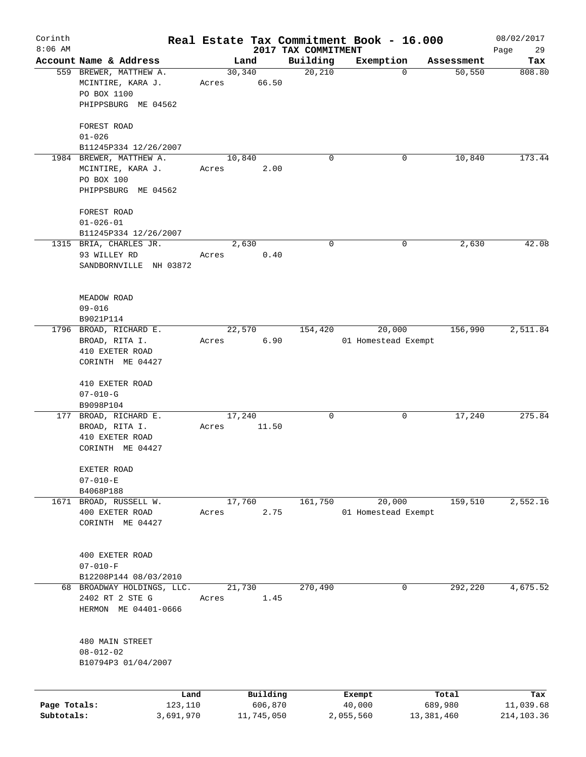Corinth
8:06 AM

# Real Estate Tax Commitment Book - 16.000

## 2017 TAX COMMITMENT

08/02/2017

| Account Name & Address | Land | Building | Exemption | Assessment | Tax |
|---|---|---|---|---|---|
| 559 BREWER, MATTHEW A.<br>MCINTIRE, KARA J.<br>PO BOX 1100<br>PHIPPSBURG ME 04562<br><br>FOREST ROAD<br>01-026<br>B11245P334 12/26/2007 | 30,340<br>Acres 66.50 | 20,210 | 0 | 50,550 | 808.80 |
| 1984 BREWER, MATTHEW A.<br>MCINTIRE, KARA J.<br>PO BOX 100<br>PHIPPSBURG ME 04562<br><br>FOREST ROAD<br>01-026-01<br>B11245P334 12/26/2007 | 10,840<br>Acres 2.00 | 0 | 0 | 10,840 | 173.44 |
| 1315 BRIA, CHARLES JR.<br>93 WILLEY RD<br>SANDBORNVILLE NH 03872<br><br>MEADOW ROAD<br>09-016<br>B9021P114 | 2,630<br>Acres 0.40 | 0 | 0 | 2,630 | 42.08 |
| 1796 BROAD, RICHARD E.<br>BROAD, RITA I.<br>410 EXETER ROAD<br>CORINTH ME 04427<br><br>410 EXETER ROAD<br>07-010-G<br>B9098P104 | 22,570<br>Acres 6.90 | 154,420 | 20,000<br>01 Homestead Exempt | 156,990 | 2,511.84 |
| 177 BROAD, RICHARD E.<br>BROAD, RITA I.<br>410 EXETER ROAD<br>CORINTH ME 04427<br><br>EXETER ROAD<br>07-010-E<br>B4068P188 | 17,240<br>Acres 11.50 | 0 | 0 | 17,240 | 275.84 |
| 1671 BROAD, RUSSELL W.<br>400 EXETER ROAD<br>CORINTH ME 04427<br><br>400 EXETER ROAD<br>07-010-F<br>B12208P144 08/03/2010 | 17,760<br>Acres 2.75 | 161,750 | 20,000<br>01 Homestead Exempt | 159,510 | 2,552.16 |
| 68 BROADWAY HOLDINGS, LLC.<br>2402 RT 2 STE G<br>HERMON ME 04401-0666<br><br>480 MAIN STREET<br>08-012-02<br>B10794P3 01/04/2007 | 21,730<br>Acres 1.45 | 270,490 | 0 | 292,220 | 4,675.52 |

| | Land | Building | Exempt | Total | Tax |
|---|---|---|---|---|---|
| Page Totals: | 123,110 | 606,870 | 40,000 | 689,980 | 11,039.68 |
| Subtotals: | 3,691,970 | 11,745,050 | 2,055,560 | 13,381,460 | 214,103.36 |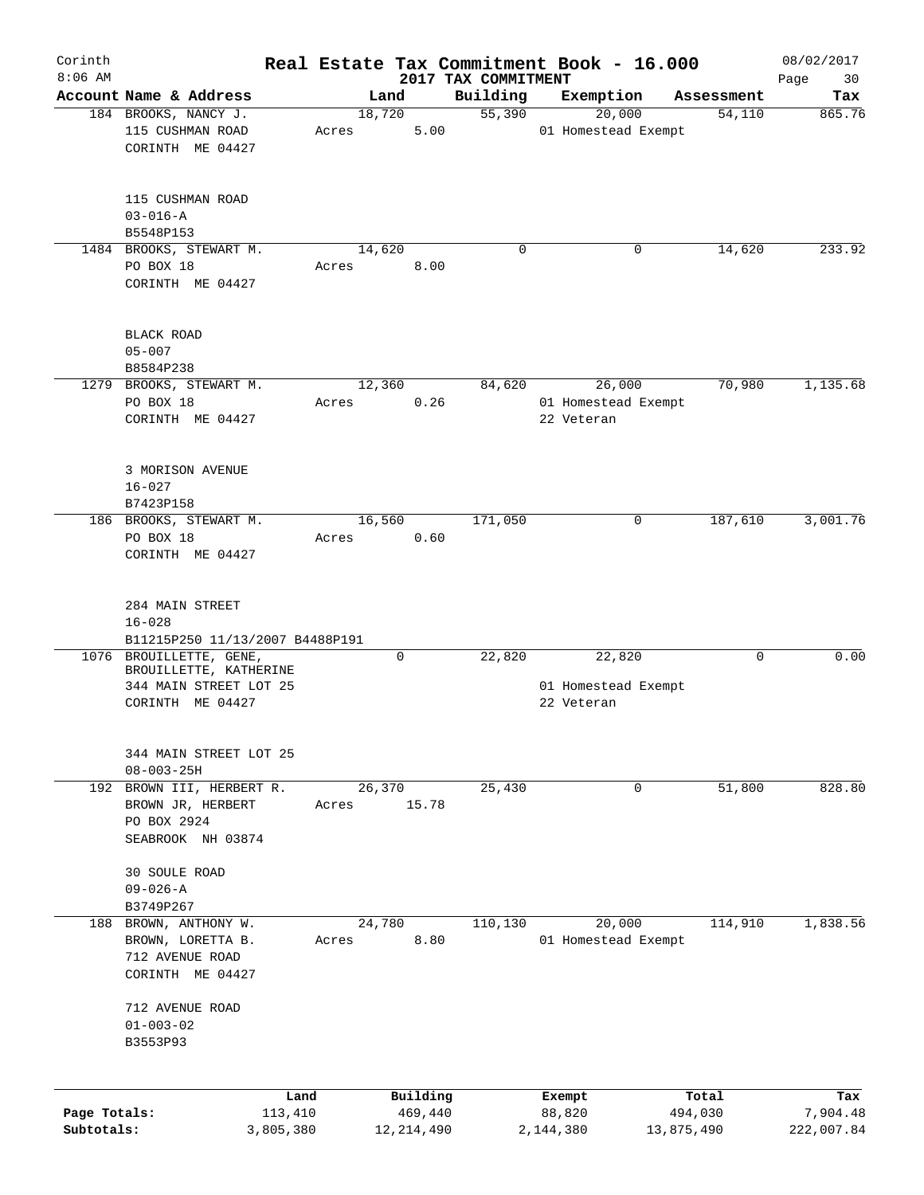# Real Estate Tax Commitment Book - 16.000

Corinth
8:06 AM

2017 TAX COMMITMENT

08/02/2017

| Account Name & Address | Land | Building | Exemption | Assessment | Tax |
|---|---|---|---|---|---|
| 184 BROOKS, NANCY J.<br>115 CUSHMAN ROAD<br>CORINTH ME 04427<br><br>115 CUSHMAN ROAD<br>03-016-A<br>B5548P153 | 18,720<br>Acres 5.00 | 55,390 | 20,000<br>01 Homestead Exempt | 54,110 | 865.76 |
| 1484 BROOKS, STEWART M.<br>PO BOX 18<br>CORINTH ME 04427<br><br>BLACK ROAD<br>05-007<br>B8584P238 | 14,620<br>Acres 8.00 | 0 | 0 | 14,620 | 233.92 |
| 1279 BROOKS, STEWART M.<br>PO BOX 18<br>CORINTH ME 04427<br><br>3 MORISON AVENUE<br>16-027<br>B7423P158 | 12,360<br>Acres 0.26 | 84,620 | 26,000<br>01 Homestead Exempt<br>22 Veteran | 70,980 | 1,135.68 |
| 186 BROOKS, STEWART M.<br>PO BOX 18<br>CORINTH ME 04427<br><br>284 MAIN STREET<br>16-028<br>B11215P250 11/13/2007 B4488P191 | 16,560<br>Acres 0.60 | 171,050 | 0 | 187,610 | 3,001.76 |
| 1076 BROUILLETTE, GENE,<br>BROUILLETTE, KATHERINE<br>344 MAIN STREET LOT 25<br>CORINTH ME 04427<br><br>344 MAIN STREET LOT 25<br>08-003-25H | 0 | 22,820 | 22,820<br>01 Homestead Exempt<br>22 Veteran | 0 | 0.00 |
| 192 BROWN III, HERBERT R.<br>BROWN JR, HERBERT<br>PO BOX 2924<br>SEABROOK NH 03874<br><br>30 SOULE ROAD<br>09-026-A<br>B3749P267 | 26,370<br>Acres 15.78 | 25,430 | 0 | 51,800 | 828.80 |
| 188 BROWN, ANTHONY W.<br>BROWN, LORETTA B.<br>712 AVENUE ROAD<br>CORINTH ME 04427<br><br>712 AVENUE ROAD<br>01-003-02<br>B3553P93 | 24,780<br>Acres 8.80 | 110,130 | 20,000<br>01 Homestead Exempt | 114,910 | 1,838.56 |

| | Land | Building | Exempt | Total | Tax |
|---|---|---|---|---|---|
| Page Totals: | 113,410 | 469,440 | 88,820 | 494,030 | 7,904.48 |
| Subtotals: | 3,805,380 | 12,214,490 | 2,144,380 | 13,875,490 | 222,007.84 |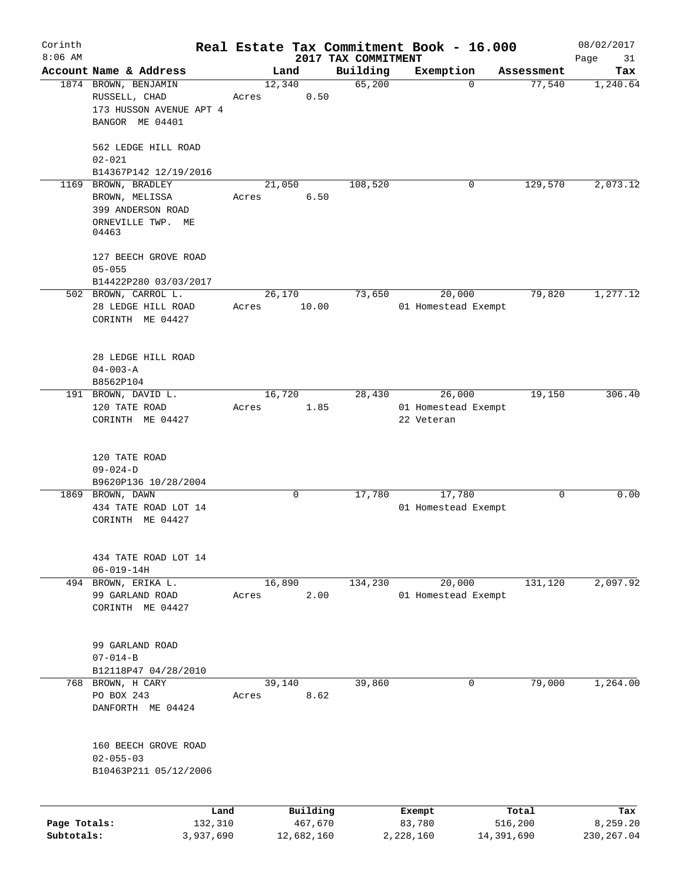Corinth 8:06 AM

# Real Estate Tax Commitment Book - 16.000
## 2017 TAX COMMITMENT

08/02/2017

| Account Name & Address | Land | Building | Exemption | Assessment | Tax |
|---|---|---|---|---|---|
| 1874 BROWN, BENJAMIN<br>RUSSELL, CHAD<br>173 HUSSON AVENUE APT 4<br>BANGOR ME 04401<br><br>562 LEDGE HILL ROAD<br>02-021<br>B14367P142 12/19/2016 | 12,340<br>Acres 0.50 | 65,200 | 0 | 77,540 | 1,240.64 |
| 1169 BROWN, BRADLEY<br>BROWN, MELISSA<br>399 ANDERSON ROAD<br>ORNEVILLE TWP. ME 04463<br><br>127 BEECH GROVE ROAD<br>05-055<br>B14422P280 03/03/2017 | 21,050<br>Acres 6.50 | 108,520 | 0 | 129,570 | 2,073.12 |
| 502 BROWN, CARROL L.<br>28 LEDGE HILL ROAD<br>CORINTH ME 04427<br><br>28 LEDGE HILL ROAD<br>04-003-A<br>B8562P104 | 26,170<br>Acres 10.00 | 73,650 | 20,000<br>01 Homestead Exempt | 79,820 | 1,277.12 |
| 191 BROWN, DAVID L.<br>120 TATE ROAD<br>CORINTH ME 04427<br><br>120 TATE ROAD<br>09-024-D<br>B9620P136 10/28/2004 | 16,720<br>Acres 1.85 | 28,430 | 26,000<br>01 Homestead Exempt<br>22 Veteran | 19,150 | 306.40 |
| 1869 BROWN, DAWN<br>434 TATE ROAD LOT 14<br>CORINTH ME 04427<br><br>434 TATE ROAD LOT 14<br>06-019-14H | 0 | 17,780 | 17,780<br>01 Homestead Exempt | 0 | 0.00 |
| 494 BROWN, ERIKA L.<br>99 GARLAND ROAD<br>CORINTH ME 04427<br><br>99 GARLAND ROAD<br>07-014-B<br>B12118P47 04/28/2010 | 16,890<br>Acres 2.00 | 134,230 | 20,000<br>01 Homestead Exempt | 131,120 | 2,097.92 |
| 768 BROWN, H CARY<br>PO BOX 243<br>DANFORTH ME 04424<br><br>160 BEECH GROVE ROAD<br>02-055-03<br>B10463P211 05/12/2006 | 39,140<br>Acres 8.62 | 39,860 | 0 | 79,000 | 1,264.00 |

| | Land | Building | Exempt | Total | Tax |
|---|---|---|---|---|---|
| Page Totals: | 132,310 | 467,670 | 83,780 | 516,200 | 8,259.20 |
| Subtotals: | 3,937,690 | 12,682,160 | 2,228,160 | 14,391,690 | 230,267.04 |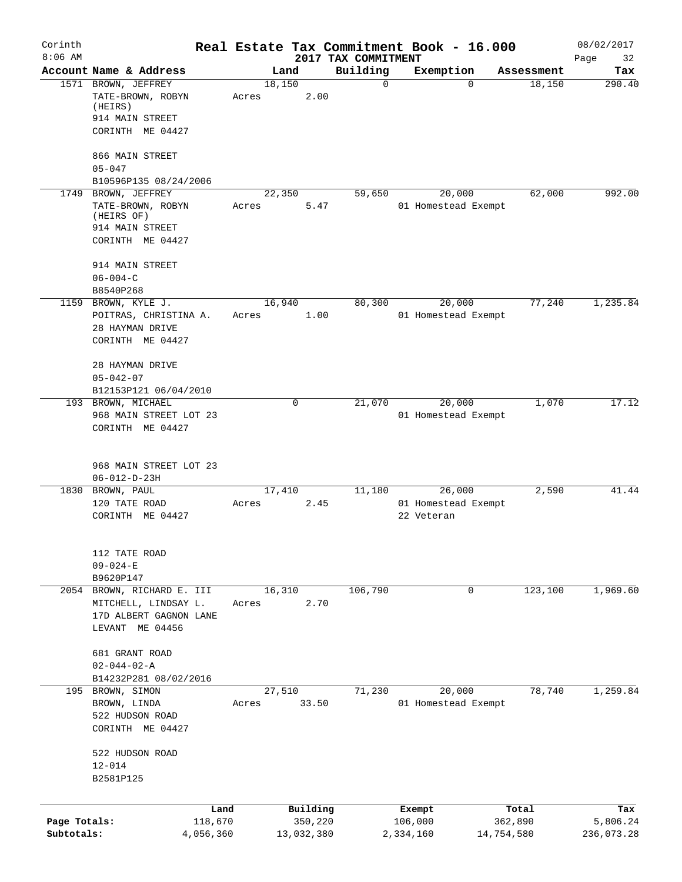Corinth 8:06 AM

# Real Estate Tax Commitment Book - 16.000

## 2017 TAX COMMITMENT

08/02/2017

| Account Name & Address | Land | Building | Exemption | Assessment | Tax |
|---|---|---|---|---|---|
| 1571 BROWN, JEFFREY<br>TATE-BROWN, ROBYN (HEIRS)<br>914 MAIN STREET<br>CORINTH ME 04427<br><br>866 MAIN STREET<br>05-047<br>B10596P135 08/24/2006 | 18,150<br>Acres 2.00 | 0 | 0 | 18,150 | 290.40 |
| 1749 BROWN, JEFFREY<br>TATE-BROWN, ROBYN (HEIRS OF)<br>914 MAIN STREET<br>CORINTH ME 04427<br><br>914 MAIN STREET<br>06-004-C<br>B8540P268 | 22,350<br>Acres 5.47 | 59,650 | 20,000<br>01 Homestead Exempt | 62,000 | 992.00 |
| 1159 BROWN, KYLE J.<br>POITRAS, CHRISTINA A.<br>28 HAYMAN DRIVE<br>CORINTH ME 04427<br><br>28 HAYMAN DRIVE<br>05-042-07<br>B12153P121 06/04/2010 | 16,940<br>Acres 1.00 | 80,300 | 20,000<br>01 Homestead Exempt | 77,240 | 1,235.84 |
| 193 BROWN, MICHAEL<br>968 MAIN STREET LOT 23<br>CORINTH ME 04427<br><br>968 MAIN STREET LOT 23<br>06-012-D-23H | 0 | 21,070 | 20,000<br>01 Homestead Exempt | 1,070 | 17.12 |
| 1830 BROWN, PAUL<br>120 TATE ROAD<br>CORINTH ME 04427<br><br>112 TATE ROAD<br>09-024-E<br>B9620P147 | 17,410<br>Acres 2.45 | 11,180 | 26,000<br>01 Homestead Exempt<br>22 Veteran | 2,590 | 41.44 |
| 2054 BROWN, RICHARD E. III<br>MITCHELL, LINDSAY L.<br>17D ALBERT GAGNON LANE<br>LEVANT ME 04456<br><br>681 GRANT ROAD<br>02-044-02-A<br>B14232P281 08/02/2016 | 16,310<br>Acres 2.70 | 106,790 | 0 | 123,100 | 1,969.60 |
| 195 BROWN, SIMON<br>BROWN, LINDA<br>522 HUDSON ROAD<br>CORINTH ME 04427<br><br>522 HUDSON ROAD<br>12-014<br>B2581P125 | 27,510<br>Acres 33.50 | 71,230 | 20,000<br>01 Homestead Exempt | 78,740 | 1,259.84 |

| | Land | Building | Exempt | Total | Tax |
|---|---|---|---|---|---|
| Page Totals: | 118,670 | 350,220 | 106,000 | 362,890 | 5,806.24 |
| Subtotals: | 4,056,360 | 13,032,380 | 2,334,160 | 14,754,580 | 236,073.28 |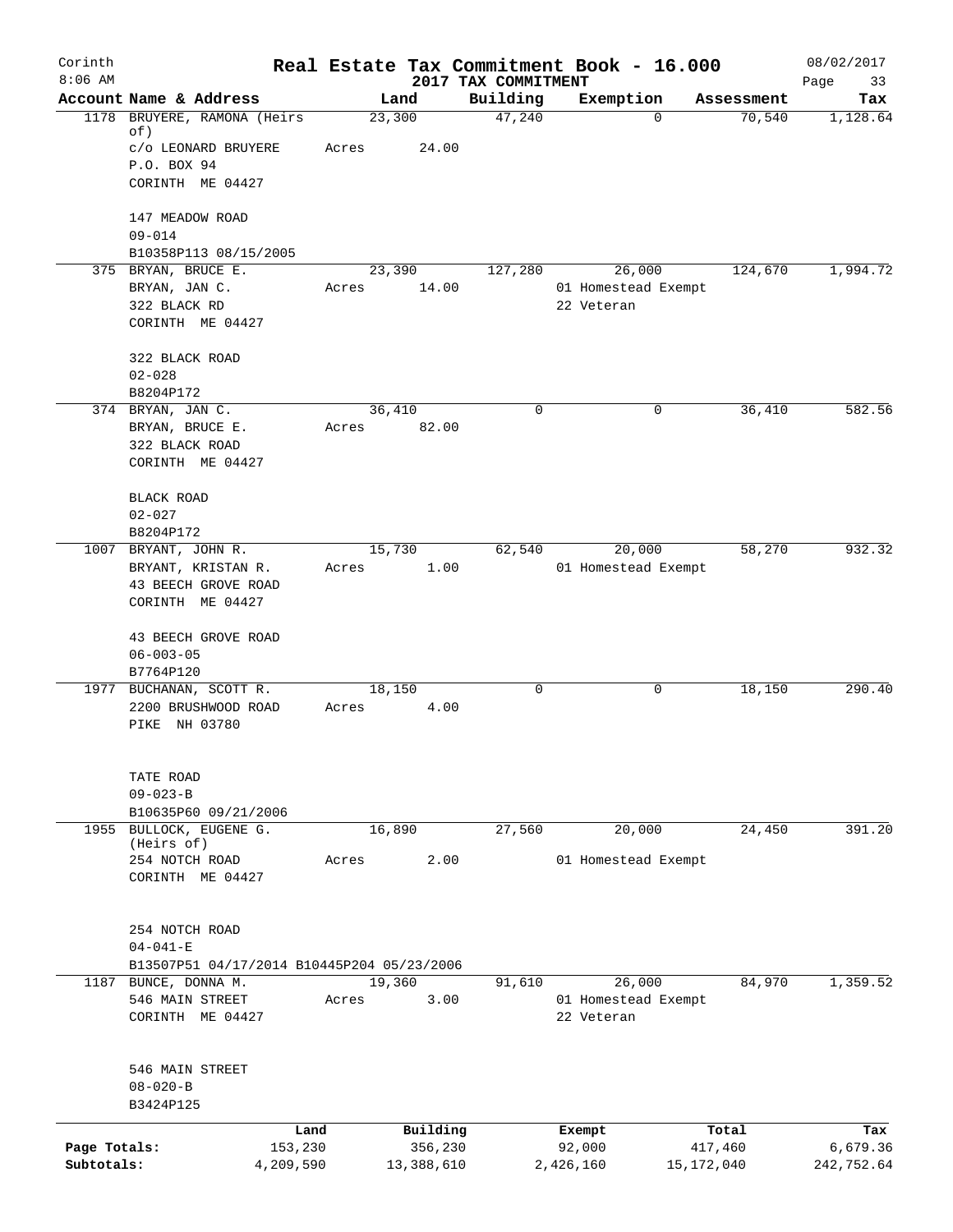Corinth 8:06 AM

# Real Estate Tax Commitment Book - 16.000

2017 TAX COMMITMENT

08/02/2017

| Account | Name & Address | Land | Building | Exemption | Assessment | Tax |
|---|---|---|---|---|---|---|
| 1178 | BRUYERE, RAMONA (Heirs of)<br>c/o LEONARD BRUYERE<br>P.O. BOX 94<br>CORINTH ME 04427<br><br>147 MEADOW ROAD<br>09-014<br>B10358P113 08/15/2005 | 23,300<br>Acres 24.00 | 47,240 | 0 | 70,540 | 1,128.64 |
| 375 | BRYAN, BRUCE E.<br>BRYAN, JAN C.<br>322 BLACK RD<br>CORINTH ME 04427<br><br>322 BLACK ROAD<br>02-028<br>B8204P172 | 23,390<br>Acres 14.00 | 127,280 | 26,000<br>01 Homestead Exempt<br>22 Veteran | 124,670 | 1,994.72 |
| 374 | BRYAN, JAN C.<br>BRYAN, BRUCE E.<br>322 BLACK ROAD<br>CORINTH ME 04427<br><br>BLACK ROAD<br>02-027<br>B8204P172 | 36,410<br>Acres 82.00 | 0 | 0 | 36,410 | 582.56 |
| 1007 | BRYANT, JOHN R.<br>BRYANT, KRISTAN R.<br>43 BEECH GROVE ROAD<br>CORINTH ME 04427<br><br>43 BEECH GROVE ROAD<br>06-003-05<br>B7764P120 | 15,730<br>Acres 1.00 | 62,540 | 20,000<br>01 Homestead Exempt | 58,270 | 932.32 |
| 1977 | BUCHANAN, SCOTT R.<br>2200 BRUSHWOOD ROAD<br>PIKE NH 03780<br><br>TATE ROAD<br>09-023-B<br>B10635P60 09/21/2006 | 18,150<br>Acres 4.00 | 0 | 0 | 18,150 | 290.40 |
| 1955 | BULLOCK, EUGENE G. (Heirs of)<br>254 NOTCH ROAD<br>CORINTH ME 04427<br><br>254 NOTCH ROAD<br>04-041-E<br>B13507P51 04/17/2014 B10445P204 05/23/2006 | 16,890<br>Acres 2.00 | 27,560 | 20,000<br>01 Homestead Exempt | 24,450 | 391.20 |
| 1187 | BUNCE, DONNA M.<br>546 MAIN STREET<br>CORINTH ME 04427<br><br>546 MAIN STREET<br>08-020-B<br>B3424P125 | 19,360<br>Acres 3.00 | 91,610 | 26,000<br>01 Homestead Exempt<br>22 Veteran | 84,970 | 1,359.52 |

| | Land | Building | Exempt | Total | Tax |
|---|---|---|---|---|---|
| Page Totals: | 153,230 | 356,230 | 92,000 | 417,460 | 6,679.36 |
| Subtotals: | 4,209,590 | 13,388,610 | 2,426,160 | 15,172,040 | 242,752.64 |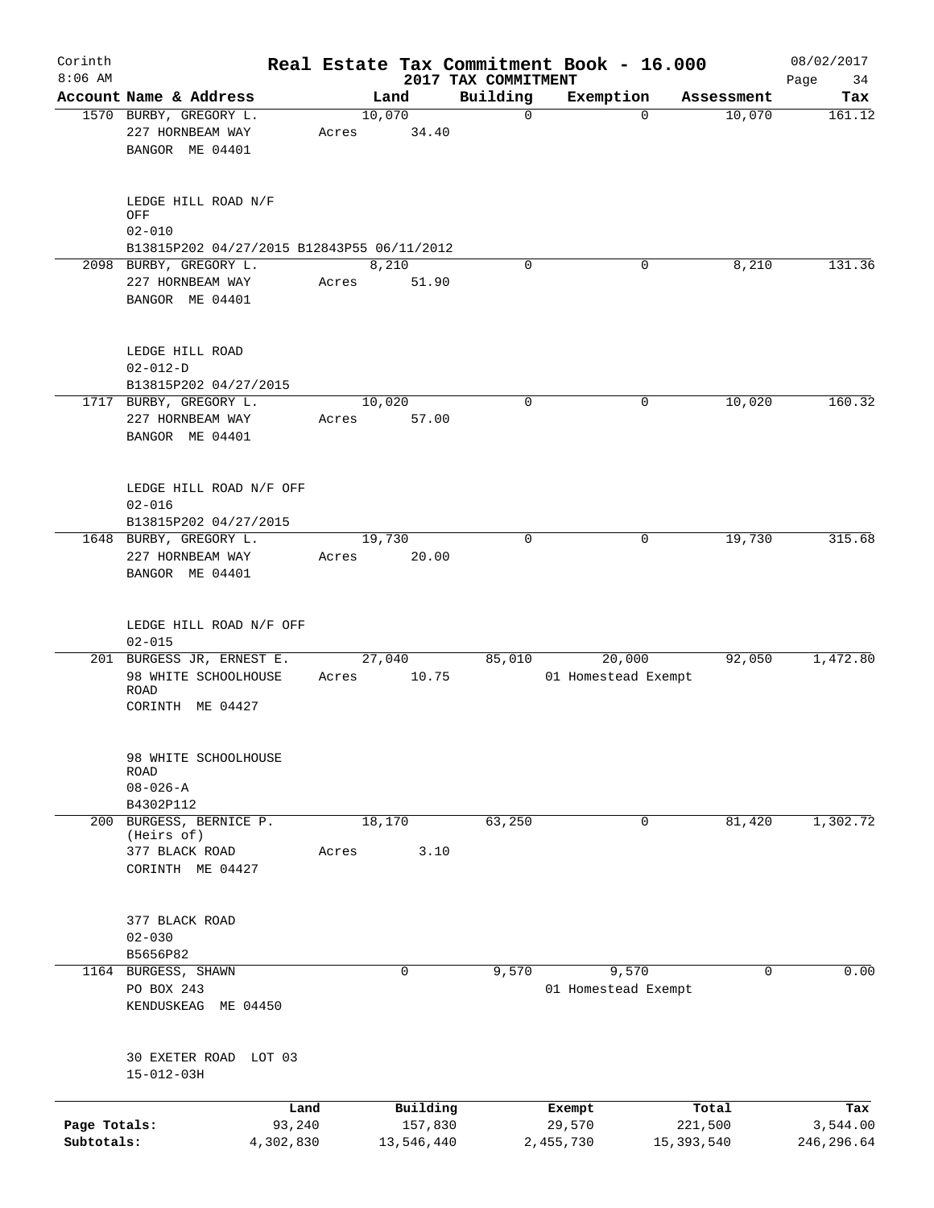Corinth 8:06 AM

**Real Estate Tax Commitment Book - 16.000**
**2017 TAX COMMITMENT**

08/02/2017

| Account | Name & Address | Land | Building | Exemption | Assessment | Tax |
|---|---|---|---|---|---|---|
| 1570 | BURBY, GREGORY L.<br>227 HORNBEAM WAY<br>BANGOR ME 04401<br><br>LEDGE HILL ROAD N/F OFF<br>02-010<br>B13815P202 04/27/2015 B12843P55 06/11/2012 | 10,070<br>Acres 34.40 | 0 | 0 | 10,070 | 161.12 |
| 2098 | BURBY, GREGORY L.<br>227 HORNBEAM WAY<br>BANGOR ME 04401<br><br>LEDGE HILL ROAD<br>02-012-D<br>B13815P202 04/27/2015 | 8,210<br>Acres 51.90 | 0 | 0 | 8,210 | 131.36 |
| 1717 | BURBY, GREGORY L.<br>227 HORNBEAM WAY<br>BANGOR ME 04401<br><br>LEDGE HILL ROAD N/F OFF<br>02-016<br>B13815P202 04/27/2015 | 10,020<br>Acres 57.00 | 0 | 0 | 10,020 | 160.32 |
| 1648 | BURBY, GREGORY L.<br>227 HORNBEAM WAY<br>BANGOR ME 04401<br><br>LEDGE HILL ROAD N/F OFF<br>02-015 | 19,730<br>Acres 20.00 | 0 | 0 | 19,730 | 315.68 |
| 201 | BURGESS JR, ERNEST E.<br>98 WHITE SCHOOLHOUSE ROAD<br>CORINTH ME 04427<br><br>98 WHITE SCHOOLHOUSE ROAD<br>08-026-A<br>B4302P112 | 27,040<br>Acres 10.75 | 85,010 | 20,000<br>01 Homestead Exempt | 92,050 | 1,472.80 |
| 200 | BURGESS, BERNICE P.<br>(Heirs of)<br>377 BLACK ROAD<br>CORINTH ME 04427<br><br>377 BLACK ROAD<br>02-030<br>B5656P82 | 18,170<br>Acres 3.10 | 63,250 | 0 | 81,420 | 1,302.72 |
| 1164 | BURGESS, SHAWN<br>PO BOX 243<br>KENDUSKEAG ME 04450<br><br>30 EXETER ROAD LOT 03<br>15-012-03H | 0 | 9,570 | 9,570<br>01 Homestead Exempt | 0 | 0.00 |

| | Land | Building | Exempt | Total | Tax |
|---|---|---|---|---|---|
| Page Totals: | 93,240 | 157,830 | 29,570 | 221,500 | 3,544.00 |
| Subtotals: | 4,302,830 | 13,546,440 | 2,455,730 | 15,393,540 | 246,296.64 |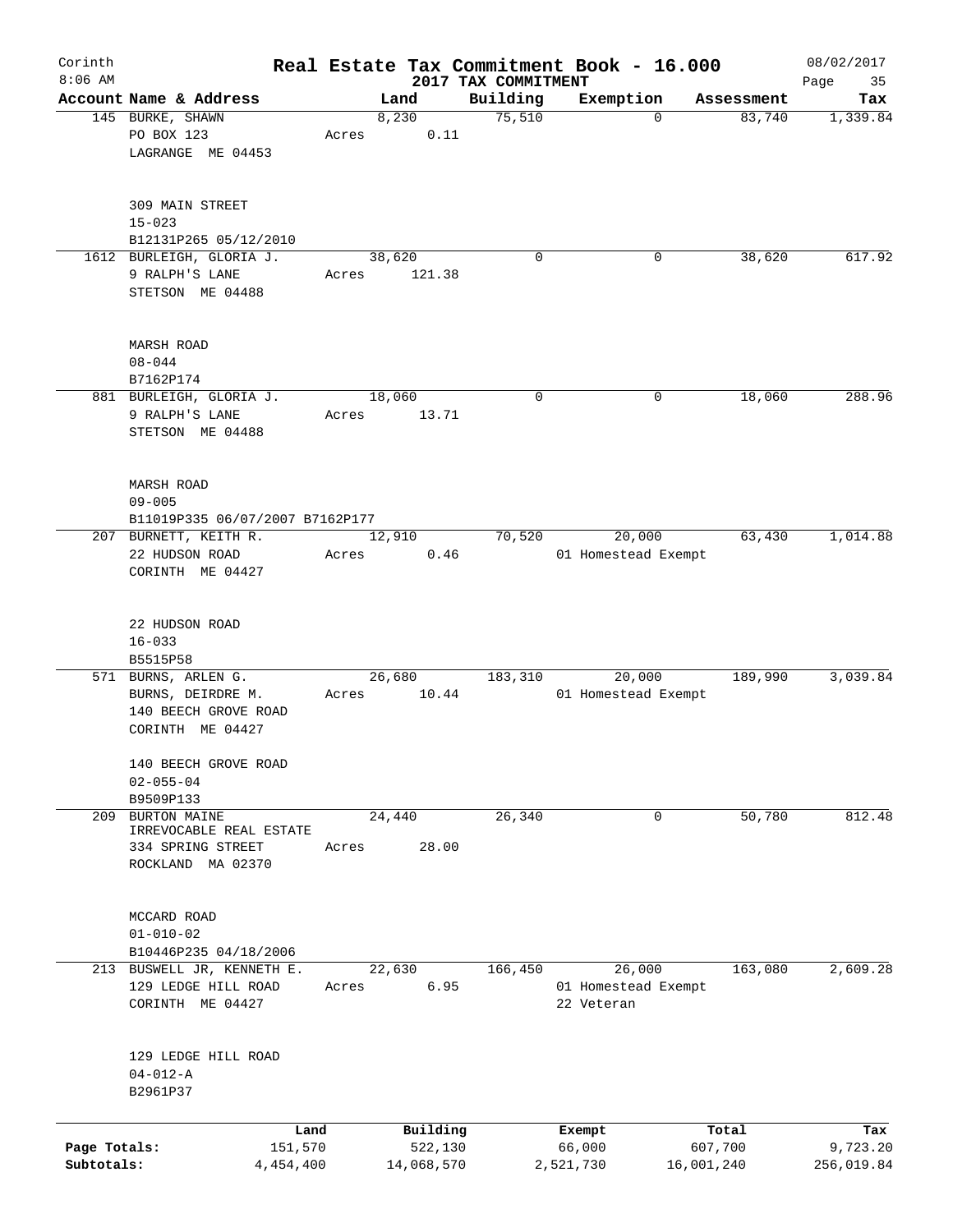Corinth 8:06 AM

# Real Estate Tax Commitment Book - 16.000

2017 TAX COMMITMENT

08/02/2017

| Account | Name & Address | Land | Building | Exemption | Assessment | Tax |
|---|---|---|---|---|---|---|
| 145 | BURKE, SHAWN<br>PO BOX 123<br>LAGRANGE ME 04453<br><br>309 MAIN STREET<br>15-023<br>B12131P265 05/12/2010 | 8,230<br>Acres 0.11 | 75,510 | 0 | 83,740 | 1,339.84 |
| 1612 | BURLEIGH, GLORIA J.<br>9 RALPH'S LANE<br>STETSON ME 04488<br><br>MARSH ROAD<br>08-044<br>B7162P174 | 38,620<br>Acres 121.38 | 0 | 0 | 38,620 | 617.92 |
| 881 | BURLEIGH, GLORIA J.<br>9 RALPH'S LANE<br>STETSON ME 04488<br><br>MARSH ROAD<br>09-005<br>B11019P335 06/07/2007 B7162P177 | 18,060<br>Acres 13.71 | 0 | 0 | 18,060 | 288.96 |
| 207 | BURNETT, KEITH R.<br>22 HUDSON ROAD<br>CORINTH ME 04427<br><br>22 HUDSON ROAD<br>16-033<br>B5515P58 | 12,910<br>Acres 0.46 | 70,520 | 20,000<br>01 Homestead Exempt | 63,430 | 1,014.88 |
| 571 | BURNS, ARLEN G.<br>BURNS, DEIRDRE M.<br>140 BEECH GROVE ROAD<br>CORINTH ME 04427<br><br>140 BEECH GROVE ROAD<br>02-055-04<br>B9509P133 | 26,680<br>Acres 10.44 | 183,310 | 20,000<br>01 Homestead Exempt | 189,990 | 3,039.84 |
| 209 | BURTON MAINE<br>IRREVOCABLE REAL ESTATE<br>334 SPRING STREET<br>ROCKLAND MA 02370<br><br>MCCARD ROAD<br>01-010-02<br>B10446P235 04/18/2006 | 24,440<br>Acres 28.00 | 26,340 | 0 | 50,780 | 812.48 |
| 213 | BUSWELL JR, KENNETH E.<br>129 LEDGE HILL ROAD<br>CORINTH ME 04427<br><br>129 LEDGE HILL ROAD<br>04-012-A<br>B2961P37 | 22,630<br>Acres 6.95 | 166,450 | 26,000<br>01 Homestead Exempt<br>22 Veteran | 163,080 | 2,609.28 |

| | Land | Building | Exempt | Total | Tax |
|---|---|---|---|---|---|
| Page Totals: | 151,570 | 522,130 | 66,000 | 607,700 | 9,723.20 |
| Subtotals: | 4,454,400 | 14,068,570 | 2,521,730 | 16,001,240 | 256,019.84 |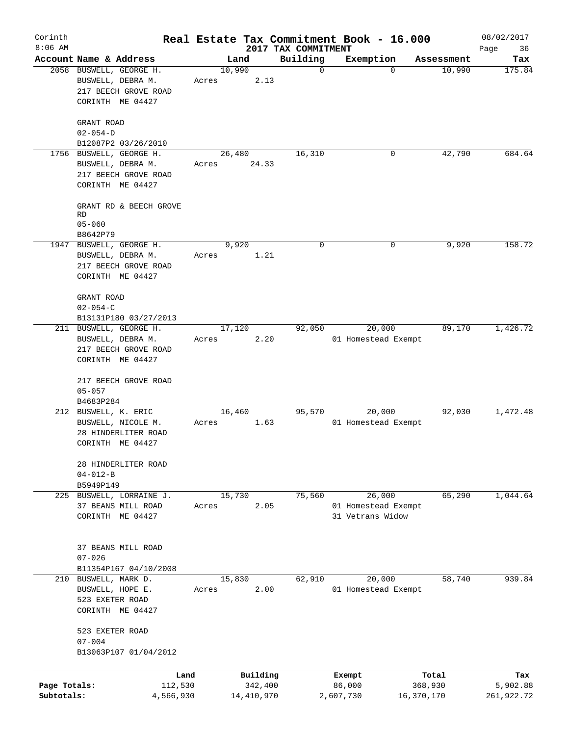# Real Estate Tax Commitment Book - 16.000

Corinth  
8:06 AM  
2017 TAX COMMITMENT  
08/02/2017

| Account Name & Address | Land | Building | Exemption | Assessment | Tax |
|---|---|---|---|---|---|
| 2058 BUSWELL, GEORGE H.<br>BUSWELL, DEBRA M.<br>217 BEECH GROVE ROAD<br>CORINTH ME 04427<br><br>GRANT ROAD<br>02-054-D<br>B12087P2 03/26/2010 | 10,990<br>Acres 2.13 | 0 | 0 | 10,990 | 175.84 |
| 1756 BUSWELL, GEORGE H.<br>BUSWELL, DEBRA M.<br>217 BEECH GROVE ROAD<br>CORINTH ME 04427<br><br>GRANT RD & BEECH GROVE RD<br>05-060<br>B8642P79 | 26,480<br>Acres 24.33 | 16,310 | 0 | 42,790 | 684.64 |
| 1947 BUSWELL, GEORGE H.<br>BUSWELL, DEBRA M.<br>217 BEECH GROVE ROAD<br>CORINTH ME 04427<br><br>GRANT ROAD<br>02-054-C<br>B13131P180 03/27/2013 | 9,920<br>Acres 1.21 | 0 | 0 | 9,920 | 158.72 |
| 211 BUSWELL, GEORGE H.<br>BUSWELL, DEBRA M.<br>217 BEECH GROVE ROAD<br>CORINTH ME 04427<br><br>217 BEECH GROVE ROAD<br>05-057<br>B4683P284 | 17,120<br>Acres 2.20 | 92,050 | 20,000<br>01 Homestead Exempt | 89,170 | 1,426.72 |
| 212 BUSWELL, K. ERIC<br>BUSWELL, NICOLE M.<br>28 HINDERLITER ROAD<br>CORINTH ME 04427<br><br>28 HINDERLITER ROAD<br>04-012-B<br>B5949P149 | 16,460<br>Acres 1.63 | 95,570 | 20,000<br>01 Homestead Exempt | 92,030 | 1,472.48 |
| 225 BUSWELL, LORRAINE J.<br>37 BEANS MILL ROAD<br>CORINTH ME 04427<br><br>37 BEANS MILL ROAD<br>07-026<br>B11354P167 04/10/2008 | 15,730<br>Acres 2.05 | 75,560 | 26,000<br>01 Homestead Exempt<br>31 Vetrans Widow | 65,290 | 1,044.64 |
| 210 BUSWELL, MARK D.<br>BUSWELL, HOPE E.<br>523 EXETER ROAD<br>CORINTH ME 04427<br><br>523 EXETER ROAD<br>07-004<br>B13063P107 01/04/2012 | 15,830<br>Acres 2.00 | 62,910 | 20,000<br>01 Homestead Exempt | 58,740 | 939.84 |

| | Land | Building | Exempt | Total | Tax |
|---|---|---|---|---|---|
| Page Totals: | 112,530 | 342,400 | 86,000 | 368,930 | 5,902.88 |
| Subtotals: | 4,566,930 | 14,410,970 | 2,607,730 | 16,370,170 | 261,922.72 |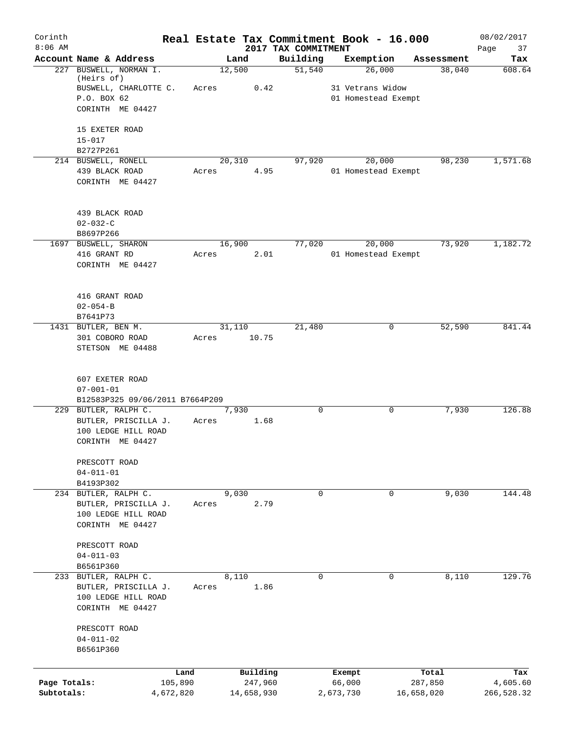Corinth 8:06 AM

# Real Estate Tax Commitment Book - 16.000

## 2017 TAX COMMITMENT

08/02/2017

| Account Name & Address | Land | Building | Exemption | Assessment | Tax |
|---|---|---|---|---|---|
| 227 BUSWELL, NORMAN I. (Heirs of) BUSWELL, CHARLOTTE C. P.O. BOX 62 CORINTH ME 04427<br>15 EXETER ROAD<br>15-017<br>B2727P261 | 12,500<br>Acres 0.42 | 51,540 | 26,000<br>31 Vetrans Widow<br>01 Homestead Exempt | 38,040 | 608.64 |
| 214 BUSWELL, RONELL 439 BLACK ROAD CORINTH ME 04427<br>439 BLACK ROAD<br>02-032-C<br>B8697P266 | 20,310<br>Acres 4.95 | 97,920 | 20,000<br>01 Homestead Exempt | 98,230 | 1,571.68 |
| 1697 BUSWELL, SHARON 416 GRANT RD CORINTH ME 04427<br>416 GRANT ROAD<br>02-054-B<br>B7641P73 | 16,900<br>Acres 2.01 | 77,020 | 20,000<br>01 Homestead Exempt | 73,920 | 1,182.72 |
| 1431 BUTLER, BEN M. 301 COBORO ROAD STETSON ME 04488<br>607 EXETER ROAD<br>07-001-01<br>B12583P325 09/06/2011 B7664P209 | 31,110<br>Acres 10.75 | 21,480 | 0 | 52,590 | 841.44 |
| 229 BUTLER, RALPH C. BUTLER, PRISCILLA J. 100 LEDGE HILL ROAD CORINTH ME 04427<br>PRESCOTT ROAD<br>04-011-01<br>B4193P302 | 7,930<br>Acres 1.68 | 0 | 0 | 7,930 | 126.88 |
| 234 BUTLER, RALPH C. BUTLER, PRISCILLA J. 100 LEDGE HILL ROAD CORINTH ME 04427<br>PRESCOTT ROAD<br>04-011-03<br>B6561P360 | 9,030<br>Acres 2.79 | 0 | 0 | 9,030 | 144.48 |
| 233 BUTLER, RALPH C. BUTLER, PRISCILLA J. 100 LEDGE HILL ROAD CORINTH ME 04427<br>PRESCOTT ROAD<br>04-011-02<br>B6561P360 | 8,110<br>Acres 1.86 | 0 | 0 | 8,110 | 129.76 |

| | Land | Building | Exempt | Total | Tax |
|---|---|---|---|---|---|
| Page Totals: | 105,890 | 247,960 | 66,000 | 287,850 | 4,605.60 |
| Subtotals: | 4,672,820 | 14,658,930 | 2,673,730 | 16,658,020 | 266,528.32 |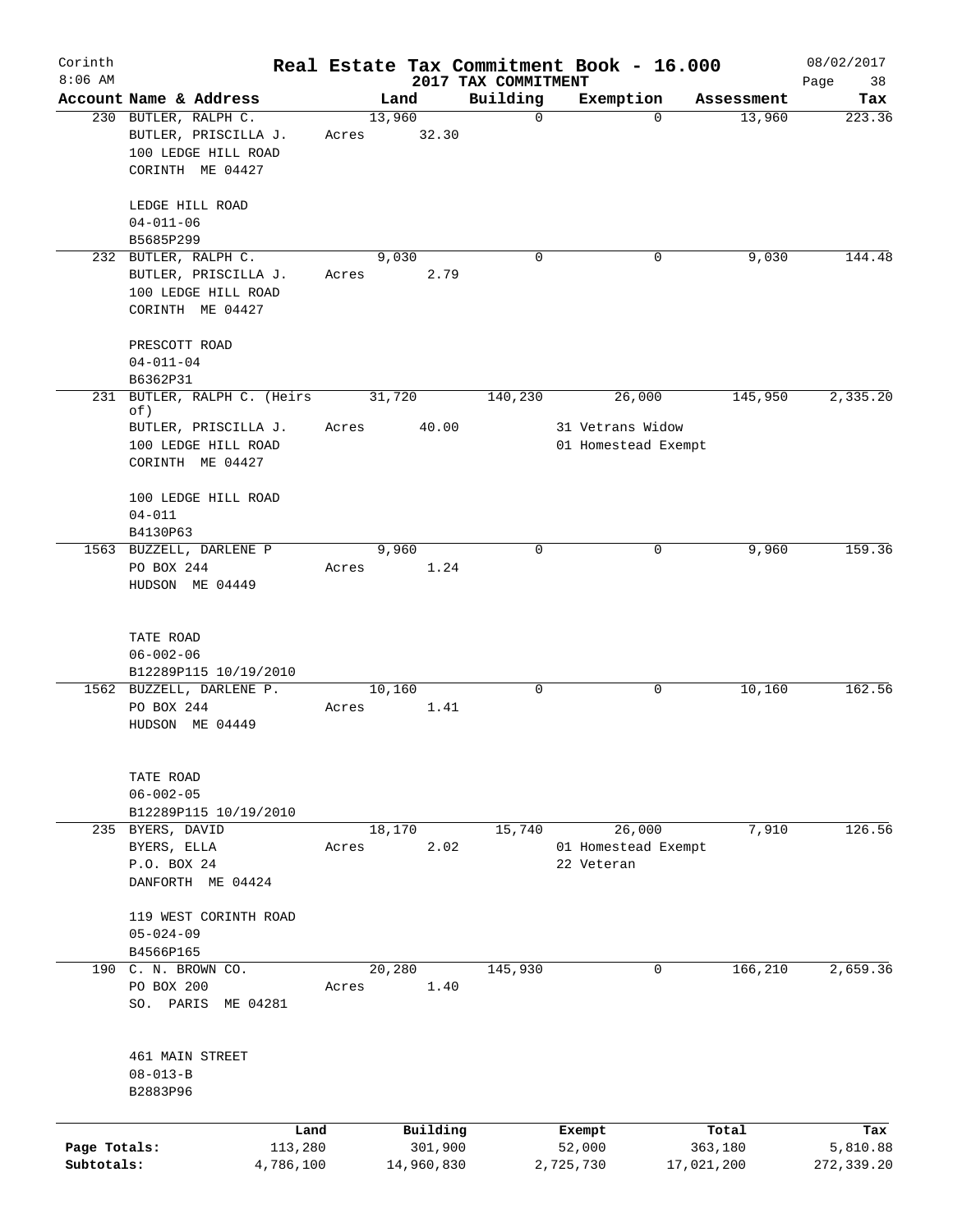# Corinth — Real Estate Tax Commitment Book - 16.000

8:06 AM — 2017 TAX COMMITMENT — 08/02/2017

| Account Name & Address | Land | Building | Exemption | Assessment | Tax |
|---|---|---|---|---|---|
| 230 BUTLER, RALPH C.<br>BUTLER, PRISCILLA J.<br>100 LEDGE HILL ROAD<br>CORINTH ME 04427<br><br>LEDGE HILL ROAD<br>04-011-06<br>B5685P299 | 13,960<br>Acres 32.30 | 0 | 0 | 13,960 | 223.36 |
| 232 BUTLER, RALPH C.<br>BUTLER, PRISCILLA J.<br>100 LEDGE HILL ROAD<br>CORINTH ME 04427<br><br>PRESCOTT ROAD<br>04-011-04<br>B6362P31 | 9,030<br>Acres 2.79 | 0 | 0 | 9,030 | 144.48 |
| 231 BUTLER, RALPH C. (Heirs of)<br>BUTLER, PRISCILLA J.<br>100 LEDGE HILL ROAD<br>CORINTH ME 04427<br><br>100 LEDGE HILL ROAD<br>04-011<br>B4130P63 | 31,720<br>Acres 40.00 | 140,230 | 26,000<br>31 Vetrans Widow<br>01 Homestead Exempt | 145,950 | 2,335.20 |
| 1563 BUZZELL, DARLENE P<br>PO BOX 244<br>HUDSON ME 04449<br><br>TATE ROAD<br>06-002-06<br>B12289P115 10/19/2010 | 9,960<br>Acres 1.24 | 0 | 0 | 9,960 | 159.36 |
| 1562 BUZZELL, DARLENE P.<br>PO BOX 244<br>HUDSON ME 04449<br><br>TATE ROAD<br>06-002-05<br>B12289P115 10/19/2010 | 10,160<br>Acres 1.41 | 0 | 0 | 10,160 | 162.56 |
| 235 BYERS, DAVID<br>BYERS, ELLA<br>P.O. BOX 24<br>DANFORTH ME 04424<br><br>119 WEST CORINTH ROAD<br>05-024-09<br>B4566P165 | 18,170<br>Acres 2.02 | 15,740 | 26,000<br>01 Homestead Exempt<br>22 Veteran | 7,910 | 126.56 |
| 190 C. N. BROWN CO.<br>PO BOX 200<br>SO. PARIS ME 04281<br><br>461 MAIN STREET<br>08-013-B<br>B2883P96 | 20,280<br>Acres 1.40 | 145,930 | 0 | 166,210 | 2,659.36 |

| | Land | Building | Exempt | Total | Tax |
|---|---|---|---|---|---|
| Page Totals: | 113,280 | 301,900 | 52,000 | 363,180 | 5,810.88 |
| Subtotals: | 4,786,100 | 14,960,830 | 2,725,730 | 17,021,200 | 272,339.20 |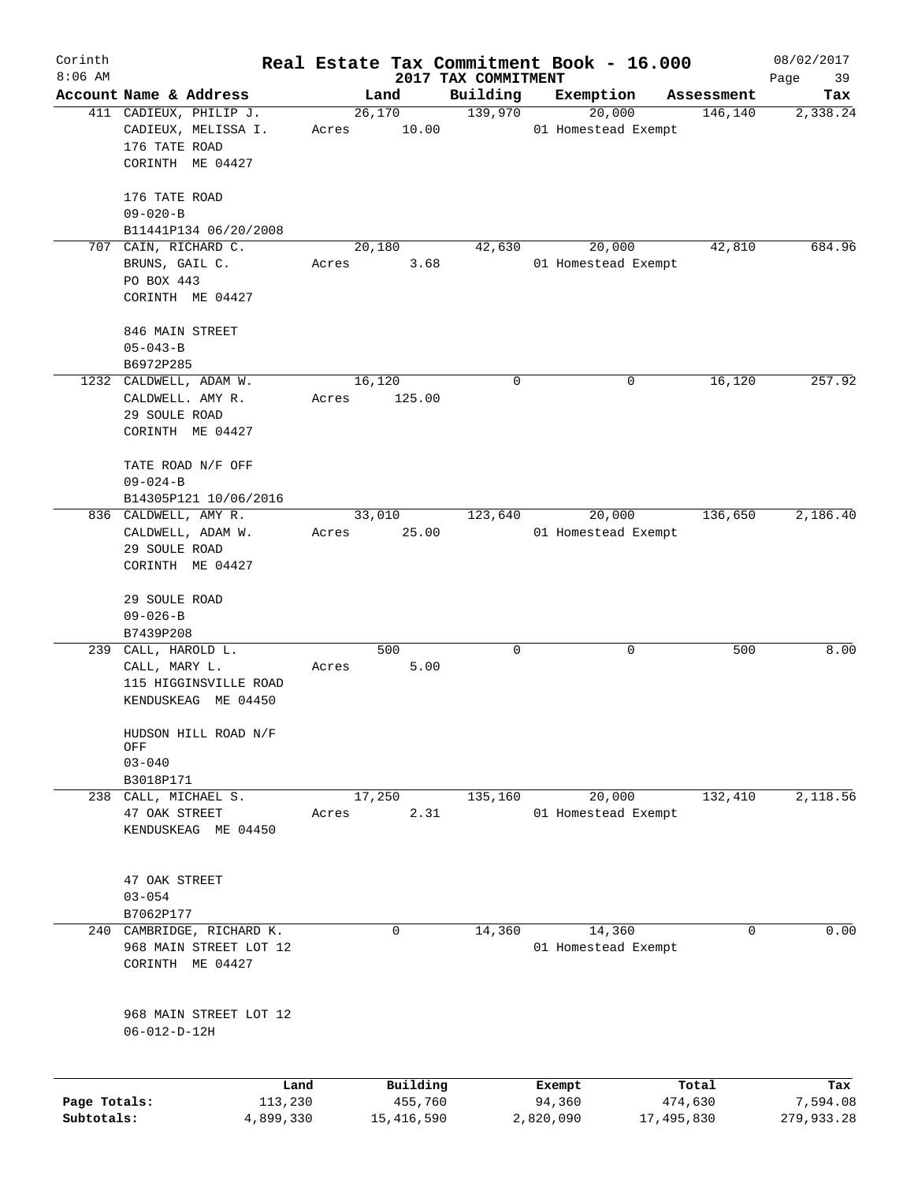Corinth
8:06 AM

# Real Estate Tax Commitment Book - 16.000

## 2017 TAX COMMITMENT

08/02/2017

| Account Name & Address | Land | Building | Exemption | Assessment | Tax |
|---|---|---|---|---|---|
| 411 CADIEUX, PHILIP J.<br>CADIEUX, MELISSA I.<br>176 TATE ROAD<br>CORINTH ME 04427<br><br>176 TATE ROAD<br>09-020-B<br>B11441P134 06/20/2008 | 26,170<br>Acres 10.00 | 139,970 | 20,000<br>01 Homestead Exempt | 146,140 | 2,338.24 |
| 707 CAIN, RICHARD C.<br>BRUNS, GAIL C.<br>PO BOX 443<br>CORINTH ME 04427<br><br>846 MAIN STREET<br>05-043-B<br>B6972P285 | 20,180<br>Acres 3.68 | 42,630 | 20,000<br>01 Homestead Exempt | 42,810 | 684.96 |
| 1232 CALDWELL, ADAM W.<br>CALDWELL. AMY R.<br>29 SOULE ROAD<br>CORINTH ME 04427<br><br>TATE ROAD N/F OFF<br>09-024-B<br>B14305P121 10/06/2016 | 16,120<br>Acres 125.00 | 0 | 0 | 16,120 | 257.92 |
| 836 CALDWELL, AMY R.<br>CALDWELL, ADAM W.<br>29 SOULE ROAD<br>CORINTH ME 04427<br><br>29 SOULE ROAD<br>09-026-B<br>B7439P208 | 33,010<br>Acres 25.00 | 123,640 | 20,000<br>01 Homestead Exempt | 136,650 | 2,186.40 |
| 239 CALL, HAROLD L.<br>CALL, MARY L.<br>115 HIGGINSVILLE ROAD<br>KENDUSKEAG ME 04450<br><br>HUDSON HILL ROAD N/F OFF<br>03-040<br>B3018P171 | 500<br>Acres 5.00 | 0 | 0 | 500 | 8.00 |
| 238 CALL, MICHAEL S.<br>47 OAK STREET<br>KENDUSKEAG ME 04450<br><br>47 OAK STREET<br>03-054<br>B7062P177 | 17,250<br>Acres 2.31 | 135,160 | 20,000<br>01 Homestead Exempt | 132,410 | 2,118.56 |
| 240 CAMBRIDGE, RICHARD K.<br>968 MAIN STREET LOT 12<br>CORINTH ME 04427<br><br>968 MAIN STREET LOT 12<br>06-012-D-12H | 0 | 14,360 | 14,360<br>01 Homestead Exempt | 0 | 0.00 |

| | Land | Building | Exempt | Total | Tax |
|---|---|---|---|---|---|
| Page Totals: | 113,230 | 455,760 | 94,360 | 474,630 | 7,594.08 |
| Subtotals: | 4,899,330 | 15,416,590 | 2,820,090 | 17,495,830 | 279,933.28 |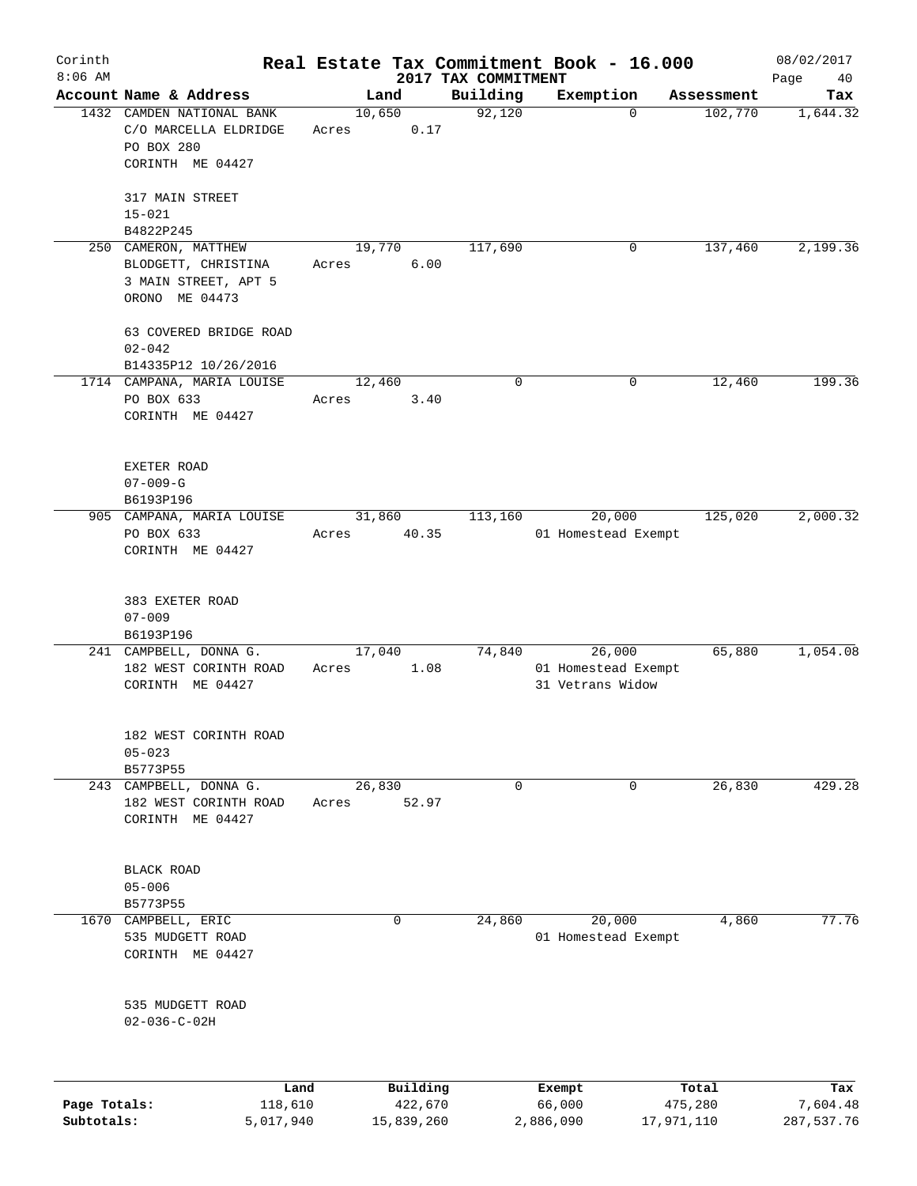Corinth 8:06 AM

# Real Estate Tax Commitment Book - 16.000

## 2017 TAX COMMITMENT

08/02/2017

| Account Name & Address | Land | Building | Exemption | Assessment | Tax |
|---|---|---|---|---|---|
| 1432 CAMDEN NATIONAL BANK<br>C/O MARCELLA ELDRIDGE<br>PO BOX 280<br>CORINTH ME 04427<br><br>317 MAIN STREET<br>15-021<br>B4822P245 | 10,650<br>Acres 0.17 | 92,120 | 0 | 102,770 | 1,644.32 |
| 250 CAMERON, MATTHEW<br>BLODGETT, CHRISTINA<br>3 MAIN STREET, APT 5<br>ORONO ME 04473<br><br>63 COVERED BRIDGE ROAD<br>02-042<br>B14335P12 10/26/2016 | 19,770<br>Acres 6.00 | 117,690 | 0 | 137,460 | 2,199.36 |
| 1714 CAMPANA, MARIA LOUISE<br>PO BOX 633<br>CORINTH ME 04427<br><br>EXETER ROAD<br>07-009-G<br>B6193P196 | 12,460<br>Acres 3.40 | 0 | 0 | 12,460 | 199.36 |
| 905 CAMPANA, MARIA LOUISE<br>PO BOX 633<br>CORINTH ME 04427<br><br>383 EXETER ROAD<br>07-009<br>B6193P196 | 31,860<br>Acres 40.35 | 113,160 | 20,000<br>01 Homestead Exempt | 125,020 | 2,000.32 |
| 241 CAMPBELL, DONNA G.<br>182 WEST CORINTH ROAD<br>CORINTH ME 04427<br><br>182 WEST CORINTH ROAD<br>05-023<br>B5773P55 | 17,040<br>Acres 1.08 | 74,840 | 26,000<br>01 Homestead Exempt<br>31 Vetrans Widow | 65,880 | 1,054.08 |
| 243 CAMPBELL, DONNA G.<br>182 WEST CORINTH ROAD<br>CORINTH ME 04427<br><br>BLACK ROAD<br>05-006<br>B5773P55 | 26,830<br>Acres 52.97 | 0 | 0 | 26,830 | 429.28 |
| 1670 CAMPBELL, ERIC<br>535 MUDGETT ROAD<br>CORINTH ME 04427<br><br>535 MUDGETT ROAD<br>02-036-C-02H | 0 | 24,860 | 20,000<br>01 Homestead Exempt | 4,860 | 77.76 |

| | Land | Building | Exempt | Total | Tax |
|---|---|---|---|---|---|
| Page Totals: | 118,610 | 422,670 | 66,000 | 475,280 | 7,604.48 |
| Subtotals: | 5,017,940 | 15,839,260 | 2,886,090 | 17,971,110 | 287,537.76 |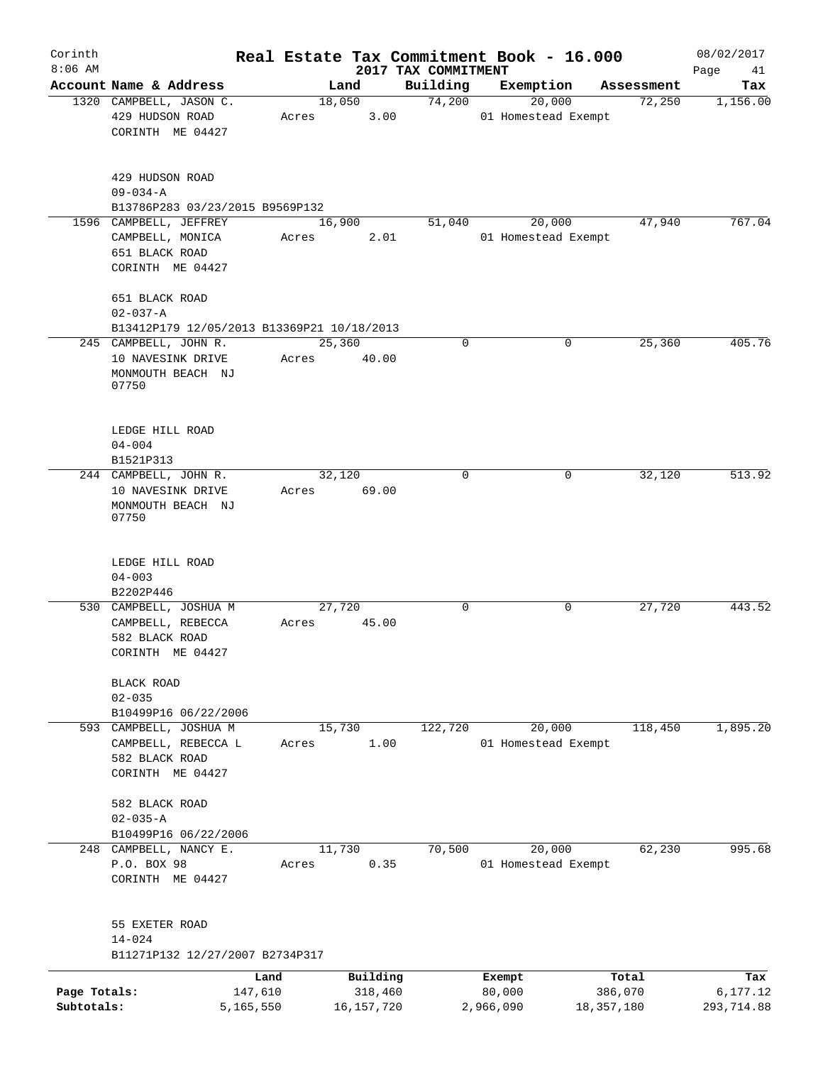# Real Estate Tax Commitment Book - 16.000

Corinth 8:06 AM — 2017 TAX COMMITMENT — 08/02/2017

| Account Name & Address | Land | Building | Exemption | Assessment | Tax |
|---|---|---|---|---|---|
| 1320 CAMPBELL, JASON C.<br>429 HUDSON ROAD<br>CORINTH ME 04427<br><br>429 HUDSON ROAD<br>09-034-A<br>B13786P283 03/23/2015 B9569P132 | 18,050<br>Acres 3.00 | 74,200 | 20,000<br>01 Homestead Exempt | 72,250 | 1,156.00 |
| 1596 CAMPBELL, JEFFREY<br>CAMPBELL, MONICA<br>651 BLACK ROAD<br>CORINTH ME 04427<br><br>651 BLACK ROAD<br>02-037-A<br>B13412P179 12/05/2013 B13369P21 10/18/2013 | 16,900<br>Acres 2.01 | 51,040 | 20,000<br>01 Homestead Exempt | 47,940 | 767.04 |
| 245 CAMPBELL, JOHN R.<br>10 NAVESINK DRIVE<br>MONMOUTH BEACH NJ 07750<br><br>LEDGE HILL ROAD<br>04-004<br>B1521P313 | 25,360<br>Acres 40.00 | 0 | 0 | 25,360 | 405.76 |
| 244 CAMPBELL, JOHN R.<br>10 NAVESINK DRIVE<br>MONMOUTH BEACH NJ 07750<br><br>LEDGE HILL ROAD<br>04-003<br>B2202P446 | 32,120<br>Acres 69.00 | 0 | 0 | 32,120 | 513.92 |
| 530 CAMPBELL, JOSHUA M<br>CAMPBELL, REBECCA<br>582 BLACK ROAD<br>CORINTH ME 04427<br><br>BLACK ROAD<br>02-035<br>B10499P16 06/22/2006 | 27,720<br>Acres 45.00 | 0 | 0 | 27,720 | 443.52 |
| 593 CAMPBELL, JOSHUA M<br>CAMPBELL, REBECCA L<br>582 BLACK ROAD<br>CORINTH ME 04427<br><br>582 BLACK ROAD<br>02-035-A<br>B10499P16 06/22/2006 | 15,730<br>Acres 1.00 | 122,720 | 20,000<br>01 Homestead Exempt | 118,450 | 1,895.20 |
| 248 CAMPBELL, NANCY E.<br>P.O. BOX 98<br>CORINTH ME 04427<br><br>55 EXETER ROAD<br>14-024<br>B11271P132 12/27/2007 B2734P317 | 11,730<br>Acres 0.35 | 70,500 | 20,000<br>01 Homestead Exempt | 62,230 | 995.68 |

| | Land | Building | Exempt | Total | Tax |
|---|---|---|---|---|---|
| Page Totals: | 147,610 | 318,460 | 80,000 | 386,070 | 6,177.12 |
| Subtotals: | 5,165,550 | 16,157,720 | 2,966,090 | 18,357,180 | 293,714.88 |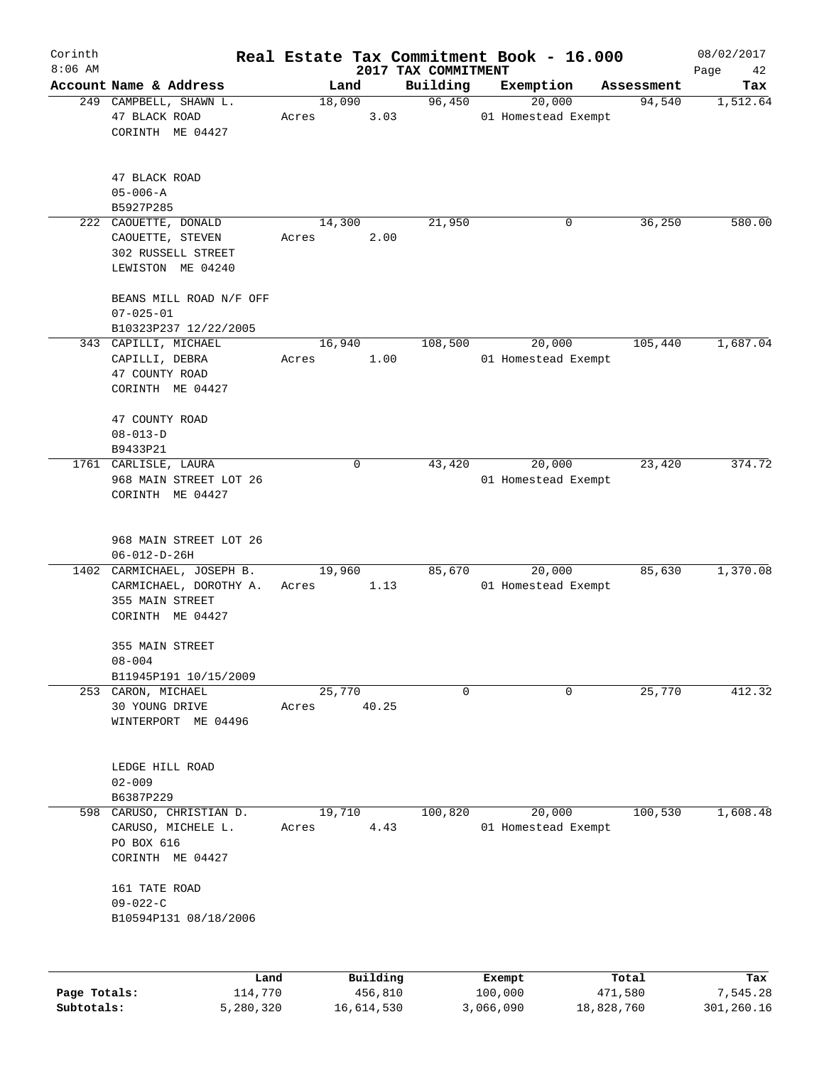Corinth
8:06 AM

# Real Estate Tax Commitment Book - 16.000

2017 TAX COMMITMENT

08/02/2017

| Account Name & Address | Land | Building | Exemption | Assessment | Tax |
|---|---|---|---|---|---|
| 249 CAMPBELL, SHAWN L.<br>47 BLACK ROAD<br>CORINTH ME 04427<br><br>47 BLACK ROAD<br>05-006-A<br>B5927P285 | 18,090<br>Acres 3.03 | 96,450 | 20,000<br>01 Homestead Exempt | 94,540 | 1,512.64 |
| 222 CAOUETTE, DONALD<br>CAOUETTE, STEVEN<br>302 RUSSELL STREET<br>LEWISTON ME 04240<br><br>BEANS MILL ROAD N/F OFF<br>07-025-01<br>B10323P237 12/22/2005 | 14,300<br>Acres 2.00 | 21,950 | 0 | 36,250 | 580.00 |
| 343 CAPILLI, MICHAEL<br>CAPILLI, DEBRA<br>47 COUNTY ROAD<br>CORINTH ME 04427<br><br>47 COUNTY ROAD<br>08-013-D<br>B9433P21 | 16,940<br>Acres 1.00 | 108,500 | 20,000<br>01 Homestead Exempt | 105,440 | 1,687.04 |
| 1761 CARLISLE, LAURA<br>968 MAIN STREET LOT 26<br>CORINTH ME 04427<br><br>968 MAIN STREET LOT 26<br>06-012-D-26H | 0 | 43,420 | 20,000<br>01 Homestead Exempt | 23,420 | 374.72 |
| 1402 CARMICHAEL, JOSEPH B.<br>CARMICHAEL, DOROTHY A.<br>355 MAIN STREET<br>CORINTH ME 04427<br><br>355 MAIN STREET<br>08-004<br>B11945P191 10/15/2009 | 19,960<br>Acres 1.13 | 85,670 | 20,000<br>01 Homestead Exempt | 85,630 | 1,370.08 |
| 253 CARON, MICHAEL<br>30 YOUNG DRIVE<br>WINTERPORT ME 04496<br><br>LEDGE HILL ROAD<br>02-009<br>B6387P229 | 25,770<br>Acres 40.25 | 0 | 0 | 25,770 | 412.32 |
| 598 CARUSO, CHRISTIAN D.<br>CARUSO, MICHELE L.<br>PO BOX 616<br>CORINTH ME 04427<br><br>161 TATE ROAD<br>09-022-C<br>B10594P131 08/18/2006 | 19,710<br>Acres 4.43 | 100,820 | 20,000<br>01 Homestead Exempt | 100,530 | 1,608.48 |

| | Land | Building | Exempt | Total | Tax |
|---|---|---|---|---|---|
| Page Totals: | 114,770 | 456,810 | 100,000 | 471,580 | 7,545.28 |
| Subtotals: | 5,280,320 | 16,614,530 | 3,066,090 | 18,828,760 | 301,260.16 |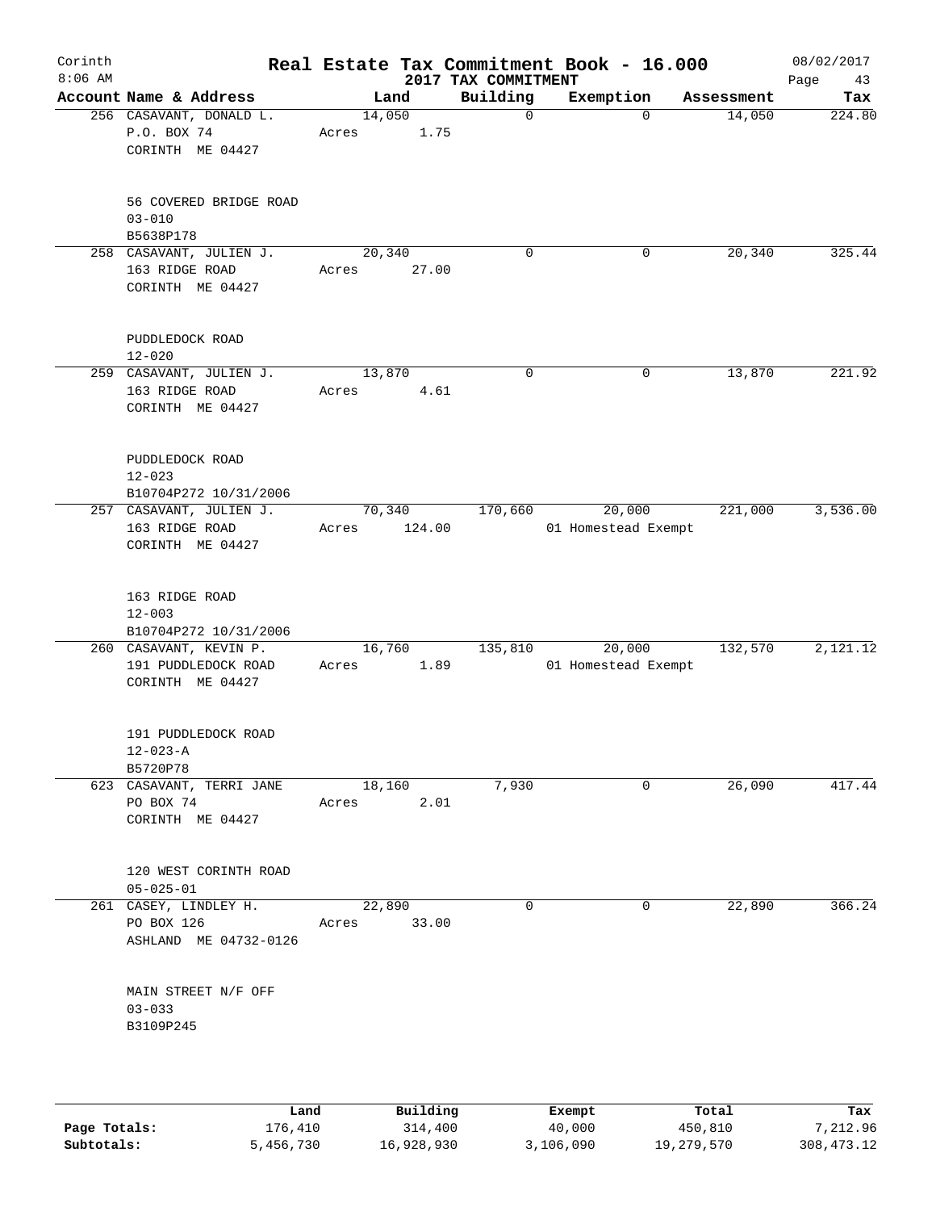Corinth 8:06 AM

# Real Estate Tax Commitment Book - 16.000

## 2017 TAX COMMITMENT

08/02/2017

| Account Name & Address | Land | Building | Exemption | Assessment | Tax |
|---|---|---|---|---|---|
| 256 CASAVANT, DONALD L.<br>P.O. BOX 74<br>CORINTH ME 04427<br><br>56 COVERED BRIDGE ROAD<br>03-010<br>B5638P178 | 14,050<br>Acres 1.75 | 0 | 0 | 14,050 | 224.80 |
| 258 CASAVANT, JULIEN J.<br>163 RIDGE ROAD<br>CORINTH ME 04427<br><br>PUDDLEDOCK ROAD<br>12-020 | 20,340<br>Acres 27.00 | 0 | 0 | 20,340 | 325.44 |
| 259 CASAVANT, JULIEN J.<br>163 RIDGE ROAD<br>CORINTH ME 04427<br><br>PUDDLEDOCK ROAD<br>12-023<br>B10704P272 10/31/2006 | 13,870<br>Acres 4.61 | 0 | 0 | 13,870 | 221.92 |
| 257 CASAVANT, JULIEN J.<br>163 RIDGE ROAD<br>CORINTH ME 04427<br><br>163 RIDGE ROAD<br>12-003<br>B10704P272 10/31/2006 | 70,340<br>Acres 124.00 | 170,660 | 20,000<br>01 Homestead Exempt | 221,000 | 3,536.00 |
| 260 CASAVANT, KEVIN P.<br>191 PUDDLEDOCK ROAD<br>CORINTH ME 04427<br><br>191 PUDDLEDOCK ROAD<br>12-023-A<br>B5720P78 | 16,760<br>Acres 1.89 | 135,810 | 20,000<br>01 Homestead Exempt | 132,570 | 2,121.12 |
| 623 CASAVANT, TERRI JANE<br>PO BOX 74<br>CORINTH ME 04427<br><br>120 WEST CORINTH ROAD<br>05-025-01 | 18,160<br>Acres 2.01 | 7,930 | 0 | 26,090 | 417.44 |
| 261 CASEY, LINDLEY H.<br>PO BOX 126<br>ASHLAND ME 04732-0126<br><br>MAIN STREET N/F OFF<br>03-033<br>B3109P245 | 22,890<br>Acres 33.00 | 0 | 0 | 22,890 | 366.24 |

| | Land | Building | Exempt | Total | Tax |
|---|---|---|---|---|---|
| Page Totals: | 176,410 | 314,400 | 40,000 | 450,810 | 7,212.96 |
| Subtotals: | 5,456,730 | 16,928,930 | 3,106,090 | 19,279,570 | 308,473.12 |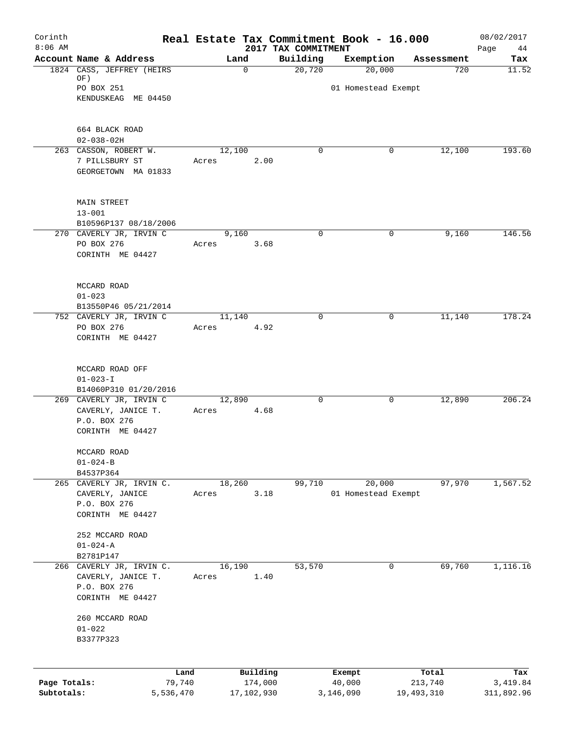Corinth 8:06 AM

# Real Estate Tax Commitment Book - 16.000

2017 TAX COMMITMENT

08/02/2017

| Account | Name & Address | Land | Building | Exemption | Assessment | Tax |
|---|---|---|---|---|---|---|
| 1824 | CASS, JEFFREY (HEIRS OF)<br>PO BOX 251<br>KENDUSKEAG ME 04450<br><br>664 BLACK ROAD<br>02-038-02H | 0 | 20,720 | 20,000<br>01 Homestead Exempt | 720 | 11.52 |
| 263 | CASSON, ROBERT W.<br>7 PILLSBURY ST<br>GEORGETOWN MA 01833<br><br>MAIN STREET<br>13-001<br>B10596P137 08/18/2006 | 12,100<br>Acres 2.00 | 0 | 0 | 12,100 | 193.60 |
| 270 | CAVERLY JR, IRVIN C<br>PO BOX 276<br>CORINTH ME 04427<br><br>MCCARD ROAD<br>01-023<br>B13550P46 05/21/2014 | 9,160<br>Acres 3.68 | 0 | 0 | 9,160 | 146.56 |
| 752 | CAVERLY JR, IRVIN C<br>PO BOX 276<br>CORINTH ME 04427<br><br>MCCARD ROAD OFF<br>01-023-I<br>B14060P310 01/20/2016 | 11,140<br>Acres 4.92 | 0 | 0 | 11,140 | 178.24 |
| 269 | CAVERLY JR, IRVIN C<br>CAVERLY, JANICE T.<br>P.O. BOX 276<br>CORINTH ME 04427<br><br>MCCARD ROAD<br>01-024-B<br>B4537P364 | 12,890<br>Acres 4.68 | 0 | 0 | 12,890 | 206.24 |
| 265 | CAVERLY JR, IRVIN C.<br>CAVERLY, JANICE<br>P.O. BOX 276<br>CORINTH ME 04427<br><br>252 MCCARD ROAD<br>01-024-A<br>B2781P147 | 18,260<br>Acres 3.18 | 99,710 | 20,000<br>01 Homestead Exempt | 97,970 | 1,567.52 |
| 266 | CAVERLY JR, IRVIN C.<br>CAVERLY, JANICE T.<br>P.O. BOX 276<br>CORINTH ME 04427<br><br>260 MCCARD ROAD<br>01-022<br>B3377P323 | 16,190<br>Acres 1.40 | 53,570 | 0 | 69,760 | 1,116.16 |

| | Land | Building | Exempt | Total | Tax |
|---|---|---|---|---|---|
| Page Totals: | 79,740 | 174,000 | 40,000 | 213,740 | 3,419.84 |
| Subtotals: | 5,536,470 | 17,102,930 | 3,146,090 | 19,493,310 | 311,892.96 |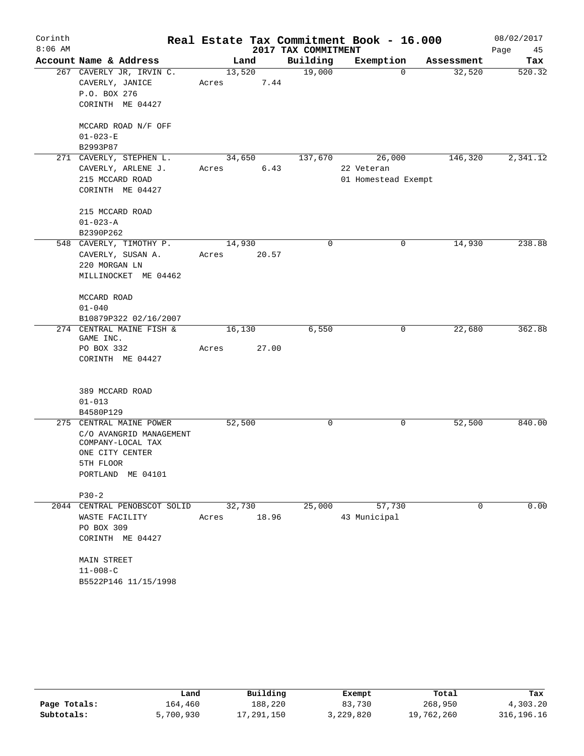# Real Estate Tax Commitment Book - 16.000

Corinth
8:06 AM

2017 TAX COMMITMENT

08/02/2017

| Account Name & Address | Land | Building | Exemption | Assessment | Tax |
|---|---|---|---|---|---|
| 267 CAVERLY JR, IRVIN C.<br>CAVERLY, JANICE<br>P.O. BOX 276<br>CORINTH ME 04427<br><br>MCCARD ROAD N/F OFF<br>01-023-E<br>B2993P87 | 13,520<br>Acres 7.44 | 19,000 | 0 | 32,520 | 520.32 |
| 271 CAVERLY, STEPHEN L.<br>CAVERLY, ARLENE J.<br>215 MCCARD ROAD<br>CORINTH ME 04427<br><br>215 MCCARD ROAD<br>01-023-A<br>B2390P262 | 34,650<br>Acres 6.43 | 137,670 | 26,000<br>22 Veteran<br>01 Homestead Exempt | 146,320 | 2,341.12 |
| 548 CAVERLY, TIMOTHY P.<br>CAVERLY, SUSAN A.<br>220 MORGAN LN<br>MILLINOCKET ME 04462<br><br>MCCARD ROAD<br>01-040<br>B10879P322 02/16/2007 | 14,930<br>Acres 20.57 | 0 | 0 | 14,930 | 238.88 |
| 274 CENTRAL MAINE FISH & GAME INC.<br>PO BOX 332<br>CORINTH ME 04427<br><br>389 MCCARD ROAD<br>01-013<br>B4580P129 | 16,130<br>Acres 27.00 | 6,550 | 0 | 22,680 | 362.88 |
| 275 CENTRAL MAINE POWER<br>C/O AVANGRID MANAGEMENT COMPANY-LOCAL TAX<br>ONE CITY CENTER<br>5TH FLOOR<br>PORTLAND ME 04101<br><br>P30-2 | 52,500 | 0 | 0 | 52,500 | 840.00 |
| 2044 CENTRAL PENOBSCOT SOLID WASTE FACILITY<br>PO BOX 309<br>CORINTH ME 04427<br><br>MAIN STREET<br>11-008-C<br>B5522P146 11/15/1998 | 32,730<br>Acres 18.96 | 25,000 | 57,730<br>43 Municipal | 0 | 0.00 |

| | Land | Building | Exempt | Total | Tax |
|---|---|---|---|---|---|
| Page Totals: | 164,460 | 188,220 | 83,730 | 268,950 | 4,303.20 |
| Subtotals: | 5,700,930 | 17,291,150 | 3,229,820 | 19,762,260 | 316,196.16 |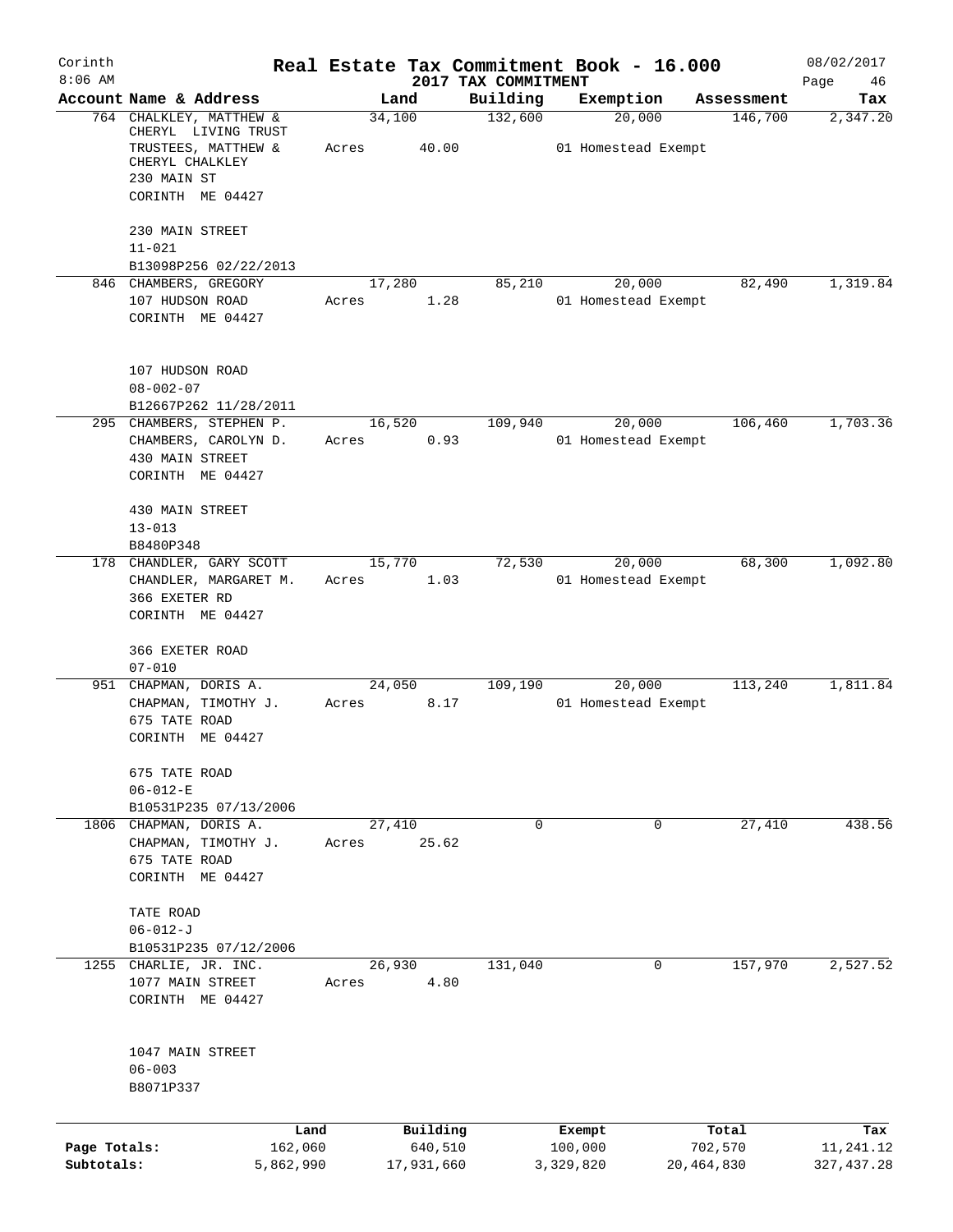# Real Estate Tax Commitment Book - 16.000

Corinth 8:06 AM — 2017 TAX COMMITMENT — 08/02/2017

| Account Name & Address | Land | Building | Exemption | Assessment | Tax |
|---|---|---|---|---|---|
| 764 CHALKLEY, MATTHEW & CHERYL LIVING TRUST<br>TRUSTEES, MATTHEW & CHERYL CHALKLEY<br>230 MAIN ST<br>CORINTH ME 04427<br><br>230 MAIN STREET<br>11-021<br>B13098P256 02/22/2013 | 34,100<br>Acres 40.00 | 132,600 | 20,000<br>01 Homestead Exempt | 146,700 | 2,347.20 |
| 846 CHAMBERS, GREGORY<br>107 HUDSON ROAD<br>CORINTH ME 04427<br><br>107 HUDSON ROAD<br>08-002-07<br>B12667P262 11/28/2011 | 17,280<br>Acres 1.28 | 85,210 | 20,000<br>01 Homestead Exempt | 82,490 | 1,319.84 |
| 295 CHAMBERS, STEPHEN P.<br>CHAMBERS, CAROLYN D.<br>430 MAIN STREET<br>CORINTH ME 04427<br><br>430 MAIN STREET<br>13-013<br>B8480P348 | 16,520<br>Acres 0.93 | 109,940 | 20,000<br>01 Homestead Exempt | 106,460 | 1,703.36 |
| 178 CHANDLER, GARY SCOTT<br>CHANDLER, MARGARET M.<br>366 EXETER RD<br>CORINTH ME 04427<br><br>366 EXETER ROAD<br>07-010 | 15,770<br>Acres 1.03 | 72,530 | 20,000<br>01 Homestead Exempt | 68,300 | 1,092.80 |
| 951 CHAPMAN, DORIS A.<br>CHAPMAN, TIMOTHY J.<br>675 TATE ROAD<br>CORINTH ME 04427<br><br>675 TATE ROAD<br>06-012-E<br>B10531P235 07/13/2006 | 24,050<br>Acres 8.17 | 109,190 | 20,000<br>01 Homestead Exempt | 113,240 | 1,811.84 |
| 1806 CHAPMAN, DORIS A.<br>CHAPMAN, TIMOTHY J.<br>675 TATE ROAD<br>CORINTH ME 04427<br><br>TATE ROAD<br>06-012-J<br>B10531P235 07/12/2006 | 27,410<br>Acres 25.62 | 0 | 0 | 27,410 | 438.56 |
| 1255 CHARLIE, JR. INC.<br>1077 MAIN STREET<br>CORINTH ME 04427<br><br>1047 MAIN STREET<br>06-003<br>B8071P337 | 26,930<br>Acres 4.80 | 131,040 | 0 | 157,970 | 2,527.52 |

| | Land | Building | Exempt | Total | Tax |
|---|---|---|---|---|---|
| Page Totals: | 162,060 | 640,510 | 100,000 | 702,570 | 11,241.12 |
| Subtotals: | 5,862,990 | 17,931,660 | 3,329,820 | 20,464,830 | 327,437.28 |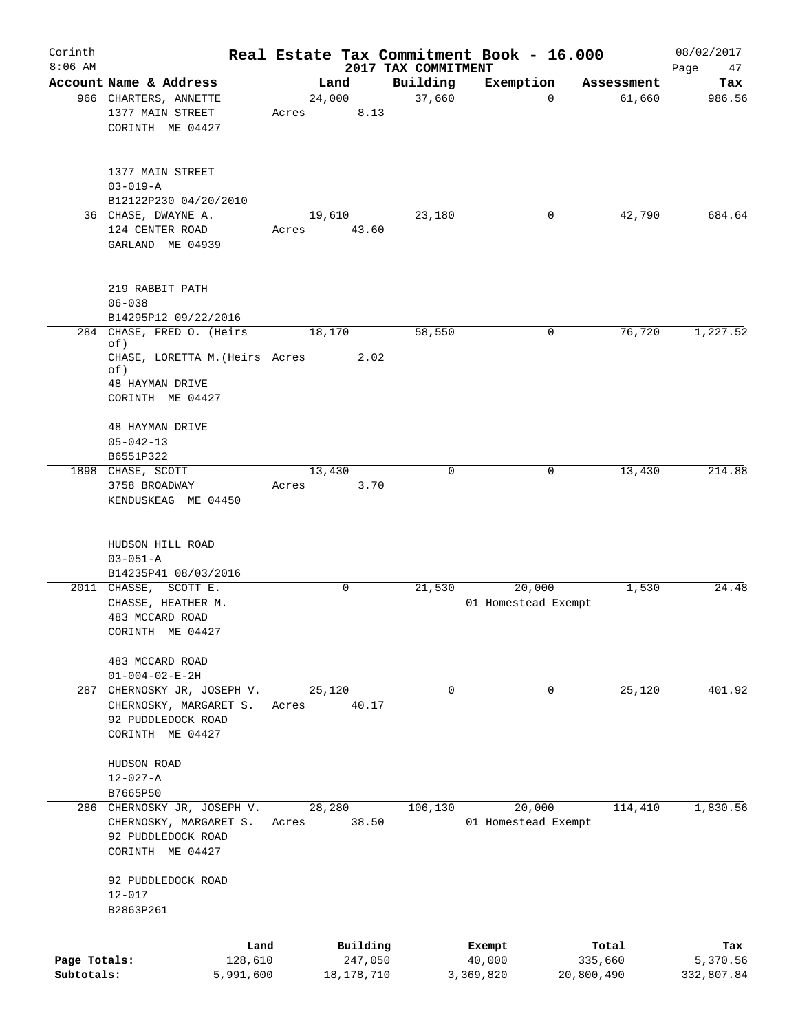# Real Estate Tax Commitment Book - 16.000

Corinth
8:06 AM

2017 TAX COMMITMENT

08/02/2017

| Account Name & Address | Land | Building | Exemption | Assessment | Tax |
|---|---|---|---|---|---|
| 966 CHARTERS, ANNETTE<br>1377 MAIN STREET<br>CORINTH ME 04427<br><br>1377 MAIN STREET<br>03-019-A<br>B12122P230 04/20/2010 | 24,000<br>Acres 8.13 | 37,660 | 0 | 61,660 | 986.56 |
| 36 CHASE, DWAYNE A.<br>124 CENTER ROAD<br>GARLAND ME 04939<br><br>219 RABBIT PATH<br>06-038<br>B14295P12 09/22/2016 | 19,610<br>Acres 43.60 | 23,180 | 0 | 42,790 | 684.64 |
| 284 CHASE, FRED O. (Heirs of)<br>CHASE, LORETTA M.(Heirs of)<br>48 HAYMAN DRIVE<br>CORINTH ME 04427<br><br>48 HAYMAN DRIVE<br>05-042-13<br>B6551P322 | 18,170<br>Acres 2.02 | 58,550 | 0 | 76,720 | 1,227.52 |
| 1898 CHASE, SCOTT<br>3758 BROADWAY<br>KENDUSKEAG ME 04450<br><br>HUDSON HILL ROAD<br>03-051-A<br>B14235P41 08/03/2016 | 13,430<br>Acres 3.70 | 0 | 0 | 13,430 | 214.88 |
| 2011 CHASSE, SCOTT E.<br>CHASSE, HEATHER M.<br>483 MCCARD ROAD<br>CORINTH ME 04427<br><br>483 MCCARD ROAD<br>01-004-02-E-2H | 0 | 21,530 | 20,000<br>01 Homestead Exempt | 1,530 | 24.48 |
| 287 CHERNOSKY JR, JOSEPH V.<br>CHERNOSKY, MARGARET S.<br>92 PUDDLEDOCK ROAD<br>CORINTH ME 04427<br><br>HUDSON ROAD<br>12-027-A<br>B7665P50 | 25,120<br>Acres 40.17 | 0 | 0 | 25,120 | 401.92 |
| 286 CHERNOSKY JR, JOSEPH V.<br>CHERNOSKY, MARGARET S.<br>92 PUDDLEDOCK ROAD<br>CORINTH ME 04427<br><br>92 PUDDLEDOCK ROAD<br>12-017<br>B2863P261 | 28,280<br>Acres 38.50 | 106,130 | 20,000<br>01 Homestead Exempt | 114,410 | 1,830.56 |

| | Land | Building | Exempt | Total | Tax |
|---|---|---|---|---|---|
| Page Totals: | 128,610 | 247,050 | 40,000 | 335,660 | 5,370.56 |
| Subtotals: | 5,991,600 | 18,178,710 | 3,369,820 | 20,800,490 | 332,807.84 |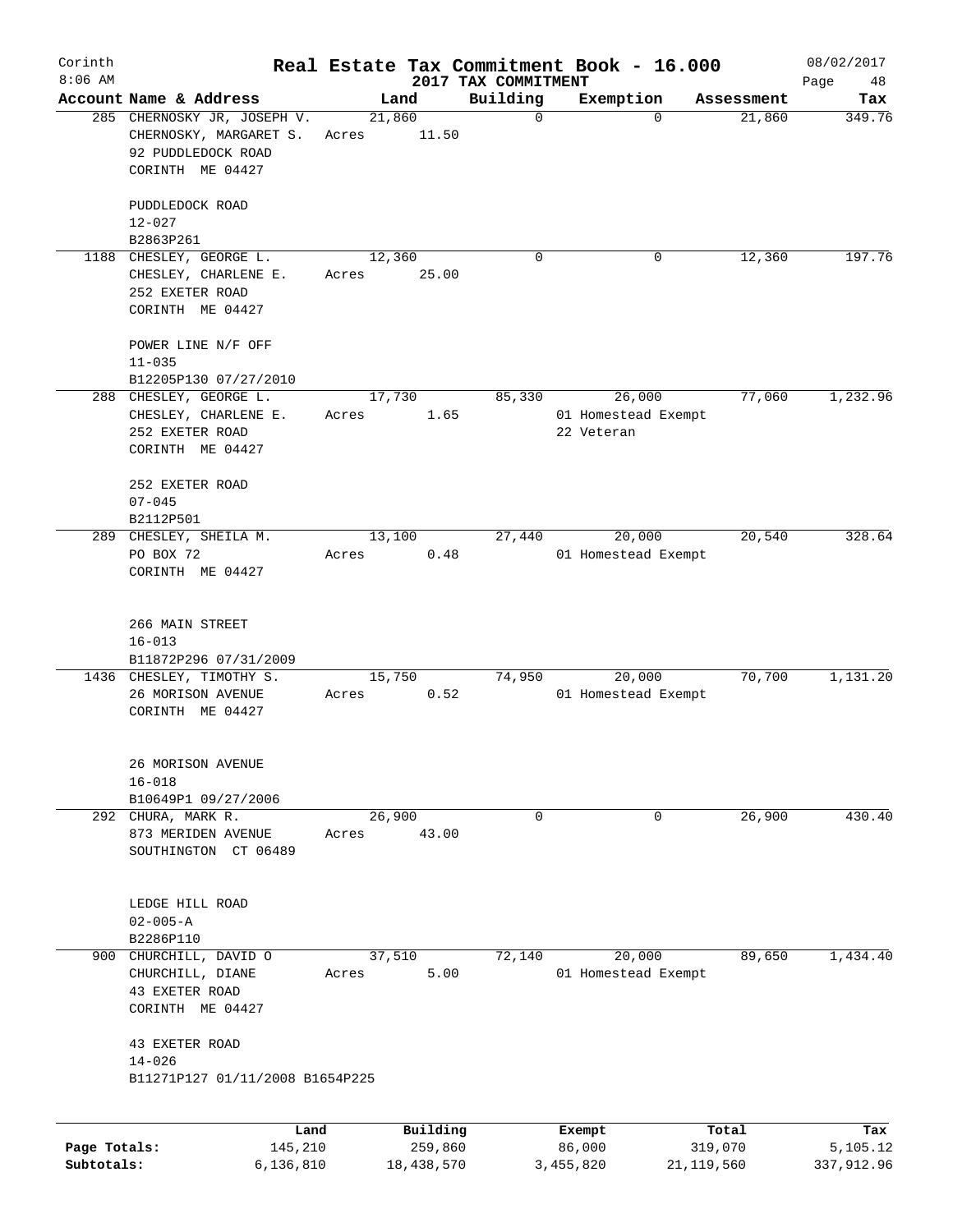# Real Estate Tax Commitment Book - 16.000

Corinth
8:06 AM

2017 TAX COMMITMENT

08/02/2017

| Account | Name & Address | Land | Building | Exemption | Assessment | Tax |
|---|---|---|---|---|---|---|
| 285 | CHERNOSKY JR, JOSEPH V.<br>CHERNOSKY, MARGARET S.<br>92 PUDDLEDOCK ROAD<br>CORINTH ME 04427<br><br>PUDDLEDOCK ROAD<br>12-027<br>B2863P261 | 21,860<br>Acres 11.50 | 0 | 0 | 21,860 | 349.76 |
| 1188 | CHESLEY, GEORGE L.<br>CHESLEY, CHARLENE E.<br>252 EXETER ROAD<br>CORINTH ME 04427<br><br>POWER LINE N/F OFF<br>11-035<br>B12205P130 07/27/2010 | 12,360<br>Acres 25.00 | 0 | 0 | 12,360 | 197.76 |
| 288 | CHESLEY, GEORGE L.<br>CHESLEY, CHARLENE E.<br>252 EXETER ROAD<br>CORINTH ME 04427<br><br>252 EXETER ROAD<br>07-045<br>B2112P501 | 17,730<br>Acres 1.65 | 85,330 | 26,000<br>01 Homestead Exempt<br>22 Veteran | 77,060 | 1,232.96 |
| 289 | CHESLEY, SHEILA M.<br>PO BOX 72<br>CORINTH ME 04427<br><br>266 MAIN STREET<br>16-013<br>B11872P296 07/31/2009 | 13,100<br>Acres 0.48 | 27,440 | 20,000<br>01 Homestead Exempt | 20,540 | 328.64 |
| 1436 | CHESLEY, TIMOTHY S.<br>26 MORISON AVENUE<br>CORINTH ME 04427<br><br>26 MORISON AVENUE<br>16-018<br>B10649P1 09/27/2006 | 15,750<br>Acres 0.52 | 74,950 | 20,000<br>01 Homestead Exempt | 70,700 | 1,131.20 |
| 292 | CHURA, MARK R.<br>873 MERIDEN AVENUE<br>SOUTHINGTON CT 06489<br><br>LEDGE HILL ROAD<br>02-005-A<br>B2286P110 | 26,900<br>Acres 43.00 | 0 | 0 | 26,900 | 430.40 |
| 900 | CHURCHILL, DAVID O<br>CHURCHILL, DIANE<br>43 EXETER ROAD<br>CORINTH ME 04427<br><br>43 EXETER ROAD<br>14-026<br>B11271P127 01/11/2008 B1654P225 | 37,510<br>Acres 5.00 | 72,140 | 20,000<br>01 Homestead Exempt | 89,650 | 1,434.40 |

| | Land | Building | Exempt | Total | Tax |
|---|---|---|---|---|---|
| Page Totals: | 145,210 | 259,860 | 86,000 | 319,070 | 5,105.12 |
| Subtotals: | 6,136,810 | 18,438,570 | 3,455,820 | 21,119,560 | 337,912.96 |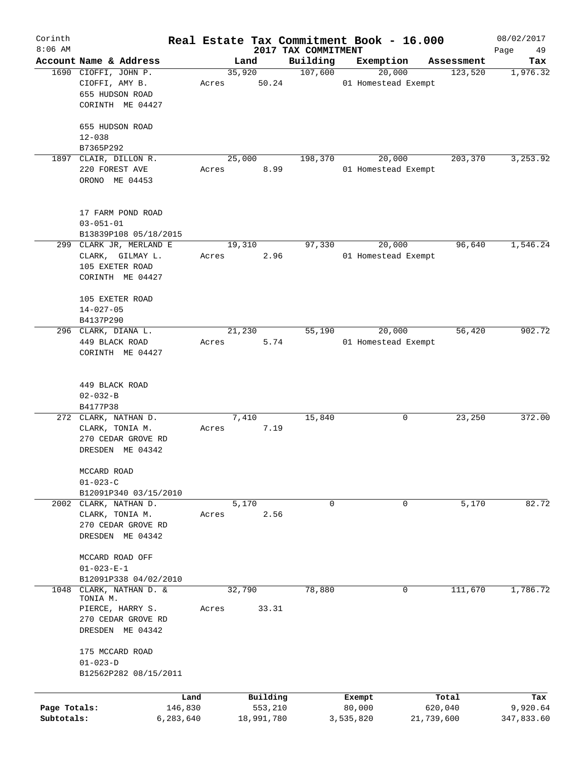Corinth
8:06 AM

# Real Estate Tax Commitment Book - 16.000

2017 TAX COMMITMENT

08/02/2017

| Account | Name & Address | Land | Building | Exemption | Assessment | Tax |
|---|---|---|---|---|---|---|
| 1690 | CIOFFI, JOHN P.<br>CIOFFI, AMY B.<br>655 HUDSON ROAD<br>CORINTH ME 04427<br><br>655 HUDSON ROAD<br>12-038<br>B7365P292 | 35,920<br>Acres 50.24 | 107,600 | 20,000<br>01 Homestead Exempt | 123,520 | 1,976.32 |
| 1897 | CLAIR, DILLON R.<br>220 FOREST AVE<br>ORONO ME 04453<br><br>17 FARM POND ROAD<br>03-051-01<br>B13839P108 05/18/2015 | 25,000<br>Acres 8.99 | 198,370 | 20,000<br>01 Homestead Exempt | 203,370 | 3,253.92 |
| 299 | CLARK JR, MERLAND E<br>CLARK, GILMAY L.<br>105 EXETER ROAD<br>CORINTH ME 04427<br><br>105 EXETER ROAD<br>14-027-05<br>B4137P290 | 19,310<br>Acres 2.96 | 97,330 | 20,000<br>01 Homestead Exempt | 96,640 | 1,546.24 |
| 296 | CLARK, DIANA L.<br>449 BLACK ROAD<br>CORINTH ME 04427<br><br>449 BLACK ROAD<br>02-032-B<br>B4177P38 | 21,230<br>Acres 5.74 | 55,190 | 20,000<br>01 Homestead Exempt | 56,420 | 902.72 |
| 272 | CLARK, NATHAN D.<br>CLARK, TONIA M.<br>270 CEDAR GROVE RD<br>DRESDEN ME 04342<br><br>MCCARD ROAD<br>01-023-C<br>B12091P340 03/15/2010 | 7,410<br>Acres 7.19 | 15,840 | 0 | 23,250 | 372.00 |
| 2002 | CLARK, NATHAN D.<br>CLARK, TONIA M.<br>270 CEDAR GROVE RD<br>DRESDEN ME 04342<br><br>MCCARD ROAD OFF<br>01-023-E-1<br>B12091P338 04/02/2010 | 5,170<br>Acres 2.56 | 0 | 0 | 5,170 | 82.72 |
| 1048 | CLARK, NATHAN D. & TONIA M.<br>PIERCE, HARRY S.<br>270 CEDAR GROVE RD<br>DRESDEN ME 04342<br><br>175 MCCARD ROAD<br>01-023-D<br>B12562P282 08/15/2011 | 32,790<br>Acres 33.31 | 78,880 | 0 | 111,670 | 1,786.72 |

| | Land | Building | Exempt | Total | Tax |
|---|---|---|---|---|---|
| Page Totals: | 146,830 | 553,210 | 80,000 | 620,040 | 9,920.64 |
| Subtotals: | 6,283,640 | 18,991,780 | 3,535,820 | 21,739,600 | 347,833.60 |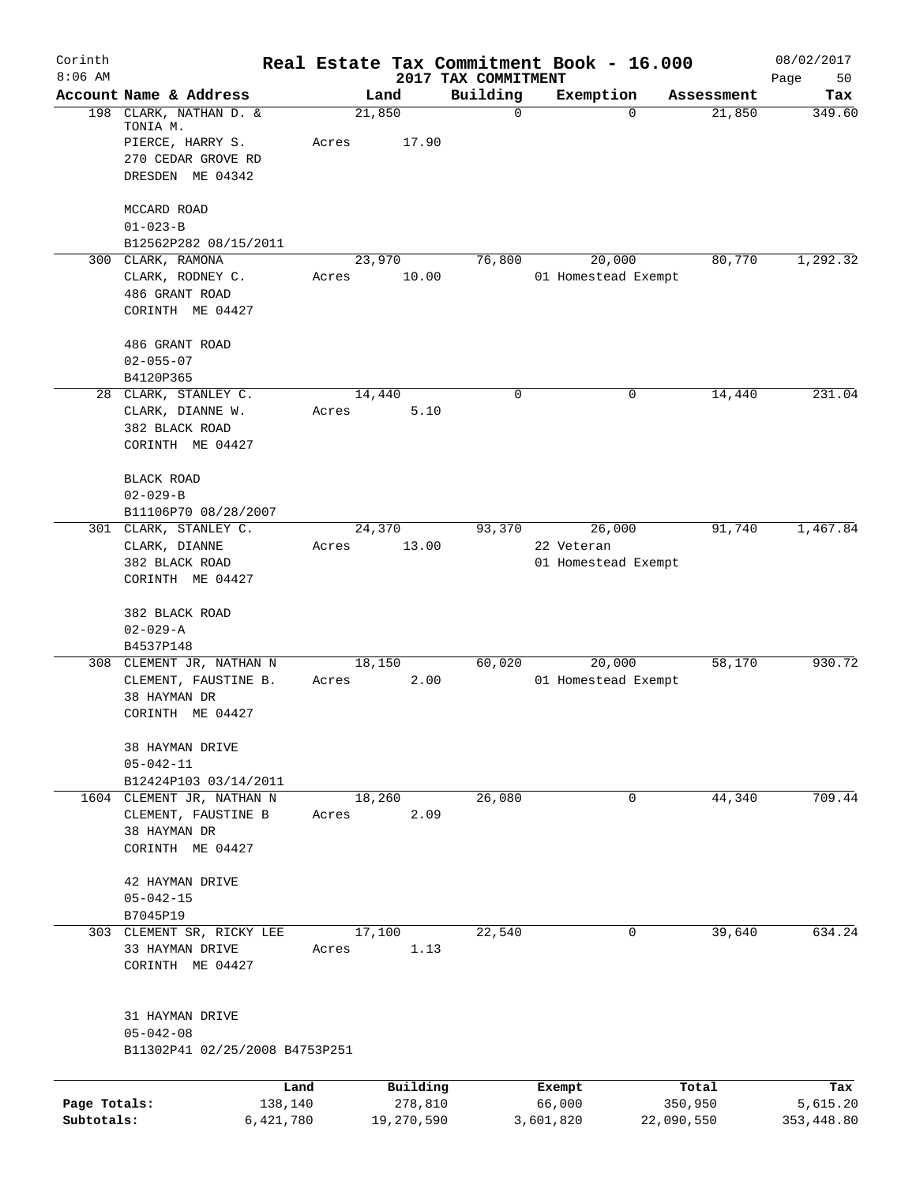Corinth
8:06 AM

# Real Estate Tax Commitment Book - 16.000

2017 TAX COMMITMENT

08/02/2017

| Account | Name & Address | Land | Building | Exemption | Assessment | Tax |
|---|---|---|---|---|---|---|
| 198 | CLARK, NATHAN D. & TONIA M.<br>PIERCE, HARRY S.<br>270 CEDAR GROVE RD<br>DRESDEN ME 04342<br><br>MCCARD ROAD<br>01-023-B<br>B12562P282 08/15/2011 | 21,850<br>Acres 17.90 | 0 | 0 | 21,850 | 349.60 |
| 300 | CLARK, RAMONA<br>CLARK, RODNEY C.<br>486 GRANT ROAD<br>CORINTH ME 04427<br><br>486 GRANT ROAD<br>02-055-07<br>B4120P365 | 23,970<br>Acres 10.00 | 76,800 | 20,000<br>01 Homestead Exempt | 80,770 | 1,292.32 |
| 28 | CLARK, STANLEY C.<br>CLARK, DIANNE W.<br>382 BLACK ROAD<br>CORINTH ME 04427<br><br>BLACK ROAD<br>02-029-B<br>B11106P70 08/28/2007 | 14,440<br>Acres 5.10 | 0 | 0 | 14,440 | 231.04 |
| 301 | CLARK, STANLEY C.<br>CLARK, DIANNE<br>382 BLACK ROAD<br>CORINTH ME 04427<br><br>382 BLACK ROAD<br>02-029-A<br>B4537P148 | 24,370<br>Acres 13.00 | 93,370 | 26,000<br>22 Veteran<br>01 Homestead Exempt | 91,740 | 1,467.84 |
| 308 | CLEMENT JR, NATHAN N<br>CLEMENT, FAUSTINE B.<br>38 HAYMAN DR<br>CORINTH ME 04427<br><br>38 HAYMAN DRIVE<br>05-042-11<br>B12424P103 03/14/2011 | 18,150<br>Acres 2.00 | 60,020 | 20,000<br>01 Homestead Exempt | 58,170 | 930.72 |
| 1604 | CLEMENT JR, NATHAN N<br>CLEMENT, FAUSTINE B<br>38 HAYMAN DR<br>CORINTH ME 04427<br><br>42 HAYMAN DRIVE<br>05-042-15<br>B7045P19 | 18,260<br>Acres 2.09 | 26,080 | 0 | 44,340 | 709.44 |
| 303 | CLEMENT SR, RICKY LEE<br>33 HAYMAN DRIVE<br>CORINTH ME 04427<br><br>31 HAYMAN DRIVE<br>05-042-08<br>B11302P41 02/25/2008 B4753P251 | 17,100<br>Acres 1.13 | 22,540 | 0 | 39,640 | 634.24 |

| | Land | Building | Exempt | Total | Tax |
|---|---|---|---|---|---|
| Page Totals: | 138,140 | 278,810 | 66,000 | 350,950 | 5,615.20 |
| Subtotals: | 6,421,780 | 19,270,590 | 3,601,820 | 22,090,550 | 353,448.80 |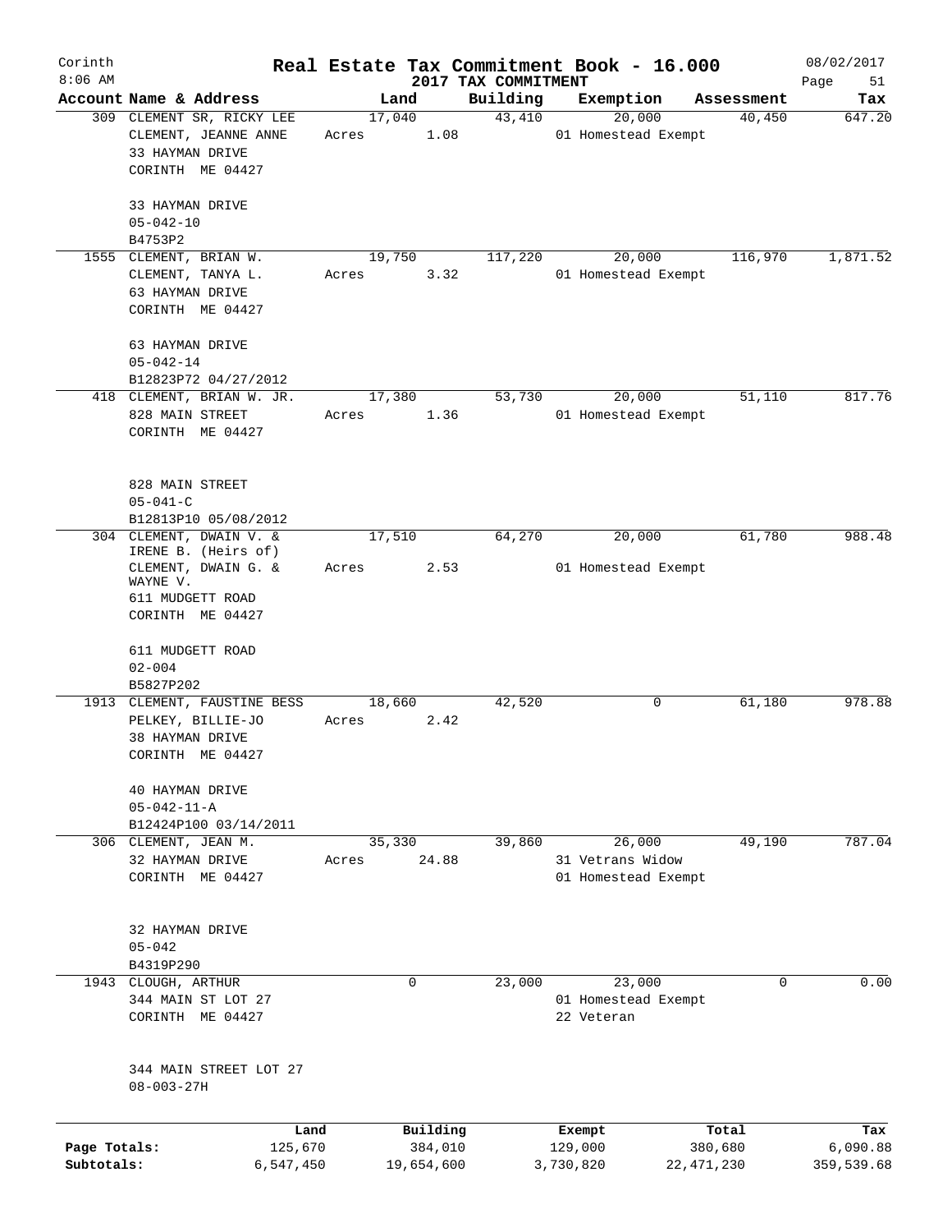Corinth 8:06 AM

# Real Estate Tax Commitment Book - 16.000

2017 TAX COMMITMENT

08/02/2017

| Account Name & Address | Land | Building | Exemption | Assessment | Tax |
|---|---|---|---|---|---|
| 309 CLEMENT SR, RICKY LEE<br>CLEMENT, JEANNE ANNE<br>33 HAYMAN DRIVE<br>CORINTH ME 04427<br><br>33 HAYMAN DRIVE<br>05-042-10<br>B4753P2 | 17,040<br>Acres 1.08 | 43,410 | 20,000<br>01 Homestead Exempt | 40,450 | 647.20 |
| 1555 CLEMENT, BRIAN W.<br>CLEMENT, TANYA L.<br>63 HAYMAN DRIVE<br>CORINTH ME 04427<br><br>63 HAYMAN DRIVE<br>05-042-14<br>B12823P72 04/27/2012 | 19,750<br>Acres 3.32 | 117,220 | 20,000<br>01 Homestead Exempt | 116,970 | 1,871.52 |
| 418 CLEMENT, BRIAN W. JR.<br>828 MAIN STREET<br>CORINTH ME 04427<br><br>828 MAIN STREET<br>05-041-C<br>B12813P10 05/08/2012 | 17,380<br>Acres 1.36 | 53,730 | 20,000<br>01 Homestead Exempt | 51,110 | 817.76 |
| 304 CLEMENT, DWAIN V. &<br>IRENE B. (Heirs of)<br>CLEMENT, DWAIN G. &<br>WAYNE V.<br>611 MUDGETT ROAD<br>CORINTH ME 04427<br><br>611 MUDGETT ROAD<br>02-004<br>B5827P202 | 17,510<br>Acres 2.53 | 64,270 | 20,000<br>01 Homestead Exempt | 61,780 | 988.48 |
| 1913 CLEMENT, FAUSTINE BESS<br>PELKEY, BILLIE-JO<br>38 HAYMAN DRIVE<br>CORINTH ME 04427<br><br>40 HAYMAN DRIVE<br>05-042-11-A<br>B12424P100 03/14/2011 | 18,660<br>Acres 2.42 | 42,520 | 0 | 61,180 | 978.88 |
| 306 CLEMENT, JEAN M.<br>32 HAYMAN DRIVE<br>CORINTH ME 04427<br><br>32 HAYMAN DRIVE<br>05-042<br>B4319P290 | 35,330<br>Acres 24.88 | 39,860 | 26,000<br>31 Vetrans Widow<br>01 Homestead Exempt | 49,190 | 787.04 |
| 1943 CLOUGH, ARTHUR<br>344 MAIN ST LOT 27<br>CORINTH ME 04427<br><br>344 MAIN STREET LOT 27<br>08-003-27H | 0 | 23,000 | 23,000<br>01 Homestead Exempt<br>22 Veteran | 0 | 0.00 |

| | Land | Building | Exempt | Total | Tax |
|---|---|---|---|---|---|
| Page Totals: | 125,670 | 384,010 | 129,000 | 380,680 | 6,090.88 |
| Subtotals: | 6,547,450 | 19,654,600 | 3,730,820 | 22,471,230 | 359,539.68 |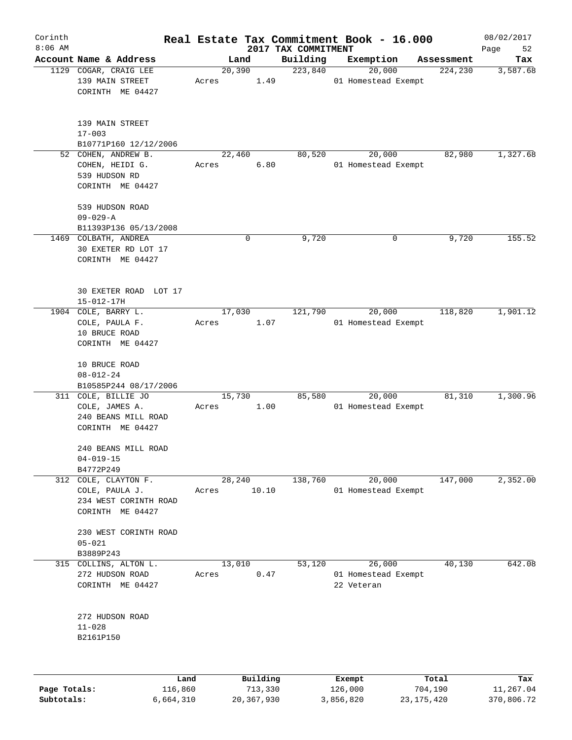Corinth 8:06 AM

# Real Estate Tax Commitment Book - 16.000

## 2017 TAX COMMITMENT

08/02/2017

| Account Name & Address | Land | Building | Exemption | Assessment | Tax |
|---|---|---|---|---|---|
| 1129 COGAR, CRAIG LEE<br>139 MAIN STREET<br>CORINTH ME 04427<br><br>139 MAIN STREET<br>17-003<br>B10771P160 12/12/2006 | 20,390<br>Acres 1.49 | 223,840 | 20,000<br>01 Homestead Exempt | 224,230 | 3,587.68 |
| 52 COHEN, ANDREW B.<br>COHEN, HEIDI G.<br>539 HUDSON RD<br>CORINTH ME 04427<br><br>539 HUDSON ROAD<br>09-029-A<br>B11393P136 05/13/2008 | 22,460<br>Acres 6.80 | 80,520 | 20,000<br>01 Homestead Exempt | 82,980 | 1,327.68 |
| 1469 COLBATH, ANDREA<br>30 EXETER RD LOT 17<br>CORINTH ME 04427<br><br>30 EXETER ROAD LOT 17<br>15-012-17H | 0 | 9,720 | 0 | 9,720 | 155.52 |
| 1904 COLE, BARRY L.<br>COLE, PAULA F.<br>10 BRUCE ROAD<br>CORINTH ME 04427<br><br>10 BRUCE ROAD<br>08-012-24<br>B10585P244 08/17/2006 | 17,030<br>Acres 1.07 | 121,790 | 20,000<br>01 Homestead Exempt | 118,820 | 1,901.12 |
| 311 COLE, BILLIE JO<br>COLE, JAMES A.<br>240 BEANS MILL ROAD<br>CORINTH ME 04427<br><br>240 BEANS MILL ROAD<br>04-019-15<br>B4772P249 | 15,730<br>Acres 1.00 | 85,580 | 20,000<br>01 Homestead Exempt | 81,310 | 1,300.96 |
| 312 COLE, CLAYTON F.<br>COLE, PAULA J.<br>234 WEST CORINTH ROAD<br>CORINTH ME 04427<br><br>230 WEST CORINTH ROAD<br>05-021<br>B3889P243 | 28,240<br>Acres 10.10 | 138,760 | 20,000<br>01 Homestead Exempt | 147,000 | 2,352.00 |
| 315 COLLINS, ALTON L.<br>272 HUDSON ROAD<br>CORINTH ME 04427<br><br>272 HUDSON ROAD<br>11-028<br>B2161P150 | 13,010<br>Acres 0.47 | 53,120 | 26,000<br>01 Homestead Exempt<br>22 Veteran | 40,130 | 642.08 |

| | Land | Building | Exempt | Total | Tax |
|---|---|---|---|---|---|
| **Page Totals:** | 116,860 | 713,330 | 126,000 | 704,190 | 11,267.04 |
| **Subtotals:** | 6,664,310 | 20,367,930 | 3,856,820 | 23,175,420 | 370,806.72 |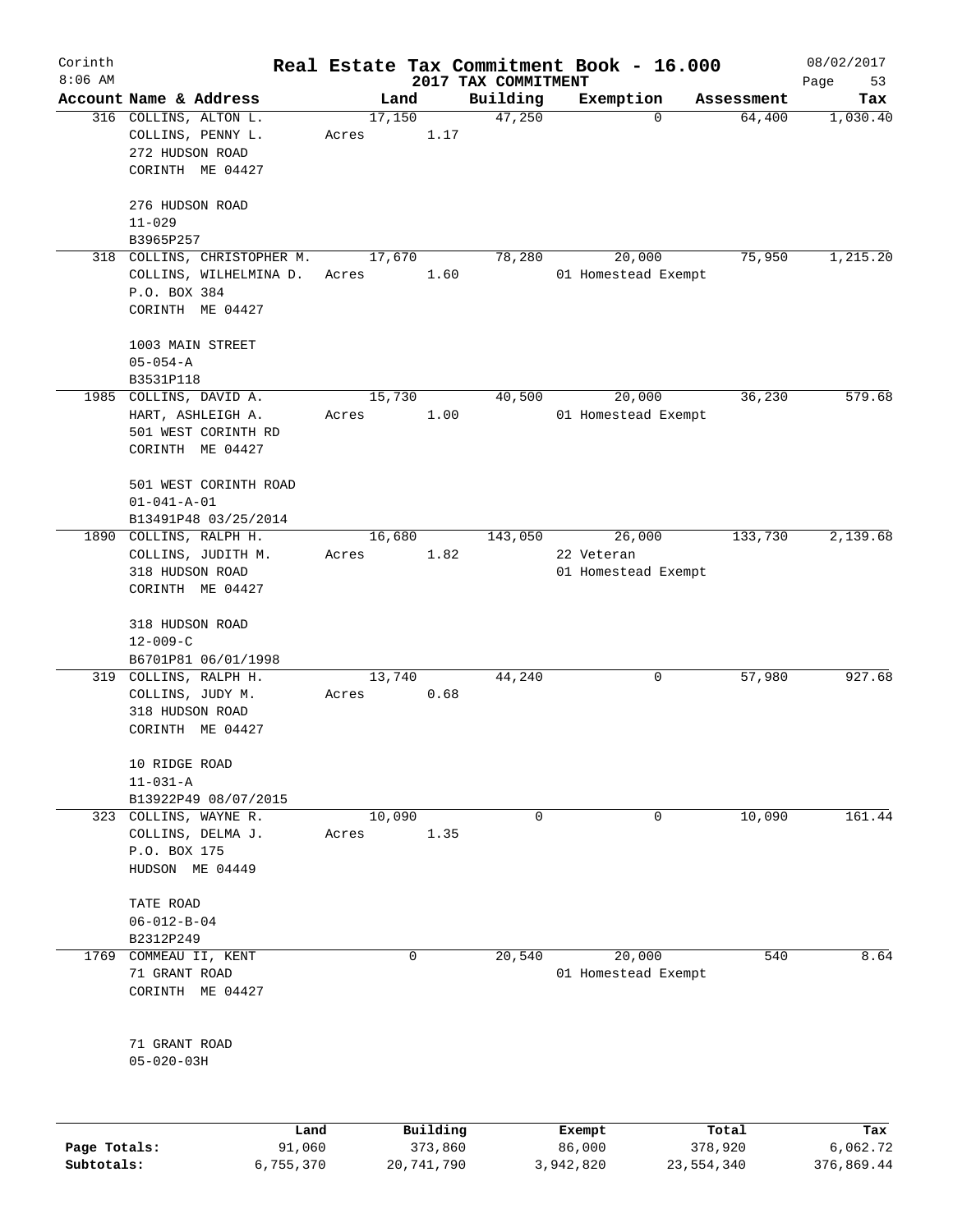# Corinth — Real Estate Tax Commitment Book - 16.000

08/02/2017
8:06 AM
2017 TAX COMMITMENT

| Account | Name & Address | Land | Building | Exemption | Assessment | Tax |
|---|---|---|---|---|---|---|
| 316 | COLLINS, ALTON L.<br>COLLINS, PENNY L.<br>272 HUDSON ROAD<br>CORINTH ME 04427<br><br>276 HUDSON ROAD<br>11-029<br>B3965P257 | 17,150<br>Acres 1.17 | 47,250 | 0 | 64,400 | 1,030.40 |
| 318 | COLLINS, CHRISTOPHER M.<br>COLLINS, WILHELMINA D.<br>P.O. BOX 384<br>CORINTH ME 04427<br><br>1003 MAIN STREET<br>05-054-A<br>B3531P118 | 17,670<br>Acres 1.60 | 78,280 | 20,000<br>01 Homestead Exempt | 75,950 | 1,215.20 |
| 1985 | COLLINS, DAVID A.<br>HART, ASHLEIGH A.<br>501 WEST CORINTH RD<br>CORINTH ME 04427<br><br>501 WEST CORINTH ROAD<br>01-041-A-01<br>B13491P48 03/25/2014 | 15,730<br>Acres 1.00 | 40,500 | 20,000<br>01 Homestead Exempt | 36,230 | 579.68 |
| 1890 | COLLINS, RALPH H.<br>COLLINS, JUDITH M.<br>318 HUDSON ROAD<br>CORINTH ME 04427<br><br>318 HUDSON ROAD<br>12-009-C<br>B6701P81 06/01/1998 | 16,680<br>Acres 1.82 | 143,050 | 26,000<br>22 Veteran<br>01 Homestead Exempt | 133,730 | 2,139.68 |
| 319 | COLLINS, RALPH H.<br>COLLINS, JUDY M.<br>318 HUDSON ROAD<br>CORINTH ME 04427<br><br>10 RIDGE ROAD<br>11-031-A<br>B13922P49 08/07/2015 | 13,740<br>Acres 0.68 | 44,240 | 0 | 57,980 | 927.68 |
| 323 | COLLINS, WAYNE R.<br>COLLINS, DELMA J.<br>P.O. BOX 175<br>HUDSON ME 04449<br><br>TATE ROAD<br>06-012-B-04<br>B2312P249 | 10,090<br>Acres 1.35 | 0 | 0 | 10,090 | 161.44 |
| 1769 | COMMEAU II, KENT<br>71 GRANT ROAD<br>CORINTH ME 04427<br><br>71 GRANT ROAD<br>05-020-03H | 0 | 20,540 | 20,000<br>01 Homestead Exempt | 540 | 8.64 |

| | Land | Building | Exempt | Total | Tax |
|---|---|---|---|---|---|
| Page Totals: | 91,060 | 373,860 | 86,000 | 378,920 | 6,062.72 |
| Subtotals: | 6,755,370 | 20,741,790 | 3,942,820 | 23,554,340 | 376,869.44 |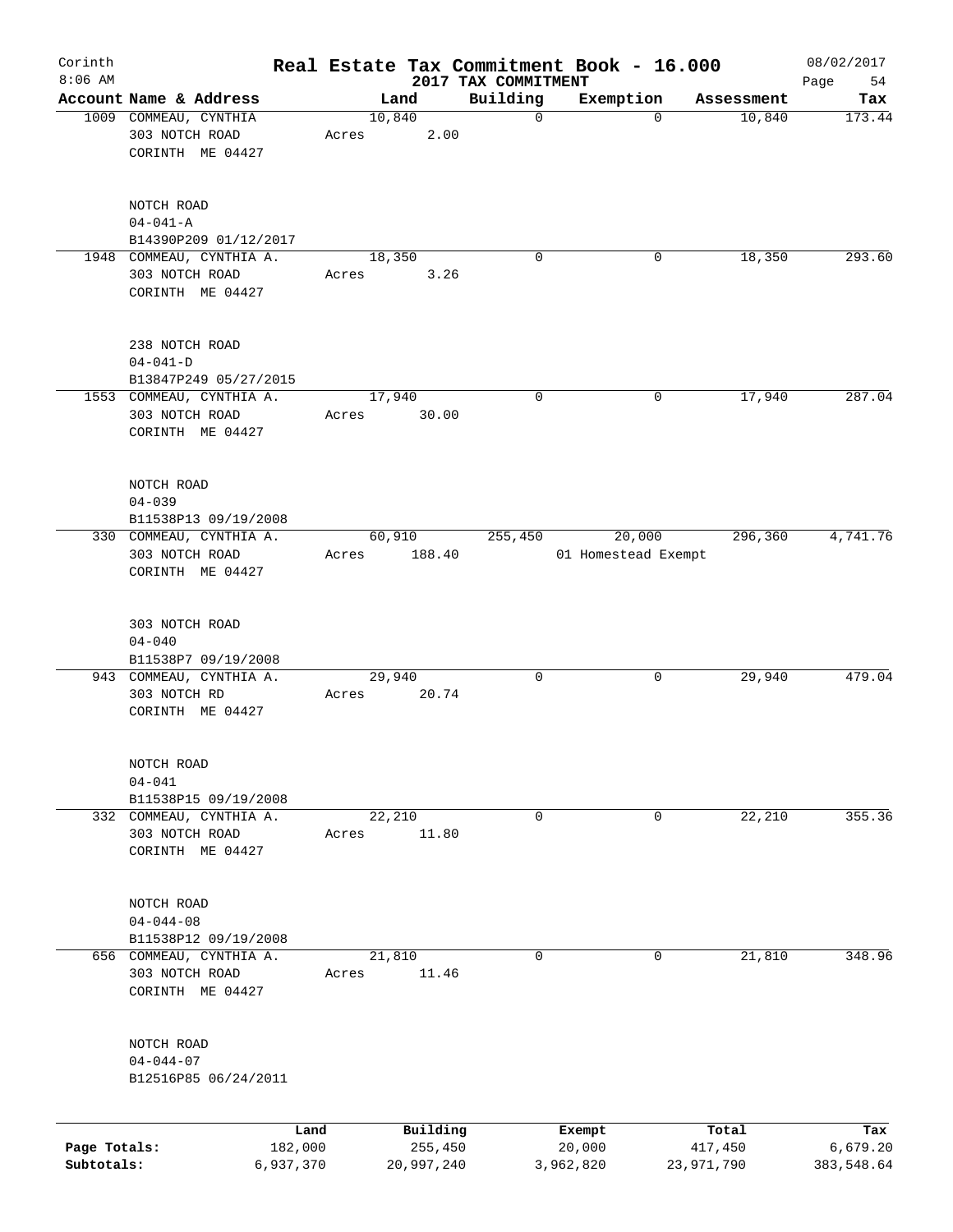# Real Estate Tax Commitment Book - 16.000

Corinth
8:06 AM

2017 TAX COMMITMENT

08/02/2017

| Account | Name & Address | Land | Building | Exemption | Assessment | Tax |
|---|---|---|---|---|---|---|
| 1009 | COMMEAU, CYNTHIA<br>303 NOTCH ROAD<br>CORINTH ME 04427<br><br>NOTCH ROAD<br>04-041-A<br>B14390P209 01/12/2017 | 10,840<br>Acres 2.00 | 0 | 0 | 10,840 | 173.44 |
| 1948 | COMMEAU, CYNTHIA A.<br>303 NOTCH ROAD<br>CORINTH ME 04427<br><br>238 NOTCH ROAD<br>04-041-D<br>B13847P249 05/27/2015 | 18,350<br>Acres 3.26 | 0 | 0 | 18,350 | 293.60 |
| 1553 | COMMEAU, CYNTHIA A.<br>303 NOTCH ROAD<br>CORINTH ME 04427<br><br>NOTCH ROAD<br>04-039<br>B11538P13 09/19/2008 | 17,940<br>Acres 30.00 | 0 | 0 | 17,940 | 287.04 |
| 330 | COMMEAU, CYNTHIA A.<br>303 NOTCH ROAD<br>CORINTH ME 04427<br><br>303 NOTCH ROAD<br>04-040<br>B11538P7 09/19/2008 | 60,910<br>Acres 188.40 | 255,450 | 20,000<br>01 Homestead Exempt | 296,360 | 4,741.76 |
| 943 | COMMEAU, CYNTHIA A.<br>303 NOTCH RD<br>CORINTH ME 04427<br><br>NOTCH ROAD<br>04-041<br>B11538P15 09/19/2008 | 29,940<br>Acres 20.74 | 0 | 0 | 29,940 | 479.04 |
| 332 | COMMEAU, CYNTHIA A.<br>303 NOTCH ROAD<br>CORINTH ME 04427<br><br>NOTCH ROAD<br>04-044-08<br>B11538P12 09/19/2008 | 22,210<br>Acres 11.80 | 0 | 0 | 22,210 | 355.36 |
| 656 | COMMEAU, CYNTHIA A.<br>303 NOTCH ROAD<br>CORINTH ME 04427<br><br>NOTCH ROAD<br>04-044-07<br>B12516P85 06/24/2011 | 21,810<br>Acres 11.46 | 0 | 0 | 21,810 | 348.96 |

| | Land | Building | Exempt | Total | Tax |
|---|---|---|---|---|---|
| Page Totals: | 182,000 | 255,450 | 20,000 | 417,450 | 6,679.20 |
| Subtotals: | 6,937,370 | 20,997,240 | 3,962,820 | 23,971,790 | 383,548.64 |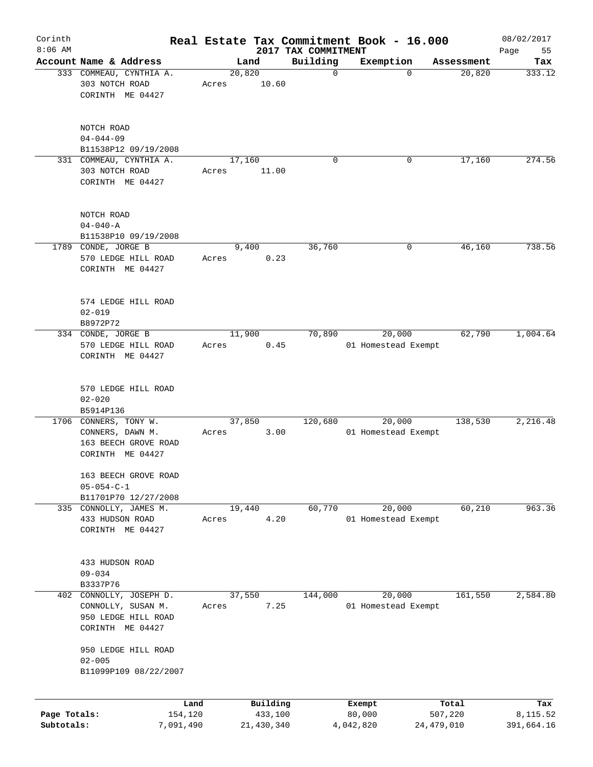# Real Estate Tax Commitment Book - 16.000

Corinth
8:06 AM

2017 TAX COMMITMENT

08/02/2017

| Account Name & Address | Land | Building | Exemption | Assessment | Tax |
|---|---|---|---|---|---|
| 333 COMMEAU, CYNTHIA A.<br>303 NOTCH ROAD<br>CORINTH ME 04427<br><br>NOTCH ROAD<br>04-044-09<br>B11538P12 09/19/2008 | 20,820<br>Acres 10.60 | 0 | 0 | 20,820 | 333.12 |
| 331 COMMEAU, CYNTHIA A.<br>303 NOTCH ROAD<br>CORINTH ME 04427<br><br>NOTCH ROAD<br>04-040-A<br>B11538P10 09/19/2008 | 17,160<br>Acres 11.00 | 0 | 0 | 17,160 | 274.56 |
| 1789 CONDE, JORGE B<br>570 LEDGE HILL ROAD<br>CORINTH ME 04427<br><br>574 LEDGE HILL ROAD<br>02-019<br>B8972P72 | 9,400<br>Acres 0.23 | 36,760 | 0 | 46,160 | 738.56 |
| 334 CONDE, JORGE B<br>570 LEDGE HILL ROAD<br>CORINTH ME 04427<br><br>570 LEDGE HILL ROAD<br>02-020<br>B5914P136 | 11,900<br>Acres 0.45 | 70,890 | 20,000<br>01 Homestead Exempt | 62,790 | 1,004.64 |
| 1706 CONNERS, TONY W.<br>CONNERS, DAWN M.<br>163 BEECH GROVE ROAD<br>CORINTH ME 04427<br><br>163 BEECH GROVE ROAD<br>05-054-C-1<br>B11701P70 12/27/2008 | 37,850<br>Acres 3.00 | 120,680 | 20,000<br>01 Homestead Exempt | 138,530 | 2,216.48 |
| 335 CONNOLLY, JAMES M.<br>433 HUDSON ROAD<br>CORINTH ME 04427<br><br>433 HUDSON ROAD<br>09-034<br>B3337P76 | 19,440<br>Acres 4.20 | 60,770 | 20,000<br>01 Homestead Exempt | 60,210 | 963.36 |
| 402 CONNOLLY, JOSEPH D.<br>CONNOLLY, SUSAN M.<br>950 LEDGE HILL ROAD<br>CORINTH ME 04427<br><br>950 LEDGE HILL ROAD<br>02-005<br>B11099P109 08/22/2007 | 37,550<br>Acres 7.25 | 144,000 | 20,000<br>01 Homestead Exempt | 161,550 | 2,584.80 |

| | Land | Building | Exempt | Total | Tax |
|---|---|---|---|---|---|
| Page Totals: | 154,120 | 433,100 | 80,000 | 507,220 | 8,115.52 |
| Subtotals: | 7,091,490 | 21,430,340 | 4,042,820 | 24,479,010 | 391,664.16 |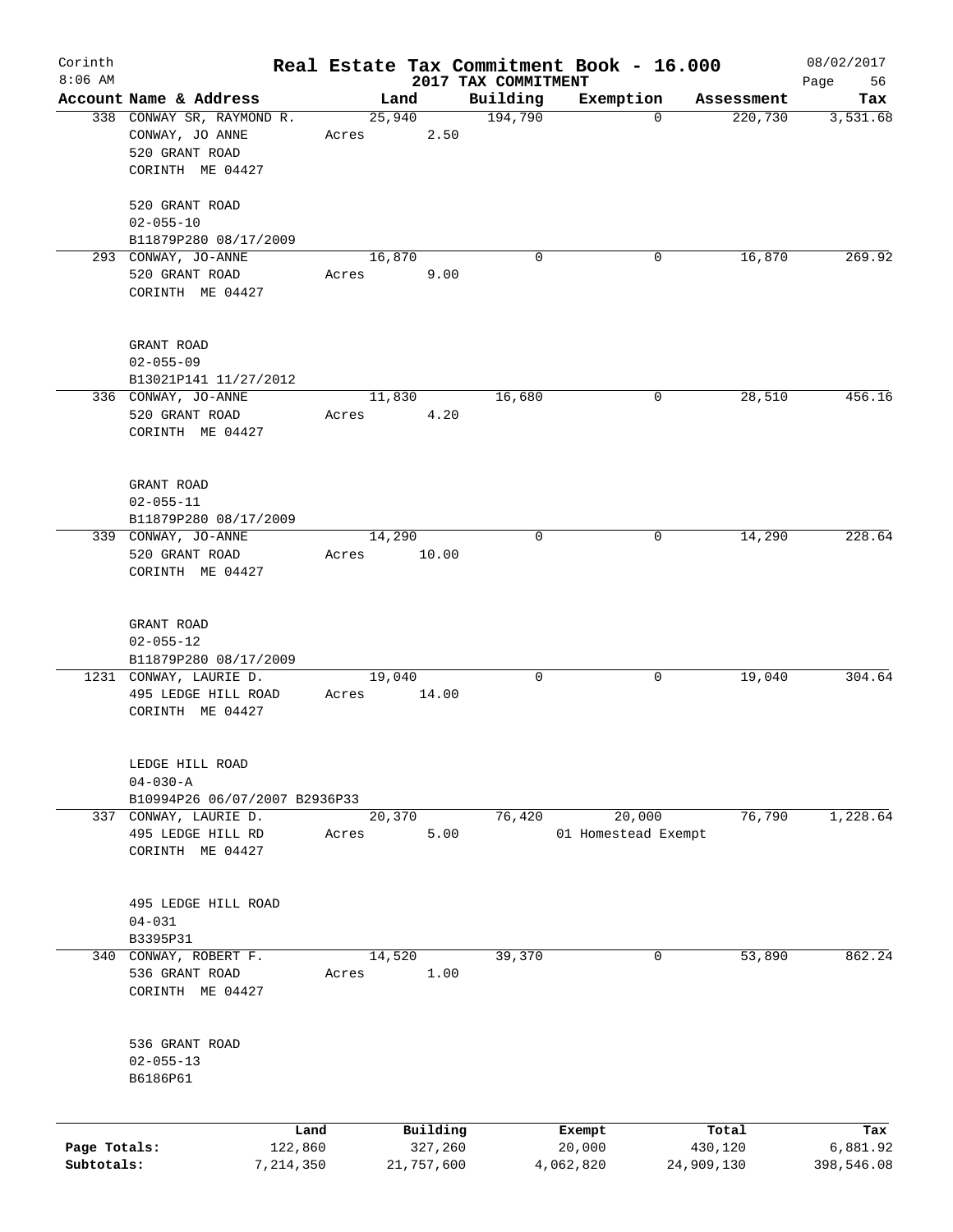Corinth
8:06 AM

# Real Estate Tax Commitment Book - 16.000

## 2017 TAX COMMITMENT

08/02/2017

| Account Name & Address | Land | Building | Exemption | Assessment | Tax |
|---|---|---|---|---|---|
| 338 CONWAY SR, RAYMOND R.<br>CONWAY, JO ANNE<br>520 GRANT ROAD<br>CORINTH ME 04427<br><br>520 GRANT ROAD<br>02-055-10<br>B11879P280 08/17/2009 | 25,940<br>Acres 2.50 | 194,790 | 0 | 220,730 | 3,531.68 |
| 293 CONWAY, JO-ANNE<br>520 GRANT ROAD<br>CORINTH ME 04427<br><br>GRANT ROAD<br>02-055-09<br>B13021P141 11/27/2012 | 16,870<br>Acres 9.00 | 0 | 0 | 16,870 | 269.92 |
| 336 CONWAY, JO-ANNE<br>520 GRANT ROAD<br>CORINTH ME 04427<br><br>GRANT ROAD<br>02-055-11<br>B11879P280 08/17/2009 | 11,830<br>Acres 4.20 | 16,680 | 0 | 28,510 | 456.16 |
| 339 CONWAY, JO-ANNE<br>520 GRANT ROAD<br>CORINTH ME 04427<br><br>GRANT ROAD<br>02-055-12<br>B11879P280 08/17/2009 | 14,290<br>Acres 10.00 | 0 | 0 | 14,290 | 228.64 |
| 1231 CONWAY, LAURIE D.<br>495 LEDGE HILL ROAD<br>CORINTH ME 04427<br><br>LEDGE HILL ROAD<br>04-030-A<br>B10994P26 06/07/2007 B2936P33 | 19,040<br>Acres 14.00 | 0 | 0 | 19,040 | 304.64 |
| 337 CONWAY, LAURIE D.<br>495 LEDGE HILL RD<br>CORINTH ME 04427<br><br>495 LEDGE HILL ROAD<br>04-031<br>B3395P31 | 20,370<br>Acres 5.00 | 76,420 | 20,000<br>01 Homestead Exempt | 76,790 | 1,228.64 |
| 340 CONWAY, ROBERT F.<br>536 GRANT ROAD<br>CORINTH ME 04427<br><br>536 GRANT ROAD<br>02-055-13<br>B6186P61 | 14,520<br>Acres 1.00 | 39,370 | 0 | 53,890 | 862.24 |

| | Land | Building | Exempt | Total | Tax |
|---|---|---|---|---|---|
| Page Totals: | 122,860 | 327,260 | 20,000 | 430,120 | 6,881.92 |
| Subtotals: | 7,214,350 | 21,757,600 | 4,062,820 | 24,909,130 | 398,546.08 |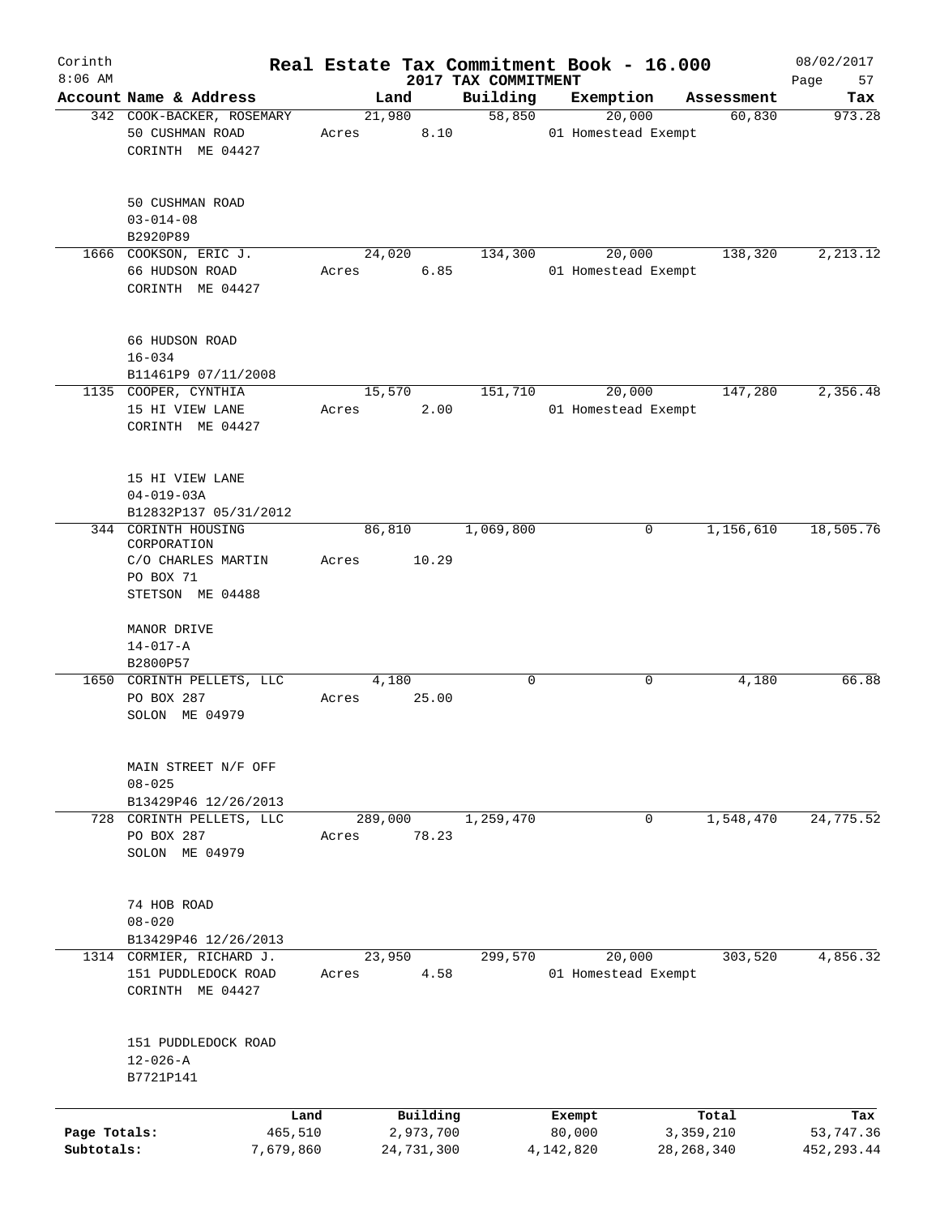Corinth 8:06 AM

# Real Estate Tax Commitment Book - 16.000

2017 TAX COMMITMENT

08/02/2017

| Account Name & Address | Land | Building | Exemption | Assessment | Tax |
|---|---|---|---|---|---|
| 342 COOK-BACKER, ROSEMARY<br>50 CUSHMAN ROAD<br>CORINTH ME 04427<br><br>50 CUSHMAN ROAD<br>03-014-08<br>B2920P89 | 21,980<br>Acres 8.10 | 58,850 | 20,000<br>01 Homestead Exempt | 60,830 | 973.28 |
| 1666 COOKSON, ERIC J.<br>66 HUDSON ROAD<br>CORINTH ME 04427<br><br>66 HUDSON ROAD<br>16-034<br>B11461P9 07/11/2008 | 24,020<br>Acres 6.85 | 134,300 | 20,000<br>01 Homestead Exempt | 138,320 | 2,213.12 |
| 1135 COOPER, CYNTHIA<br>15 HI VIEW LANE<br>CORINTH ME 04427<br><br>15 HI VIEW LANE<br>04-019-03A<br>B12832P137 05/31/2012 | 15,570<br>Acres 2.00 | 151,710 | 20,000<br>01 Homestead Exempt | 147,280 | 2,356.48 |
| 344 CORINTH HOUSING CORPORATION<br>C/O CHARLES MARTIN<br>PO BOX 71<br>STETSON ME 04488<br><br>MANOR DRIVE<br>14-017-A<br>B2800P57 | 86,810<br>Acres 10.29 | 1,069,800 | 0 | 1,156,610 | 18,505.76 |
| 1650 CORINTH PELLETS, LLC<br>PO BOX 287<br>SOLON ME 04979<br><br>MAIN STREET N/F OFF<br>08-025<br>B13429P46 12/26/2013 | 4,180<br>Acres 25.00 | 0 | 0 | 4,180 | 66.88 |
| 728 CORINTH PELLETS, LLC<br>PO BOX 287<br>SOLON ME 04979<br><br>74 HOB ROAD<br>08-020<br>B13429P46 12/26/2013 | 289,000<br>Acres 78.23 | 1,259,470 | 0 | 1,548,470 | 24,775.52 |
| 1314 CORMIER, RICHARD J.<br>151 PUDDLEDOCK ROAD<br>CORINTH ME 04427<br><br>151 PUDDLEDOCK ROAD<br>12-026-A<br>B7721P141 | 23,950<br>Acres 4.58 | 299,570 | 20,000<br>01 Homestead Exempt | 303,520 | 4,856.32 |

| | Land | Building | Exempt | Total | Tax |
|---|---|---|---|---|---|
| Page Totals: | 465,510 | 2,973,700 | 80,000 | 3,359,210 | 53,747.36 |
| Subtotals: | 7,679,860 | 24,731,300 | 4,142,820 | 28,268,340 | 452,293.44 |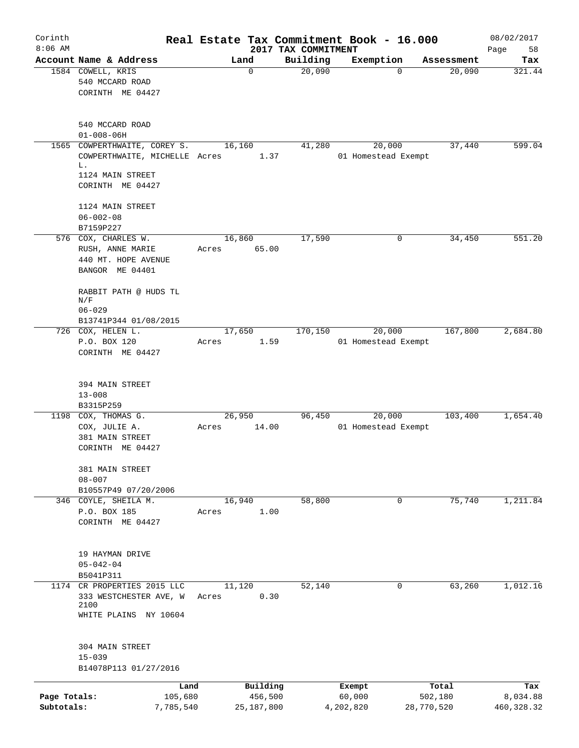# Real Estate Tax Commitment Book - 16.000

Corinth 8:06 AM — 2017 TAX COMMITMENT — 08/02/2017

| Account Name & Address | Land | Building | Exemption | Assessment | Tax |
|---|---|---|---|---|---|
| 1584 COWELL, KRIS<br>540 MCCARD ROAD<br>CORINTH ME 04427<br><br>540 MCCARD ROAD<br>01-008-06H | 0 | 20,090 | 0 | 20,090 | 321.44 |
| 1565 COWPERTHWAITE, COREY S.<br>COWPERTHWAITE, MICHELLE L.<br>1124 MAIN STREET<br>CORINTH ME 04427<br><br>1124 MAIN STREET<br>06-002-08<br>B7159P227 | 16,160<br>Acres 1.37 | 41,280 | 20,000<br>01 Homestead Exempt | 37,440 | 599.04 |
| 576 COX, CHARLES W.<br>RUSH, ANNE MARIE<br>440 MT. HOPE AVENUE<br>BANGOR ME 04401<br><br>RABBIT PATH @ HUDS TL N/F<br>06-029<br>B13741P344 01/08/2015 | 16,860<br>Acres 65.00 | 17,590 | 0 | 34,450 | 551.20 |
| 726 COX, HELEN L.<br>P.O. BOX 120<br>CORINTH ME 04427<br><br>394 MAIN STREET<br>13-008<br>B3315P259 | 17,650<br>Acres 1.59 | 170,150 | 20,000<br>01 Homestead Exempt | 167,800 | 2,684.80 |
| 1198 COX, THOMAS G.<br>COX, JULIE A.<br>381 MAIN STREET<br>CORINTH ME 04427<br><br>381 MAIN STREET<br>08-007<br>B10557P49 07/20/2006 | 26,950<br>Acres 14.00 | 96,450 | 20,000<br>01 Homestead Exempt | 103,400 | 1,654.40 |
| 346 COYLE, SHEILA M.<br>P.O. BOX 185<br>CORINTH ME 04427<br><br>19 HAYMAN DRIVE<br>05-042-04<br>B5041P311 | 16,940<br>Acres 1.00 | 58,800 | 0 | 75,740 | 1,211.84 |
| 1174 CR PROPERTIES 2015 LLC<br>333 WESTCHESTER AVE, W 2100<br>WHITE PLAINS NY 10604<br><br>304 MAIN STREET<br>15-039<br>B14078P113 01/27/2016 | 11,120<br>Acres 0.30 | 52,140 | 0 | 63,260 | 1,012.16 |

| | Land | Building | Exempt | Total | Tax |
|---|---|---|---|---|---|
| Page Totals: | 105,680 | 456,500 | 60,000 | 502,180 | 8,034.88 |
| Subtotals: | 7,785,540 | 25,187,800 | 4,202,820 | 28,770,520 | 460,328.32 |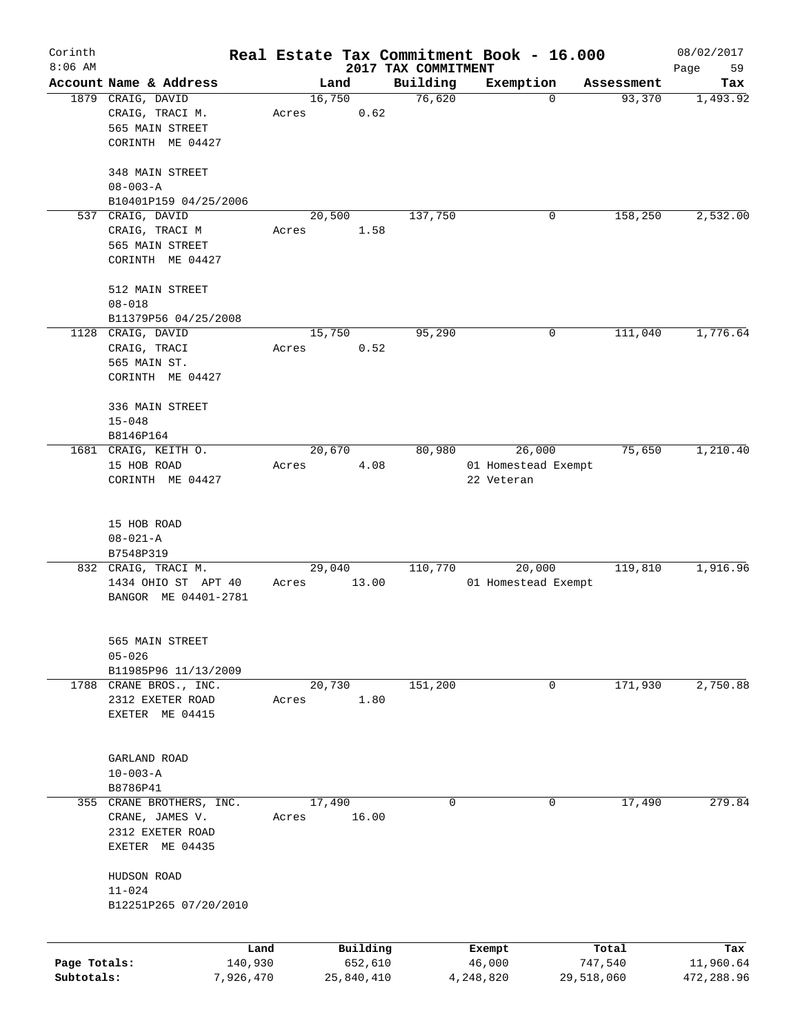# Real Estate Tax Commitment Book - 16.000

Corinth
8:06 AM

2017 TAX COMMITMENT

08/02/2017

| Account | Name & Address | Land | Building | Exemption | Assessment | Tax |
|---|---|---|---|---|---|---|
| 1879 | CRAIG, DAVID<br>CRAIG, TRACI M.<br>565 MAIN STREET<br>CORINTH ME 04427<br><br>348 MAIN STREET<br>08-003-A<br>B10401P159 04/25/2006 | 16,750<br>Acres 0.62 | 76,620 | 0 | 93,370 | 1,493.92 |
| 537 | CRAIG, DAVID<br>CRAIG, TRACI M<br>565 MAIN STREET<br>CORINTH ME 04427<br><br>512 MAIN STREET<br>08-018<br>B11379P56 04/25/2008 | 20,500<br>Acres 1.58 | 137,750 | 0 | 158,250 | 2,532.00 |
| 1128 | CRAIG, DAVID<br>CRAIG, TRACI<br>565 MAIN ST.<br>CORINTH ME 04427<br><br>336 MAIN STREET<br>15-048<br>B8146P164 | 15,750<br>Acres 0.52 | 95,290 | 0 | 111,040 | 1,776.64 |
| 1681 | CRAIG, KEITH O.<br>15 HOB ROAD<br>CORINTH ME 04427<br><br>15 HOB ROAD<br>08-021-A<br>B7548P319 | 20,670<br>Acres 4.08 | 80,980 | 26,000<br>01 Homestead Exempt<br>22 Veteran | 75,650 | 1,210.40 |
| 832 | CRAIG, TRACI M.<br>1434 OHIO ST APT 40<br>BANGOR ME 04401-2781<br><br>565 MAIN STREET<br>05-026<br>B11985P96 11/13/2009 | 29,040<br>Acres 13.00 | 110,770 | 20,000<br>01 Homestead Exempt | 119,810 | 1,916.96 |
| 1788 | CRANE BROS., INC.<br>2312 EXETER ROAD<br>EXETER ME 04415<br><br>GARLAND ROAD<br>10-003-A<br>B8786P41 | 20,730<br>Acres 1.80 | 151,200 | 0 | 171,930 | 2,750.88 |
| 355 | CRANE BROTHERS, INC.<br>CRANE, JAMES V.<br>2312 EXETER ROAD<br>EXETER ME 04435<br><br>HUDSON ROAD<br>11-024<br>B12251P265 07/20/2010 | 17,490<br>Acres 16.00 | 0 | 0 | 17,490 | 279.84 |

| | Land | Building | Exempt | Total | Tax |
|---|---|---|---|---|---|
| Page Totals: | 140,930 | 652,610 | 46,000 | 747,540 | 11,960.64 |
| Subtotals: | 7,926,470 | 25,840,410 | 4,248,820 | 29,518,060 | 472,288.96 |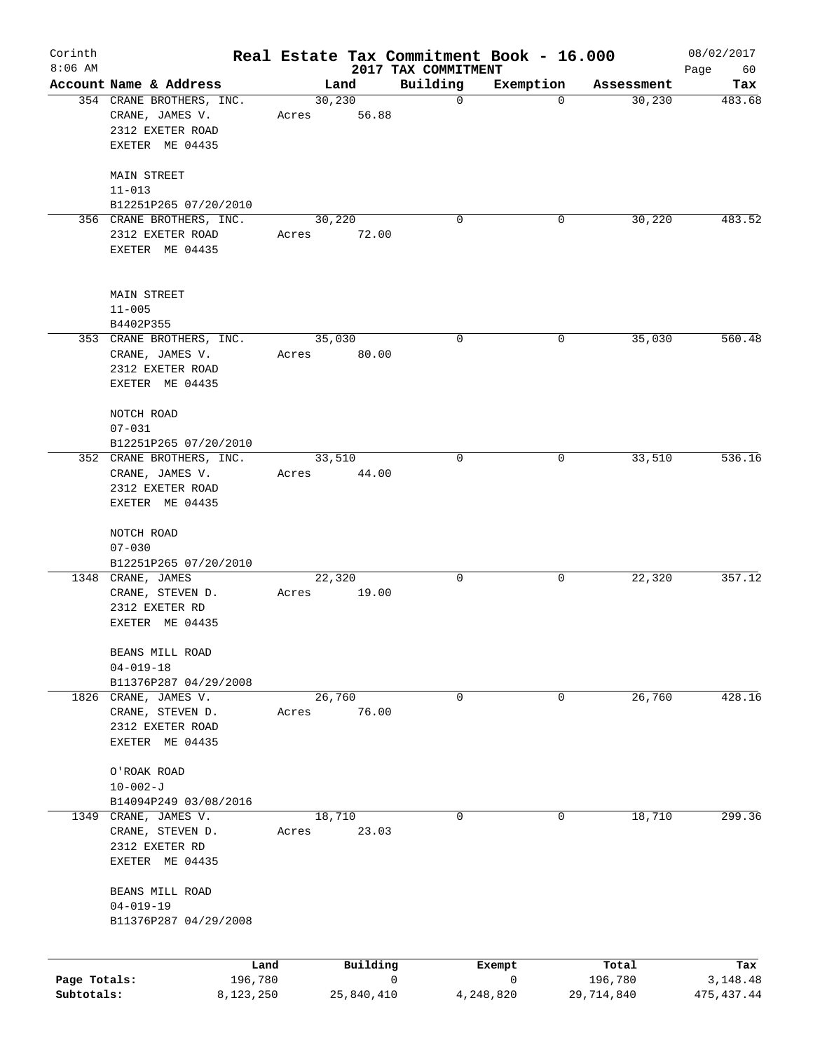Corinth 8:06 AM

# Real Estate Tax Commitment Book - 16.000

2017 TAX COMMITMENT

08/02/2017

| Account | Name & Address | Land | Building | Exemption | Assessment | Tax |
|---|---|---|---|---|---|---|
| 354 | CRANE BROTHERS, INC.<br>CRANE, JAMES V.<br>2312 EXETER ROAD<br>EXETER ME 04435<br><br>MAIN STREET<br>11-013<br>B12251P265 07/20/2010 | 30,230<br>Acres 56.88 | 0 | 0 | 30,230 | 483.68 |
| 356 | CRANE BROTHERS, INC.<br>2312 EXETER ROAD<br>EXETER ME 04435<br><br>MAIN STREET<br>11-005<br>B4402P355 | 30,220<br>Acres 72.00 | 0 | 0 | 30,220 | 483.52 |
| 353 | CRANE BROTHERS, INC.<br>CRANE, JAMES V.<br>2312 EXETER ROAD<br>EXETER ME 04435<br><br>NOTCH ROAD<br>07-031<br>B12251P265 07/20/2010 | 35,030<br>Acres 80.00 | 0 | 0 | 35,030 | 560.48 |
| 352 | CRANE BROTHERS, INC.<br>CRANE, JAMES V.<br>2312 EXETER ROAD<br>EXETER ME 04435<br><br>NOTCH ROAD<br>07-030<br>B12251P265 07/20/2010 | 33,510<br>Acres 44.00 | 0 | 0 | 33,510 | 536.16 |
| 1348 | CRANE, JAMES<br>CRANE, STEVEN D.<br>2312 EXETER RD<br>EXETER ME 04435<br><br>BEANS MILL ROAD<br>04-019-18<br>B11376P287 04/29/2008 | 22,320<br>Acres 19.00 | 0 | 0 | 22,320 | 357.12 |
| 1826 | CRANE, JAMES V.<br>CRANE, STEVEN D.<br>2312 EXETER ROAD<br>EXETER ME 04435<br><br>O'ROAK ROAD<br>10-002-J<br>B14094P249 03/08/2016 | 26,760<br>Acres 76.00 | 0 | 0 | 26,760 | 428.16 |
| 1349 | CRANE, JAMES V.<br>CRANE, STEVEN D.<br>2312 EXETER RD<br>EXETER ME 04435<br><br>BEANS MILL ROAD<br>04-019-19<br>B11376P287 04/29/2008 | 18,710<br>Acres 23.03 | 0 | 0 | 18,710 | 299.36 |

| | Land | Building | Exempt | Total | Tax |
|---|---|---|---|---|---|
| Page Totals: | 196,780 | 0 | 0 | 196,780 | 3,148.48 |
| Subtotals: | 8,123,250 | 25,840,410 | 4,248,820 | 29,714,840 | 475,437.44 |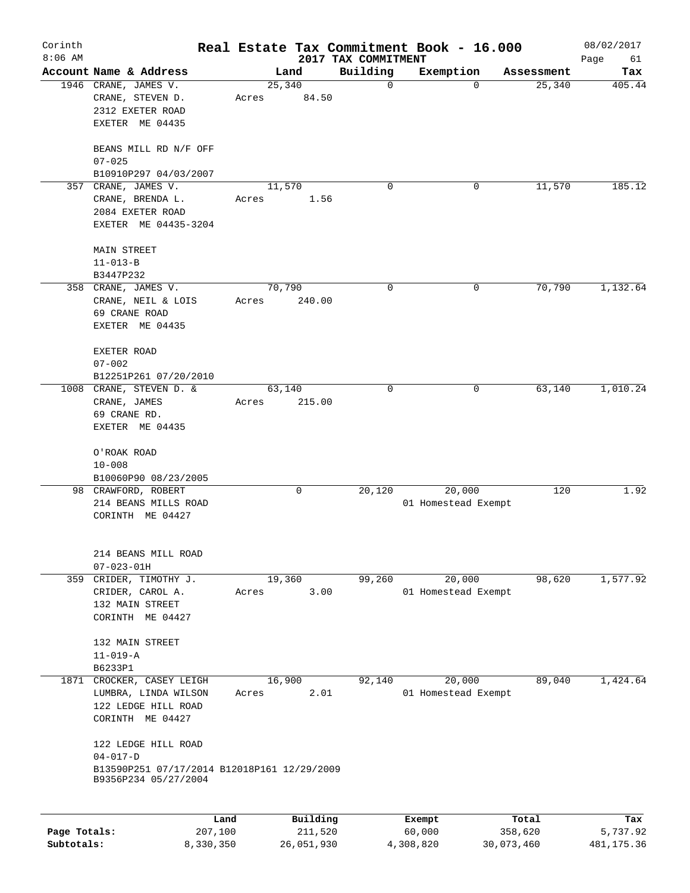Corinth
8:06 AM

# Real Estate Tax Commitment Book - 16.000

## 2017 TAX COMMITMENT

08/02/2017

| Account Name & Address | Land | Building | Exemption | Assessment | Tax |
|---|---|---|---|---|---|
| 1946 CRANE, JAMES V.<br>CRANE, STEVEN D.<br>2312 EXETER ROAD<br>EXETER ME 04435<br><br>BEANS MILL RD N/F OFF<br>07-025<br>B10910P297 04/03/2007 | 25,340<br>Acres 84.50 | 0 | 0 | 25,340 | 405.44 |
| 357 CRANE, JAMES V.<br>CRANE, BRENDA L.<br>2084 EXETER ROAD<br>EXETER ME 04435-3204<br><br>MAIN STREET<br>11-013-B<br>B3447P232 | 11,570<br>Acres 1.56 | 0 | 0 | 11,570 | 185.12 |
| 358 CRANE, JAMES V.<br>CRANE, NEIL & LOIS<br>69 CRANE ROAD<br>EXETER ME 04435<br><br>EXETER ROAD<br>07-002<br>B12251P261 07/20/2010 | 70,790<br>Acres 240.00 | 0 | 0 | 70,790 | 1,132.64 |
| 1008 CRANE, STEVEN D. &<br>CRANE, JAMES<br>69 CRANE RD.<br>EXETER ME 04435<br><br>O'ROAK ROAD<br>10-008<br>B10060P90 08/23/2005 | 63,140<br>Acres 215.00 | 0 | 0 | 63,140 | 1,010.24 |
| 98 CRAWFORD, ROBERT<br>214 BEANS MILLS ROAD<br>CORINTH ME 04427<br><br>214 BEANS MILL ROAD<br>07-023-01H | 0 | 20,120 | 20,000<br>01 Homestead Exempt | 120 | 1.92 |
| 359 CRIDER, TIMOTHY J.<br>CRIDER, CAROL A.<br>132 MAIN STREET<br>CORINTH ME 04427<br><br>132 MAIN STREET<br>11-019-A<br>B6233P1 | 19,360<br>Acres 3.00 | 99,260 | 20,000<br>01 Homestead Exempt | 98,620 | 1,577.92 |
| 1871 CROCKER, CASEY LEIGH<br>LUMBRA, LINDA WILSON<br>122 LEDGE HILL ROAD<br>CORINTH ME 04427<br><br>122 LEDGE HILL ROAD<br>04-017-D<br>B13590P251 07/17/2014 B12018P161 12/29/2009<br>B9356P234 05/27/2004 | 16,900<br>Acres 2.01 | 92,140 | 20,000<br>01 Homestead Exempt | 89,040 | 1,424.64 |

| | Land | Building | Exempt | Total | Tax |
|---|---|---|---|---|---|
| **Page Totals:** | 207,100 | 211,520 | 60,000 | 358,620 | 5,737.92 |
| **Subtotals:** | 8,330,350 | 26,051,930 | 4,308,820 | 30,073,460 | 481,175.36 |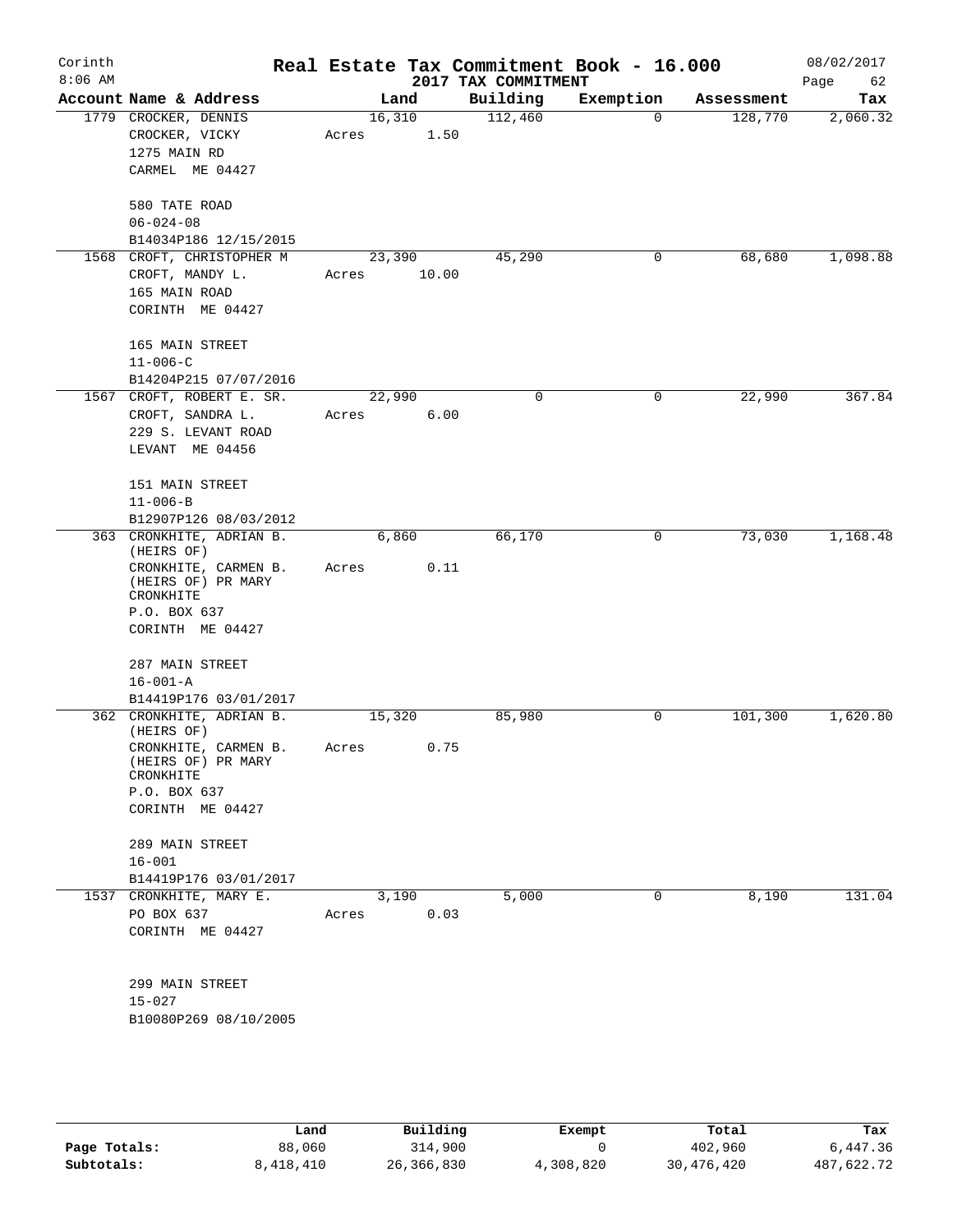Corinth
8:06 AM

# Real Estate Tax Commitment Book - 16.000

## 2017 TAX COMMITMENT

08/02/2017

| Account Name & Address | Land | Building | Exemption | Assessment | Tax |
|---|---|---|---|---|---|
| 1779 CROCKER, DENNIS<br>CROCKER, VICKY<br>1275 MAIN RD<br>CARMEL ME 04427<br><br>580 TATE ROAD<br>06-024-08<br>B14034P186 12/15/2015 | 16,310<br>Acres 1.50 | 112,460 | 0 | 128,770 | 2,060.32 |
| 1568 CROFT, CHRISTOPHER M<br>CROFT, MANDY L.<br>165 MAIN ROAD<br>CORINTH ME 04427<br><br>165 MAIN STREET<br>11-006-C<br>B14204P215 07/07/2016 | 23,390<br>Acres 10.00 | 45,290 | 0 | 68,680 | 1,098.88 |
| 1567 CROFT, ROBERT E. SR.<br>CROFT, SANDRA L.<br>229 S. LEVANT ROAD<br>LEVANT ME 04456<br><br>151 MAIN STREET<br>11-006-B<br>B12907P126 08/03/2012 | 22,990<br>Acres 6.00 | 0 | 0 | 22,990 | 367.84 |
| 363 CRONKHITE, ADRIAN B. (HEIRS OF)<br>CRONKHITE, CARMEN B. (HEIRS OF) PR MARY CRONKHITE<br>P.O. BOX 637<br>CORINTH ME 04427<br><br>287 MAIN STREET<br>16-001-A<br>B14419P176 03/01/2017 | 6,860<br>Acres 0.11 | 66,170 | 0 | 73,030 | 1,168.48 |
| 362 CRONKHITE, ADRIAN B. (HEIRS OF)<br>CRONKHITE, CARMEN B. (HEIRS OF) PR MARY CRONKHITE<br>P.O. BOX 637<br>CORINTH ME 04427<br><br>289 MAIN STREET<br>16-001<br>B14419P176 03/01/2017 | 15,320<br>Acres 0.75 | 85,980 | 0 | 101,300 | 1,620.80 |
| 1537 CRONKHITE, MARY E.<br>PO BOX 637<br>CORINTH ME 04427<br><br>299 MAIN STREET<br>15-027<br>B10080P269 08/10/2005 | 3,190<br>Acres 0.03 | 5,000 | 0 | 8,190 | 131.04 |

| | Land | Building | Exempt | Total | Tax |
|---|---|---|---|---|---|
| Page Totals: | 88,060 | 314,900 | 0 | 402,960 | 6,447.36 |
| Subtotals: | 8,418,410 | 26,366,830 | 4,308,820 | 30,476,420 | 487,622.72 |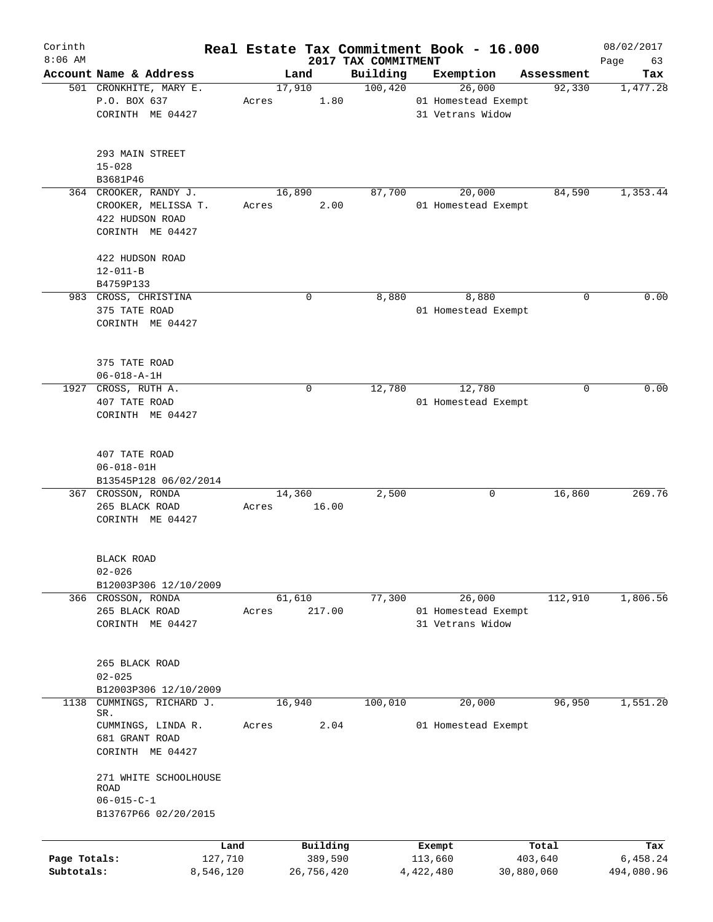Corinth 8:06 AM

# Real Estate Tax Commitment Book - 16.000

## 2017 TAX COMMITMENT

08/02/2017

| Account Name & Address | Land | Building | Exemption | Assessment | Tax |
|---|---|---|---|---|---|
| 501 CRONKHITE, MARY E.<br>P.O. BOX 637<br>CORINTH ME 04427<br><br>293 MAIN STREET<br>15-028<br>B3681P46 | 17,910<br>Acres 1.80 | 100,420 | 26,000<br>01 Homestead Exempt<br>31 Vetrans Widow | 92,330 | 1,477.28 |
| 364 CROOKER, RANDY J.<br>CROOKER, MELISSA T.<br>422 HUDSON ROAD<br>CORINTH ME 04427<br><br>422 HUDSON ROAD<br>12-011-B<br>B4759P133 | 16,890<br>Acres 2.00 | 87,700 | 20,000<br>01 Homestead Exempt | 84,590 | 1,353.44 |
| 983 CROSS, CHRISTINA<br>375 TATE ROAD<br>CORINTH ME 04427<br><br>375 TATE ROAD<br>06-018-A-1H | 0 | 8,880 | 8,880<br>01 Homestead Exempt | 0 | 0.00 |
| 1927 CROSS, RUTH A.<br>407 TATE ROAD<br>CORINTH ME 04427<br><br>407 TATE ROAD<br>06-018-01H<br>B13545P128 06/02/2014 | 0 | 12,780 | 12,780<br>01 Homestead Exempt | 0 | 0.00 |
| 367 CROSSON, RONDA<br>265 BLACK ROAD<br>CORINTH ME 04427<br><br>BLACK ROAD<br>02-026<br>B12003P306 12/10/2009 | 14,360<br>Acres 16.00 | 2,500 | 0 | 16,860 | 269.76 |
| 366 CROSSON, RONDA<br>265 BLACK ROAD<br>CORINTH ME 04427<br><br>265 BLACK ROAD<br>02-025<br>B12003P306 12/10/2009 | 61,610<br>Acres 217.00 | 77,300 | 26,000<br>01 Homestead Exempt<br>31 Vetrans Widow | 112,910 | 1,806.56 |
| 1138 CUMMINGS, RICHARD J. SR.<br>CUMMINGS, LINDA R.<br>681 GRANT ROAD<br>CORINTH ME 04427<br><br>271 WHITE SCHOOLHOUSE ROAD<br>06-015-C-1<br>B13767P66 02/20/2015 | 16,940<br>Acres 2.04 | 100,010 | 20,000<br>01 Homestead Exempt | 96,950 | 1,551.20 |

| | Land | Building | Exempt | Total | Tax |
|---|---|---|---|---|---|
| Page Totals: | 127,710 | 389,590 | 113,660 | 403,640 | 6,458.24 |
| Subtotals: | 8,546,120 | 26,756,420 | 4,422,480 | 30,880,060 | 494,080.96 |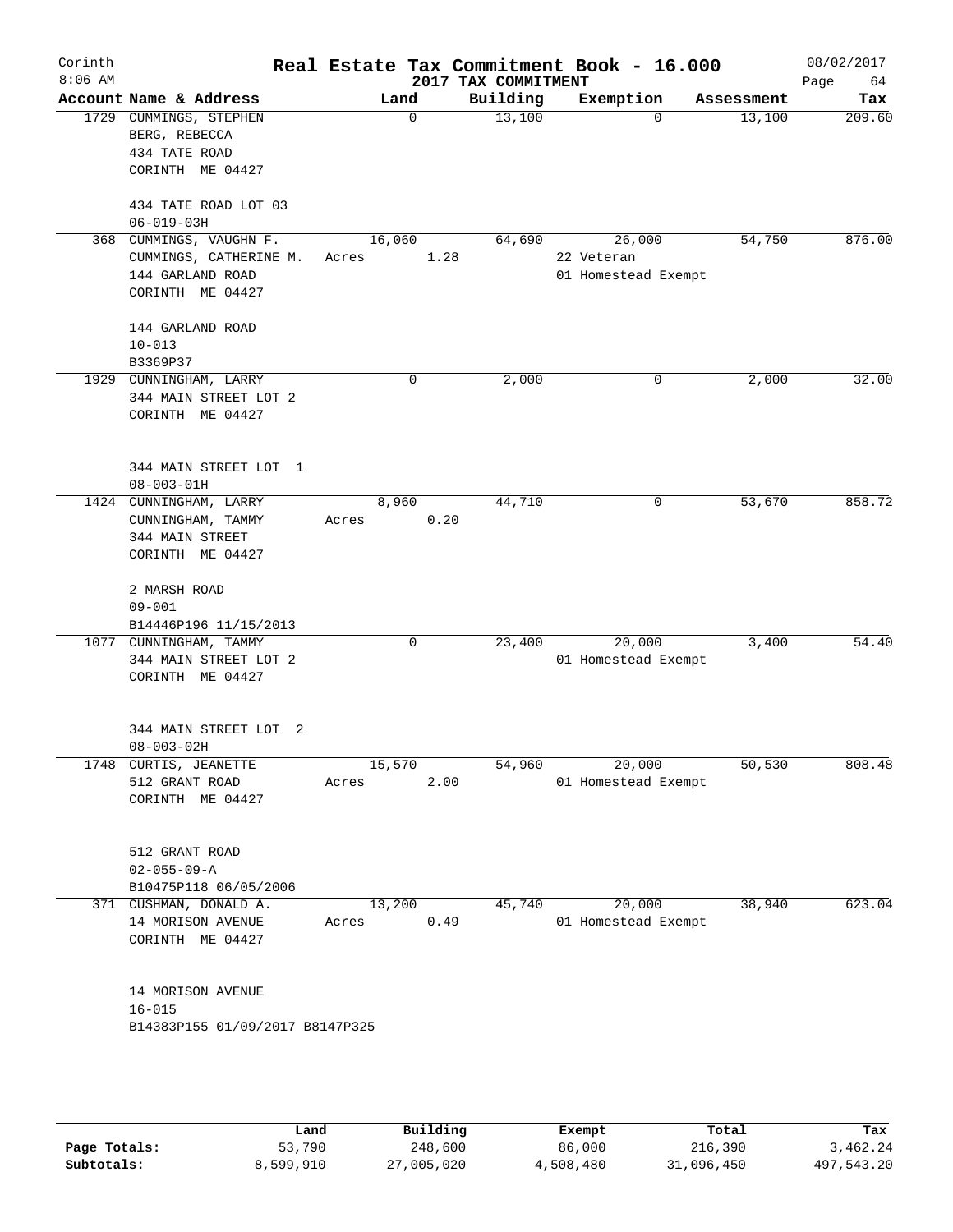Corinth 8:06 AM

# Real Estate Tax Commitment Book - 16.000

## 2017 TAX COMMITMENT

08/02/2017

| Account | Name & Address | Land | Building | Exemption | Assessment | Tax |
|---|---|---|---|---|---|---|
| 1729 | CUMMINGS, STEPHEN<br>BERG, REBECCA<br>434 TATE ROAD<br>CORINTH ME 04427<br><br>434 TATE ROAD LOT 03<br>06-019-03H | 0 | 13,100 | 0 | 13,100 | 209.60 |
| 368 | CUMMINGS, VAUGHN F.<br>CUMMINGS, CATHERINE M.<br>144 GARLAND ROAD<br>CORINTH ME 04427<br><br>144 GARLAND ROAD<br>10-013<br>B3369P37 | 16,060<br>Acres 1.28 | 64,690 | 26,000<br>22 Veteran<br>01 Homestead Exempt | 54,750 | 876.00 |
| 1929 | CUNNINGHAM, LARRY<br>344 MAIN STREET LOT 2<br>CORINTH ME 04427<br><br>344 MAIN STREET LOT 1<br>08-003-01H | 0 | 2,000 | 0 | 2,000 | 32.00 |
| 1424 | CUNNINGHAM, LARRY<br>CUNNINGHAM, TAMMY<br>344 MAIN STREET<br>CORINTH ME 04427<br><br>2 MARSH ROAD<br>09-001<br>B14446P196 11/15/2013 | 8,960<br>Acres 0.20 | 44,710 | 0 | 53,670 | 858.72 |
| 1077 | CUNNINGHAM, TAMMY<br>344 MAIN STREET LOT 2<br>CORINTH ME 04427<br><br>344 MAIN STREET LOT 2<br>08-003-02H | 0 | 23,400 | 20,000<br>01 Homestead Exempt | 3,400 | 54.40 |
| 1748 | CURTIS, JEANETTE<br>512 GRANT ROAD<br>CORINTH ME 04427<br><br>512 GRANT ROAD<br>02-055-09-A<br>B10475P118 06/05/2006 | 15,570<br>Acres 2.00 | 54,960 | 20,000<br>01 Homestead Exempt | 50,530 | 808.48 |
| 371 | CUSHMAN, DONALD A.<br>14 MORISON AVENUE<br>CORINTH ME 04427<br><br>14 MORISON AVENUE<br>16-015<br>B14383P155 01/09/2017 B8147P325 | 13,200<br>Acres 0.49 | 45,740 | 20,000<br>01 Homestead Exempt | 38,940 | 623.04 |

| | Land | Building | Exempt | Total | Tax |
|---|---|---|---|---|---|
| Page Totals: | 53,790 | 248,600 | 86,000 | 216,390 | 3,462.24 |
| Subtotals: | 8,599,910 | 27,005,020 | 4,508,480 | 31,096,450 | 497,543.20 |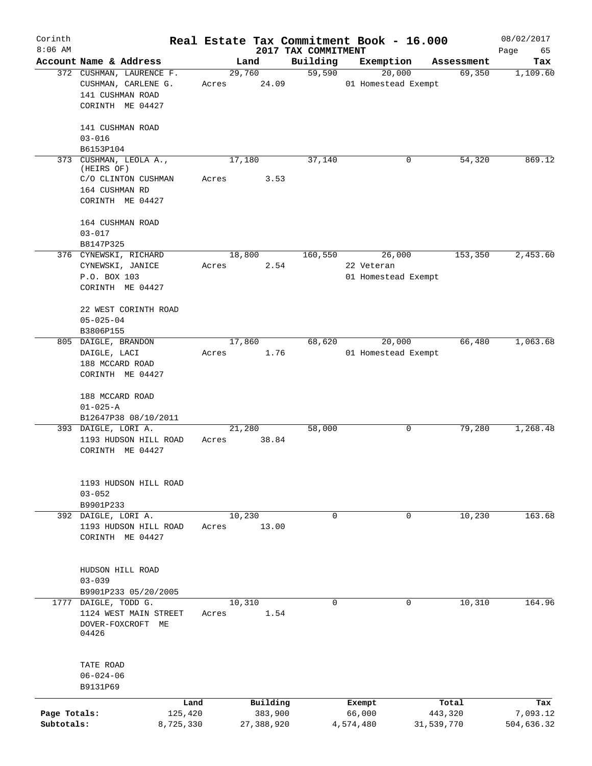# Real Estate Tax Commitment Book - 16.000

Corinth 8:06 AM — 2017 TAX COMMITMENT — 08/02/2017

| Account Name & Address | Land | Building | Exemption | Assessment | Tax |
|---|---|---|---|---|---|
| 372 CUSHMAN, LAURENCE F.<br>CUSHMAN, CARLENE G.<br>141 CUSHMAN ROAD<br>CORINTH ME 04427<br><br>141 CUSHMAN ROAD<br>03-016<br>B6153P104 | 29,760<br>Acres 24.09 | 59,590 | 20,000<br>01 Homestead Exempt | 69,350 | 1,109.60 |
| 373 CUSHMAN, LEOLA A., (HEIRS OF)<br>C/O CLINTON CUSHMAN<br>164 CUSHMAN RD<br>CORINTH ME 04427<br><br>164 CUSHMAN ROAD<br>03-017<br>B8147P325 | 17,180<br>Acres 3.53 | 37,140 | 0 | 54,320 | 869.12 |
| 376 CYNEWSKI, RICHARD<br>CYNEWSKI, JANICE<br>P.O. BOX 103<br>CORINTH ME 04427<br><br>22 WEST CORINTH ROAD<br>05-025-04<br>B3806P155 | 18,800<br>Acres 2.54 | 160,550 | 26,000<br>22 Veteran<br>01 Homestead Exempt | 153,350 | 2,453.60 |
| 805 DAIGLE, BRANDON<br>DAIGLE, LACI<br>188 MCCARD ROAD<br>CORINTH ME 04427<br><br>188 MCCARD ROAD<br>01-025-A<br>B12647P38 08/10/2011 | 17,860<br>Acres 1.76 | 68,620 | 20,000<br>01 Homestead Exempt | 66,480 | 1,063.68 |
| 393 DAIGLE, LORI A.<br>1193 HUDSON HILL ROAD<br>CORINTH ME 04427<br><br>1193 HUDSON HILL ROAD<br>03-052<br>B9901P233 | 21,280<br>Acres 38.84 | 58,000 | 0 | 79,280 | 1,268.48 |
| 392 DAIGLE, LORI A.<br>1193 HUDSON HILL ROAD<br>CORINTH ME 04427<br><br>HUDSON HILL ROAD<br>03-039<br>B9901P233 05/20/2005 | 10,230<br>Acres 13.00 | 0 | 0 | 10,230 | 163.68 |
| 1777 DAIGLE, TODD G.<br>1124 WEST MAIN STREET<br>DOVER-FOXCROFT ME 04426<br><br>TATE ROAD<br>06-024-06<br>B9131P69 | 10,310<br>Acres 1.54 | 0 | 0 | 10,310 | 164.96 |

| | Land | Building | Exempt | Total | Tax |
|---|---|---|---|---|---|
| Page Totals: | 125,420 | 383,900 | 66,000 | 443,320 | 7,093.12 |
| Subtotals: | 8,725,330 | 27,388,920 | 4,574,480 | 31,539,770 | 504,636.32 |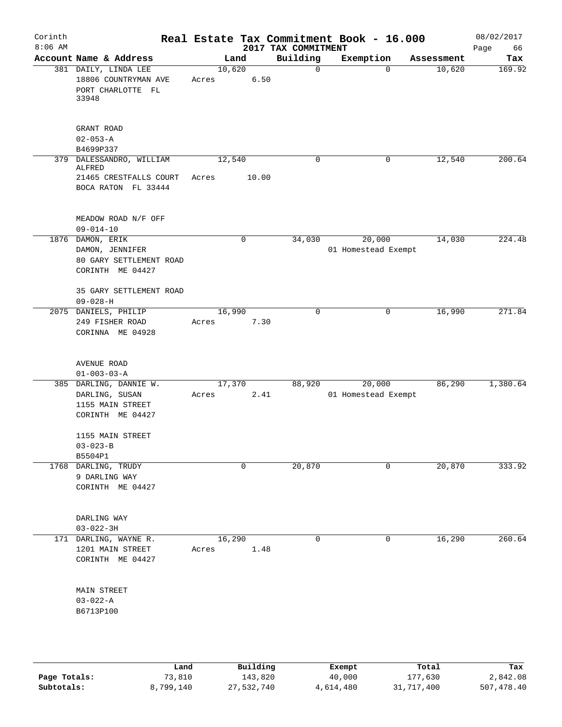# Corinth — Real Estate Tax Commitment Book - 16.000
## 2017 TAX COMMITMENT

8:06 AM — 08/02/2017

| Account Name & Address | Land | Building | Exemption | Assessment | Tax |
|---|---|---|---|---|---|
| 381 DAILY, LINDA LEE<br>18806 COUNTRYMAN AVE<br>PORT CHARLOTTE FL<br>33948<br><br>GRANT ROAD<br>02-053-A<br>B4699P337 | 10,620<br>Acres 6.50 | 0 | 0 | 10,620 | 169.92 |
| 379 DALESSANDRO, WILLIAM ALFRED<br>21465 CRESTFALLS COURT<br>BOCA RATON FL 33444<br><br>MEADOW ROAD N/F OFF<br>09-014-10 | 12,540<br>Acres 10.00 | 0 | 0 | 12,540 | 200.64 |
| 1876 DAMON, ERIK<br>DAMON, JENNIFER<br>80 GARY SETTLEMENT ROAD<br>CORINTH ME 04427<br><br>35 GARY SETTLEMENT ROAD<br>09-028-H | 0 | 34,030 | 20,000<br>01 Homestead Exempt | 14,030 | 224.48 |
| 2075 DANIELS, PHILIP<br>249 FISHER ROAD<br>CORINNA ME 04928<br><br>AVENUE ROAD<br>01-003-03-A | 16,990<br>Acres 7.30 | 0 | 0 | 16,990 | 271.84 |
| 385 DARLING, DANNIE W.<br>DARLING, SUSAN<br>1155 MAIN STREET<br>CORINTH ME 04427<br><br>1155 MAIN STREET<br>03-023-B<br>B5504P1 | 17,370<br>Acres 2.41 | 88,920 | 20,000<br>01 Homestead Exempt | 86,290 | 1,380.64 |
| 1768 DARLING, TRUDY<br>9 DARLING WAY<br>CORINTH ME 04427<br><br>DARLING WAY<br>03-022-3H | 0 | 20,870 | 0 | 20,870 | 333.92 |
| 171 DARLING, WAYNE R.<br>1201 MAIN STREET<br>CORINTH ME 04427<br><br>MAIN STREET<br>03-022-A<br>B6713P100 | 16,290<br>Acres 1.48 | 0 | 0 | 16,290 | 260.64 |

| | Land | Building | Exempt | Total | Tax |
|---|---|---|---|---|---|
| Page Totals: | 73,810 | 143,820 | 40,000 | 177,630 | 2,842.08 |
| Subtotals: | 8,799,140 | 27,532,740 | 4,614,480 | 31,717,400 | 507,478.40 |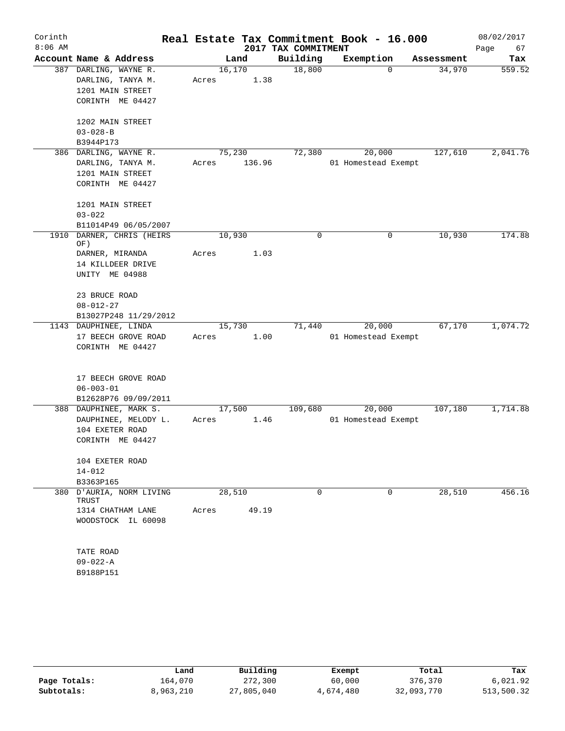# Corinth — Real Estate Tax Commitment Book - 16.000

8:06 AM — 2017 TAX COMMITMENT — 08/02/2017

| Account | Name & Address | Land | Building | Exemption | Assessment | Tax |
|---|---|---|---|---|---|---|
| 387 | DARLING, WAYNE R.<br>DARLING, TANYA M.<br>1201 MAIN STREET<br>CORINTH ME 04427<br><br>1202 MAIN STREET<br>03-028-B<br>B3944P173 | 16,170<br>Acres 1.38 | 18,800 | 0 | 34,970 | 559.52 |
| 386 | DARLING, WAYNE R.<br>DARLING, TANYA M.<br>1201 MAIN STREET<br>CORINTH ME 04427<br><br>1201 MAIN STREET<br>03-022<br>B11014P49 06/05/2007 | 75,230<br>Acres 136.96 | 72,380 | 20,000<br>01 Homestead Exempt | 127,610 | 2,041.76 |
| 1910 | DARNER, CHRIS (HEIRS OF)<br>DARNER, MIRANDA<br>14 KILLDEER DRIVE<br>UNITY ME 04988<br><br>23 BRUCE ROAD<br>08-012-27<br>B13027P248 11/29/2012 | 10,930<br>Acres 1.03 | 0 | 0 | 10,930 | 174.88 |
| 1143 | DAUPHINEE, LINDA<br>17 BEECH GROVE ROAD<br>CORINTH ME 04427<br><br>17 BEECH GROVE ROAD<br>06-003-01<br>B12628P76 09/09/2011 | 15,730<br>Acres 1.00 | 71,440 | 20,000<br>01 Homestead Exempt | 67,170 | 1,074.72 |
| 388 | DAUPHINEE, MARK S.<br>DAUPHINEE, MELODY L.<br>104 EXETER ROAD<br>CORINTH ME 04427<br><br>104 EXETER ROAD<br>14-012<br>B3363P165 | 17,500<br>Acres 1.46 | 109,680 | 20,000<br>01 Homestead Exempt | 107,180 | 1,714.88 |
| 380 | D'AURIA, NORM LIVING TRUST<br>1314 CHATHAM LANE<br>WOODSTOCK IL 60098<br><br>TATE ROAD<br>09-022-A<br>B9188P151 | 28,510<br>Acres 49.19 | 0 | 0 | 28,510 | 456.16 |

| | Land | Building | Exempt | Total | Tax |
|---|---|---|---|---|---|
| Page Totals: | 164,070 | 272,300 | 60,000 | 376,370 | 6,021.92 |
| Subtotals: | 8,963,210 | 27,805,040 | 4,674,480 | 32,093,770 | 513,500.32 |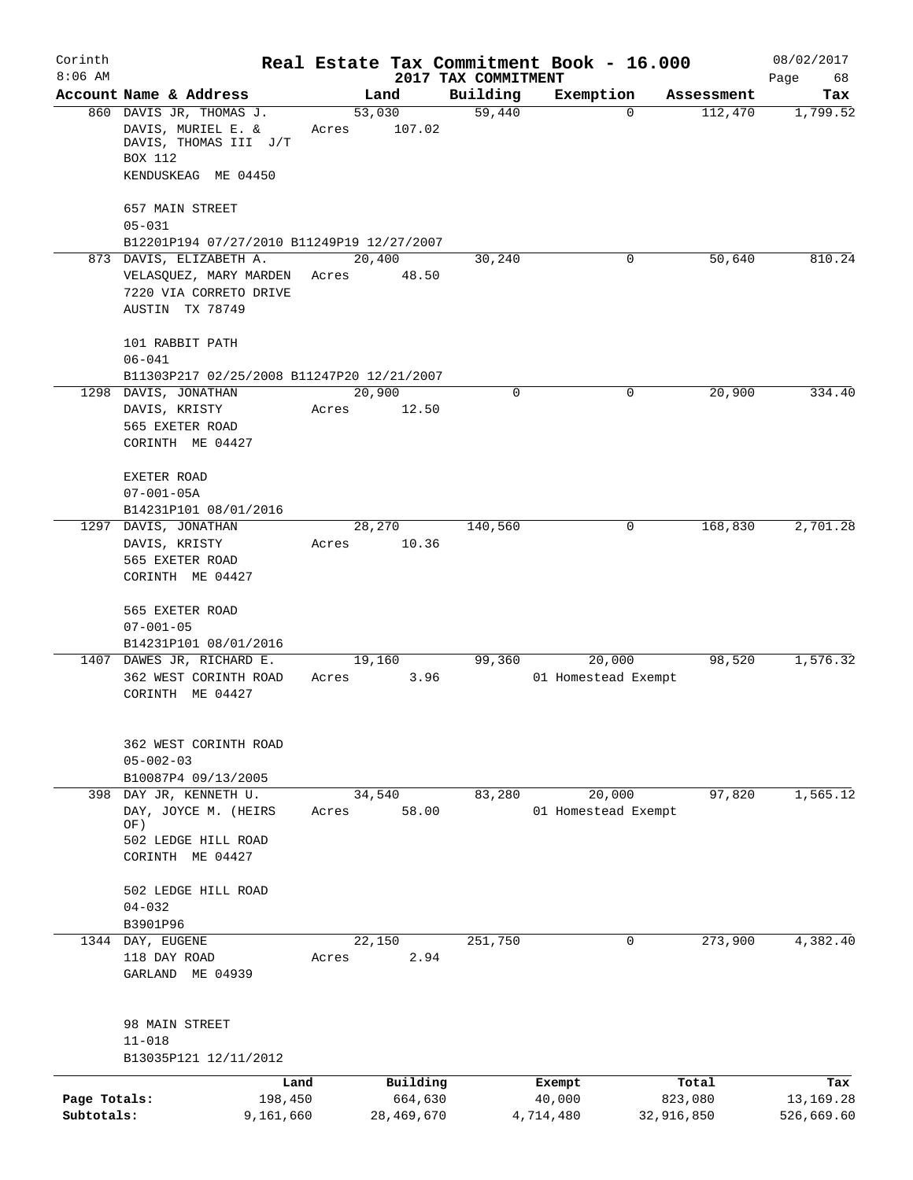Corinth 8:06 AM

# Real Estate Tax Commitment Book - 16.000

## 2017 TAX COMMITMENT

08/02/2017 Page 68

| Account | Name & Address | Land | Building | Exemption | Assessment | Tax |
|---|---|---|---|---|---|---|
| 860 | DAVIS JR, THOMAS J.<br>DAVIS, MURIEL E. &<br>DAVIS, THOMAS III J/T<br>BOX 112<br>KENDUSKEAG ME 04450<br><br>657 MAIN STREET<br>05-031<br>B12201P194 07/27/2010 B11249P19 12/27/2007 | 53,030<br>Acres 107.02 | 59,440 | 0 | 112,470 | 1,799.52 |
| 873 | DAVIS, ELIZABETH A.<br>VELASQUEZ, MARY MARDEN<br>7220 VIA CORRETO DRIVE<br>AUSTIN TX 78749<br><br>101 RABBIT PATH<br>06-041<br>B11303P217 02/25/2008 B11247P20 12/21/2007 | 20,400<br>Acres 48.50 | 30,240 | 0 | 50,640 | 810.24 |
| 1298 | DAVIS, JONATHAN<br>DAVIS, KRISTY<br>565 EXETER ROAD<br>CORINTH ME 04427<br><br>EXETER ROAD<br>07-001-05A<br>B14231P101 08/01/2016 | 20,900<br>Acres 12.50 | 0 | 0 | 20,900 | 334.40 |
| 1297 | DAVIS, JONATHAN<br>DAVIS, KRISTY<br>565 EXETER ROAD<br>CORINTH ME 04427<br><br>565 EXETER ROAD<br>07-001-05<br>B14231P101 08/01/2016 | 28,270<br>Acres 10.36 | 140,560 | 0 | 168,830 | 2,701.28 |
| 1407 | DAWES JR, RICHARD E.<br>362 WEST CORINTH ROAD<br>CORINTH ME 04427<br><br>362 WEST CORINTH ROAD<br>05-002-03<br>B10087P4 09/13/2005 | 19,160<br>Acres 3.96 | 99,360 | 20,000<br>01 Homestead Exempt | 98,520 | 1,576.32 |
| 398 | DAY JR, KENNETH U.<br>DAY, JOYCE M. (HEIRS OF)<br>502 LEDGE HILL ROAD<br>CORINTH ME 04427<br><br>502 LEDGE HILL ROAD<br>04-032<br>B3901P96 | 34,540<br>Acres 58.00 | 83,280 | 20,000<br>01 Homestead Exempt | 97,820 | 1,565.12 |
| 1344 | DAY, EUGENE<br>118 DAY ROAD<br>GARLAND ME 04939<br><br>98 MAIN STREET<br>11-018<br>B13035P121 12/11/2012 | 22,150<br>Acres 2.94 | 251,750 | 0 | 273,900 | 4,382.40 |

| | Land | Building | Exempt | Total | Tax |
|---|---|---|---|---|---|
| Page Totals: | 198,450 | 664,630 | 40,000 | 823,080 | 13,169.28 |
| Subtotals: | 9,161,660 | 28,469,670 | 4,714,480 | 32,916,850 | 526,669.60 |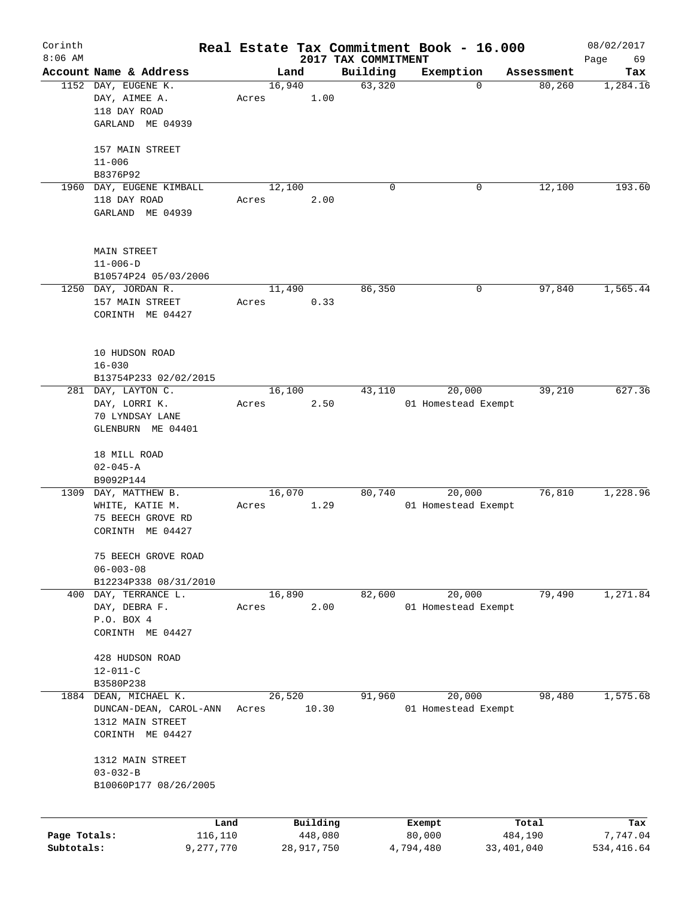Corinth | Real Estate Tax Commitment Book - 16.000 | 08/02/2017
8:06 AM | 2017 TAX COMMITMENT | Page 69

| Account Name & Address | Land | Building | Exemption | Assessment | Tax |
|---|---|---|---|---|---|
| 1152 DAY, EUGENE K.<br>DAY, AIMEE A.<br>118 DAY ROAD<br>GARLAND ME 04939<br><br>157 MAIN STREET<br>11-006<br>B8376P92 | 16,940<br>Acres 1.00 | 63,320 | 0 | 80,260 | 1,284.16 |
| 1960 DAY, EUGENE KIMBALL<br>118 DAY ROAD<br>GARLAND ME 04939<br><br>MAIN STREET<br>11-006-D<br>B10574P24 05/03/2006 | 12,100<br>Acres 2.00 | 0 | 0 | 12,100 | 193.60 |
| 1250 DAY, JORDAN R.<br>157 MAIN STREET<br>CORINTH ME 04427<br><br>10 HUDSON ROAD<br>16-030<br>B13754P233 02/02/2015 | 11,490<br>Acres 0.33 | 86,350 | 0 | 97,840 | 1,565.44 |
| 281 DAY, LAYTON C.<br>DAY, LORRI K.<br>70 LYNDSAY LANE<br>GLENBURN ME 04401<br><br>18 MILL ROAD<br>02-045-A<br>B9092P144 | 16,100<br>Acres 2.50 | 43,110 | 20,000<br>01 Homestead Exempt | 39,210 | 627.36 |
| 1309 DAY, MATTHEW B.<br>WHITE, KATIE M.<br>75 BEECH GROVE RD<br>CORINTH ME 04427<br><br>75 BEECH GROVE ROAD<br>06-003-08<br>B12234P338 08/31/2010 | 16,070<br>Acres 1.29 | 80,740 | 20,000<br>01 Homestead Exempt | 76,810 | 1,228.96 |
| 400 DAY, TERRANCE L.<br>DAY, DEBRA F.<br>P.O. BOX 4<br>CORINTH ME 04427<br><br>428 HUDSON ROAD<br>12-011-C<br>B3580P238 | 16,890<br>Acres 2.00 | 82,600 | 20,000<br>01 Homestead Exempt | 79,490 | 1,271.84 |
| 1884 DEAN, MICHAEL K.<br>DUNCAN-DEAN, CAROL-ANN<br>1312 MAIN STREET<br>CORINTH ME 04427<br><br>1312 MAIN STREET<br>03-032-B<br>B10060P177 08/26/2005 | 26,520<br>Acres 10.30 | 91,960 | 20,000<br>01 Homestead Exempt | 98,480 | 1,575.68 |

| | Land | Building | Exempt | Total | Tax |
|---|---|---|---|---|---|
| Page Totals: | 116,110 | 448,080 | 80,000 | 484,190 | 7,747.04 |
| Subtotals: | 9,277,770 | 28,917,750 | 4,794,480 | 33,401,040 | 534,416.64 |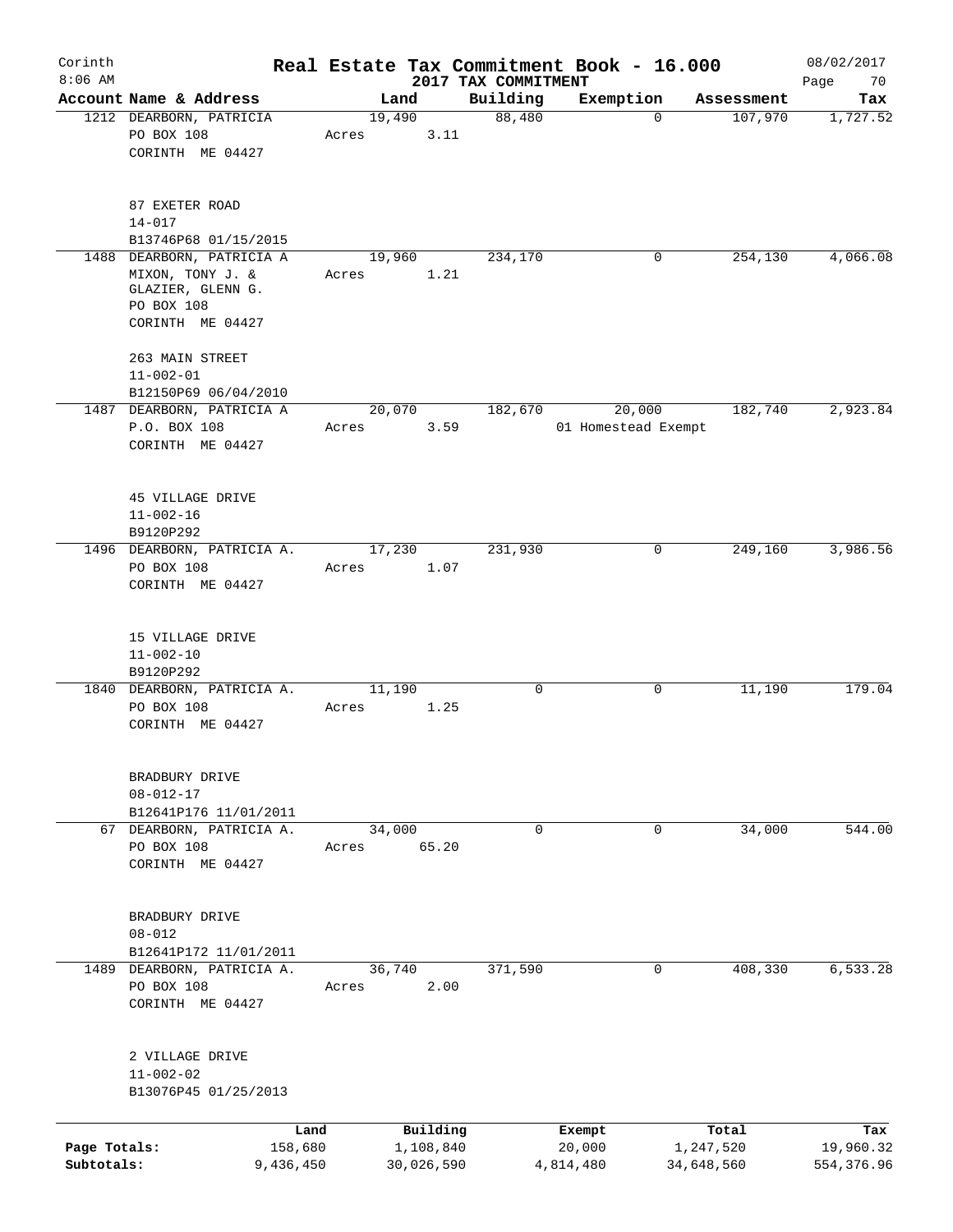Corinth 8:06 AM

# Real Estate Tax Commitment Book - 16.000

2017 TAX COMMITMENT

08/02/2017

| Account | Name & Address | Land | Building | Exemption | Assessment | Tax |
|---|---|---|---|---|---|---|
| 1212 | DEARBORN, PATRICIA<br>PO BOX 108<br>CORINTH ME 04427<br><br>87 EXETER ROAD<br>14-017<br>B13746P68 01/15/2015 | 19,490<br>Acres 3.11 | 88,480 | 0 | 107,970 | 1,727.52 |
| 1488 | DEARBORN, PATRICIA A<br>MIXON, TONY J. &<br>GLAZIER, GLENN G.<br>PO BOX 108<br>CORINTH ME 04427<br><br>263 MAIN STREET<br>11-002-01<br>B12150P69 06/04/2010 | 19,960<br>Acres 1.21 | 234,170 | 0 | 254,130 | 4,066.08 |
| 1487 | DEARBORN, PATRICIA A<br>P.O. BOX 108<br>CORINTH ME 04427<br><br>45 VILLAGE DRIVE<br>11-002-16<br>B9120P292 | 20,070<br>Acres 3.59 | 182,670 | 20,000<br>01 Homestead Exempt | 182,740 | 2,923.84 |
| 1496 | DEARBORN, PATRICIA A.<br>PO BOX 108<br>CORINTH ME 04427<br><br>15 VILLAGE DRIVE<br>11-002-10<br>B9120P292 | 17,230<br>Acres 1.07 | 231,930 | 0 | 249,160 | 3,986.56 |
| 1840 | DEARBORN, PATRICIA A.<br>PO BOX 108<br>CORINTH ME 04427<br><br>BRADBURY DRIVE<br>08-012-17<br>B12641P176 11/01/2011 | 11,190<br>Acres 1.25 | 0 | 0 | 11,190 | 179.04 |
| 67 | DEARBORN, PATRICIA A.<br>PO BOX 108<br>CORINTH ME 04427<br><br>BRADBURY DRIVE<br>08-012<br>B12641P172 11/01/2011 | 34,000<br>Acres 65.20 | 0 | 0 | 34,000 | 544.00 |
| 1489 | DEARBORN, PATRICIA A.<br>PO BOX 108<br>CORINTH ME 04427<br><br>2 VILLAGE DRIVE<br>11-002-02<br>B13076P45 01/25/2013 | 36,740<br>Acres 2.00 | 371,590 | 0 | 408,330 | 6,533.28 |

| | Land | Building | Exempt | Total | Tax |
|---|---|---|---|---|---|
| Page Totals: | 158,680 | 1,108,840 | 20,000 | 1,247,520 | 19,960.32 |
| Subtotals: | 9,436,450 | 30,026,590 | 4,814,480 | 34,648,560 | 554,376.96 |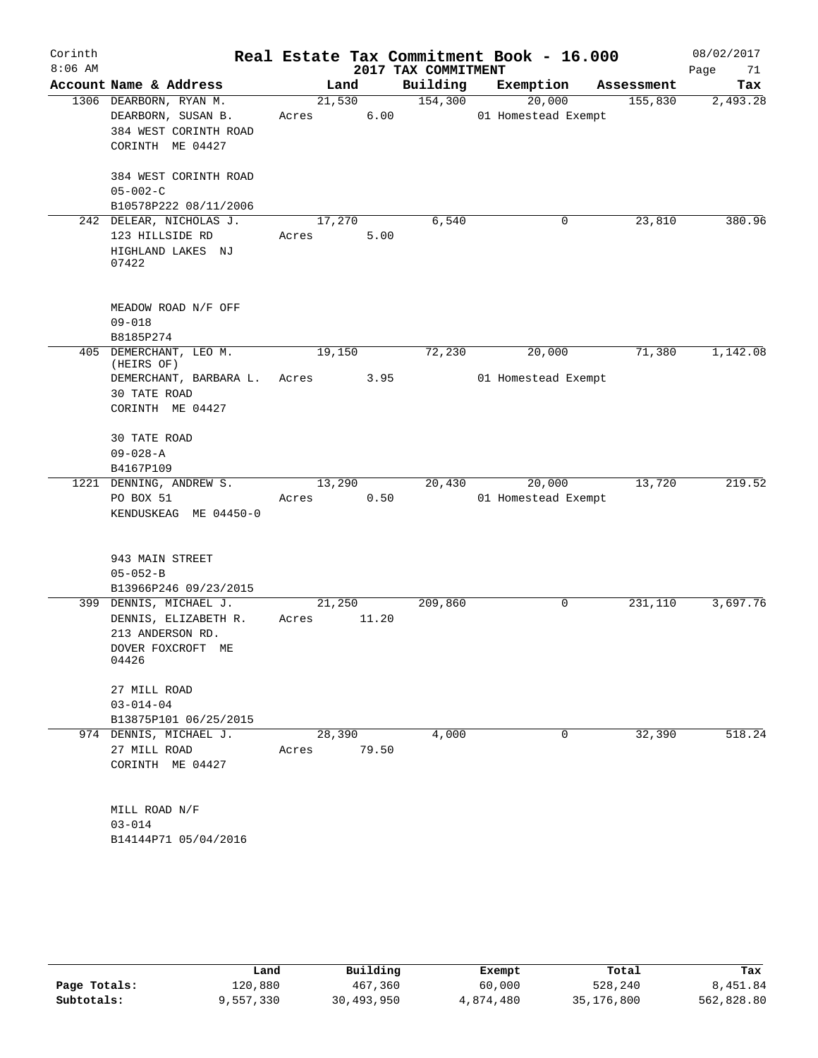# Real Estate Tax Commitment Book - 16.000

Corinth 8:06 AM — 2017 TAX COMMITMENT — 08/02/2017

| Account Name & Address | Land | Building | Exemption | Assessment | Tax |
|---|---|---|---|---|---|
| 1306 DEARBORN, RYAN M.<br>DEARBORN, SUSAN B.<br>384 WEST CORINTH ROAD<br>CORINTH ME 04427<br><br>384 WEST CORINTH ROAD<br>05-002-C<br>B10578P222 08/11/2006 | 21,530<br>Acres 6.00 | 154,300 | 20,000<br>01 Homestead Exempt | 155,830 | 2,493.28 |
| 242 DELEAR, NICHOLAS J.<br>123 HILLSIDE RD<br>HIGHLAND LAKES NJ 07422<br><br>MEADOW ROAD N/F OFF<br>09-018<br>B8185P274 | 17,270<br>Acres 5.00 | 6,540 | 0 | 23,810 | 380.96 |
| 405 DEMERCHANT, LEO M. (HEIRS OF)<br>DEMERCHANT, BARBARA L.<br>30 TATE ROAD<br>CORINTH ME 04427<br><br>30 TATE ROAD<br>09-028-A<br>B4167P109 | 19,150<br>Acres 3.95 | 72,230 | 20,000<br>01 Homestead Exempt | 71,380 | 1,142.08 |
| 1221 DENNING, ANDREW S.<br>PO BOX 51<br>KENDUSKEAG ME 04450-0<br><br>943 MAIN STREET<br>05-052-B<br>B13966P246 09/23/2015 | 13,290<br>Acres 0.50 | 20,430 | 20,000<br>01 Homestead Exempt | 13,720 | 219.52 |
| 399 DENNIS, MICHAEL J.<br>DENNIS, ELIZABETH R.<br>213 ANDERSON RD.<br>DOVER FOXCROFT ME 04426<br><br>27 MILL ROAD<br>03-014-04<br>B13875P101 06/25/2015 | 21,250<br>Acres 11.20 | 209,860 | 0 | 231,110 | 3,697.76 |
| 974 DENNIS, MICHAEL J.<br>27 MILL ROAD<br>CORINTH ME 04427<br><br>MILL ROAD N/F<br>03-014<br>B14144P71 05/04/2016 | 28,390<br>Acres 79.50 | 4,000 | 0 | 32,390 | 518.24 |

| | Land | Building | Exempt | Total | Tax |
|---|---|---|---|---|---|
| Page Totals: | 120,880 | 467,360 | 60,000 | 528,240 | 8,451.84 |
| Subtotals: | 9,557,330 | 30,493,950 | 4,874,480 | 35,176,800 | 562,828.80 |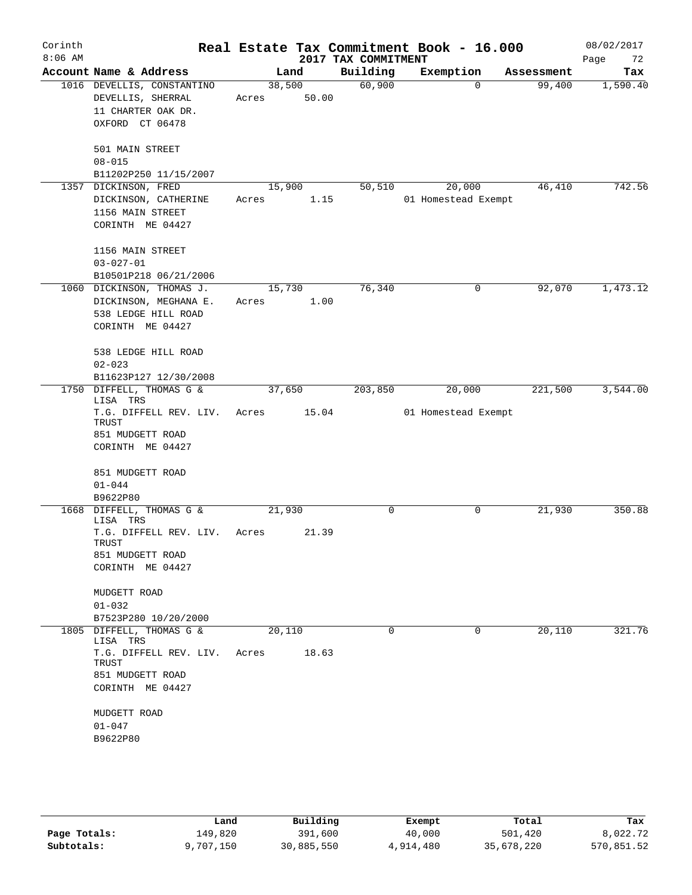# Corinth — Real Estate Tax Commitment Book - 16.000

8:06 AM — 2017 TAX COMMITMENT — 08/02/2017

| Account | Name & Address | Land | Building | Exemption | Assessment | Tax |
|---|---|---|---|---|---|---|
| 1016 | DEVELLIS, CONSTANTINO<br>DEVELLIS, SHERRAL<br>11 CHARTER OAK DR.<br>OXFORD CT 06478<br><br>501 MAIN STREET<br>08-015<br>B11202P250 11/15/2007 | 38,500<br>Acres 50.00 | 60,900 | 0 | 99,400 | 1,590.40 |
| 1357 | DICKINSON, FRED<br>DICKINSON, CATHERINE<br>1156 MAIN STREET<br>CORINTH ME 04427<br><br>1156 MAIN STREET<br>03-027-01<br>B10501P218 06/21/2006 | 15,900<br>Acres 1.15 | 50,510 | 20,000<br>01 Homestead Exempt | 46,410 | 742.56 |
| 1060 | DICKINSON, THOMAS J.<br>DICKINSON, MEGHANA E.<br>538 LEDGE HILL ROAD<br>CORINTH ME 04427<br><br>538 LEDGE HILL ROAD<br>02-023<br>B11623P127 12/30/2008 | 15,730<br>Acres 1.00 | 76,340 | 0 | 92,070 | 1,473.12 |
| 1750 | DIFFELL, THOMAS G & LISA TRS<br>T.G. DIFFELL REV. LIV. TRUST<br>851 MUDGETT ROAD<br>CORINTH ME 04427<br><br>851 MUDGETT ROAD<br>01-044<br>B9622P80 | 37,650<br>Acres 15.04 | 203,850 | 20,000<br>01 Homestead Exempt | 221,500 | 3,544.00 |
| 1668 | DIFFELL, THOMAS G & LISA TRS<br>T.G. DIFFELL REV. LIV. TRUST<br>851 MUDGETT ROAD<br>CORINTH ME 04427<br><br>MUDGETT ROAD<br>01-032<br>B7523P280 10/20/2000 | 21,930<br>Acres 21.39 | 0 | 0 | 21,930 | 350.88 |
| 1805 | DIFFELL, THOMAS G & LISA TRS<br>T.G. DIFFELL REV. LIV. TRUST<br>851 MUDGETT ROAD<br>CORINTH ME 04427<br><br>MUDGETT ROAD<br>01-047<br>B9622P80 | 20,110<br>Acres 18.63 | 0 | 0 | 20,110 | 321.76 |

| | Land | Building | Exempt | Total | Tax |
|---|---|---|---|---|---|
| Page Totals: | 149,820 | 391,600 | 40,000 | 501,420 | 8,022.72 |
| Subtotals: | 9,707,150 | 30,885,550 | 4,914,480 | 35,678,220 | 570,851.52 |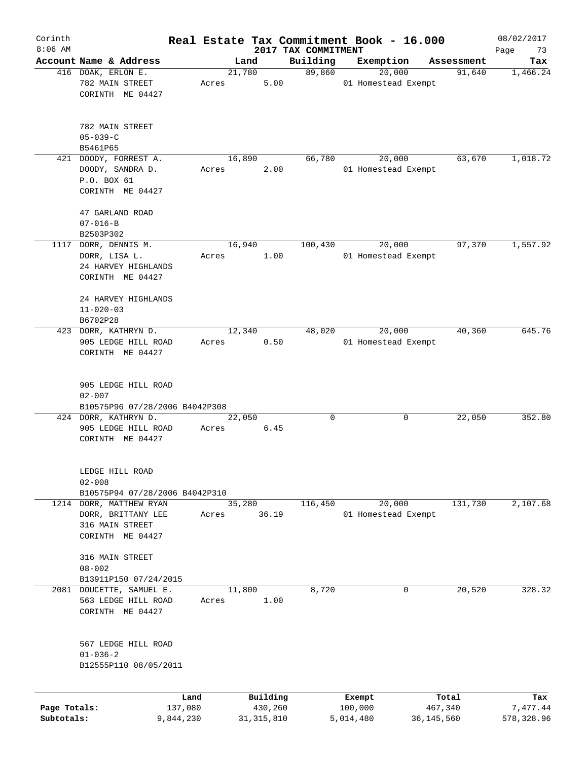# Real Estate Tax Commitment Book - 16.000

Corinth
8:06 AM

2017 TAX COMMITMENT

08/02/2017

| Account Name & Address | Land | Building | Exemption | Assessment | Tax |
|---|---|---|---|---|---|
| 416 DOAK, ERLON E.<br>782 MAIN STREET<br>CORINTH ME 04427<br><br>782 MAIN STREET<br>05-039-C<br>B5461P65 | 21,780<br>Acres 5.00 | 89,860 | 20,000<br>01 Homestead Exempt | 91,640 | 1,466.24 |
| 421 DOODY, FORREST A.<br>DOODY, SANDRA D.<br>P.O. BOX 61<br>CORINTH ME 04427<br><br>47 GARLAND ROAD<br>07-016-B<br>B2503P302 | 16,890<br>Acres 2.00 | 66,780 | 20,000<br>01 Homestead Exempt | 63,670 | 1,018.72 |
| 1117 DORR, DENNIS M.<br>DORR, LISA L.<br>24 HARVEY HIGHLANDS<br>CORINTH ME 04427<br><br>24 HARVEY HIGHLANDS<br>11-020-03<br>B6702P28 | 16,940<br>Acres 1.00 | 100,430 | 20,000<br>01 Homestead Exempt | 97,370 | 1,557.92 |
| 423 DORR, KATHRYN D.<br>905 LEDGE HILL ROAD<br>CORINTH ME 04427<br><br>905 LEDGE HILL ROAD<br>02-007<br>B10575P96 07/28/2006 B4042P308 | 12,340<br>Acres 0.50 | 48,020 | 20,000<br>01 Homestead Exempt | 40,360 | 645.76 |
| 424 DORR, KATHRYN D.<br>905 LEDGE HILL ROAD<br>CORINTH ME 04427<br><br>LEDGE HILL ROAD<br>02-008<br>B10575P94 07/28/2006 B4042P310 | 22,050<br>Acres 6.45 | 0 | 0 | 22,050 | 352.80 |
| 1214 DORR, MATTHEW RYAN<br>DORR, BRITTANY LEE<br>316 MAIN STREET<br>CORINTH ME 04427<br><br>316 MAIN STREET<br>08-002<br>B13911P150 07/24/2015 | 35,280<br>Acres 36.19 | 116,450 | 20,000<br>01 Homestead Exempt | 131,730 | 2,107.68 |
| 2081 DOUCETTE, SAMUEL E.<br>563 LEDGE HILL ROAD<br>CORINTH ME 04427<br><br>567 LEDGE HILL ROAD<br>01-036-2<br>B12555P110 08/05/2011 | 11,800<br>Acres 1.00 | 8,720 | 0 | 20,520 | 328.32 |

| | Land | Building | Exempt | Total | Tax |
|---|---|---|---|---|---|
| Page Totals: | 137,080 | 430,260 | 100,000 | 467,340 | 7,477.44 |
| Subtotals: | 9,844,230 | 31,315,810 | 5,014,480 | 36,145,560 | 578,328.96 |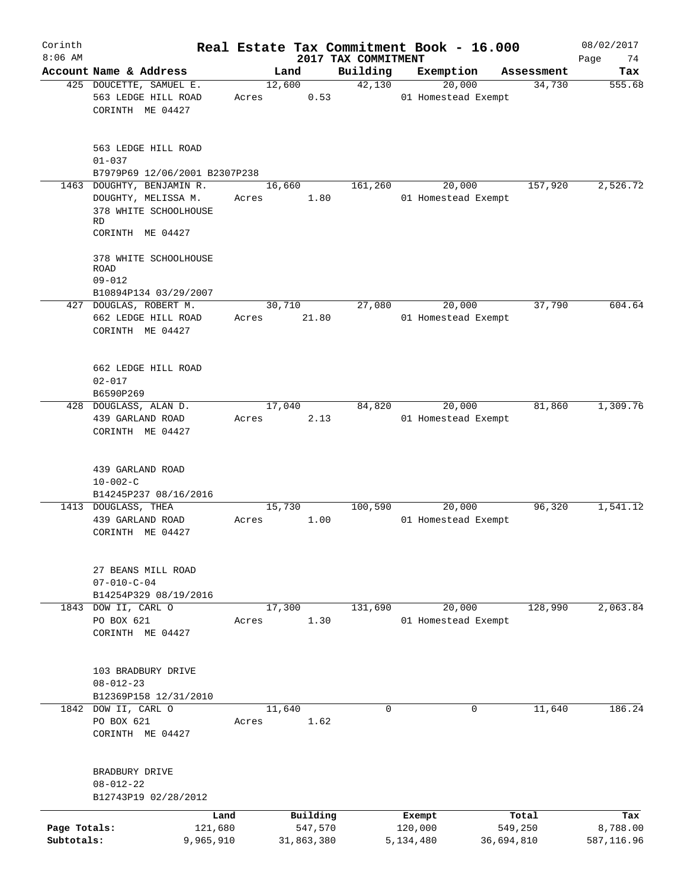Corinth 8:06 AM

# Real Estate Tax Commitment Book - 16.000

## 2017 TAX COMMITMENT

08/02/2017

| Account | Name & Address | Land | Building | Exemption | Assessment | Tax |
|---|---|---|---|---|---|---|
| 425 | DOUCETTE, SAMUEL E.<br>563 LEDGE HILL ROAD<br>CORINTH ME 04427<br><br>563 LEDGE HILL ROAD<br>01-037<br>B7979P69 12/06/2001 B2307P238 | 12,600<br>Acres 0.53 | 42,130 | 20,000<br>01 Homestead Exempt | 34,730 | 555.68 |
| 1463 | DOUGHTY, BENJAMIN R.<br>DOUGHTY, MELISSA M.<br>378 WHITE SCHOOLHOUSE RD<br>CORINTH ME 04427<br><br>378 WHITE SCHOOLHOUSE ROAD<br>09-012<br>B10894P134 03/29/2007 | 16,660<br>Acres 1.80 | 161,260 | 20,000<br>01 Homestead Exempt | 157,920 | 2,526.72 |
| 427 | DOUGLAS, ROBERT M.<br>662 LEDGE HILL ROAD<br>CORINTH ME 04427<br><br>662 LEDGE HILL ROAD<br>02-017<br>B6590P269 | 30,710<br>Acres 21.80 | 27,080 | 20,000<br>01 Homestead Exempt | 37,790 | 604.64 |
| 428 | DOUGLASS, ALAN D.<br>439 GARLAND ROAD<br>CORINTH ME 04427<br><br>439 GARLAND ROAD<br>10-002-C<br>B14245P237 08/16/2016 | 17,040<br>Acres 2.13 | 84,820 | 20,000<br>01 Homestead Exempt | 81,860 | 1,309.76 |
| 1413 | DOUGLASS, THEA<br>439 GARLAND ROAD<br>CORINTH ME 04427<br><br>27 BEANS MILL ROAD<br>07-010-C-04<br>B14254P329 08/19/2016 | 15,730<br>Acres 1.00 | 100,590 | 20,000<br>01 Homestead Exempt | 96,320 | 1,541.12 |
| 1843 | DOW II, CARL O<br>PO BOX 621<br>CORINTH ME 04427<br><br>103 BRADBURY DRIVE<br>08-012-23<br>B12369P158 12/31/2010 | 17,300<br>Acres 1.30 | 131,690 | 20,000<br>01 Homestead Exempt | 128,990 | 2,063.84 |
| 1842 | DOW II, CARL O<br>PO BOX 621<br>CORINTH ME 04427<br><br>BRADBURY DRIVE<br>08-012-22<br>B12743P19 02/28/2012 | 11,640<br>Acres 1.62 | 0 | 0 | 11,640 | 186.24 |

| | Land | Building | Exempt | Total | Tax |
|---|---|---|---|---|---|
| Page Totals: | 121,680 | 547,570 | 120,000 | 549,250 | 8,788.00 |
| Subtotals: | 9,965,910 | 31,863,380 | 5,134,480 | 36,694,810 | 587,116.96 |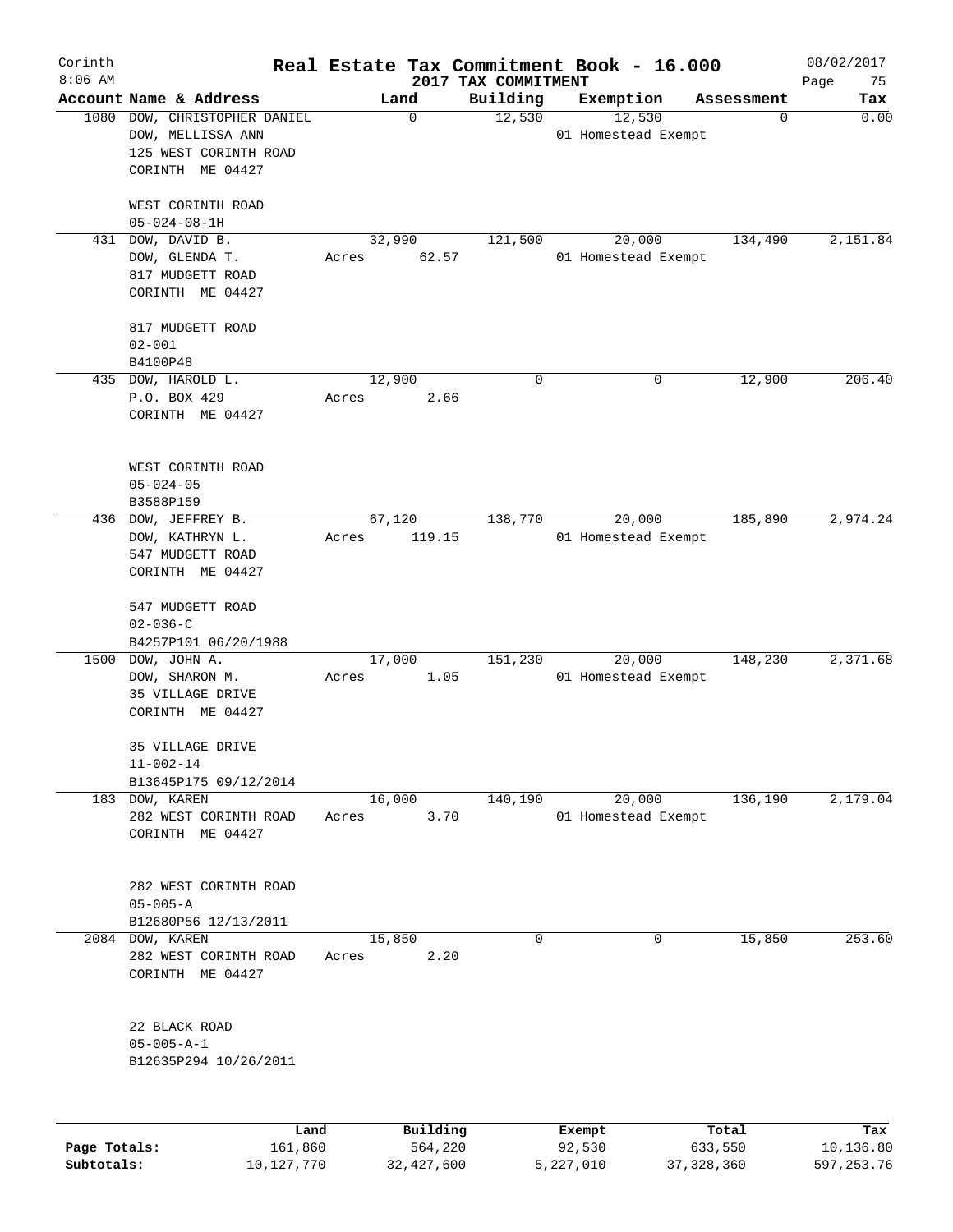# Corinth — Real Estate Tax Commitment Book - 16.000

8:06 AM — 2017 TAX COMMITMENT — 08/02/2017 — Page 75

| Account Name & Address | Land | Building | Exemption | Assessment | Tax |
|---|---|---|---|---|---|
| 1080 DOW, CHRISTOPHER DANIEL<br>DOW, MELLISSA ANN<br>125 WEST CORINTH ROAD<br>CORINTH ME 04427<br><br>WEST CORINTH ROAD<br>05-024-08-1H | 0 | 12,530 | 12,530<br>01 Homestead Exempt | 0 | 0.00 |
| 431 DOW, DAVID B.<br>DOW, GLENDA T.<br>817 MUDGETT ROAD<br>CORINTH ME 04427<br><br>817 MUDGETT ROAD<br>02-001<br>B4100P48 | 32,990<br>Acres 62.57 | 121,500 | 20,000<br>01 Homestead Exempt | 134,490 | 2,151.84 |
| 435 DOW, HAROLD L.<br>P.O. BOX 429<br>CORINTH ME 04427<br><br>WEST CORINTH ROAD<br>05-024-05<br>B3588P159 | 12,900<br>Acres 2.66 | 0 | 0 | 12,900 | 206.40 |
| 436 DOW, JEFFREY B.<br>DOW, KATHRYN L.<br>547 MUDGETT ROAD<br>CORINTH ME 04427<br><br>547 MUDGETT ROAD<br>02-036-C<br>B4257P101 06/20/1988 | 67,120<br>Acres 119.15 | 138,770 | 20,000<br>01 Homestead Exempt | 185,890 | 2,974.24 |
| 1500 DOW, JOHN A.<br>DOW, SHARON M.<br>35 VILLAGE DRIVE<br>CORINTH ME 04427<br><br>35 VILLAGE DRIVE<br>11-002-14<br>B13645P175 09/12/2014 | 17,000<br>Acres 1.05 | 151,230 | 20,000<br>01 Homestead Exempt | 148,230 | 2,371.68 |
| 183 DOW, KAREN<br>282 WEST CORINTH ROAD<br>CORINTH ME 04427<br><br>282 WEST CORINTH ROAD<br>05-005-A<br>B12680P56 12/13/2011 | 16,000<br>Acres 3.70 | 140,190 | 20,000<br>01 Homestead Exempt | 136,190 | 2,179.04 |
| 2084 DOW, KAREN<br>282 WEST CORINTH ROAD<br>CORINTH ME 04427<br><br>22 BLACK ROAD<br>05-005-A-1<br>B12635P294 10/26/2011 | 15,850<br>Acres 2.20 | 0 | 0 | 15,850 | 253.60 |

| | Land | Building | Exempt | Total | Tax |
|---|---|---|---|---|---|
| Page Totals: | 161,860 | 564,220 | 92,530 | 633,550 | 10,136.80 |
| Subtotals: | 10,127,770 | 32,427,600 | 5,227,010 | 37,328,360 | 597,253.76 |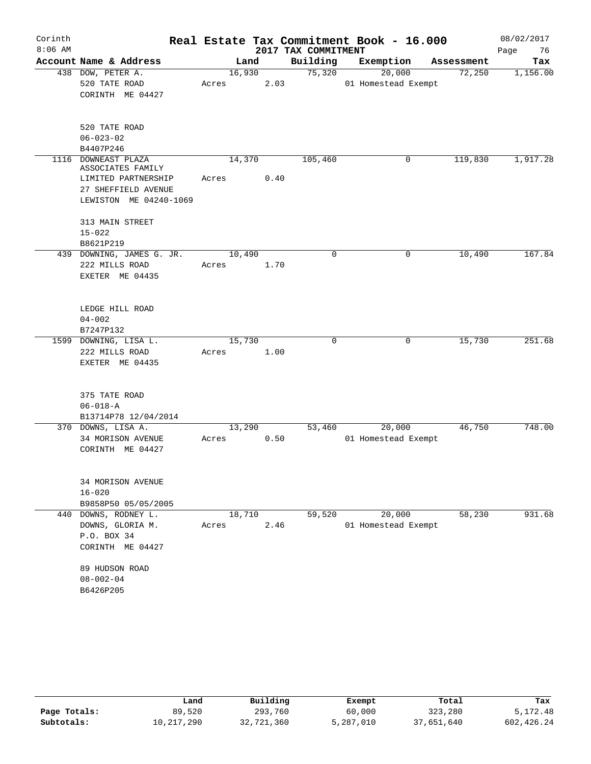# Real Estate Tax Commitment Book - 16.000

Corinth
8:06 AM

2017 TAX COMMITMENT

08/02/2017

| Account Name & Address | Land | Building | Exemption | Assessment | Tax |
|---|---|---|---|---|---|
| 438 DOW, PETER A.<br>520 TATE ROAD<br>CORINTH ME 04427<br><br>520 TATE ROAD<br>06-023-02<br>B4407P246 | 16,930<br>Acres 2.03 | 75,320 | 20,000<br>01 Homestead Exempt | 72,250 | 1,156.00 |
| 1116 DOWNEAST PLAZA ASSOCIATES FAMILY LIMITED PARTNERSHIP<br>27 SHEFFIELD AVENUE<br>LEWISTON ME 04240-1069<br><br>313 MAIN STREET<br>15-022<br>B8621P219 | 14,370<br>Acres 0.40 | 105,460 | 0 | 119,830 | 1,917.28 |
| 439 DOWNING, JAMES G. JR.<br>222 MILLS ROAD<br>EXETER ME 04435<br><br>LEDGE HILL ROAD<br>04-002<br>B7247P132 | 10,490<br>Acres 1.70 | 0 | 0 | 10,490 | 167.84 |
| 1599 DOWNING, LISA L.<br>222 MILLS ROAD<br>EXETER ME 04435<br><br>375 TATE ROAD<br>06-018-A<br>B13714P78 12/04/2014 | 15,730<br>Acres 1.00 | 0 | 0 | 15,730 | 251.68 |
| 370 DOWNS, LISA A.<br>34 MORISON AVENUE<br>CORINTH ME 04427<br><br>34 MORISON AVENUE<br>16-020<br>B9858P50 05/05/2005 | 13,290<br>Acres 0.50 | 53,460 | 20,000<br>01 Homestead Exempt | 46,750 | 748.00 |
| 440 DOWNS, RODNEY L.<br>DOWNS, GLORIA M.<br>P.O. BOX 34<br>CORINTH ME 04427<br><br>89 HUDSON ROAD<br>08-002-04<br>B6426P205 | 18,710<br>Acres 2.46 | 59,520 | 20,000<br>01 Homestead Exempt | 58,230 | 931.68 |

| | Land | Building | Exempt | Total | Tax |
|---|---|---|---|---|---|
| Page Totals: | 89,520 | 293,760 | 60,000 | 323,280 | 5,172.48 |
| Subtotals: | 10,217,290 | 32,721,360 | 5,287,010 | 37,651,640 | 602,426.24 |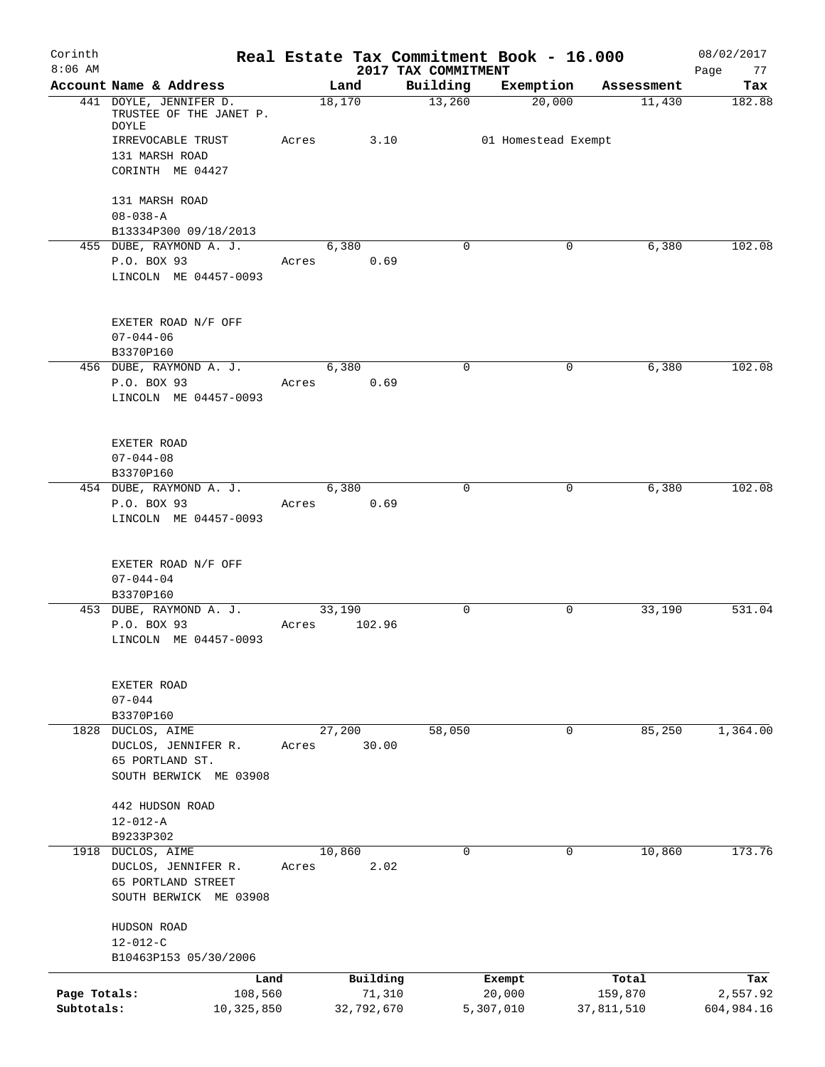Corinth 8:06 AM

# Real Estate Tax Commitment Book - 16.000

## 2017 TAX COMMITMENT

08/02/2017

| Account Name & Address | Land | Building | Exemption | Assessment | Tax |
|---|---|---|---|---|---|
| 441 DOYLE, JENNIFER D.<br>TRUSTEE OF THE JANET P. DOYLE<br>IRREVOCABLE TRUST<br>131 MARSH ROAD<br>CORINTH ME 04427<br><br>131 MARSH ROAD<br>08-038-A<br>B13334P300 09/18/2013 | 18,170<br>Acres 3.10 | 13,260 | 20,000<br>01 Homestead Exempt | 11,430 | 182.88 |
| 455 DUBE, RAYMOND A. J.<br>P.O. BOX 93<br>LINCOLN ME 04457-0093<br><br>EXETER ROAD N/F OFF<br>07-044-06<br>B3370P160 | 6,380<br>Acres 0.69 | 0 | 0 | 6,380 | 102.08 |
| 456 DUBE, RAYMOND A. J.<br>P.O. BOX 93<br>LINCOLN ME 04457-0093<br><br>EXETER ROAD<br>07-044-08<br>B3370P160 | 6,380<br>Acres 0.69 | 0 | 0 | 6,380 | 102.08 |
| 454 DUBE, RAYMOND A. J.<br>P.O. BOX 93<br>LINCOLN ME 04457-0093<br><br>EXETER ROAD N/F OFF<br>07-044-04<br>B3370P160 | 6,380<br>Acres 0.69 | 0 | 0 | 6,380 | 102.08 |
| 453 DUBE, RAYMOND A. J.<br>P.O. BOX 93<br>LINCOLN ME 04457-0093<br><br>EXETER ROAD<br>07-044<br>B3370P160 | 33,190<br>Acres 102.96 | 0 | 0 | 33,190 | 531.04 |
| 1828 DUCLOS, AIME<br>DUCLOS, JENNIFER R.<br>65 PORTLAND ST.<br>SOUTH BERWICK ME 03908<br><br>442 HUDSON ROAD<br>12-012-A<br>B9233P302 | 27,200<br>Acres 30.00 | 58,050 | 0 | 85,250 | 1,364.00 |
| 1918 DUCLOS, AIME<br>DUCLOS, JENNIFER R.<br>65 PORTLAND STREET<br>SOUTH BERWICK ME 03908<br><br>HUDSON ROAD<br>12-012-C<br>B10463P153 05/30/2006 | 10,860<br>Acres 2.02 | 0 | 0 | 10,860 | 173.76 |

| | Land | Building | Exempt | Total | Tax |
|---|---|---|---|---|---|
| Page Totals: | 108,560 | 71,310 | 20,000 | 159,870 | 2,557.92 |
| Subtotals: | 10,325,850 | 32,792,670 | 5,307,010 | 37,811,510 | 604,984.16 |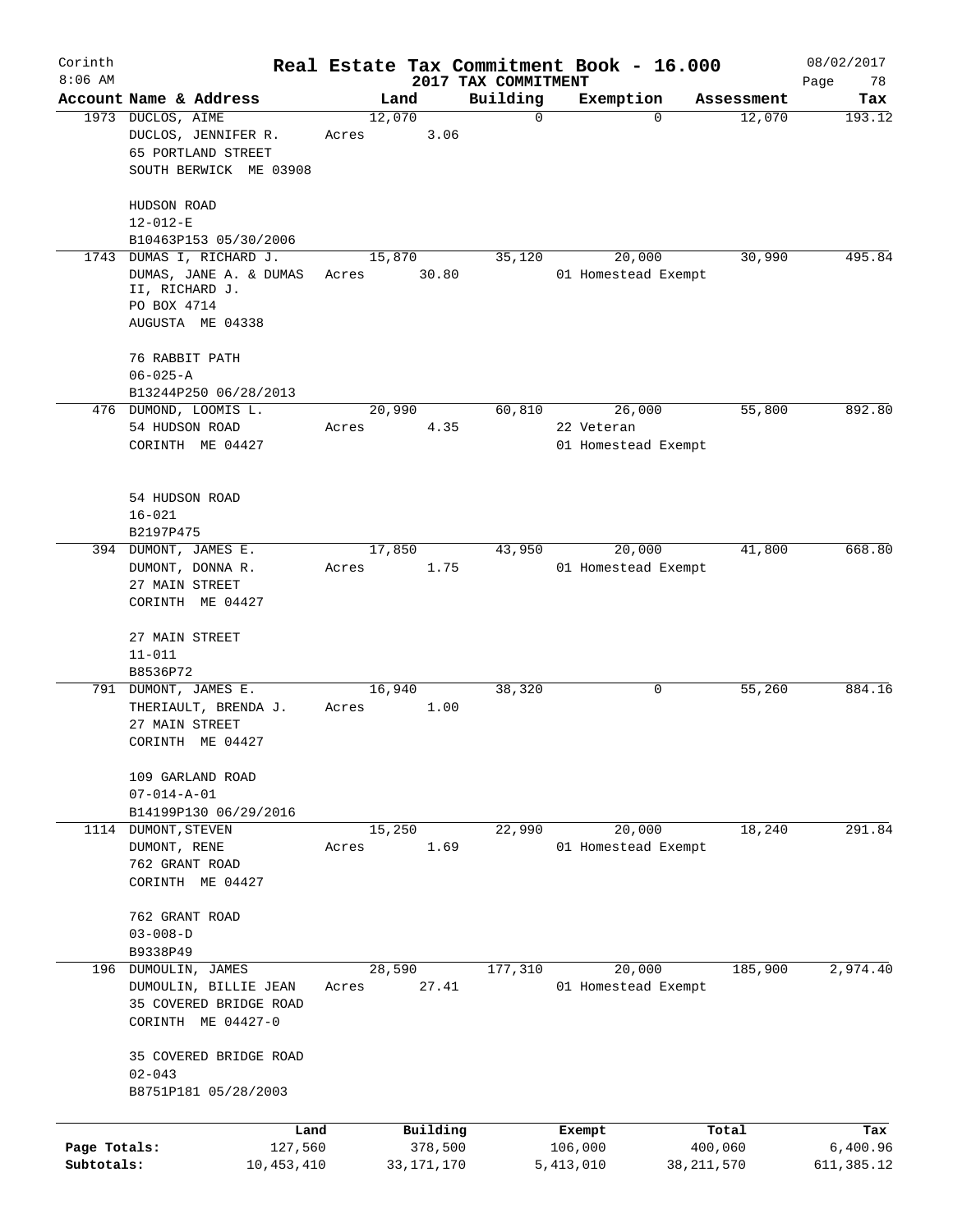Corinth 8:06 AM

# Real Estate Tax Commitment Book - 16.000

2017 TAX COMMITMENT

08/02/2017

| Account | Name & Address | Land | Building | Exemption | Assessment | Tax |
|---|---|---|---|---|---|---|
| 1973 | DUCLOS, AIME<br>DUCLOS, JENNIFER R.<br>65 PORTLAND STREET<br>SOUTH BERWICK ME 03908<br><br>HUDSON ROAD<br>12-012-E<br>B10463P153 05/30/2006 | 12,070<br>Acres 3.06 | 0 | 0 | 12,070 | 193.12 |
| 1743 | DUMAS I, RICHARD J.<br>DUMAS, JANE A. & DUMAS II, RICHARD J.<br>PO BOX 4714<br>AUGUSTA ME 04338<br><br>76 RABBIT PATH<br>06-025-A<br>B13244P250 06/28/2013 | 15,870<br>Acres 30.80 | 35,120 | 20,000<br>01 Homestead Exempt | 30,990 | 495.84 |
| 476 | DUMOND, LOOMIS L.<br>54 HUDSON ROAD<br>CORINTH ME 04427<br><br>54 HUDSON ROAD<br>16-021<br>B2197P475 | 20,990<br>Acres 4.35 | 60,810 | 26,000<br>22 Veteran<br>01 Homestead Exempt | 55,800 | 892.80 |
| 394 | DUMONT, JAMES E.<br>DUMONT, DONNA R.<br>27 MAIN STREET<br>CORINTH ME 04427<br><br>27 MAIN STREET<br>11-011<br>B8536P72 | 17,850<br>Acres 1.75 | 43,950 | 20,000<br>01 Homestead Exempt | 41,800 | 668.80 |
| 791 | DUMONT, JAMES E.<br>THERIAULT, BRENDA J.<br>27 MAIN STREET<br>CORINTH ME 04427<br><br>109 GARLAND ROAD<br>07-014-A-01<br>B14199P130 06/29/2016 | 16,940<br>Acres 1.00 | 38,320 | 0 | 55,260 | 884.16 |
| 1114 | DUMONT, STEVEN<br>DUMONT, RENE<br>762 GRANT ROAD<br>CORINTH ME 04427<br><br>762 GRANT ROAD<br>03-008-D<br>B9338P49 | 15,250<br>Acres 1.69 | 22,990 | 20,000<br>01 Homestead Exempt | 18,240 | 291.84 |
| 196 | DUMOULIN, JAMES<br>DUMOULIN, BILLIE JEAN<br>35 COVERED BRIDGE ROAD<br>CORINTH ME 04427-0<br><br>35 COVERED BRIDGE ROAD<br>02-043<br>B8751P181 05/28/2003 | 28,590<br>Acres 27.41 | 177,310 | 20,000<br>01 Homestead Exempt | 185,900 | 2,974.40 |

| | Land | Building | Exempt | Total | Tax |
|---|---|---|---|---|---|
| Page Totals: | 127,560 | 378,500 | 106,000 | 400,060 | 6,400.96 |
| Subtotals: | 10,453,410 | 33,171,170 | 5,413,010 | 38,211,570 | 611,385.12 |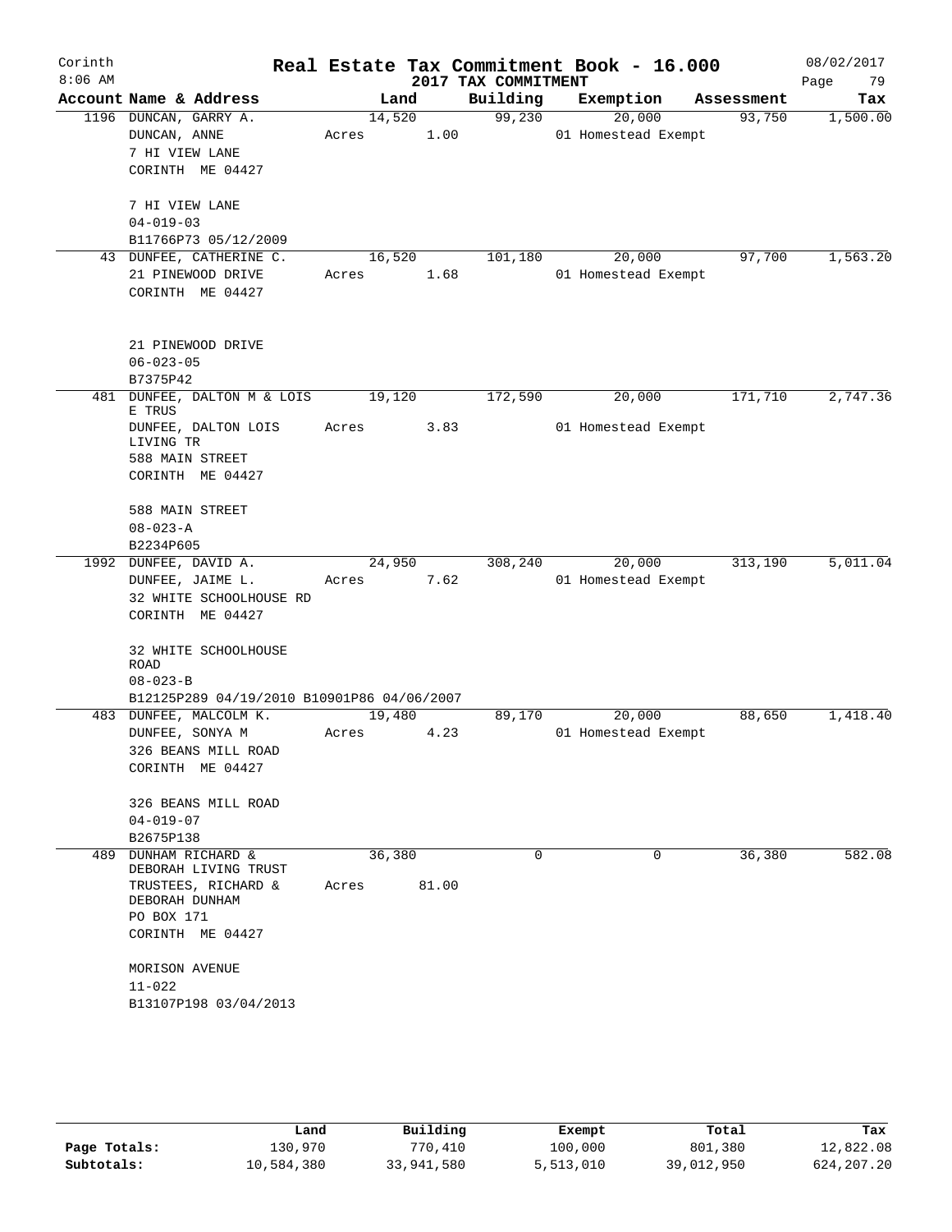# Real Estate Tax Commitment Book - 16.000

Corinth 8:06 AM — 2017 TAX COMMITMENT — 08/02/2017

| Account Name & Address | Land | Building | Exemption | Assessment | Tax |
|---|---|---|---|---|---|
| 1196 DUNCAN, GARRY A.<br>DUNCAN, ANNE<br>7 HI VIEW LANE<br>CORINTH ME 04427<br><br>7 HI VIEW LANE<br>04-019-03<br>B11766P73 05/12/2009 | 14,520<br>Acres 1.00 | 99,230 | 20,000<br>01 Homestead Exempt | 93,750 | 1,500.00 |
| 43 DUNFEE, CATHERINE C.<br>21 PINEWOOD DRIVE<br>CORINTH ME 04427<br><br>21 PINEWOOD DRIVE<br>06-023-05<br>B7375P42 | 16,520<br>Acres 1.68 | 101,180 | 20,000<br>01 Homestead Exempt | 97,700 | 1,563.20 |
| 481 DUNFEE, DALTON M & LOIS E TRUS<br>DUNFEE, DALTON LOIS LIVING TR<br>588 MAIN STREET<br>CORINTH ME 04427<br><br>588 MAIN STREET<br>08-023-A<br>B2234P605 | 19,120<br>Acres 3.83 | 172,590 | 20,000<br>01 Homestead Exempt | 171,710 | 2,747.36 |
| 1992 DUNFEE, DAVID A.<br>DUNFEE, JAIME L.<br>32 WHITE SCHOOLHOUSE RD<br>CORINTH ME 04427<br><br>32 WHITE SCHOOLHOUSE ROAD<br>08-023-B<br>B12125P289 04/19/2010 B10901P86 04/06/2007 | 24,950<br>Acres 7.62 | 308,240 | 20,000<br>01 Homestead Exempt | 313,190 | 5,011.04 |
| 483 DUNFEE, MALCOLM K.<br>DUNFEE, SONYA M<br>326 BEANS MILL ROAD<br>CORINTH ME 04427<br><br>326 BEANS MILL ROAD<br>04-019-07<br>B2675P138 | 19,480<br>Acres 4.23 | 89,170 | 20,000<br>01 Homestead Exempt | 88,650 | 1,418.40 |
| 489 DUNHAM RICHARD & DEBORAH LIVING TRUST<br>TRUSTEES, RICHARD & DEBORAH DUNHAM<br>PO BOX 171<br>CORINTH ME 04427<br><br>MORISON AVENUE<br>11-022<br>B13107P198 03/04/2013 | 36,380<br>Acres 81.00 | 0 | 0 | 36,380 | 582.08 |

| | Land | Building | Exempt | Total | Tax |
|---|---|---|---|---|---|
| Page Totals: | 130,970 | 770,410 | 100,000 | 801,380 | 12,822.08 |
| Subtotals: | 10,584,380 | 33,941,580 | 5,513,010 | 39,012,950 | 624,207.20 |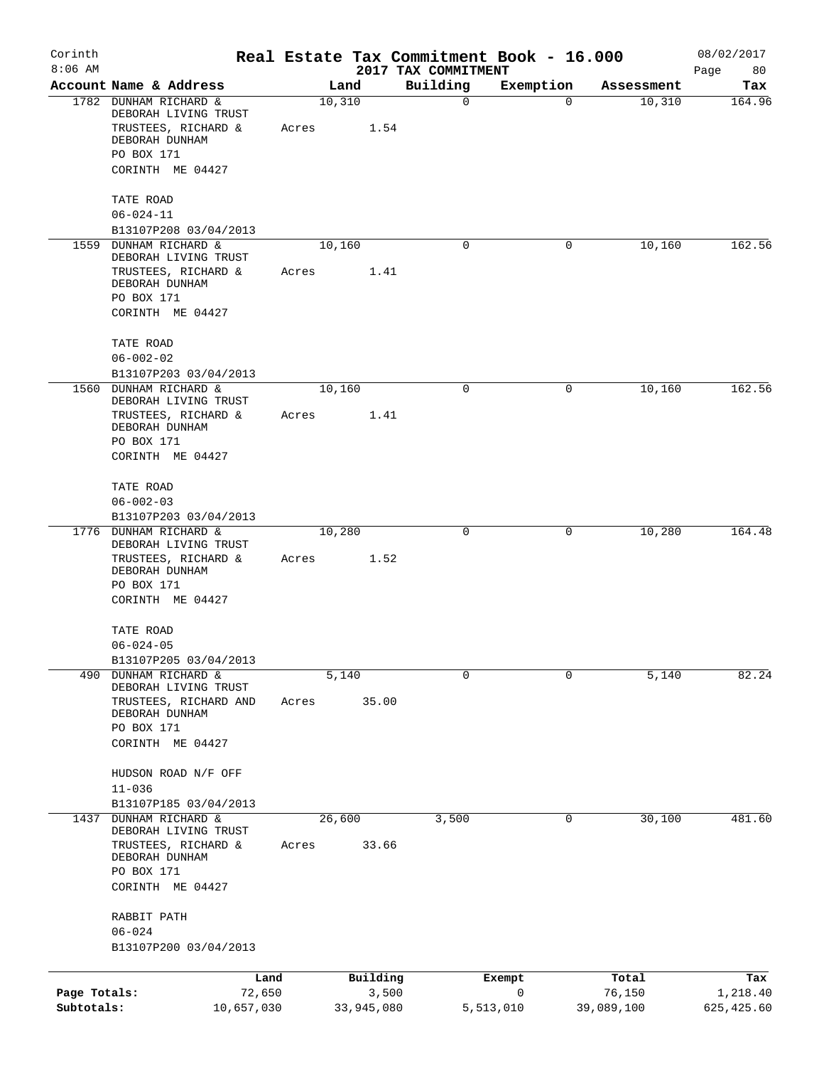# Corinth Real Estate Tax Commitment Book - 16.000

2017 TAX COMMITMENT

8:06 AM — 08/02/2017

| Account | Name & Address | Land | Building | Exemption | Assessment | Tax |
|---|---|---|---|---|---|---|
| 1782 | DUNHAM RICHARD & DEBORAH LIVING TRUST<br>TRUSTEES, RICHARD & DEBORAH DUNHAM<br>PO BOX 171<br>CORINTH ME 04427<br><br>TATE ROAD<br>06-024-11<br>B13107P208 03/04/2013 | 10,310<br>Acres 1.54 | 0 | 0 | 10,310 | 164.96 |
| 1559 | DUNHAM RICHARD & DEBORAH LIVING TRUST<br>TRUSTEES, RICHARD & DEBORAH DUNHAM<br>PO BOX 171<br>CORINTH ME 04427<br><br>TATE ROAD<br>06-002-02<br>B13107P203 03/04/2013 | 10,160<br>Acres 1.41 | 0 | 0 | 10,160 | 162.56 |
| 1560 | DUNHAM RICHARD & DEBORAH LIVING TRUST<br>TRUSTEES, RICHARD & DEBORAH DUNHAM<br>PO BOX 171<br>CORINTH ME 04427<br><br>TATE ROAD<br>06-002-03<br>B13107P203 03/04/2013 | 10,160<br>Acres 1.41 | 0 | 0 | 10,160 | 162.56 |
| 1776 | DUNHAM RICHARD & DEBORAH LIVING TRUST<br>TRUSTEES, RICHARD & DEBORAH DUNHAM<br>PO BOX 171<br>CORINTH ME 04427<br><br>TATE ROAD<br>06-024-05<br>B13107P205 03/04/2013 | 10,280<br>Acres 1.52 | 0 | 0 | 10,280 | 164.48 |
| 490 | DUNHAM RICHARD & DEBORAH LIVING TRUST<br>TRUSTEES, RICHARD AND DEBORAH DUNHAM<br>PO BOX 171<br>CORINTH ME 04427<br><br>HUDSON ROAD N/F OFF<br>11-036<br>B13107P185 03/04/2013 | 5,140<br>Acres 35.00 | 0 | 0 | 5,140 | 82.24 |
| 1437 | DUNHAM RICHARD & DEBORAH LIVING TRUST<br>TRUSTEES, RICHARD & DEBORAH DUNHAM<br>PO BOX 171<br>CORINTH ME 04427<br><br>RABBIT PATH<br>06-024<br>B13107P200 03/04/2013 | 26,600<br>Acres 33.66 | 3,500 | 0 | 30,100 | 481.60 |

| | Land | Building | Exempt | Total | Tax |
|---|---|---|---|---|---|
| Page Totals: | 72,650 | 3,500 | 0 | 76,150 | 1,218.40 |
| Subtotals: | 10,657,030 | 33,945,080 | 5,513,010 | 39,089,100 | 625,425.60 |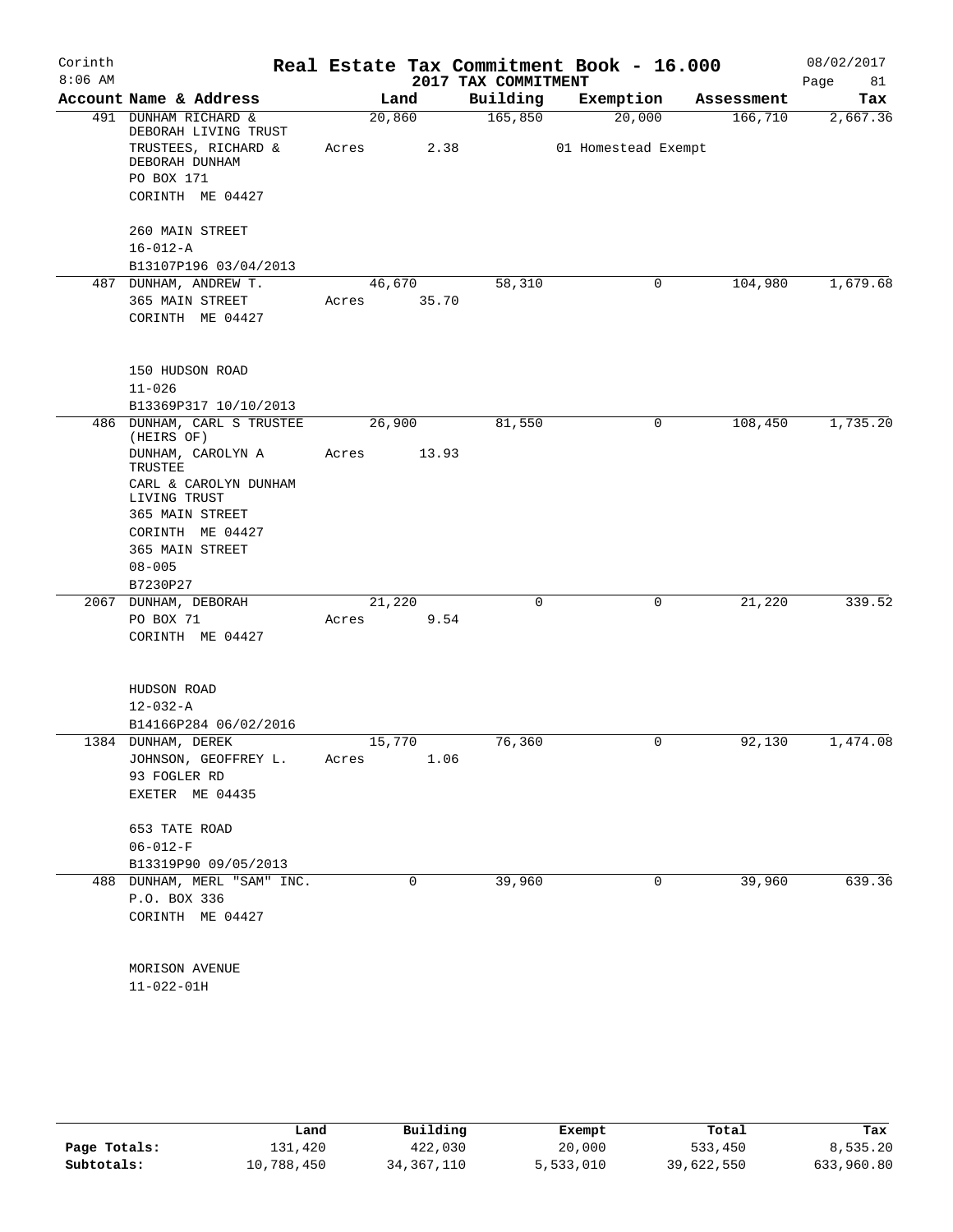# Real Estate Tax Commitment Book - 16.000

Corinth
8:06 AM

2017 TAX COMMITMENT

08/02/2017

| Account Name & Address | Land | Building | Exemption | Assessment | Tax |
|---|---|---|---|---|---|
| 491 DUNHAM RICHARD & DEBORAH LIVING TRUST<br>TRUSTEES, RICHARD & DEBORAH DUNHAM<br>PO BOX 171<br>CORINTH ME 04427<br><br>260 MAIN STREET<br>16-012-A<br>B13107P196 03/04/2013 | 20,860<br>Acres 2.38 | 165,850 | 20,000<br>01 Homestead Exempt | 166,710 | 2,667.36 |
| 487 DUNHAM, ANDREW T.<br>365 MAIN STREET<br>CORINTH ME 04427<br><br>150 HUDSON ROAD<br>11-026<br>B13369P317 10/10/2013 | 46,670<br>Acres 35.70 | 58,310 | 0 | 104,980 | 1,679.68 |
| 486 DUNHAM, CARL S TRUSTEE (HEIRS OF)<br>DUNHAM, CAROLYN A TRUSTEE<br>CARL & CAROLYN DUNHAM LIVING TRUST<br>365 MAIN STREET<br>CORINTH ME 04427<br>365 MAIN STREET<br>08-005<br>B7230P27 | 26,900<br>Acres 13.93 | 81,550 | 0 | 108,450 | 1,735.20 |
| 2067 DUNHAM, DEBORAH<br>PO BOX 71<br>CORINTH ME 04427<br><br>HUDSON ROAD<br>12-032-A<br>B14166P284 06/02/2016 | 21,220<br>Acres 9.54 | 0 | 0 | 21,220 | 339.52 |
| 1384 DUNHAM, DEREK<br>JOHNSON, GEOFFREY L.<br>93 FOGLER RD<br>EXETER ME 04435<br><br>653 TATE ROAD<br>06-012-F<br>B13319P90 09/05/2013 | 15,770<br>Acres 1.06 | 76,360 | 0 | 92,130 | 1,474.08 |
| 488 DUNHAM, MERL "SAM" INC.<br>P.O. BOX 336<br>CORINTH ME 04427<br><br>MORISON AVENUE<br>11-022-01H | 0 | 39,960 | 0 | 39,960 | 639.36 |

| | Land | Building | Exempt | Total | Tax |
|---|---|---|---|---|---|
| Page Totals: | 131,420 | 422,030 | 20,000 | 533,450 | 8,535.20 |
| Subtotals: | 10,788,450 | 34,367,110 | 5,533,010 | 39,622,550 | 633,960.80 |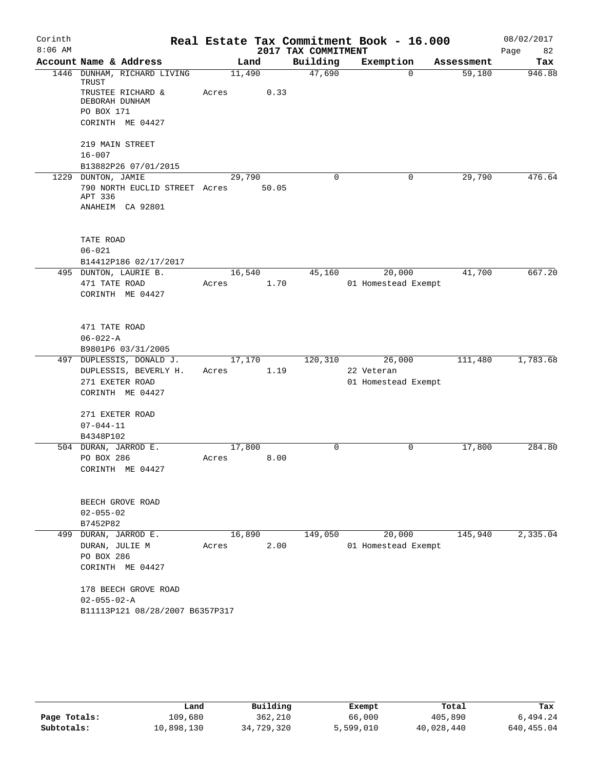Corinth 8:06 AM

# Real Estate Tax Commitment Book - 16.000

## 2017 TAX COMMITMENT

08/02/2017

| Account Name & Address | Land | Building | Exemption | Assessment | Tax |
|---|---|---|---|---|---|
| 1446 DUNHAM, RICHARD LIVING TRUST<br>TRUSTEE RICHARD & DEBORAH DUNHAM<br>PO BOX 171<br>CORINTH ME 04427<br><br>219 MAIN STREET<br>16-007<br>B13882P26 07/01/2015 | 11,490<br>Acres 0.33 | 47,690 | 0 | 59,180 | 946.88 |
| 1229 DUNTON, JAMIE<br>790 NORTH EUCLID STREET APT 336<br>ANAHEIM CA 92801<br><br>TATE ROAD<br>06-021<br>B14412P186 02/17/2017 | 29,790<br>Acres 50.05 | 0 | 0 | 29,790 | 476.64 |
| 495 DUNTON, LAURIE B.<br>471 TATE ROAD<br>CORINTH ME 04427<br><br>471 TATE ROAD<br>06-022-A<br>B9801P6 03/31/2005 | 16,540<br>Acres 1.70 | 45,160 | 20,000<br>01 Homestead Exempt | 41,700 | 667.20 |
| 497 DUPLESSIS, DONALD J.<br>DUPLESSIS, BEVERLY H.<br>271 EXETER ROAD<br>CORINTH ME 04427<br><br>271 EXETER ROAD<br>07-044-11<br>B4348P102 | 17,170<br>Acres 1.19 | 120,310 | 26,000<br>22 Veteran<br>01 Homestead Exempt | 111,480 | 1,783.68 |
| 504 DURAN, JARROD E.<br>PO BOX 286<br>CORINTH ME 04427<br><br>BEECH GROVE ROAD<br>02-055-02<br>B7452P82 | 17,800<br>Acres 8.00 | 0 | 0 | 17,800 | 284.80 |
| 499 DURAN, JARROD E.<br>DURAN, JULIE M<br>PO BOX 286<br>CORINTH ME 04427<br><br>178 BEECH GROVE ROAD<br>02-055-02-A<br>B11113P121 08/28/2007 B6357P317 | 16,890<br>Acres 2.00 | 149,050 | 20,000<br>01 Homestead Exempt | 145,940 | 2,335.04 |

| | Land | Building | Exempt | Total | Tax |
|---|---|---|---|---|---|
| Page Totals: | 109,680 | 362,210 | 66,000 | 405,890 | 6,494.24 |
| Subtotals: | 10,898,130 | 34,729,320 | 5,599,010 | 40,028,440 | 640,455.04 |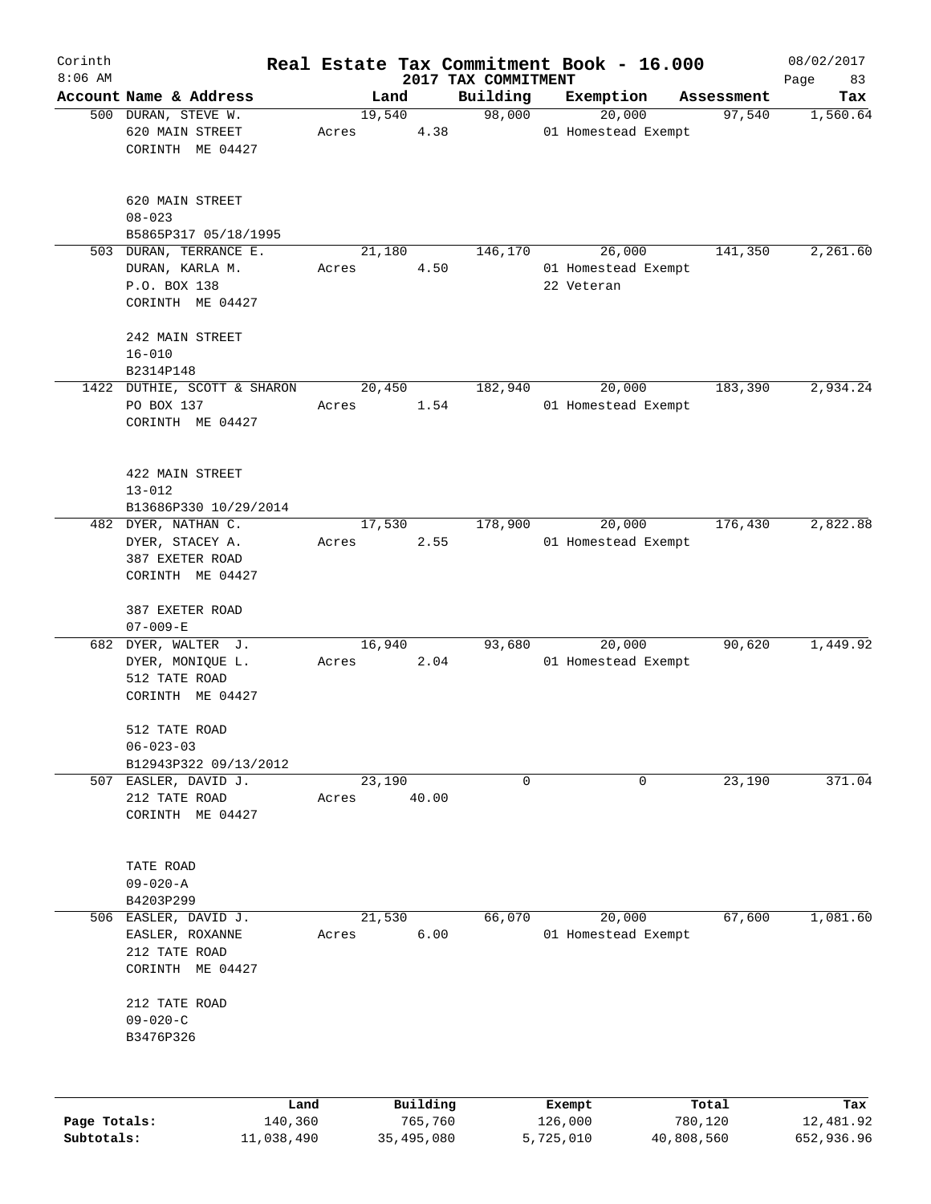Corinth
8:06 AM

# Real Estate Tax Commitment Book - 16.000

## 2017 TAX COMMITMENT

08/02/2017

| Account Name & Address | Land | Building | Exemption | Assessment | Tax |
|---|---|---|---|---|---|
| 500 DURAN, STEVE W.<br>620 MAIN STREET<br>CORINTH ME 04427<br><br>620 MAIN STREET<br>08-023<br>B5865P317 05/18/1995 | 19,540<br>Acres 4.38 | 98,000 | 20,000<br>01 Homestead Exempt | 97,540 | 1,560.64 |
| 503 DURAN, TERRANCE E.<br>DURAN, KARLA M.<br>P.O. BOX 138<br>CORINTH ME 04427<br><br>242 MAIN STREET<br>16-010<br>B2314P148 | 21,180<br>Acres 4.50 | 146,170 | 26,000<br>01 Homestead Exempt<br>22 Veteran | 141,350 | 2,261.60 |
| 1422 DUTHIE, SCOTT & SHARON<br>PO BOX 137<br>CORINTH ME 04427<br><br>422 MAIN STREET<br>13-012<br>B13686P330 10/29/2014 | 20,450<br>Acres 1.54 | 182,940 | 20,000<br>01 Homestead Exempt | 183,390 | 2,934.24 |
| 482 DYER, NATHAN C.<br>DYER, STACEY A.<br>387 EXETER ROAD<br>CORINTH ME 04427<br><br>387 EXETER ROAD<br>07-009-E | 17,530<br>Acres 2.55 | 178,900 | 20,000<br>01 Homestead Exempt | 176,430 | 2,822.88 |
| 682 DYER, WALTER J.<br>DYER, MONIQUE L.<br>512 TATE ROAD<br>CORINTH ME 04427<br><br>512 TATE ROAD<br>06-023-03<br>B12943P322 09/13/2012 | 16,940<br>Acres 2.04 | 93,680 | 20,000<br>01 Homestead Exempt | 90,620 | 1,449.92 |
| 507 EASLER, DAVID J.<br>212 TATE ROAD<br>CORINTH ME 04427<br><br>TATE ROAD<br>09-020-A<br>B4203P299 | 23,190<br>Acres 40.00 | 0 | 0 | 23,190 | 371.04 |
| 506 EASLER, DAVID J.<br>EASLER, ROXANNE<br>212 TATE ROAD<br>CORINTH ME 04427<br><br>212 TATE ROAD<br>09-020-C<br>B3476P326 | 21,530<br>Acres 6.00 | 66,070 | 20,000<br>01 Homestead Exempt | 67,600 | 1,081.60 |

| | Land | Building | Exempt | Total | Tax |
|---|---|---|---|---|---|
| Page Totals: | 140,360 | 765,760 | 126,000 | 780,120 | 12,481.92 |
| Subtotals: | 11,038,490 | 35,495,080 | 5,725,010 | 40,808,560 | 652,936.96 |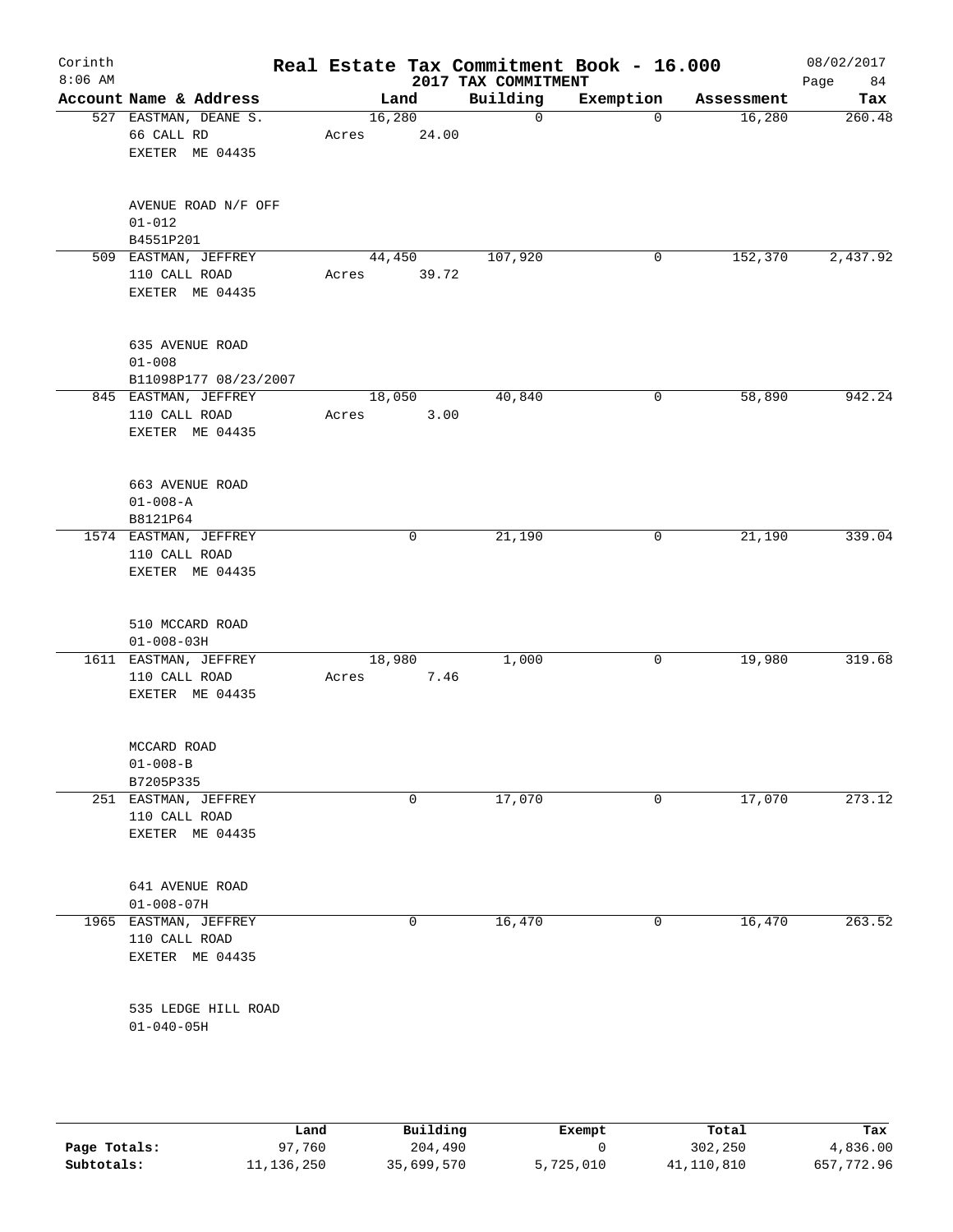Corinth | Real Estate Tax Commitment Book - 16.000 | 08/02/2017
8:06 AM | 2017 TAX COMMITMENT | Page 84

| Account Name & Address | Land | Building | Exemption | Assessment | Tax |
|---|---|---|---|---|---|
| 527 EASTMAN, DEANE S.<br>66 CALL RD<br>EXETER ME 04435<br><br>AVENUE ROAD N/F OFF<br>01-012<br>B4551P201 | 16,280<br>Acres 24.00 | 0 | 0 | 16,280 | 260.48 |
| 509 EASTMAN, JEFFREY<br>110 CALL ROAD<br>EXETER ME 04435<br><br>635 AVENUE ROAD<br>01-008<br>B11098P177 08/23/2007 | 44,450<br>Acres 39.72 | 107,920 | 0 | 152,370 | 2,437.92 |
| 845 EASTMAN, JEFFREY<br>110 CALL ROAD<br>EXETER ME 04435<br><br>663 AVENUE ROAD<br>01-008-A<br>B8121P64 | 18,050<br>Acres 3.00 | 40,840 | 0 | 58,890 | 942.24 |
| 1574 EASTMAN, JEFFREY<br>110 CALL ROAD<br>EXETER ME 04435<br><br>510 MCCARD ROAD<br>01-008-03H | 0 | 21,190 | 0 | 21,190 | 339.04 |
| 1611 EASTMAN, JEFFREY<br>110 CALL ROAD<br>EXETER ME 04435<br><br>MCCARD ROAD<br>01-008-B<br>B7205P335 | 18,980<br>Acres 7.46 | 1,000 | 0 | 19,980 | 319.68 |
| 251 EASTMAN, JEFFREY<br>110 CALL ROAD<br>EXETER ME 04435<br><br>641 AVENUE ROAD<br>01-008-07H | 0 | 17,070 | 0 | 17,070 | 273.12 |
| 1965 EASTMAN, JEFFREY<br>110 CALL ROAD<br>EXETER ME 04435<br><br>535 LEDGE HILL ROAD<br>01-040-05H | 0 | 16,470 | 0 | 16,470 | 263.52 |

| | Land | Building | Exempt | Total | Tax |
|---|---|---|---|---|---|
| Page Totals: | 97,760 | 204,490 | 0 | 302,250 | 4,836.00 |
| Subtotals: | 11,136,250 | 35,699,570 | 5,725,010 | 41,110,810 | 657,772.96 |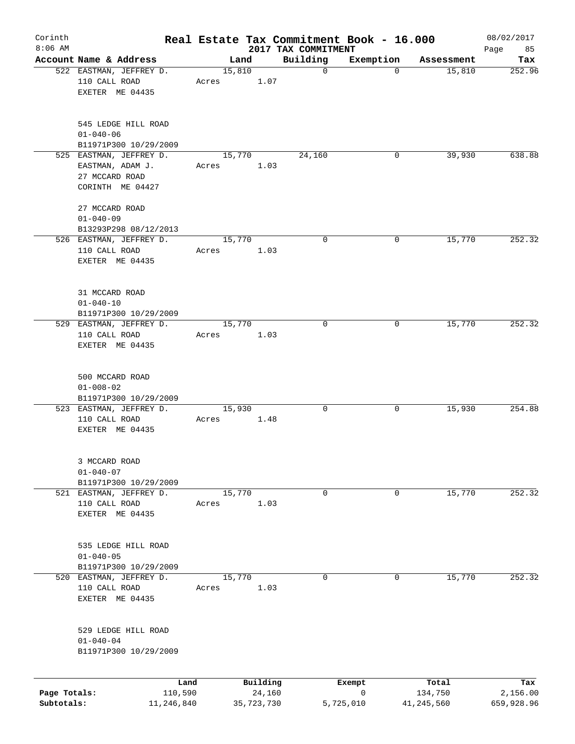Corinth 8:06 AM

# Real Estate Tax Commitment Book - 16.000

## 2017 TAX COMMITMENT

08/02/2017

| Account Name & Address | Land | Building | Exemption | Assessment | Tax |
|---|---|---|---|---|---|
| 522 EASTMAN, JEFFREY D.<br>110 CALL ROAD<br>EXETER ME 04435<br><br>545 LEDGE HILL ROAD<br>01-040-06<br>B11971P300 10/29/2009 | 15,810<br>Acres 1.07 | 0 | 0 | 15,810 | 252.96 |
| 525 EASTMAN, JEFFREY D.<br>EASTMAN, ADAM J.<br>27 MCCARD ROAD<br>CORINTH ME 04427<br><br>27 MCCARD ROAD<br>01-040-09<br>B13293P298 08/12/2013 | 15,770<br>Acres 1.03 | 24,160 | 0 | 39,930 | 638.88 |
| 526 EASTMAN, JEFFREY D.<br>110 CALL ROAD<br>EXETER ME 04435<br><br>31 MCCARD ROAD<br>01-040-10<br>B11971P300 10/29/2009 | 15,770<br>Acres 1.03 | 0 | 0 | 15,770 | 252.32 |
| 529 EASTMAN, JEFFREY D.<br>110 CALL ROAD<br>EXETER ME 04435<br><br>500 MCCARD ROAD<br>01-008-02<br>B11971P300 10/29/2009 | 15,770<br>Acres 1.03 | 0 | 0 | 15,770 | 252.32 |
| 523 EASTMAN, JEFFREY D.<br>110 CALL ROAD<br>EXETER ME 04435<br><br>3 MCCARD ROAD<br>01-040-07<br>B11971P300 10/29/2009 | 15,930<br>Acres 1.48 | 0 | 0 | 15,930 | 254.88 |
| 521 EASTMAN, JEFFREY D.<br>110 CALL ROAD<br>EXETER ME 04435<br><br>535 LEDGE HILL ROAD<br>01-040-05<br>B11971P300 10/29/2009 | 15,770<br>Acres 1.03 | 0 | 0 | 15,770 | 252.32 |
| 520 EASTMAN, JEFFREY D.<br>110 CALL ROAD<br>EXETER ME 04435<br><br>529 LEDGE HILL ROAD<br>01-040-04<br>B11971P300 10/29/2009 | 15,770<br>Acres 1.03 | 0 | 0 | 15,770 | 252.32 |

| | Land | Building | Exempt | Total | Tax |
|---|---|---|---|---|---|
| Page Totals: | 110,590 | 24,160 | 0 | 134,750 | 2,156.00 |
| Subtotals: | 11,246,840 | 35,723,730 | 5,725,010 | 41,245,560 | 659,928.96 |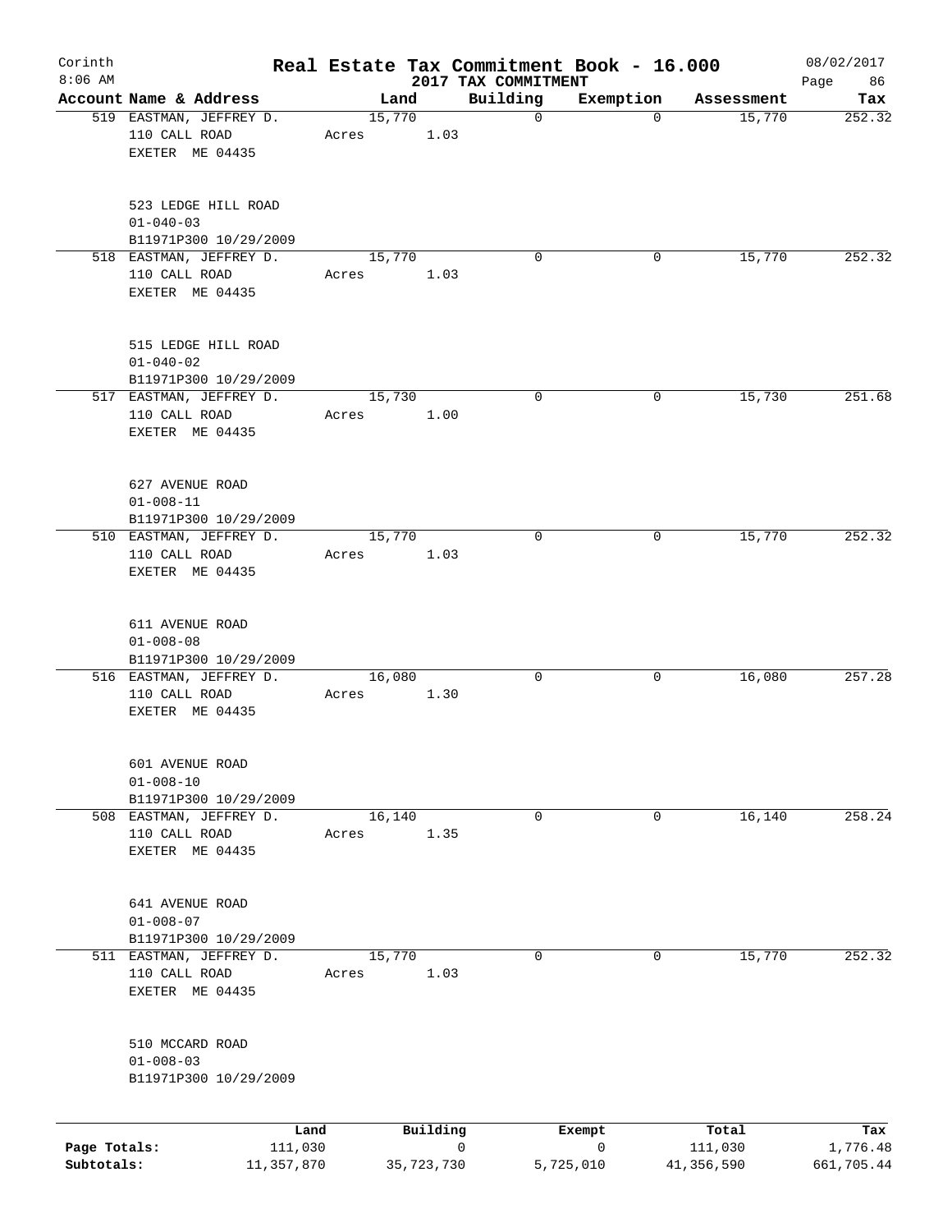Corinth 8:06 AM

# Real Estate Tax Commitment Book - 16.000

2017 TAX COMMITMENT

08/02/2017

| Account Name & Address | Land | Building | Exemption | Assessment | Tax |
|---|---|---|---|---|---|
| 519 EASTMAN, JEFFREY D.<br>110 CALL ROAD<br>EXETER ME 04435<br><br>523 LEDGE HILL ROAD<br>01-040-03<br>B11971P300 10/29/2009 | 15,770<br>Acres 1.03 | 0 | 0 | 15,770 | 252.32 |
| 518 EASTMAN, JEFFREY D.<br>110 CALL ROAD<br>EXETER ME 04435<br><br>515 LEDGE HILL ROAD<br>01-040-02<br>B11971P300 10/29/2009 | 15,770<br>Acres 1.03 | 0 | 0 | 15,770 | 252.32 |
| 517 EASTMAN, JEFFREY D.<br>110 CALL ROAD<br>EXETER ME 04435<br><br>627 AVENUE ROAD<br>01-008-11<br>B11971P300 10/29/2009 | 15,730<br>Acres 1.00 | 0 | 0 | 15,730 | 251.68 |
| 510 EASTMAN, JEFFREY D.<br>110 CALL ROAD<br>EXETER ME 04435<br><br>611 AVENUE ROAD<br>01-008-08<br>B11971P300 10/29/2009 | 15,770<br>Acres 1.03 | 0 | 0 | 15,770 | 252.32 |
| 516 EASTMAN, JEFFREY D.<br>110 CALL ROAD<br>EXETER ME 04435<br><br>601 AVENUE ROAD<br>01-008-10<br>B11971P300 10/29/2009 | 16,080<br>Acres 1.30 | 0 | 0 | 16,080 | 257.28 |
| 508 EASTMAN, JEFFREY D.<br>110 CALL ROAD<br>EXETER ME 04435<br><br>641 AVENUE ROAD<br>01-008-07<br>B11971P300 10/29/2009 | 16,140<br>Acres 1.35 | 0 | 0 | 16,140 | 258.24 |
| 511 EASTMAN, JEFFREY D.<br>110 CALL ROAD<br>EXETER ME 04435<br><br>510 MCCARD ROAD<br>01-008-03<br>B11971P300 10/29/2009 | 15,770<br>Acres 1.03 | 0 | 0 | 15,770 | 252.32 |

| | Land | Building | Exempt | Total | Tax |
|---|---|---|---|---|---|
| Page Totals: | 111,030 | 0 | 0 | 111,030 | 1,776.48 |
| Subtotals: | 11,357,870 | 35,723,730 | 5,725,010 | 41,356,590 | 661,705.44 |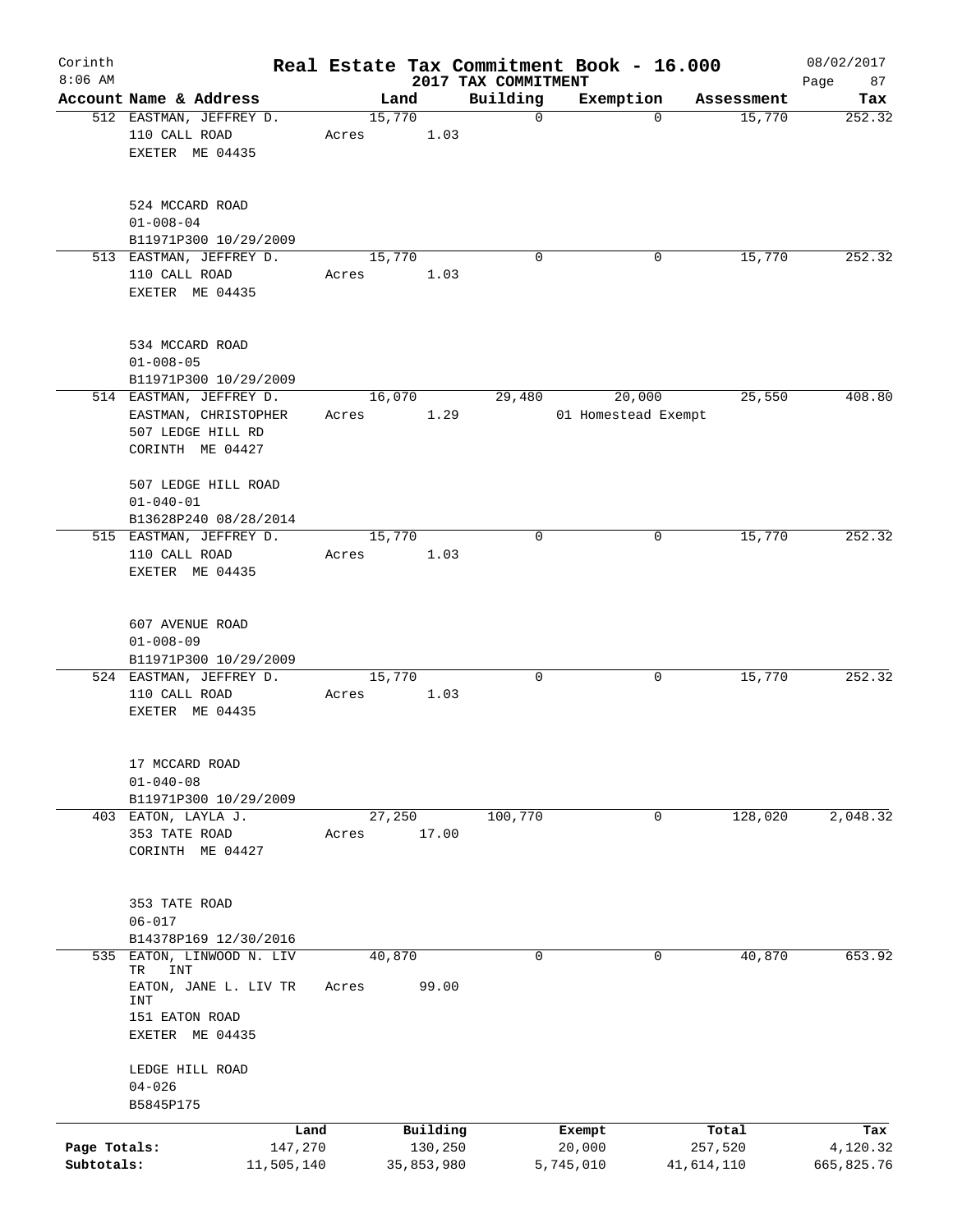# Corinth — Real Estate Tax Commitment Book - 16.000

8:06 AM — 2017 TAX COMMITMENT — 08/02/2017

| Account Name & Address | Land | Building | Exemption | Assessment | Tax |
|---|---|---|---|---|---|
| 512 EASTMAN, JEFFREY D.<br>110 CALL ROAD<br>EXETER ME 04435<br><br>524 MCCARD ROAD<br>01-008-04<br>B11971P300 10/29/2009 | 15,770<br>Acres 1.03 | 0 | 0 | 15,770 | 252.32 |
| 513 EASTMAN, JEFFREY D.<br>110 CALL ROAD<br>EXETER ME 04435<br><br>534 MCCARD ROAD<br>01-008-05<br>B11971P300 10/29/2009 | 15,770<br>Acres 1.03 | 0 | 0 | 15,770 | 252.32 |
| 514 EASTMAN, JEFFREY D.<br>EASTMAN, CHRISTOPHER<br>507 LEDGE HILL RD<br>CORINTH ME 04427<br><br>507 LEDGE HILL ROAD<br>01-040-01<br>B13628P240 08/28/2014 | 16,070<br>Acres 1.29 | 29,480 | 20,000<br>01 Homestead Exempt | 25,550 | 408.80 |
| 515 EASTMAN, JEFFREY D.<br>110 CALL ROAD<br>EXETER ME 04435<br><br>607 AVENUE ROAD<br>01-008-09<br>B11971P300 10/29/2009 | 15,770<br>Acres 1.03 | 0 | 0 | 15,770 | 252.32 |
| 524 EASTMAN, JEFFREY D.<br>110 CALL ROAD<br>EXETER ME 04435<br><br>17 MCCARD ROAD<br>01-040-08<br>B11971P300 10/29/2009 | 15,770<br>Acres 1.03 | 0 | 0 | 15,770 | 252.32 |
| 403 EATON, LAYLA J.<br>353 TATE ROAD<br>CORINTH ME 04427<br><br>353 TATE ROAD<br>06-017<br>B14378P169 12/30/2016 | 27,250<br>Acres 17.00 | 100,770 | 0 | 128,020 | 2,048.32 |
| 535 EATON, LINWOOD N. LIV TR INT<br>EATON, JANE L. LIV TR INT<br>151 EATON ROAD<br>EXETER ME 04435<br><br>LEDGE HILL ROAD<br>04-026<br>B5845P175 | 40,870<br>Acres 99.00 | 0 | 0 | 40,870 | 653.92 |

| | Land | Building | Exempt | Total | Tax |
|---|---|---|---|---|---|
| Page Totals: | 147,270 | 130,250 | 20,000 | 257,520 | 4,120.32 |
| Subtotals: | 11,505,140 | 35,853,980 | 5,745,010 | 41,614,110 | 665,825.76 |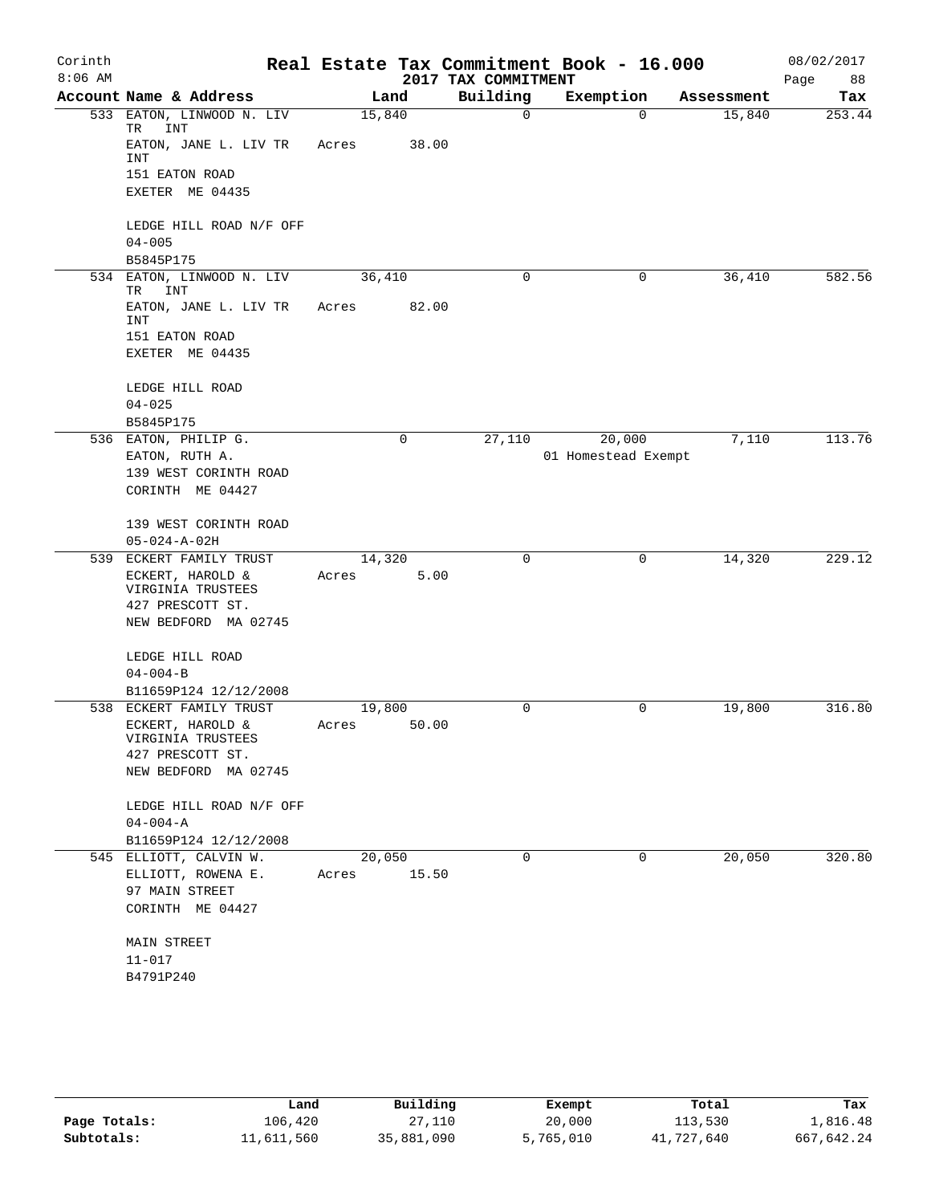# Real Estate Tax Commitment Book - 16.000

Corinth
8:06 AM

2017 TAX COMMITMENT

08/02/2017

| Account Name & Address | Land | Building | Exemption | Assessment | Tax |
|---|---|---|---|---|---|
| 533 EATON, LINWOOD N. LIV TR INT<br>EATON, JANE L. LIV TR INT<br>151 EATON ROAD<br>EXETER ME 04435<br><br>LEDGE HILL ROAD N/F OFF<br>04-005<br>B5845P175 | 15,840<br>Acres 38.00 | 0 | 0 | 15,840 | 253.44 |
| 534 EATON, LINWOOD N. LIV TR INT<br>EATON, JANE L. LIV TR INT<br>151 EATON ROAD<br>EXETER ME 04435<br><br>LEDGE HILL ROAD<br>04-025<br>B5845P175 | 36,410<br>Acres 82.00 | 0 | 0 | 36,410 | 582.56 |
| 536 EATON, PHILIP G.<br>EATON, RUTH A.<br>139 WEST CORINTH ROAD<br>CORINTH ME 04427<br><br>139 WEST CORINTH ROAD<br>05-024-A-02H | 0 | 27,110 | 20,000<br>01 Homestead Exempt | 7,110 | 113.76 |
| 539 ECKERT FAMILY TRUST<br>ECKERT, HAROLD & VIRGINIA TRUSTEES<br>427 PRESCOTT ST.<br>NEW BEDFORD MA 02745<br><br>LEDGE HILL ROAD<br>04-004-B<br>B11659P124 12/12/2008 | 14,320<br>Acres 5.00 | 0 | 0 | 14,320 | 229.12 |
| 538 ECKERT FAMILY TRUST<br>ECKERT, HAROLD & VIRGINIA TRUSTEES<br>427 PRESCOTT ST.<br>NEW BEDFORD MA 02745<br><br>LEDGE HILL ROAD N/F OFF<br>04-004-A<br>B11659P124 12/12/2008 | 19,800<br>Acres 50.00 | 0 | 0 | 19,800 | 316.80 |
| 545 ELLIOTT, CALVIN W.<br>ELLIOTT, ROWENA E.<br>97 MAIN STREET<br>CORINTH ME 04427<br><br>MAIN STREET<br>11-017<br>B4791P240 | 20,050<br>Acres 15.50 | 0 | 0 | 20,050 | 320.80 |

| | Land | Building | Exempt | Total | Tax |
|---|---|---|---|---|---|
| Page Totals: | 106,420 | 27,110 | 20,000 | 113,530 | 1,816.48 |
| Subtotals: | 11,611,560 | 35,881,090 | 5,765,010 | 41,727,640 | 667,642.24 |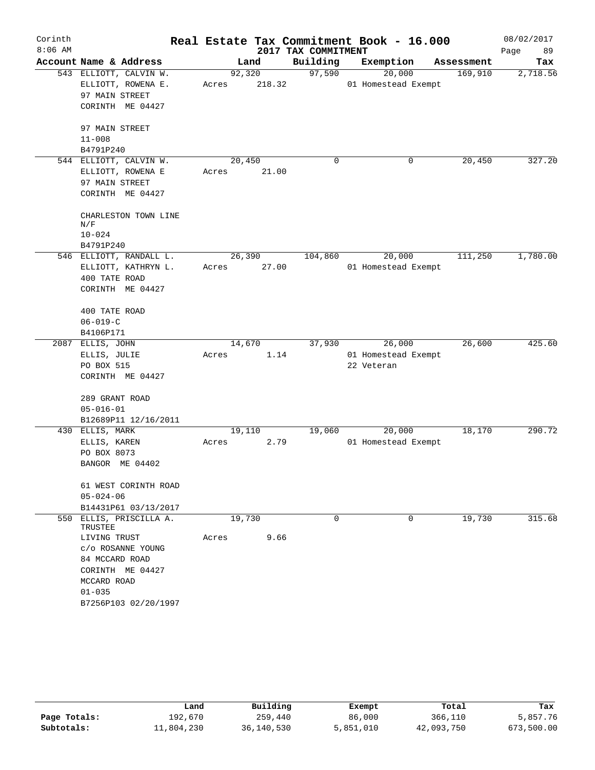Corinth 8:06 AM

# Real Estate Tax Commitment Book - 16.000

## 2017 TAX COMMITMENT

08/02/2017

| Account | Name & Address | Land | Building | Exemption | Assessment | Tax |
|---|---|---|---|---|---|---|
| 543 | ELLIOTT, CALVIN W.<br>ELLIOTT, ROWENA E.<br>97 MAIN STREET<br>CORINTH ME 04427<br><br>97 MAIN STREET<br>11-008<br>B4791P240 | 92,320<br>Acres 218.32 | 97,590 | 20,000<br>01 Homestead Exempt | 169,910 | 2,718.56 |
| 544 | ELLIOTT, CALVIN W.<br>ELLIOTT, ROWENA E<br>97 MAIN STREET<br>CORINTH ME 04427<br><br>CHARLESTON TOWN LINE N/F<br>10-024<br>B4791P240 | 20,450<br>Acres 21.00 | 0 | 0 | 20,450 | 327.20 |
| 546 | ELLIOTT, RANDALL L.<br>ELLIOTT, KATHRYN L.<br>400 TATE ROAD<br>CORINTH ME 04427<br><br>400 TATE ROAD<br>06-019-C<br>B4106P171 | 26,390<br>Acres 27.00 | 104,860 | 20,000<br>01 Homestead Exempt | 111,250 | 1,780.00 |
| 2087 | ELLIS, JOHN<br>ELLIS, JULIE<br>PO BOX 515<br>CORINTH ME 04427<br><br>289 GRANT ROAD<br>05-016-01<br>B12689P11 12/16/2011 | 14,670<br>Acres 1.14 | 37,930 | 26,000<br>01 Homestead Exempt<br>22 Veteran | 26,600 | 425.60 |
| 430 | ELLIS, MARK<br>ELLIS, KAREN<br>PO BOX 8073<br>BANGOR ME 04402<br><br>61 WEST CORINTH ROAD<br>05-024-06<br>B14431P61 03/13/2017 | 19,110<br>Acres 2.79 | 19,060 | 20,000<br>01 Homestead Exempt | 18,170 | 290.72 |
| 550 | ELLIS, PRISCILLA A. TRUSTEE<br>LIVING TRUST<br>c/o ROSANNE YOUNG<br>84 MCCARD ROAD<br>CORINTH ME 04427<br>MCCARD ROAD<br>01-035<br>B7256P103 02/20/1997 | 19,730<br>Acres 9.66 | 0 | 0 | 19,730 | 315.68 |

| | Land | Building | Exempt | Total | Tax |
|---|---|---|---|---|---|
| Page Totals: | 192,670 | 259,440 | 86,000 | 366,110 | 5,857.76 |
| Subtotals: | 11,804,230 | 36,140,530 | 5,851,010 | 42,093,750 | 673,500.00 |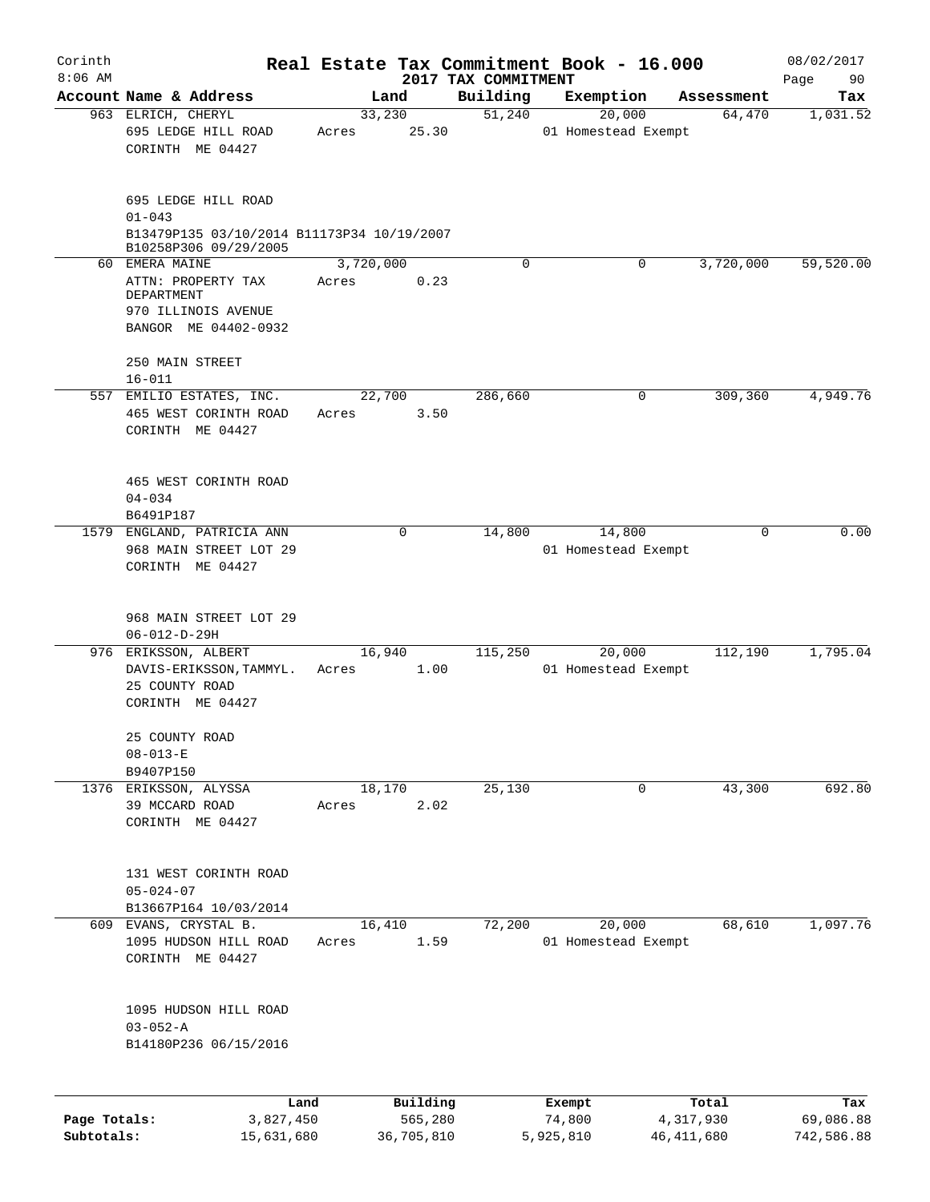# Corinth Real Estate Tax Commitment Book - 16.000

2017 TAX COMMITMENT

8:06 AM — 08/02/2017 — Page 90

| Account | Name & Address | Land | Building | Exemption | Assessment | Tax |
|---|---|---|---|---|---|---|
| 963 | ELRICH, CHERYL<br>695 LEDGE HILL ROAD<br>CORINTH ME 04427<br><br>695 LEDGE HILL ROAD<br>01-043<br>B13479P135 03/10/2014 B11173P34 10/19/2007<br>B10258P306 09/29/2005 | 33,230<br>Acres 25.30 | 51,240 | 20,000<br>01 Homestead Exempt | 64,470 | 1,031.52 |
| 60 | EMERA MAINE<br>ATTN: PROPERTY TAX DEPARTMENT<br>970 ILLINOIS AVENUE<br>BANGOR ME 04402-0932<br><br>250 MAIN STREET<br>16-011 | 3,720,000<br>Acres 0.23 | 0 | 0 | 3,720,000 | 59,520.00 |
| 557 | EMILIO ESTATES, INC.<br>465 WEST CORINTH ROAD<br>CORINTH ME 04427<br><br>465 WEST CORINTH ROAD<br>04-034<br>B6491P187 | 22,700<br>Acres 3.50 | 286,660 | 0 | 309,360 | 4,949.76 |
| 1579 | ENGLAND, PATRICIA ANN<br>968 MAIN STREET LOT 29<br>CORINTH ME 04427<br><br>968 MAIN STREET LOT 29<br>06-012-D-29H | 0 | 14,800 | 14,800<br>01 Homestead Exempt | 0 | 0.00 |
| 976 | ERIKSSON, ALBERT<br>DAVIS-ERIKSSON,TAMMYL.<br>25 COUNTY ROAD<br>CORINTH ME 04427<br><br>25 COUNTY ROAD<br>08-013-E<br>B9407P150 | 16,940<br>Acres 1.00 | 115,250 | 20,000<br>01 Homestead Exempt | 112,190 | 1,795.04 |
| 1376 | ERIKSSON, ALYSSA<br>39 MCCARD ROAD<br>CORINTH ME 04427<br><br>131 WEST CORINTH ROAD<br>05-024-07<br>B13667P164 10/03/2014 | 18,170<br>Acres 2.02 | 25,130 | 0 | 43,300 | 692.80 |
| 609 | EVANS, CRYSTAL B.<br>1095 HUDSON HILL ROAD<br>CORINTH ME 04427<br><br>1095 HUDSON HILL ROAD<br>03-052-A<br>B14180P236 06/15/2016 | 16,410<br>Acres 1.59 | 72,200 | 20,000<br>01 Homestead Exempt | 68,610 | 1,097.76 |

| | Land | Building | Exempt | Total | Tax |
|---|---|---|---|---|---|
| Page Totals: | 3,827,450 | 565,280 | 74,800 | 4,317,930 | 69,086.88 |
| Subtotals: | 15,631,680 | 36,705,810 | 5,925,810 | 46,411,680 | 742,586.88 |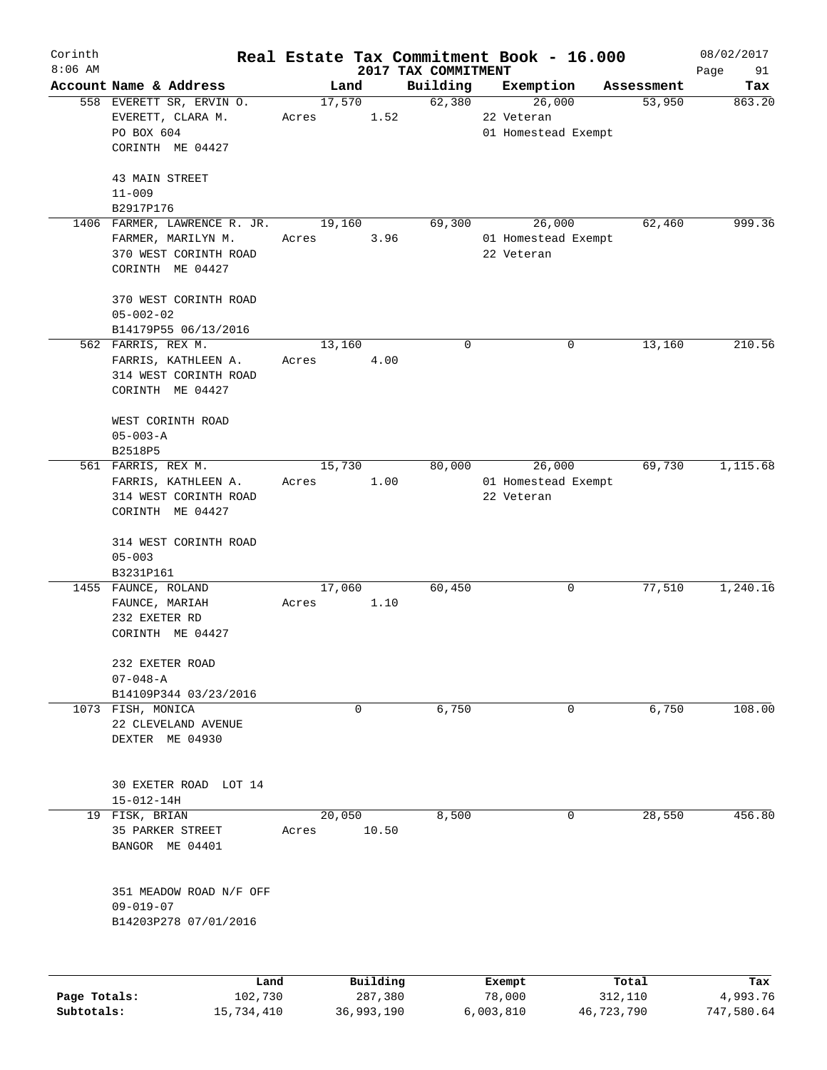Corinth 8:06 AM

# Real Estate Tax Commitment Book - 16.000

## 2017 TAX COMMITMENT

08/02/2017

| Account | Name & Address | Land | Building | Exemption | Assessment | Tax |
|---|---|---|---|---|---|---|
| 558 | EVERETT SR, ERVIN O.<br>EVERETT, CLARA M.<br>PO BOX 604<br>CORINTH ME 04427<br><br>43 MAIN STREET<br>11-009<br>B2917P176 | 17,570<br>Acres 1.52 | 62,380 | 26,000<br>22 Veteran<br>01 Homestead Exempt | 53,950 | 863.20 |
| 1406 | FARMER, LAWRENCE R. JR.<br>FARMER, MARILYN M.<br>370 WEST CORINTH ROAD<br>CORINTH ME 04427<br><br>370 WEST CORINTH ROAD<br>05-002-02<br>B14179P55 06/13/2016 | 19,160<br>Acres 3.96 | 69,300 | 26,000<br>01 Homestead Exempt<br>22 Veteran | 62,460 | 999.36 |
| 562 | FARRIS, REX M.<br>FARRIS, KATHLEEN A.<br>314 WEST CORINTH ROAD<br>CORINTH ME 04427<br><br>WEST CORINTH ROAD<br>05-003-A<br>B2518P5 | 13,160<br>Acres 4.00 | 0 | 0 | 13,160 | 210.56 |
| 561 | FARRIS, REX M.<br>FARRIS, KATHLEEN A.<br>314 WEST CORINTH ROAD<br>CORINTH ME 04427<br><br>314 WEST CORINTH ROAD<br>05-003<br>B3231P161 | 15,730<br>Acres 1.00 | 80,000 | 26,000<br>01 Homestead Exempt<br>22 Veteran | 69,730 | 1,115.68 |
| 1455 | FAUNCE, ROLAND<br>FAUNCE, MARIAH<br>232 EXETER RD<br>CORINTH ME 04427<br><br>232 EXETER ROAD<br>07-048-A<br>B14109P344 03/23/2016 | 17,060<br>Acres 1.10 | 60,450 | 0 | 77,510 | 1,240.16 |
| 1073 | FISH, MONICA<br>22 CLEVELAND AVENUE<br>DEXTER ME 04930<br><br>30 EXETER ROAD LOT 14<br>15-012-14H | 0 | 6,750 | 0 | 6,750 | 108.00 |
| 19 | FISK, BRIAN<br>35 PARKER STREET<br>BANGOR ME 04401<br><br>351 MEADOW ROAD N/F OFF<br>09-019-07<br>B14203P278 07/01/2016 | 20,050<br>Acres 10.50 | 8,500 | 0 | 28,550 | 456.80 |

| | Land | Building | Exempt | Total | Tax |
|---|---|---|---|---|---|
| Page Totals: | 102,730 | 287,380 | 78,000 | 312,110 | 4,993.76 |
| Subtotals: | 15,734,410 | 36,993,190 | 6,003,810 | 46,723,790 | 747,580.64 |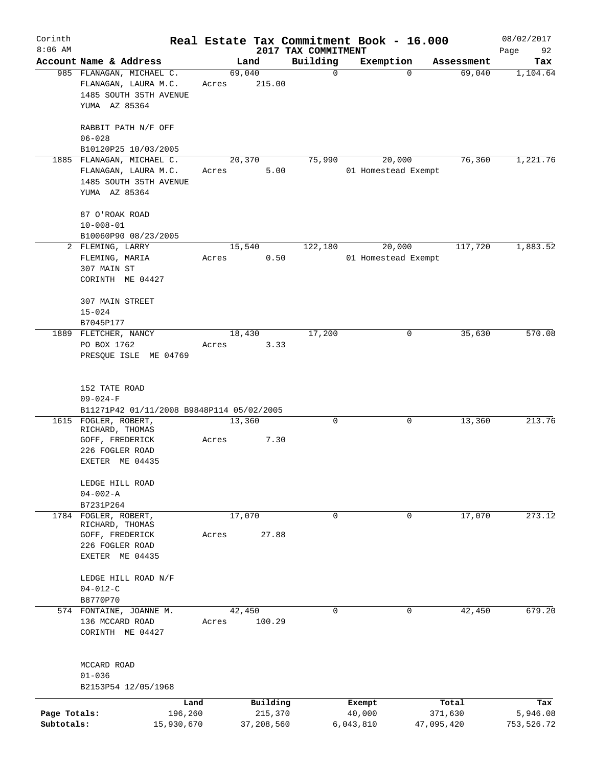Corinth 8:06 AM

# Real Estate Tax Commitment Book - 16.000

## 2017 TAX COMMITMENT

08/02/2017

| Account Name & Address | Land | Building | Exemption | Assessment | Tax |
|---|---|---|---|---|---|
| 985 FLANAGAN, MICHAEL C.<br>FLANAGAN, LAURA M.C.<br>1485 SOUTH 35TH AVENUE<br>YUMA AZ 85364<br><br>RABBIT PATH N/F OFF<br>06-028<br>B10120P25 10/03/2005 | 69,040<br>Acres 215.00 | 0 | 0 | 69,040 | 1,104.64 |
| 1885 FLANAGAN, MICHAEL C.<br>FLANAGAN, LAURA M.C.<br>1485 SOUTH 35TH AVENUE<br>YUMA AZ 85364<br><br>87 O'ROAK ROAD<br>10-008-01<br>B10060P90 08/23/2005 | 20,370<br>Acres 5.00 | 75,990 | 20,000<br>01 Homestead Exempt | 76,360 | 1,221.76 |
| 2 FLEMING, LARRY<br>FLEMING, MARIA<br>307 MAIN ST<br>CORINTH ME 04427<br><br>307 MAIN STREET<br>15-024<br>B7045P177 | 15,540<br>Acres 0.50 | 122,180 | 20,000<br>01 Homestead Exempt | 117,720 | 1,883.52 |
| 1889 FLETCHER, NANCY<br>PO BOX 1762<br>PRESQUE ISLE ME 04769<br><br>152 TATE ROAD<br>09-024-F<br>B11271P42 01/11/2008 B9848P114 05/02/2005 | 18,430<br>Acres 3.33 | 17,200 | 0 | 35,630 | 570.08 |
| 1615 FOGLER, ROBERT,<br>RICHARD, THOMAS<br>GOFF, FREDERICK<br>226 FOGLER ROAD<br>EXETER ME 04435<br><br>LEDGE HILL ROAD<br>04-002-A<br>B7231P264 | 13,360<br>Acres 7.30 | 0 | 0 | 13,360 | 213.76 |
| 1784 FOGLER, ROBERT,<br>RICHARD, THOMAS<br>GOFF, FREDERICK<br>226 FOGLER ROAD<br>EXETER ME 04435<br><br>LEDGE HILL ROAD N/F<br>04-012-C<br>B8770P70 | 17,070<br>Acres 27.88 | 0 | 0 | 17,070 | 273.12 |
| 574 FONTAINE, JOANNE M.<br>136 MCCARD ROAD<br>CORINTH ME 04427<br><br>MCCARD ROAD<br>01-036<br>B2153P54 12/05/1968 | 42,450<br>Acres 100.29 | 0 | 0 | 42,450 | 679.20 |

| | Land | Building | Exempt | Total | Tax |
|---|---|---|---|---|---|
| Page Totals: | 196,260 | 215,370 | 40,000 | 371,630 | 5,946.08 |
| Subtotals: | 15,930,670 | 37,208,560 | 6,043,810 | 47,095,420 | 753,526.72 |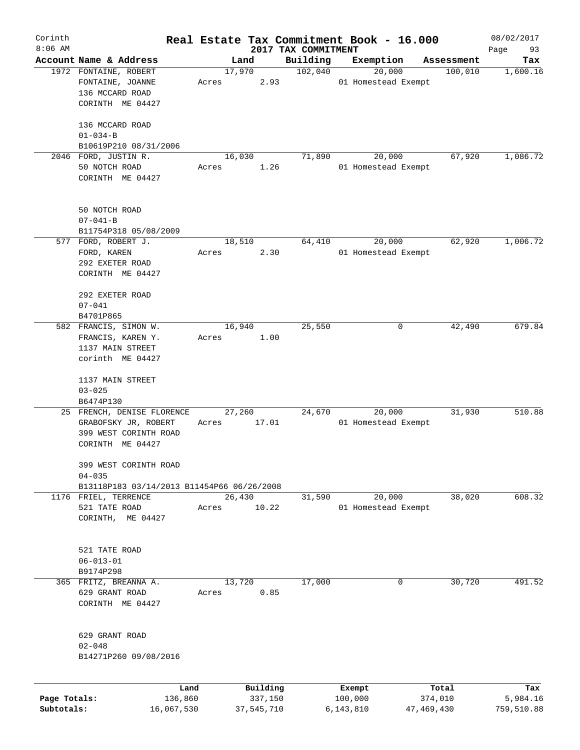Corinth
8:06 AM

# Real Estate Tax Commitment Book - 16.000

2017 TAX COMMITMENT

08/02/2017

| Account | Name & Address | Land | Building | Exemption | Assessment | Tax |
|---|---|---|---|---|---|---|
| 1972 | FONTAINE, ROBERT<br>FONTAINE, JOANNE<br>136 MCCARD ROAD<br>CORINTH ME 04427<br><br>136 MCCARD ROAD<br>01-034-B<br>B10619P210 08/31/2006 | 17,970<br>Acres 2.93 | 102,040 | 20,000<br>01 Homestead Exempt | 100,010 | 1,600.16 |
| 2046 | FORD, JUSTIN R.<br>50 NOTCH ROAD<br>CORINTH ME 04427<br><br>50 NOTCH ROAD<br>07-041-B<br>B11754P318 05/08/2009 | 16,030<br>Acres 1.26 | 71,890 | 20,000<br>01 Homestead Exempt | 67,920 | 1,086.72 |
| 577 | FORD, ROBERT J.<br>FORD, KAREN<br>292 EXETER ROAD<br>CORINTH ME 04427<br><br>292 EXETER ROAD<br>07-041<br>B4701P865 | 18,510<br>Acres 2.30 | 64,410 | 20,000<br>01 Homestead Exempt | 62,920 | 1,006.72 |
| 582 | FRANCIS, SIMON W.<br>FRANCIS, KAREN Y.<br>1137 MAIN STREET<br>corinth ME 04427<br><br>1137 MAIN STREET<br>03-025<br>B6474P130 | 16,940<br>Acres 1.00 | 25,550 | 0 | 42,490 | 679.84 |
| 25 | FRENCH, DENISE FLORENCE<br>GRABOFSKY JR, ROBERT<br>399 WEST CORINTH ROAD<br>CORINTH ME 04427<br><br>399 WEST CORINTH ROAD<br>04-035<br>B13118P183 03/14/2013 B11454P66 06/26/2008 | 27,260<br>Acres 17.01 | 24,670 | 20,000<br>01 Homestead Exempt | 31,930 | 510.88 |
| 1176 | FRIEL, TERRENCE<br>521 TATE ROAD<br>CORINTH, ME 04427<br><br>521 TATE ROAD<br>06-013-01<br>B9174P298 | 26,430<br>Acres 10.22 | 31,590 | 20,000<br>01 Homestead Exempt | 38,020 | 608.32 |
| 365 | FRITZ, BREANNA A.<br>629 GRANT ROAD<br>CORINTH ME 04427<br><br>629 GRANT ROAD<br>02-048<br>B14271P260 09/08/2016 | 13,720<br>Acres 0.85 | 17,000 | 0 | 30,720 | 491.52 |

| | Land | Building | Exempt | Total | Tax |
|---|---|---|---|---|---|
| Page Totals: | 136,860 | 337,150 | 100,000 | 374,010 | 5,984.16 |
| Subtotals: | 16,067,530 | 37,545,710 | 6,143,810 | 47,469,430 | 759,510.88 |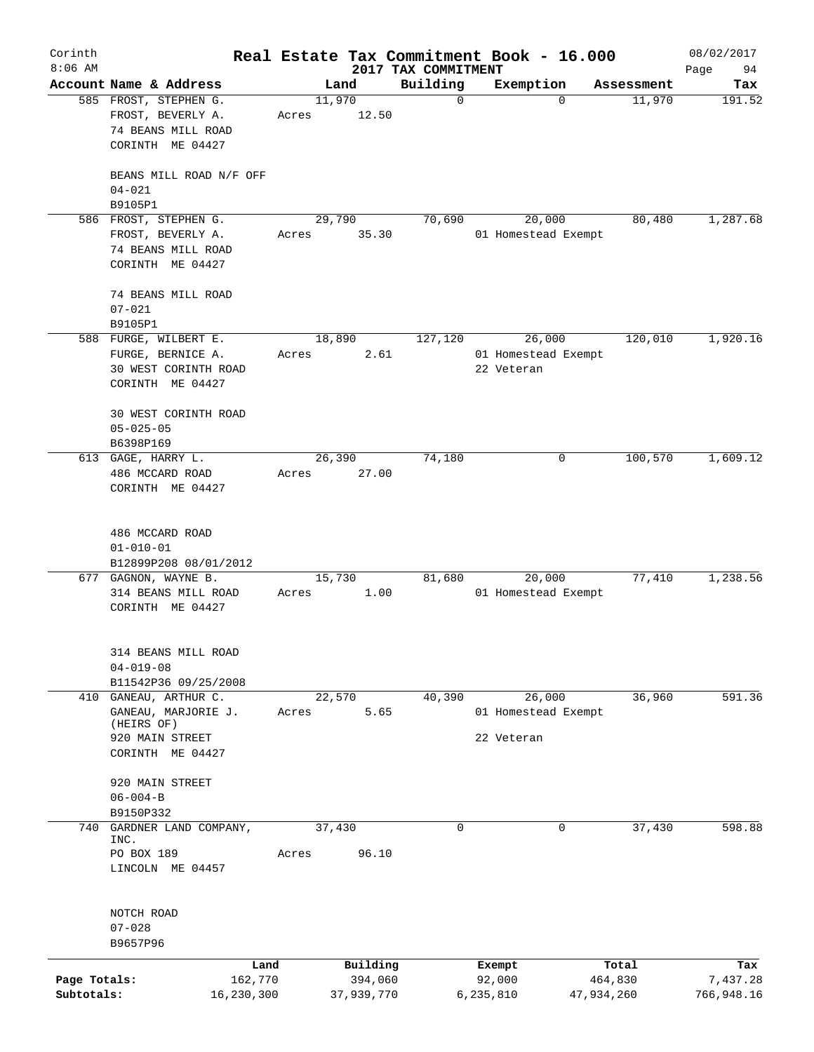# Real Estate Tax Commitment Book - 16.000

Corinth
8:06 AM

2017 TAX COMMITMENT

08/02/2017

| Account Name & Address | Land | Building | Exemption | Assessment | Tax |
|---|---|---|---|---|---|
| 585 FROST, STEPHEN G.<br>FROST, BEVERLY A.<br>74 BEANS MILL ROAD<br>CORINTH ME 04427<br><br>BEANS MILL ROAD N/F OFF<br>04-021<br>B9105P1 | 11,970<br>Acres 12.50 | 0 | 0 | 11,970 | 191.52 |
| 586 FROST, STEPHEN G.<br>FROST, BEVERLY A.<br>74 BEANS MILL ROAD<br>CORINTH ME 04427<br><br>74 BEANS MILL ROAD<br>07-021<br>B9105P1 | 29,790<br>Acres 35.30 | 70,690 | 20,000<br>01 Homestead Exempt | 80,480 | 1,287.68 |
| 588 FURGE, WILBERT E.<br>FURGE, BERNICE A.<br>30 WEST CORINTH ROAD<br>CORINTH ME 04427<br><br>30 WEST CORINTH ROAD<br>05-025-05<br>B6398P169 | 18,890<br>Acres 2.61 | 127,120 | 26,000<br>01 Homestead Exempt<br>22 Veteran | 120,010 | 1,920.16 |
| 613 GAGE, HARRY L.<br>486 MCCARD ROAD<br>CORINTH ME 04427<br><br>486 MCCARD ROAD<br>01-010-01<br>B12899P208 08/01/2012 | 26,390<br>Acres 27.00 | 74,180 | 0 | 100,570 | 1,609.12 |
| 677 GAGNON, WAYNE B.<br>314 BEANS MILL ROAD<br>CORINTH ME 04427<br><br>314 BEANS MILL ROAD<br>04-019-08<br>B11542P36 09/25/2008 | 15,730<br>Acres 1.00 | 81,680 | 20,000<br>01 Homestead Exempt | 77,410 | 1,238.56 |
| 410 GANEAU, ARTHUR C.<br>GANEAU, MARJORIE J.<br>(HEIRS OF)<br>920 MAIN STREET<br>CORINTH ME 04427<br><br>920 MAIN STREET<br>06-004-B<br>B9150P332 | 22,570<br>Acres 5.65 | 40,390 | 26,000<br>01 Homestead Exempt<br>22 Veteran | 36,960 | 591.36 |
| 740 GARDNER LAND COMPANY, INC.<br>PO BOX 189<br>LINCOLN ME 04457<br><br>NOTCH ROAD<br>07-028<br>B9657P96 | 37,430<br>Acres 96.10 | 0 | 0 | 37,430 | 598.88 |

| | Land | Building | Exempt | Total | Tax |
|---|---|---|---|---|---|
| Page Totals: | 162,770 | 394,060 | 92,000 | 464,830 | 7,437.28 |
| Subtotals: | 16,230,300 | 37,939,770 | 6,235,810 | 47,934,260 | 766,948.16 |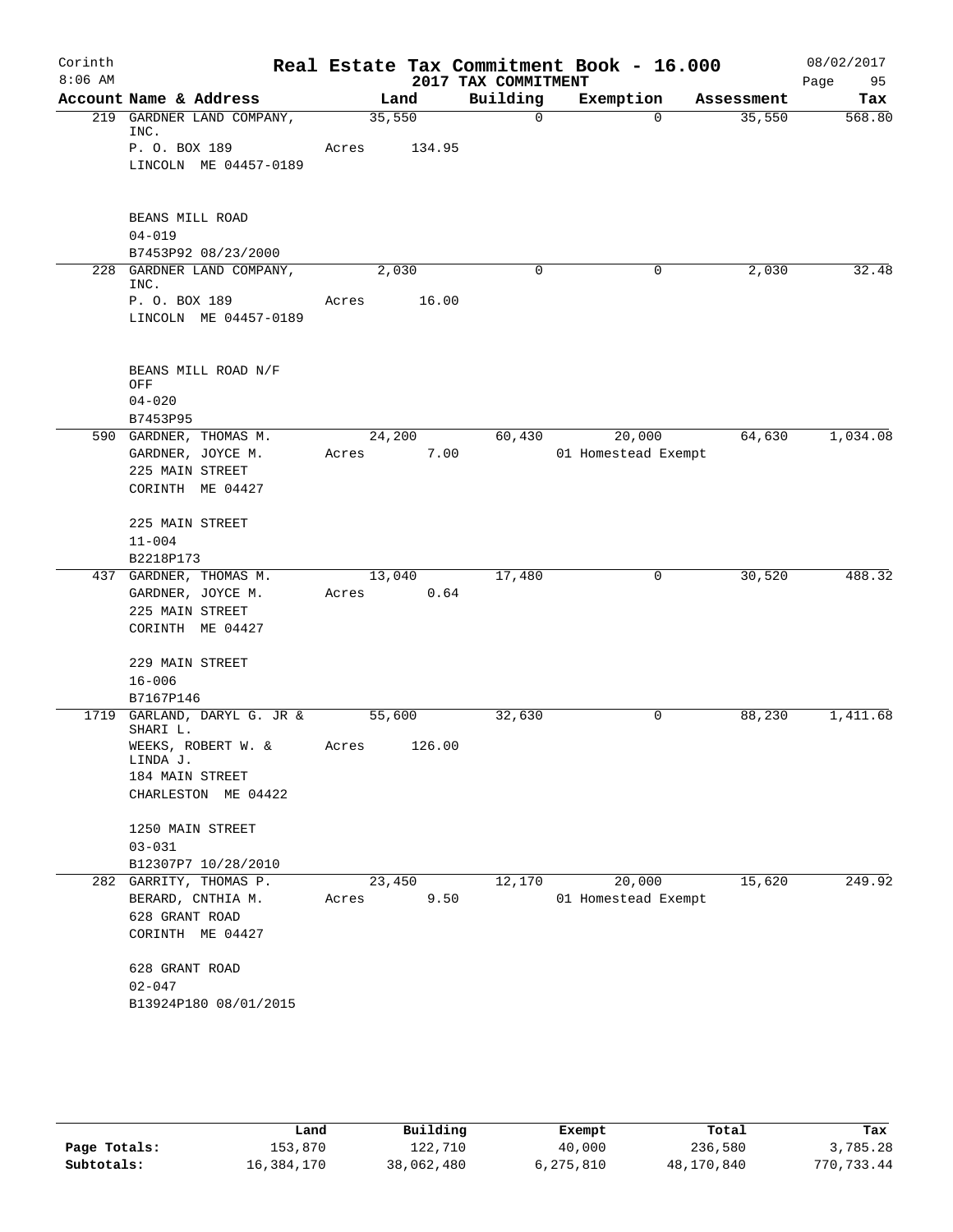Corinth 8:06 AM

# Real Estate Tax Commitment Book - 16.000

## 2017 TAX COMMITMENT

08/02/2017

| Account Name & Address | Land | Building | Exemption | Assessment | Tax |
|---|---|---|---|---|---|
| 219 GARDNER LAND COMPANY, INC. | 35,550 | 0 | 0 | 35,550 | 568.80 |
| P. O. BOX 189 | Acres 134.95 | | | | |
| LINCOLN ME 04457-0189 | | | | | |
| BEANS MILL ROAD | | | | | |
| 04-019 | | | | | |
| B7453P92 08/23/2000 | | | | | |
| 228 GARDNER LAND COMPANY, INC. | 2,030 | 0 | 0 | 2,030 | 32.48 |
| P. O. BOX 189 | Acres 16.00 | | | | |
| LINCOLN ME 04457-0189 | | | | | |
| BEANS MILL ROAD N/F OFF | | | | | |
| 04-020 | | | | | |
| B7453P95 | | | | | |
| 590 GARDNER, THOMAS M. | 24,200 | 60,430 | 20,000 | 64,630 | 1,034.08 |
| GARDNER, JOYCE M. | Acres 7.00 | | 01 Homestead Exempt | | |
| 225 MAIN STREET | | | | | |
| CORINTH ME 04427 | | | | | |
| 225 MAIN STREET | | | | | |
| 11-004 | | | | | |
| B2218P173 | | | | | |
| 437 GARDNER, THOMAS M. | 13,040 | 17,480 | 0 | 30,520 | 488.32 |
| GARDNER, JOYCE M. | Acres 0.64 | | | | |
| 225 MAIN STREET | | | | | |
| CORINTH ME 04427 | | | | | |
| 229 MAIN STREET | | | | | |
| 16-006 | | | | | |
| B7167P146 | | | | | |
| 1719 GARLAND, DARYL G. JR & SHARI L. | 55,600 | 32,630 | 0 | 88,230 | 1,411.68 |
| WEEKS, ROBERT W. & LINDA J. | Acres 126.00 | | | | |
| 184 MAIN STREET | | | | | |
| CHARLESTON ME 04422 | | | | | |
| 1250 MAIN STREET | | | | | |
| 03-031 | | | | | |
| B12307P7 10/28/2010 | | | | | |
| 282 GARRITY, THOMAS P. | 23,450 | 12,170 | 20,000 | 15,620 | 249.92 |
| BERARD, CNTHIA M. | Acres 9.50 | | 01 Homestead Exempt | | |
| 628 GRANT ROAD | | | | | |
| CORINTH ME 04427 | | | | | |
| 628 GRANT ROAD | | | | | |
| 02-047 | | | | | |
| B13924P180 08/01/2015 | | | | | |

| | Land | Building | Exempt | Total | Tax |
|---|---|---|---|---|---|
| Page Totals: | 153,870 | 122,710 | 40,000 | 236,580 | 3,785.28 |
| Subtotals: | 16,384,170 | 38,062,480 | 6,275,810 | 48,170,840 | 770,733.44 |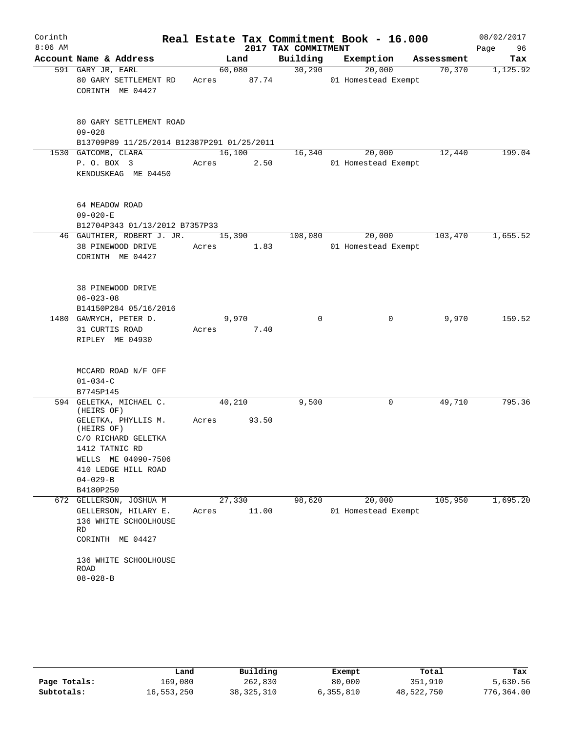Corinth
8:06 AM

# Real Estate Tax Commitment Book - 16.000

## 2017 TAX COMMITMENT

08/02/2017

| Account Name & Address | Land | Building | Exemption | Assessment | Tax |
|---|---|---|---|---|---|
| 591 GARY JR, EARL<br>80 GARY SETTLEMENT RD<br>CORINTH ME 04427<br><br>80 GARY SETTLEMENT ROAD<br>09-028<br>B13709P89 11/25/2014 B12387P291 01/25/2011 | 60,080<br>Acres 87.74 | 30,290 | 20,000<br>01 Homestead Exempt | 70,370 | 1,125.92 |
| 1530 GATCOMB, CLARA<br>P. O. BOX 3<br>KENDUSKEAG ME 04450<br><br>64 MEADOW ROAD<br>09-020-E<br>B12704P343 01/13/2012 B7357P33 | 16,100<br>Acres 2.50 | 16,340 | 20,000<br>01 Homestead Exempt | 12,440 | 199.04 |
| 46 GAUTHIER, ROBERT J. JR.<br>38 PINEWOOD DRIVE<br>CORINTH ME 04427<br><br>38 PINEWOOD DRIVE<br>06-023-08<br>B14150P284 05/16/2016 | 15,390<br>Acres 1.83 | 108,080 | 20,000<br>01 Homestead Exempt | 103,470 | 1,655.52 |
| 1480 GAWRYCH, PETER D.<br>31 CURTIS ROAD<br>RIPLEY ME 04930<br><br>MCCARD ROAD N/F OFF<br>01-034-C<br>B7745P145 | 9,970<br>Acres 7.40 | 0 | 0 | 9,970 | 159.52 |
| 594 GELETKA, MICHAEL C. (HEIRS OF)<br>GELETKA, PHYLLIS M. (HEIRS OF)<br>C/O RICHARD GELETKA<br>1412 TATNIC RD<br>WELLS ME 04090-7506<br>410 LEDGE HILL ROAD<br>04-029-B<br>B4180P250 | 40,210<br>Acres 93.50 | 9,500 | 0 | 49,710 | 795.36 |
| 672 GELLERSON, JOSHUA M<br>GELLERSON, HILARY E.<br>136 WHITE SCHOOLHOUSE RD<br>CORINTH ME 04427<br><br>136 WHITE SCHOOLHOUSE ROAD<br>08-028-B | 27,330<br>Acres 11.00 | 98,620 | 20,000<br>01 Homestead Exempt | 105,950 | 1,695.20 |

| | Land | Building | Exempt | Total | Tax |
|---|---|---|---|---|---|
| Page Totals: | 169,080 | 262,830 | 80,000 | 351,910 | 5,630.56 |
| Subtotals: | 16,553,250 | 38,325,310 | 6,355,810 | 48,522,750 | 776,364.00 |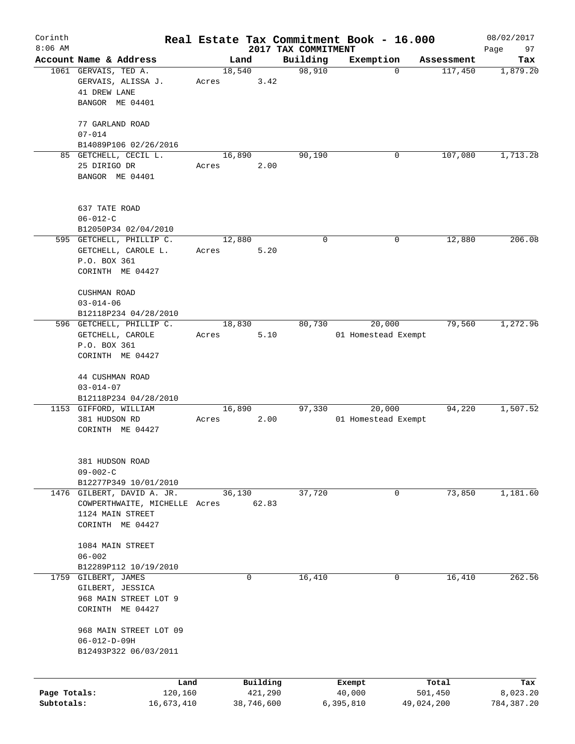Corinth 8:06 AM

# Real Estate Tax Commitment Book - 16.000

## 2017 TAX COMMITMENT

08/02/2017

| Account Name & Address | Land | Building | Exemption | Assessment | Tax |
|---|---|---|---|---|---|
| 1061 GERVAIS, TED A.<br>GERVAIS, ALISSA J.<br>41 DREW LANE<br>BANGOR ME 04401<br><br>77 GARLAND ROAD<br>07-014<br>B14089P106 02/26/2016 | 18,540<br>Acres 3.42 | 98,910 | 0 | 117,450 | 1,879.20 |
| 85 GETCHELL, CECIL L.<br>25 DIRIGO DR<br>BANGOR ME 04401<br><br>637 TATE ROAD<br>06-012-C<br>B12050P34 02/04/2010 | 16,890<br>Acres 2.00 | 90,190 | 0 | 107,080 | 1,713.28 |
| 595 GETCHELL, PHILLIP C.<br>GETCHELL, CAROLE L.<br>P.O. BOX 361<br>CORINTH ME 04427<br><br>CUSHMAN ROAD<br>03-014-06<br>B12118P234 04/28/2010 | 12,880<br>Acres 5.20 | 0 | 0 | 12,880 | 206.08 |
| 596 GETCHELL, PHILLIP C.<br>GETCHELL, CAROLE<br>P.O. BOX 361<br>CORINTH ME 04427<br><br>44 CUSHMAN ROAD<br>03-014-07<br>B12118P234 04/28/2010 | 18,830<br>Acres 5.10 | 80,730 | 20,000<br>01 Homestead Exempt | 79,560 | 1,272.96 |
| 1153 GIFFORD, WILLIAM<br>381 HUDSON RD<br>CORINTH ME 04427<br><br>381 HUDSON ROAD<br>09-002-C<br>B12277P349 10/01/2010 | 16,890<br>Acres 2.00 | 97,330 | 20,000<br>01 Homestead Exempt | 94,220 | 1,507.52 |
| 1476 GILBERT, DAVID A. JR.<br>COWPERTHWAITE, MICHELLE<br>1124 MAIN STREET<br>CORINTH ME 04427<br><br>1084 MAIN STREET<br>06-002<br>B12289P112 10/19/2010 | 36,130<br>Acres 62.83 | 37,720 | 0 | 73,850 | 1,181.60 |
| 1759 GILBERT, JAMES<br>GILBERT, JESSICA<br>968 MAIN STREET LOT 9<br>CORINTH ME 04427<br><br>968 MAIN STREET LOT 09<br>06-012-D-09H<br>B12493P322 06/03/2011 | 0 | 16,410 | 0 | 16,410 | 262.56 |

| | Land | Building | Exempt | Total | Tax |
|---|---|---|---|---|---|
| Page Totals: | 120,160 | 421,290 | 40,000 | 501,450 | 8,023.20 |
| Subtotals: | 16,673,410 | 38,746,600 | 6,395,810 | 49,024,200 | 784,387.20 |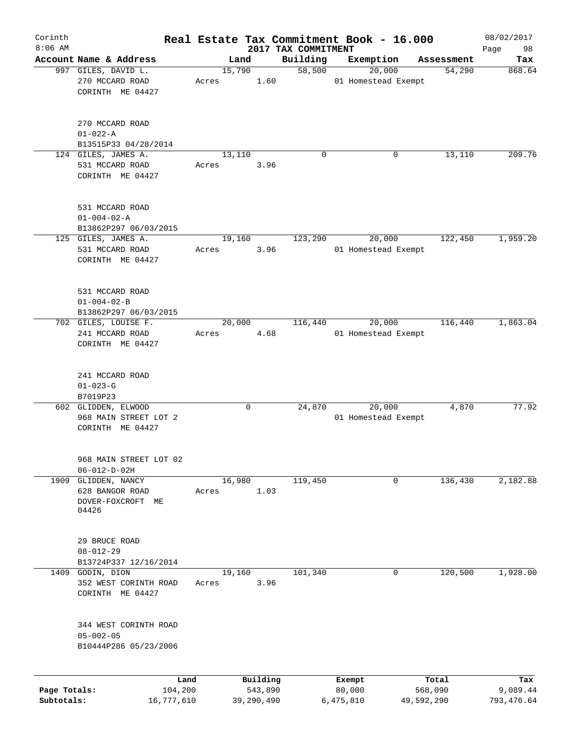Corinth
8:06 AM

# Real Estate Tax Commitment Book - 16.000

2017 TAX COMMITMENT

08/02/2017

| Account Name & Address | Land | Building | Exemption | Assessment | Tax |
|---|---|---|---|---|---|
| 997 GILES, DAVID L.<br>270 MCCARD ROAD<br>CORINTH ME 04427<br><br>270 MCCARD ROAD<br>01-022-A<br>B13515P33 04/28/2014 | 15,790<br>Acres 1.60 | 58,500 | 20,000<br>01 Homestead Exempt | 54,290 | 868.64 |
| 124 GILES, JAMES A.<br>531 MCCARD ROAD<br>CORINTH ME 04427<br><br>531 MCCARD ROAD<br>01-004-02-A<br>B13862P297 06/03/2015 | 13,110<br>Acres 3.96 | 0 | 0 | 13,110 | 209.76 |
| 125 GILES, JAMES A.<br>531 MCCARD ROAD<br>CORINTH ME 04427<br><br>531 MCCARD ROAD<br>01-004-02-B<br>B13862P297 06/03/2015 | 19,160<br>Acres 3.96 | 123,290 | 20,000<br>01 Homestead Exempt | 122,450 | 1,959.20 |
| 702 GILES, LOUISE F.<br>241 MCCARD ROAD<br>CORINTH ME 04427<br><br>241 MCCARD ROAD<br>01-023-G<br>B7019P23 | 20,000<br>Acres 4.68 | 116,440 | 20,000<br>01 Homestead Exempt | 116,440 | 1,863.04 |
| 602 GLIDDEN, ELWOOD<br>968 MAIN STREET LOT 2<br>CORINTH ME 04427<br><br>968 MAIN STREET LOT 02<br>06-012-D-02H | 0 | 24,870 | 20,000<br>01 Homestead Exempt | 4,870 | 77.92 |
| 1909 GLIDDEN, NANCY<br>628 BANGOR ROAD<br>DOVER-FOXCROFT ME 04426<br><br>29 BRUCE ROAD<br>08-012-29<br>B13724P337 12/16/2014 | 16,980<br>Acres 1.03 | 119,450 | 0 | 136,430 | 2,182.88 |
| 1409 GODIN, DION<br>352 WEST CORINTH ROAD<br>CORINTH ME 04427<br><br>344 WEST CORINTH ROAD<br>05-002-05<br>B10444P286 05/23/2006 | 19,160<br>Acres 3.96 | 101,340 | 0 | 120,500 | 1,928.00 |

| | Land | Building | Exempt | Total | Tax |
|---|---|---|---|---|---|
| Page Totals: | 104,200 | 543,890 | 80,000 | 568,090 | 9,089.44 |
| Subtotals: | 16,777,610 | 39,290,490 | 6,475,810 | 49,592,290 | 793,476.64 |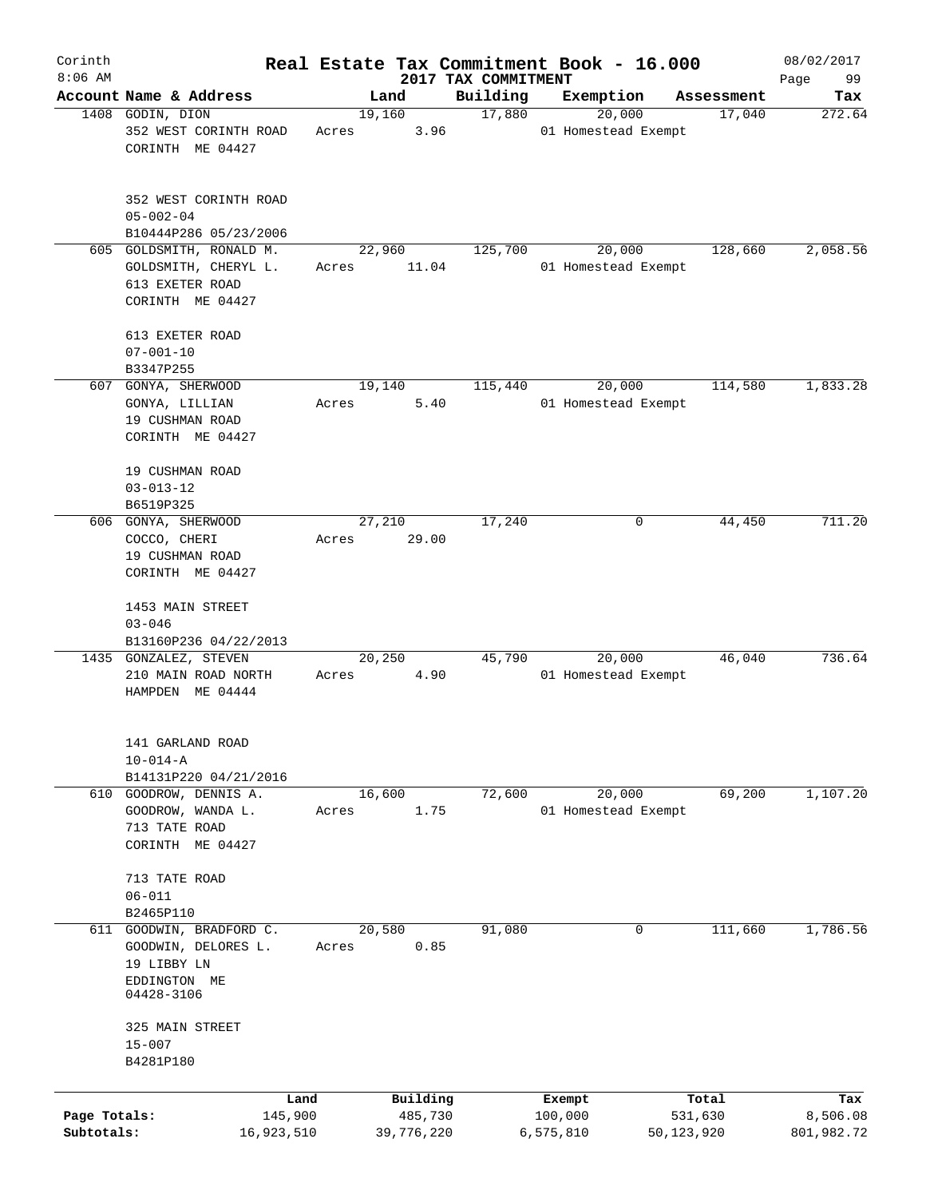# Corinth — Real Estate Tax Commitment Book - 16.000

8:06 AM — 2017 TAX COMMITMENT — 08/02/2017

| Account | Name & Address | Land | Building | Exemption | Assessment | Tax |
|---|---|---|---|---|---|---|
| 1408 | GODIN, DION<br>352 WEST CORINTH ROAD<br>CORINTH ME 04427<br><br>352 WEST CORINTH ROAD<br>05-002-04<br>B10444P286 05/23/2006 | 19,160<br>Acres 3.96 | 17,880 | 20,000<br>01 Homestead Exempt | 17,040 | 272.64 |
| 605 | GOLDSMITH, RONALD M.<br>GOLDSMITH, CHERYL L.<br>613 EXETER ROAD<br>CORINTH ME 04427<br><br>613 EXETER ROAD<br>07-001-10<br>B3347P255 | 22,960<br>Acres 11.04 | 125,700 | 20,000<br>01 Homestead Exempt | 128,660 | 2,058.56 |
| 607 | GONYA, SHERWOOD<br>GONYA, LILLIAN<br>19 CUSHMAN ROAD<br>CORINTH ME 04427<br><br>19 CUSHMAN ROAD<br>03-013-12<br>B6519P325 | 19,140<br>Acres 5.40 | 115,440 | 20,000<br>01 Homestead Exempt | 114,580 | 1,833.28 |
| 606 | GONYA, SHERWOOD<br>COCCO, CHERI<br>19 CUSHMAN ROAD<br>CORINTH ME 04427<br><br>1453 MAIN STREET<br>03-046<br>B13160P236 04/22/2013 | 27,210<br>Acres 29.00 | 17,240 | 0 | 44,450 | 711.20 |
| 1435 | GONZALEZ, STEVEN<br>210 MAIN ROAD NORTH<br>HAMPDEN ME 04444<br><br>141 GARLAND ROAD<br>10-014-A<br>B14131P220 04/21/2016 | 20,250<br>Acres 4.90 | 45,790 | 20,000<br>01 Homestead Exempt | 46,040 | 736.64 |
| 610 | GOODROW, DENNIS A.<br>GOODROW, WANDA L.<br>713 TATE ROAD<br>CORINTH ME 04427<br><br>713 TATE ROAD<br>06-011<br>B2465P110 | 16,600<br>Acres 1.75 | 72,600 | 20,000<br>01 Homestead Exempt | 69,200 | 1,107.20 |
| 611 | GOODWIN, BRADFORD C.<br>GOODWIN, DELORES L.<br>19 LIBBY LN<br>EDDINGTON ME<br>04428-3106<br><br>325 MAIN STREET<br>15-007<br>B4281P180 | 20,580<br>Acres 0.85 | 91,080 | 0 | 111,660 | 1,786.56 |

| | Land | Building | Exempt | Total | Tax |
|---|---|---|---|---|---|
| Page Totals: | 145,900 | 485,730 | 100,000 | 531,630 | 8,506.08 |
| Subtotals: | 16,923,510 | 39,776,220 | 6,575,810 | 50,123,920 | 801,982.72 |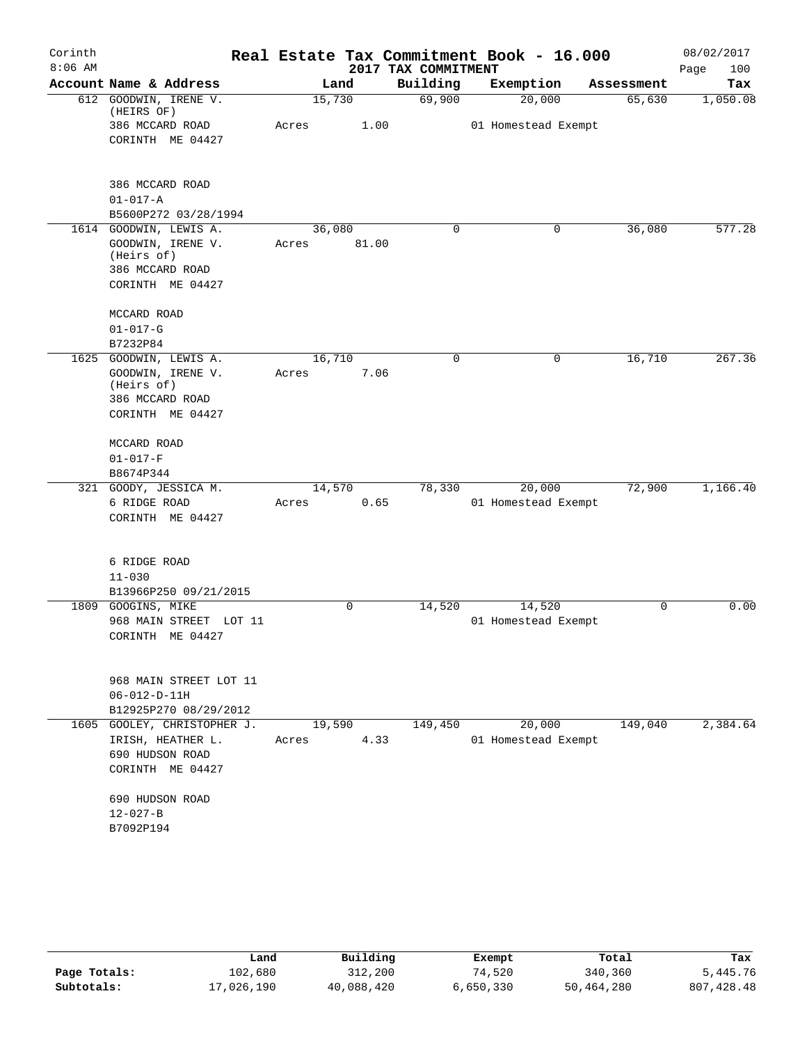# Corinth — Real Estate Tax Commitment Book - 16.000

8:06 AM — 2017 TAX COMMITMENT — 08/02/2017

| Account | Name & Address | Land | Building | Exemption | Assessment | Tax |
|---|---|---|---|---|---|---|
| 612 | GOODWIN, IRENE V. (HEIRS OF) 386 MCCARD ROAD CORINTH ME 04427 | 15,730 Acres 1.00 | 69,900 | 20,000 01 Homestead Exempt | 65,630 | 1,050.08 |
| | 386 MCCARD ROAD 01-017-A B5600P272 03/28/1994 | | | | | |
| 1614 | GOODWIN, LEWIS A. GOODWIN, IRENE V. (Heirs of) 386 MCCARD ROAD CORINTH ME 04427 | 36,080 Acres 81.00 | 0 | 0 | 36,080 | 577.28 |
| | MCCARD ROAD 01-017-G B7232P84 | | | | | |
| 1625 | GOODWIN, LEWIS A. GOODWIN, IRENE V. (Heirs of) 386 MCCARD ROAD CORINTH ME 04427 | 16,710 Acres 7.06 | 0 | 0 | 16,710 | 267.36 |
| | MCCARD ROAD 01-017-F B8674P344 | | | | | |
| 321 | GOODY, JESSICA M. 6 RIDGE ROAD CORINTH ME 04427 | 14,570 Acres 0.65 | 78,330 | 20,000 01 Homestead Exempt | 72,900 | 1,166.40 |
| | 6 RIDGE ROAD 11-030 B13966P250 09/21/2015 | | | | | |
| 1809 | GOOGINS, MIKE 968 MAIN STREET LOT 11 CORINTH ME 04427 | 0 | 14,520 | 14,520 01 Homestead Exempt | 0 | 0.00 |
| | 968 MAIN STREET LOT 11 06-012-D-11H B12925P270 08/29/2012 | | | | | |
| 1605 | GOOLEY, CHRISTOPHER J. IRISH, HEATHER L. 690 HUDSON ROAD CORINTH ME 04427 | 19,590 Acres 4.33 | 149,450 | 20,000 01 Homestead Exempt | 149,040 | 2,384.64 |
| | 690 HUDSON ROAD 12-027-B B7092P194 | | | | | |

| | Land | Building | Exempt | Total | Tax |
|---|---|---|---|---|---|
| Page Totals: | 102,680 | 312,200 | 74,520 | 340,360 | 5,445.76 |
| Subtotals: | 17,026,190 | 40,088,420 | 6,650,330 | 50,464,280 | 807,428.48 |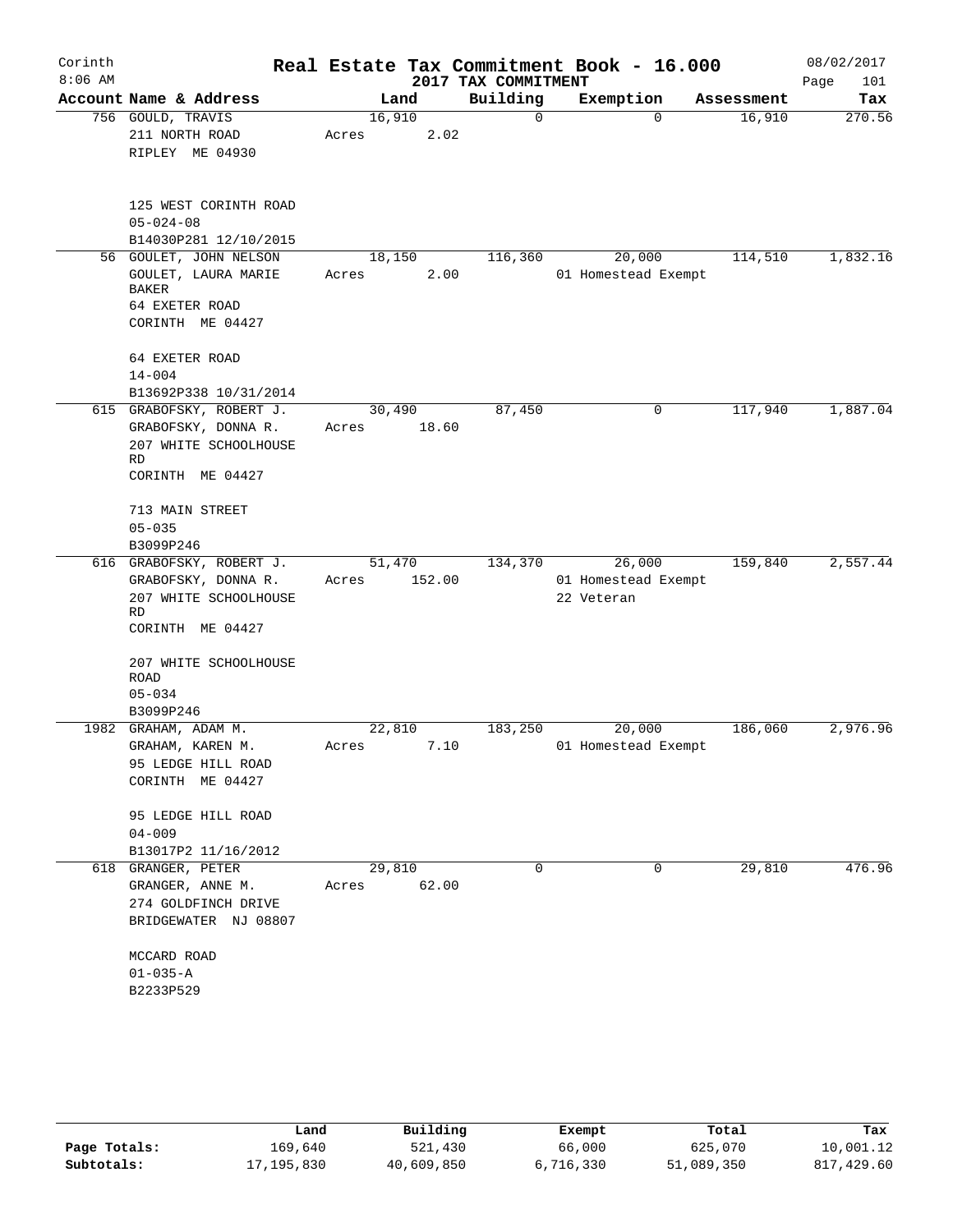# Real Estate Tax Commitment Book - 16.000

Corinth
8:06 AM

2017 TAX COMMITMENT

08/02/2017

| Account | Name & Address | Land | Building | Exemption | Assessment | Tax |
|---|---|---|---|---|---|---|
| 756 | GOULD, TRAVIS<br>211 NORTH ROAD<br>RIPLEY ME 04930<br><br>125 WEST CORINTH ROAD<br>05-024-08<br>B14030P281 12/10/2015 | 16,910<br>Acres 2.02 | 0 | 0 | 16,910 | 270.56 |
| 56 | GOULET, JOHN NELSON<br>GOULET, LAURA MARIE BAKER<br>64 EXETER ROAD<br>CORINTH ME 04427<br><br>64 EXETER ROAD<br>14-004<br>B13692P338 10/31/2014 | 18,150<br>Acres 2.00 | 116,360 | 20,000<br>01 Homestead Exempt | 114,510 | 1,832.16 |
| 615 | GRABOFSKY, ROBERT J.<br>GRABOFSKY, DONNA R.<br>207 WHITE SCHOOLHOUSE RD<br>CORINTH ME 04427<br><br>713 MAIN STREET<br>05-035<br>B3099P246 | 30,490<br>Acres 18.60 | 87,450 | 0 | 117,940 | 1,887.04 |
| 616 | GRABOFSKY, ROBERT J.<br>GRABOFSKY, DONNA R.<br>207 WHITE SCHOOLHOUSE RD<br>CORINTH ME 04427<br><br>207 WHITE SCHOOLHOUSE ROAD<br>05-034<br>B3099P246 | 51,470<br>Acres 152.00 | 134,370 | 26,000<br>01 Homestead Exempt<br>22 Veteran | 159,840 | 2,557.44 |
| 1982 | GRAHAM, ADAM M.<br>GRAHAM, KAREN M.<br>95 LEDGE HILL ROAD<br>CORINTH ME 04427<br><br>95 LEDGE HILL ROAD<br>04-009<br>B13017P2 11/16/2012 | 22,810<br>Acres 7.10 | 183,250 | 20,000<br>01 Homestead Exempt | 186,060 | 2,976.96 |
| 618 | GRANGER, PETER<br>GRANGER, ANNE M.<br>274 GOLDFINCH DRIVE<br>BRIDGEWATER NJ 08807<br><br>MCCARD ROAD<br>01-035-A<br>B2233P529 | 29,810<br>Acres 62.00 | 0 | 0 | 29,810 | 476.96 |

| | Land | Building | Exempt | Total | Tax |
|---|---|---|---|---|---|
| Page Totals: | 169,640 | 521,430 | 66,000 | 625,070 | 10,001.12 |
| Subtotals: | 17,195,830 | 40,609,850 | 6,716,330 | 51,089,350 | 817,429.60 |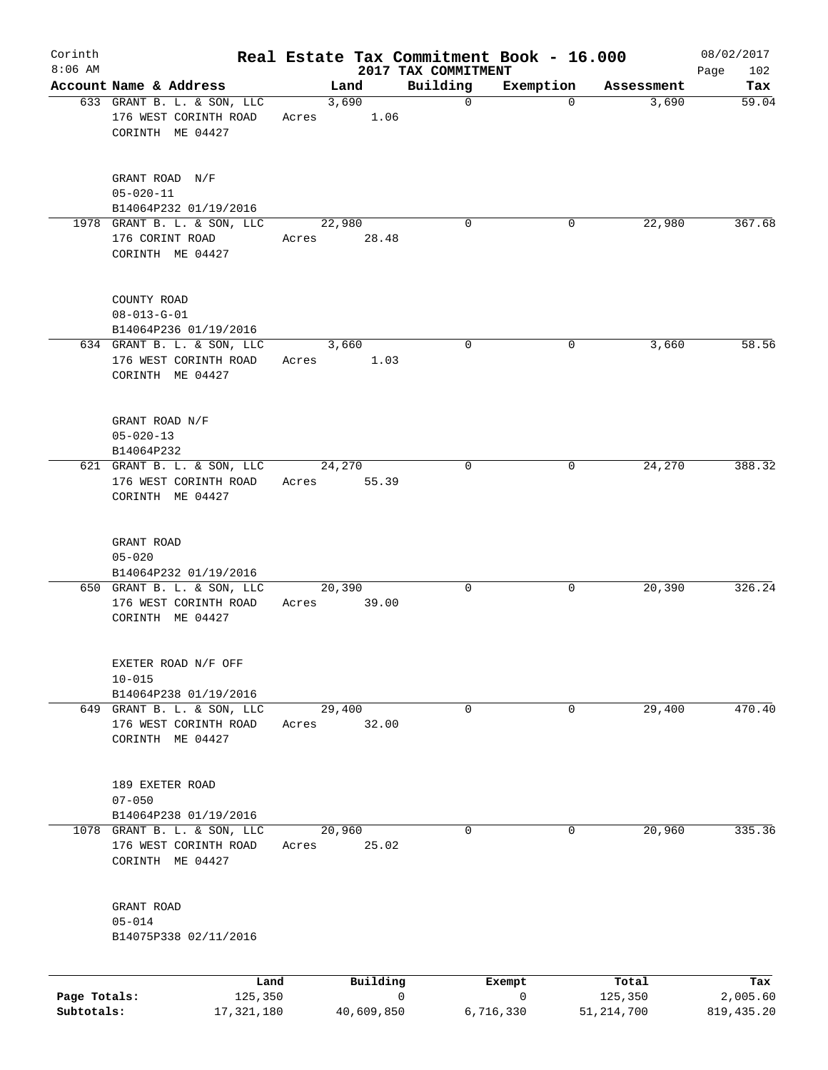Corinth 8:06 AM

# Real Estate Tax Commitment Book - 16.000

2017 TAX COMMITMENT

08/02/2017

| Account Name & Address | Land | Building | Exemption | Assessment | Tax |
|---|---|---|---|---|---|
| 633 GRANT B. L. & SON, LLC<br>176 WEST CORINTH ROAD<br>CORINTH ME 04427<br><br>GRANT ROAD N/F<br>05-020-11<br>B14064P232 01/19/2016 | 3,690<br>Acres 1.06 | 0 | 0 | 3,690 | 59.04 |
| 1978 GRANT B. L. & SON, LLC<br>176 CORINT ROAD<br>CORINTH ME 04427<br><br>COUNTY ROAD<br>08-013-G-01<br>B14064P236 01/19/2016 | 22,980<br>Acres 28.48 | 0 | 0 | 22,980 | 367.68 |
| 634 GRANT B. L. & SON, LLC<br>176 WEST CORINTH ROAD<br>CORINTH ME 04427<br><br>GRANT ROAD N/F<br>05-020-13<br>B14064P232 | 3,660<br>Acres 1.03 | 0 | 0 | 3,660 | 58.56 |
| 621 GRANT B. L. & SON, LLC<br>176 WEST CORINTH ROAD<br>CORINTH ME 04427<br><br>GRANT ROAD<br>05-020<br>B14064P232 01/19/2016 | 24,270<br>Acres 55.39 | 0 | 0 | 24,270 | 388.32 |
| 650 GRANT B. L. & SON, LLC<br>176 WEST CORINTH ROAD<br>CORINTH ME 04427<br><br>EXETER ROAD N/F OFF<br>10-015<br>B14064P238 01/19/2016 | 20,390<br>Acres 39.00 | 0 | 0 | 20,390 | 326.24 |
| 649 GRANT B. L. & SON, LLC<br>176 WEST CORINTH ROAD<br>CORINTH ME 04427<br><br>189 EXETER ROAD<br>07-050<br>B14064P238 01/19/2016 | 29,400<br>Acres 32.00 | 0 | 0 | 29,400 | 470.40 |
| 1078 GRANT B. L. & SON, LLC<br>176 WEST CORINTH ROAD<br>CORINTH ME 04427<br><br>GRANT ROAD<br>05-014<br>B14075P338 02/11/2016 | 20,960<br>Acres 25.02 | 0 | 0 | 20,960 | 335.36 |

| | Land | Building | Exempt | Total | Tax |
|---|---|---|---|---|---|
| Page Totals: | 125,350 | 0 | 0 | 125,350 | 2,005.60 |
| Subtotals: | 17,321,180 | 40,609,850 | 6,716,330 | 51,214,700 | 819,435.20 |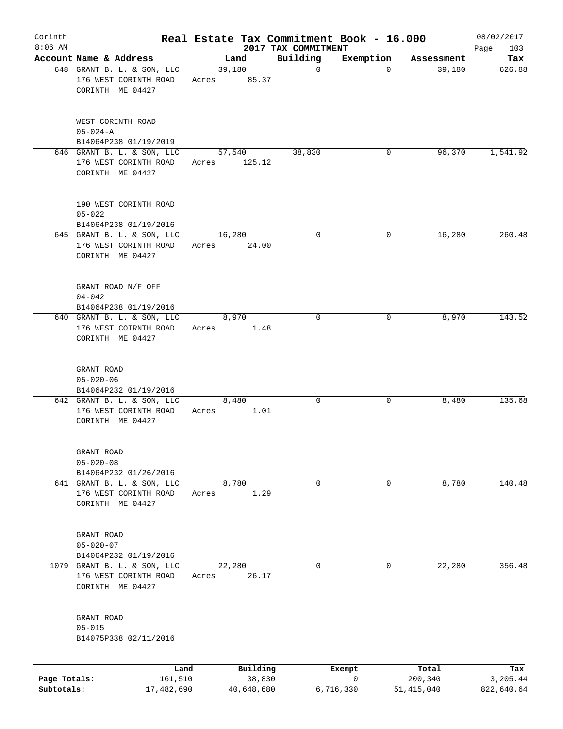# Corinth — Real Estate Tax Commitment Book - 16.000

2017 TAX COMMITMENT

8:06 AM — 08/02/2017

| Account Name & Address | Land | Building | Exemption | Assessment | Tax |
|---|---|---|---|---|---|
| 648 GRANT B. L. & SON, LLC<br>176 WEST CORINTH ROAD<br>CORINTH ME 04427<br><br>WEST CORINTH ROAD<br>05-024-A<br>B14064P238 01/19/2019 | 39,180<br>Acres 85.37 | 0 | 0 | 39,180 | 626.88 |
| 646 GRANT B. L. & SON, LLC<br>176 WEST CORINTH ROAD<br>CORINTH ME 04427<br><br>190 WEST CORINTH ROAD<br>05-022<br>B14064P238 01/19/2016 | 57,540<br>Acres 125.12 | 38,830 | 0 | 96,370 | 1,541.92 |
| 645 GRANT B. L. & SON, LLC<br>176 WEST CORINTH ROAD<br>CORINTH ME 04427<br><br>GRANT ROAD N/F OFF<br>04-042<br>B14064P238 01/19/2016 | 16,280<br>Acres 24.00 | 0 | 0 | 16,280 | 260.48 |
| 640 GRANT B. L. & SON, LLC<br>176 WEST COIRNTH ROAD<br>CORINTH ME 04427<br><br>GRANT ROAD<br>05-020-06<br>B14064P232 01/19/2016 | 8,970<br>Acres 1.48 | 0 | 0 | 8,970 | 143.52 |
| 642 GRANT B. L. & SON, LLC<br>176 WEST CORINTH ROAD<br>CORINTH ME 04427<br><br>GRANT ROAD<br>05-020-08<br>B14064P232 01/26/2016 | 8,480<br>Acres 1.01 | 0 | 0 | 8,480 | 135.68 |
| 641 GRANT B. L. & SON, LLC<br>176 WEST CORINTH ROAD<br>CORINTH ME 04427<br><br>GRANT ROAD<br>05-020-07<br>B14064P232 01/19/2016 | 8,780<br>Acres 1.29 | 0 | 0 | 8,780 | 140.48 |
| 1079 GRANT B. L. & SON, LLC<br>176 WEST CORINTH ROAD<br>CORINTH ME 04427<br><br>GRANT ROAD<br>05-015<br>B14075P338 02/11/2016 | 22,280<br>Acres 26.17 | 0 | 0 | 22,280 | 356.48 |

| | Land | Building | Exempt | Total | Tax |
|---|---|---|---|---|---|
| Page Totals: | 161,510 | 38,830 | 0 | 200,340 | 3,205.44 |
| Subtotals: | 17,482,690 | 40,648,680 | 6,716,330 | 51,415,040 | 822,640.64 |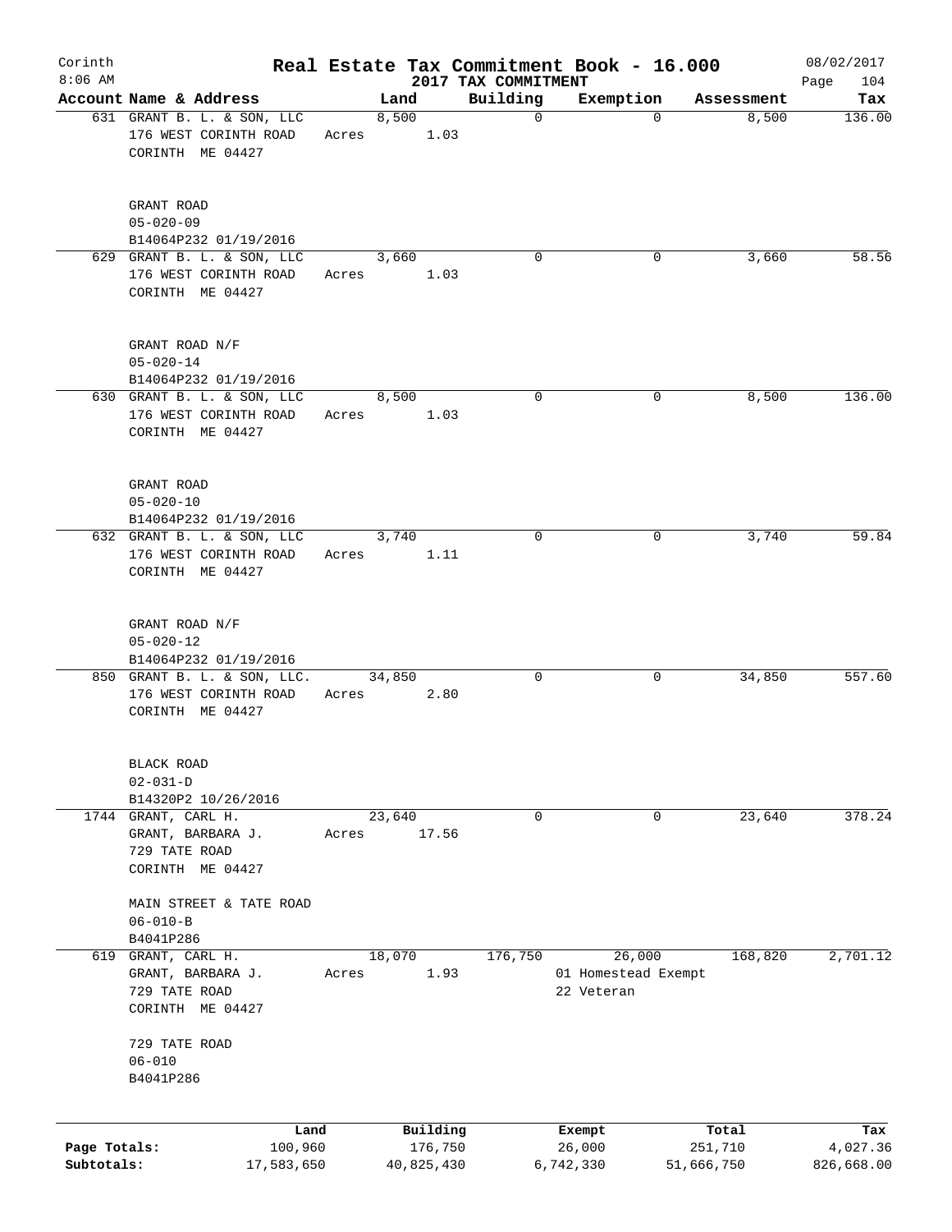Corinth 8:06 AM

# Real Estate Tax Commitment Book - 16.000

2017 TAX COMMITMENT

08/02/2017 Page 104

| Account Name & Address | Land | Building | Exemption | Assessment | Tax |
|---|---|---|---|---|---|
| 631 GRANT B. L. & SON, LLC<br>176 WEST CORINTH ROAD<br>CORINTH ME 04427<br><br>GRANT ROAD<br>05-020-09<br>B14064P232 01/19/2016 | 8,500<br>Acres 1.03 | 0 | 0 | 8,500 | 136.00 |
| 629 GRANT B. L. & SON, LLC<br>176 WEST CORINTH ROAD<br>CORINTH ME 04427<br><br>GRANT ROAD N/F<br>05-020-14<br>B14064P232 01/19/2016 | 3,660<br>Acres 1.03 | 0 | 0 | 3,660 | 58.56 |
| 630 GRANT B. L. & SON, LLC<br>176 WEST CORINTH ROAD<br>CORINTH ME 04427<br><br>GRANT ROAD<br>05-020-10<br>B14064P232 01/19/2016 | 8,500<br>Acres 1.03 | 0 | 0 | 8,500 | 136.00 |
| 632 GRANT B. L. & SON, LLC<br>176 WEST CORINTH ROAD<br>CORINTH ME 04427<br><br>GRANT ROAD N/F<br>05-020-12<br>B14064P232 01/19/2016 | 3,740<br>Acres 1.11 | 0 | 0 | 3,740 | 59.84 |
| 850 GRANT B. L. & SON, LLC.<br>176 WEST CORINTH ROAD<br>CORINTH ME 04427<br><br>BLACK ROAD<br>02-031-D<br>B14320P2 10/26/2016 | 34,850<br>Acres 2.80 | 0 | 0 | 34,850 | 557.60 |
| 1744 GRANT, CARL H.<br>GRANT, BARBARA J.<br>729 TATE ROAD<br>CORINTH ME 04427<br><br>MAIN STREET & TATE ROAD<br>06-010-B<br>B4041P286 | 23,640<br>Acres 17.56 | 0 | 0 | 23,640 | 378.24 |
| 619 GRANT, CARL H.<br>GRANT, BARBARA J.<br>729 TATE ROAD<br>CORINTH ME 04427<br><br>729 TATE ROAD<br>06-010<br>B4041P286 | 18,070<br>Acres 1.93 | 176,750 | 26,000<br>01 Homestead Exempt<br>22 Veteran | 168,820 | 2,701.12 |

| | Land | Building | Exempt | Total | Tax |
|---|---|---|---|---|---|
| Page Totals: | 100,960 | 176,750 | 26,000 | 251,710 | 4,027.36 |
| Subtotals: | 17,583,650 | 40,825,430 | 6,742,330 | 51,666,750 | 826,668.00 |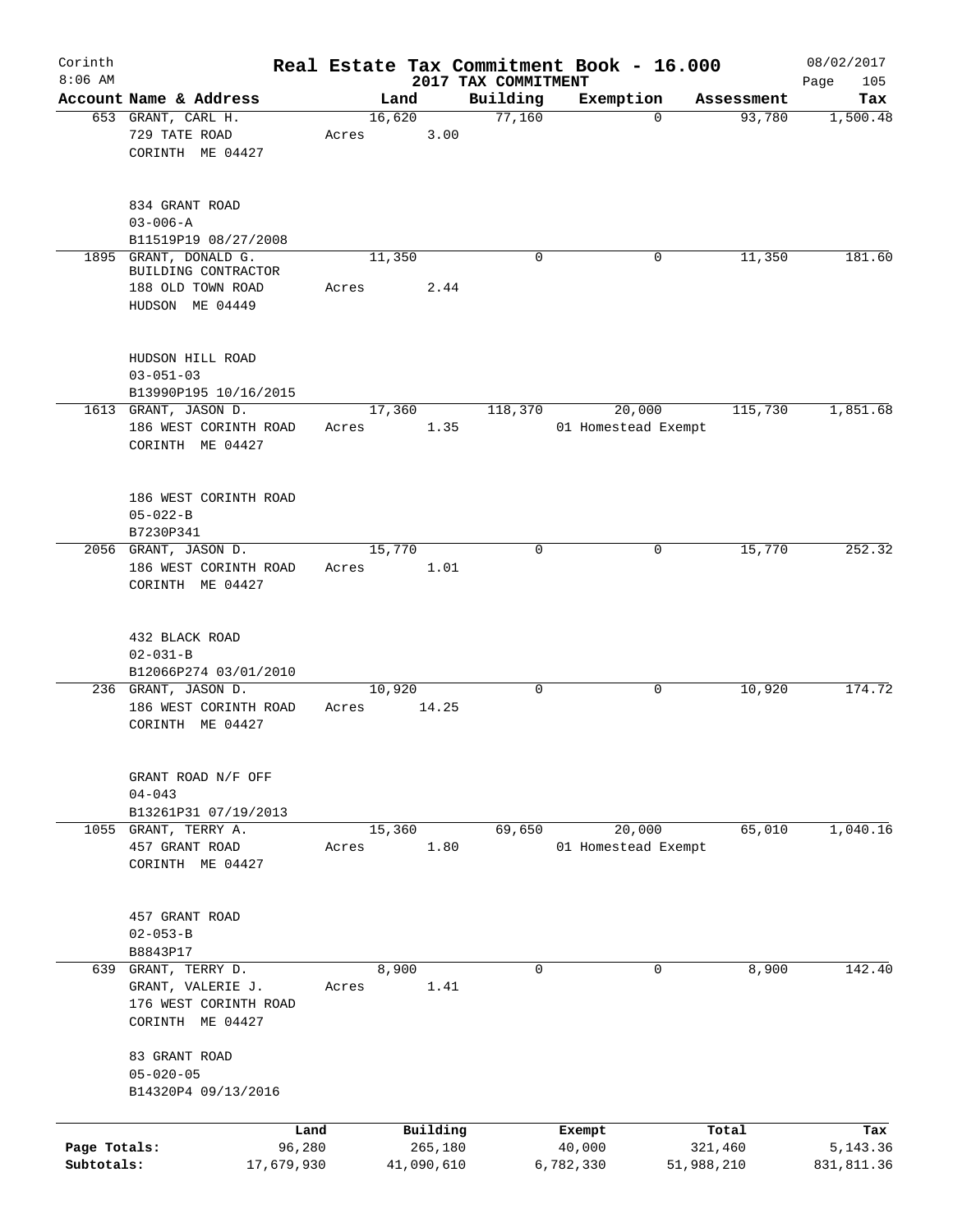# Corinth — Real Estate Tax Commitment Book - 16.000

8:06 AM — 2017 TAX COMMITMENT — 08/02/2017

| Account Name & Address | Land | Building | Exemption | Assessment | Tax |
|---|---|---|---|---|---|
| 653 GRANT, CARL H.<br>729 TATE ROAD<br>CORINTH ME 04427<br><br>834 GRANT ROAD<br>03-006-A<br>B11519P19 08/27/2008 | 16,620<br>Acres 3.00 | 77,160 | 0 | 93,780 | 1,500.48 |
| 1895 GRANT, DONALD G.<br>BUILDING CONTRACTOR<br>188 OLD TOWN ROAD<br>HUDSON ME 04449<br><br>HUDSON HILL ROAD<br>03-051-03<br>B13990P195 10/16/2015 | 11,350<br>Acres 2.44 | 0 | 0 | 11,350 | 181.60 |
| 1613 GRANT, JASON D.<br>186 WEST CORINTH ROAD<br>CORINTH ME 04427<br><br>186 WEST CORINTH ROAD<br>05-022-B<br>B7230P341 | 17,360<br>Acres 1.35 | 118,370 | 20,000<br>01 Homestead Exempt | 115,730 | 1,851.68 |
| 2056 GRANT, JASON D.<br>186 WEST CORINTH ROAD<br>CORINTH ME 04427<br><br>432 BLACK ROAD<br>02-031-B<br>B12066P274 03/01/2010 | 15,770<br>Acres 1.01 | 0 | 0 | 15,770 | 252.32 |
| 236 GRANT, JASON D.<br>186 WEST CORINTH ROAD<br>CORINTH ME 04427<br><br>GRANT ROAD N/F OFF<br>04-043<br>B13261P31 07/19/2013 | 10,920<br>Acres 14.25 | 0 | 0 | 10,920 | 174.72 |
| 1055 GRANT, TERRY A.<br>457 GRANT ROAD<br>CORINTH ME 04427<br><br>457 GRANT ROAD<br>02-053-B<br>B8843P17 | 15,360<br>Acres 1.80 | 69,650 | 20,000<br>01 Homestead Exempt | 65,010 | 1,040.16 |
| 639 GRANT, TERRY D.<br>GRANT, VALERIE J.<br>176 WEST CORINTH ROAD<br>CORINTH ME 04427<br><br>83 GRANT ROAD<br>05-020-05<br>B14320P4 09/13/2016 | 8,900<br>Acres 1.41 | 0 | 0 | 8,900 | 142.40 |

| | Land | Building | Exempt | Total | Tax |
|---|---|---|---|---|---|
| Page Totals: | 96,280 | 265,180 | 40,000 | 321,460 | 5,143.36 |
| Subtotals: | 17,679,930 | 41,090,610 | 6,782,330 | 51,988,210 | 831,811.36 |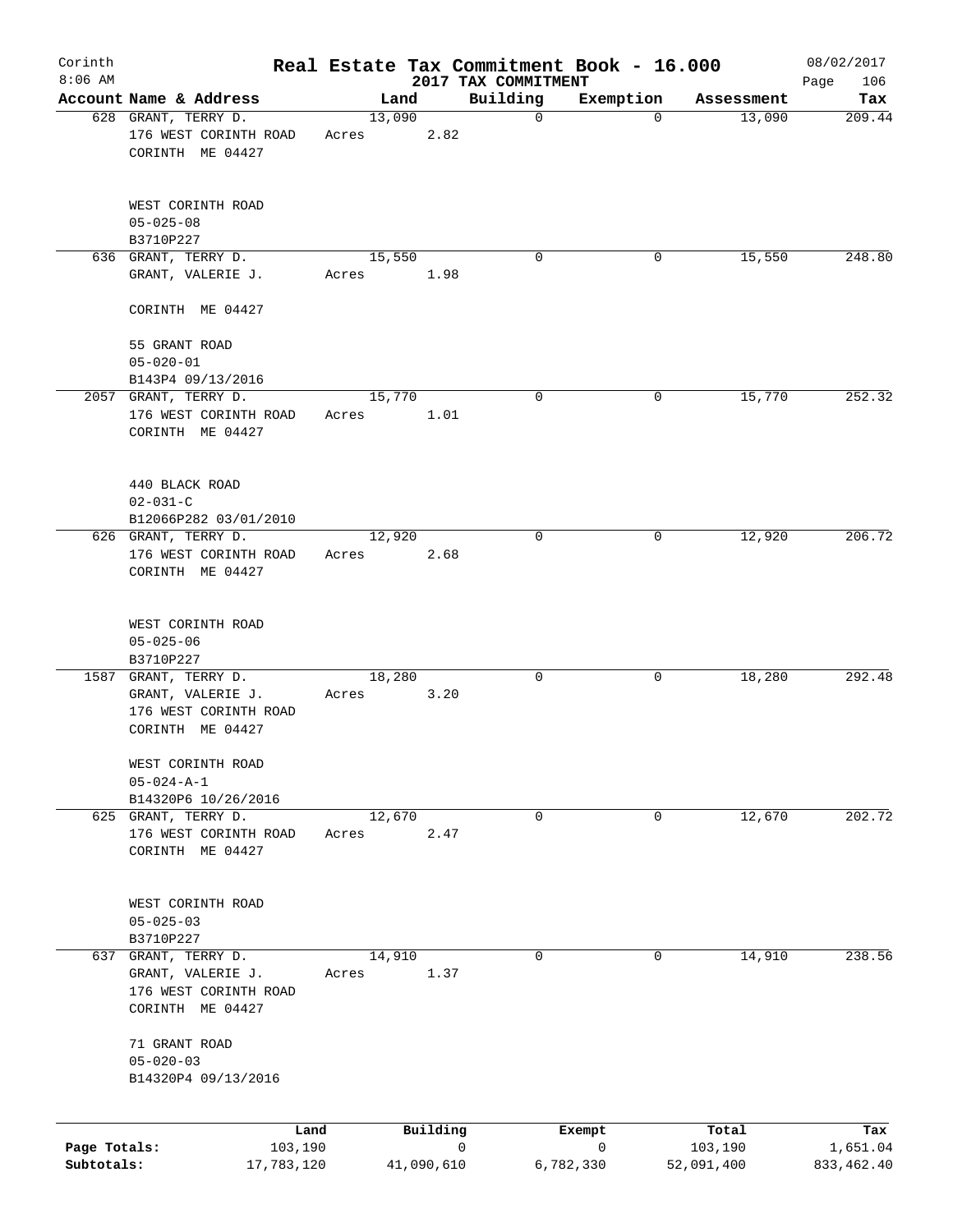# Corinth — Real Estate Tax Commitment Book - 16.000

8:06 AM — 2017 TAX COMMITMENT — 08/02/2017

| Account Name & Address | Land | Building | Exemption | Assessment | Tax |
|---|---|---|---|---|---|
| 628 GRANT, TERRY D.<br>176 WEST CORINTH ROAD<br>CORINTH ME 04427<br><br>WEST CORINTH ROAD<br>05-025-08<br>B3710P227 | 13,090<br>Acres 2.82 | 0 | 0 | 13,090 | 209.44 |
| 636 GRANT, TERRY D.<br>GRANT, VALERIE J.<br><br>CORINTH ME 04427<br><br>55 GRANT ROAD<br>05-020-01<br>B143P4 09/13/2016 | 15,550<br>Acres 1.98 | 0 | 0 | 15,550 | 248.80 |
| 2057 GRANT, TERRY D.<br>176 WEST CORINTH ROAD<br>CORINTH ME 04427<br><br>440 BLACK ROAD<br>02-031-C<br>B12066P282 03/01/2010 | 15,770<br>Acres 1.01 | 0 | 0 | 15,770 | 252.32 |
| 626 GRANT, TERRY D.<br>176 WEST CORINTH ROAD<br>CORINTH ME 04427<br><br>WEST CORINTH ROAD<br>05-025-06<br>B3710P227 | 12,920<br>Acres 2.68 | 0 | 0 | 12,920 | 206.72 |
| 1587 GRANT, TERRY D.<br>GRANT, VALERIE J.<br>176 WEST CORINTH ROAD<br>CORINTH ME 04427<br><br>WEST CORINTH ROAD<br>05-024-A-1<br>B14320P6 10/26/2016 | 18,280<br>Acres 3.20 | 0 | 0 | 18,280 | 292.48 |
| 625 GRANT, TERRY D.<br>176 WEST CORINTH ROAD<br>CORINTH ME 04427<br><br>WEST CORINTH ROAD<br>05-025-03<br>B3710P227 | 12,670<br>Acres 2.47 | 0 | 0 | 12,670 | 202.72 |
| 637 GRANT, TERRY D.<br>GRANT, VALERIE J.<br>176 WEST CORINTH ROAD<br>CORINTH ME 04427<br><br>71 GRANT ROAD<br>05-020-03<br>B14320P4 09/13/2016 | 14,910<br>Acres 1.37 | 0 | 0 | 14,910 | 238.56 |

| | Land | Building | Exempt | Total | Tax |
|---|---|---|---|---|---|
| **Page Totals:** | 103,190 | 0 | 0 | 103,190 | 1,651.04 |
| **Subtotals:** | 17,783,120 | 41,090,610 | 6,782,330 | 52,091,400 | 833,462.40 |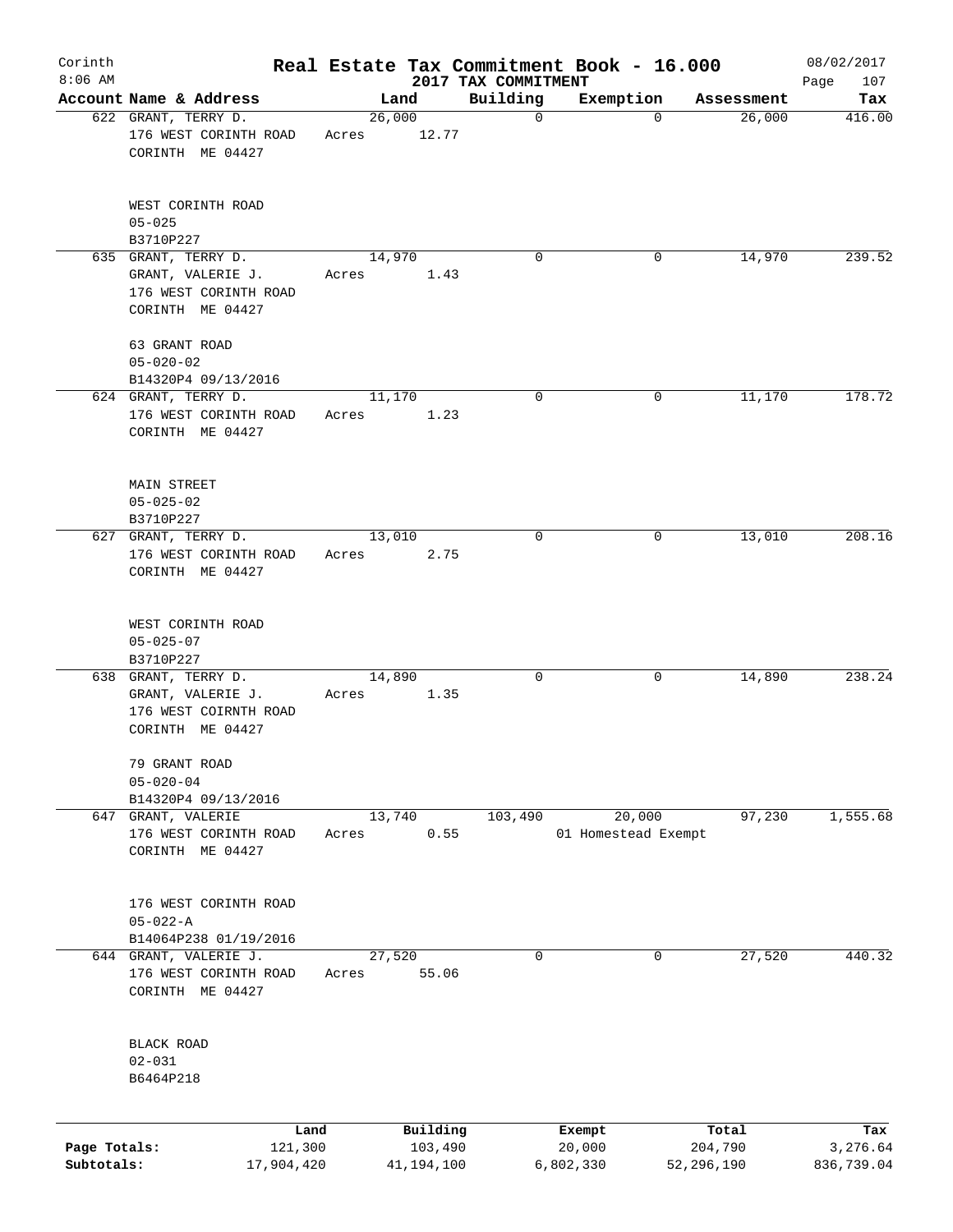# Real Estate Tax Commitment Book - 16.000

Corinth
8:06 AM

2017 TAX COMMITMENT

08/02/2017

| Account Name & Address | Land | Building | Exemption | Assessment | Tax |
|---|---|---|---|---|---|
| 622 GRANT, TERRY D.<br>176 WEST CORINTH ROAD<br>CORINTH ME 04427<br><br>WEST CORINTH ROAD<br>05-025<br>B3710P227 | 26,000<br>Acres 12.77 | 0 | 0 | 26,000 | 416.00 |
| 635 GRANT, TERRY D.<br>GRANT, VALERIE J.<br>176 WEST CORINTH ROAD<br>CORINTH ME 04427<br><br>63 GRANT ROAD<br>05-020-02<br>B14320P4 09/13/2016 | 14,970<br>Acres 1.43 | 0 | 0 | 14,970 | 239.52 |
| 624 GRANT, TERRY D.<br>176 WEST CORINTH ROAD<br>CORINTH ME 04427<br><br>MAIN STREET<br>05-025-02<br>B3710P227 | 11,170<br>Acres 1.23 | 0 | 0 | 11,170 | 178.72 |
| 627 GRANT, TERRY D.<br>176 WEST CORINTH ROAD<br>CORINTH ME 04427<br><br>WEST CORINTH ROAD<br>05-025-07<br>B3710P227 | 13,010<br>Acres 2.75 | 0 | 0 | 13,010 | 208.16 |
| 638 GRANT, TERRY D.<br>GRANT, VALERIE J.<br>176 WEST COIRNTH ROAD<br>CORINTH ME 04427<br><br>79 GRANT ROAD<br>05-020-04<br>B14320P4 09/13/2016 | 14,890<br>Acres 1.35 | 0 | 0 | 14,890 | 238.24 |
| 647 GRANT, VALERIE<br>176 WEST CORINTH ROAD<br>CORINTH ME 04427<br><br>176 WEST CORINTH ROAD<br>05-022-A<br>B14064P238 01/19/2016 | 13,740<br>Acres 0.55 | 103,490 | 20,000<br>01 Homestead Exempt | 97,230 | 1,555.68 |
| 644 GRANT, VALERIE J.<br>176 WEST CORINTH ROAD<br>CORINTH ME 04427<br><br>BLACK ROAD<br>02-031<br>B6464P218 | 27,520<br>Acres 55.06 | 0 | 0 | 27,520 | 440.32 |

| | Land | Building | Exempt | Total | Tax |
|---|---|---|---|---|---|
| Page Totals: | 121,300 | 103,490 | 20,000 | 204,790 | 3,276.64 |
| Subtotals: | 17,904,420 | 41,194,100 | 6,802,330 | 52,296,190 | 836,739.04 |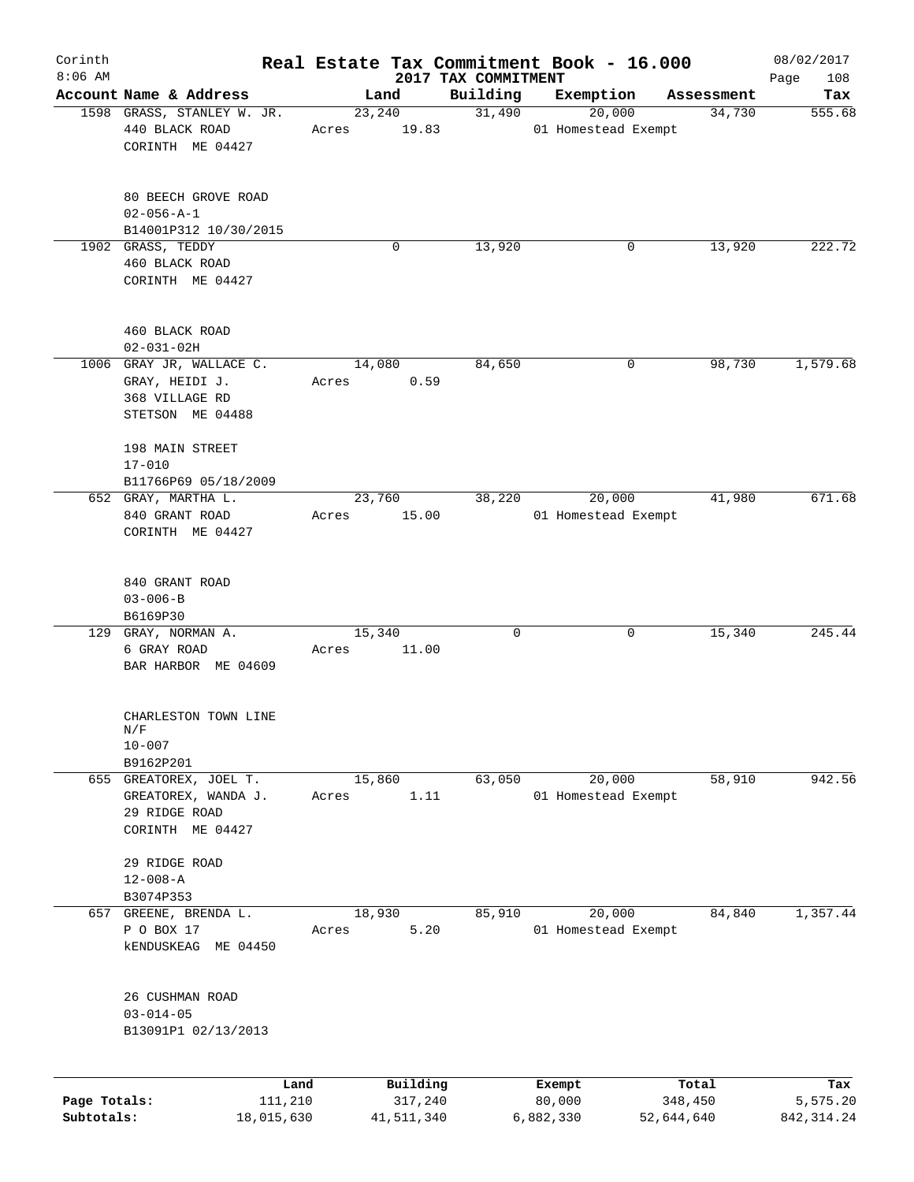# Real Estate Tax Commitment Book - 16.000

Corinth
8:06 AM

2017 TAX COMMITMENT

08/02/2017
Page 108

| Account | Name & Address | Land | Building | Exemption | Assessment | Tax |
|---|---|---|---|---|---|---|
| 1598 | GRASS, STANLEY W. JR.<br>440 BLACK ROAD<br>CORINTH ME 04427<br><br>80 BEECH GROVE ROAD<br>02-056-A-1<br>B14001P312 10/30/2015 | 23,240<br>Acres 19.83 | 31,490 | 20,000<br>01 Homestead Exempt | 34,730 | 555.68 |
| 1902 | GRASS, TEDDY<br>460 BLACK ROAD<br>CORINTH ME 04427<br><br>460 BLACK ROAD<br>02-031-02H | 0 | 13,920 | 0 | 13,920 | 222.72 |
| 1006 | GRAY JR, WALLACE C.<br>GRAY, HEIDI J.<br>368 VILLAGE RD<br>STETSON ME 04488<br><br>198 MAIN STREET<br>17-010<br>B11766P69 05/18/2009 | 14,080<br>Acres 0.59 | 84,650 | 0 | 98,730 | 1,579.68 |
| 652 | GRAY, MARTHA L.<br>840 GRANT ROAD<br>CORINTH ME 04427<br><br>840 GRANT ROAD<br>03-006-B<br>B6169P30 | 23,760<br>Acres 15.00 | 38,220 | 20,000<br>01 Homestead Exempt | 41,980 | 671.68 |
| 129 | GRAY, NORMAN A.<br>6 GRAY ROAD<br>BAR HARBOR ME 04609<br><br>CHARLESTON TOWN LINE N/F<br>10-007<br>B9162P201 | 15,340<br>Acres 11.00 | 0 | 0 | 15,340 | 245.44 |
| 655 | GREATOREX, JOEL T.<br>GREATOREX, WANDA J.<br>29 RIDGE ROAD<br>CORINTH ME 04427<br><br>29 RIDGE ROAD<br>12-008-A<br>B3074P353 | 15,860<br>Acres 1.11 | 63,050 | 20,000<br>01 Homestead Exempt | 58,910 | 942.56 |
| 657 | GREENE, BRENDA L.<br>P O BOX 17<br>kENDUSKEAG ME 04450<br><br>26 CUSHMAN ROAD<br>03-014-05<br>B13091P1 02/13/2013 | 18,930<br>Acres 5.20 | 85,910 | 20,000<br>01 Homestead Exempt | 84,840 | 1,357.44 |

|  | Land | Building | Exempt | Total | Tax |
|---|---|---|---|---|---|
| Page Totals: | 111,210 | 317,240 | 80,000 | 348,450 | 5,575.20 |
| Subtotals: | 18,015,630 | 41,511,340 | 6,882,330 | 52,644,640 | 842,314.24 |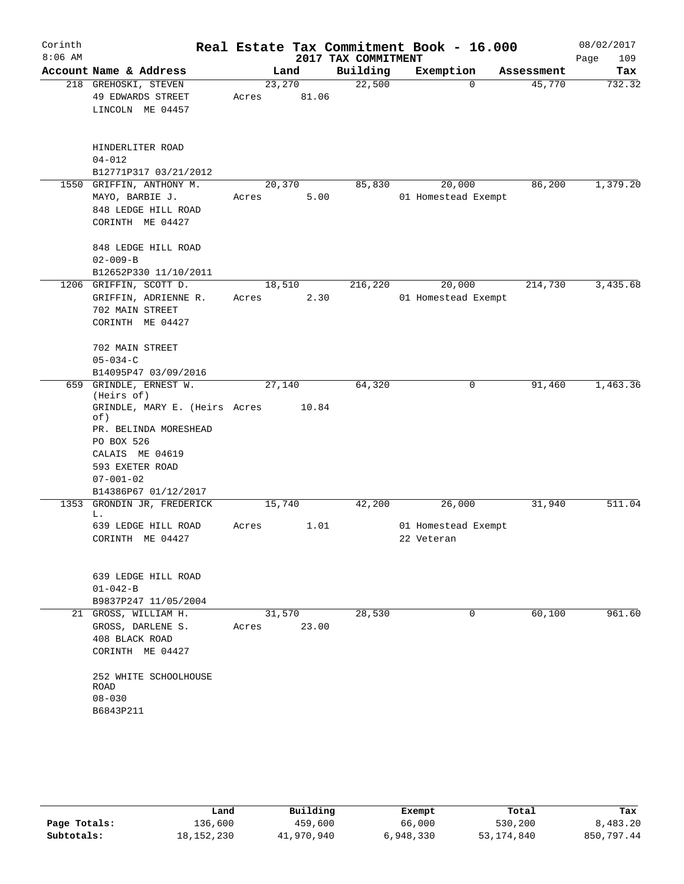# Real Estate Tax Commitment Book - 16.000

Corinth 8:06 AM — 2017 TAX COMMITMENT — 08/02/2017

| Account Name & Address | Land | Building | Exemption | Assessment | Tax |
|---|---|---|---|---|---|
| 218 GREHOSKI, STEVEN<br>49 EDWARDS STREET<br>LINCOLN ME 04457<br><br>HINDERLITER ROAD<br>04-012<br>B12771P317 03/21/2012 | 23,270<br>Acres 81.06 | 22,500 | 0 | 45,770 | 732.32 |
| 1550 GRIFFIN, ANTHONY M.<br>MAYO, BARBIE J.<br>848 LEDGE HILL ROAD<br>CORINTH ME 04427<br><br>848 LEDGE HILL ROAD<br>02-009-B<br>B12652P330 11/10/2011 | 20,370<br>Acres 5.00 | 85,830 | 20,000<br>01 Homestead Exempt | 86,200 | 1,379.20 |
| 1206 GRIFFIN, SCOTT D.<br>GRIFFIN, ADRIENNE R.<br>702 MAIN STREET<br>CORINTH ME 04427<br><br>702 MAIN STREET<br>05-034-C<br>B14095P47 03/09/2016 | 18,510<br>Acres 2.30 | 216,220 | 20,000<br>01 Homestead Exempt | 214,730 | 3,435.68 |
| 659 GRINDLE, ERNEST W. (Heirs of)<br>GRINDLE, MARY E. (Heirs of)<br>PR. BELINDA MORESHEAD<br>PO BOX 526<br>CALAIS ME 04619<br>593 EXETER ROAD<br>07-001-02<br>B14386P67 01/12/2017 | 27,140<br>Acres 10.84 | 64,320 | 0 | 91,460 | 1,463.36 |
| 1353 GRONDIN JR, FREDERICK L.<br>639 LEDGE HILL ROAD<br>CORINTH ME 04427<br><br>639 LEDGE HILL ROAD<br>01-042-B<br>B9837P247 11/05/2004 | 15,740<br>Acres 1.01 | 42,200 | 26,000<br>01 Homestead Exempt<br>22 Veteran | 31,940 | 511.04 |
| 21 GROSS, WILLIAM H.<br>GROSS, DARLENE S.<br>408 BLACK ROAD<br>CORINTH ME 04427<br><br>252 WHITE SCHOOLHOUSE ROAD<br>08-030<br>B6843P211 | 31,570<br>Acres 23.00 | 28,530 | 0 | 60,100 | 961.60 |

| | Land | Building | Exempt | Total | Tax |
|---|---|---|---|---|---|
| Page Totals: | 136,600 | 459,600 | 66,000 | 530,200 | 8,483.20 |
| Subtotals: | 18,152,230 | 41,970,940 | 6,948,330 | 53,174,840 | 850,797.44 |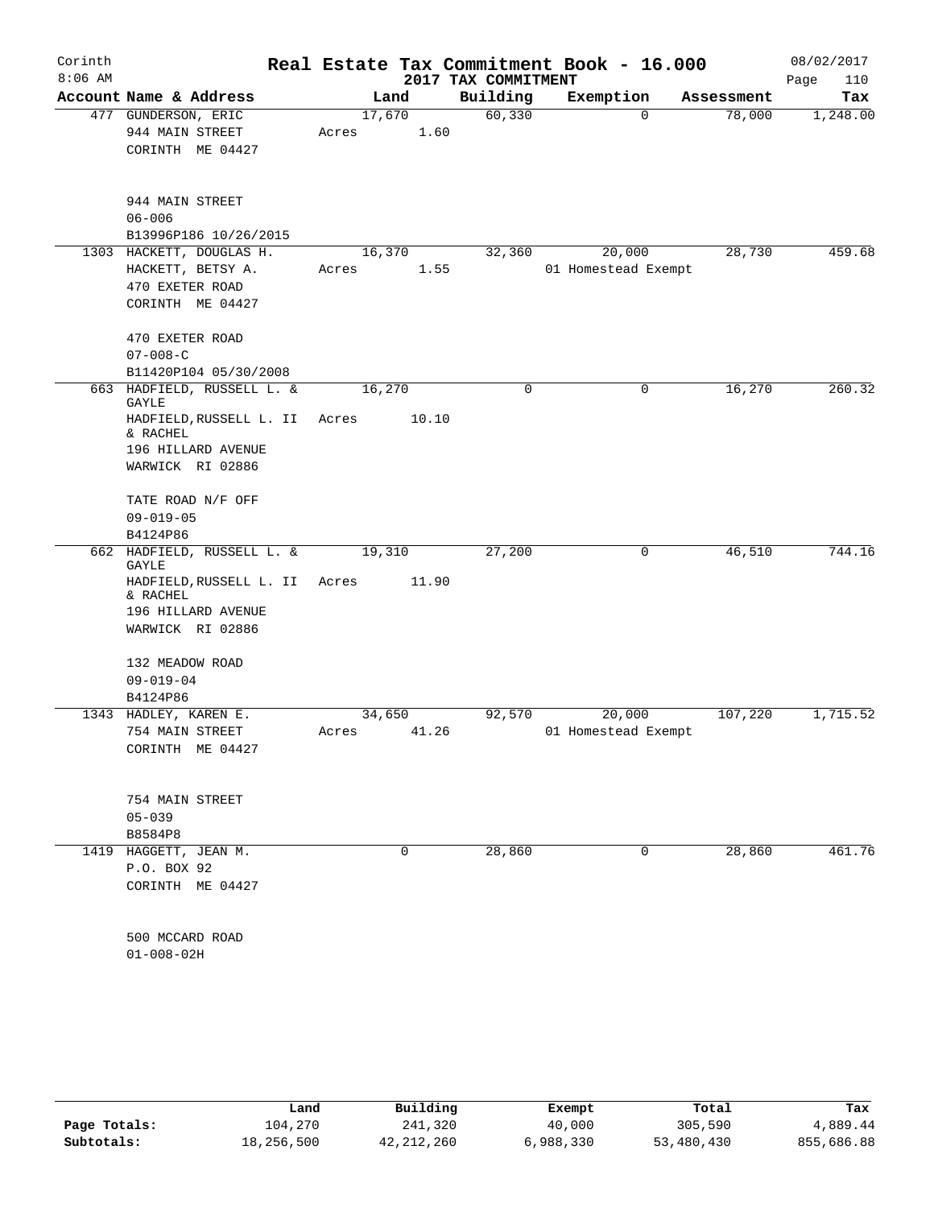# Real Estate Tax Commitment Book - 16.000

Corinth 8:06 AM — 2017 TAX COMMITMENT — 08/02/2017

| Account Name & Address | Land | Building | Exemption | Assessment | Tax |
|---|---|---|---|---|---|
| 477 GUNDERSON, ERIC<br>944 MAIN STREET<br>CORINTH ME 04427<br><br>944 MAIN STREET<br>06-006<br>B13996P186 10/26/2015 | 17,670<br>Acres 1.60 | 60,330 | 0 | 78,000 | 1,248.00 |
| 1303 HACKETT, DOUGLAS H.<br>HACKETT, BETSY A.<br>470 EXETER ROAD<br>CORINTH ME 04427<br><br>470 EXETER ROAD<br>07-008-C<br>B11420P104 05/30/2008 | 16,370<br>Acres 1.55 | 32,360 | 20,000<br>01 Homestead Exempt | 28,730 | 459.68 |
| 663 HADFIELD, RUSSELL L. & GAYLE<br>HADFIELD,RUSSELL L. II & RACHEL<br>196 HILLARD AVENUE<br>WARWICK RI 02886<br><br>TATE ROAD N/F OFF<br>09-019-05<br>B4124P86 | 16,270<br>Acres 10.10 | 0 | 0 | 16,270 | 260.32 |
| 662 HADFIELD, RUSSELL L. & GAYLE<br>HADFIELD,RUSSELL L. II & RACHEL<br>196 HILLARD AVENUE<br>WARWICK RI 02886<br><br>132 MEADOW ROAD<br>09-019-04<br>B4124P86 | 19,310<br>Acres 11.90 | 27,200 | 0 | 46,510 | 744.16 |
| 1343 HADLEY, KAREN E.<br>754 MAIN STREET<br>CORINTH ME 04427<br><br>754 MAIN STREET<br>05-039<br>B8584P8 | 34,650<br>Acres 41.26 | 92,570 | 20,000<br>01 Homestead Exempt | 107,220 | 1,715.52 |
| 1419 HAGGETT, JEAN M.<br>P.O. BOX 92<br>CORINTH ME 04427<br><br>500 MCCARD ROAD<br>01-008-02H | 0 | 28,860 | 0 | 28,860 | 461.76 |

| | Land | Building | Exempt | Total | Tax |
|---|---|---|---|---|---|
| Page Totals: | 104,270 | 241,320 | 40,000 | 305,590 | 4,889.44 |
| Subtotals: | 18,256,500 | 42,212,260 | 6,988,330 | 53,480,430 | 855,686.88 |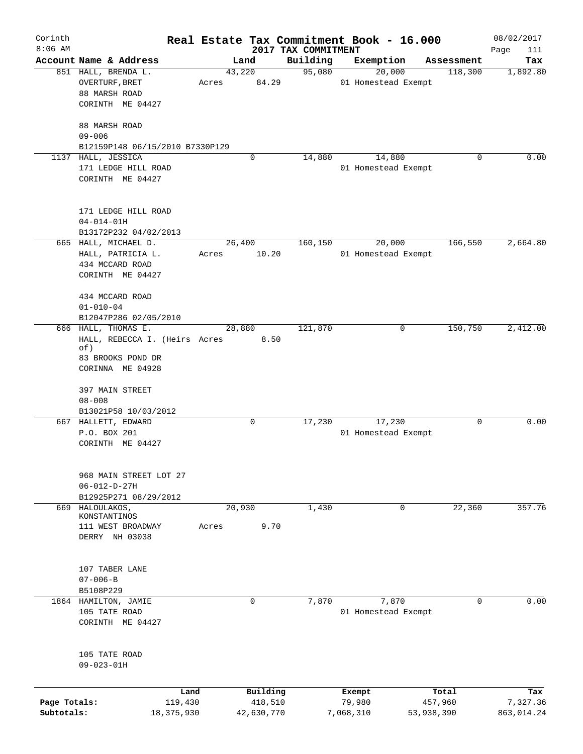# Corinth — Real Estate Tax Commitment Book - 16.000

8:06 AM — 2017 TAX COMMITMENT — 08/02/2017 — Page 111

| Account Name & Address | Land | Building | Exemption | Assessment | Tax |
|---|---|---|---|---|---|
| 851 HALL, BRENDA L.<br>OVERTURF, BRET<br>88 MARSH ROAD<br>CORINTH ME 04427<br><br>88 MARSH ROAD<br>09-006<br>B12159P148 06/15/2010 B7330P129 | 43,220<br>Acres 84.29 | 95,080 | 20,000<br>01 Homestead Exempt | 118,300 | 1,892.80 |
| 1137 HALL, JESSICA<br>171 LEDGE HILL ROAD<br>CORINTH ME 04427<br><br>171 LEDGE HILL ROAD<br>04-014-01H<br>B13172P232 04/02/2013 | 0 | 14,880 | 14,880<br>01 Homestead Exempt | 0 | 0.00 |
| 665 HALL, MICHAEL D.<br>HALL, PATRICIA L.<br>434 MCCARD ROAD<br>CORINTH ME 04427<br><br>434 MCCARD ROAD<br>01-010-04<br>B12047P286 02/05/2010 | 26,400<br>Acres 10.20 | 160,150 | 20,000<br>01 Homestead Exempt | 166,550 | 2,664.80 |
| 666 HALL, THOMAS E.<br>HALL, REBECCA I. (Heirs of)<br>83 BROOKS POND DR<br>CORINNA ME 04928<br><br>397 MAIN STREET<br>08-008<br>B13021P58 10/03/2012 | 28,880<br>Acres 8.50 | 121,870 | 0 | 150,750 | 2,412.00 |
| 667 HALLETT, EDWARD<br>P.O. BOX 201<br>CORINTH ME 04427<br><br>968 MAIN STREET LOT 27<br>06-012-D-27H<br>B12925P271 08/29/2012 | 0 | 17,230 | 17,230<br>01 Homestead Exempt | 0 | 0.00 |
| 669 HALOULAKOS, KONSTANTINOS<br>111 WEST BROADWAY<br>DERRY NH 03038<br><br>107 TABER LANE<br>07-006-B<br>B5108P229 | 20,930<br>Acres 9.70 | 1,430 | 0 | 22,360 | 357.76 |
| 1864 HAMILTON, JAMIE<br>105 TATE ROAD<br>CORINTH ME 04427<br><br>105 TATE ROAD<br>09-023-01H | 0 | 7,870 | 7,870<br>01 Homestead Exempt | 0 | 0.00 |

| | Land | Building | Exempt | Total | Tax |
|---|---|---|---|---|---|
| Page Totals: | 119,430 | 418,510 | 79,980 | 457,960 | 7,327.36 |
| Subtotals: | 18,375,930 | 42,630,770 | 7,068,310 | 53,938,390 | 863,014.24 |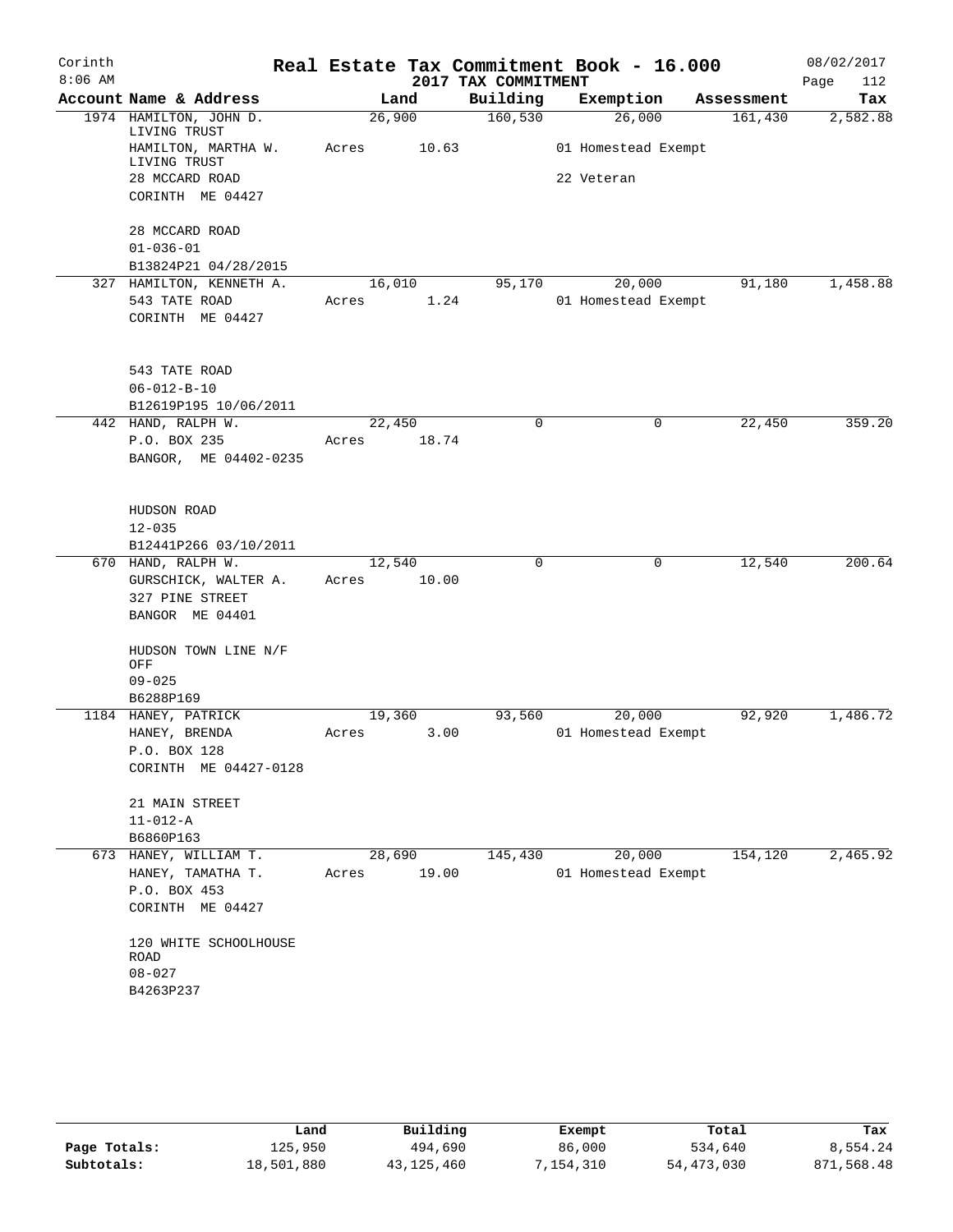# Real Estate Tax Commitment Book - 16.000

Corinth
8:06 AM

2017 TAX COMMITMENT

08/02/2017

| Account Name & Address | Land | Building | Exemption | Assessment | Tax |
|---|---|---|---|---|---|
| 1974 HAMILTON, JOHN D. LIVING TRUST<br>HAMILTON, MARTHA W. LIVING TRUST<br>28 MCCARD ROAD<br>CORINTH ME 04427<br><br>28 MCCARD ROAD<br>01-036-01<br>B13824P21 04/28/2015 | 26,900<br>Acres 10.63 | 160,530 | 26,000<br>01 Homestead Exempt<br>22 Veteran | 161,430 | 2,582.88 |
| 327 HAMILTON, KENNETH A.<br>543 TATE ROAD<br>CORINTH ME 04427<br><br>543 TATE ROAD<br>06-012-B-10<br>B12619P195 10/06/2011 | 16,010<br>Acres 1.24 | 95,170 | 20,000<br>01 Homestead Exempt | 91,180 | 1,458.88 |
| 442 HAND, RALPH W.<br>P.O. BOX 235<br>BANGOR, ME 04402-0235<br><br>HUDSON ROAD<br>12-035<br>B12441P266 03/10/2011 | 22,450<br>Acres 18.74 | 0 | 0 | 22,450 | 359.20 |
| 670 HAND, RALPH W.<br>GURSCHICK, WALTER A.<br>327 PINE STREET<br>BANGOR ME 04401<br><br>HUDSON TOWN LINE N/F OFF<br>09-025<br>B6288P169 | 12,540<br>Acres 10.00 | 0 | 0 | 12,540 | 200.64 |
| 1184 HANEY, PATRICK<br>HANEY, BRENDA<br>P.O. BOX 128<br>CORINTH ME 04427-0128<br><br>21 MAIN STREET<br>11-012-A<br>B6860P163 | 19,360<br>Acres 3.00 | 93,560 | 20,000<br>01 Homestead Exempt | 92,920 | 1,486.72 |
| 673 HANEY, WILLIAM T.<br>HANEY, TAMATHA T.<br>P.O. BOX 453<br>CORINTH ME 04427<br><br>120 WHITE SCHOOLHOUSE ROAD<br>08-027<br>B4263P237 | 28,690<br>Acres 19.00 | 145,430 | 20,000<br>01 Homestead Exempt | 154,120 | 2,465.92 |

| | Land | Building | Exempt | Total | Tax |
|---|---|---|---|---|---|
| Page Totals: | 125,950 | 494,690 | 86,000 | 534,640 | 8,554.24 |
| Subtotals: | 18,501,880 | 43,125,460 | 7,154,310 | 54,473,030 | 871,568.48 |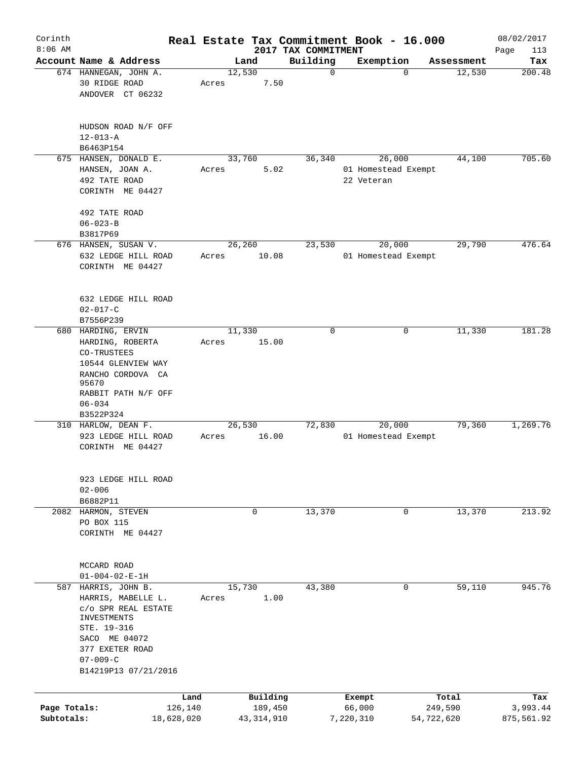Corinth 8:06 AM

# Real Estate Tax Commitment Book - 16.000

## 2017 TAX COMMITMENT

08/02/2017

| Account Name & Address | Land | Building | Exemption | Assessment | Tax |
|---|---|---|---|---|---|
| 674 HANNEGAN, JOHN A.<br>30 RIDGE ROAD<br>ANDOVER CT 06232<br><br>HUDSON ROAD N/F OFF<br>12-013-A<br>B6463P154 | 12,530<br>Acres 7.50 | 0 | 0 | 12,530 | 200.48 |
| 675 HANSEN, DONALD E.<br>HANSEN, JOAN A.<br>492 TATE ROAD<br>CORINTH ME 04427<br><br>492 TATE ROAD<br>06-023-B<br>B3817P69 | 33,760<br>Acres 5.02 | 36,340 | 26,000<br>01 Homestead Exempt<br>22 Veteran | 44,100 | 705.60 |
| 676 HANSEN, SUSAN V.<br>632 LEDGE HILL ROAD<br>CORINTH ME 04427<br><br>632 LEDGE HILL ROAD<br>02-017-C<br>B7556P239 | 26,260<br>Acres 10.08 | 23,530 | 20,000<br>01 Homestead Exempt | 29,790 | 476.64 |
| 680 HARDING, ERVIN<br>HARDING, ROBERTA<br>CO-TRUSTEES<br>10544 GLENVIEW WAY<br>RANCHO CORDOVA CA 95670<br>RABBIT PATH N/F OFF<br>06-034<br>B3522P324 | 11,330<br>Acres 15.00 | 0 | 0 | 11,330 | 181.28 |
| 310 HARLOW, DEAN F.<br>923 LEDGE HILL ROAD<br>CORINTH ME 04427<br><br>923 LEDGE HILL ROAD<br>02-006<br>B6882P11 | 26,530<br>Acres 16.00 | 72,830 | 20,000<br>01 Homestead Exempt | 79,360 | 1,269.76 |
| 2082 HARMON, STEVEN<br>PO BOX 115<br>CORINTH ME 04427<br><br>MCCARD ROAD<br>01-004-02-E-1H | 0 | 13,370 | 0 | 13,370 | 213.92 |
| 587 HARRIS, JOHN B.<br>HARRIS, MABELLE L.<br>c/o SPR REAL ESTATE INVESTMENTS<br>STE. 19-316<br>SACO ME 04072<br>377 EXETER ROAD<br>07-009-C<br>B14219P13 07/21/2016 | 15,730<br>Acres 1.00 | 43,380 | 0 | 59,110 | 945.76 |

| | Land | Building | Exempt | Total | Tax |
|---|---|---|---|---|---|
| Page Totals: | 126,140 | 189,450 | 66,000 | 249,590 | 3,993.44 |
| Subtotals: | 18,628,020 | 43,314,910 | 7,220,310 | 54,722,620 | 875,561.92 |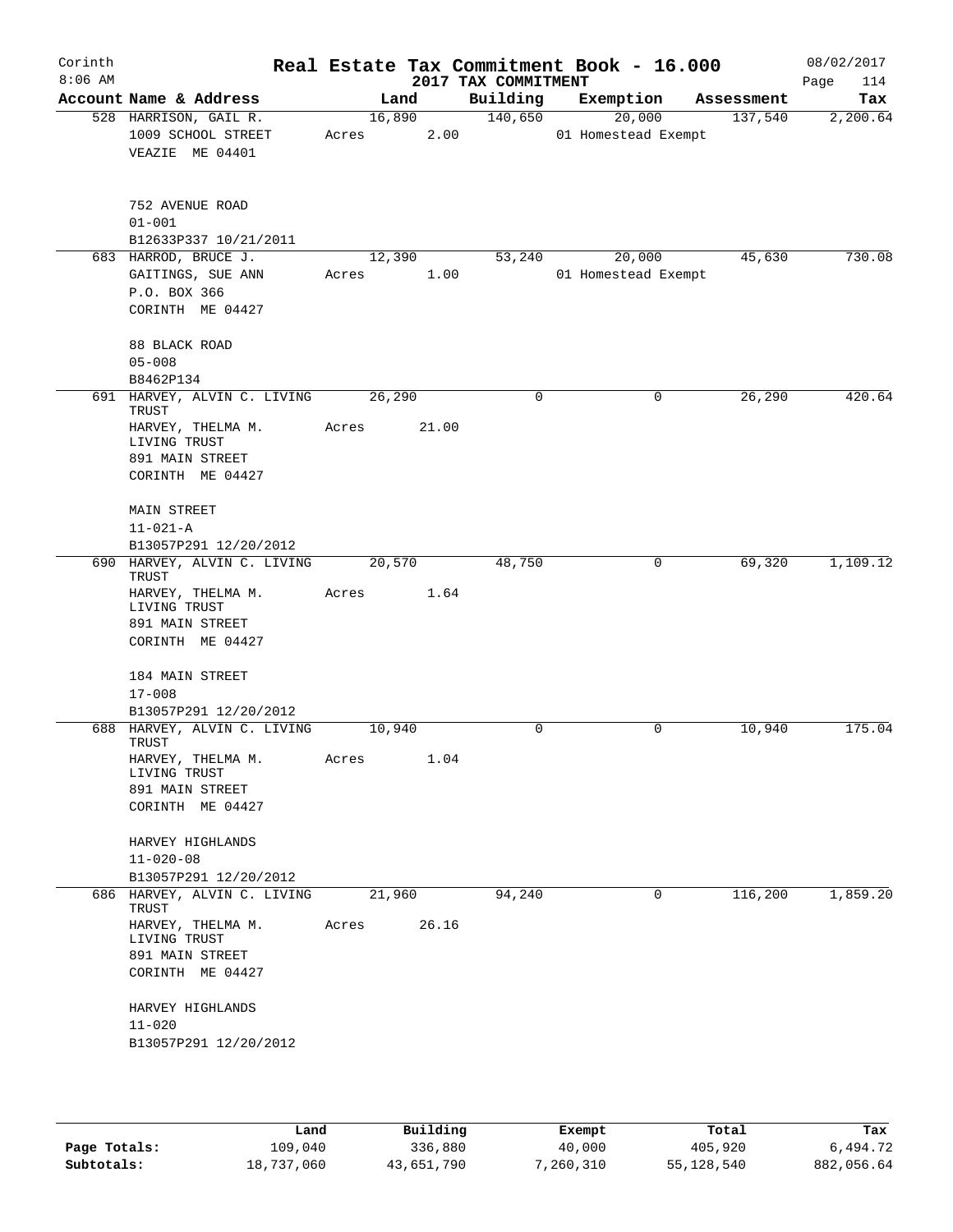Corinth 8:06 AM

# Real Estate Tax Commitment Book - 16.000

## 2017 TAX COMMITMENT

08/02/2017 Page 114

| Account Name & Address | Land | Building | Exemption | Assessment | Tax |
|---|---|---|---|---|---|
| 528 HARRISON, GAIL R. | 16,890 | 140,650 | 20,000 | 137,540 | 2,200.64 |
| 1009 SCHOOL STREET | Acres 2.00 | | 01 Homestead Exempt | | |
| VEAZIE ME 04401 | | | | | |
| 752 AVENUE ROAD | | | | | |
| 01-001 | | | | | |
| B12633P337 10/21/2011 | | | | | |
| 683 HARROD, BRUCE J. | 12,390 | 53,240 | 20,000 | 45,630 | 730.08 |
| GAITINGS, SUE ANN | Acres 1.00 | | 01 Homestead Exempt | | |
| P.O. BOX 366 | | | | | |
| CORINTH ME 04427 | | | | | |
| 88 BLACK ROAD | | | | | |
| 05-008 | | | | | |
| B8462P134 | | | | | |
| 691 HARVEY, ALVIN C. LIVING TRUST | 26,290 | 0 | 0 | 26,290 | 420.64 |
| HARVEY, THELMA M. LIVING TRUST | Acres 21.00 | | | | |
| 891 MAIN STREET | | | | | |
| CORINTH ME 04427 | | | | | |
| MAIN STREET | | | | | |
| 11-021-A | | | | | |
| B13057P291 12/20/2012 | | | | | |
| 690 HARVEY, ALVIN C. LIVING TRUST | 20,570 | 48,750 | 0 | 69,320 | 1,109.12 |
| HARVEY, THELMA M. LIVING TRUST | Acres 1.64 | | | | |
| 891 MAIN STREET | | | | | |
| CORINTH ME 04427 | | | | | |
| 184 MAIN STREET | | | | | |
| 17-008 | | | | | |
| B13057P291 12/20/2012 | | | | | |
| 688 HARVEY, ALVIN C. LIVING TRUST | 10,940 | 0 | 0 | 10,940 | 175.04 |
| HARVEY, THELMA M. LIVING TRUST | Acres 1.04 | | | | |
| 891 MAIN STREET | | | | | |
| CORINTH ME 04427 | | | | | |
| HARVEY HIGHLANDS | | | | | |
| 11-020-08 | | | | | |
| B13057P291 12/20/2012 | | | | | |
| 686 HARVEY, ALVIN C. LIVING TRUST | 21,960 | 94,240 | 0 | 116,200 | 1,859.20 |
| HARVEY, THELMA M. LIVING TRUST | Acres 26.16 | | | | |
| 891 MAIN STREET | | | | | |
| CORINTH ME 04427 | | | | | |
| HARVEY HIGHLANDS | | | | | |
| 11-020 | | | | | |
| B13057P291 12/20/2012 | | | | | |

| | Land | Building | Exempt | Total | Tax |
|---|---|---|---|---|---|
| Page Totals: | 109,040 | 336,880 | 40,000 | 405,920 | 6,494.72 |
| Subtotals: | 18,737,060 | 43,651,790 | 7,260,310 | 55,128,540 | 882,056.64 |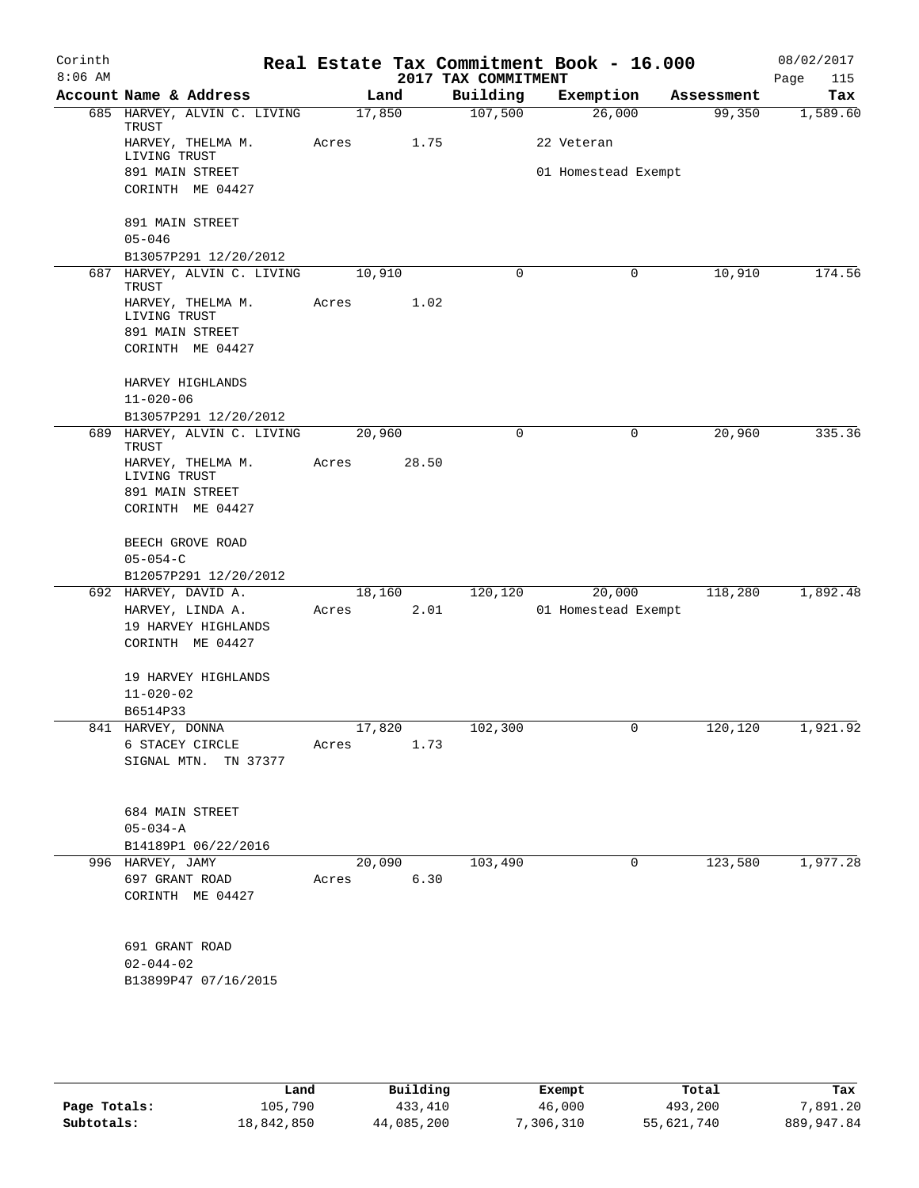Corinth 8:06 AM

# Real Estate Tax Commitment Book - 16.000

## 2017 TAX COMMITMENT

08/02/2017

| Account Name & Address | Land | Building | Exemption | Assessment | Tax |
|---|---|---|---|---|---|
| 685 HARVEY, ALVIN C. LIVING TRUST | 17,850 | 107,500 | 26,000 | 99,350 | 1,589.60 |
| HARVEY, THELMA M. LIVING TRUST | Acres 1.75 | | 22 Veteran | | |
| 891 MAIN STREET | | | 01 Homestead Exempt | | |
| CORINTH ME 04427 | | | | | |
| 891 MAIN STREET | | | | | |
| 05-046 | | | | | |
| B13057P291 12/20/2012 | | | | | |
| 687 HARVEY, ALVIN C. LIVING TRUST | 10,910 | 0 | 0 | 10,910 | 174.56 |
| HARVEY, THELMA M. LIVING TRUST | Acres 1.02 | | | | |
| 891 MAIN STREET | | | | | |
| CORINTH ME 04427 | | | | | |
| HARVEY HIGHLANDS | | | | | |
| 11-020-06 | | | | | |
| B13057P291 12/20/2012 | | | | | |
| 689 HARVEY, ALVIN C. LIVING TRUST | 20,960 | 0 | 0 | 20,960 | 335.36 |
| HARVEY, THELMA M. LIVING TRUST | Acres 28.50 | | | | |
| 891 MAIN STREET | | | | | |
| CORINTH ME 04427 | | | | | |
| BEECH GROVE ROAD | | | | | |
| 05-054-C | | | | | |
| B12057P291 12/20/2012 | | | | | |
| 692 HARVEY, DAVID A. | 18,160 | 120,120 | 20,000 | 118,280 | 1,892.48 |
| HARVEY, LINDA A. | Acres 2.01 | | 01 Homestead Exempt | | |
| 19 HARVEY HIGHLANDS | | | | | |
| CORINTH ME 04427 | | | | | |
| 19 HARVEY HIGHLANDS | | | | | |
| 11-020-02 | | | | | |
| B6514P33 | | | | | |
| 841 HARVEY, DONNA | 17,820 | 102,300 | 0 | 120,120 | 1,921.92 |
| 6 STACEY CIRCLE | Acres 1.73 | | | | |
| SIGNAL MTN. TN 37377 | | | | | |
| 684 MAIN STREET | | | | | |
| 05-034-A | | | | | |
| B14189P1 06/22/2016 | | | | | |
| 996 HARVEY, JAMY | 20,090 | 103,490 | 0 | 123,580 | 1,977.28 |
| 697 GRANT ROAD | Acres 6.30 | | | | |
| CORINTH ME 04427 | | | | | |
| 691 GRANT ROAD | | | | | |
| 02-044-02 | | | | | |
| B13899P47 07/16/2015 | | | | | |

| | Land | Building | Exempt | Total | Tax |
|---|---|---|---|---|---|
| Page Totals: | 105,790 | 433,410 | 46,000 | 493,200 | 7,891.20 |
| Subtotals: | 18,842,850 | 44,085,200 | 7,306,310 | 55,621,740 | 889,947.84 |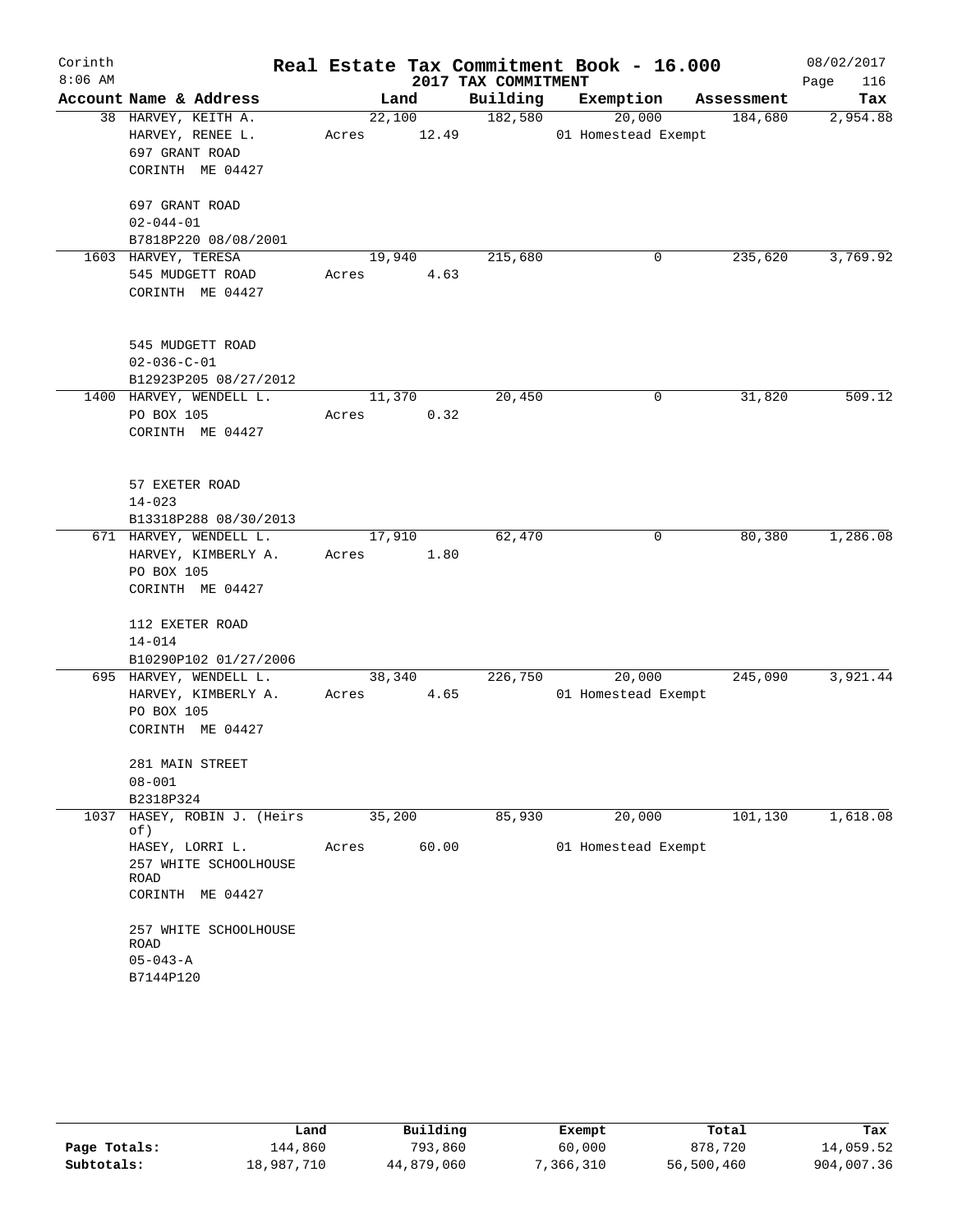# Real Estate Tax Commitment Book - 16.000

Corinth 8:06 AM — 2017 TAX COMMITMENT — 08/02/2017 Page 116

| Account Name & Address | Land | Building | Exemption | Assessment | Tax |
|---|---|---|---|---|---|
| 38 HARVEY, KEITH A.<br>HARVEY, RENEE L.<br>697 GRANT ROAD<br>CORINTH ME 04427<br><br>697 GRANT ROAD<br>02-044-01<br>B7818P220 08/08/2001 | 22,100<br>Acres 12.49 | 182,580 | 20,000<br>01 Homestead Exempt | 184,680 | 2,954.88 |
| 1603 HARVEY, TERESA<br>545 MUDGETT ROAD<br>CORINTH ME 04427<br><br>545 MUDGETT ROAD<br>02-036-C-01<br>B12923P205 08/27/2012 | 19,940<br>Acres 4.63 | 215,680 | 0 | 235,620 | 3,769.92 |
| 1400 HARVEY, WENDELL L.<br>PO BOX 105<br>CORINTH ME 04427<br><br>57 EXETER ROAD<br>14-023<br>B13318P288 08/30/2013 | 11,370<br>Acres 0.32 | 20,450 | 0 | 31,820 | 509.12 |
| 671 HARVEY, WENDELL L.<br>HARVEY, KIMBERLY A.<br>PO BOX 105<br>CORINTH ME 04427<br><br>112 EXETER ROAD<br>14-014<br>B10290P102 01/27/2006 | 17,910<br>Acres 1.80 | 62,470 | 0 | 80,380 | 1,286.08 |
| 695 HARVEY, WENDELL L.<br>HARVEY, KIMBERLY A.<br>PO BOX 105<br>CORINTH ME 04427<br><br>281 MAIN STREET<br>08-001<br>B2318P324 | 38,340<br>Acres 4.65 | 226,750 | 20,000<br>01 Homestead Exempt | 245,090 | 3,921.44 |
| 1037 HASEY, ROBIN J. (Heirs of)<br>HASEY, LORRI L.<br>257 WHITE SCHOOLHOUSE ROAD<br>CORINTH ME 04427<br><br>257 WHITE SCHOOLHOUSE ROAD<br>05-043-A<br>B7144P120 | 35,200<br>Acres 60.00 | 85,930 | 20,000<br>01 Homestead Exempt | 101,130 | 1,618.08 |

| | Land | Building | Exempt | Total | Tax |
|---|---|---|---|---|---|
| Page Totals: | 144,860 | 793,860 | 60,000 | 878,720 | 14,059.52 |
| Subtotals: | 18,987,710 | 44,879,060 | 7,366,310 | 56,500,460 | 904,007.36 |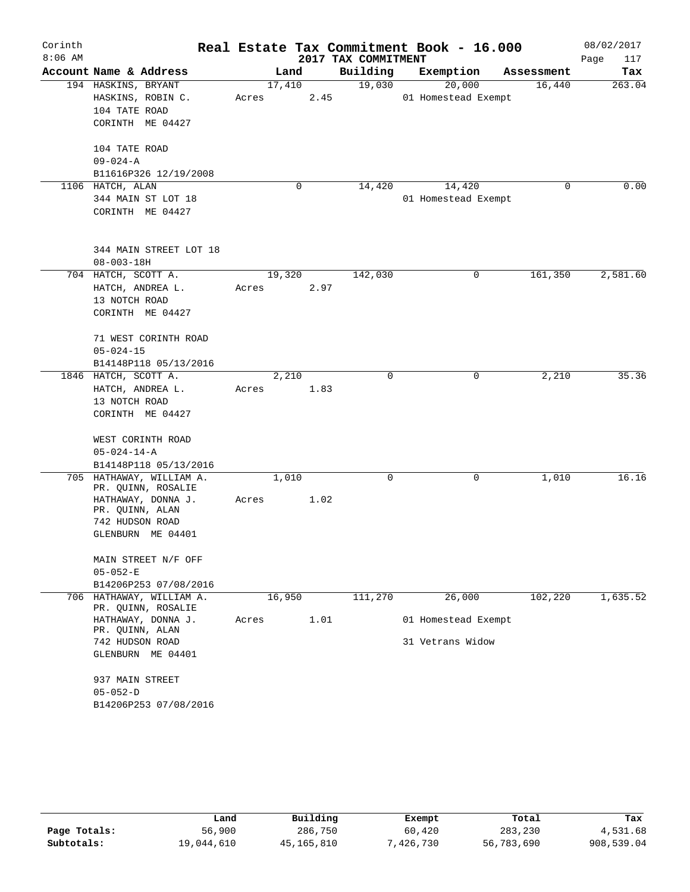Corinth
8:06 AM

# Real Estate Tax Commitment Book - 16.000
## 2017 TAX COMMITMENT

08/02/2017

| Account Name & Address | Land | Building | Exemption | Assessment | Tax |
|---|---|---|---|---|---|
| 194 HASKINS, BRYANT<br>HASKINS, ROBIN C.<br>104 TATE ROAD<br>CORINTH ME 04427<br><br>104 TATE ROAD<br>09-024-A<br>B11616P326 12/19/2008 | 17,410<br>Acres 2.45 | 19,030 | 20,000<br>01 Homestead Exempt | 16,440 | 263.04 |
| 1106 HATCH, ALAN<br>344 MAIN ST LOT 18<br>CORINTH ME 04427<br><br>344 MAIN STREET LOT 18<br>08-003-18H | 0 | 14,420 | 14,420<br>01 Homestead Exempt | 0 | 0.00 |
| 704 HATCH, SCOTT A.<br>HATCH, ANDREA L.<br>13 NOTCH ROAD<br>CORINTH ME 04427<br><br>71 WEST CORINTH ROAD<br>05-024-15<br>B14148P118 05/13/2016 | 19,320<br>Acres 2.97 | 142,030 | 0 | 161,350 | 2,581.60 |
| 1846 HATCH, SCOTT A.<br>HATCH, ANDREA L.<br>13 NOTCH ROAD<br>CORINTH ME 04427<br><br>WEST CORINTH ROAD<br>05-024-14-A<br>B14148P118 05/13/2016 | 2,210<br>Acres 1.83 | 0 | 0 | 2,210 | 35.36 |
| 705 HATHAWAY, WILLIAM A.<br>PR. QUINN, ROSALIE<br>HATHAWAY, DONNA J.<br>PR. QUINN, ALAN<br>742 HUDSON ROAD<br>GLENBURN ME 04401<br><br>MAIN STREET N/F OFF<br>05-052-E<br>B14206P253 07/08/2016 | 1,010<br>Acres 1.02 | 0 | 0 | 1,010 | 16.16 |
| 706 HATHAWAY, WILLIAM A.<br>PR. QUINN, ROSALIE<br>HATHAWAY, DONNA J.<br>PR. QUINN, ALAN<br>742 HUDSON ROAD<br>GLENBURN ME 04401<br><br>937 MAIN STREET<br>05-052-D<br>B14206P253 07/08/2016 | 16,950<br>Acres 1.01 | 111,270 | 26,000<br>01 Homestead Exempt<br>31 Vetrans Widow | 102,220 | 1,635.52 |

| | Land | Building | Exempt | Total | Tax |
|---|---|---|---|---|---|
| Page Totals: | 56,900 | 286,750 | 60,420 | 283,230 | 4,531.68 |
| Subtotals: | 19,044,610 | 45,165,810 | 7,426,730 | 56,783,690 | 908,539.04 |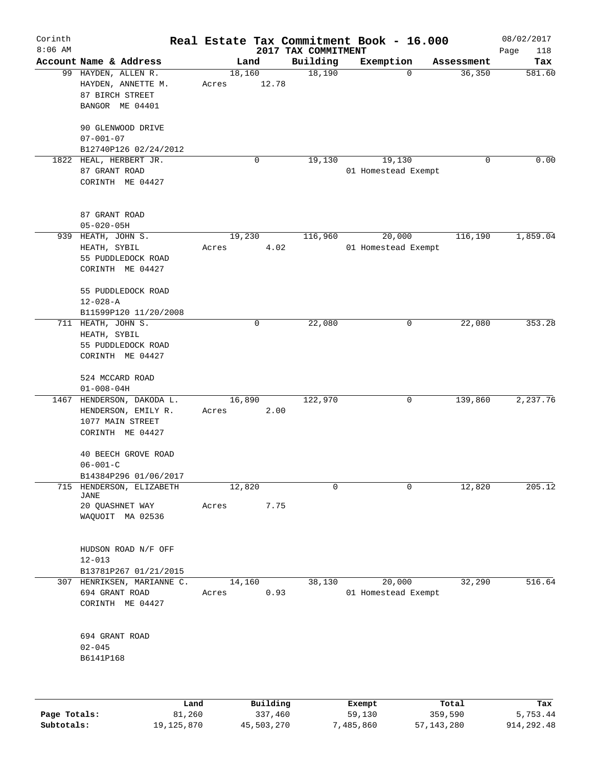# Real Estate Tax Commitment Book - 16.000

Corinth 8:06 AM — 2017 TAX COMMITMENT — 08/02/2017

| Account | Name & Address | Land | Building | Exemption | Assessment | Tax |
|---|---|---|---|---|---|---|
| 99 | HAYDEN, ALLEN R.<br>HAYDEN, ANNETTE M.<br>87 BIRCH STREET<br>BANGOR ME 04401<br><br>90 GLENWOOD DRIVE<br>07-001-07<br>B12740P126 02/24/2012 | 18,160<br>Acres 12.78 | 18,190 | 0 | 36,350 | 581.60 |
| 1822 | HEAL, HERBERT JR.<br>87 GRANT ROAD<br>CORINTH ME 04427<br><br>87 GRANT ROAD<br>05-020-05H | 0 | 19,130 | 19,130<br>01 Homestead Exempt | 0 | 0.00 |
| 939 | HEATH, JOHN S.<br>HEATH, SYBIL<br>55 PUDDLEDOCK ROAD<br>CORINTH ME 04427<br><br>55 PUDDLEDOCK ROAD<br>12-028-A<br>B11599P120 11/20/2008 | 19,230<br>Acres 4.02 | 116,960 | 20,000<br>01 Homestead Exempt | 116,190 | 1,859.04 |
| 711 | HEATH, JOHN S.<br>HEATH, SYBIL<br>55 PUDDLEDOCK ROAD<br>CORINTH ME 04427<br><br>524 MCCARD ROAD<br>01-008-04H | 0 | 22,080 | 0 | 22,080 | 353.28 |
| 1467 | HENDERSON, DAKODA L.<br>HENDERSON, EMILY R.<br>1077 MAIN STREET<br>CORINTH ME 04427<br><br>40 BEECH GROVE ROAD<br>06-001-C<br>B14384P296 01/06/2017 | 16,890<br>Acres 2.00 | 122,970 | 0 | 139,860 | 2,237.76 |
| 715 | HENDERSON, ELIZABETH JANE<br>20 QUASHNET WAY<br>WAQUOIT MA 02536<br><br>HUDSON ROAD N/F OFF<br>12-013<br>B13781P267 01/21/2015 | 12,820<br>Acres 7.75 | 0 | 0 | 12,820 | 205.12 |
| 307 | HENRIKSEN, MARIANNE C.<br>694 GRANT ROAD<br>CORINTH ME 04427<br><br>694 GRANT ROAD<br>02-045<br>B6141P168 | 14,160<br>Acres 0.93 | 38,130 | 20,000<br>01 Homestead Exempt | 32,290 | 516.64 |

| | Land | Building | Exempt | Total | Tax |
|---|---|---|---|---|---|
| Page Totals: | 81,260 | 337,460 | 59,130 | 359,590 | 5,753.44 |
| Subtotals: | 19,125,870 | 45,503,270 | 7,485,860 | 57,143,280 | 914,292.48 |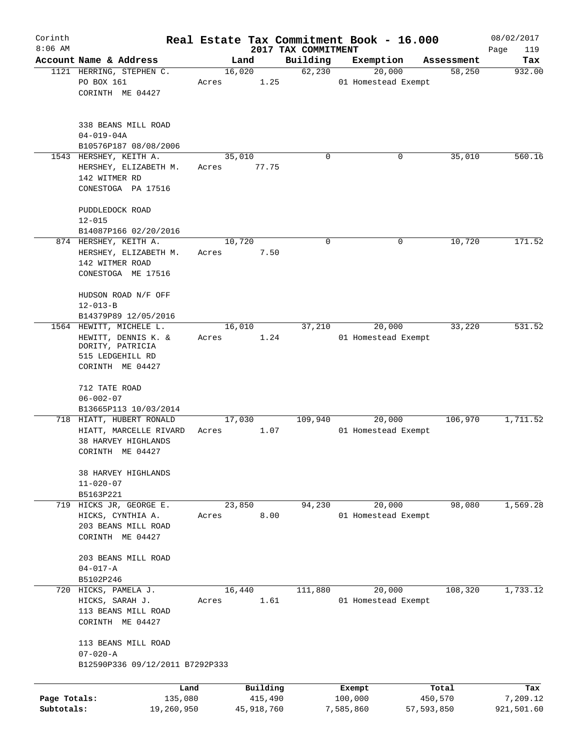# Corinth — Real Estate Tax Commitment Book - 16.000

2017 TAX COMMITMENT

08/02/2017 8:06 AM

| Account Name & Address | Land | Building | Exemption | Assessment | Tax |
|---|---|---|---|---|---|
| 1121 HERRING, STEPHEN C.<br>PO BOX 161<br>CORINTH ME 04427<br><br>338 BEANS MILL ROAD<br>04-019-04A<br>B10576P187 08/08/2006 | 16,020<br>Acres 1.25 | 62,230 | 20,000<br>01 Homestead Exempt | 58,250 | 932.00 |
| 1543 HERSHEY, KEITH A.<br>HERSHEY, ELIZABETH M.<br>142 WITMER RD<br>CONESTOGA PA 17516<br><br>PUDDLEDOCK ROAD<br>12-015<br>B14087P166 02/20/2016 | 35,010<br>Acres 77.75 | 0 | 0 | 35,010 | 560.16 |
| 874 HERSHEY, KEITH A.<br>HERSHEY, ELIZABETH M.<br>142 WITMER ROAD<br>CONESTOGA ME 17516<br><br>HUDSON ROAD N/F OFF<br>12-013-B<br>B14379P89 12/05/2016 | 10,720<br>Acres 7.50 | 0 | 0 | 10,720 | 171.52 |
| 1564 HEWITT, MICHELE L.<br>HEWITT, DENNIS K. &<br>DORITY, PATRICIA<br>515 LEDGEHILL RD<br>CORINTH ME 04427<br><br>712 TATE ROAD<br>06-002-07<br>B13665P113 10/03/2014 | 16,010<br>Acres 1.24 | 37,210 | 20,000<br>01 Homestead Exempt | 33,220 | 531.52 |
| 718 HIATT, HUBERT RONALD<br>HIATT, MARCELLE RIVARD<br>38 HARVEY HIGHLANDS<br>CORINTH ME 04427<br><br>38 HARVEY HIGHLANDS<br>11-020-07<br>B5163P221 | 17,030<br>Acres 1.07 | 109,940 | 20,000<br>01 Homestead Exempt | 106,970 | 1,711.52 |
| 719 HICKS JR, GEORGE E.<br>HICKS, CYNTHIA A.<br>203 BEANS MILL ROAD<br>CORINTH ME 04427<br><br>203 BEANS MILL ROAD<br>04-017-A<br>B5102P246 | 23,850<br>Acres 8.00 | 94,230 | 20,000<br>01 Homestead Exempt | 98,080 | 1,569.28 |
| 720 HICKS, PAMELA J.<br>HICKS, SARAH J.<br>113 BEANS MILL ROAD<br>CORINTH ME 04427<br><br>113 BEANS MILL ROAD<br>07-020-A<br>B12590P336 09/12/2011 B7292P333 | 16,440<br>Acres 1.61 | 111,880 | 20,000<br>01 Homestead Exempt | 108,320 | 1,733.12 |

| | Land | Building | Exempt | Total | Tax |
|---|---|---|---|---|---|
| Page Totals: | 135,080 | 415,490 | 100,000 | 450,570 | 7,209.12 |
| Subtotals: | 19,260,950 | 45,918,760 | 7,585,860 | 57,593,850 | 921,501.60 |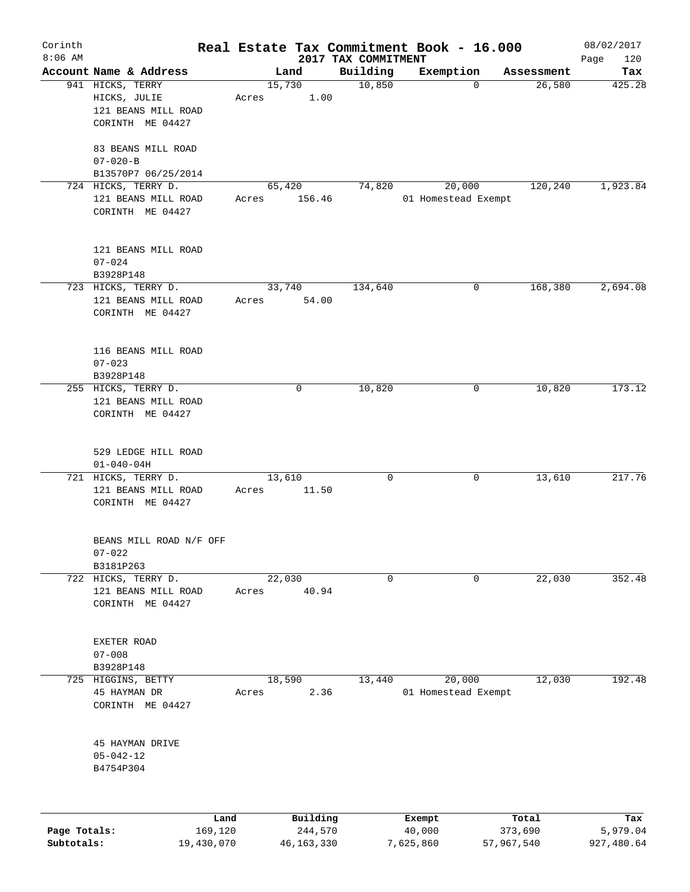Corinth 8:06 AM

# Real Estate Tax Commitment Book - 16.000

## 2017 TAX COMMITMENT

08/02/2017

| Account Name & Address | Land | Building | Exemption | Assessment | Tax |
|---|---|---|---|---|---|
| 941 HICKS, TERRY<br>HICKS, JULIE<br>121 BEANS MILL ROAD<br>CORINTH ME 04427<br><br>83 BEANS MILL ROAD<br>07-020-B<br>B13570P7 06/25/2014 | 15,730<br>Acres 1.00 | 10,850 | 0 | 26,580 | 425.28 |
| 724 HICKS, TERRY D.<br>121 BEANS MILL ROAD<br>CORINTH ME 04427<br><br>121 BEANS MILL ROAD<br>07-024<br>B3928P148 | 65,420<br>Acres 156.46 | 74,820 | 20,000<br>01 Homestead Exempt | 120,240 | 1,923.84 |
| 723 HICKS, TERRY D.<br>121 BEANS MILL ROAD<br>CORINTH ME 04427<br><br>116 BEANS MILL ROAD<br>07-023<br>B3928P148 | 33,740<br>Acres 54.00 | 134,640 | 0 | 168,380 | 2,694.08 |
| 255 HICKS, TERRY D.<br>121 BEANS MILL ROAD<br>CORINTH ME 04427<br><br>529 LEDGE HILL ROAD<br>01-040-04H | 0 | 10,820 | 0 | 10,820 | 173.12 |
| 721 HICKS, TERRY D.<br>121 BEANS MILL ROAD<br>CORINTH ME 04427<br><br>BEANS MILL ROAD N/F OFF<br>07-022<br>B3181P263 | 13,610<br>Acres 11.50 | 0 | 0 | 13,610 | 217.76 |
| 722 HICKS, TERRY D.<br>121 BEANS MILL ROAD<br>CORINTH ME 04427<br><br>EXETER ROAD<br>07-008<br>B3928P148 | 22,030<br>Acres 40.94 | 0 | 0 | 22,030 | 352.48 |
| 725 HIGGINS, BETTY<br>45 HAYMAN DR<br>CORINTH ME 04427<br><br>45 HAYMAN DRIVE<br>05-042-12<br>B4754P304 | 18,590<br>Acres 2.36 | 13,440 | 20,000<br>01 Homestead Exempt | 12,030 | 192.48 |

| | Land | Building | Exempt | Total | Tax |
|---|---|---|---|---|---|
| **Page Totals:** | 169,120 | 244,570 | 40,000 | 373,690 | 5,979.04 |
| **Subtotals:** | 19,430,070 | 46,163,330 | 7,625,860 | 57,967,540 | 927,480.64 |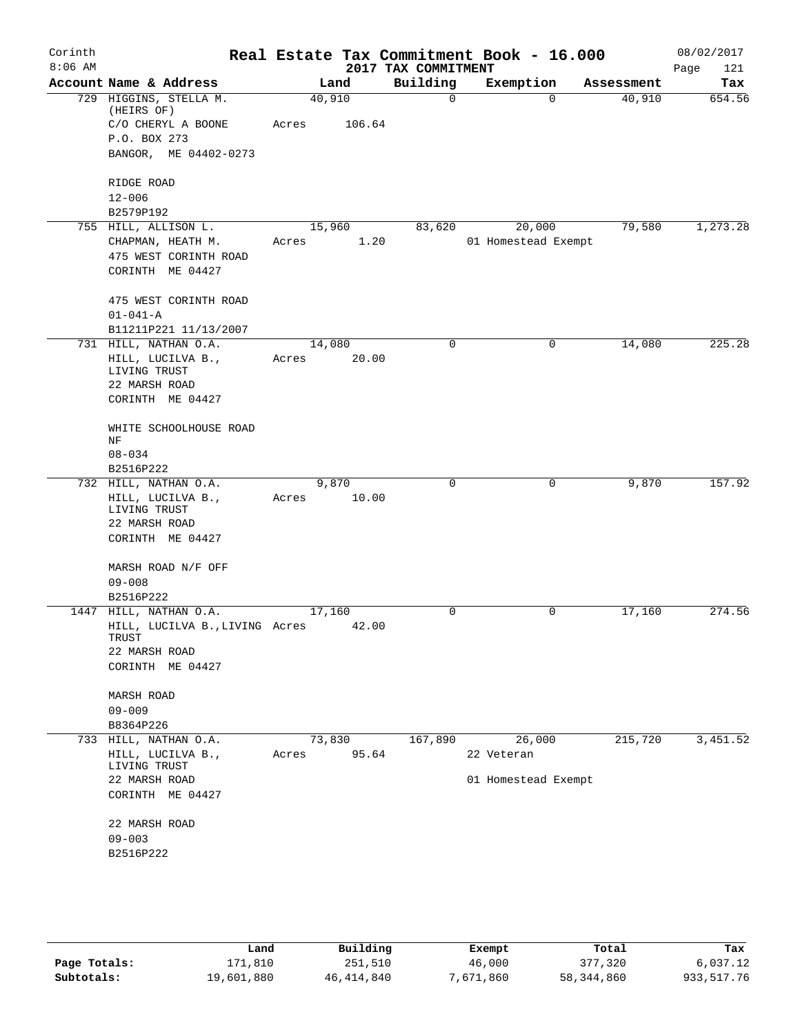Corinth
8:06 AM

# Real Estate Tax Commitment Book - 16.000

## 2017 TAX COMMITMENT

08/02/2017

| Account Name & Address | Land | Building | Exemption | Assessment | Tax |
|---|---|---|---|---|---|
| 729 HIGGINS, STELLA M. (HEIRS OF)<br>C/O CHERYL A BOONE<br>P.O. BOX 273<br>BANGOR, ME 04402-0273<br><br>RIDGE ROAD<br>12-006<br>B2579P192 | 40,910<br>Acres 106.64 | 0 | 0 | 40,910 | 654.56 |
| 755 HILL, ALLISON L.<br>CHAPMAN, HEATH M.<br>475 WEST CORINTH ROAD<br>CORINTH ME 04427<br><br>475 WEST CORINTH ROAD<br>01-041-A<br>B11211P221 11/13/2007 | 15,960<br>Acres 1.20 | 83,620 | 20,000<br>01 Homestead Exempt | 79,580 | 1,273.28 |
| 731 HILL, NATHAN O.A.<br>HILL, LUCILVA B., LIVING TRUST<br>22 MARSH ROAD<br>CORINTH ME 04427<br><br>WHITE SCHOOLHOUSE ROAD NF<br>08-034<br>B2516P222 | 14,080<br>Acres 20.00 | 0 | 0 | 14,080 | 225.28 |
| 732 HILL, NATHAN O.A.<br>HILL, LUCILVA B., LIVING TRUST<br>22 MARSH ROAD<br>CORINTH ME 04427<br><br>MARSH ROAD N/F OFF<br>09-008<br>B2516P222 | 9,870<br>Acres 10.00 | 0 | 0 | 9,870 | 157.92 |
| 1447 HILL, NATHAN O.A.<br>HILL, LUCILVA B.,LIVING TRUST<br>22 MARSH ROAD<br>CORINTH ME 04427<br><br>MARSH ROAD<br>09-009<br>B8364P226 | 17,160<br>Acres 42.00 | 0 | 0 | 17,160 | 274.56 |
| 733 HILL, NATHAN O.A.<br>HILL, LUCILVA B., LIVING TRUST<br>22 MARSH ROAD<br>CORINTH ME 04427<br><br>22 MARSH ROAD<br>09-003<br>B2516P222 | 73,830<br>Acres 95.64 | 167,890 | 26,000<br>22 Veteran<br>01 Homestead Exempt | 215,720 | 3,451.52 |

| | Land | Building | Exempt | Total | Tax |
|---|---|---|---|---|---|
| Page Totals: | 171,810 | 251,510 | 46,000 | 377,320 | 6,037.12 |
| Subtotals: | 19,601,880 | 46,414,840 | 7,671,860 | 58,344,860 | 933,517.76 |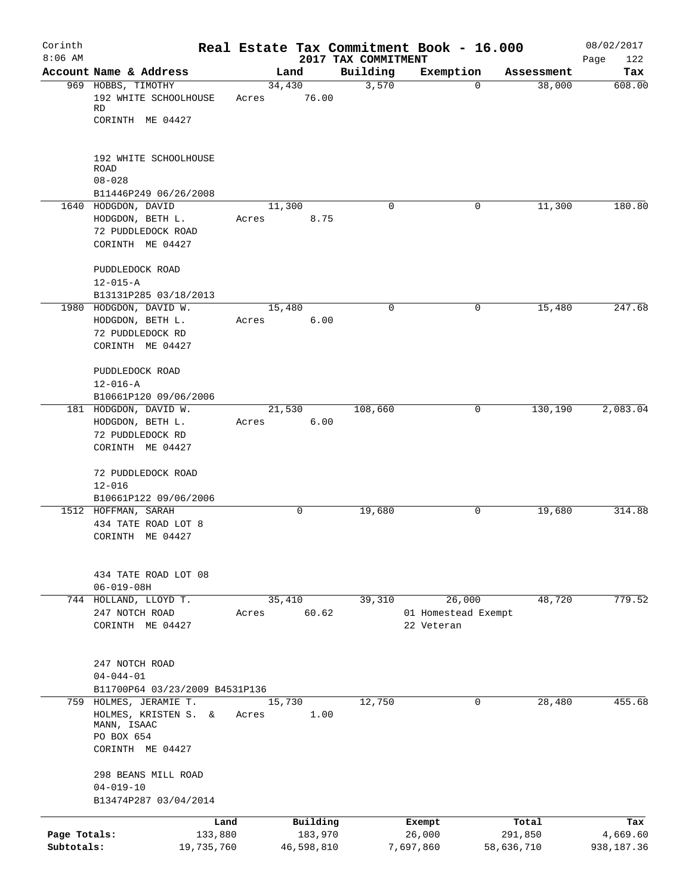# Real Estate Tax Commitment Book - 16.000

Corinth 8:06 AM — 2017 TAX COMMITMENT — 08/02/2017

| Account Name & Address | Land | Building | Exemption | Assessment | Tax |
|---|---|---|---|---|---|
| 969 HOBBS, TIMOTHY<br>192 WHITE SCHOOLHOUSE RD<br>CORINTH ME 04427<br><br>192 WHITE SCHOOLHOUSE ROAD<br>08-028<br>B11446P249 06/26/2008 | 34,430<br>Acres 76.00 | 3,570 | 0 | 38,000 | 608.00 |
| 1640 HODGDON, DAVID<br>HODGDON, BETH L.<br>72 PUDDLEDOCK ROAD<br>CORINTH ME 04427<br><br>PUDDLEDOCK ROAD<br>12-015-A<br>B13131P285 03/18/2013 | 11,300<br>Acres 8.75 | 0 | 0 | 11,300 | 180.80 |
| 1980 HODGDON, DAVID W.<br>HODGDON, BETH L.<br>72 PUDDLEDOCK RD<br>CORINTH ME 04427<br><br>PUDDLEDOCK ROAD<br>12-016-A<br>B10661P120 09/06/2006 | 15,480<br>Acres 6.00 | 0 | 0 | 15,480 | 247.68 |
| 181 HODGDON, DAVID W.<br>HODGDON, BETH L.<br>72 PUDDLEDOCK RD<br>CORINTH ME 04427<br><br>72 PUDDLEDOCK ROAD<br>12-016<br>B10661P122 09/06/2006 | 21,530<br>Acres 6.00 | 108,660 | 0 | 130,190 | 2,083.04 |
| 1512 HOFFMAN, SARAH<br>434 TATE ROAD LOT 8<br>CORINTH ME 04427<br><br>434 TATE ROAD LOT 08<br>06-019-08H | 0 | 19,680 | 0 | 19,680 | 314.88 |
| 744 HOLLAND, LLOYD T.<br>247 NOTCH ROAD<br>CORINTH ME 04427<br><br>247 NOTCH ROAD<br>04-044-01<br>B11700P64 03/23/2009 B4531P136 | 35,410<br>Acres 60.62 | 39,310 | 26,000<br>01 Homestead Exempt<br>22 Veteran | 48,720 | 779.52 |
| 759 HOLMES, JERAMIE T.<br>HOLMES, KRISTEN S. &<br>MANN, ISAAC<br>PO BOX 654<br>CORINTH ME 04427<br><br>298 BEANS MILL ROAD<br>04-019-10<br>B13474P287 03/04/2014 | 15,730<br>Acres 1.00 | 12,750 | 0 | 28,480 | 455.68 |

| | Land | Building | Exempt | Total | Tax |
|---|---|---|---|---|---|
| Page Totals: | 133,880 | 183,970 | 26,000 | 291,850 | 4,669.60 |
| Subtotals: | 19,735,760 | 46,598,810 | 7,697,860 | 58,636,710 | 938,187.36 |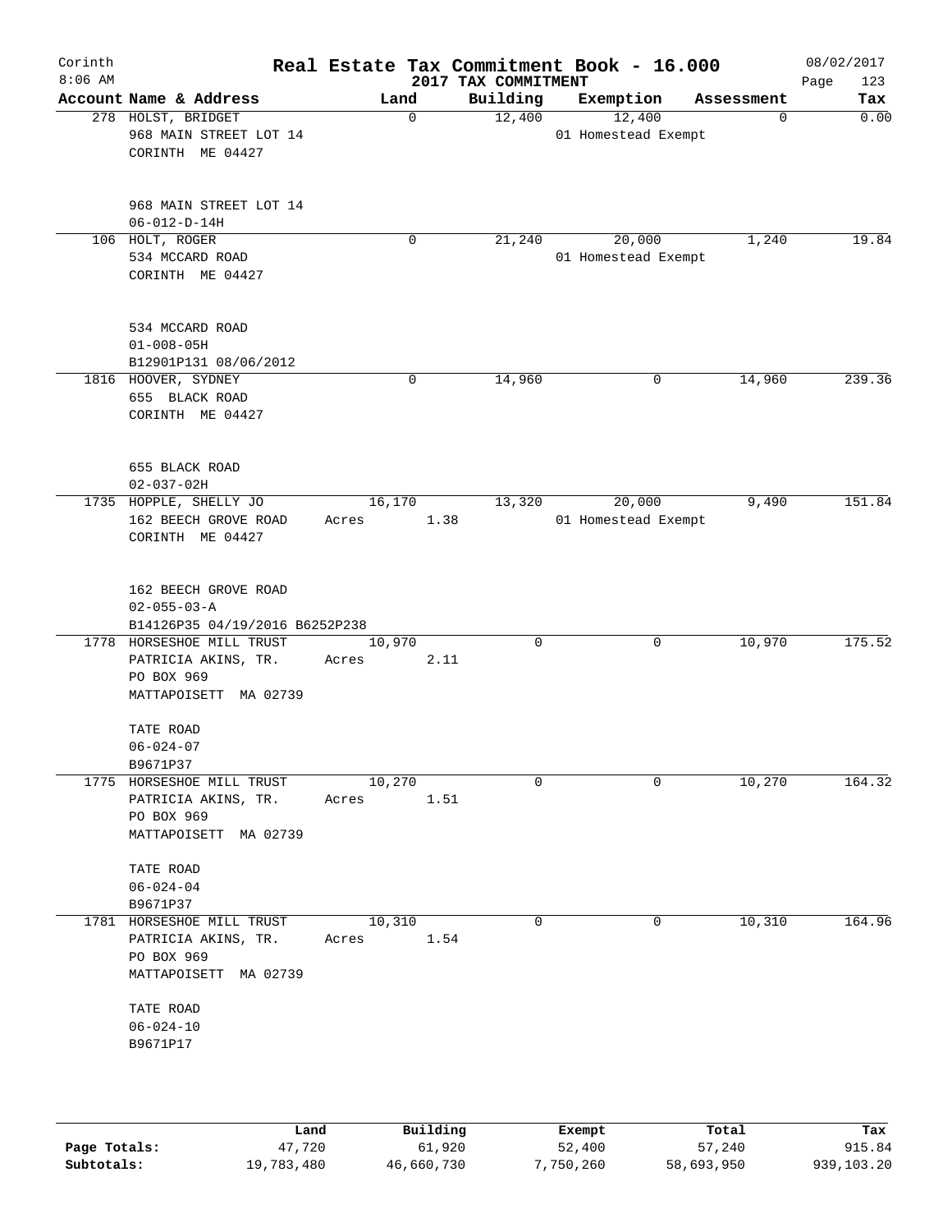# Real Estate Tax Commitment Book - 16.000

Corinth 8:06 AM — 2017 TAX COMMITMENT — 08/02/2017

| Account | Name & Address | Land | Building | Exemption | Assessment | Tax |
|---|---|---|---|---|---|---|
| 278 | HOLST, BRIDGET<br>968 MAIN STREET LOT 14<br>CORINTH ME 04427<br><br>968 MAIN STREET LOT 14<br>06-012-D-14H | 0 | 12,400 | 12,400<br>01 Homestead Exempt | 0 | 0.00 |
| 106 | HOLT, ROGER<br>534 MCCARD ROAD<br>CORINTH ME 04427<br><br>534 MCCARD ROAD<br>01-008-05H<br>B12901P131 08/06/2012 | 0 | 21,240 | 20,000<br>01 Homestead Exempt | 1,240 | 19.84 |
| 1816 | HOOVER, SYDNEY<br>655 BLACK ROAD<br>CORINTH ME 04427<br><br>655 BLACK ROAD<br>02-037-02H | 0 | 14,960 | 0 | 14,960 | 239.36 |
| 1735 | HOPPLE, SHELLY JO<br>162 BEECH GROVE ROAD<br>CORINTH ME 04427<br><br>162 BEECH GROVE ROAD<br>02-055-03-A<br>B14126P35 04/19/2016 B6252P238 | 16,170<br>Acres 1.38 | 13,320 | 20,000<br>01 Homestead Exempt | 9,490 | 151.84 |
| 1778 | HORSESHOE MILL TRUST<br>PATRICIA AKINS, TR.<br>PO BOX 969<br>MATTAPOISETT MA 02739<br><br>TATE ROAD<br>06-024-07<br>B9671P37 | 10,970<br>Acres 2.11 | 0 | 0 | 10,970 | 175.52 |
| 1775 | HORSESHOE MILL TRUST<br>PATRICIA AKINS, TR.<br>PO BOX 969<br>MATTAPOISETT MA 02739<br><br>TATE ROAD<br>06-024-04<br>B9671P37 | 10,270<br>Acres 1.51 | 0 | 0 | 10,270 | 164.32 |
| 1781 | HORSESHOE MILL TRUST<br>PATRICIA AKINS, TR.<br>PO BOX 969<br>MATTAPOISETT MA 02739<br><br>TATE ROAD<br>06-024-10<br>B9671P17 | 10,310<br>Acres 1.54 | 0 | 0 | 10,310 | 164.96 |

| | Land | Building | Exempt | Total | Tax |
|---|---|---|---|---|---|
| Page Totals: | 47,720 | 61,920 | 52,400 | 57,240 | 915.84 |
| Subtotals: | 19,783,480 | 46,660,730 | 7,750,260 | 58,693,950 | 939,103.20 |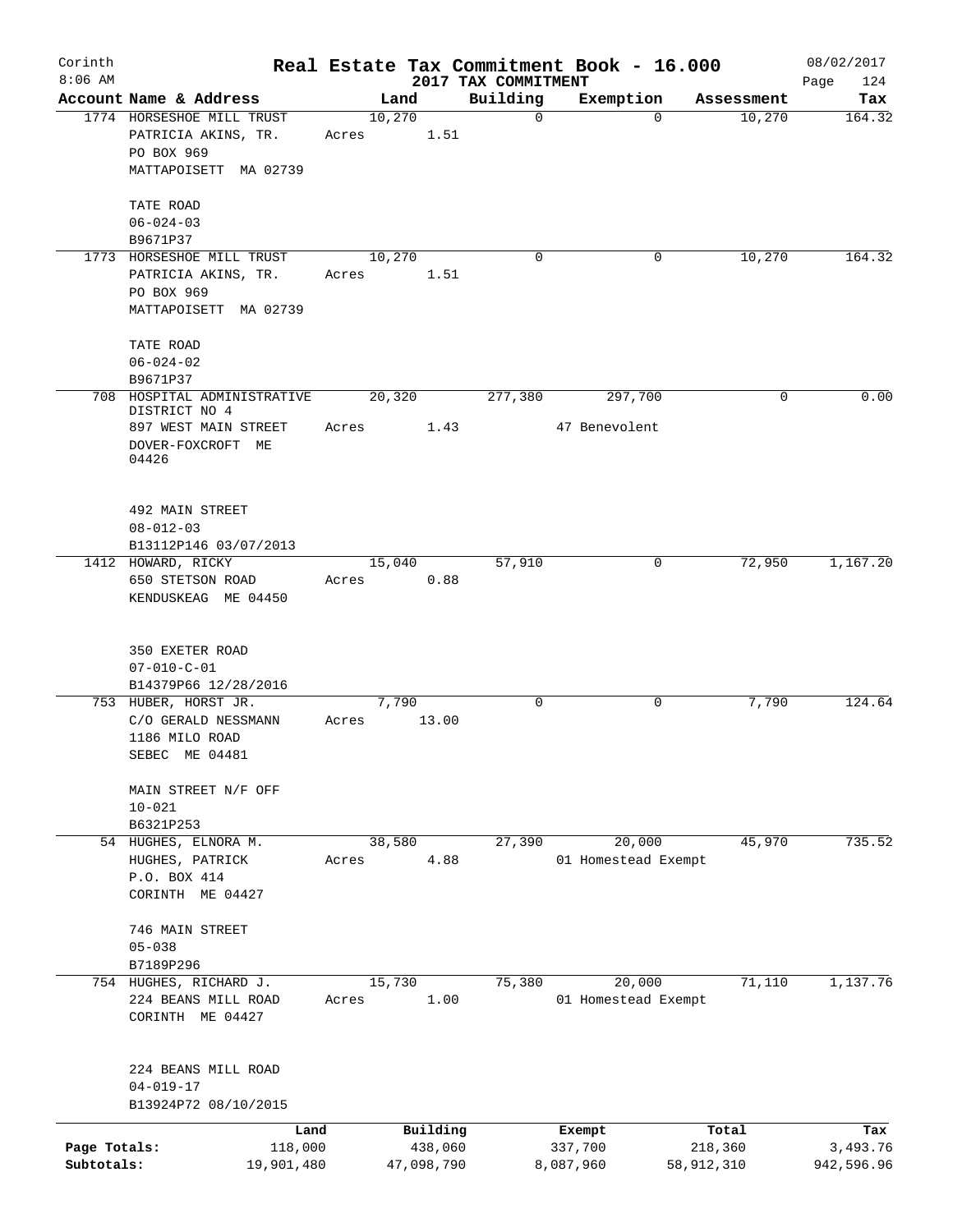Corinth 8:06 AM

# Real Estate Tax Commitment Book - 16.000

2017 TAX COMMITMENT

08/02/2017

| Account Name & Address | Land | Building | Exemption | Assessment | Tax |
|---|---|---|---|---|---|
| 1774 HORSESHOE MILL TRUST<br>PATRICIA AKINS, TR.<br>PO BOX 969<br>MATTAPOISETT MA 02739<br><br>TATE ROAD<br>06-024-03<br>B9671P37 | 10,270<br>Acres 1.51 | 0 | 0 | 10,270 | 164.32 |
| 1773 HORSESHOE MILL TRUST<br>PATRICIA AKINS, TR.<br>PO BOX 969<br>MATTAPOISETT MA 02739<br><br>TATE ROAD<br>06-024-02<br>B9671P37 | 10,270<br>Acres 1.51 | 0 | 0 | 10,270 | 164.32 |
| 708 HOSPITAL ADMINISTRATIVE DISTRICT NO 4<br>897 WEST MAIN STREET<br>DOVER-FOXCROFT ME 04426<br><br>492 MAIN STREET<br>08-012-03<br>B13112P146 03/07/2013 | 20,320<br>Acres 1.43 | 277,380 | 297,700<br>47 Benevolent | 0 | 0.00 |
| 1412 HOWARD, RICKY<br>650 STETSON ROAD<br>KENDUSKEAG ME 04450<br><br>350 EXETER ROAD<br>07-010-C-01<br>B14379P66 12/28/2016 | 15,040<br>Acres 0.88 | 57,910 | 0 | 72,950 | 1,167.20 |
| 753 HUBER, HORST JR.<br>C/O GERALD NESSMANN<br>1186 MILO ROAD<br>SEBEC ME 04481<br><br>MAIN STREET N/F OFF<br>10-021<br>B6321P253 | 7,790<br>Acres 13.00 | 0 | 0 | 7,790 | 124.64 |
| 54 HUGHES, ELNORA M.<br>HUGHES, PATRICK<br>P.O. BOX 414<br>CORINTH ME 04427<br><br>746 MAIN STREET<br>05-038<br>B7189P296 | 38,580<br>Acres 4.88 | 27,390 | 20,000<br>01 Homestead Exempt | 45,970 | 735.52 |
| 754 HUGHES, RICHARD J.<br>224 BEANS MILL ROAD<br>CORINTH ME 04427<br><br>224 BEANS MILL ROAD<br>04-019-17<br>B13924P72 08/10/2015 | 15,730<br>Acres 1.00 | 75,380 | 20,000<br>01 Homestead Exempt | 71,110 | 1,137.76 |

| | Land | Building | Exempt | Total | Tax |
|---|---|---|---|---|---|
| Page Totals: | 118,000 | 438,060 | 337,700 | 218,360 | 3,493.76 |
| Subtotals: | 19,901,480 | 47,098,790 | 8,087,960 | 58,912,310 | 942,596.96 |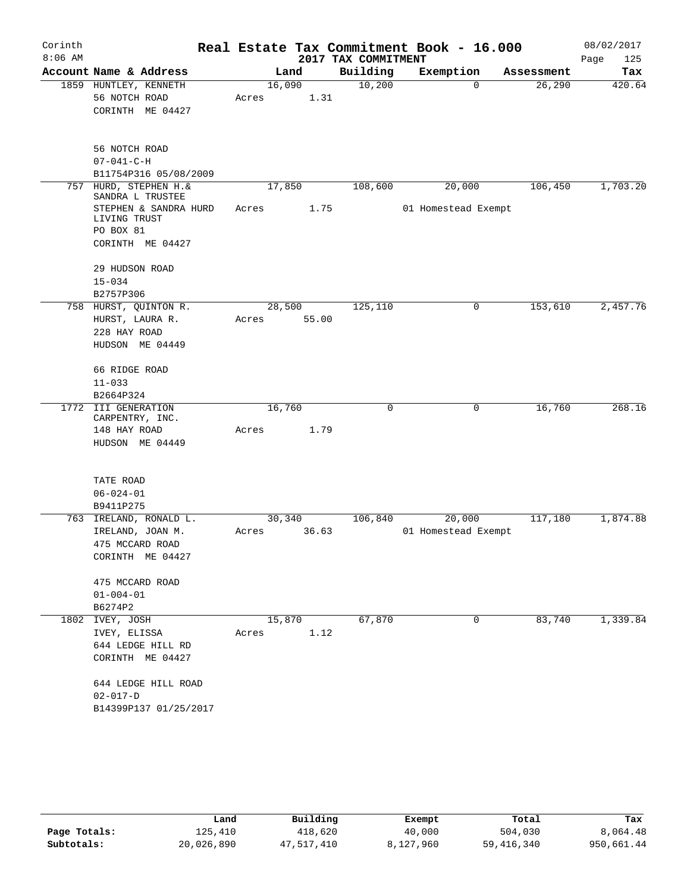Corinth
8:06 AM

# Real Estate Tax Commitment Book - 16.000

2017 TAX COMMITMENT

08/02/2017
Page 125

| Account Name & Address | Land | Building | Exemption | Assessment | Tax |
|---|---|---|---|---|---|
| 1859 HUNTLEY, KENNETH<br>56 NOTCH ROAD<br>CORINTH ME 04427<br><br>56 NOTCH ROAD<br>07-041-C-H<br>B11754P316 05/08/2009 | 16,090<br>Acres 1.31 | 10,200 | 0 | 26,290 | 420.64 |
| 757 HURD, STEPHEN H.&<br>SANDRA L TRUSTEE<br>STEPHEN & SANDRA HURD LIVING TRUST<br>PO BOX 81<br>CORINTH ME 04427<br><br>29 HUDSON ROAD<br>15-034<br>B2757P306 | 17,850<br>Acres 1.75 | 108,600 | 20,000<br>01 Homestead Exempt | 106,450 | 1,703.20 |
| 758 HURST, QUINTON R.<br>HURST, LAURA R.<br>228 HAY ROAD<br>HUDSON ME 04449<br><br>66 RIDGE ROAD<br>11-033<br>B2664P324 | 28,500<br>Acres 55.00 | 125,110 | 0 | 153,610 | 2,457.76 |
| 1772 III GENERATION<br>CARPENTRY, INC.<br>148 HAY ROAD<br>HUDSON ME 04449<br><br>TATE ROAD<br>06-024-01<br>B9411P275 | 16,760<br>Acres 1.79 | 0 | 0 | 16,760 | 268.16 |
| 763 IRELAND, RONALD L.<br>IRELAND, JOAN M.<br>475 MCCARD ROAD<br>CORINTH ME 04427<br><br>475 MCCARD ROAD<br>01-004-01<br>B6274P2 | 30,340<br>Acres 36.63 | 106,840 | 20,000<br>01 Homestead Exempt | 117,180 | 1,874.88 |
| 1802 IVEY, JOSH<br>IVEY, ELISSA<br>644 LEDGE HILL RD<br>CORINTH ME 04427<br><br>644 LEDGE HILL ROAD<br>02-017-D<br>B14399P137 01/25/2017 | 15,870<br>Acres 1.12 | 67,870 | 0 | 83,740 | 1,339.84 |

| | Land | Building | Exempt | Total | Tax |
|---|---|---|---|---|---|
| Page Totals: | 125,410 | 418,620 | 40,000 | 504,030 | 8,064.48 |
| Subtotals: | 20,026,890 | 47,517,410 | 8,127,960 | 59,416,340 | 950,661.44 |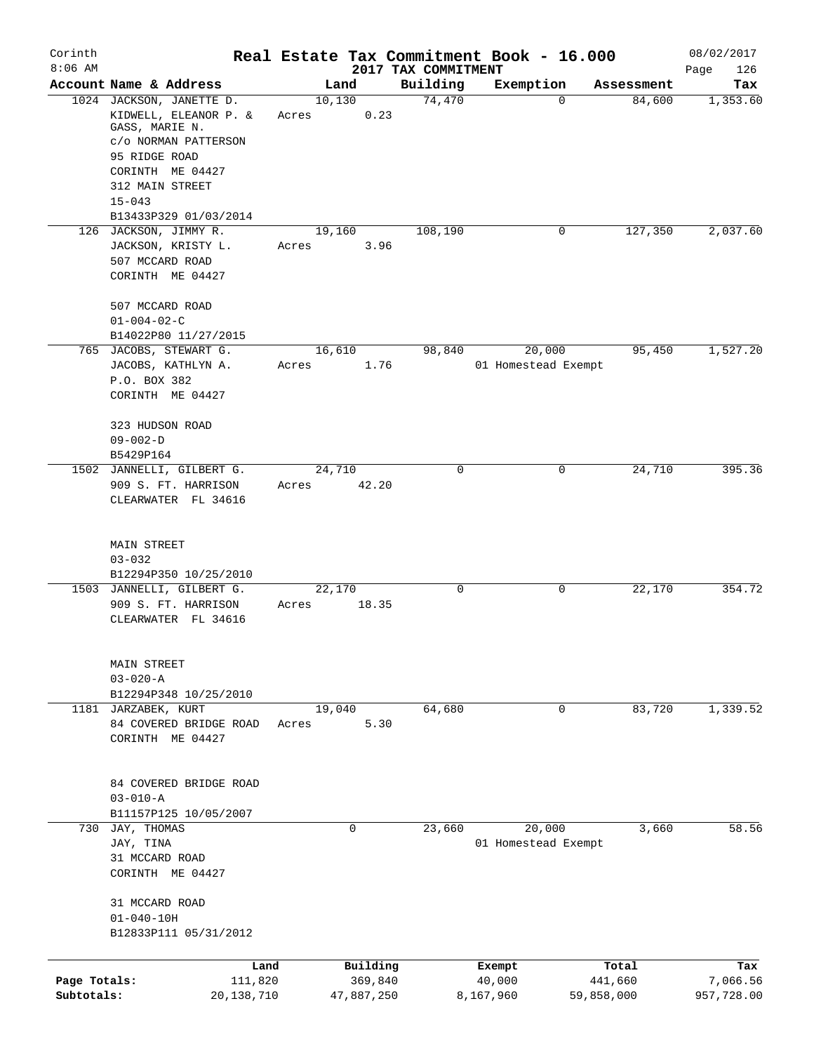Corinth
8:06 AM

# Real Estate Tax Commitment Book - 16.000

## 2017 TAX COMMITMENT

08/02/2017

| Account Name & Address | Land | Building | Exemption | Assessment | Tax |
|---|---|---|---|---|---|
| 1024 JACKSON, JANETTE D.<br>KIDWELL, ELEANOR P. &<br>GASS, MARIE N.<br>c/o NORMAN PATTERSON<br>95 RIDGE ROAD<br>CORINTH ME 04427<br>312 MAIN STREET<br>15-043<br>B13433P329 01/03/2014 | 10,130<br>Acres 0.23 | 74,470 | 0 | 84,600 | 1,353.60 |
| 126 JACKSON, JIMMY R.<br>JACKSON, KRISTY L.<br>507 MCCARD ROAD<br>CORINTH ME 04427<br><br>507 MCCARD ROAD<br>01-004-02-C<br>B14022P80 11/27/2015 | 19,160<br>Acres 3.96 | 108,190 | 0 | 127,350 | 2,037.60 |
| 765 JACOBS, STEWART G.<br>JACOBS, KATHLYN A.<br>P.O. BOX 382<br>CORINTH ME 04427<br><br>323 HUDSON ROAD<br>09-002-D<br>B5429P164 | 16,610<br>Acres 1.76 | 98,840 | 20,000<br>01 Homestead Exempt | 95,450 | 1,527.20 |
| 1502 JANNELLI, GILBERT G.<br>909 S. FT. HARRISON<br>CLEARWATER FL 34616<br><br>MAIN STREET<br>03-032<br>B12294P350 10/25/2010 | 24,710<br>Acres 42.20 | 0 | 0 | 24,710 | 395.36 |
| 1503 JANNELLI, GILBERT G.<br>909 S. FT. HARRISON<br>CLEARWATER FL 34616<br><br>MAIN STREET<br>03-020-A<br>B12294P348 10/25/2010 | 22,170<br>Acres 18.35 | 0 | 0 | 22,170 | 354.72 |
| 1181 JARZABEK, KURT<br>84 COVERED BRIDGE ROAD<br>CORINTH ME 04427<br><br>84 COVERED BRIDGE ROAD<br>03-010-A<br>B11157P125 10/05/2007 | 19,040<br>Acres 5.30 | 64,680 | 0 | 83,720 | 1,339.52 |
| 730 JAY, THOMAS<br>JAY, TINA<br>31 MCCARD ROAD<br>CORINTH ME 04427<br><br>31 MCCARD ROAD<br>01-040-10H<br>B12833P111 05/31/2012 | 0 | 23,660 | 20,000<br>01 Homestead Exempt | 3,660 | 58.56 |

| | Land | Building | Exempt | Total | Tax |
|---|---|---|---|---|---|
| Page Totals: | 111,820 | 369,840 | 40,000 | 441,660 | 7,066.56 |
| Subtotals: | 20,138,710 | 47,887,250 | 8,167,960 | 59,858,000 | 957,728.00 |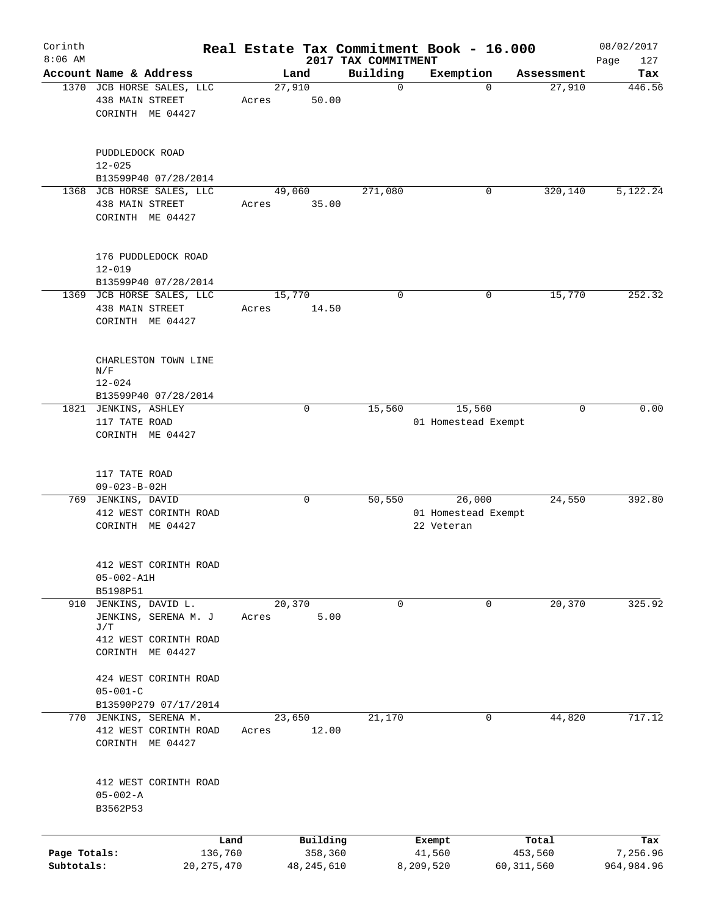Corinth
8:06 AM

# Real Estate Tax Commitment Book - 16.000

2017 TAX COMMITMENT

08/02/2017

| Account | Name & Address | Land | Building | Exemption | Assessment | Tax |
|---|---|---|---|---|---|---|
| 1370 | JCB HORSE SALES, LLC<br>438 MAIN STREET<br>CORINTH ME 04427<br><br>PUDDLEDOCK ROAD<br>12-025<br>B13599P40 07/28/2014 | 27,910<br>Acres 50.00 | 0 | 0 | 27,910 | 446.56 |
| 1368 | JCB HORSE SALES, LLC<br>438 MAIN STREET<br>CORINTH ME 04427<br><br>176 PUDDLEDOCK ROAD<br>12-019<br>B13599P40 07/28/2014 | 49,060<br>Acres 35.00 | 271,080 | 0 | 320,140 | 5,122.24 |
| 1369 | JCB HORSE SALES, LLC<br>438 MAIN STREET<br>CORINTH ME 04427<br><br>CHARLESTON TOWN LINE N/F<br>12-024<br>B13599P40 07/28/2014 | 15,770<br>Acres 14.50 | 0 | 0 | 15,770 | 252.32 |
| 1821 | JENKINS, ASHLEY<br>117 TATE ROAD<br>CORINTH ME 04427<br><br>117 TATE ROAD<br>09-023-B-02H | 0 | 15,560 | 15,560<br>01 Homestead Exempt | 0 | 0.00 |
| 769 | JENKINS, DAVID<br>412 WEST CORINTH ROAD<br>CORINTH ME 04427<br><br>412 WEST CORINTH ROAD<br>05-002-A1H<br>B5198P51 | 0 | 50,550 | 26,000<br>01 Homestead Exempt<br>22 Veteran | 24,550 | 392.80 |
| 910 | JENKINS, DAVID L.<br>JENKINS, SERENA M. J J/T<br>412 WEST CORINTH ROAD<br>CORINTH ME 04427<br><br>424 WEST CORINTH ROAD<br>05-001-C<br>B13590P279 07/17/2014 | 20,370<br>Acres 5.00 | 0 | 0 | 20,370 | 325.92 |
| 770 | JENKINS, SERENA M.<br>412 WEST CORINTH ROAD<br>CORINTH ME 04427<br><br>412 WEST CORINTH ROAD<br>05-002-A<br>B3562P53 | 23,650<br>Acres 12.00 | 21,170 | 0 | 44,820 | 717.12 |

| | Land | Building | Exempt | Total | Tax |
|---|---|---|---|---|---|
| Page Totals: | 136,760 | 358,360 | 41,560 | 453,560 | 7,256.96 |
| Subtotals: | 20,275,470 | 48,245,610 | 8,209,520 | 60,311,560 | 964,984.96 |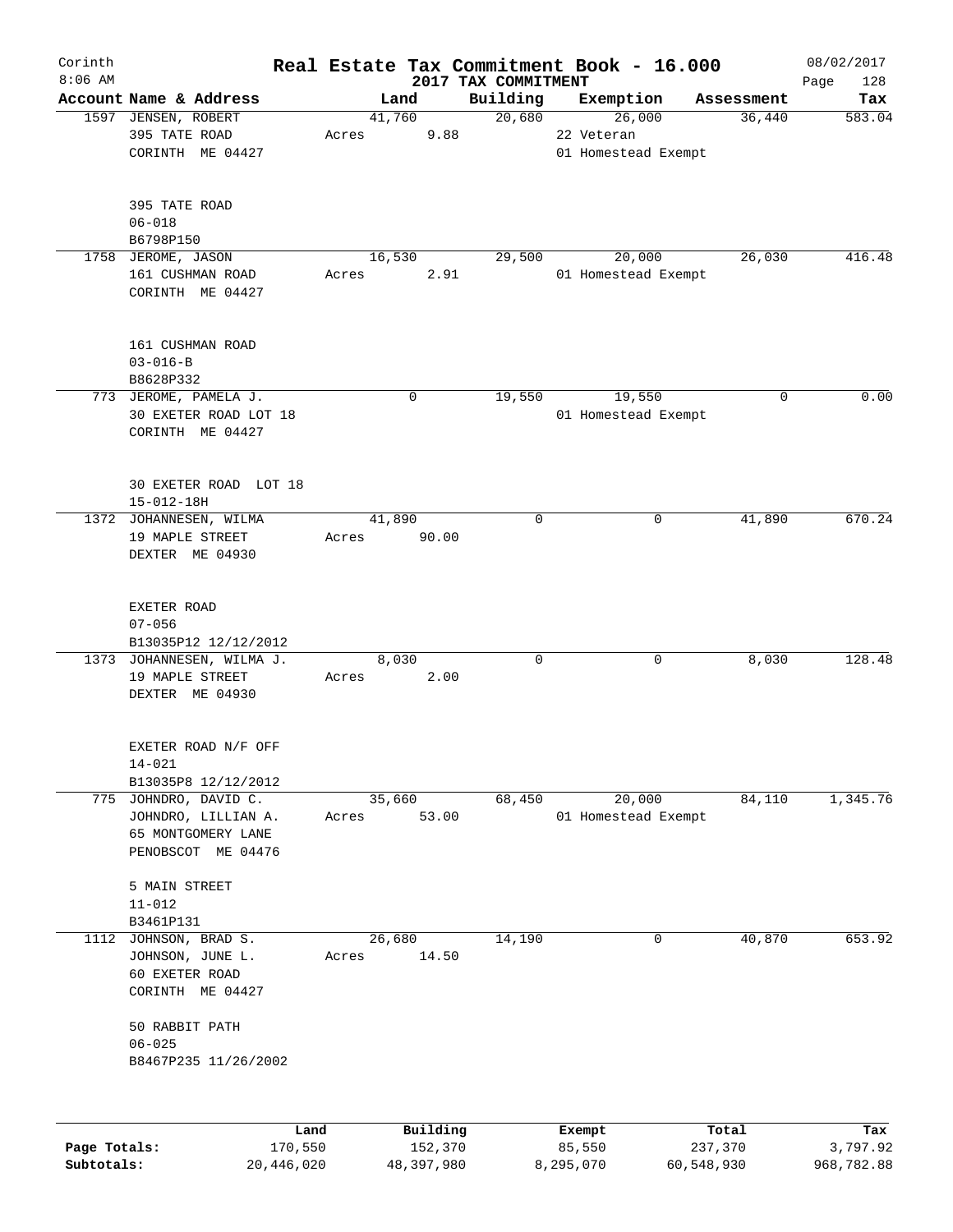# Real Estate Tax Commitment Book - 16.000

Corinth
8:06 AM

2017 TAX COMMITMENT

08/02/2017

| Account | Name & Address | Land | Building | Exemption | Assessment | Tax |
|---|---|---|---|---|---|---|
| 1597 | JENSEN, ROBERT<br>395 TATE ROAD<br>CORINTH ME 04427<br><br>395 TATE ROAD<br>06-018<br>B6798P150 | 41,760<br>Acres 9.88 | 20,680 | 26,000<br>22 Veteran<br>01 Homestead Exempt | 36,440 | 583.04 |
| 1758 | JEROME, JASON<br>161 CUSHMAN ROAD<br>CORINTH ME 04427<br><br>161 CUSHMAN ROAD<br>03-016-B<br>B8628P332 | 16,530<br>Acres 2.91 | 29,500 | 20,000<br>01 Homestead Exempt | 26,030 | 416.48 |
| 773 | JEROME, PAMELA J.<br>30 EXETER ROAD LOT 18<br>CORINTH ME 04427<br><br>30 EXETER ROAD LOT 18<br>15-012-18H | 0 | 19,550 | 19,550<br>01 Homestead Exempt | 0 | 0.00 |
| 1372 | JOHANNESEN, WILMA<br>19 MAPLE STREET<br>DEXTER ME 04930<br><br>EXETER ROAD<br>07-056<br>B13035P12 12/12/2012 | 41,890<br>Acres 90.00 | 0 | 0 | 41,890 | 670.24 |
| 1373 | JOHANNESEN, WILMA J.<br>19 MAPLE STREET<br>DEXTER ME 04930<br><br>EXETER ROAD N/F OFF<br>14-021<br>B13035P8 12/12/2012 | 8,030<br>Acres 2.00 | 0 | 0 | 8,030 | 128.48 |
| 775 | JOHNDRO, DAVID C.<br>JOHNDRO, LILLIAN A.<br>65 MONTGOMERY LANE<br>PENOBSCOT ME 04476<br><br>5 MAIN STREET<br>11-012<br>B3461P131 | 35,660<br>Acres 53.00 | 68,450 | 20,000<br>01 Homestead Exempt | 84,110 | 1,345.76 |
| 1112 | JOHNSON, BRAD S.<br>JOHNSON, JUNE L.<br>60 EXETER ROAD<br>CORINTH ME 04427<br><br>50 RABBIT PATH<br>06-025<br>B8467P235 11/26/2002 | 26,680<br>Acres 14.50 | 14,190 | 0 | 40,870 | 653.92 |

| | Land | Building | Exempt | Total | Tax |
|---|---|---|---|---|---|
| Page Totals: | 170,550 | 152,370 | 85,550 | 237,370 | 3,797.92 |
| Subtotals: | 20,446,020 | 48,397,980 | 8,295,070 | 60,548,930 | 968,782.88 |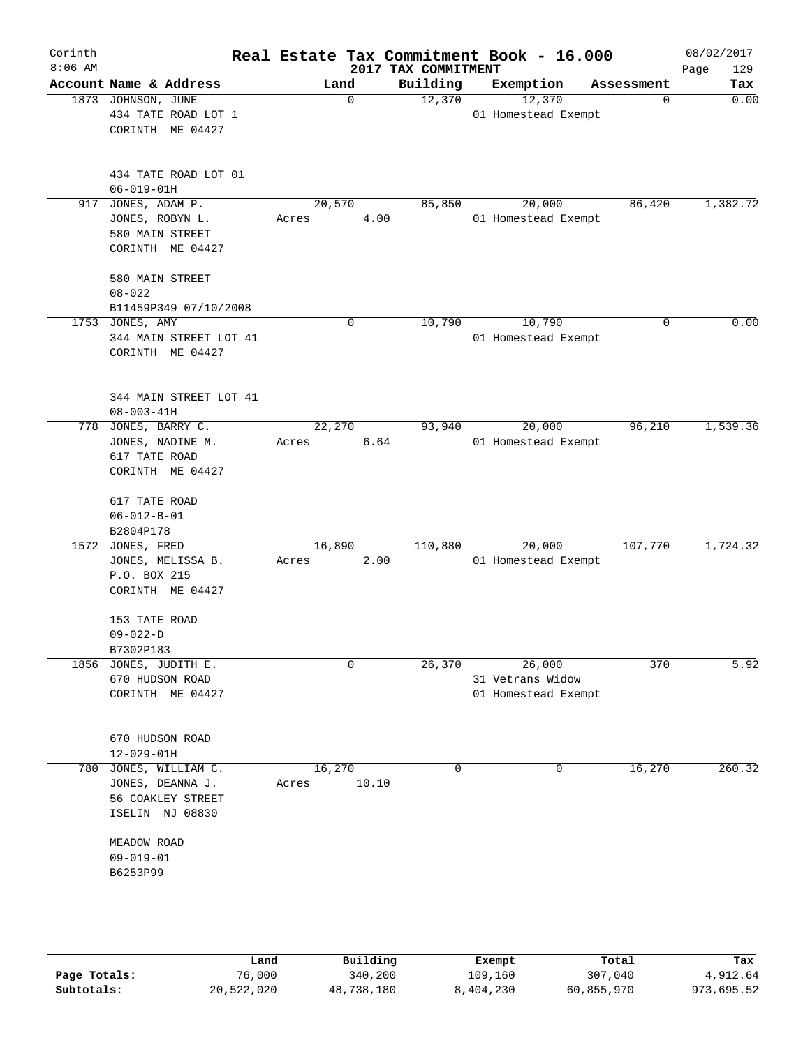# Corinth — Real Estate Tax Commitment Book - 16.000

8:06 AM — 2017 TAX COMMITMENT — 08/02/2017

| Account Name & Address | Land | Building | Exemption | Assessment | Tax |
|---|---|---|---|---|---|
| 1873 JOHNSON, JUNE<br>434 TATE ROAD LOT 1<br>CORINTH ME 04427<br><br>434 TATE ROAD LOT 01<br>06-019-01H | 0 | 12,370 | 12,370<br>01 Homestead Exempt | 0 | 0.00 |
| 917 JONES, ADAM P.<br>JONES, ROBYN L.<br>580 MAIN STREET<br>CORINTH ME 04427<br><br>580 MAIN STREET<br>08-022<br>B11459P349 07/10/2008 | 20,570<br>Acres 4.00 | 85,850 | 20,000<br>01 Homestead Exempt | 86,420 | 1,382.72 |
| 1753 JONES, AMY<br>344 MAIN STREET LOT 41<br>CORINTH ME 04427<br><br>344 MAIN STREET LOT 41<br>08-003-41H | 0 | 10,790 | 10,790<br>01 Homestead Exempt | 0 | 0.00 |
| 778 JONES, BARRY C.<br>JONES, NADINE M.<br>617 TATE ROAD<br>CORINTH ME 04427<br><br>617 TATE ROAD<br>06-012-B-01<br>B2804P178 | 22,270<br>Acres 6.64 | 93,940 | 20,000<br>01 Homestead Exempt | 96,210 | 1,539.36 |
| 1572 JONES, FRED<br>JONES, MELISSA B.<br>P.O. BOX 215<br>CORINTH ME 04427<br><br>153 TATE ROAD<br>09-022-D<br>B7302P183 | 16,890<br>Acres 2.00 | 110,880 | 20,000<br>01 Homestead Exempt | 107,770 | 1,724.32 |
| 1856 JONES, JUDITH E.<br>670 HUDSON ROAD<br>CORINTH ME 04427<br><br>670 HUDSON ROAD<br>12-029-01H | 0 | 26,370 | 26,000<br>31 Vetrans Widow<br>01 Homestead Exempt | 370 | 5.92 |
| 780 JONES, WILLIAM C.<br>JONES, DEANNA J.<br>56 COAKLEY STREET<br>ISELIN NJ 08830<br><br>MEADOW ROAD<br>09-019-01<br>B6253P99 | 16,270<br>Acres 10.10 | 0 | 0 | 16,270 | 260.32 |

| | Land | Building | Exempt | Total | Tax |
|---|---|---|---|---|---|
| Page Totals: | 76,000 | 340,200 | 109,160 | 307,040 | 4,912.64 |
| Subtotals: | 20,522,020 | 48,738,180 | 8,404,230 | 60,855,970 | 973,695.52 |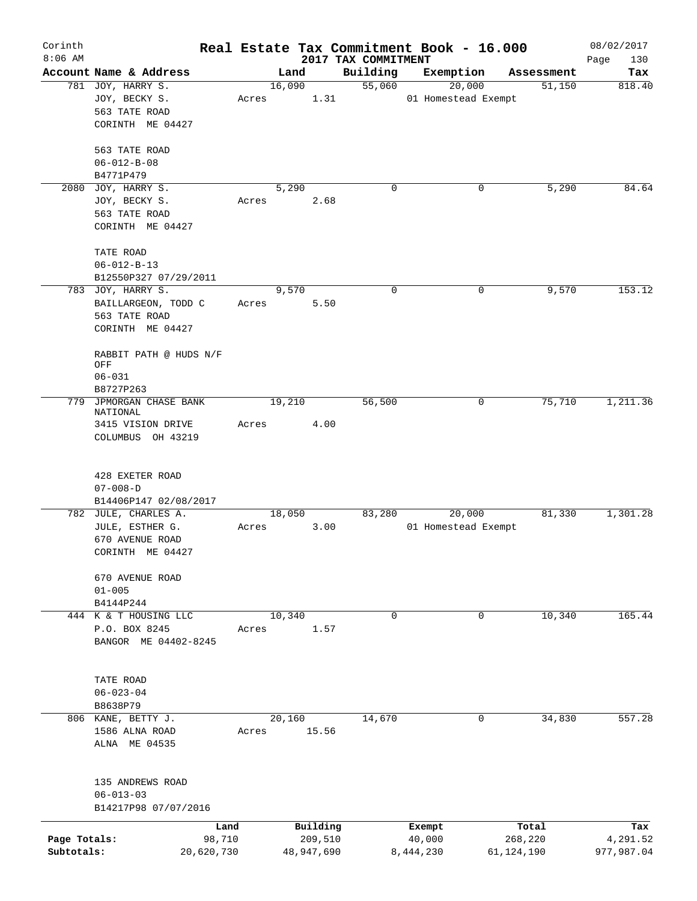# Real Estate Tax Commitment Book - 16.000

Corinth
8:06 AM

2017 TAX COMMITMENT

08/02/2017
Page 130

| Account Name & Address | Land | Building | Exemption | Assessment | Tax |
|---|---|---|---|---|---|
| 781 JOY, HARRY S.<br>JOY, BECKY S.<br>563 TATE ROAD<br>CORINTH ME 04427<br><br>563 TATE ROAD<br>06-012-B-08<br>B4771P479 | 16,090<br>Acres 1.31 | 55,060 | 20,000<br>01 Homestead Exempt | 51,150 | 818.40 |
| 2080 JOY, HARRY S.<br>JOY, BECKY S.<br>563 TATE ROAD<br>CORINTH ME 04427<br><br>TATE ROAD<br>06-012-B-13<br>B12550P327 07/29/2011 | 5,290<br>Acres 2.68 | 0 | 0 | 5,290 | 84.64 |
| 783 JOY, HARRY S.<br>BAILLARGEON, TODD C<br>563 TATE ROAD<br>CORINTH ME 04427<br><br>RABBIT PATH @ HUDS N/F OFF<br>06-031<br>B8727P263 | 9,570<br>Acres 5.50 | 0 | 0 | 9,570 | 153.12 |
| 779 JPMORGAN CHASE BANK NATIONAL<br>3415 VISION DRIVE<br>COLUMBUS OH 43219<br><br>428 EXETER ROAD<br>07-008-D<br>B14406P147 02/08/2017 | 19,210<br>Acres 4.00 | 56,500 | 0 | 75,710 | 1,211.36 |
| 782 JULE, CHARLES A.<br>JULE, ESTHER G.<br>670 AVENUE ROAD<br>CORINTH ME 04427<br><br>670 AVENUE ROAD<br>01-005<br>B4144P244 | 18,050<br>Acres 3.00 | 83,280 | 20,000<br>01 Homestead Exempt | 81,330 | 1,301.28 |
| 444 K & T HOUSING LLC<br>P.O. BOX 8245<br>BANGOR ME 04402-8245<br><br>TATE ROAD<br>06-023-04<br>B8638P79 | 10,340<br>Acres 1.57 | 0 | 0 | 10,340 | 165.44 |
| 806 KANE, BETTY J.<br>1586 ALNA ROAD<br>ALNA ME 04535<br><br>135 ANDREWS ROAD<br>06-013-03<br>B14217P98 07/07/2016 | 20,160<br>Acres 15.56 | 14,670 | 0 | 34,830 | 557.28 |

| | Land | Building | Exempt | Total | Tax |
|---|---|---|---|---|---|
| Page Totals: | 98,710 | 209,510 | 40,000 | 268,220 | 4,291.52 |
| Subtotals: | 20,620,730 | 48,947,690 | 8,444,230 | 61,124,190 | 977,987.04 |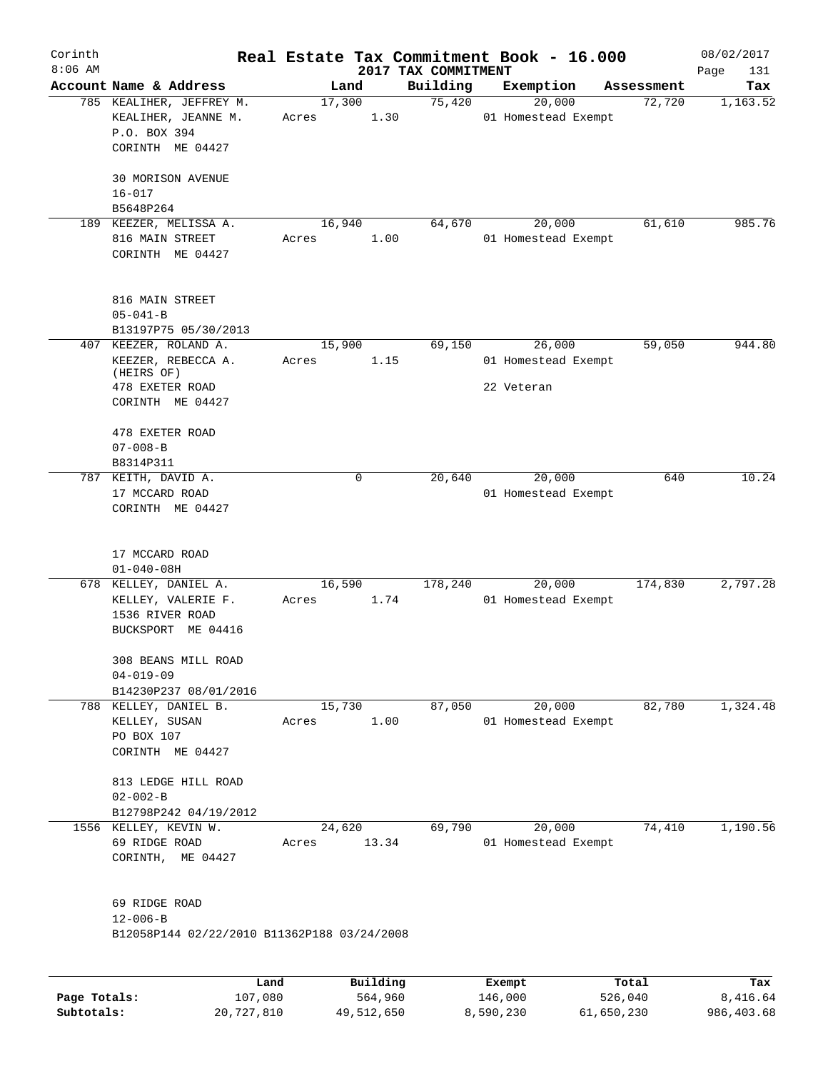Corinth 8:06 AM

**Real Estate Tax Commitment Book - 16.000**

**2017 TAX COMMITMENT**

08/02/2017

| Account Name & Address | Land | Building | Exemption | Assessment | Tax |
|---|---|---|---|---|---|
| 785 KEALIHER, JEFFREY M.<br>KEALIHER, JEANNE M.<br>P.O. BOX 394<br>CORINTH ME 04427<br><br>30 MORISON AVENUE<br>16-017<br>B5648P264 | 17,300<br>Acres 1.30 | 75,420 | 20,000<br>01 Homestead Exempt | 72,720 | 1,163.52 |
| 189 KEEZER, MELISSA A.<br>816 MAIN STREET<br>CORINTH ME 04427<br><br>816 MAIN STREET<br>05-041-B<br>B13197P75 05/30/2013 | 16,940<br>Acres 1.00 | 64,670 | 20,000<br>01 Homestead Exempt | 61,610 | 985.76 |
| 407 KEEZER, ROLAND A.<br>KEEZER, REBECCA A. (HEIRS OF)<br>478 EXETER ROAD<br>CORINTH ME 04427<br><br>478 EXETER ROAD<br>07-008-B<br>B8314P311 | 15,900<br>Acres 1.15 | 69,150 | 26,000<br>01 Homestead Exempt<br>22 Veteran | 59,050 | 944.80 |
| 787 KEITH, DAVID A.<br>17 MCCARD ROAD<br>CORINTH ME 04427<br><br>17 MCCARD ROAD<br>01-040-08H | 0 | 20,640 | 20,000<br>01 Homestead Exempt | 640 | 10.24 |
| 678 KELLEY, DANIEL A.<br>KELLEY, VALERIE F.<br>1536 RIVER ROAD<br>BUCKSPORT ME 04416<br><br>308 BEANS MILL ROAD<br>04-019-09<br>B14230P237 08/01/2016 | 16,590<br>Acres 1.74 | 178,240 | 20,000<br>01 Homestead Exempt | 174,830 | 2,797.28 |
| 788 KELLEY, DANIEL B.<br>KELLEY, SUSAN<br>PO BOX 107<br>CORINTH ME 04427<br><br>813 LEDGE HILL ROAD<br>02-002-B<br>B12798P242 04/19/2012 | 15,730<br>Acres 1.00 | 87,050 | 20,000<br>01 Homestead Exempt | 82,780 | 1,324.48 |
| 1556 KELLEY, KEVIN W.<br>69 RIDGE ROAD<br>CORINTH, ME 04427<br><br>69 RIDGE ROAD<br>12-006-B<br>B12058P144 02/22/2010 B11362P188 03/24/2008 | 24,620<br>Acres 13.34 | 69,790 | 20,000<br>01 Homestead Exempt | 74,410 | 1,190.56 |

| | Land | Building | Exempt | Total | Tax |
|---|---|---|---|---|---|
| **Page Totals:** | 107,080 | 564,960 | 146,000 | 526,040 | 8,416.64 |
| **Subtotals:** | 20,727,810 | 49,512,650 | 8,590,230 | 61,650,230 | 986,403.68 |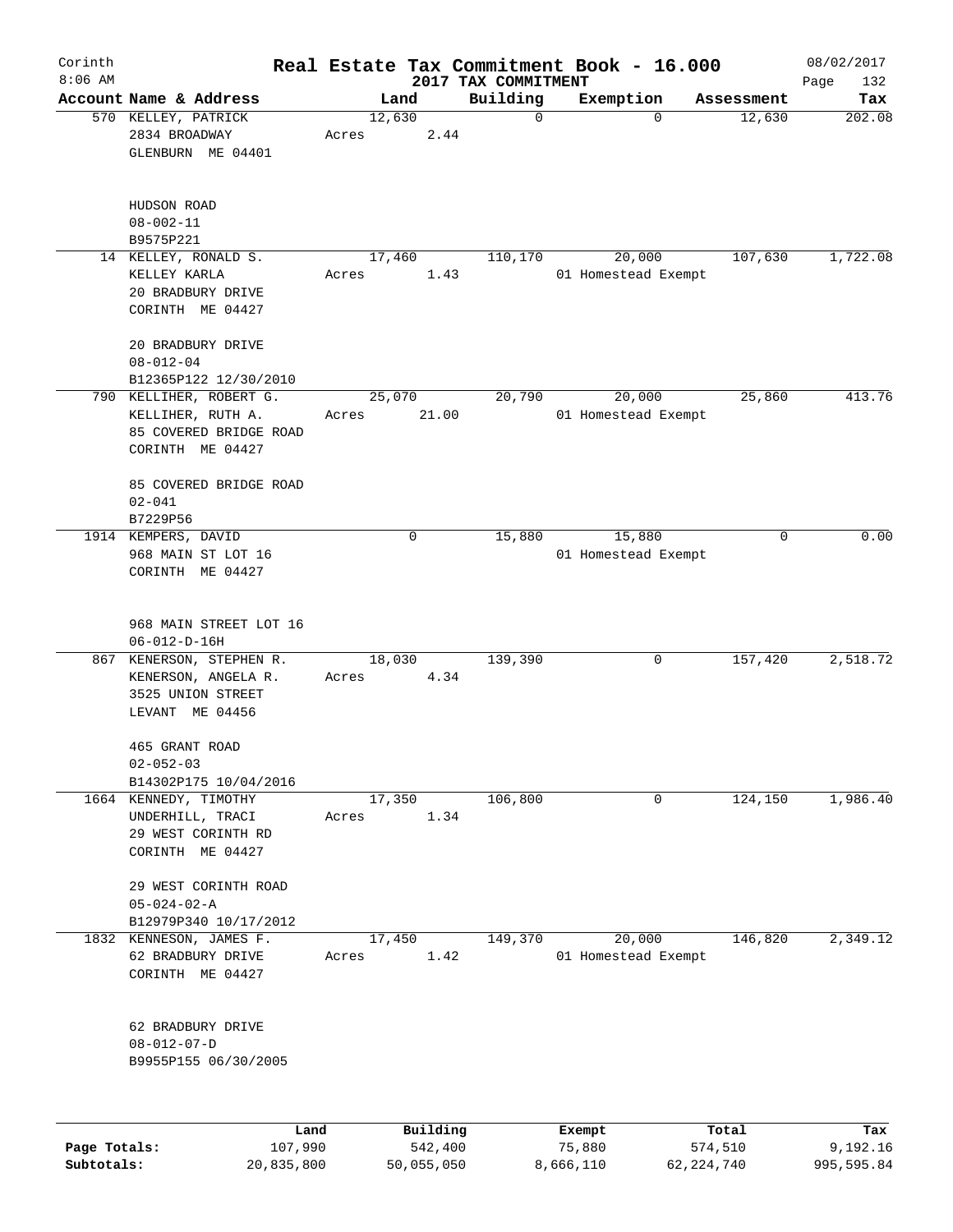Corinth 8:06 AM

# Real Estate Tax Commitment Book - 16.000

2017 TAX COMMITMENT

08/02/2017

| Account | Name & Address | Land | Building | Exemption | Assessment | Tax |
|---|---|---|---|---|---|---|
| 570 | KELLEY, PATRICK<br>2834 BROADWAY<br>GLENBURN ME 04401<br><br>HUDSON ROAD<br>08-002-11<br>B9575P221 | 12,630<br>Acres 2.44 | 0 | 0 | 12,630 | 202.08 |
| 14 | KELLEY, RONALD S.<br>KELLEY KARLA<br>20 BRADBURY DRIVE<br>CORINTH ME 04427<br><br>20 BRADBURY DRIVE<br>08-012-04<br>B12365P122 12/30/2010 | 17,460<br>Acres 1.43 | 110,170 | 20,000<br>01 Homestead Exempt | 107,630 | 1,722.08 |
| 790 | KELLIHER, ROBERT G.<br>KELLIHER, RUTH A.<br>85 COVERED BRIDGE ROAD<br>CORINTH ME 04427<br><br>85 COVERED BRIDGE ROAD<br>02-041<br>B7229P56 | 25,070<br>Acres 21.00 | 20,790 | 20,000<br>01 Homestead Exempt | 25,860 | 413.76 |
| 1914 | KEMPERS, DAVID<br>968 MAIN ST LOT 16<br>CORINTH ME 04427<br><br>968 MAIN STREET LOT 16<br>06-012-D-16H | 0 | 15,880 | 15,880<br>01 Homestead Exempt | 0 | 0.00 |
| 867 | KENERSON, STEPHEN R.<br>KENERSON, ANGELA R.<br>3525 UNION STREET<br>LEVANT ME 04456<br><br>465 GRANT ROAD<br>02-052-03<br>B14302P175 10/04/2016 | 18,030<br>Acres 4.34 | 139,390 | 0 | 157,420 | 2,518.72 |
| 1664 | KENNEDY, TIMOTHY<br>UNDERHILL, TRACI<br>29 WEST CORINTH RD<br>CORINTH ME 04427<br><br>29 WEST CORINTH ROAD<br>05-024-02-A<br>B12979P340 10/17/2012 | 17,350<br>Acres 1.34 | 106,800 | 0 | 124,150 | 1,986.40 |
| 1832 | KENNESON, JAMES F.<br>62 BRADBURY DRIVE<br>CORINTH ME 04427<br><br>62 BRADBURY DRIVE<br>08-012-07-D<br>B9955P155 06/30/2005 | 17,450<br>Acres 1.42 | 149,370 | 20,000<br>01 Homestead Exempt | 146,820 | 2,349.12 |

| | Land | Building | Exempt | Total | Tax |
|---|---|---|---|---|---|
| Page Totals: | 107,990 | 542,400 | 75,880 | 574,510 | 9,192.16 |
| Subtotals: | 20,835,800 | 50,055,050 | 8,666,110 | 62,224,740 | 995,595.84 |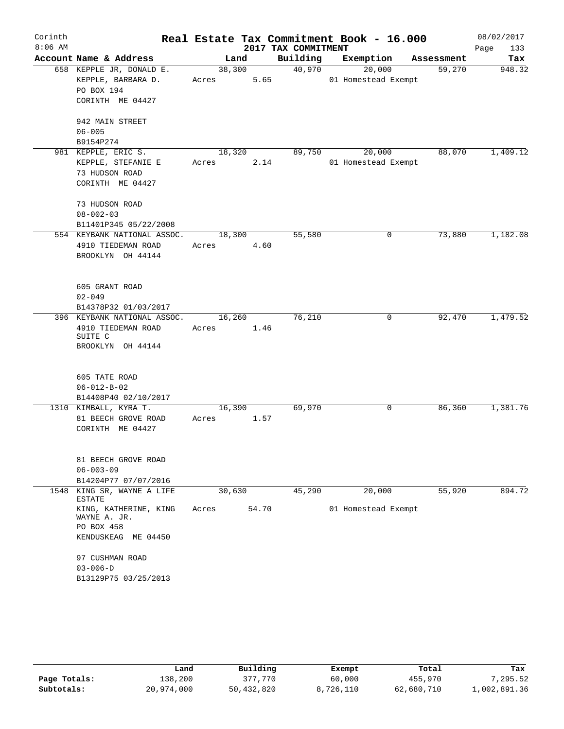# Real Estate Tax Commitment Book - 16.000

Corinth 8:06 AM — 2017 TAX COMMITMENT — 08/02/2017

| Account Name & Address | Land | Building | Exemption | Assessment | Tax |
|---|---|---|---|---|---|
| 658 KEPPLE JR, DONALD E.<br>KEPPLE, BARBARA D.<br>PO BOX 194<br>CORINTH ME 04427<br><br>942 MAIN STREET<br>06-005<br>B9154P274 | 38,300<br>Acres 5.65 | 40,970 | 20,000<br>01 Homestead Exempt | 59,270 | 948.32 |
| 981 KEPPLE, ERIC S.<br>KEPPLE, STEFANIE E<br>73 HUDSON ROAD<br>CORINTH ME 04427<br><br>73 HUDSON ROAD<br>08-002-03<br>B11401P345 05/22/2008 | 18,320<br>Acres 2.14 | 89,750 | 20,000<br>01 Homestead Exempt | 88,070 | 1,409.12 |
| 554 KEYBANK NATIONAL ASSOC.<br>4910 TIEDEMAN ROAD<br>BROOKLYN OH 44144<br><br>605 GRANT ROAD<br>02-049<br>B14378P32 01/03/2017 | 18,300<br>Acres 4.60 | 55,580 | 0 | 73,880 | 1,182.08 |
| 396 KEYBANK NATIONAL ASSOC.<br>4910 TIEDEMAN ROAD<br>SUITE C<br>BROOKLYN OH 44144<br><br>605 TATE ROAD<br>06-012-B-02<br>B14408P40 02/10/2017 | 16,260<br>Acres 1.46 | 76,210 | 0 | 92,470 | 1,479.52 |
| 1310 KIMBALL, KYRA T.<br>81 BEECH GROVE ROAD<br>CORINTH ME 04427<br><br>81 BEECH GROVE ROAD<br>06-003-09<br>B14204P77 07/07/2016 | 16,390<br>Acres 1.57 | 69,970 | 0 | 86,360 | 1,381.76 |
| 1548 KING SR, WAYNE A LIFE ESTATE<br>KING, KATHERINE, KING WAYNE A. JR.<br>PO BOX 458<br>KENDUSKEAG ME 04450<br><br>97 CUSHMAN ROAD<br>03-006-D<br>B13129P75 03/25/2013 | 30,630<br>Acres 54.70 | 45,290 | 20,000<br>01 Homestead Exempt | 55,920 | 894.72 |

| | Land | Building | Exempt | Total | Tax |
|---|---|---|---|---|---|
| Page Totals: | 138,200 | 377,770 | 60,000 | 455,970 | 7,295.52 |
| Subtotals: | 20,974,000 | 50,432,820 | 8,726,110 | 62,680,710 | 1,002,891.36 |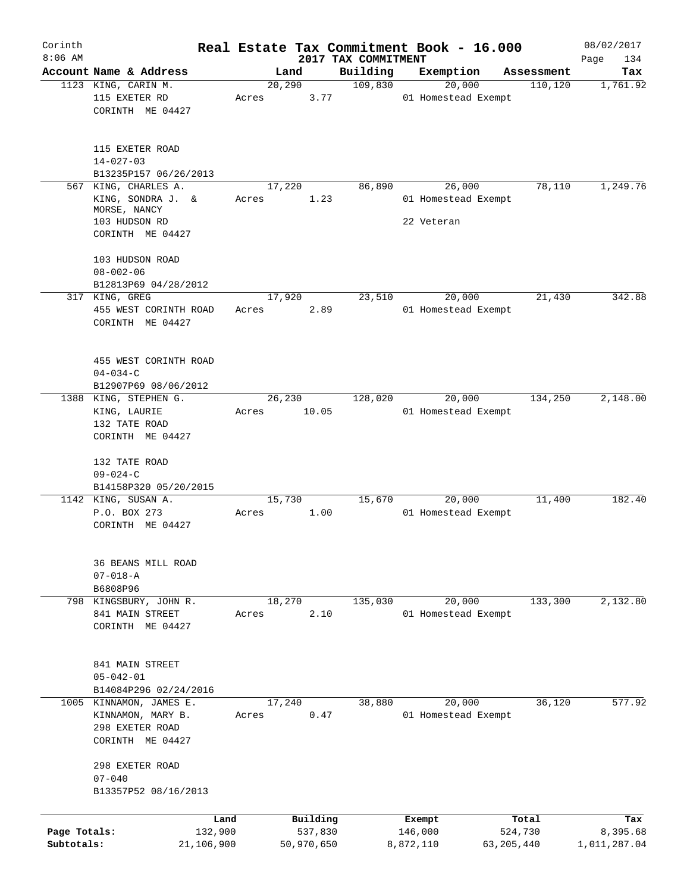Corinth 8:06 AM

# Real Estate Tax Commitment Book - 16.000

2017 TAX COMMITMENT

08/02/2017 Page 134

| Account | Name & Address | Land | Building | Exemption | Assessment | Tax |
|---|---|---|---|---|---|---|
| 1123 | KING, CARIN M.<br>115 EXETER RD<br>CORINTH ME 04427<br><br>115 EXETER ROAD<br>14-027-03<br>B13235P157 06/26/2013 | 20,290<br>Acres 3.77 | 109,830 | 20,000<br>01 Homestead Exempt | 110,120 | 1,761.92 |
| 567 | KING, CHARLES A.<br>KING, SONDRA J. &<br>MORSE, NANCY<br>103 HUDSON RD<br>CORINTH ME 04427<br><br>103 HUDSON ROAD<br>08-002-06<br>B12813P69 04/28/2012 | 17,220<br>Acres 1.23 | 86,890 | 26,000<br>01 Homestead Exempt<br>22 Veteran | 78,110 | 1,249.76 |
| 317 | KING, GREG<br>455 WEST CORINTH ROAD<br>CORINTH ME 04427<br><br>455 WEST CORINTH ROAD<br>04-034-C<br>B12907P69 08/06/2012 | 17,920<br>Acres 2.89 | 23,510 | 20,000<br>01 Homestead Exempt | 21,430 | 342.88 |
| 1388 | KING, STEPHEN G.<br>KING, LAURIE<br>132 TATE ROAD<br>CORINTH ME 04427<br><br>132 TATE ROAD<br>09-024-C<br>B14158P320 05/20/2015 | 26,230<br>Acres 10.05 | 128,020 | 20,000<br>01 Homestead Exempt | 134,250 | 2,148.00 |
| 1142 | KING, SUSAN A.<br>P.O. BOX 273<br>CORINTH ME 04427<br><br>36 BEANS MILL ROAD<br>07-018-A<br>B6808P96 | 15,730<br>Acres 1.00 | 15,670 | 20,000<br>01 Homestead Exempt | 11,400 | 182.40 |
| 798 | KINGSBURY, JOHN R.<br>841 MAIN STREET<br>CORINTH ME 04427<br><br>841 MAIN STREET<br>05-042-01<br>B14084P296 02/24/2016 | 18,270<br>Acres 2.10 | 135,030 | 20,000<br>01 Homestead Exempt | 133,300 | 2,132.80 |
| 1005 | KINNAMON, JAMES E.<br>KINNAMON, MARY B.<br>298 EXETER ROAD<br>CORINTH ME 04427<br><br>298 EXETER ROAD<br>07-040<br>B13357P52 08/16/2013 | 17,240<br>Acres 0.47 | 38,880 | 20,000<br>01 Homestead Exempt | 36,120 | 577.92 |

| | Land | Building | Exempt | Total | Tax |
|---|---|---|---|---|---|
| Page Totals: | 132,900 | 537,830 | 146,000 | 524,730 | 8,395.68 |
| Subtotals: | 21,106,900 | 50,970,650 | 8,872,110 | 63,205,440 | 1,011,287.04 |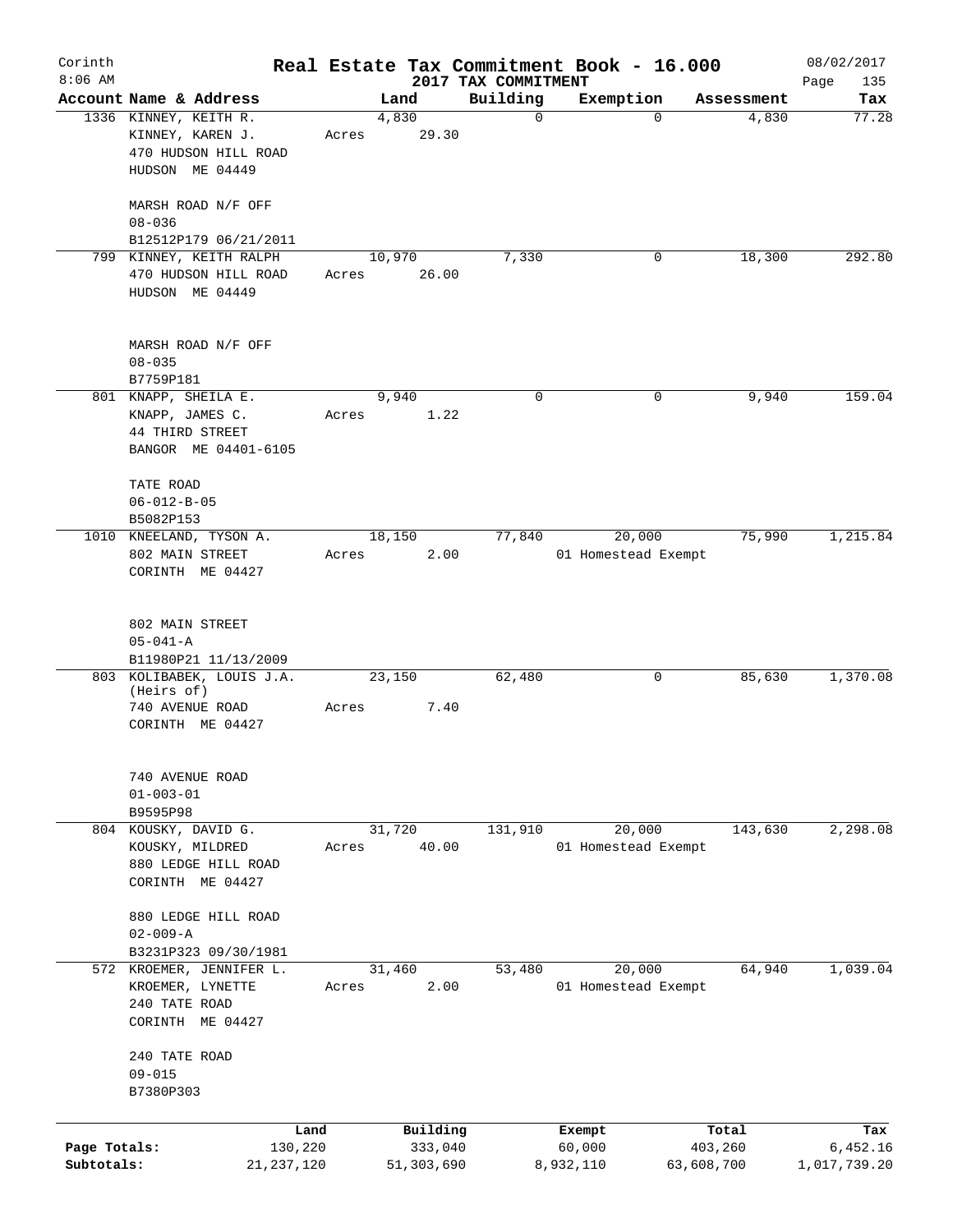# Real Estate Tax Commitment Book - 16.000

## 2017 TAX COMMITMENT

Corinth 8:06 AM — 08/02/2017

| Account | Name & Address | Land | Building | Exemption | Assessment | Tax |
|---|---|---|---|---|---|---|
| 1336 | KINNEY, KEITH R.<br>KINNEY, KAREN J.<br>470 HUDSON HILL ROAD<br>HUDSON ME 04449<br><br>MARSH ROAD N/F OFF<br>08-036<br>B12512P179 06/21/2011 | 4,830<br>Acres 29.30 | 0 | 0 | 4,830 | 77.28 |
| 799 | KINNEY, KEITH RALPH<br>470 HUDSON HILL ROAD<br>HUDSON ME 04449<br><br>MARSH ROAD N/F OFF<br>08-035<br>B7759P181 | 10,970<br>Acres 26.00 | 7,330 | 0 | 18,300 | 292.80 |
| 801 | KNAPP, SHEILA E.<br>KNAPP, JAMES C.<br>44 THIRD STREET<br>BANGOR ME 04401-6105<br><br>TATE ROAD<br>06-012-B-05<br>B5082P153 | 9,940<br>Acres 1.22 | 0 | 0 | 9,940 | 159.04 |
| 1010 | KNEELAND, TYSON A.<br>802 MAIN STREET<br>CORINTH ME 04427<br><br>802 MAIN STREET<br>05-041-A<br>B11980P21 11/13/2009 | 18,150<br>Acres 2.00 | 77,840 | 20,000<br>01 Homestead Exempt | 75,990 | 1,215.84 |
| 803 | KOLIBABEK, LOUIS J.A. (Heirs of)<br>740 AVENUE ROAD<br>CORINTH ME 04427<br><br>740 AVENUE ROAD<br>01-003-01<br>B9595P98 | 23,150<br>Acres 7.40 | 62,480 | 0 | 85,630 | 1,370.08 |
| 804 | KOUSKY, DAVID G.<br>KOUSKY, MILDRED<br>880 LEDGE HILL ROAD<br>CORINTH ME 04427<br><br>880 LEDGE HILL ROAD<br>02-009-A<br>B3231P323 09/30/1981 | 31,720<br>Acres 40.00 | 131,910 | 20,000<br>01 Homestead Exempt | 143,630 | 2,298.08 |
| 572 | KROEMER, JENNIFER L.<br>KROEMER, LYNETTE<br>240 TATE ROAD<br>CORINTH ME 04427<br><br>240 TATE ROAD<br>09-015<br>B7380P303 | 31,460<br>Acres 2.00 | 53,480 | 20,000<br>01 Homestead Exempt | 64,940 | 1,039.04 |

| | Land | Building | Exempt | Total | Tax |
|---|---|---|---|---|---|
| Page Totals: | 130,220 | 333,040 | 60,000 | 403,260 | 6,452.16 |
| Subtotals: | 21,237,120 | 51,303,690 | 8,932,110 | 63,608,700 | 1,017,739.20 |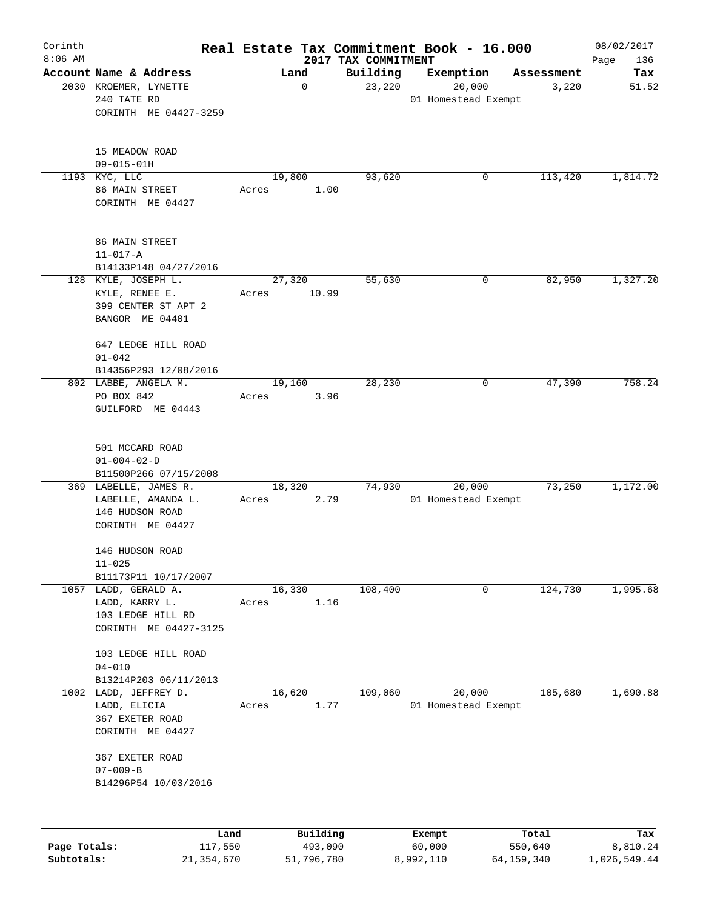Corinth 8:06 AM

# Real Estate Tax Commitment Book - 16.000

2017 TAX COMMITMENT

08/02/2017

| Account Name & Address | Land | Building | Exemption | Assessment | Tax |
|---|---|---|---|---|---|
| 2030 KROEMER, LYNETTE<br>240 TATE RD<br>CORINTH ME 04427-3259<br><br>15 MEADOW ROAD<br>09-015-01H | 0 | 23,220 | 20,000<br>01 Homestead Exempt | 3,220 | 51.52 |
| 1193 KYC, LLC<br>86 MAIN STREET<br>CORINTH ME 04427<br><br>86 MAIN STREET<br>11-017-A<br>B14133P148 04/27/2016 | 19,800<br>Acres 1.00 | 93,620 | 0 | 113,420 | 1,814.72 |
| 128 KYLE, JOSEPH L.<br>KYLE, RENEE E.<br>399 CENTER ST APT 2<br>BANGOR ME 04401<br><br>647 LEDGE HILL ROAD<br>01-042<br>B14356P293 12/08/2016 | 27,320<br>Acres 10.99 | 55,630 | 0 | 82,950 | 1,327.20 |
| 802 LABBE, ANGELA M.<br>PO BOX 842<br>GUILFORD ME 04443<br><br>501 MCCARD ROAD<br>01-004-02-D<br>B11500P266 07/15/2008 | 19,160<br>Acres 3.96 | 28,230 | 0 | 47,390 | 758.24 |
| 369 LABELLE, JAMES R.<br>LABELLE, AMANDA L.<br>146 HUDSON ROAD<br>CORINTH ME 04427<br><br>146 HUDSON ROAD<br>11-025<br>B11173P11 10/17/2007 | 18,320<br>Acres 2.79 | 74,930 | 20,000<br>01 Homestead Exempt | 73,250 | 1,172.00 |
| 1057 LADD, GERALD A.<br>LADD, KARRY L.<br>103 LEDGE HILL RD<br>CORINTH ME 04427-3125<br><br>103 LEDGE HILL ROAD<br>04-010<br>B13214P203 06/11/2013 | 16,330<br>Acres 1.16 | 108,400 | 0 | 124,730 | 1,995.68 |
| 1002 LADD, JEFFREY D.<br>LADD, ELICIA<br>367 EXETER ROAD<br>CORINTH ME 04427<br><br>367 EXETER ROAD<br>07-009-B<br>B14296P54 10/03/2016 | 16,620<br>Acres 1.77 | 109,060 | 20,000<br>01 Homestead Exempt | 105,680 | 1,690.88 |

| | Land | Building | Exempt | Total | Tax |
|---|---|---|---|---|---|
| Page Totals: | 117,550 | 493,090 | 60,000 | 550,640 | 8,810.24 |
| Subtotals: | 21,354,670 | 51,796,780 | 8,992,110 | 64,159,340 | 1,026,549.44 |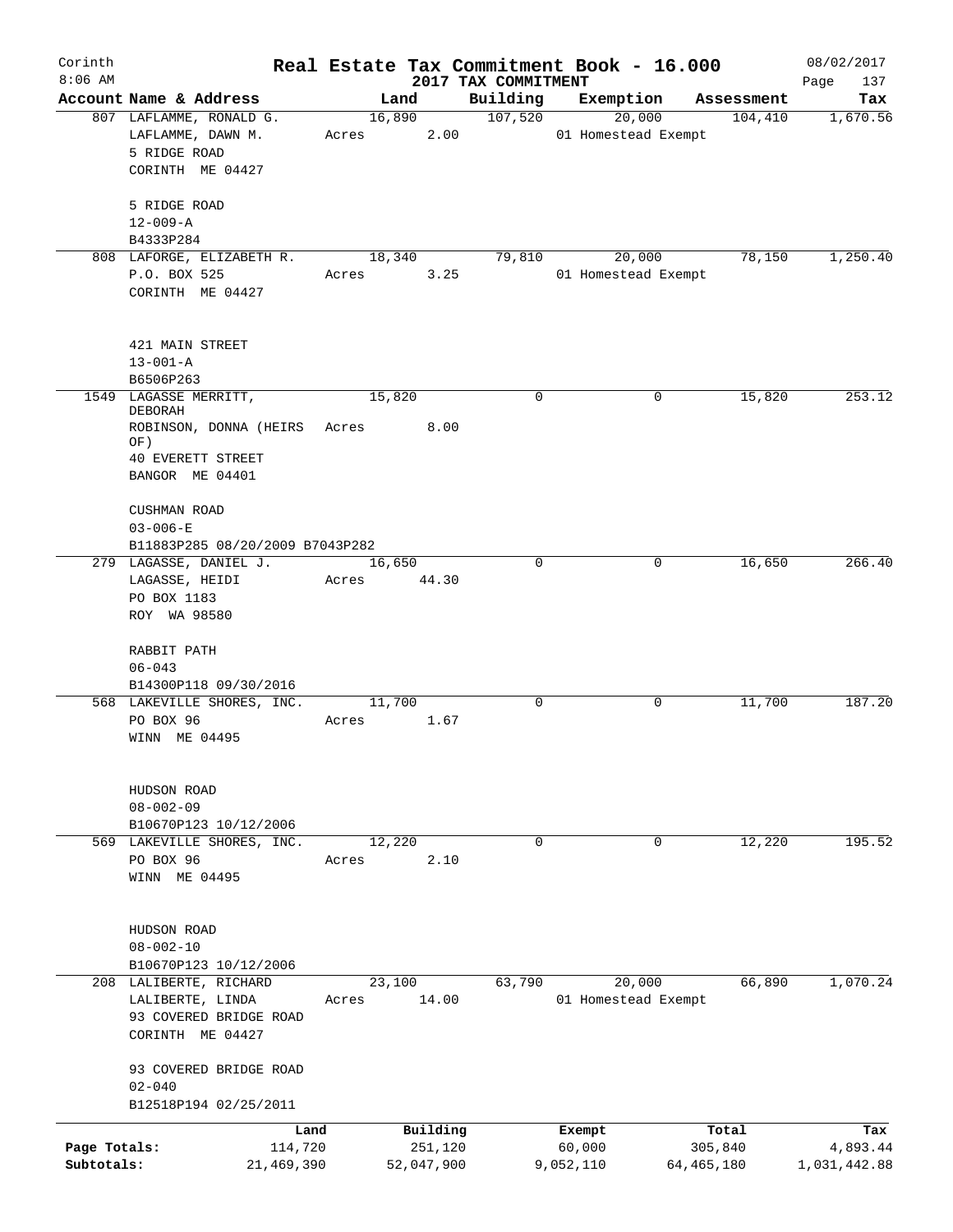Corinth 8:06 AM

# Real Estate Tax Commitment Book - 16.000

2017 TAX COMMITMENT

08/02/2017 Page 137

| Account Name & Address | Land | Building | Exemption | Assessment | Tax |
|---|---|---|---|---|---|
| 807 LAFLAMME, RONALD G.<br>LAFLAMME, DAWN M.<br>5 RIDGE ROAD<br>CORINTH ME 04427<br><br>5 RIDGE ROAD<br>12-009-A<br>B4333P284 | 16,890<br>Acres 2.00 | 107,520 | 20,000<br>01 Homestead Exempt | 104,410 | 1,670.56 |
| 808 LAFORGE, ELIZABETH R.<br>P.O. BOX 525<br>CORINTH ME 04427<br><br>421 MAIN STREET<br>13-001-A<br>B6506P263 | 18,340<br>Acres 3.25 | 79,810 | 20,000<br>01 Homestead Exempt | 78,150 | 1,250.40 |
| 1549 LAGASSE MERRITT, DEBORAH<br>ROBINSON, DONNA (HEIRS OF)<br>40 EVERETT STREET<br>BANGOR ME 04401<br><br>CUSHMAN ROAD<br>03-006-E<br>B11883P285 08/20/2009 B7043P282 | 15,820<br>Acres 8.00 | 0 | 0 | 15,820 | 253.12 |
| 279 LAGASSE, DANIEL J.<br>LAGASSE, HEIDI<br>PO BOX 1183<br>ROY WA 98580<br><br>RABBIT PATH<br>06-043<br>B14300P118 09/30/2016 | 16,650<br>Acres 44.30 | 0 | 0 | 16,650 | 266.40 |
| 568 LAKEVILLE SHORES, INC.<br>PO BOX 96<br>WINN ME 04495<br><br>HUDSON ROAD<br>08-002-09<br>B10670P123 10/12/2006 | 11,700<br>Acres 1.67 | 0 | 0 | 11,700 | 187.20 |
| 569 LAKEVILLE SHORES, INC.<br>PO BOX 96<br>WINN ME 04495<br><br>HUDSON ROAD<br>08-002-10<br>B10670P123 10/12/2006 | 12,220<br>Acres 2.10 | 0 | 0 | 12,220 | 195.52 |
| 208 LALIBERTE, RICHARD<br>LALIBERTE, LINDA<br>93 COVERED BRIDGE ROAD<br>CORINTH ME 04427<br><br>93 COVERED BRIDGE ROAD<br>02-040<br>B12518P194 02/25/2011 | 23,100<br>Acres 14.00 | 63,790 | 20,000<br>01 Homestead Exempt | 66,890 | 1,070.24 |

| | Land | Building | Exempt | Total | Tax |
|---|---|---|---|---|---|
| Page Totals: | 114,720 | 251,120 | 60,000 | 305,840 | 4,893.44 |
| Subtotals: | 21,469,390 | 52,047,900 | 9,052,110 | 64,465,180 | 1,031,442.88 |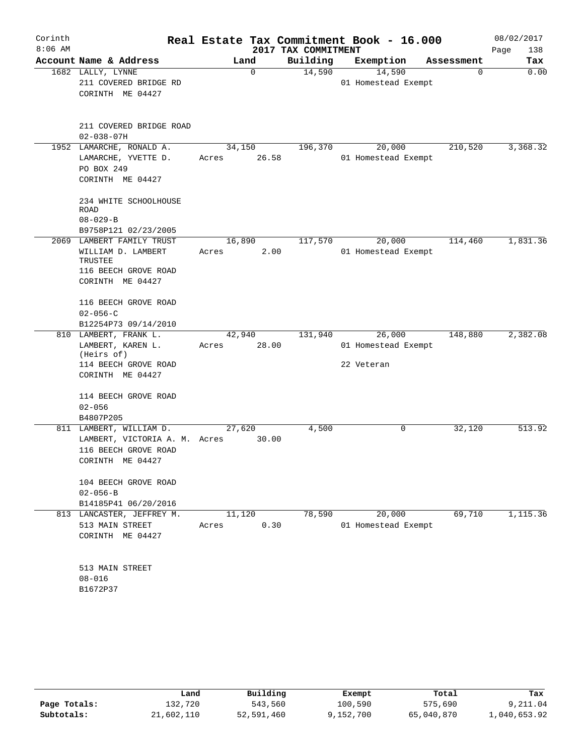Corinth
8:06 AM

# Real Estate Tax Commitment Book - 16.000

2017 TAX COMMITMENT

08/02/2017

| Account Name & Address | Land | Building | Exemption | Assessment | Tax |
|---|---|---|---|---|---|
| 1682 LALLY, LYNNE<br>211 COVERED BRIDGE RD<br>CORINTH ME 04427<br><br>211 COVERED BRIDGE ROAD<br>02-038-07H | 0 | 14,590 | 14,590<br>01 Homestead Exempt | 0 | 0.00 |
| 1952 LAMARCHE, RONALD A.<br>LAMARCHE, YVETTE D.<br>PO BOX 249<br>CORINTH ME 04427<br><br>234 WHITE SCHOOLHOUSE ROAD<br>08-029-B<br>B9758P121 02/23/2005 | 34,150<br>Acres 26.58 | 196,370 | 20,000<br>01 Homestead Exempt | 210,520 | 3,368.32 |
| 2069 LAMBERT FAMILY TRUST<br>WILLIAM D. LAMBERT TRUSTEE<br>116 BEECH GROVE ROAD<br>CORINTH ME 04427<br><br>116 BEECH GROVE ROAD<br>02-056-C<br>B12254P73 09/14/2010 | 16,890<br>Acres 2.00 | 117,570 | 20,000<br>01 Homestead Exempt | 114,460 | 1,831.36 |
| 810 LAMBERT, FRANK L.<br>LAMBERT, KAREN L. (Heirs of)<br>114 BEECH GROVE ROAD<br>CORINTH ME 04427<br><br>114 BEECH GROVE ROAD<br>02-056<br>B4807P205 | 42,940<br>Acres 28.00 | 131,940 | 26,000<br>01 Homestead Exempt<br>22 Veteran | 148,880 | 2,382.08 |
| 811 LAMBERT, WILLIAM D.<br>LAMBERT, VICTORIA A. M.<br>116 BEECH GROVE ROAD<br>CORINTH ME 04427<br><br>104 BEECH GROVE ROAD<br>02-056-B<br>B14185P41 06/20/2016 | 27,620<br>Acres 30.00 | 4,500 | 0 | 32,120 | 513.92 |
| 813 LANCASTER, JEFFREY M.<br>513 MAIN STREET<br>CORINTH ME 04427<br><br>513 MAIN STREET<br>08-016<br>B1672P37 | 11,120<br>Acres 0.30 | 78,590 | 20,000<br>01 Homestead Exempt | 69,710 | 1,115.36 |

| | Land | Building | Exempt | Total | Tax |
|---|---|---|---|---|---|
| Page Totals: | 132,720 | 543,560 | 100,590 | 575,690 | 9,211.04 |
| Subtotals: | 21,602,110 | 52,591,460 | 9,152,700 | 65,040,870 | 1,040,653.92 |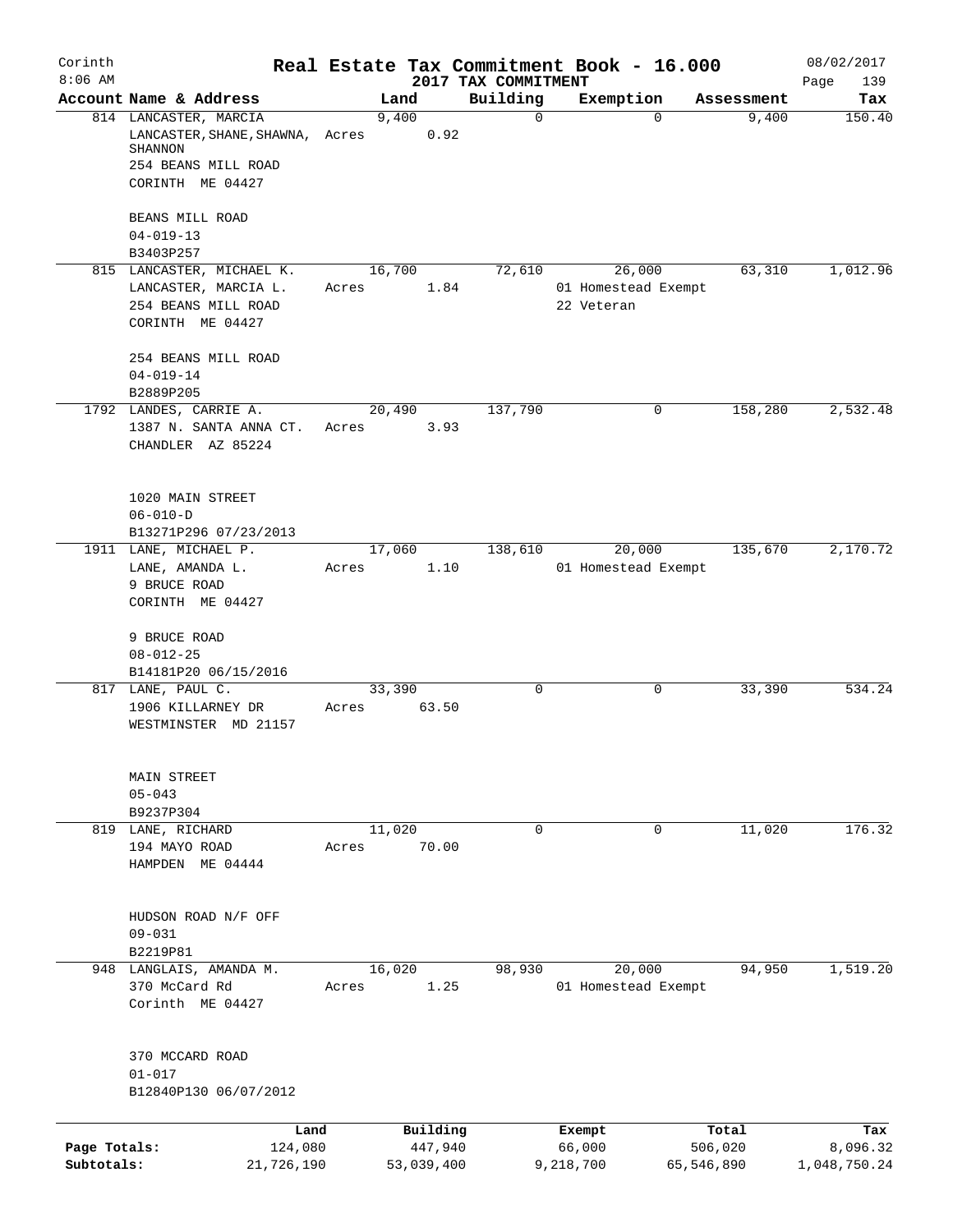Corinth 8:06 AM

# Real Estate Tax Commitment Book - 16.000

## 2017 TAX COMMITMENT

08/02/2017

| Account Name & Address | Land | Building | Exemption | Assessment | Tax |
|---|---|---|---|---|---|
| 814 LANCASTER, MARCIA<br>LANCASTER, SHANE, SHAWNA, SHANNON<br>254 BEANS MILL ROAD<br>CORINTH ME 04427<br><br>BEANS MILL ROAD<br>04-019-13<br>B3403P257 | 9,400<br>Acres 0.92 | 0 | 0 | 9,400 | 150.40 |
| 815 LANCASTER, MICHAEL K.<br>LANCASTER, MARCIA L.<br>254 BEANS MILL ROAD<br>CORINTH ME 04427<br><br>254 BEANS MILL ROAD<br>04-019-14<br>B2889P205 | 16,700<br>Acres 1.84 | 72,610 | 26,000<br>01 Homestead Exempt<br>22 Veteran | 63,310 | 1,012.96 |
| 1792 LANDES, CARRIE A.<br>1387 N. SANTA ANNA CT.<br>CHANDLER AZ 85224<br><br>1020 MAIN STREET<br>06-010-D<br>B13271P296 07/23/2013 | 20,490<br>Acres 3.93 | 137,790 | 0 | 158,280 | 2,532.48 |
| 1911 LANE, MICHAEL P.<br>LANE, AMANDA L.<br>9 BRUCE ROAD<br>CORINTH ME 04427<br><br>9 BRUCE ROAD<br>08-012-25<br>B14181P20 06/15/2016 | 17,060<br>Acres 1.10 | 138,610 | 20,000<br>01 Homestead Exempt | 135,670 | 2,170.72 |
| 817 LANE, PAUL C.<br>1906 KILLARNEY DR<br>WESTMINSTER MD 21157<br><br>MAIN STREET<br>05-043<br>B9237P304 | 33,390<br>Acres 63.50 | 0 | 0 | 33,390 | 534.24 |
| 819 LANE, RICHARD<br>194 MAYO ROAD<br>HAMPDEN ME 04444<br><br>HUDSON ROAD N/F OFF<br>09-031<br>B2219P81 | 11,020<br>Acres 70.00 | 0 | 0 | 11,020 | 176.32 |
| 948 LANGLAIS, AMANDA M.<br>370 McCard Rd<br>Corinth ME 04427<br><br>370 MCCARD ROAD<br>01-017<br>B12840P130 06/07/2012 | 16,020<br>Acres 1.25 | 98,930 | 20,000<br>01 Homestead Exempt | 94,950 | 1,519.20 |

| | Land | Building | Exempt | Total | Tax |
|---|---|---|---|---|---|
| Page Totals: | 124,080 | 447,940 | 66,000 | 506,020 | 8,096.32 |
| Subtotals: | 21,726,190 | 53,039,400 | 9,218,700 | 65,546,890 | 1,048,750.24 |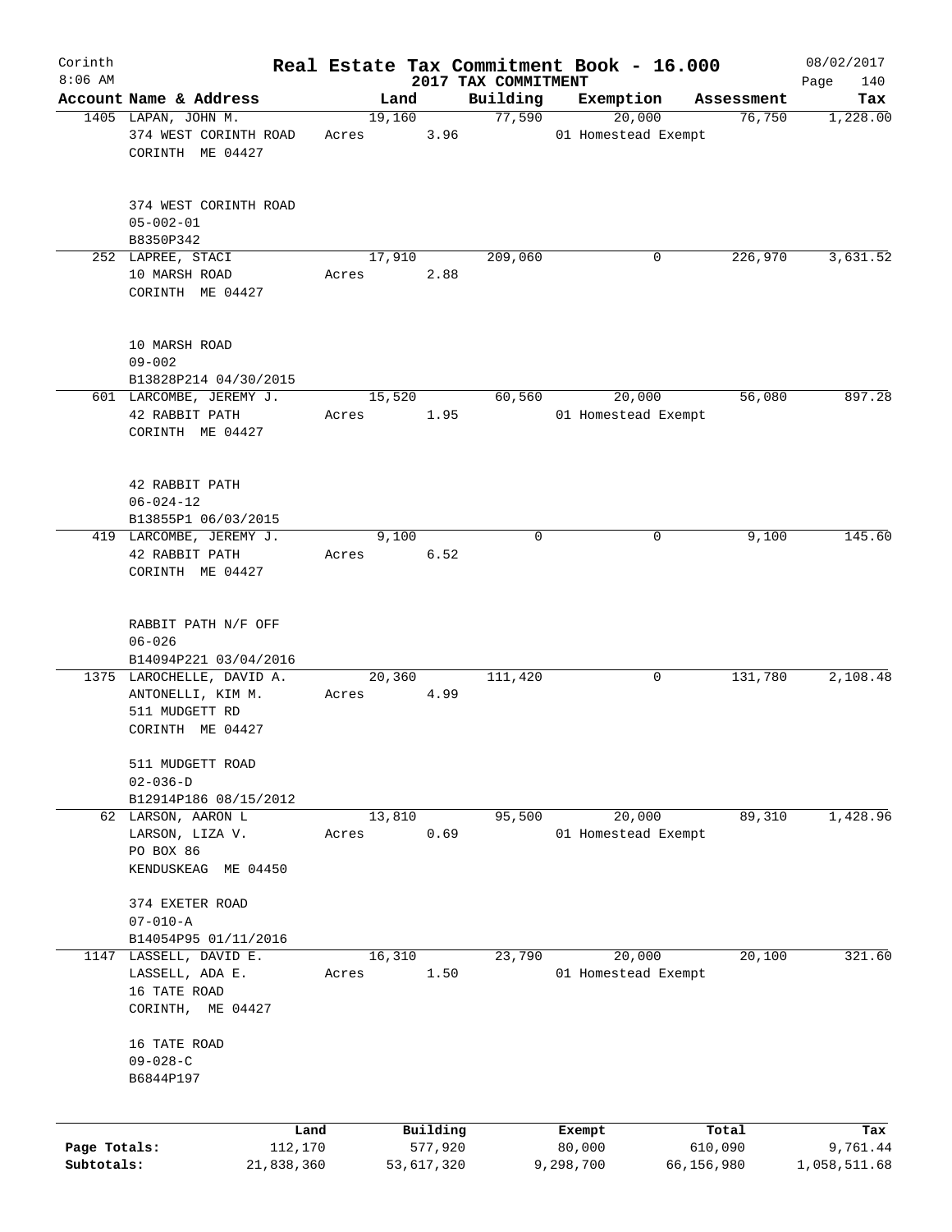Corinth 8:06 AM

# Real Estate Tax Commitment Book - 16.000

## 2017 TAX COMMITMENT

08/02/2017

| Account Name & Address | Land | Building | Exemption | Assessment | Tax |
|---|---|---|---|---|---|
| 1405 LAPAN, JOHN M.<br>374 WEST CORINTH ROAD<br>CORINTH ME 04427<br><br>374 WEST CORINTH ROAD<br>05-002-01<br>B8350P342 | 19,160<br>Acres 3.96 | 77,590 | 20,000<br>01 Homestead Exempt | 76,750 | 1,228.00 |
| 252 LAPREE, STACI<br>10 MARSH ROAD<br>CORINTH ME 04427<br><br>10 MARSH ROAD<br>09-002<br>B13828P214 04/30/2015 | 17,910<br>Acres 2.88 | 209,060 | 0 | 226,970 | 3,631.52 |
| 601 LARCOMBE, JEREMY J.<br>42 RABBIT PATH<br>CORINTH ME 04427<br><br>42 RABBIT PATH<br>06-024-12<br>B13855P1 06/03/2015 | 15,520<br>Acres 1.95 | 60,560 | 20,000<br>01 Homestead Exempt | 56,080 | 897.28 |
| 419 LARCOMBE, JEREMY J.<br>42 RABBIT PATH<br>CORINTH ME 04427<br><br>RABBIT PATH N/F OFF<br>06-026<br>B14094P221 03/04/2016 | 9,100<br>Acres 6.52 | 0 | 0 | 9,100 | 145.60 |
| 1375 LAROCHELLE, DAVID A.<br>ANTONELLI, KIM M.<br>511 MUDGETT RD<br>CORINTH ME 04427<br><br>511 MUDGETT ROAD<br>02-036-D<br>B12914P186 08/15/2012 | 20,360<br>Acres 4.99 | 111,420 | 0 | 131,780 | 2,108.48 |
| 62 LARSON, AARON L<br>LARSON, LIZA V.<br>PO BOX 86<br>KENDUSKEAG ME 04450<br><br>374 EXETER ROAD<br>07-010-A<br>B14054P95 01/11/2016 | 13,810<br>Acres 0.69 | 95,500 | 20,000<br>01 Homestead Exempt | 89,310 | 1,428.96 |
| 1147 LASSELL, DAVID E.<br>LASSELL, ADA E.<br>16 TATE ROAD<br>CORINTH, ME 04427<br><br>16 TATE ROAD<br>09-028-C<br>B6844P197 | 16,310<br>Acres 1.50 | 23,790 | 20,000<br>01 Homestead Exempt | 20,100 | 321.60 |

| | Land | Building | Exempt | Total | Tax |
|---|---|---|---|---|---|
| Page Totals: | 112,170 | 577,920 | 80,000 | 610,090 | 9,761.44 |
| Subtotals: | 21,838,360 | 53,617,320 | 9,298,700 | 66,156,980 | 1,058,511.68 |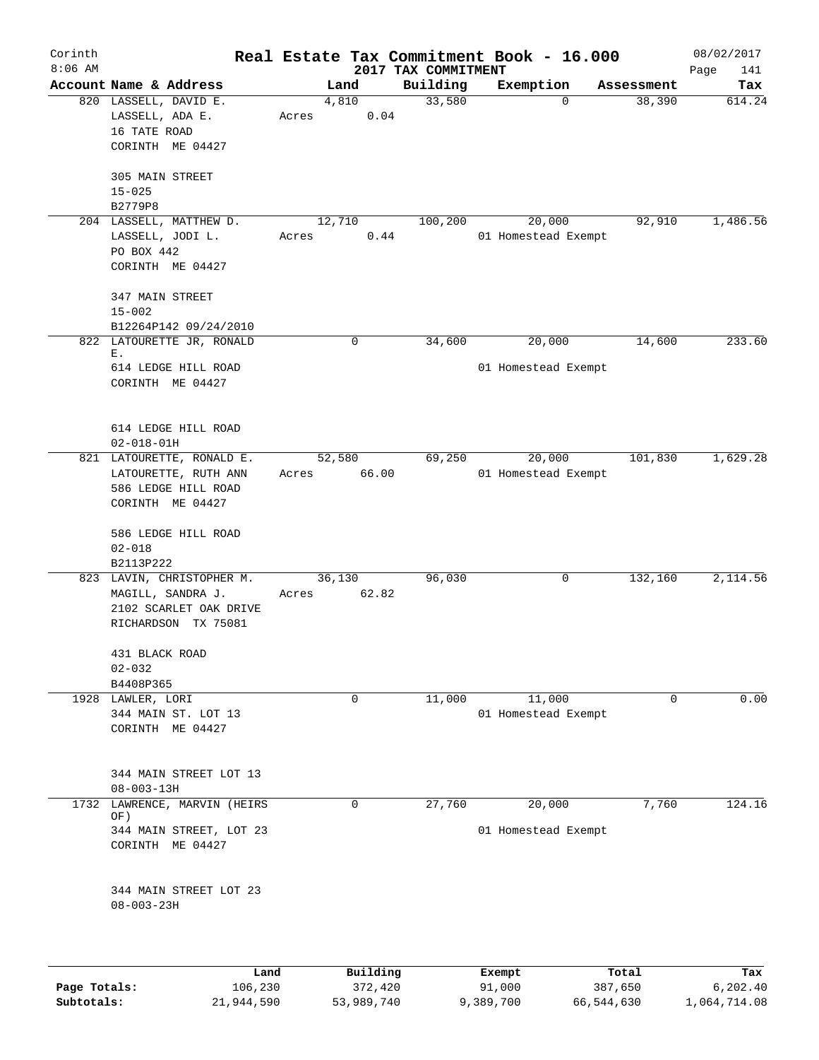# Real Estate Tax Commitment Book - 16.000

Corinth
8:06 AM

2017 TAX COMMITMENT

08/02/2017

| Account | Name & Address | Land | Building | Exemption | Assessment | Tax |
|---|---|---|---|---|---|---|
| 820 | LASSELL, DAVID E.<br>LASSELL, ADA E.<br>16 TATE ROAD<br>CORINTH ME 04427<br><br>305 MAIN STREET<br>15-025<br>B2779P8 | 4,810<br>Acres 0.04 | 33,580 | 0 | 38,390 | 614.24 |
| 204 | LASSELL, MATTHEW D.<br>LASSELL, JODI L.<br>PO BOX 442<br>CORINTH ME 04427<br><br>347 MAIN STREET<br>15-002<br>B12264P142 09/24/2010 | 12,710<br>Acres 0.44 | 100,200 | 20,000<br>01 Homestead Exempt | 92,910 | 1,486.56 |
| 822 | LATOURETTE JR, RONALD E.<br>614 LEDGE HILL ROAD<br>CORINTH ME 04427<br><br>614 LEDGE HILL ROAD<br>02-018-01H | 0 | 34,600 | 20,000<br>01 Homestead Exempt | 14,600 | 233.60 |
| 821 | LATOURETTE, RONALD E.<br>LATOURETTE, RUTH ANN<br>586 LEDGE HILL ROAD<br>CORINTH ME 04427<br><br>586 LEDGE HILL ROAD<br>02-018<br>B2113P222 | 52,580<br>Acres 66.00 | 69,250 | 20,000<br>01 Homestead Exempt | 101,830 | 1,629.28 |
| 823 | LAVIN, CHRISTOPHER M.<br>MAGILL, SANDRA J.<br>2102 SCARLET OAK DRIVE<br>RICHARDSON TX 75081<br><br>431 BLACK ROAD<br>02-032<br>B4408P365 | 36,130<br>Acres 62.82 | 96,030 | 0 | 132,160 | 2,114.56 |
| 1928 | LAWLER, LORI<br>344 MAIN ST. LOT 13<br>CORINTH ME 04427<br><br>344 MAIN STREET LOT 13<br>08-003-13H | 0 | 11,000 | 11,000<br>01 Homestead Exempt | 0 | 0.00 |
| 1732 | LAWRENCE, MARVIN (HEIRS OF)<br>344 MAIN STREET, LOT 23<br>CORINTH ME 04427<br><br>344 MAIN STREET LOT 23<br>08-003-23H | 0 | 27,760 | 20,000<br>01 Homestead Exempt | 7,760 | 124.16 |

| | Land | Building | Exempt | Total | Tax |
|---|---|---|---|---|---|
| Page Totals: | 106,230 | 372,420 | 91,000 | 387,650 | 6,202.40 |
| Subtotals: | 21,944,590 | 53,989,740 | 9,389,700 | 66,544,630 | 1,064,714.08 |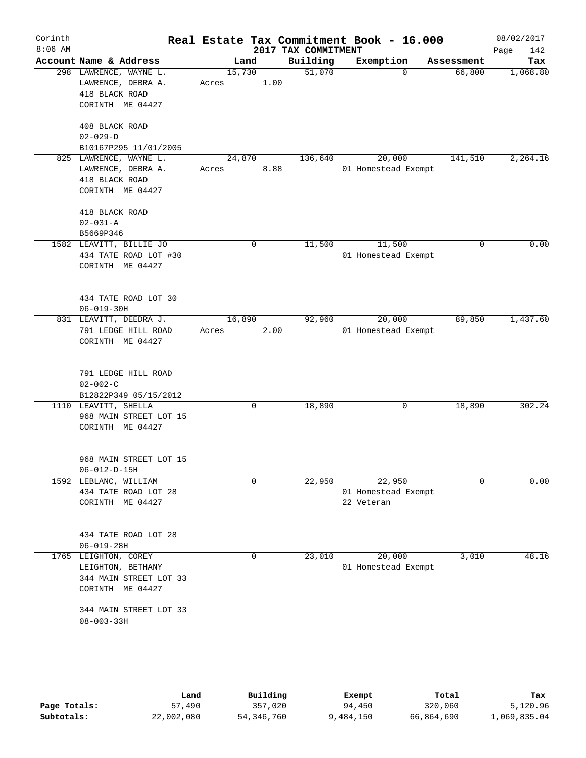# Real Estate Tax Commitment Book - 16.000

Corinth
8:06 AM

2017 TAX COMMITMENT

08/02/2017

| Account Name & Address | Land | | Building | Exemption | Assessment | Tax |
|---|---|---|---|---|---|---|
| 298 LAWRENCE, WAYNE L.<br>LAWRENCE, DEBRA A.<br>418 BLACK ROAD<br>CORINTH ME 04427<br><br>408 BLACK ROAD<br>02-029-D<br>B10167P295 11/01/2005 | 15,730<br>Acres | 1.00 | 51,070 | 0 | 66,800 | 1,068.80 |
| 825 LAWRENCE, WAYNE L.<br>LAWRENCE, DEBRA A.<br>418 BLACK ROAD<br>CORINTH ME 04427<br><br>418 BLACK ROAD<br>02-031-A<br>B5669P346 | 24,870<br>Acres | 8.88 | 136,640 | 20,000<br>01 Homestead Exempt | 141,510 | 2,264.16 |
| 1582 LEAVITT, BILLIE JO<br>434 TATE ROAD LOT #30<br>CORINTH ME 04427<br><br>434 TATE ROAD LOT 30<br>06-019-30H | 0 | | 11,500 | 11,500<br>01 Homestead Exempt | 0 | 0.00 |
| 831 LEAVITT, DEEDRA J.<br>791 LEDGE HILL ROAD<br>CORINTH ME 04427<br><br>791 LEDGE HILL ROAD<br>02-002-C<br>B12822P349 05/15/2012 | 16,890<br>Acres | 2.00 | 92,960 | 20,000<br>01 Homestead Exempt | 89,850 | 1,437.60 |
| 1110 LEAVITT, SHELLA<br>968 MAIN STREET LOT 15<br>CORINTH ME 04427<br><br>968 MAIN STREET LOT 15<br>06-012-D-15H | 0 | | 18,890 | 0 | 18,890 | 302.24 |
| 1592 LEBLANC, WILLIAM<br>434 TATE ROAD LOT 28<br>CORINTH ME 04427<br><br>434 TATE ROAD LOT 28<br>06-019-28H | 0 | | 22,950 | 22,950<br>01 Homestead Exempt<br>22 Veteran | 0 | 0.00 |
| 1765 LEIGHTON, COREY<br>LEIGHTON, BETHANY<br>344 MAIN STREET LOT 33<br>CORINTH ME 04427<br><br>344 MAIN STREET LOT 33<br>08-003-33H | 0 | | 23,010 | 20,000<br>01 Homestead Exempt | 3,010 | 48.16 |

| | Land | Building | Exempt | Total | Tax |
|---|---|---|---|---|---|
| Page Totals: | 57,490 | 357,020 | 94,450 | 320,060 | 5,120.96 |
| Subtotals: | 22,002,080 | 54,346,760 | 9,484,150 | 66,864,690 | 1,069,835.04 |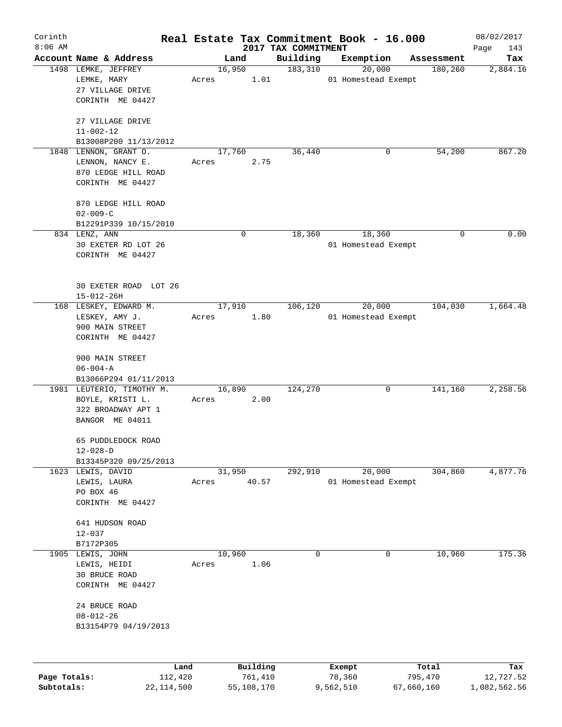# Real Estate Tax Commitment Book - 16.000

Corinth 8:06 AM — 2017 TAX COMMITMENT — 08/02/2017

| Account Name & Address | Land | Building | Exemption | Assessment | Tax |
|---|---|---|---|---|---|
| 1498 LEMKE, JEFFREY<br>LEMKE, MARY<br>27 VILLAGE DRIVE<br>CORINTH ME 04427<br><br>27 VILLAGE DRIVE<br>11-002-12<br>B13008P200 11/13/2012 | 16,950<br>Acres 1.01 | 183,310 | 20,000<br>01 Homestead Exempt | 180,260 | 2,884.16 |
| 1848 LENNON, GRANT O.<br>LENNON, NANCY E.<br>870 LEDGE HILL ROAD<br>CORINTH ME 04427<br><br>870 LEDGE HILL ROAD<br>02-009-C<br>B12291P339 10/15/2010 | 17,760<br>Acres 2.75 | 36,440 | 0 | 54,200 | 867.20 |
| 834 LENZ, ANN<br>30 EXETER RD LOT 26<br>CORINTH ME 04427<br><br>30 EXETER ROAD LOT 26<br>15-012-26H | 0 | 18,360 | 18,360<br>01 Homestead Exempt | 0 | 0.00 |
| 168 LESKEY, EDWARD M.<br>LESKEY, AMY J.<br>900 MAIN STREET<br>CORINTH ME 04427<br><br>900 MAIN STREET<br>06-004-A<br>B13066P294 01/11/2013 | 17,910<br>Acres 1.80 | 106,120 | 20,000<br>01 Homestead Exempt | 104,030 | 1,664.48 |
| 1981 LEUTERIO, TIMOTHY M.<br>BOYLE, KRISTI L.<br>322 BROADWAY APT 1<br>BANGOR ME 04011<br><br>65 PUDDLEDOCK ROAD<br>12-028-D<br>B13345P320 09/25/2013 | 16,890<br>Acres 2.00 | 124,270 | 0 | 141,160 | 2,258.56 |
| 1623 LEWIS, DAVID<br>LEWIS, LAURA<br>PO BOX 46<br>CORINTH ME 04427<br><br>641 HUDSON ROAD<br>12-037<br>B7172P305 | 31,950<br>Acres 40.57 | 292,910 | 20,000<br>01 Homestead Exempt | 304,860 | 4,877.76 |
| 1905 LEWIS, JOHN<br>LEWIS, HEIDI<br>30 BRUCE ROAD<br>CORINTH ME 04427<br><br>24 BRUCE ROAD<br>08-012-26<br>B13154P79 04/19/2013 | 10,960<br>Acres 1.06 | 0 | 0 | 10,960 | 175.36 |

| | Land | Building | Exempt | Total | Tax |
|---|---|---|---|---|---|
| Page Totals: | 112,420 | 761,410 | 78,360 | 795,470 | 12,727.52 |
| Subtotals: | 22,114,500 | 55,108,170 | 9,562,510 | 67,660,160 | 1,082,562.56 |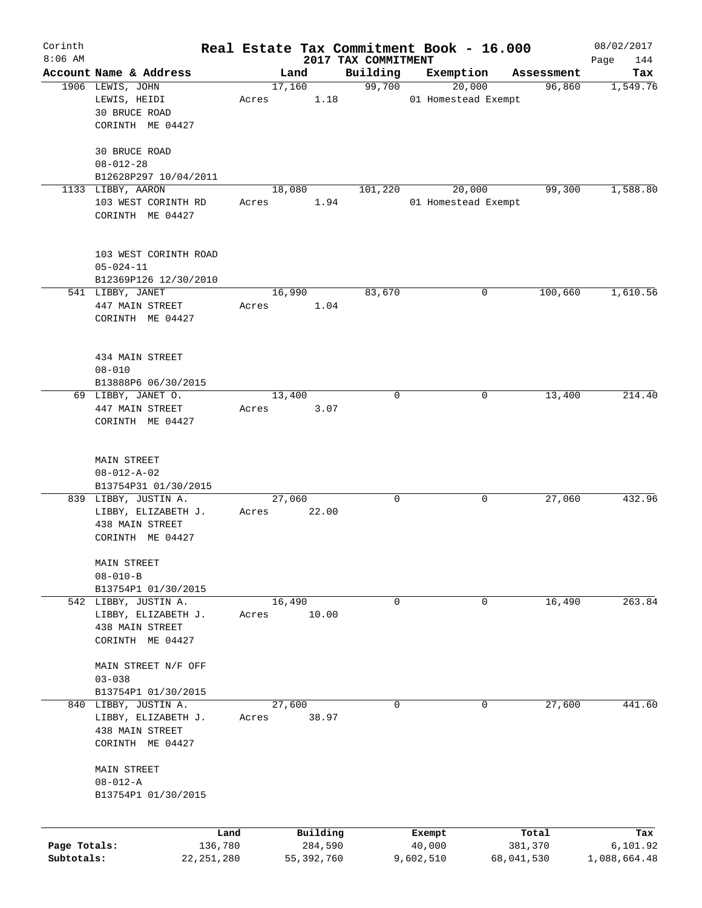# Real Estate Tax Commitment Book - 16.000

Corinth 8:06 AM — 2017 TAX COMMITMENT — 08/02/2017

| Account Name & Address | Land | Building | Exemption | Assessment | Tax |
|---|---|---|---|---|---|
| 1906 LEWIS, JOHN<br>LEWIS, HEIDI<br>30 BRUCE ROAD<br>CORINTH ME 04427<br><br>30 BRUCE ROAD<br>08-012-28<br>B12628P297 10/04/2011 | 17,160<br>Acres 1.18 | 99,700 | 20,000<br>01 Homestead Exempt | 96,860 | 1,549.76 |
| 1133 LIBBY, AARON<br>103 WEST CORINTH RD<br>CORINTH ME 04427<br><br>103 WEST CORINTH ROAD<br>05-024-11<br>B12369P126 12/30/2010 | 18,080<br>Acres 1.94 | 101,220 | 20,000<br>01 Homestead Exempt | 99,300 | 1,588.80 |
| 541 LIBBY, JANET<br>447 MAIN STREET<br>CORINTH ME 04427<br><br>434 MAIN STREET<br>08-010<br>B13888P6 06/30/2015 | 16,990<br>Acres 1.04 | 83,670 | 0 | 100,660 | 1,610.56 |
| 69 LIBBY, JANET O.<br>447 MAIN STREET<br>CORINTH ME 04427<br><br>MAIN STREET<br>08-012-A-02<br>B13754P31 01/30/2015 | 13,400<br>Acres 3.07 | 0 | 0 | 13,400 | 214.40 |
| 839 LIBBY, JUSTIN A.<br>LIBBY, ELIZABETH J.<br>438 MAIN STREET<br>CORINTH ME 04427<br><br>MAIN STREET<br>08-010-B<br>B13754P1 01/30/2015 | 27,060<br>Acres 22.00 | 0 | 0 | 27,060 | 432.96 |
| 542 LIBBY, JUSTIN A.<br>LIBBY, ELIZABETH J.<br>438 MAIN STREET<br>CORINTH ME 04427<br><br>MAIN STREET N/F OFF<br>03-038<br>B13754P1 01/30/2015 | 16,490<br>Acres 10.00 | 0 | 0 | 16,490 | 263.84 |
| 840 LIBBY, JUSTIN A.<br>LIBBY, ELIZABETH J.<br>438 MAIN STREET<br>CORINTH ME 04427<br><br>MAIN STREET<br>08-012-A<br>B13754P1 01/30/2015 | 27,600<br>Acres 38.97 | 0 | 0 | 27,600 | 441.60 |

| | Land | Building | Exempt | Total | Tax |
|---|---|---|---|---|---|
| Page Totals: | 136,780 | 284,590 | 40,000 | 381,370 | 6,101.92 |
| Subtotals: | 22,251,280 | 55,392,760 | 9,602,510 | 68,041,530 | 1,088,664.48 |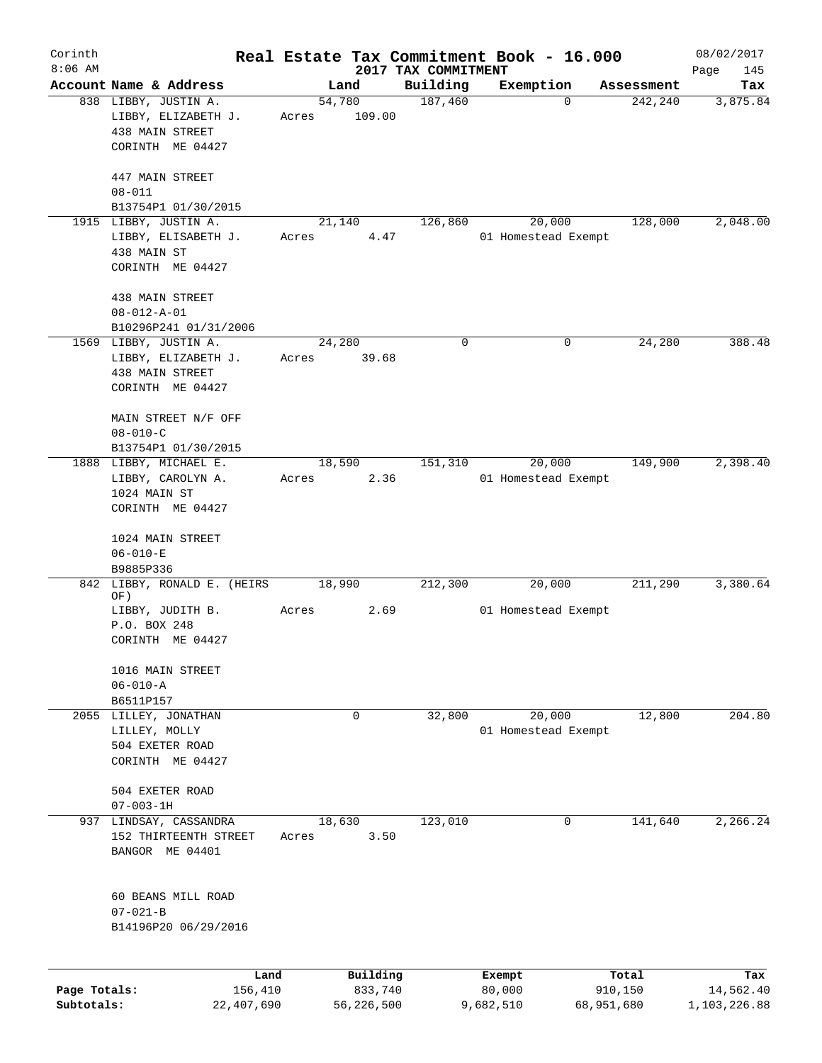Corinth 8:06 AM

# Real Estate Tax Commitment Book - 16.000

## 2017 TAX COMMITMENT

08/02/2017

| Account | Name & Address | Land | Building | Exemption | Assessment | Tax |
|---|---|---|---|---|---|---|
| 838 | LIBBY, JUSTIN A.<br>LIBBY, ELIZABETH J.<br>438 MAIN STREET<br>CORINTH ME 04427<br><br>447 MAIN STREET<br>08-011<br>B13754P1 01/30/2015 | 54,780<br>Acres 109.00 | 187,460 | 0 | 242,240 | 3,875.84 |
| 1915 | LIBBY, JUSTIN A.<br>LIBBY, ELISABETH J.<br>438 MAIN ST<br>CORINTH ME 04427<br><br>438 MAIN STREET<br>08-012-A-01<br>B10296P241 01/31/2006 | 21,140<br>Acres 4.47 | 126,860 | 20,000<br>01 Homestead Exempt | 128,000 | 2,048.00 |
| 1569 | LIBBY, JUSTIN A.<br>LIBBY, ELIZABETH J.<br>438 MAIN STREET<br>CORINTH ME 04427<br><br>MAIN STREET N/F OFF<br>08-010-C<br>B13754P1 01/30/2015 | 24,280<br>Acres 39.68 | 0 | 0 | 24,280 | 388.48 |
| 1888 | LIBBY, MICHAEL E.<br>LIBBY, CAROLYN A.<br>1024 MAIN ST<br>CORINTH ME 04427<br><br>1024 MAIN STREET<br>06-010-E<br>B9885P336 | 18,590<br>Acres 2.36 | 151,310 | 20,000<br>01 Homestead Exempt | 149,900 | 2,398.40 |
| 842 | LIBBY, RONALD E. (HEIRS OF)<br>LIBBY, JUDITH B.<br>P.O. BOX 248<br>CORINTH ME 04427<br><br>1016 MAIN STREET<br>06-010-A<br>B6511P157 | 18,990<br>Acres 2.69 | 212,300 | 20,000<br>01 Homestead Exempt | 211,290 | 3,380.64 |
| 2055 | LILLEY, JONATHAN<br>LILLEY, MOLLY<br>504 EXETER ROAD<br>CORINTH ME 04427<br><br>504 EXETER ROAD<br>07-003-1H | 0 | 32,800 | 20,000<br>01 Homestead Exempt | 12,800 | 204.80 |
| 937 | LINDSAY, CASSANDRA<br>152 THIRTEENTH STREET<br>BANGOR ME 04401<br><br>60 BEANS MILL ROAD<br>07-021-B<br>B14196P20 06/29/2016 | 18,630<br>Acres 3.50 | 123,010 | 0 | 141,640 | 2,266.24 |

| | Land | Building | Exempt | Total | Tax |
|---|---|---|---|---|---|
| Page Totals: | 156,410 | 833,740 | 80,000 | 910,150 | 14,562.40 |
| Subtotals: | 22,407,690 | 56,226,500 | 9,682,510 | 68,951,680 | 1,103,226.88 |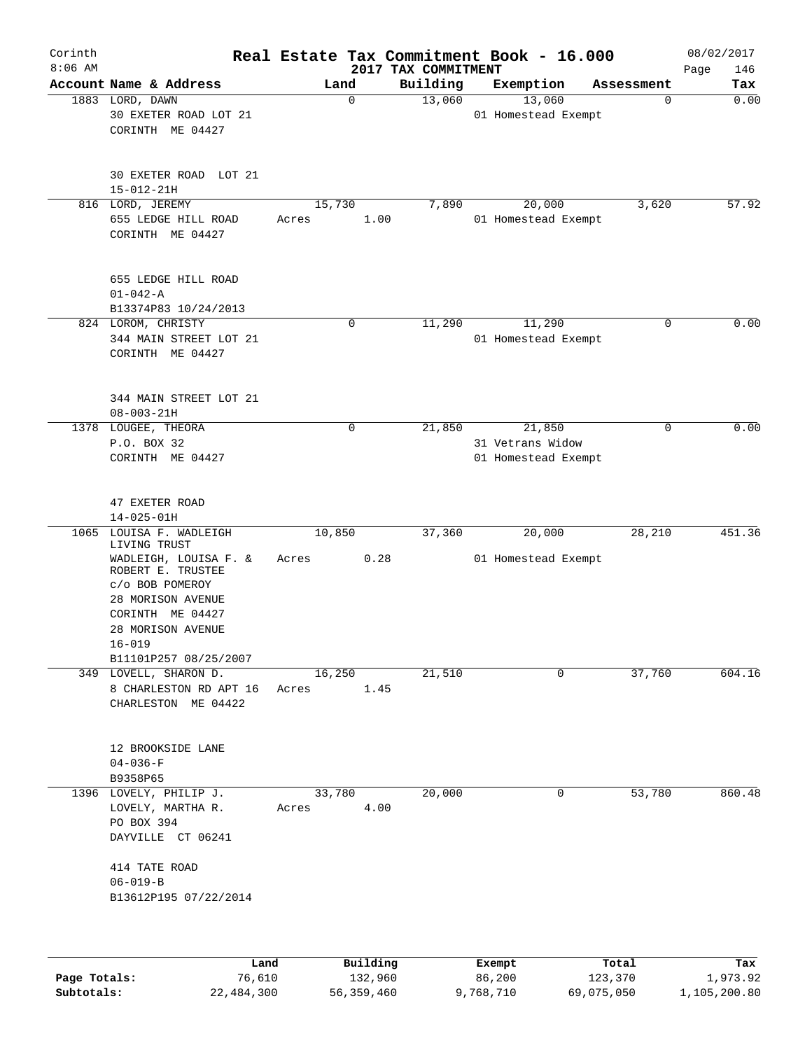Corinth
8:06 AM

# Real Estate Tax Commitment Book - 16.000

2017 TAX COMMITMENT

08/02/2017

| Account Name & Address | Land | Building | Exemption | Assessment | Tax |
|---|---|---|---|---|---|
| 1883 LORD, DAWN<br>30 EXETER ROAD LOT 21<br>CORINTH ME 04427<br><br>30 EXETER ROAD LOT 21<br>15-012-21H | 0 | 13,060 | 13,060<br>01 Homestead Exempt | 0 | 0.00 |
| 816 LORD, JEREMY<br>655 LEDGE HILL ROAD<br>CORINTH ME 04427<br><br>655 LEDGE HILL ROAD<br>01-042-A<br>B13374P83 10/24/2013 | 15,730<br>Acres 1.00 | 7,890 | 20,000<br>01 Homestead Exempt | 3,620 | 57.92 |
| 824 LOROM, CHRISTY<br>344 MAIN STREET LOT 21<br>CORINTH ME 04427<br><br>344 MAIN STREET LOT 21<br>08-003-21H | 0 | 11,290 | 11,290<br>01 Homestead Exempt | 0 | 0.00 |
| 1378 LOUGEE, THEORA<br>P.O. BOX 32<br>CORINTH ME 04427<br><br>47 EXETER ROAD<br>14-025-01H | 0 | 21,850 | 21,850<br>31 Vetrans Widow<br>01 Homestead Exempt | 0 | 0.00 |
| 1065 LOUISA F. WADLEIGH LIVING TRUST<br>WADLEIGH, LOUISA F. & ROBERT E. TRUSTEE<br>c/o BOB POMEROY<br>28 MORISON AVENUE<br>CORINTH ME 04427<br>28 MORISON AVENUE<br>16-019<br>B11101P257 08/25/2007 | 10,850<br>Acres 0.28 | 37,360 | 20,000<br>01 Homestead Exempt | 28,210 | 451.36 |
| 349 LOVELL, SHARON D.<br>8 CHARLESTON RD APT 16<br>CHARLESTON ME 04422<br><br>12 BROOKSIDE LANE<br>04-036-F<br>B9358P65 | 16,250<br>Acres 1.45 | 21,510 | 0 | 37,760 | 604.16 |
| 1396 LOVELY, PHILIP J.<br>LOVELY, MARTHA R.<br>PO BOX 394<br>DAYVILLE CT 06241<br><br>414 TATE ROAD<br>06-019-B<br>B13612P195 07/22/2014 | 33,780<br>Acres 4.00 | 20,000 | 0 | 53,780 | 860.48 |

| | Land | Building | Exempt | Total | Tax |
|---|---|---|---|---|---|
| Page Totals: | 76,610 | 132,960 | 86,200 | 123,370 | 1,973.92 |
| Subtotals: | 22,484,300 | 56,359,460 | 9,768,710 | 69,075,050 | 1,105,200.80 |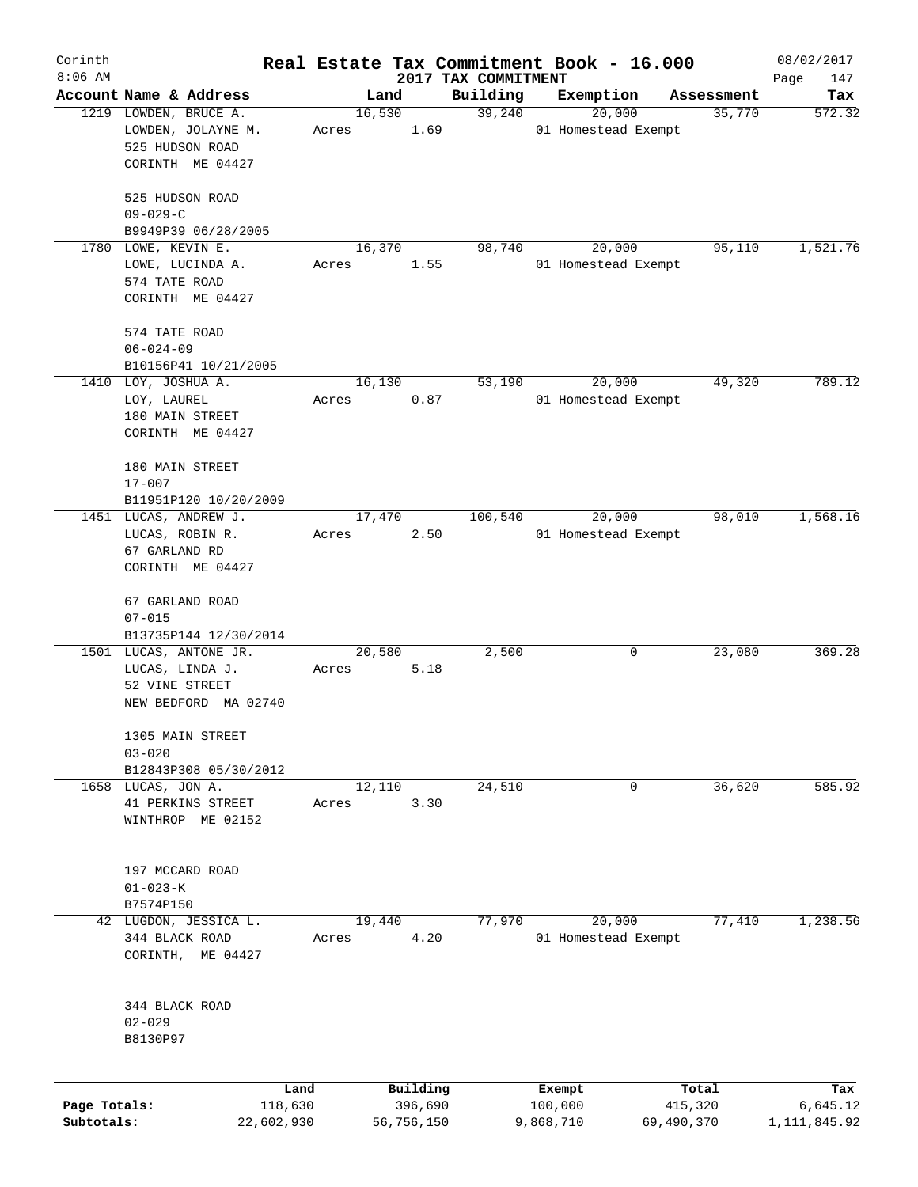Corinth
8:06 AM

# Real Estate Tax Commitment Book - 16.000

## 2017 TAX COMMITMENT

08/02/2017

| Account | Name & Address | Land | Building | Exemption | Assessment | Tax |
|---|---|---|---|---|---|---|
| 1219 | LOWDEN, BRUCE A.<br>LOWDEN, JOLAYNE M.<br>525 HUDSON ROAD<br>CORINTH ME 04427<br><br>525 HUDSON ROAD<br>09-029-C<br>B9949P39 06/28/2005 | 16,530<br>Acres 1.69 | 39,240 | 20,000<br>01 Homestead Exempt | 35,770 | 572.32 |
| 1780 | LOWE, KEVIN E.<br>LOWE, LUCINDA A.<br>574 TATE ROAD<br>CORINTH ME 04427<br><br>574 TATE ROAD<br>06-024-09<br>B10156P41 10/21/2005 | 16,370<br>Acres 1.55 | 98,740 | 20,000<br>01 Homestead Exempt | 95,110 | 1,521.76 |
| 1410 | LOY, JOSHUA A.<br>LOY, LAUREL<br>180 MAIN STREET<br>CORINTH ME 04427<br><br>180 MAIN STREET<br>17-007<br>B11951P120 10/20/2009 | 16,130<br>Acres 0.87 | 53,190 | 20,000<br>01 Homestead Exempt | 49,320 | 789.12 |
| 1451 | LUCAS, ANDREW J.<br>LUCAS, ROBIN R.<br>67 GARLAND RD<br>CORINTH ME 04427<br><br>67 GARLAND ROAD<br>07-015<br>B13735P144 12/30/2014 | 17,470<br>Acres 2.50 | 100,540 | 20,000<br>01 Homestead Exempt | 98,010 | 1,568.16 |
| 1501 | LUCAS, ANTONE JR.<br>LUCAS, LINDA J.<br>52 VINE STREET<br>NEW BEDFORD MA 02740<br><br>1305 MAIN STREET<br>03-020<br>B12843P308 05/30/2012 | 20,580<br>Acres 5.18 | 2,500 | 0 | 23,080 | 369.28 |
| 1658 | LUCAS, JON A.<br>41 PERKINS STREET<br>WINTHROP ME 02152<br><br>197 MCCARD ROAD<br>01-023-K<br>B7574P150 | 12,110<br>Acres 3.30 | 24,510 | 0 | 36,620 | 585.92 |
| 42 | LUGDON, JESSICA L.<br>344 BLACK ROAD<br>CORINTH, ME 04427<br><br>344 BLACK ROAD<br>02-029<br>B8130P97 | 19,440<br>Acres 4.20 | 77,970 | 20,000<br>01 Homestead Exempt | 77,410 | 1,238.56 |

| | Land | Building | Exempt | Total | Tax |
|---|---|---|---|---|---|
| Page Totals: | 118,630 | 396,690 | 100,000 | 415,320 | 6,645.12 |
| Subtotals: | 22,602,930 | 56,756,150 | 9,868,710 | 69,490,370 | 1,111,845.92 |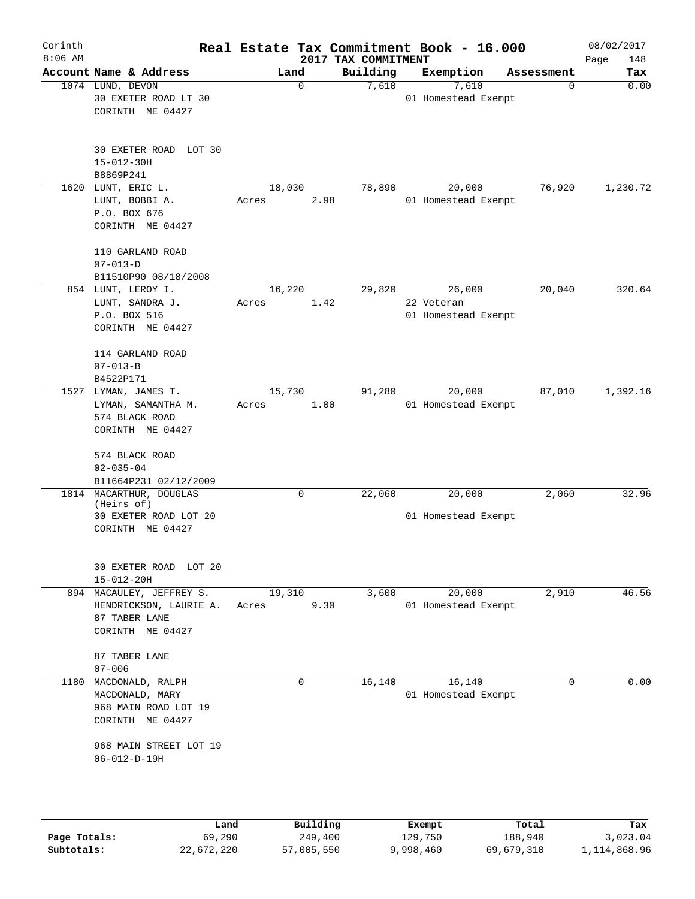Corinth 8:06 AM

# Real Estate Tax Commitment Book - 16.000

## 2017 TAX COMMITMENT

08/02/2017

| Account Name & Address | Land | Building | Exemption | Assessment | Tax |
|---|---|---|---|---|---|
| 1074 LUND, DEVON<br>30 EXETER ROAD LT 30<br>CORINTH ME 04427<br><br>30 EXETER ROAD LOT 30<br>15-012-30H<br>B8869P241 | 0 | 7,610 | 7,610<br>01 Homestead Exempt | 0 | 0.00 |
| 1620 LUNT, ERIC L.<br>LUNT, BOBBI A.<br>P.O. BOX 676<br>CORINTH ME 04427<br><br>110 GARLAND ROAD<br>07-013-D<br>B11510P90 08/18/2008 | 18,030<br>Acres 2.98 | 78,890 | 20,000<br>01 Homestead Exempt | 76,920 | 1,230.72 |
| 854 LUNT, LEROY I.<br>LUNT, SANDRA J.<br>P.O. BOX 516<br>CORINTH ME 04427<br><br>114 GARLAND ROAD<br>07-013-B<br>B4522P171 | 16,220<br>Acres 1.42 | 29,820 | 26,000<br>22 Veteran<br>01 Homestead Exempt | 20,040 | 320.64 |
| 1527 LYMAN, JAMES T.<br>LYMAN, SAMANTHA M.<br>574 BLACK ROAD<br>CORINTH ME 04427<br><br>574 BLACK ROAD<br>02-035-04<br>B11664P231 02/12/2009 | 15,730<br>Acres 1.00 | 91,280 | 20,000<br>01 Homestead Exempt | 87,010 | 1,392.16 |
| 1814 MACARTHUR, DOUGLAS<br>(Heirs of)<br>30 EXETER ROAD LOT 20<br>CORINTH ME 04427<br><br>30 EXETER ROAD LOT 20<br>15-012-20H | 0 | 22,060 | 20,000<br>01 Homestead Exempt | 2,060 | 32.96 |
| 894 MACAULEY, JEFFREY S.<br>HENDRICKSON, LAURIE A.<br>87 TABER LANE<br>CORINTH ME 04427<br><br>87 TABER LANE<br>07-006 | 19,310<br>Acres 9.30 | 3,600 | 20,000<br>01 Homestead Exempt | 2,910 | 46.56 |
| 1180 MACDONALD, RALPH<br>MACDONALD, MARY<br>968 MAIN ROAD LOT 19<br>CORINTH ME 04427<br><br>968 MAIN STREET LOT 19<br>06-012-D-19H | 0 | 16,140 | 16,140<br>01 Homestead Exempt | 0 | 0.00 |

| | Land | Building | Exempt | Total | Tax |
|---|---|---|---|---|---|
| Page Totals: | 69,290 | 249,400 | 129,750 | 188,940 | 3,023.04 |
| Subtotals: | 22,672,220 | 57,005,550 | 9,998,460 | 69,679,310 | 1,114,868.96 |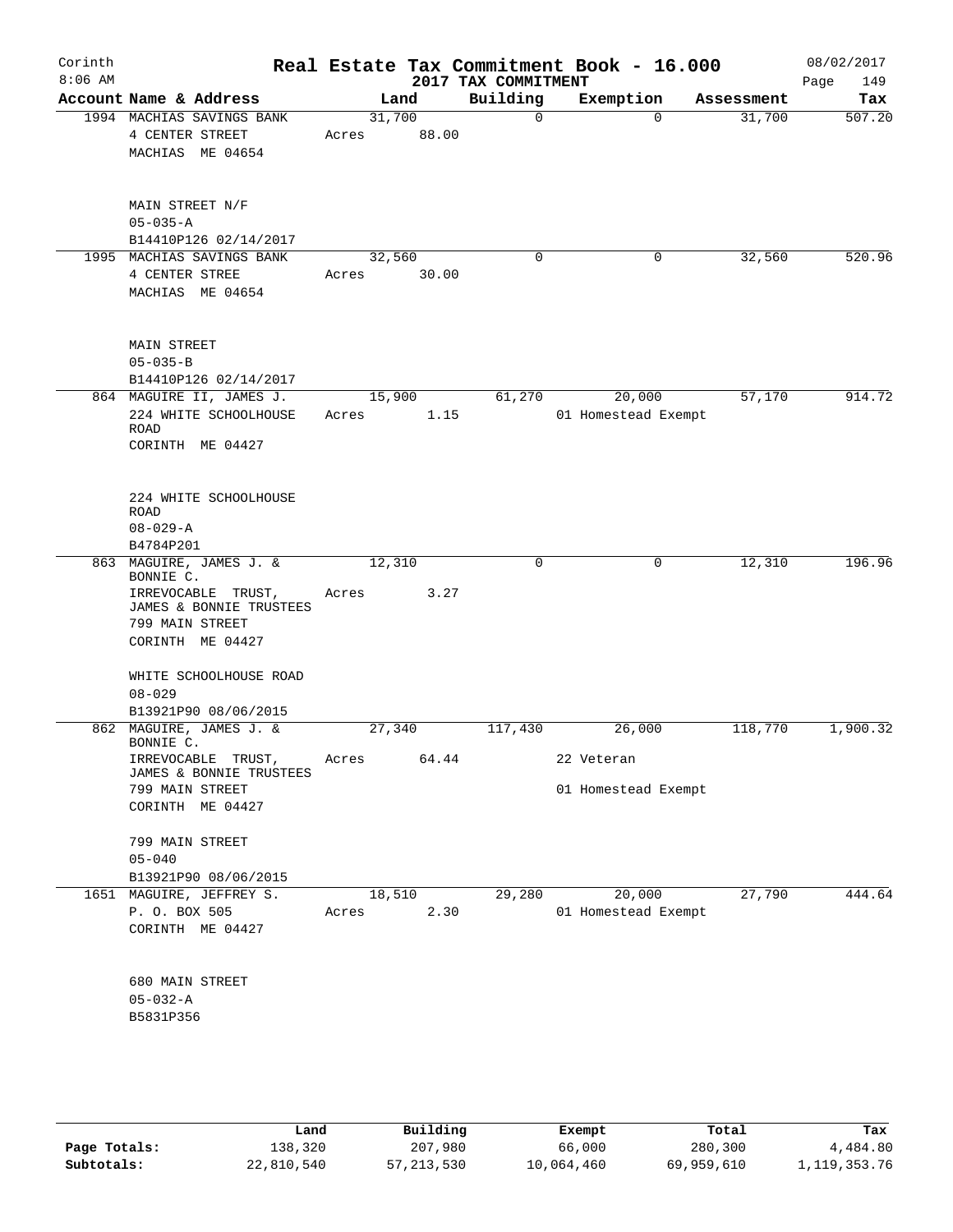# Real Estate Tax Commitment Book - 16.000

Corinth 8:06 AM — 2017 TAX COMMITMENT — 08/02/2017 Page 149

| Account Name & Address | Land | Building | Exemption | Assessment | Tax |
|---|---|---|---|---|---|
| 1994 MACHIAS SAVINGS BANK<br>4 CENTER STREET<br>MACHIAS ME 04654<br><br>MAIN STREET N/F<br>05-035-A<br>B14410P126 02/14/2017 | 31,700<br>Acres 88.00 | 0 | 0 | 31,700 | 507.20 |
| 1995 MACHIAS SAVINGS BANK<br>4 CENTER STREE<br>MACHIAS ME 04654<br><br>MAIN STREET<br>05-035-B<br>B14410P126 02/14/2017 | 32,560<br>Acres 30.00 | 0 | 0 | 32,560 | 520.96 |
| 864 MAGUIRE II, JAMES J.<br>224 WHITE SCHOOLHOUSE ROAD<br>CORINTH ME 04427<br><br>224 WHITE SCHOOLHOUSE ROAD<br>08-029-A<br>B4784P201 | 15,900<br>Acres 1.15 | 61,270 | 20,000<br>01 Homestead Exempt | 57,170 | 914.72 |
| 863 MAGUIRE, JAMES J. & BONNIE C.<br>IRREVOCABLE TRUST, JAMES & BONNIE TRUSTEES<br>799 MAIN STREET<br>CORINTH ME 04427<br><br>WHITE SCHOOLHOUSE ROAD<br>08-029<br>B13921P90 08/06/2015 | 12,310<br>Acres 3.27 | 0 | 0 | 12,310 | 196.96 |
| 862 MAGUIRE, JAMES J. & BONNIE C.<br>IRREVOCABLE TRUST, JAMES & BONNIE TRUSTEES<br>799 MAIN STREET<br>CORINTH ME 04427<br><br>799 MAIN STREET<br>05-040<br>B13921P90 08/06/2015 | 27,340<br>Acres 64.44 | 117,430 | 26,000<br>22 Veteran<br>01 Homestead Exempt | 118,770 | 1,900.32 |
| 1651 MAGUIRE, JEFFREY S.<br>P. O. BOX 505<br>CORINTH ME 04427<br><br>680 MAIN STREET<br>05-032-A<br>B5831P356 | 18,510<br>Acres 2.30 | 29,280 | 20,000<br>01 Homestead Exempt | 27,790 | 444.64 |

| | Land | Building | Exempt | Total | Tax |
|---|---|---|---|---|---|
| Page Totals: | 138,320 | 207,980 | 66,000 | 280,300 | 4,484.80 |
| Subtotals: | 22,810,540 | 57,213,530 | 10,064,460 | 69,959,610 | 1,119,353.76 |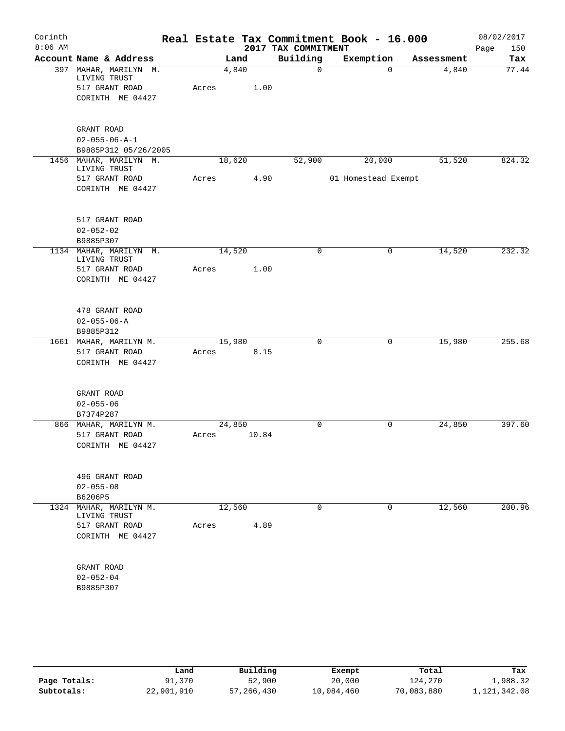# Real Estate Tax Commitment Book - 16.000

Corinth
8:06 AM

2017 TAX COMMITMENT

08/02/2017

| Account | Name & Address | Land | Building | Exemption | Assessment | Tax |
|---|---|---|---|---|---|---|
| 397 | MAHAR, MARILYN M. LIVING TRUST<br>517 GRANT ROAD<br>CORINTH ME 04427<br><br>GRANT ROAD<br>02-055-06-A-1<br>B9885P312 05/26/2005 | 4,840<br>Acres 1.00 | 0 | 0 | 4,840 | 77.44 |
| 1456 | MAHAR, MARILYN M. LIVING TRUST<br>517 GRANT ROAD<br>CORINTH ME 04427<br><br>517 GRANT ROAD<br>02-052-02<br>B9885P307 | 18,620<br>Acres 4.90 | 52,900 | 20,000<br>01 Homestead Exempt | 51,520 | 824.32 |
| 1134 | MAHAR, MARILYN M. LIVING TRUST<br>517 GRANT ROAD<br>CORINTH ME 04427<br><br>478 GRANT ROAD<br>02-055-06-A<br>B9885P312 | 14,520<br>Acres 1.00 | 0 | 0 | 14,520 | 232.32 |
| 1661 | MAHAR, MARILYN M.<br>517 GRANT ROAD<br>CORINTH ME 04427<br><br>GRANT ROAD<br>02-055-06<br>B7374P287 | 15,980<br>Acres 8.15 | 0 | 0 | 15,980 | 255.68 |
| 866 | MAHAR, MARILYN M.<br>517 GRANT ROAD<br>CORINTH ME 04427<br><br>496 GRANT ROAD<br>02-055-08<br>B6206P5 | 24,850<br>Acres 10.84 | 0 | 0 | 24,850 | 397.60 |
| 1324 | MAHAR, MARILYN M. LIVING TRUST<br>517 GRANT ROAD<br>CORINTH ME 04427<br><br>GRANT ROAD<br>02-052-04<br>B9885P307 | 12,560<br>Acres 4.89 | 0 | 0 | 12,560 | 200.96 |

| | Land | Building | Exempt | Total | Tax |
|---|---|---|---|---|---|
| Page Totals: | 91,370 | 52,900 | 20,000 | 124,270 | 1,988.32 |
| Subtotals: | 22,901,910 | 57,266,430 | 10,084,460 | 70,083,880 | 1,121,342.08 |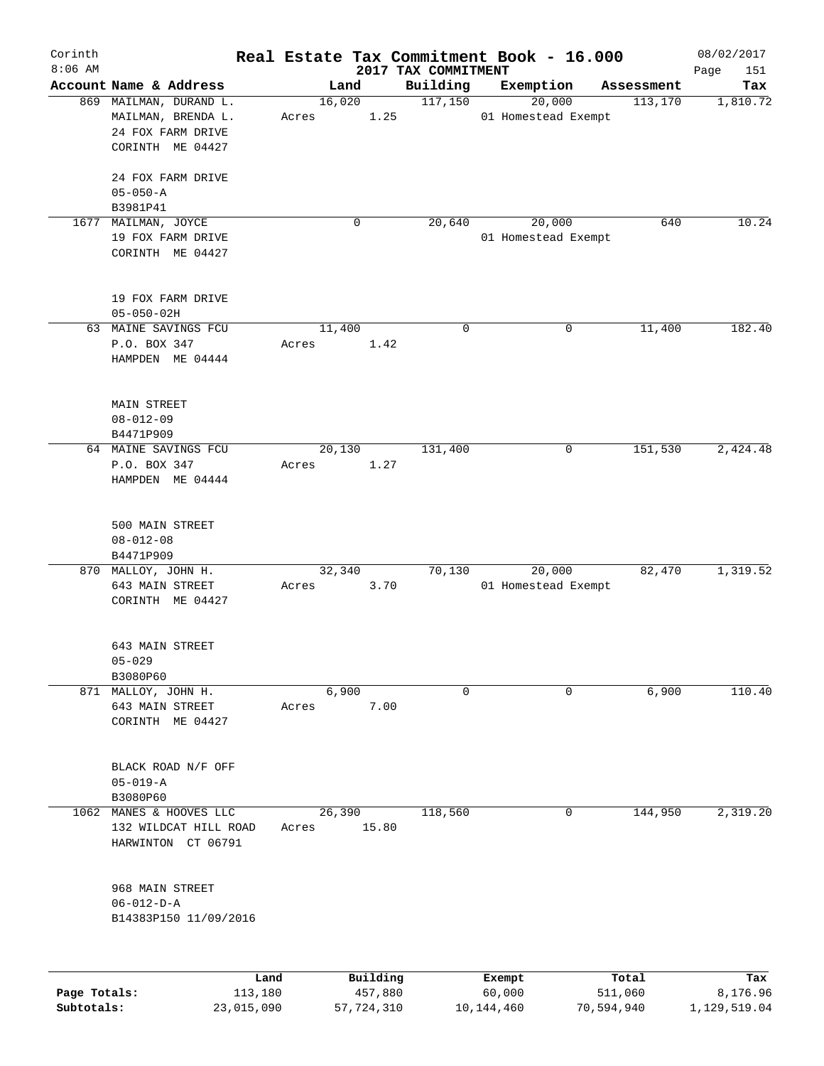Corinth 8:06 AM

# Real Estate Tax Commitment Book - 16.000

## 2017 TAX COMMITMENT

08/02/2017

| Account Name & Address | Land | Building | Exemption | Assessment | Tax |
|---|---|---|---|---|---|
| 869 MAILMAN, DURAND L.<br>MAILMAN, BRENDA L.<br>24 FOX FARM DRIVE<br>CORINTH ME 04427<br><br>24 FOX FARM DRIVE<br>05-050-A<br>B3981P41 | 16,020<br>Acres 1.25 | 117,150 | 20,000<br>01 Homestead Exempt | 113,170 | 1,810.72 |
| 1677 MAILMAN, JOYCE<br>19 FOX FARM DRIVE<br>CORINTH ME 04427<br><br>19 FOX FARM DRIVE<br>05-050-02H | 0 | 20,640 | 20,000<br>01 Homestead Exempt | 640 | 10.24 |
| 63 MAINE SAVINGS FCU<br>P.O. BOX 347<br>HAMPDEN ME 04444<br><br>MAIN STREET<br>08-012-09<br>B4471P909 | 11,400<br>Acres 1.42 | 0 | 0 | 11,400 | 182.40 |
| 64 MAINE SAVINGS FCU<br>P.O. BOX 347<br>HAMPDEN ME 04444<br><br>500 MAIN STREET<br>08-012-08<br>B4471P909 | 20,130<br>Acres 1.27 | 131,400 | 0 | 151,530 | 2,424.48 |
| 870 MALLOY, JOHN H.<br>643 MAIN STREET<br>CORINTH ME 04427<br><br>643 MAIN STREET<br>05-029<br>B3080P60 | 32,340<br>Acres 3.70 | 70,130 | 20,000<br>01 Homestead Exempt | 82,470 | 1,319.52 |
| 871 MALLOY, JOHN H.<br>643 MAIN STREET<br>CORINTH ME 04427<br><br>BLACK ROAD N/F OFF<br>05-019-A<br>B3080P60 | 6,900<br>Acres 7.00 | 0 | 0 | 6,900 | 110.40 |
| 1062 MANES & HOOVES LLC<br>132 WILDCAT HILL ROAD<br>HARWINTON CT 06791<br><br>968 MAIN STREET<br>06-012-D-A<br>B14383P150 11/09/2016 | 26,390<br>Acres 15.80 | 118,560 | 0 | 144,950 | 2,319.20 |

| | Land | Building | Exempt | Total | Tax |
|---|---|---|---|---|---|
| Page Totals: | 113,180 | 457,880 | 60,000 | 511,060 | 8,176.96 |
| Subtotals: | 23,015,090 | 57,724,310 | 10,144,460 | 70,594,940 | 1,129,519.04 |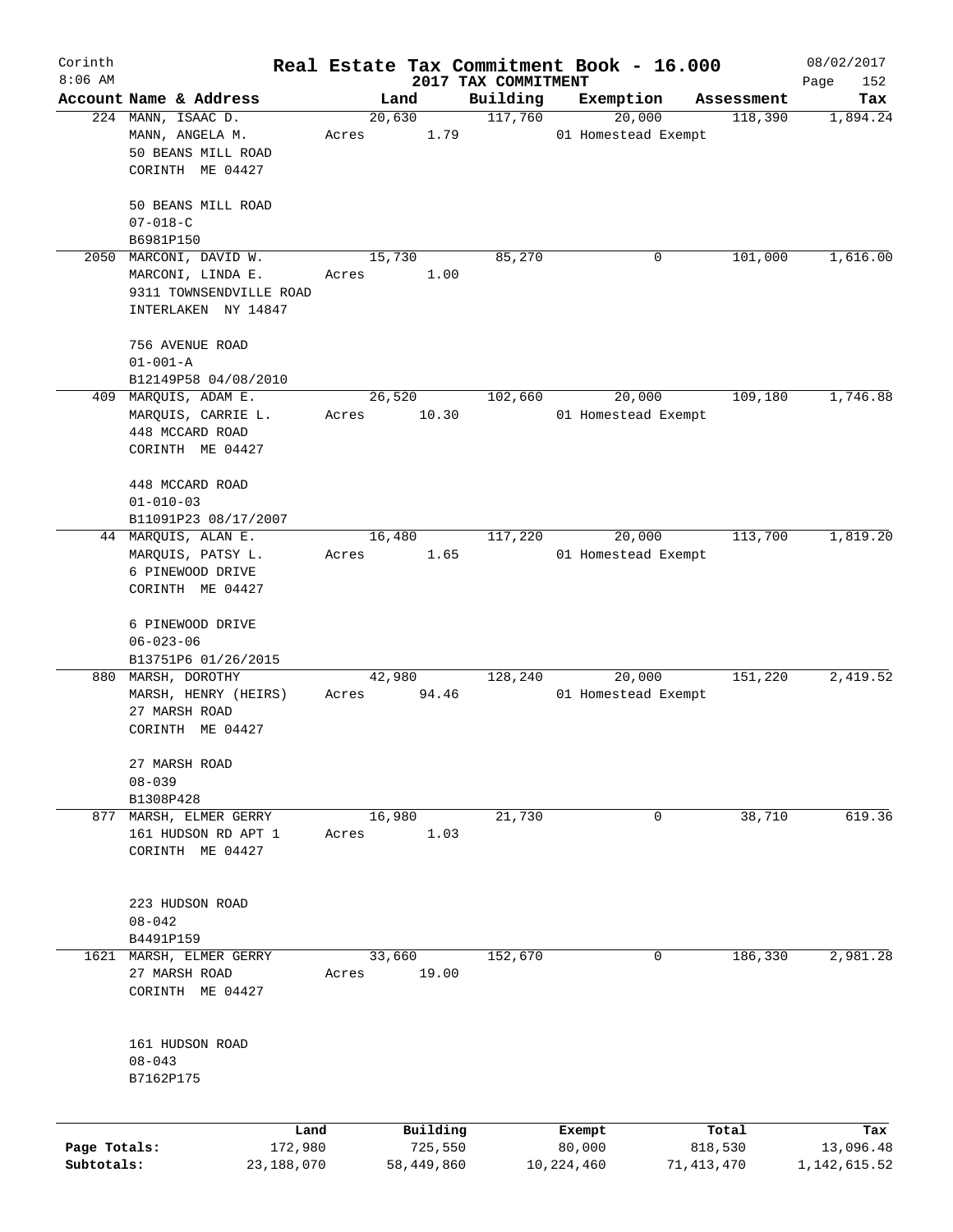Corinth
8:06 AM

# Real Estate Tax Commitment Book - 16.000

08/02/2017

2017 TAX COMMITMENT

| Account | Name & Address | Land | Building | Exemption | Assessment | Tax |
|---|---|---|---|---|---|---|
| 224 | MANN, ISAAC D.<br>MANN, ANGELA M.<br>50 BEANS MILL ROAD<br>CORINTH ME 04427<br><br>50 BEANS MILL ROAD<br>07-018-C<br>B6981P150 | 20,630<br>Acres 1.79 | 117,760 | 20,000<br>01 Homestead Exempt | 118,390 | 1,894.24 |
| 2050 | MARCONI, DAVID W.<br>MARCONI, LINDA E.<br>9311 TOWNSENDVILLE ROAD<br>INTERLAKEN NY 14847<br><br>756 AVENUE ROAD<br>01-001-A<br>B12149P58 04/08/2010 | 15,730<br>Acres 1.00 | 85,270 | 0 | 101,000 | 1,616.00 |
| 409 | MARQUIS, ADAM E.<br>MARQUIS, CARRIE L.<br>448 MCCARD ROAD<br>CORINTH ME 04427<br><br>448 MCCARD ROAD<br>01-010-03<br>B11091P23 08/17/2007 | 26,520<br>Acres 10.30 | 102,660 | 20,000<br>01 Homestead Exempt | 109,180 | 1,746.88 |
| 44 | MARQUIS, ALAN E.<br>MARQUIS, PATSY L.<br>6 PINEWOOD DRIVE<br>CORINTH ME 04427<br><br>6 PINEWOOD DRIVE<br>06-023-06<br>B13751P6 01/26/2015 | 16,480<br>Acres 1.65 | 117,220 | 20,000<br>01 Homestead Exempt | 113,700 | 1,819.20 |
| 880 | MARSH, DOROTHY<br>MARSH, HENRY (HEIRS)<br>27 MARSH ROAD<br>CORINTH ME 04427<br><br>27 MARSH ROAD<br>08-039<br>B1308P428 | 42,980<br>Acres 94.46 | 128,240 | 20,000<br>01 Homestead Exempt | 151,220 | 2,419.52 |
| 877 | MARSH, ELMER GERRY<br>161 HUDSON RD APT 1<br>CORINTH ME 04427<br><br>223 HUDSON ROAD<br>08-042<br>B4491P159 | 16,980<br>Acres 1.03 | 21,730 | 0 | 38,710 | 619.36 |
| 1621 | MARSH, ELMER GERRY<br>27 MARSH ROAD<br>CORINTH ME 04427<br><br>161 HUDSON ROAD<br>08-043<br>B7162P175 | 33,660<br>Acres 19.00 | 152,670 | 0 | 186,330 | 2,981.28 |

| | Land | Building | Exempt | Total | Tax |
|---|---|---|---|---|---|
| Page Totals: | 172,980 | 725,550 | 80,000 | 818,530 | 13,096.48 |
| Subtotals: | 23,188,070 | 58,449,860 | 10,224,460 | 71,413,470 | 1,142,615.52 |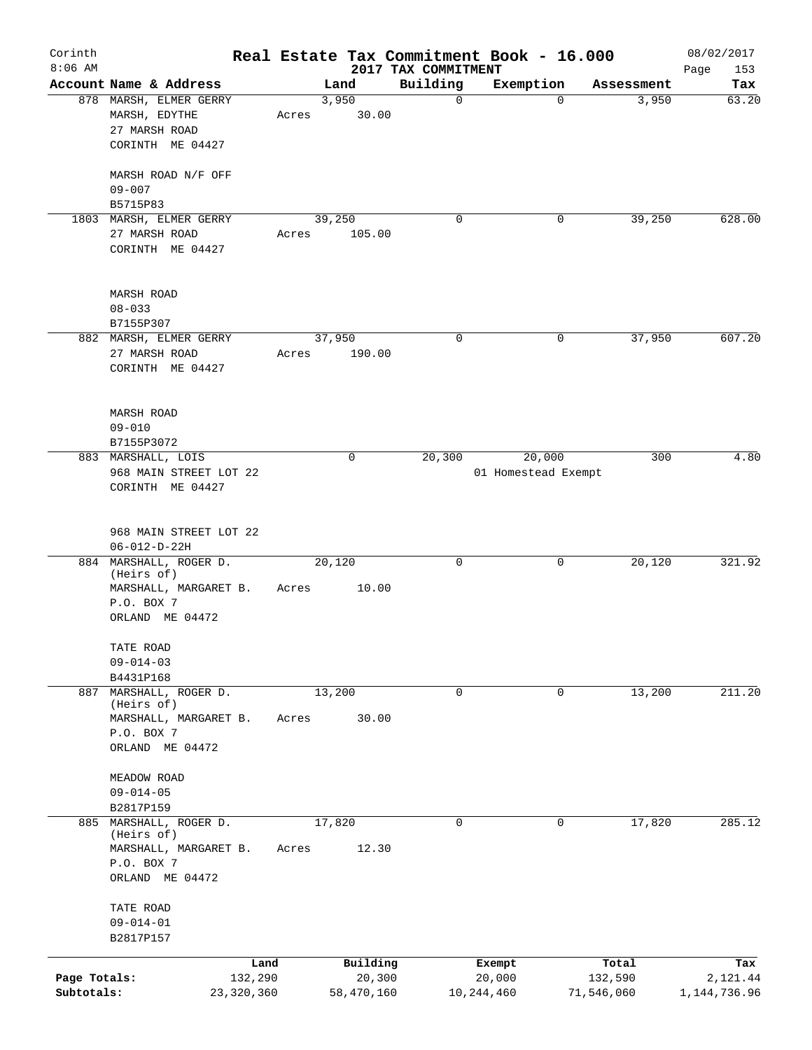Corinth
8:06 AM

# Real Estate Tax Commitment Book - 16.000

2017 TAX COMMITMENT

08/02/2017

| Account Name & Address | Land | Building | Exemption | Assessment | Tax |
|---|---|---|---|---|---|
| 878 MARSH, ELMER GERRY<br>MARSH, EDYTHE<br>27 MARSH ROAD<br>CORINTH ME 04427<br><br>MARSH ROAD N/F OFF<br>09-007<br>B5715P83 | 3,950<br>Acres 30.00 | 0 | 0 | 3,950 | 63.20 |
| 1803 MARSH, ELMER GERRY<br>27 MARSH ROAD<br>CORINTH ME 04427<br><br>MARSH ROAD<br>08-033<br>B7155P307 | 39,250<br>Acres 105.00 | 0 | 0 | 39,250 | 628.00 |
| 882 MARSH, ELMER GERRY<br>27 MARSH ROAD<br>CORINTH ME 04427<br><br>MARSH ROAD<br>09-010<br>B7155P3072 | 37,950<br>Acres 190.00 | 0 | 0 | 37,950 | 607.20 |
| 883 MARSHALL, LOIS<br>968 MAIN STREET LOT 22<br>CORINTH ME 04427<br><br>968 MAIN STREET LOT 22<br>06-012-D-22H | 0 | 20,300 | 20,000<br>01 Homestead Exempt | 300 | 4.80 |
| 884 MARSHALL, ROGER D.<br>(Heirs of)<br>MARSHALL, MARGARET B.<br>P.O. BOX 7<br>ORLAND ME 04472<br><br>TATE ROAD<br>09-014-03<br>B4431P168 | 20,120<br>Acres 10.00 | 0 | 0 | 20,120 | 321.92 |
| 887 MARSHALL, ROGER D.<br>(Heirs of)<br>MARSHALL, MARGARET B.<br>P.O. BOX 7<br>ORLAND ME 04472<br><br>MEADOW ROAD<br>09-014-05<br>B2817P159 | 13,200<br>Acres 30.00 | 0 | 0 | 13,200 | 211.20 |
| 885 MARSHALL, ROGER D.<br>(Heirs of)<br>MARSHALL, MARGARET B.<br>P.O. BOX 7<br>ORLAND ME 04472<br><br>TATE ROAD<br>09-014-01<br>B2817P157 | 17,820<br>Acres 12.30 | 0 | 0 | 17,820 | 285.12 |

| | Land | Building | Exempt | Total | Tax |
|---|---|---|---|---|---|
| Page Totals: | 132,290 | 20,300 | 20,000 | 132,590 | 2,121.44 |
| Subtotals: | 23,320,360 | 58,470,160 | 10,244,460 | 71,546,060 | 1,144,736.96 |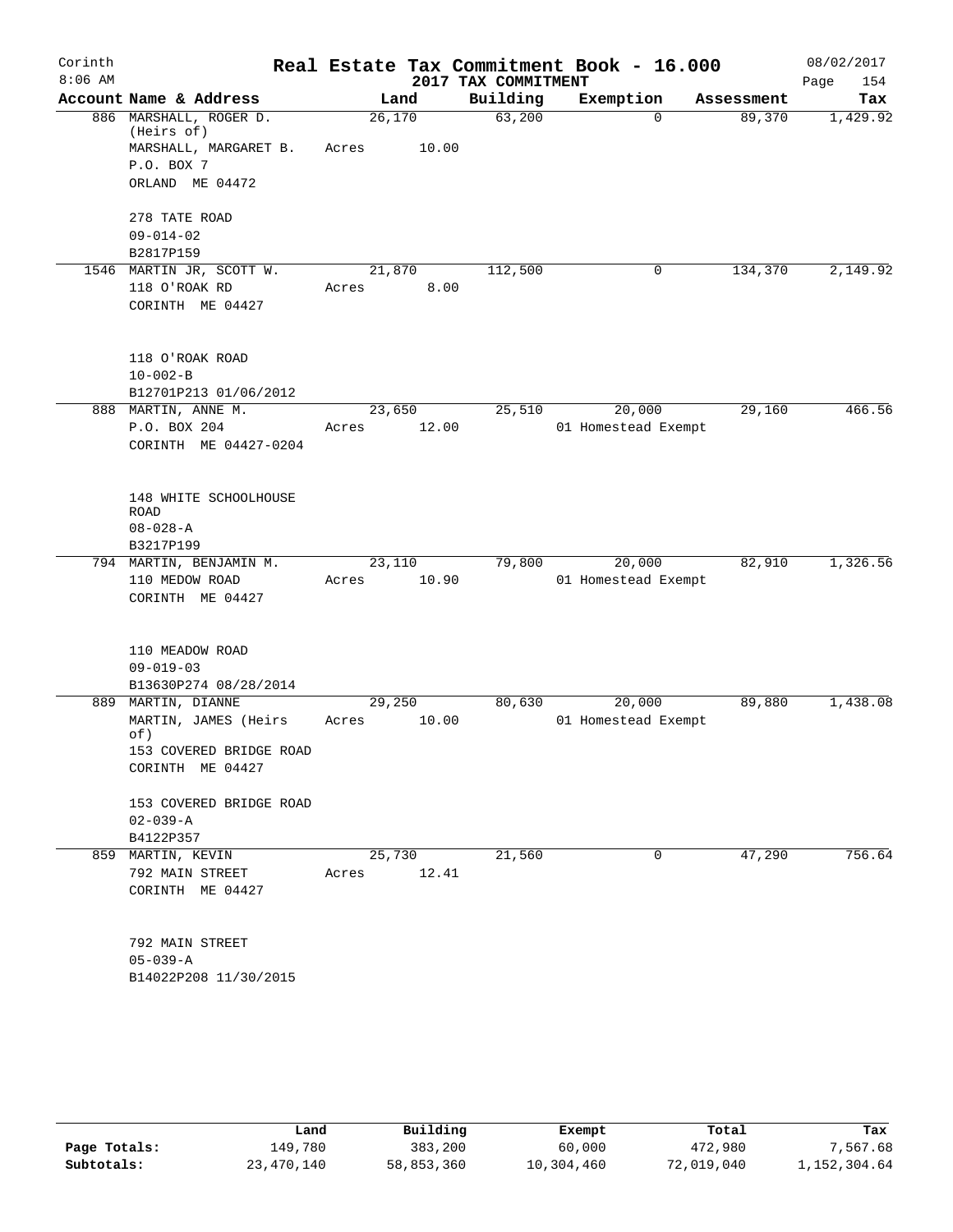Corinth 8:06 AM

# Real Estate Tax Commitment Book - 16.000

2017 TAX COMMITMENT

08/02/2017

| Account Name & Address | Land | Building | Exemption | Assessment | Tax |
|---|---|---|---|---|---|
| 886 MARSHALL, ROGER D. (Heirs of)<br>MARSHALL, MARGARET B.<br>P.O. BOX 7<br>ORLAND ME 04472<br><br>278 TATE ROAD<br>09-014-02<br>B2817P159 | 26,170<br>Acres 10.00 | 63,200 | 0 | 89,370 | 1,429.92 |
| 1546 MARTIN JR, SCOTT W.<br>118 O'ROAK RD<br>CORINTH ME 04427<br><br>118 O'ROAK ROAD<br>10-002-B<br>B12701P213 01/06/2012 | 21,870<br>Acres 8.00 | 112,500 | 0 | 134,370 | 2,149.92 |
| 888 MARTIN, ANNE M.<br>P.O. BOX 204<br>CORINTH ME 04427-0204<br><br>148 WHITE SCHOOLHOUSE ROAD<br>08-028-A<br>B3217P199 | 23,650<br>Acres 12.00 | 25,510 | 20,000<br>01 Homestead Exempt | 29,160 | 466.56 |
| 794 MARTIN, BENJAMIN M.<br>110 MEDOW ROAD<br>CORINTH ME 04427<br><br>110 MEADOW ROAD<br>09-019-03<br>B13630P274 08/28/2014 | 23,110<br>Acres 10.90 | 79,800 | 20,000<br>01 Homestead Exempt | 82,910 | 1,326.56 |
| 889 MARTIN, DIANNE<br>MARTIN, JAMES (Heirs of)<br>153 COVERED BRIDGE ROAD<br>CORINTH ME 04427<br><br>153 COVERED BRIDGE ROAD<br>02-039-A<br>B4122P357 | 29,250<br>Acres 10.00 | 80,630 | 20,000<br>01 Homestead Exempt | 89,880 | 1,438.08 |
| 859 MARTIN, KEVIN<br>792 MAIN STREET<br>CORINTH ME 04427<br><br>792 MAIN STREET<br>05-039-A<br>B14022P208 11/30/2015 | 25,730<br>Acres 12.41 | 21,560 | 0 | 47,290 | 756.64 |

| | Land | Building | Exempt | Total | Tax |
|---|---|---|---|---|---|
| Page Totals: | 149,780 | 383,200 | 60,000 | 472,980 | 7,567.68 |
| Subtotals: | 23,470,140 | 58,853,360 | 10,304,460 | 72,019,040 | 1,152,304.64 |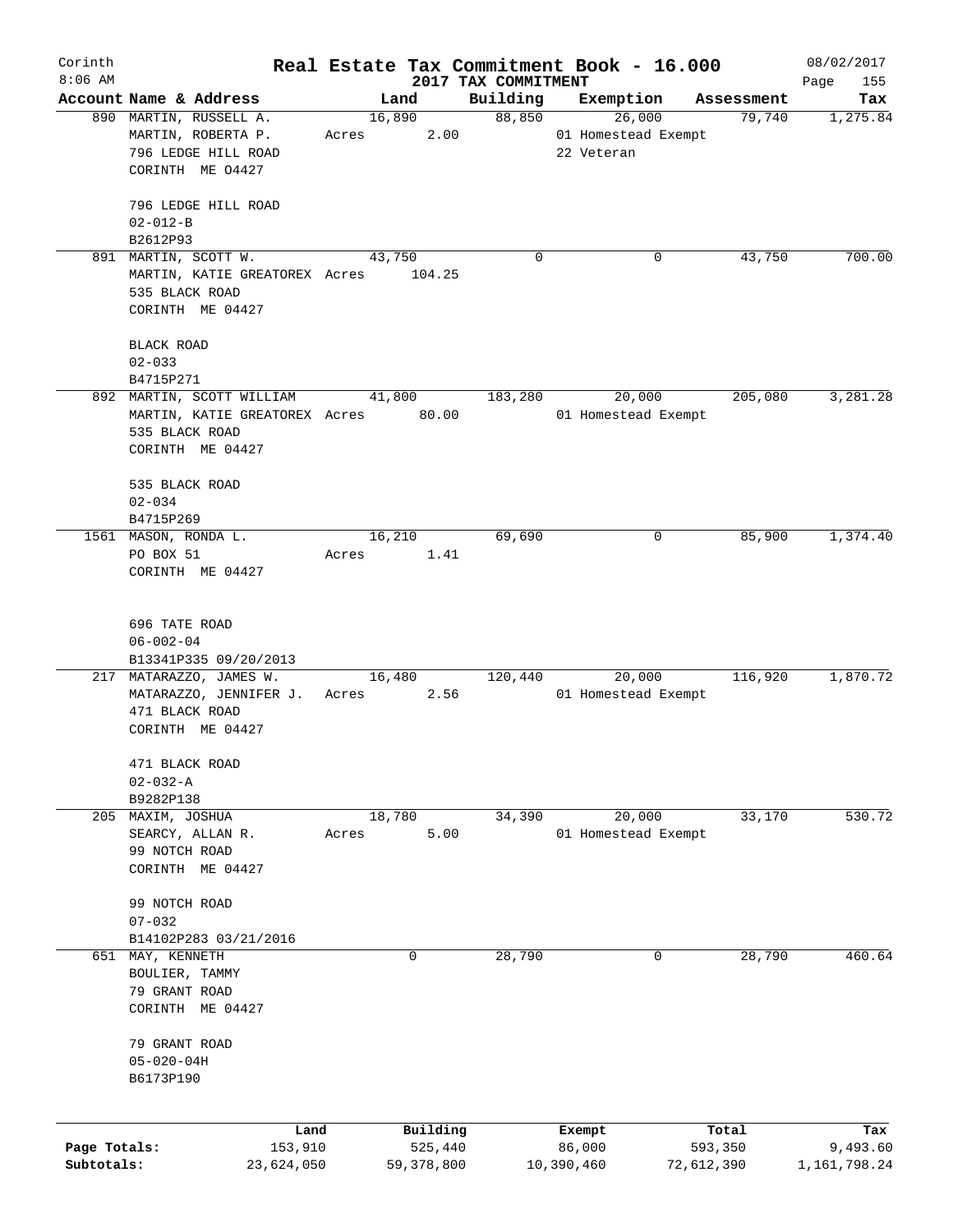Corinth
8:06 AM

# Real Estate Tax Commitment Book - 16.000

2017 TAX COMMITMENT

08/02/2017

| Account | Name & Address | Land | Building | Exemption | Assessment | Tax |
|---|---|---|---|---|---|---|
| 890 | MARTIN, RUSSELL A.<br>MARTIN, ROBERTA P.<br>796 LEDGE HILL ROAD<br>CORINTH ME 04427<br><br>796 LEDGE HILL ROAD<br>02-012-B<br>B2612P93 | 16,890<br>Acres 2.00 | 88,850 | 26,000<br>01 Homestead Exempt<br>22 Veteran | 79,740 | 1,275.84 |
| 891 | MARTIN, SCOTT W.<br>MARTIN, KATIE GREATOREX<br>535 BLACK ROAD<br>CORINTH ME 04427<br><br>BLACK ROAD<br>02-033<br>B4715P271 | 43,750<br>Acres 104.25 | 0 | 0 | 43,750 | 700.00 |
| 892 | MARTIN, SCOTT WILLIAM<br>MARTIN, KATIE GREATOREX<br>535 BLACK ROAD<br>CORINTH ME 04427<br><br>535 BLACK ROAD<br>02-034<br>B4715P269 | 41,800<br>Acres 80.00 | 183,280 | 20,000<br>01 Homestead Exempt | 205,080 | 3,281.28 |
| 1561 | MASON, RONDA L.<br>PO BOX 51<br>CORINTH ME 04427<br><br>696 TATE ROAD<br>06-002-04<br>B13341P335 09/20/2013 | 16,210<br>Acres 1.41 | 69,690 | 0 | 85,900 | 1,374.40 |
| 217 | MATARAZZO, JAMES W.<br>MATARAZZO, JENNIFER J.<br>471 BLACK ROAD<br>CORINTH ME 04427<br><br>471 BLACK ROAD<br>02-032-A<br>B9282P138 | 16,480<br>Acres 2.56 | 120,440 | 20,000<br>01 Homestead Exempt | 116,920 | 1,870.72 |
| 205 | MAXIM, JOSHUA<br>SEARCY, ALLAN R.<br>99 NOTCH ROAD<br>CORINTH ME 04427<br><br>99 NOTCH ROAD<br>07-032<br>B14102P283 03/21/2016 | 18,780<br>Acres 5.00 | 34,390 | 20,000<br>01 Homestead Exempt | 33,170 | 530.72 |
| 651 | MAY, KENNETH<br>BOULIER, TAMMY<br>79 GRANT ROAD<br>CORINTH ME 04427<br><br>79 GRANT ROAD<br>05-020-04H<br>B6173P190 | 0 | 28,790 | 0 | 28,790 | 460.64 |

| | Land | Building | Exempt | Total | Tax |
|---|---|---|---|---|---|
| Page Totals: | 153,910 | 525,440 | 86,000 | 593,350 | 9,493.60 |
| Subtotals: | 23,624,050 | 59,378,800 | 10,390,460 | 72,612,390 | 1,161,798.24 |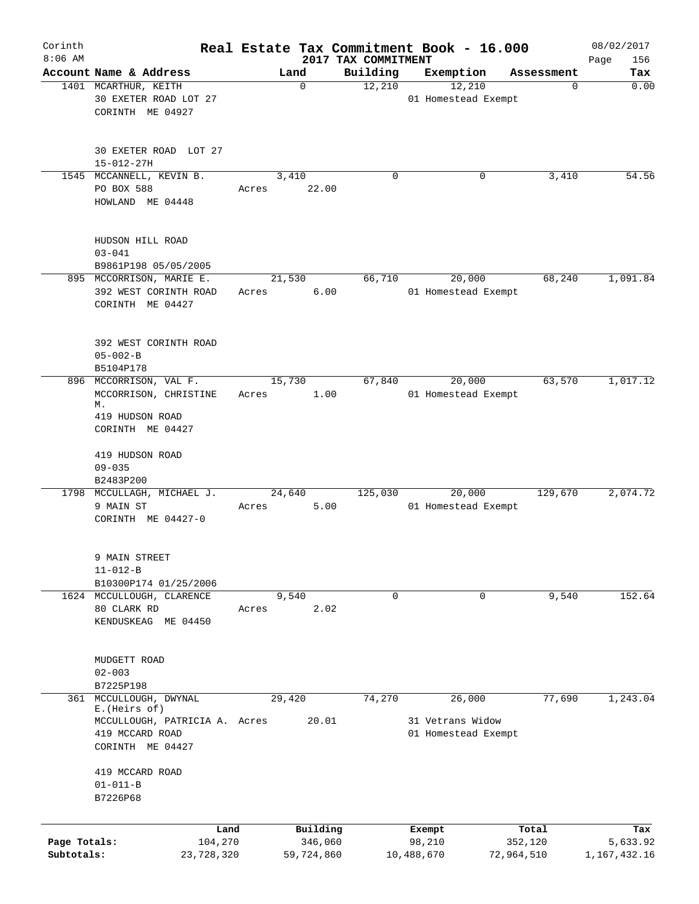Corinth 8:06 AM

# Real Estate Tax Commitment Book - 16.000

2017 TAX COMMITMENT

08/02/2017

| Account | Name & Address | Land | Building | Exemption | Assessment | Tax |
|---|---|---|---|---|---|---|
| 1401 | MCARTHUR, KEITH<br>30 EXETER ROAD LOT 27<br>CORINTH ME 04927<br><br>30 EXETER ROAD LOT 27<br>15-012-27H | 0 | 12,210 | 12,210<br>01 Homestead Exempt | 0 | 0.00 |
| 1545 | MCCANNELL, KEVIN B.<br>PO BOX 588<br>HOWLAND ME 04448<br><br>HUDSON HILL ROAD<br>03-041<br>B9861P198 05/05/2005 | 3,410<br>Acres 22.00 | 0 | 0 | 3,410 | 54.56 |
| 895 | MCCORRISON, MARIE E.<br>392 WEST CORINTH ROAD<br>CORINTH ME 04427<br><br>392 WEST CORINTH ROAD<br>05-002-B<br>B5104P178 | 21,530<br>Acres 6.00 | 66,710 | 20,000<br>01 Homestead Exempt | 68,240 | 1,091.84 |
| 896 | MCCORRISON, VAL F.<br>MCCORRISON, CHRISTINE M.<br>419 HUDSON ROAD<br>CORINTH ME 04427<br><br>419 HUDSON ROAD<br>09-035<br>B2483P200 | 15,730<br>Acres 1.00 | 67,840 | 20,000<br>01 Homestead Exempt | 63,570 | 1,017.12 |
| 1798 | MCCULLAGH, MICHAEL J.<br>9 MAIN ST<br>CORINTH ME 04427-0<br><br>9 MAIN STREET<br>11-012-B<br>B10300P174 01/25/2006 | 24,640<br>Acres 5.00 | 125,030 | 20,000<br>01 Homestead Exempt | 129,670 | 2,074.72 |
| 1624 | MCCULLOUGH, CLARENCE<br>80 CLARK RD<br>KENDUSKEAG ME 04450<br><br>MUDGETT ROAD<br>02-003<br>B7225P198 | 9,540<br>Acres 2.02 | 0 | 0 | 9,540 | 152.64 |
| 361 | MCCULLOUGH, DWYNAL E.(Heirs of)<br>MCCULLOUGH, PATRICIA A.<br>419 MCCARD ROAD<br>CORINTH ME 04427<br><br>419 MCCARD ROAD<br>01-011-B<br>B7226P68 | 29,420<br>Acres 20.01 | 74,270 | 26,000<br>31 Vetrans Widow<br>01 Homestead Exempt | 77,690 | 1,243.04 |

| | Land | Building | Exempt | Total | Tax |
|---|---|---|---|---|---|
| Page Totals: | 104,270 | 346,060 | 98,210 | 352,120 | 5,633.92 |
| Subtotals: | 23,728,320 | 59,724,860 | 10,488,670 | 72,964,510 | 1,167,432.16 |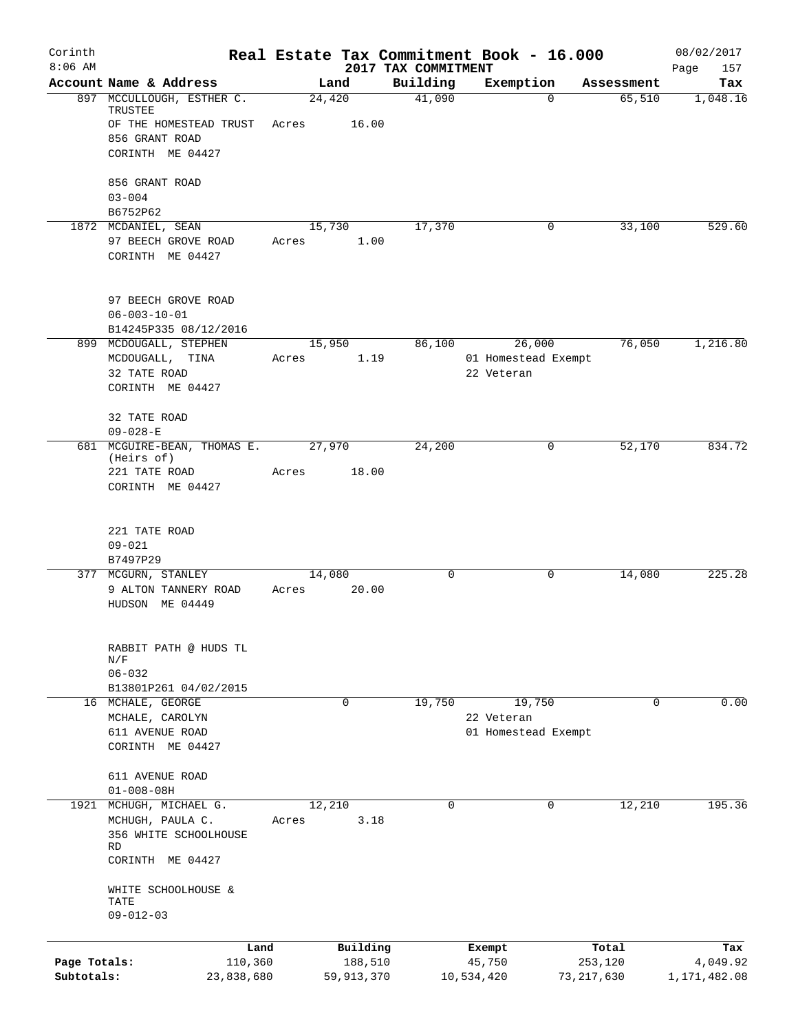Corinth 8:06 AM

# Real Estate Tax Commitment Book - 16.000

## 2017 TAX COMMITMENT

08/02/2017

| Account Name & Address | Land | Building | Exemption | Assessment | Tax |
|---|---|---|---|---|---|
| 897 MCCULLOUGH, ESTHER C. TRUSTEE<br>OF THE HOMESTEAD TRUST<br>856 GRANT ROAD<br>CORINTH ME 04427<br><br>856 GRANT ROAD<br>03-004<br>B6752P62 | 24,420<br>Acres 16.00 | 41,090 | 0 | 65,510 | 1,048.16 |
| 1872 MCDANIEL, SEAN<br>97 BEECH GROVE ROAD<br>CORINTH ME 04427<br><br>97 BEECH GROVE ROAD<br>06-003-10-01<br>B14245P335 08/12/2016 | 15,730<br>Acres 1.00 | 17,370 | 0 | 33,100 | 529.60 |
| 899 MCDOUGALL, STEPHEN<br>MCDOUGALL, TINA<br>32 TATE ROAD<br>CORINTH ME 04427<br><br>32 TATE ROAD<br>09-028-E | 15,950<br>Acres 1.19 | 86,100 | 26,000<br>01 Homestead Exempt<br>22 Veteran | 76,050 | 1,216.80 |
| 681 MCGUIRE-BEAN, THOMAS E. (Heirs of)<br>221 TATE ROAD<br>CORINTH ME 04427<br><br>221 TATE ROAD<br>09-021<br>B7497P29 | 27,970<br>Acres 18.00 | 24,200 | 0 | 52,170 | 834.72 |
| 377 MCGURN, STANLEY<br>9 ALTON TANNERY ROAD<br>HUDSON ME 04449<br><br>RABBIT PATH @ HUDS TL N/F<br>06-032<br>B13801P261 04/02/2015 | 14,080<br>Acres 20.00 | 0 | 0 | 14,080 | 225.28 |
| 16 MCHALE, GEORGE<br>MCHALE, CAROLYN<br>611 AVENUE ROAD<br>CORINTH ME 04427<br><br>611 AVENUE ROAD<br>01-008-08H | 0 | 19,750 | 19,750<br>22 Veteran<br>01 Homestead Exempt | 0 | 0.00 |
| 1921 MCHUGH, MICHAEL G.<br>MCHUGH, PAULA C.<br>356 WHITE SCHOOLHOUSE RD<br>CORINTH ME 04427<br><br>WHITE SCHOOLHOUSE & TATE<br>09-012-03 | 12,210<br>Acres 3.18 | 0 | 0 | 12,210 | 195.36 |

| | Land | Building | Exempt | Total | Tax |
|---|---|---|---|---|---|
| Page Totals: | 110,360 | 188,510 | 45,750 | 253,120 | 4,049.92 |
| Subtotals: | 23,838,680 | 59,913,370 | 10,534,420 | 73,217,630 | 1,171,482.08 |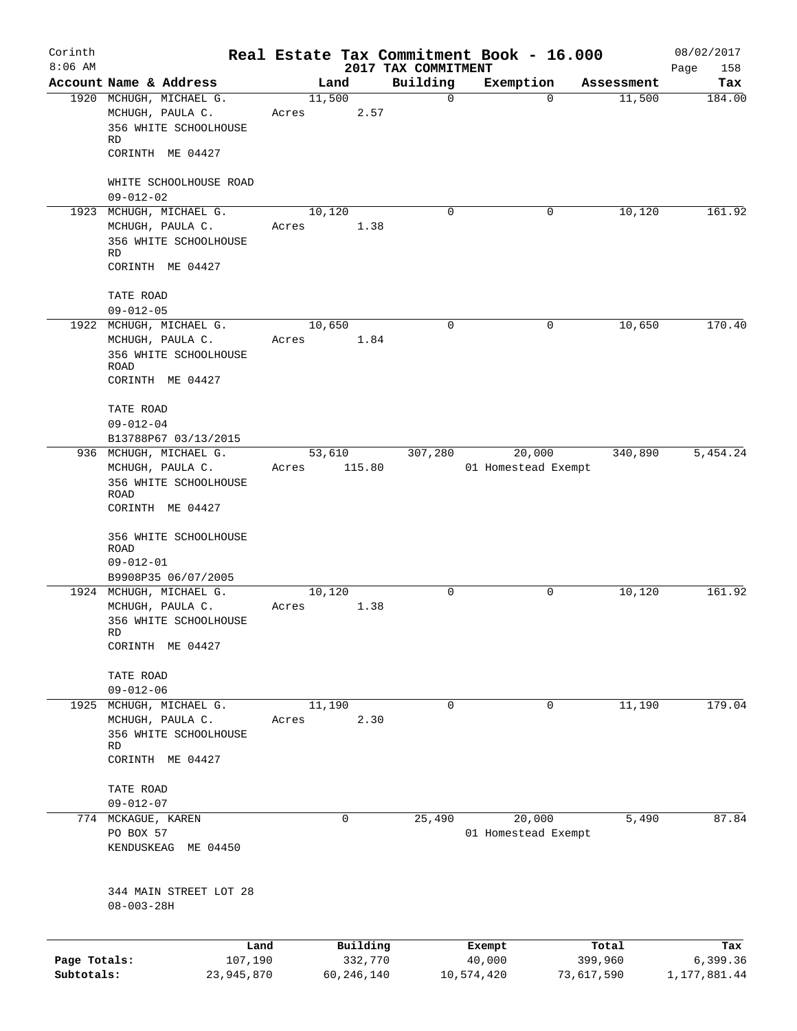# Real Estate Tax Commitment Book - 16.000

Corinth
8:06 AM

2017 TAX COMMITMENT

08/02/2017

| Account | Name & Address | Land | Building | Exemption | Assessment | Tax |
|---|---|---|---|---|---|---|
| 1920 | MCHUGH, MICHAEL G.<br>MCHUGH, PAULA C.<br>356 WHITE SCHOOLHOUSE RD<br>CORINTH ME 04427<br><br>WHITE SCHOOLHOUSE ROAD<br>09-012-02 | 11,500<br>Acres 2.57 | 0 | 0 | 11,500 | 184.00 |
| 1923 | MCHUGH, MICHAEL G.<br>MCHUGH, PAULA C.<br>356 WHITE SCHOOLHOUSE RD<br>CORINTH ME 04427<br><br>TATE ROAD<br>09-012-05 | 10,120<br>Acres 1.38 | 0 | 0 | 10,120 | 161.92 |
| 1922 | MCHUGH, MICHAEL G.<br>MCHUGH, PAULA C.<br>356 WHITE SCHOOLHOUSE ROAD<br>CORINTH ME 04427<br><br>TATE ROAD<br>09-012-04<br>B13788P67 03/13/2015 | 10,650<br>Acres 1.84 | 0 | 0 | 10,650 | 170.40 |
| 936 | MCHUGH, MICHAEL G.<br>MCHUGH, PAULA C.<br>356 WHITE SCHOOLHOUSE ROAD<br>CORINTH ME 04427<br><br>356 WHITE SCHOOLHOUSE ROAD<br>09-012-01<br>B9908P35 06/07/2005 | 53,610<br>Acres 115.80 | 307,280 | 20,000<br>01 Homestead Exempt | 340,890 | 5,454.24 |
| 1924 | MCHUGH, MICHAEL G.<br>MCHUGH, PAULA C.<br>356 WHITE SCHOOLHOUSE RD<br>CORINTH ME 04427<br><br>TATE ROAD<br>09-012-06 | 10,120<br>Acres 1.38 | 0 | 0 | 10,120 | 161.92 |
| 1925 | MCHUGH, MICHAEL G.<br>MCHUGH, PAULA C.<br>356 WHITE SCHOOLHOUSE RD<br>CORINTH ME 04427<br><br>TATE ROAD<br>09-012-07 | 11,190<br>Acres 2.30 | 0 | 0 | 11,190 | 179.04 |
| 774 | MCKAGUE, KAREN<br>PO BOX 57<br>KENDUSKEAG ME 04450<br><br>344 MAIN STREET LOT 28<br>08-003-28H | 0 | 25,490 | 20,000<br>01 Homestead Exempt | 5,490 | 87.84 |

| | Land | Building | Exempt | Total | Tax |
|---|---|---|---|---|---|
| Page Totals: | 107,190 | 332,770 | 40,000 | 399,960 | 6,399.36 |
| Subtotals: | 23,945,870 | 60,246,140 | 10,574,420 | 73,617,590 | 1,177,881.44 |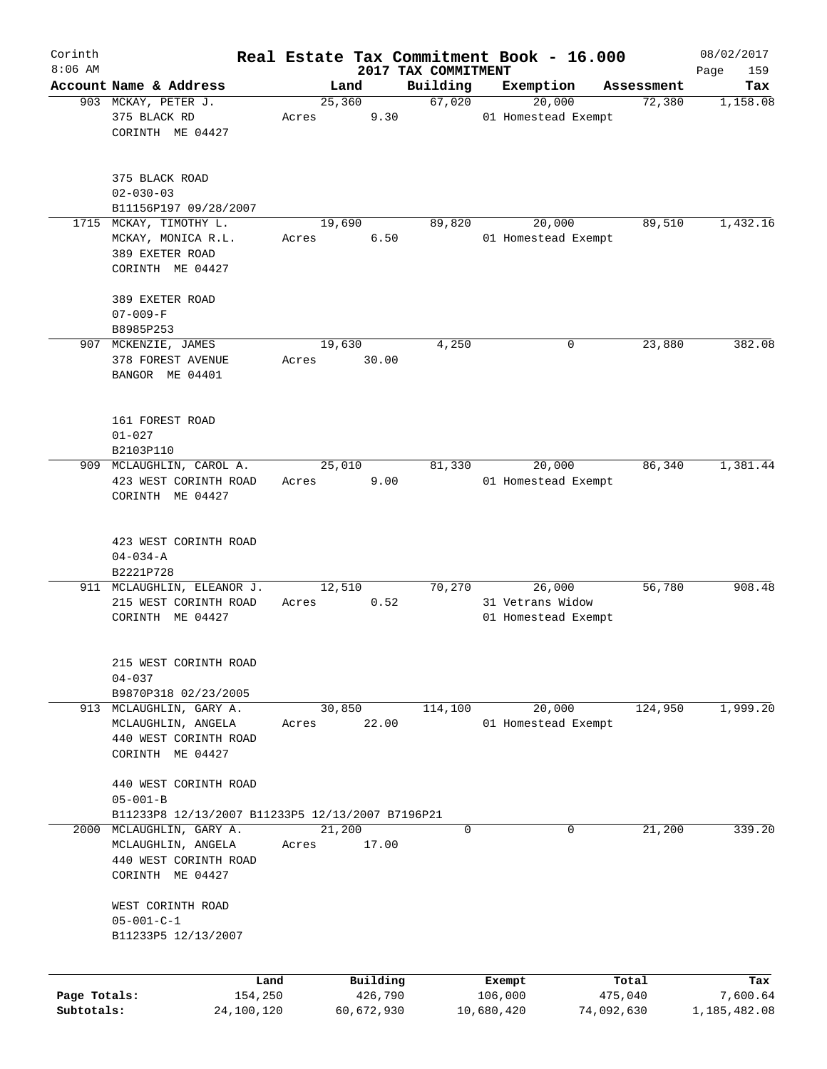Corinth 8:06 AM

# Real Estate Tax Commitment Book - 16.000

## 2017 TAX COMMITMENT

08/02/2017

| Account Name & Address | Land | Building | Exemption | Assessment | Tax |
|---|---|---|---|---|---|
| 903 MCKAY, PETER J.<br>375 BLACK RD<br>CORINTH ME 04427<br><br>375 BLACK ROAD<br>02-030-03<br>B11156P197 09/28/2007 | 25,360<br>Acres 9.30 | 67,020 | 20,000<br>01 Homestead Exempt | 72,380 | 1,158.08 |
| 1715 MCKAY, TIMOTHY L.<br>MCKAY, MONICA R.L.<br>389 EXETER ROAD<br>CORINTH ME 04427<br><br>389 EXETER ROAD<br>07-009-F<br>B8985P253 | 19,690<br>Acres 6.50 | 89,820 | 20,000<br>01 Homestead Exempt | 89,510 | 1,432.16 |
| 907 MCKENZIE, JAMES<br>378 FOREST AVENUE<br>BANGOR ME 04401<br><br>161 FOREST ROAD<br>01-027<br>B2103P110 | 19,630<br>Acres 30.00 | 4,250 | 0 | 23,880 | 382.08 |
| 909 MCLAUGHLIN, CAROL A.<br>423 WEST CORINTH ROAD<br>CORINTH ME 04427<br><br>423 WEST CORINTH ROAD<br>04-034-A<br>B2221P728 | 25,010<br>Acres 9.00 | 81,330 | 20,000<br>01 Homestead Exempt | 86,340 | 1,381.44 |
| 911 MCLAUGHLIN, ELEANOR J.<br>215 WEST CORINTH ROAD<br>CORINTH ME 04427<br><br>215 WEST CORINTH ROAD<br>04-037<br>B9870P318 02/23/2005 | 12,510<br>Acres 0.52 | 70,270 | 26,000<br>31 Vetrans Widow<br>01 Homestead Exempt | 56,780 | 908.48 |
| 913 MCLAUGHLIN, GARY A.<br>MCLAUGHLIN, ANGELA<br>440 WEST CORINTH ROAD<br>CORINTH ME 04427<br><br>440 WEST CORINTH ROAD<br>05-001-B<br>B11233P8 12/13/2007 B11233P5 12/13/2007 B7196P21 | 30,850<br>Acres 22.00 | 114,100 | 20,000<br>01 Homestead Exempt | 124,950 | 1,999.20 |
| 2000 MCLAUGHLIN, GARY A.<br>MCLAUGHLIN, ANGELA<br>440 WEST CORINTH ROAD<br>CORINTH ME 04427<br><br>WEST CORINTH ROAD<br>05-001-C-1<br>B11233P5 12/13/2007 | 21,200<br>Acres 17.00 | 0 | 0 | 21,200 | 339.20 |

| | Land | Building | Exempt | Total | Tax |
|---|---|---|---|---|---|
| Page Totals: | 154,250 | 426,790 | 106,000 | 475,040 | 7,600.64 |
| Subtotals: | 24,100,120 | 60,672,930 | 10,680,420 | 74,092,630 | 1,185,482.08 |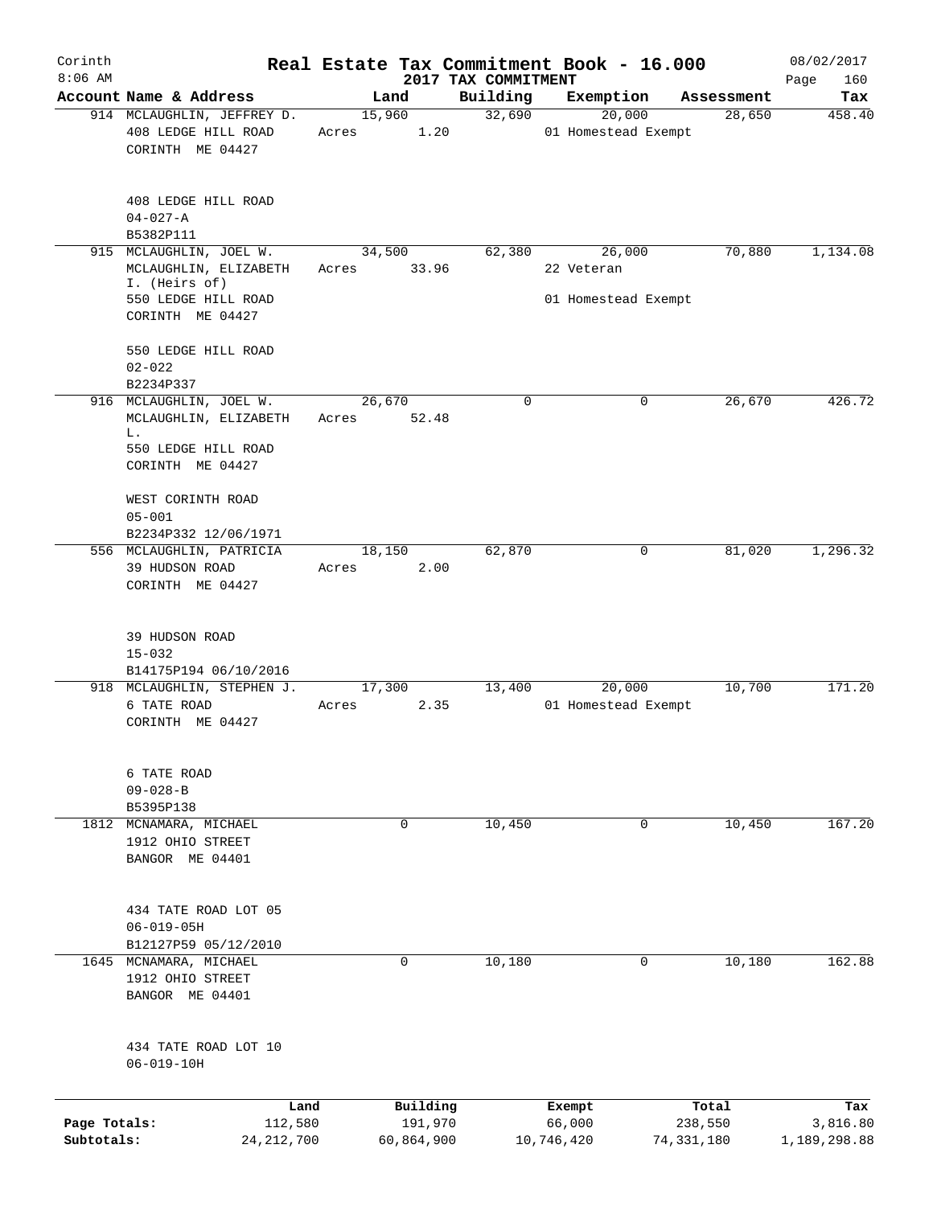# Real Estate Tax Commitment Book - 16.000

Corinth
8:06 AM

2017 TAX COMMITMENT

08/02/2017

| Account | Name & Address | Land | Building | Exemption | Assessment | Tax |
|---|---|---|---|---|---|---|
| 914 | MCLAUGHLIN, JEFFREY D.<br>408 LEDGE HILL ROAD<br>CORINTH ME 04427<br><br>408 LEDGE HILL ROAD<br>04-027-A<br>B5382P111 | 15,960<br>Acres 1.20 | 32,690 | 20,000<br>01 Homestead Exempt | 28,650 | 458.40 |
| 915 | MCLAUGHLIN, JOEL W.<br>MCLAUGHLIN, ELIZABETH I. (Heirs of)<br>550 LEDGE HILL ROAD<br>CORINTH ME 04427<br><br>550 LEDGE HILL ROAD<br>02-022<br>B2234P337 | 34,500<br>Acres 33.96 | 62,380 | 26,000<br>22 Veteran<br>01 Homestead Exempt | 70,880 | 1,134.08 |
| 916 | MCLAUGHLIN, JOEL W.<br>MCLAUGHLIN, ELIZABETH L.<br>550 LEDGE HILL ROAD<br>CORINTH ME 04427<br><br>WEST CORINTH ROAD<br>05-001<br>B2234P332 12/06/1971 | 26,670<br>Acres 52.48 | 0 | 0 | 26,670 | 426.72 |
| 556 | MCLAUGHLIN, PATRICIA<br>39 HUDSON ROAD<br>CORINTH ME 04427<br><br>39 HUDSON ROAD<br>15-032<br>B14175P194 06/10/2016 | 18,150<br>Acres 2.00 | 62,870 | 0 | 81,020 | 1,296.32 |
| 918 | MCLAUGHLIN, STEPHEN J.<br>6 TATE ROAD<br>CORINTH ME 04427<br><br>6 TATE ROAD<br>09-028-B<br>B5395P138 | 17,300<br>Acres 2.35 | 13,400 | 20,000<br>01 Homestead Exempt | 10,700 | 171.20 |
| 1812 | MCNAMARA, MICHAEL<br>1912 OHIO STREET<br>BANGOR ME 04401<br><br>434 TATE ROAD LOT 05<br>06-019-05H<br>B12127P59 05/12/2010 | 0 | 10,450 | 0 | 10,450 | 167.20 |
| 1645 | MCNAMARA, MICHAEL<br>1912 OHIO STREET<br>BANGOR ME 04401<br><br>434 TATE ROAD LOT 10<br>06-019-10H | 0 | 10,180 | 0 | 10,180 | 162.88 |

| | Land | Building | Exempt | Total | Tax |
|---|---|---|---|---|---|
| Page Totals: | 112,580 | 191,970 | 66,000 | 238,550 | 3,816.80 |
| Subtotals: | 24,212,700 | 60,864,900 | 10,746,420 | 74,331,180 | 1,189,298.88 |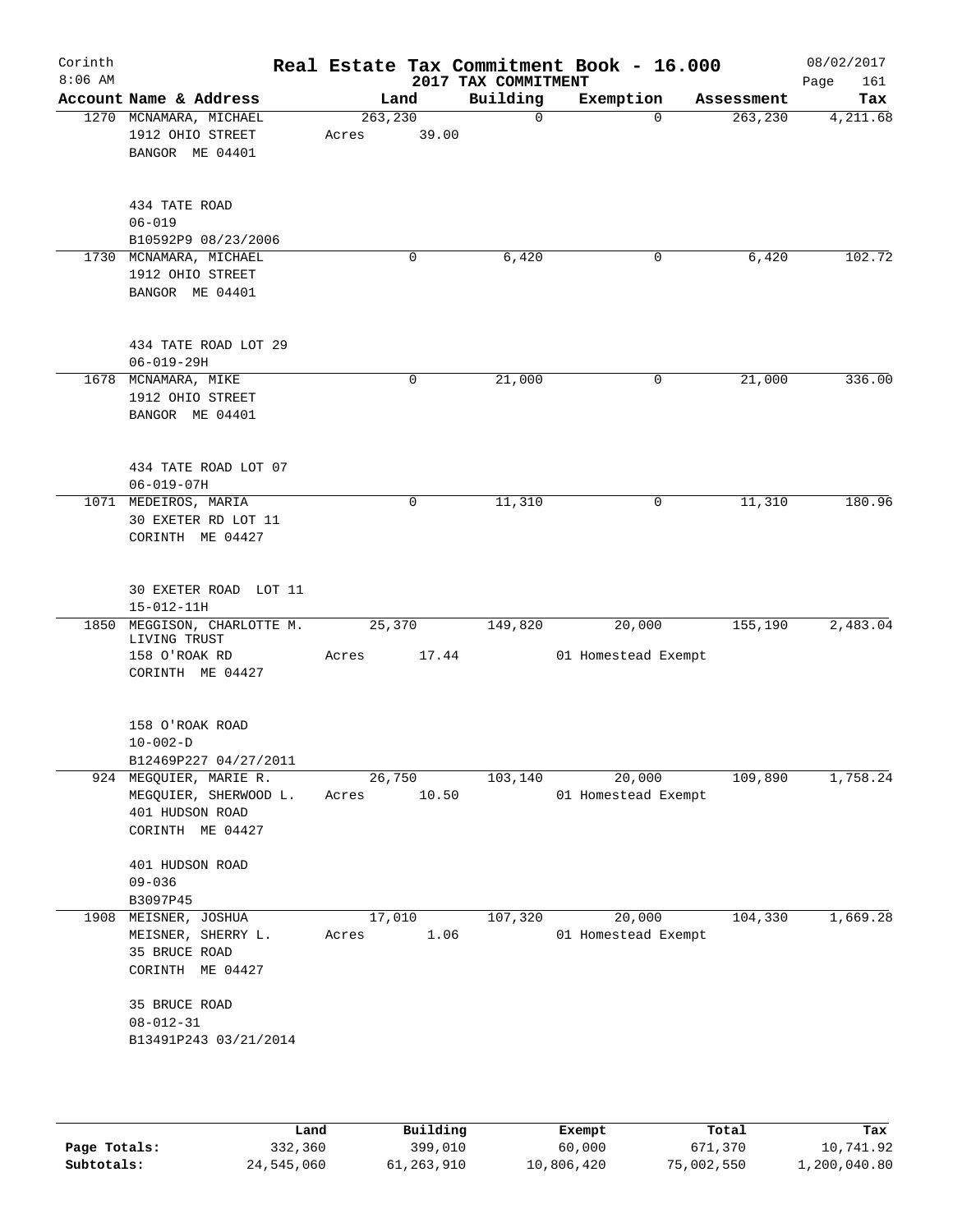Corinth 8:06 AM

# Real Estate Tax Commitment Book - 16.000

2017 TAX COMMITMENT

08/02/2017

| Account Name & Address | Land | Building | Exemption | Assessment | Tax |
|---|---|---|---|---|---|
| 1270 MCNAMARA, MICHAEL<br>1912 OHIO STREET<br>BANGOR ME 04401<br><br>434 TATE ROAD<br>06-019<br>B10592P9 08/23/2006 | 263,230<br>Acres 39.00 | 0 | 0 | 263,230 | 4,211.68 |
| 1730 MCNAMARA, MICHAEL<br>1912 OHIO STREET<br>BANGOR ME 04401<br><br>434 TATE ROAD LOT 29<br>06-019-29H | 0 | 6,420 | 0 | 6,420 | 102.72 |
| 1678 MCNAMARA, MIKE<br>1912 OHIO STREET<br>BANGOR ME 04401<br><br>434 TATE ROAD LOT 07<br>06-019-07H | 0 | 21,000 | 0 | 21,000 | 336.00 |
| 1071 MEDEIROS, MARIA<br>30 EXETER RD LOT 11<br>CORINTH ME 04427<br><br>30 EXETER ROAD LOT 11<br>15-012-11H | 0 | 11,310 | 0 | 11,310 | 180.96 |
| 1850 MEGGISON, CHARLOTTE M. LIVING TRUST<br>158 O'ROAK RD<br>CORINTH ME 04427<br><br>158 O'ROAK ROAD<br>10-002-D<br>B12469P227 04/27/2011 | 25,370<br>Acres 17.44 | 149,820 | 20,000<br>01 Homestead Exempt | 155,190 | 2,483.04 |
| 924 MEGQUIER, MARIE R.<br>MEGQUIER, SHERWOOD L.<br>401 HUDSON ROAD<br>CORINTH ME 04427<br><br>401 HUDSON ROAD<br>09-036<br>B3097P45 | 26,750<br>Acres 10.50 | 103,140 | 20,000<br>01 Homestead Exempt | 109,890 | 1,758.24 |
| 1908 MEISNER, JOSHUA<br>MEISNER, SHERRY L.<br>35 BRUCE ROAD<br>CORINTH ME 04427<br><br>35 BRUCE ROAD<br>08-012-31<br>B13491P243 03/21/2014 | 17,010<br>Acres 1.06 | 107,320 | 20,000<br>01 Homestead Exempt | 104,330 | 1,669.28 |

| | Land | Building | Exempt | Total | Tax |
|---|---|---|---|---|---|
| Page Totals: | 332,360 | 399,010 | 60,000 | 671,370 | 10,741.92 |
| Subtotals: | 24,545,060 | 61,263,910 | 10,806,420 | 75,002,550 | 1,200,040.80 |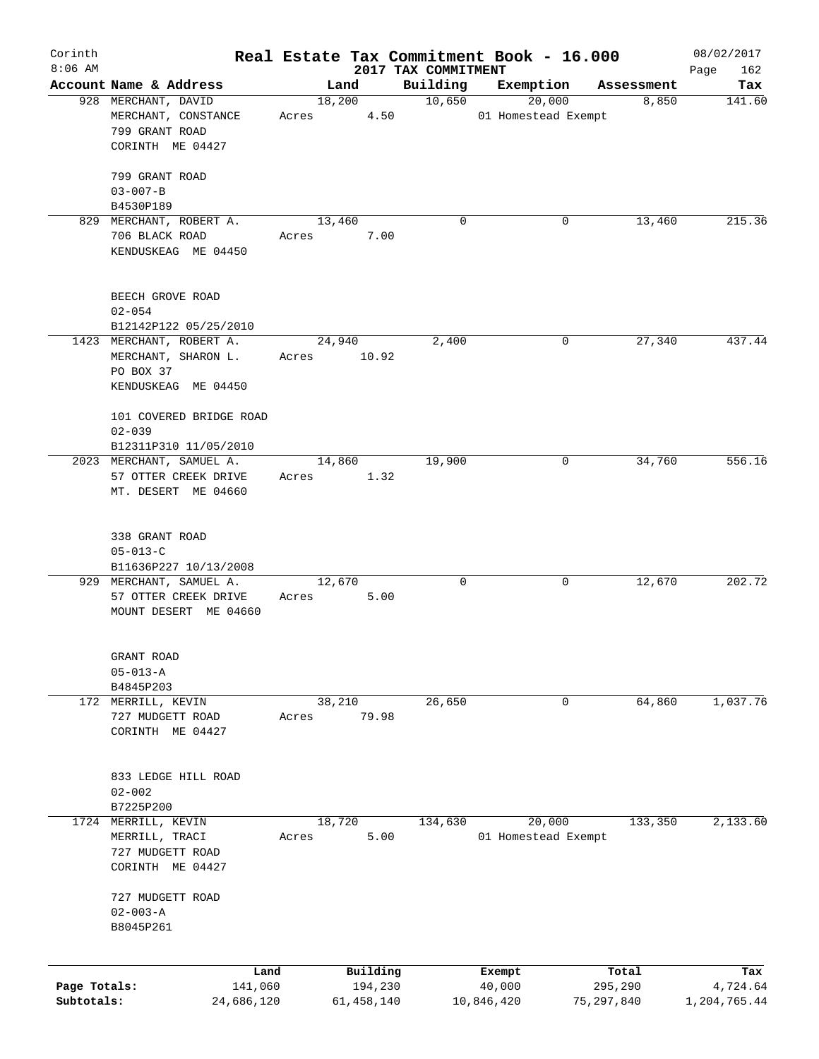# Real Estate Tax Commitment Book - 16.000

Corinth
8:06 AM

2017 TAX COMMITMENT

08/02/2017

| Account Name & Address | Land | Building | Exemption | Assessment | Tax |
|---|---|---|---|---|---|
| 928 MERCHANT, DAVID<br>MERCHANT, CONSTANCE<br>799 GRANT ROAD<br>CORINTH ME 04427<br><br>799 GRANT ROAD<br>03-007-B<br>B4530P189 | 18,200<br>Acres 4.50 | 10,650 | 20,000<br>01 Homestead Exempt | 8,850 | 141.60 |
| 829 MERCHANT, ROBERT A.<br>706 BLACK ROAD<br>KENDUSKEAG ME 04450<br><br>BEECH GROVE ROAD<br>02-054<br>B12142P122 05/25/2010 | 13,460<br>Acres 7.00 | 0 | 0 | 13,460 | 215.36 |
| 1423 MERCHANT, ROBERT A.<br>MERCHANT, SHARON L.<br>PO BOX 37<br>KENDUSKEAG ME 04450<br><br>101 COVERED BRIDGE ROAD<br>02-039<br>B12311P310 11/05/2010 | 24,940<br>Acres 10.92 | 2,400 | 0 | 27,340 | 437.44 |
| 2023 MERCHANT, SAMUEL A.<br>57 OTTER CREEK DRIVE<br>MT. DESERT ME 04660<br><br>338 GRANT ROAD<br>05-013-C<br>B11636P227 10/13/2008 | 14,860<br>Acres 1.32 | 19,900 | 0 | 34,760 | 556.16 |
| 929 MERCHANT, SAMUEL A.<br>57 OTTER CREEK DRIVE<br>MOUNT DESERT ME 04660<br><br>GRANT ROAD<br>05-013-A<br>B4845P203 | 12,670<br>Acres 5.00 | 0 | 0 | 12,670 | 202.72 |
| 172 MERRILL, KEVIN<br>727 MUDGETT ROAD<br>CORINTH ME 04427<br><br>833 LEDGE HILL ROAD<br>02-002<br>B7225P200 | 38,210<br>Acres 79.98 | 26,650 | 0 | 64,860 | 1,037.76 |
| 1724 MERRILL, KEVIN<br>MERRILL, TRACI<br>727 MUDGETT ROAD<br>CORINTH ME 04427<br><br>727 MUDGETT ROAD<br>02-003-A<br>B8045P261 | 18,720<br>Acres 5.00 | 134,630 | 20,000<br>01 Homestead Exempt | 133,350 | 2,133.60 |

| | Land | Building | Exempt | Total | Tax |
|---|---|---|---|---|---|
| Page Totals: | 141,060 | 194,230 | 40,000 | 295,290 | 4,724.64 |
| Subtotals: | 24,686,120 | 61,458,140 | 10,846,420 | 75,297,840 | 1,204,765.44 |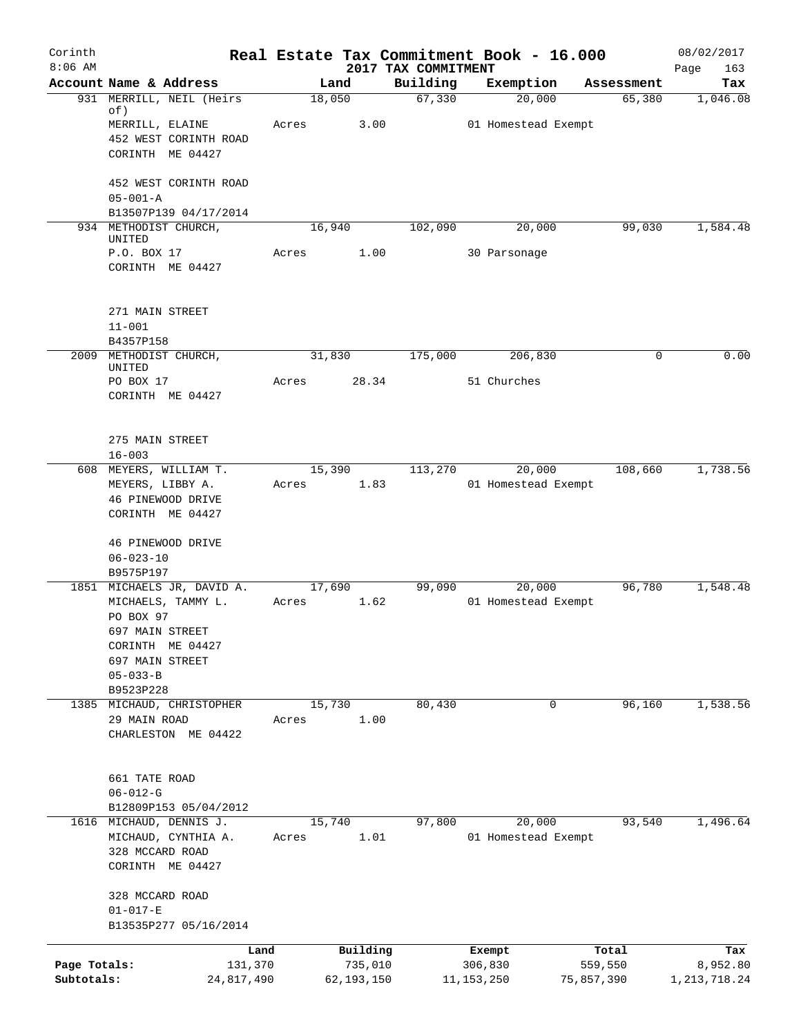# Real Estate Tax Commitment Book - 16.000

Corinth 8:06 AM — 2017 TAX COMMITMENT — 08/02/2017

| Account | Name & Address | Land | Building | Exemption | Assessment | Tax |
|---|---|---|---|---|---|---|
| 931 | MERRILL, NEIL (Heirs of)<br>MERRILL, ELAINE<br>452 WEST CORINTH ROAD<br>CORINTH ME 04427<br><br>452 WEST CORINTH ROAD<br>05-001-A<br>B13507P139 04/17/2014 | 18,050<br>Acres 3.00 | 67,330 | 20,000<br>01 Homestead Exempt | 65,380 | 1,046.08 |
| 934 | METHODIST CHURCH, UNITED<br>P.O. BOX 17<br>CORINTH ME 04427<br><br>271 MAIN STREET<br>11-001<br>B4357P158 | 16,940<br>Acres 1.00 | 102,090 | 20,000<br>30 Parsonage | 99,030 | 1,584.48 |
| 2009 | METHODIST CHURCH, UNITED<br>PO BOX 17<br>CORINTH ME 04427<br><br>275 MAIN STREET<br>16-003 | 31,830<br>Acres 28.34 | 175,000 | 206,830<br>51 Churches | 0 | 0.00 |
| 608 | MEYERS, WILLIAM T.<br>MEYERS, LIBBY A.<br>46 PINEWOOD DRIVE<br>CORINTH ME 04427<br><br>46 PINEWOOD DRIVE<br>06-023-10<br>B9575P197 | 15,390<br>Acres 1.83 | 113,270 | 20,000<br>01 Homestead Exempt | 108,660 | 1,738.56 |
| 1851 | MICHAELS JR, DAVID A.<br>MICHAELS, TAMMY L.<br>PO BOX 97<br>697 MAIN STREET<br>CORINTH ME 04427<br>697 MAIN STREET<br>05-033-B<br>B9523P228 | 17,690<br>Acres 1.62 | 99,090 | 20,000<br>01 Homestead Exempt | 96,780 | 1,548.48 |
| 1385 | MICHAUD, CHRISTOPHER<br>29 MAIN ROAD<br>CHARLESTON ME 04422<br><br>661 TATE ROAD<br>06-012-G<br>B12809P153 05/04/2012 | 15,730<br>Acres 1.00 | 80,430 | 0 | 96,160 | 1,538.56 |
| 1616 | MICHAUD, DENNIS J.<br>MICHAUD, CYNTHIA A.<br>328 MCCARD ROAD<br>CORINTH ME 04427<br><br>328 MCCARD ROAD<br>01-017-E<br>B13535P277 05/16/2014 | 15,740<br>Acres 1.01 | 97,800 | 20,000<br>01 Homestead Exempt | 93,540 | 1,496.64 |

| | Land | Building | Exempt | Total | Tax |
|---|---|---|---|---|---|
| Page Totals: | 131,370 | 735,010 | 306,830 | 559,550 | 8,952.80 |
| Subtotals: | 24,817,490 | 62,193,150 | 11,153,250 | 75,857,390 | 1,213,718.24 |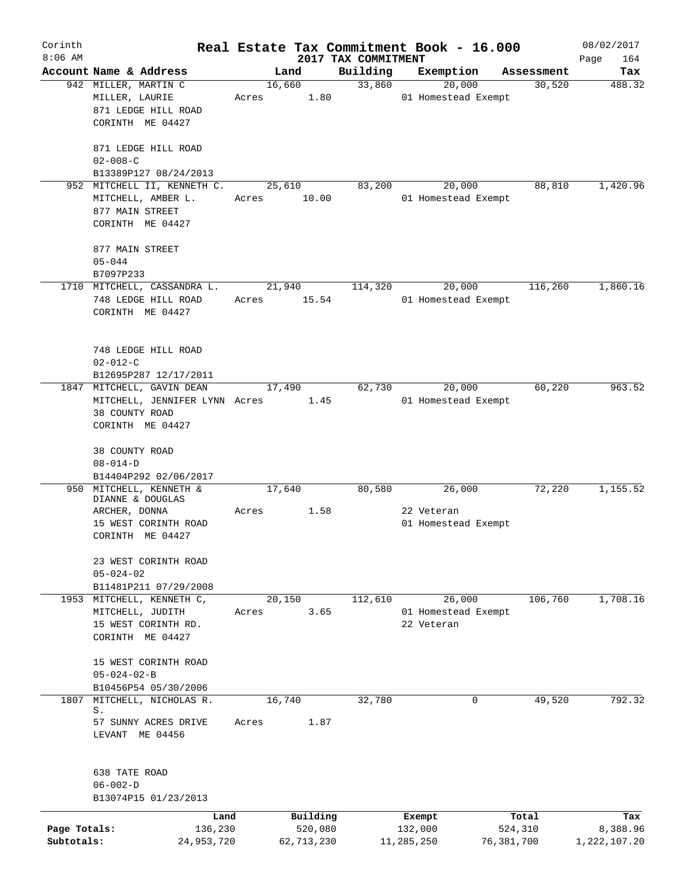Corinth 8:06 AM

# Real Estate Tax Commitment Book - 16.000

## 2017 TAX COMMITMENT

08/02/2017 Page 164

| Account Name & Address | Land | Building | Exemption | Assessment | Tax |
|---|---|---|---|---|---|
| 942 MILLER, MARTIN C<br>MILLER, LAURIE<br>871 LEDGE HILL ROAD<br>CORINTH ME 04427<br><br>871 LEDGE HILL ROAD<br>02-008-C<br>B13389P127 08/24/2013 | 16,660<br>Acres 1.80 | 33,860 | 20,000<br>01 Homestead Exempt | 30,520 | 488.32 |
| 952 MITCHELL II, KENNETH C.<br>MITCHELL, AMBER L.<br>877 MAIN STREET<br>CORINTH ME 04427<br><br>877 MAIN STREET<br>05-044<br>B7097P233 | 25,610<br>Acres 10.00 | 83,200 | 20,000<br>01 Homestead Exempt | 88,810 | 1,420.96 |
| 1710 MITCHELL, CASSANDRA L.<br>748 LEDGE HILL ROAD<br>CORINTH ME 04427<br><br>748 LEDGE HILL ROAD<br>02-012-C<br>B12695P287 12/17/2011 | 21,940<br>Acres 15.54 | 114,320 | 20,000<br>01 Homestead Exempt | 116,260 | 1,860.16 |
| 1847 MITCHELL, GAVIN DEAN<br>MITCHELL, JENNIFER LYNN<br>38 COUNTY ROAD<br>CORINTH ME 04427<br><br>38 COUNTY ROAD<br>08-014-D<br>B14404P292 02/06/2017 | 17,490<br>Acres 1.45 | 62,730 | 20,000<br>01 Homestead Exempt | 60,220 | 963.52 |
| 950 MITCHELL, KENNETH &<br>DIANNE & DOUGLAS<br>ARCHER, DONNA<br>15 WEST CORINTH ROAD<br>CORINTH ME 04427<br><br>23 WEST CORINTH ROAD<br>05-024-02<br>B11481P211 07/29/2008 | 17,640<br>Acres 1.58 | 80,580 | 26,000<br>22 Veteran<br>01 Homestead Exempt | 72,220 | 1,155.52 |
| 1953 MITCHELL, KENNETH C,<br>MITCHELL, JUDITH<br>15 WEST CORINTH RD.<br>CORINTH ME 04427<br><br>15 WEST CORINTH ROAD<br>05-024-02-B<br>B10456P54 05/30/2006 | 20,150<br>Acres 3.65 | 112,610 | 26,000<br>01 Homestead Exempt<br>22 Veteran | 106,760 | 1,708.16 |
| 1807 MITCHELL, NICHOLAS R.<br>S.<br>57 SUNNY ACRES DRIVE<br>LEVANT ME 04456<br><br>638 TATE ROAD<br>06-002-D<br>B13074P15 01/23/2013 | 16,740<br>Acres 1.87 | 32,780 | 0 | 49,520 | 792.32 |

| | Land | Building | Exempt | Total | Tax |
|---|---|---|---|---|---|
| Page Totals: | 136,230 | 520,080 | 132,000 | 524,310 | 8,388.96 |
| Subtotals: | 24,953,720 | 62,713,230 | 11,285,250 | 76,381,700 | 1,222,107.20 |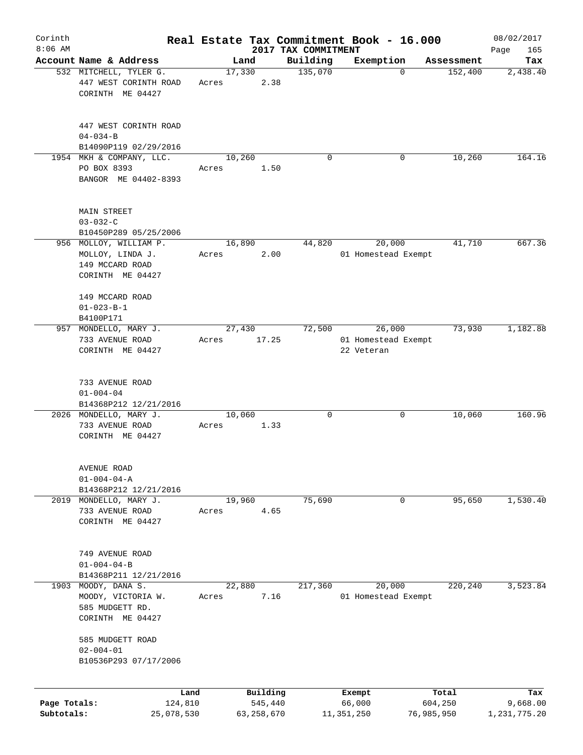Corinth 8:06 AM

# Real Estate Tax Commitment Book - 16.000

## 2017 TAX COMMITMENT

08/02/2017

| Account Name & Address | Land | Building | Exemption | Assessment | Tax |
|---|---|---|---|---|---|
| 532 MITCHELL, TYLER G.<br>447 WEST CORINTH ROAD<br>CORINTH ME 04427<br><br>447 WEST CORINTH ROAD<br>04-034-B<br>B14090P119 02/29/2016 | 17,330<br>Acres 2.38 | 135,070 | 0 | 152,400 | 2,438.40 |
| 1954 MKH & COMPANY, LLC.<br>PO BOX 8393<br>BANGOR ME 04402-8393<br><br>MAIN STREET<br>03-032-C<br>B10450P289 05/25/2006 | 10,260<br>Acres 1.50 | 0 | 0 | 10,260 | 164.16 |
| 956 MOLLOY, WILLIAM P.<br>MOLLOY, LINDA J.<br>149 MCCARD ROAD<br>CORINTH ME 04427<br><br>149 MCCARD ROAD<br>01-023-B-1<br>B4100P171 | 16,890<br>Acres 2.00 | 44,820 | 20,000<br>01 Homestead Exempt | 41,710 | 667.36 |
| 957 MONDELLO, MARY J.<br>733 AVENUE ROAD<br>CORINTH ME 04427<br><br>733 AVENUE ROAD<br>01-004-04<br>B14368P212 12/21/2016 | 27,430<br>Acres 17.25 | 72,500 | 26,000<br>01 Homestead Exempt<br>22 Veteran | 73,930 | 1,182.88 |
| 2026 MONDELLO, MARY J.<br>733 AVENUE ROAD<br>CORINTH ME 04427<br><br>AVENUE ROAD<br>01-004-04-A<br>B14368P212 12/21/2016 | 10,060<br>Acres 1.33 | 0 | 0 | 10,060 | 160.96 |
| 2019 MONDELLO, MARY J.<br>733 AVENUE ROAD<br>CORINTH ME 04427<br><br>749 AVENUE ROAD<br>01-004-04-B<br>B14368P211 12/21/2016 | 19,960<br>Acres 4.65 | 75,690 | 0 | 95,650 | 1,530.40 |
| 1903 MOODY, DANA S.<br>MOODY, VICTORIA W.<br>585 MUDGETT RD.<br>CORINTH ME 04427<br><br>585 MUDGETT ROAD<br>02-004-01<br>B10536P293 07/17/2006 | 22,880<br>Acres 7.16 | 217,360 | 20,000<br>01 Homestead Exempt | 220,240 | 3,523.84 |

| | Land | Building | Exempt | Total | Tax |
|---|---|---|---|---|---|
| Page Totals: | 124,810 | 545,440 | 66,000 | 604,250 | 9,668.00 |
| Subtotals: | 25,078,530 | 63,258,670 | 11,351,250 | 76,985,950 | 1,231,775.20 |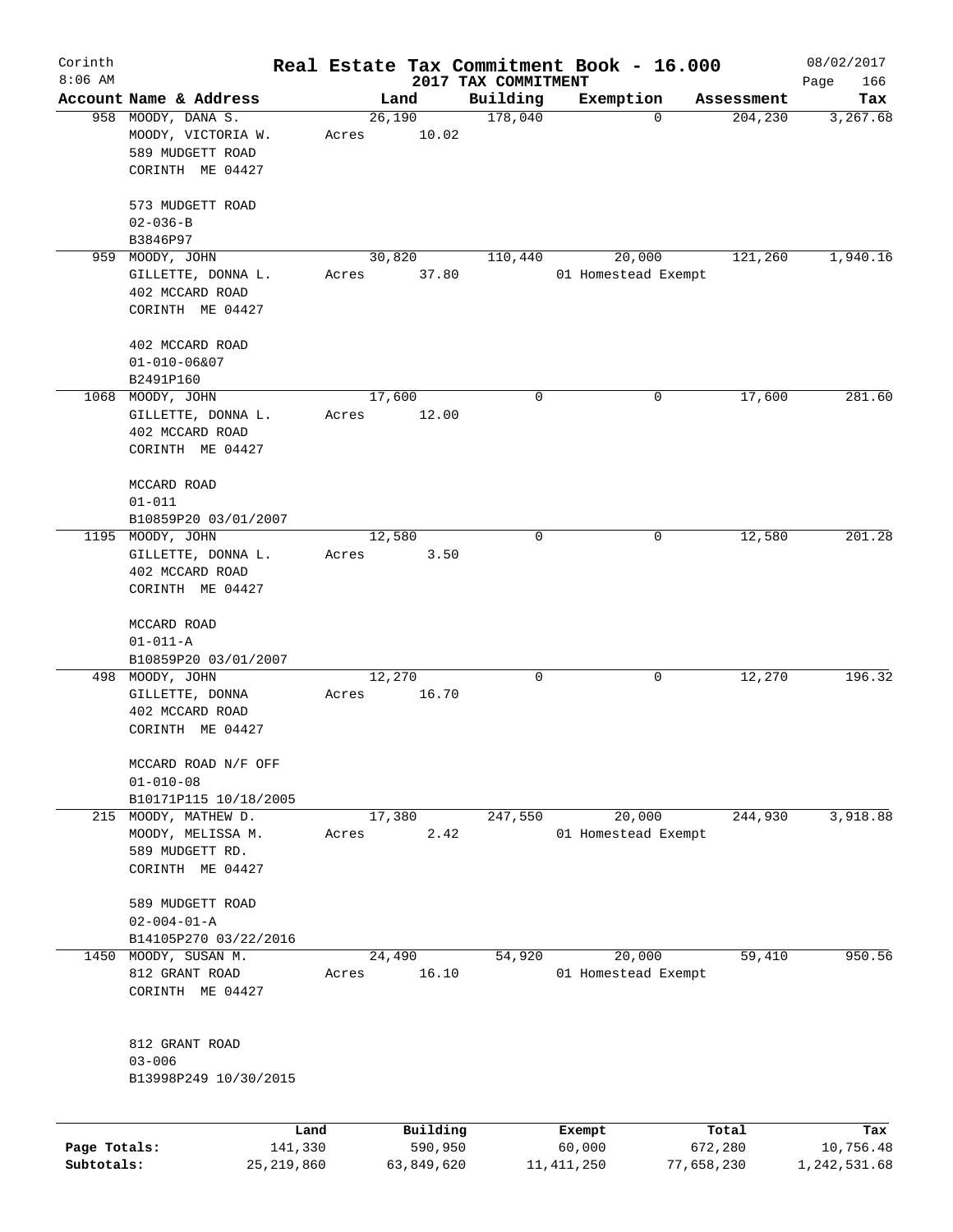# Real Estate Tax Commitment Book - 16.000

Corinth 8:06 AM — 2017 TAX COMMITMENT — 08/02/2017

| Account Name & Address | Land | Building | Exemption | Assessment | Tax |
|---|---|---|---|---|---|
| 958 MOODY, DANA S.<br>MOODY, VICTORIA W.<br>589 MUDGETT ROAD<br>CORINTH ME 04427<br><br>573 MUDGETT ROAD<br>02-036-B<br>B3846P97 | 26,190<br>Acres 10.02 | 178,040 | 0 | 204,230 | 3,267.68 |
| 959 MOODY, JOHN<br>GILLETTE, DONNA L.<br>402 MCCARD ROAD<br>CORINTH ME 04427<br><br>402 MCCARD ROAD<br>01-010-06&07<br>B2491P160 | 30,820<br>Acres 37.80 | 110,440 | 20,000<br>01 Homestead Exempt | 121,260 | 1,940.16 |
| 1068 MOODY, JOHN<br>GILLETTE, DONNA L.<br>402 MCCARD ROAD<br>CORINTH ME 04427<br><br>MCCARD ROAD<br>01-011<br>B10859P20 03/01/2007 | 17,600<br>Acres 12.00 | 0 | 0 | 17,600 | 281.60 |
| 1195 MOODY, JOHN<br>GILLETTE, DONNA L.<br>402 MCCARD ROAD<br>CORINTH ME 04427<br><br>MCCARD ROAD<br>01-011-A<br>B10859P20 03/01/2007 | 12,580<br>Acres 3.50 | 0 | 0 | 12,580 | 201.28 |
| 498 MOODY, JOHN<br>GILLETTE, DONNA<br>402 MCCARD ROAD<br>CORINTH ME 04427<br><br>MCCARD ROAD N/F OFF<br>01-010-08<br>B10171P115 10/18/2005 | 12,270<br>Acres 16.70 | 0 | 0 | 12,270 | 196.32 |
| 215 MOODY, MATHEW D.<br>MOODY, MELISSA M.<br>589 MUDGETT RD.<br>CORINTH ME 04427<br><br>589 MUDGETT ROAD<br>02-004-01-A<br>B14105P270 03/22/2016 | 17,380<br>Acres 2.42 | 247,550 | 20,000<br>01 Homestead Exempt | 244,930 | 3,918.88 |
| 1450 MOODY, SUSAN M.<br>812 GRANT ROAD<br>CORINTH ME 04427<br><br>812 GRANT ROAD<br>03-006<br>B13998P249 10/30/2015 | 24,490<br>Acres 16.10 | 54,920 | 20,000<br>01 Homestead Exempt | 59,410 | 950.56 |

| | Land | Building | Exempt | Total | Tax |
|---|---|---|---|---|---|
| Page Totals: | 141,330 | 590,950 | 60,000 | 672,280 | 10,756.48 |
| Subtotals: | 25,219,860 | 63,849,620 | 11,411,250 | 77,658,230 | 1,242,531.68 |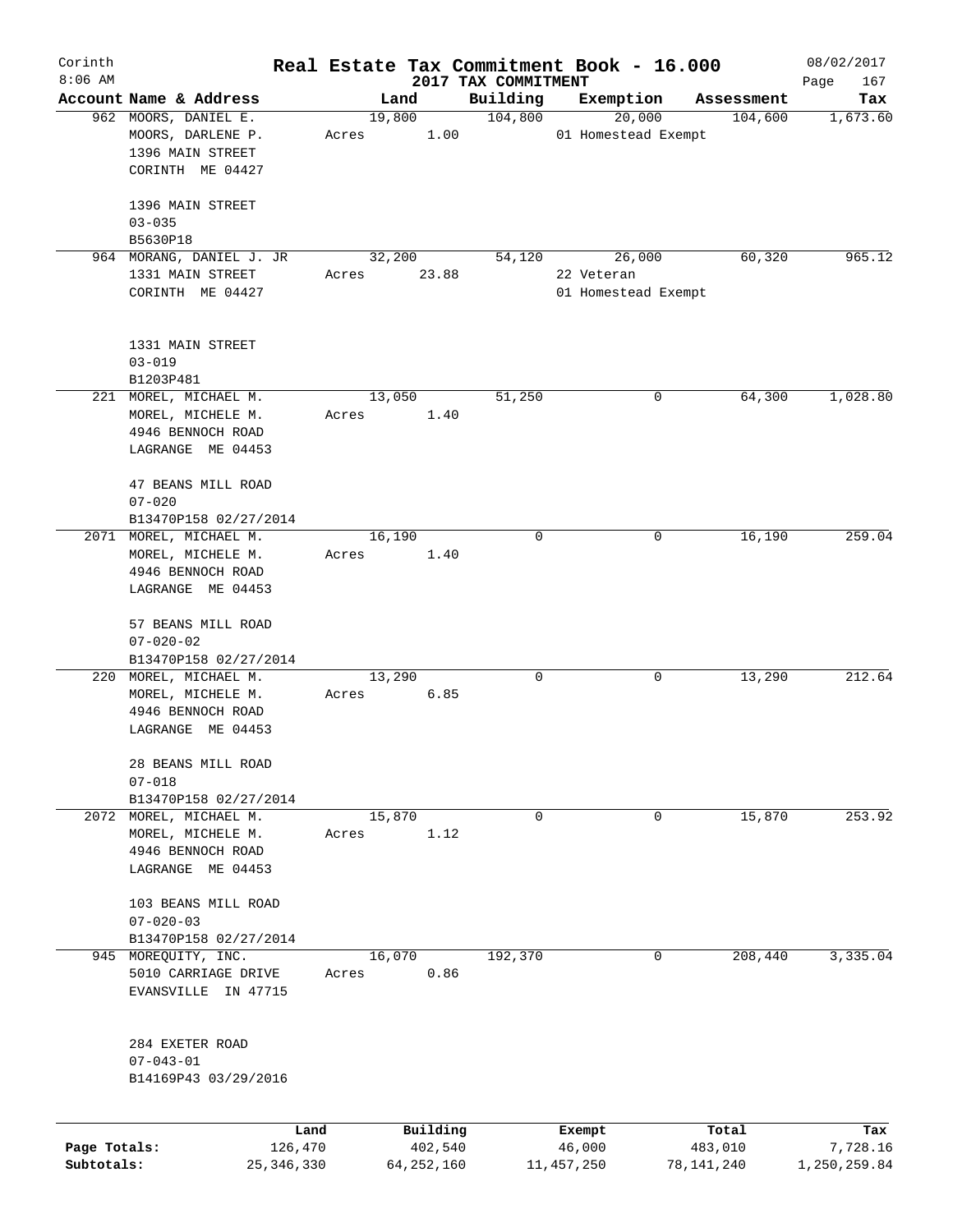# Real Estate Tax Commitment Book - 16.000

Corinth 8:06 AM — 2017 TAX COMMITMENT — 08/02/2017

| Account Name & Address | Land | Building | Exemption | Assessment | Tax |
|---|---|---|---|---|---|
| 962 MOORS, DANIEL E.<br>MOORS, DARLENE P.<br>1396 MAIN STREET<br>CORINTH ME 04427<br><br>1396 MAIN STREET<br>03-035<br>B5630P18 | 19,800<br>Acres 1.00 | 104,800 | 20,000<br>01 Homestead Exempt | 104,600 | 1,673.60 |
| 964 MORANG, DANIEL J. JR<br>1331 MAIN STREET<br>CORINTH ME 04427<br><br>1331 MAIN STREET<br>03-019<br>B1203P481 | 32,200<br>Acres 23.88 | 54,120 | 26,000<br>22 Veteran<br>01 Homestead Exempt | 60,320 | 965.12 |
| 221 MOREL, MICHAEL M.<br>MOREL, MICHELE M.<br>4946 BENNOCH ROAD<br>LAGRANGE ME 04453<br><br>47 BEANS MILL ROAD<br>07-020<br>B13470P158 02/27/2014 | 13,050<br>Acres 1.40 | 51,250 | 0 | 64,300 | 1,028.80 |
| 2071 MOREL, MICHAEL M.<br>MOREL, MICHELE M.<br>4946 BENNOCH ROAD<br>LAGRANGE ME 04453<br><br>57 BEANS MILL ROAD<br>07-020-02<br>B13470P158 02/27/2014 | 16,190<br>Acres 1.40 | 0 | 0 | 16,190 | 259.04 |
| 220 MOREL, MICHAEL M.<br>MOREL, MICHELE M.<br>4946 BENNOCH ROAD<br>LAGRANGE ME 04453<br><br>28 BEANS MILL ROAD<br>07-018<br>B13470P158 02/27/2014 | 13,290<br>Acres 6.85 | 0 | 0 | 13,290 | 212.64 |
| 2072 MOREL, MICHAEL M.<br>MOREL, MICHELE M.<br>4946 BENNOCH ROAD<br>LAGRANGE ME 04453<br><br>103 BEANS MILL ROAD<br>07-020-03<br>B13470P158 02/27/2014 | 15,870<br>Acres 1.12 | 0 | 0 | 15,870 | 253.92 |
| 945 MOREQUITY, INC.<br>5010 CARRIAGE DRIVE<br>EVANSVILLE IN 47715<br><br>284 EXETER ROAD<br>07-043-01<br>B14169P43 03/29/2016 | 16,070<br>Acres 0.86 | 192,370 | 0 | 208,440 | 3,335.04 |

| | Land | Building | Exempt | Total | Tax |
|---|---|---|---|---|---|
| Page Totals: | 126,470 | 402,540 | 46,000 | 483,010 | 7,728.16 |
| Subtotals: | 25,346,330 | 64,252,160 | 11,457,250 | 78,141,240 | 1,250,259.84 |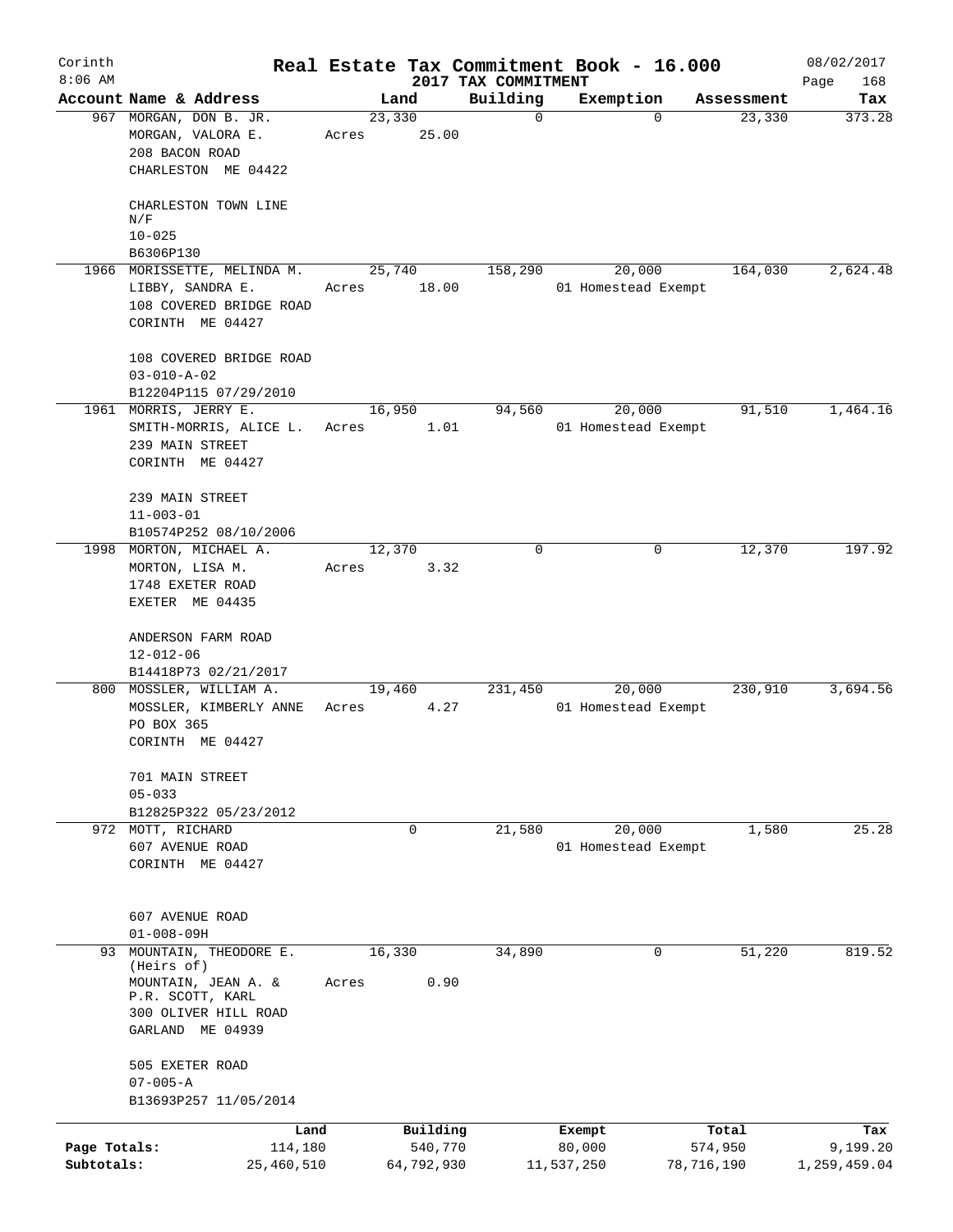# Real Estate Tax Commitment Book - 16.000

Corinth 8:06 AM — 2017 TAX COMMITMENT — 08/02/2017

| Account | Name & Address | Land | Building | Exemption | Assessment | Tax |
|---|---|---|---|---|---|---|
| 967 | MORGAN, DON B. JR.<br>MORGAN, VALORA E.<br>208 BACON ROAD<br>CHARLESTON ME 04422<br><br>CHARLESTON TOWN LINE<br>N/F<br>10-025<br>B6306P130 | 23,330<br>Acres 25.00 | 0 | 0 | 23,330 | 373.28 |
| 1966 | MORISSETTE, MELINDA M.<br>LIBBY, SANDRA E.<br>108 COVERED BRIDGE ROAD<br>CORINTH ME 04427<br><br>108 COVERED BRIDGE ROAD<br>03-010-A-02<br>B12204P115 07/29/2010 | 25,740<br>Acres 18.00 | 158,290 | 20,000<br>01 Homestead Exempt | 164,030 | 2,624.48 |
| 1961 | MORRIS, JERRY E.<br>SMITH-MORRIS, ALICE L.<br>239 MAIN STREET<br>CORINTH ME 04427<br><br>239 MAIN STREET<br>11-003-01<br>B10574P252 08/10/2006 | 16,950<br>Acres 1.01 | 94,560 | 20,000<br>01 Homestead Exempt | 91,510 | 1,464.16 |
| 1998 | MORTON, MICHAEL A.<br>MORTON, LISA M.<br>1748 EXETER ROAD<br>EXETER ME 04435<br><br>ANDERSON FARM ROAD<br>12-012-06<br>B14418P73 02/21/2017 | 12,370<br>Acres 3.32 | 0 | 0 | 12,370 | 197.92 |
| 800 | MOSSLER, WILLIAM A.<br>MOSSLER, KIMBERLY ANNE<br>PO BOX 365<br>CORINTH ME 04427<br><br>701 MAIN STREET<br>05-033<br>B12825P322 05/23/2012 | 19,460<br>Acres 4.27 | 231,450 | 20,000<br>01 Homestead Exempt | 230,910 | 3,694.56 |
| 972 | MOTT, RICHARD<br>607 AVENUE ROAD<br>CORINTH ME 04427<br><br>607 AVENUE ROAD<br>01-008-09H | 0 | 21,580 | 20,000<br>01 Homestead Exempt | 1,580 | 25.28 |
| 93 | MOUNTAIN, THEODORE E. (Heirs of)<br>MOUNTAIN, JEAN A. &<br>P.R. SCOTT, KARL<br>300 OLIVER HILL ROAD<br>GARLAND ME 04939<br><br>505 EXETER ROAD<br>07-005-A<br>B13693P257 11/05/2014 | 16,330<br>Acres 0.90 | 34,890 | 0 | 51,220 | 819.52 |

| | Land | Building | Exempt | Total | Tax |
|---|---|---|---|---|---|
| Page Totals: | 114,180 | 540,770 | 80,000 | 574,950 | 9,199.20 |
| Subtotals: | 25,460,510 | 64,792,930 | 11,537,250 | 78,716,190 | 1,259,459.04 |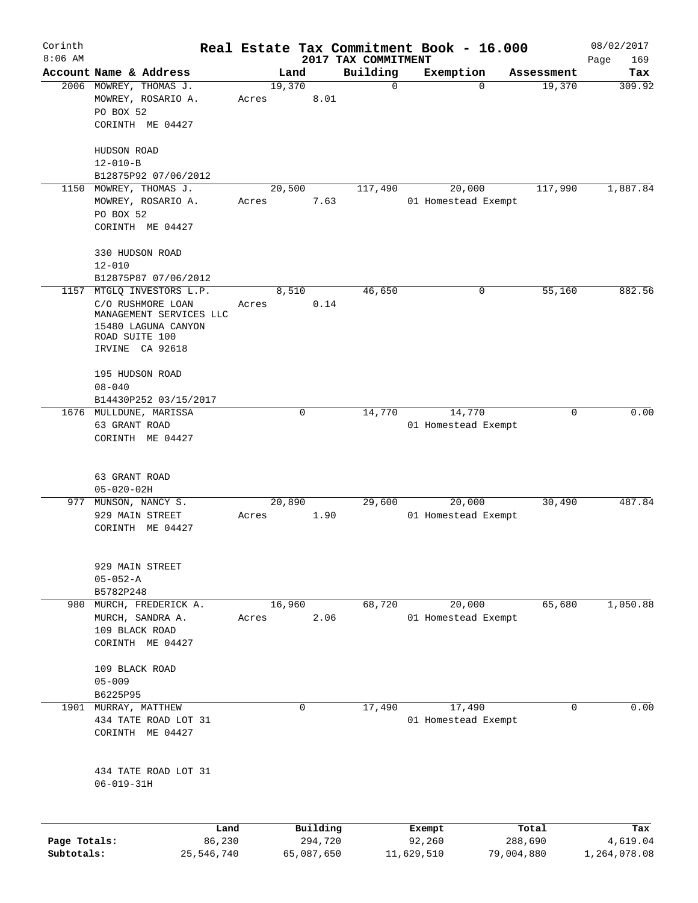Corinth
8:06 AM

# Real Estate Tax Commitment Book - 16.000

2017 TAX COMMITMENT

08/02/2017

| Account Name & Address | Land | Building | Exemption | Assessment | Tax |
|---|---|---|---|---|---|
| 2006 MOWREY, THOMAS J.<br>MOWREY, ROSARIO A.<br>PO BOX 52<br>CORINTH ME 04427<br><br>HUDSON ROAD<br>12-010-B<br>B12875P92 07/06/2012 | 19,370<br>Acres 8.01 | 0 | 0 | 19,370 | 309.92 |
| 1150 MOWREY, THOMAS J.<br>MOWREY, ROSARIO A.<br>PO BOX 52<br>CORINTH ME 04427<br><br>330 HUDSON ROAD<br>12-010<br>B12875P87 07/06/2012 | 20,500<br>Acres 7.63 | 117,490 | 20,000<br>01 Homestead Exempt | 117,990 | 1,887.84 |
| 1157 MTGLQ INVESTORS L.P.<br>C/O RUSHMORE LOAN MANAGEMENT SERVICES LLC<br>15480 LAGUNA CANYON ROAD SUITE 100<br>IRVINE CA 92618<br><br>195 HUDSON ROAD<br>08-040<br>B14430P252 03/15/2017 | 8,510<br>Acres 0.14 | 46,650 | 0 | 55,160 | 882.56 |
| 1676 MULLDUNE, MARISSA<br>63 GRANT ROAD<br>CORINTH ME 04427<br><br>63 GRANT ROAD<br>05-020-02H | 0 | 14,770 | 14,770<br>01 Homestead Exempt | 0 | 0.00 |
| 977 MUNSON, NANCY S.<br>929 MAIN STREET<br>CORINTH ME 04427<br><br>929 MAIN STREET<br>05-052-A<br>B5782P248 | 20,890<br>Acres 1.90 | 29,600 | 20,000<br>01 Homestead Exempt | 30,490 | 487.84 |
| 980 MURCH, FREDERICK A.<br>MURCH, SANDRA A.<br>109 BLACK ROAD<br>CORINTH ME 04427<br><br>109 BLACK ROAD<br>05-009<br>B6225P95 | 16,960<br>Acres 2.06 | 68,720 | 20,000<br>01 Homestead Exempt | 65,680 | 1,050.88 |
| 1901 MURRAY, MATTHEW<br>434 TATE ROAD LOT 31<br>CORINTH ME 04427<br><br>434 TATE ROAD LOT 31<br>06-019-31H | 0 | 17,490 | 17,490<br>01 Homestead Exempt | 0 | 0.00 |

| | Land | Building | Exempt | Total | Tax |
|---|---|---|---|---|---|
| Page Totals: | 86,230 | 294,720 | 92,260 | 288,690 | 4,619.04 |
| Subtotals: | 25,546,740 | 65,087,650 | 11,629,510 | 79,004,880 | 1,264,078.08 |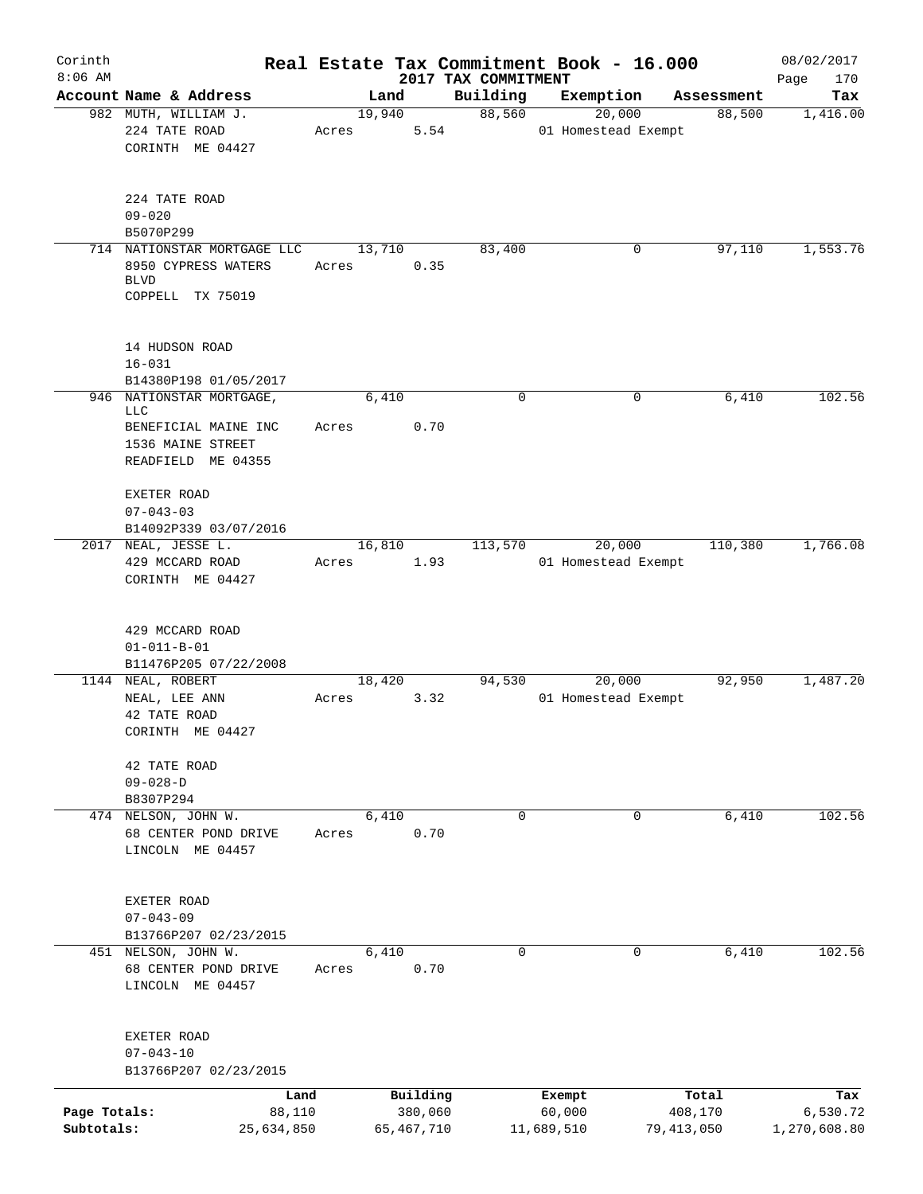# Real Estate Tax Commitment Book - 16.000

Corinth
8:06 AM

2017 TAX COMMITMENT

08/02/2017

| Account Name & Address | Land | Building | Exemption | Assessment | Tax |
|---|---|---|---|---|---|
| 982 MUTH, WILLIAM J.<br>224 TATE ROAD<br>CORINTH ME 04427<br><br>224 TATE ROAD<br>09-020<br>B5070P299 | 19,940<br>Acres 5.54 | 88,560 | 20,000<br>01 Homestead Exempt | 88,500 | 1,416.00 |
| 714 NATIONSTAR MORTGAGE LLC<br>8950 CYPRESS WATERS BLVD<br>COPPELL TX 75019<br><br>14 HUDSON ROAD<br>16-031<br>B14380P198 01/05/2017 | 13,710<br>Acres 0.35 | 83,400 | 0 | 97,110 | 1,553.76 |
| 946 NATIONSTAR MORTGAGE, LLC<br>BENEFICIAL MAINE INC<br>1536 MAINE STREET<br>READFIELD ME 04355<br><br>EXETER ROAD<br>07-043-03<br>B14092P339 03/07/2016 | 6,410<br>Acres 0.70 | 0 | 0 | 6,410 | 102.56 |
| 2017 NEAL, JESSE L.<br>429 MCCARD ROAD<br>CORINTH ME 04427<br><br>429 MCCARD ROAD<br>01-011-B-01<br>B11476P205 07/22/2008 | 16,810<br>Acres 1.93 | 113,570 | 20,000<br>01 Homestead Exempt | 110,380 | 1,766.08 |
| 1144 NEAL, ROBERT<br>NEAL, LEE ANN<br>42 TATE ROAD<br>CORINTH ME 04427<br><br>42 TATE ROAD<br>09-028-D<br>B8307P294 | 18,420<br>Acres 3.32 | 94,530 | 20,000<br>01 Homestead Exempt | 92,950 | 1,487.20 |
| 474 NELSON, JOHN W.<br>68 CENTER POND DRIVE<br>LINCOLN ME 04457<br><br>EXETER ROAD<br>07-043-09<br>B13766P207 02/23/2015 | 6,410<br>Acres 0.70 | 0 | 0 | 6,410 | 102.56 |
| 451 NELSON, JOHN W.<br>68 CENTER POND DRIVE<br>LINCOLN ME 04457<br><br>EXETER ROAD<br>07-043-10<br>B13766P207 02/23/2015 | 6,410<br>Acres 0.70 | 0 | 0 | 6,410 | 102.56 |

| | Land | Building | Exempt | Total | Tax |
|---|---|---|---|---|---|
| Page Totals: | 88,110 | 380,060 | 60,000 | 408,170 | 6,530.72 |
| Subtotals: | 25,634,850 | 65,467,710 | 11,689,510 | 79,413,050 | 1,270,608.80 |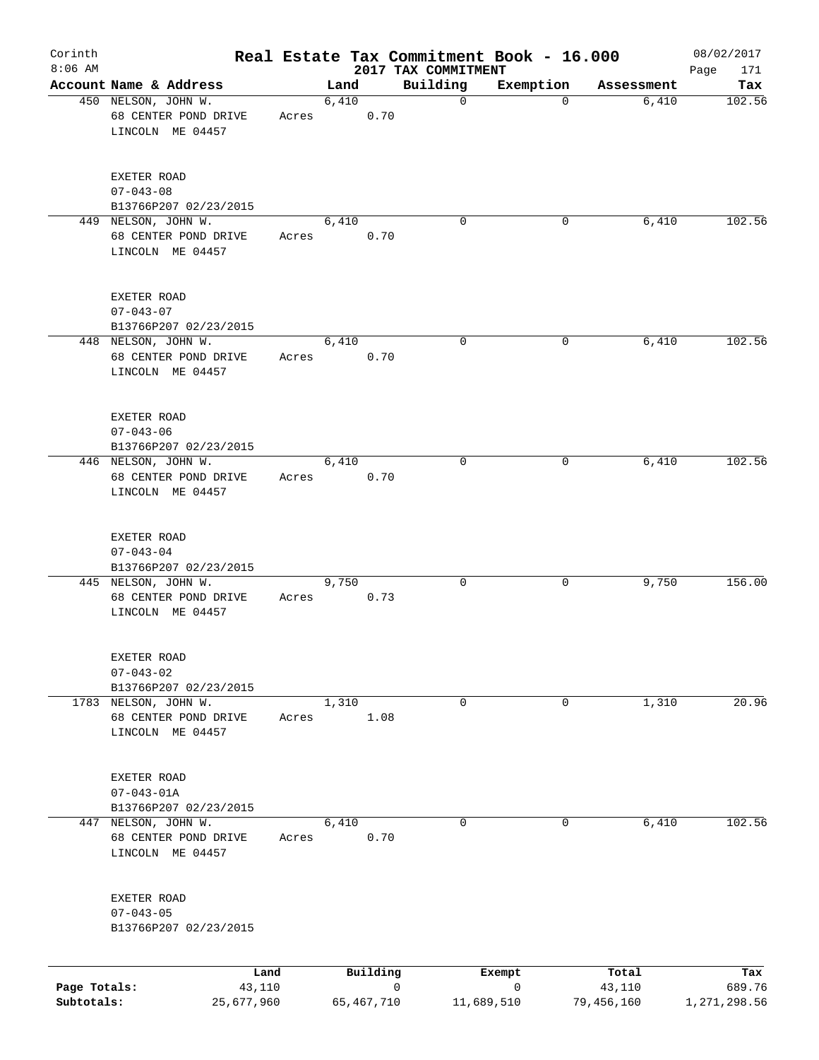# Real Estate Tax Commitment Book - 16.000

Corinth
8:06 AM

2017 TAX COMMITMENT

08/02/2017

| Account Name & Address | Land | Building | Exemption | Assessment | Tax |
|---|---|---|---|---|---|
| 450 NELSON, JOHN W.<br>68 CENTER POND DRIVE<br>LINCOLN ME 04457<br><br>EXETER ROAD<br>07-043-08<br>B13766P207 02/23/2015 | 6,410<br>Acres 0.70 | 0 | 0 | 6,410 | 102.56 |
| 449 NELSON, JOHN W.<br>68 CENTER POND DRIVE<br>LINCOLN ME 04457<br><br>EXETER ROAD<br>07-043-07<br>B13766P207 02/23/2015 | 6,410<br>Acres 0.70 | 0 | 0 | 6,410 | 102.56 |
| 448 NELSON, JOHN W.<br>68 CENTER POND DRIVE<br>LINCOLN ME 04457<br><br>EXETER ROAD<br>07-043-06<br>B13766P207 02/23/2015 | 6,410<br>Acres 0.70 | 0 | 0 | 6,410 | 102.56 |
| 446 NELSON, JOHN W.<br>68 CENTER POND DRIVE<br>LINCOLN ME 04457<br><br>EXETER ROAD<br>07-043-04<br>B13766P207 02/23/2015 | 6,410<br>Acres 0.70 | 0 | 0 | 6,410 | 102.56 |
| 445 NELSON, JOHN W.<br>68 CENTER POND DRIVE<br>LINCOLN ME 04457<br><br>EXETER ROAD<br>07-043-02<br>B13766P207 02/23/2015 | 9,750<br>Acres 0.73 | 0 | 0 | 9,750 | 156.00 |
| 1783 NELSON, JOHN W.<br>68 CENTER POND DRIVE<br>LINCOLN ME 04457<br><br>EXETER ROAD<br>07-043-01A<br>B13766P207 02/23/2015 | 1,310<br>Acres 1.08 | 0 | 0 | 1,310 | 20.96 |
| 447 NELSON, JOHN W.<br>68 CENTER POND DRIVE<br>LINCOLN ME 04457<br><br>EXETER ROAD<br>07-043-05<br>B13766P207 02/23/2015 | 6,410<br>Acres 0.70 | 0 | 0 | 6,410 | 102.56 |

| | Land | Building | Exempt | Total | Tax |
|---|---|---|---|---|---|
| Page Totals: | 43,110 | 0 | 0 | 43,110 | 689.76 |
| Subtotals: | 25,677,960 | 65,467,710 | 11,689,510 | 79,456,160 | 1,271,298.56 |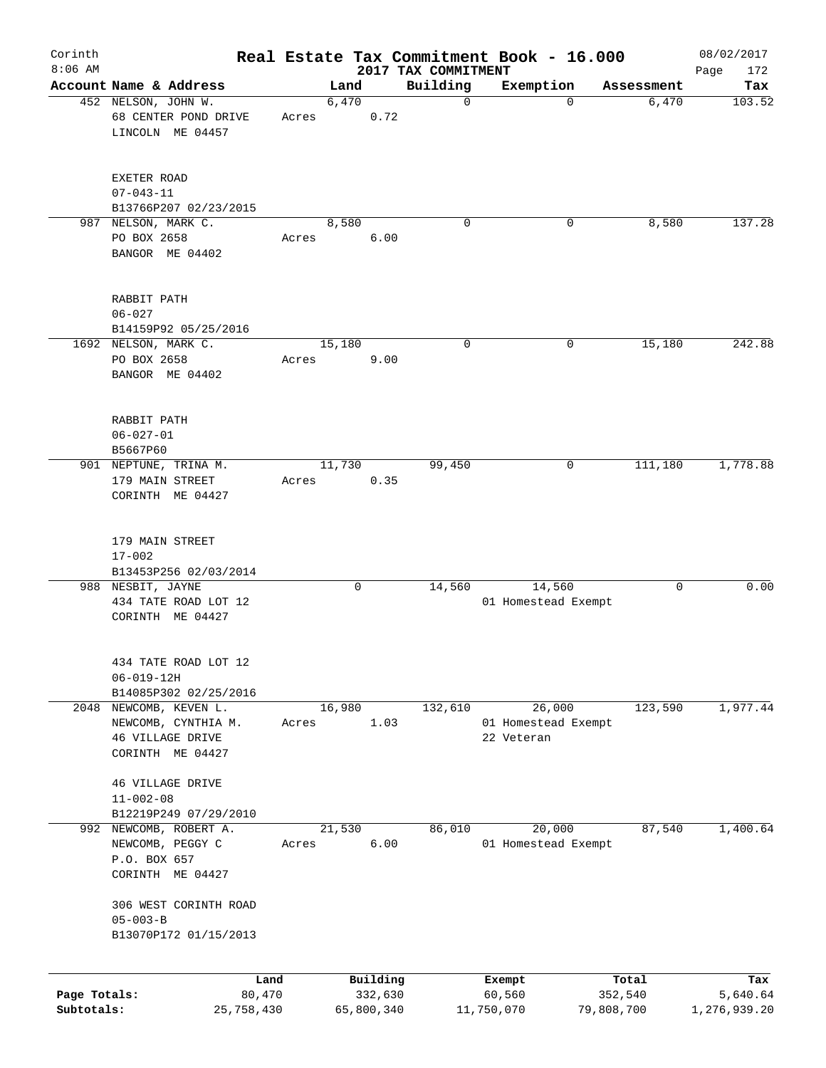Corinth 8:06 AM

# Real Estate Tax Commitment Book - 16.000

## 2017 TAX COMMITMENT

08/02/2017

| Account Name & Address | Land | Building | Exemption | Assessment | Tax |
|---|---|---|---|---|---|
| 452 NELSON, JOHN W.<br>68 CENTER POND DRIVE<br>LINCOLN ME 04457<br><br>EXETER ROAD<br>07-043-11<br>B13766P207 02/23/2015 | 6,470<br>Acres 0.72 | 0 | 0 | 6,470 | 103.52 |
| 987 NELSON, MARK C.<br>PO BOX 2658<br>BANGOR ME 04402<br><br>RABBIT PATH<br>06-027<br>B14159P92 05/25/2016 | 8,580<br>Acres 6.00 | 0 | 0 | 8,580 | 137.28 |
| 1692 NELSON, MARK C.<br>PO BOX 2658<br>BANGOR ME 04402<br><br>RABBIT PATH<br>06-027-01<br>B5667P60 | 15,180<br>Acres 9.00 | 0 | 0 | 15,180 | 242.88 |
| 901 NEPTUNE, TRINA M.<br>179 MAIN STREET<br>CORINTH ME 04427<br><br>179 MAIN STREET<br>17-002<br>B13453P256 02/03/2014 | 11,730<br>Acres 0.35 | 99,450 | 0 | 111,180 | 1,778.88 |
| 988 NESBIT, JAYNE<br>434 TATE ROAD LOT 12<br>CORINTH ME 04427<br><br>434 TATE ROAD LOT 12<br>06-019-12H<br>B14085P302 02/25/2016 | 0 | 14,560 | 14,560<br>01 Homestead Exempt | 0 | 0.00 |
| 2048 NEWCOMB, KEVEN L.<br>NEWCOMB, CYNTHIA M.<br>46 VILLAGE DRIVE<br>CORINTH ME 04427<br><br>46 VILLAGE DRIVE<br>11-002-08<br>B12219P249 07/29/2010 | 16,980<br>Acres 1.03 | 132,610 | 26,000<br>01 Homestead Exempt<br>22 Veteran | 123,590 | 1,977.44 |
| 992 NEWCOMB, ROBERT A.<br>NEWCOMB, PEGGY C<br>P.O. BOX 657<br>CORINTH ME 04427<br><br>306 WEST CORINTH ROAD<br>05-003-B<br>B13070P172 01/15/2013 | 21,530<br>Acres 6.00 | 86,010 | 20,000<br>01 Homestead Exempt | 87,540 | 1,400.64 |

| | Land | Building | Exempt | Total | Tax |
|---|---|---|---|---|---|
| Page Totals: | 80,470 | 332,630 | 60,560 | 352,540 | 5,640.64 |
| Subtotals: | 25,758,430 | 65,800,340 | 11,750,070 | 79,808,700 | 1,276,939.20 |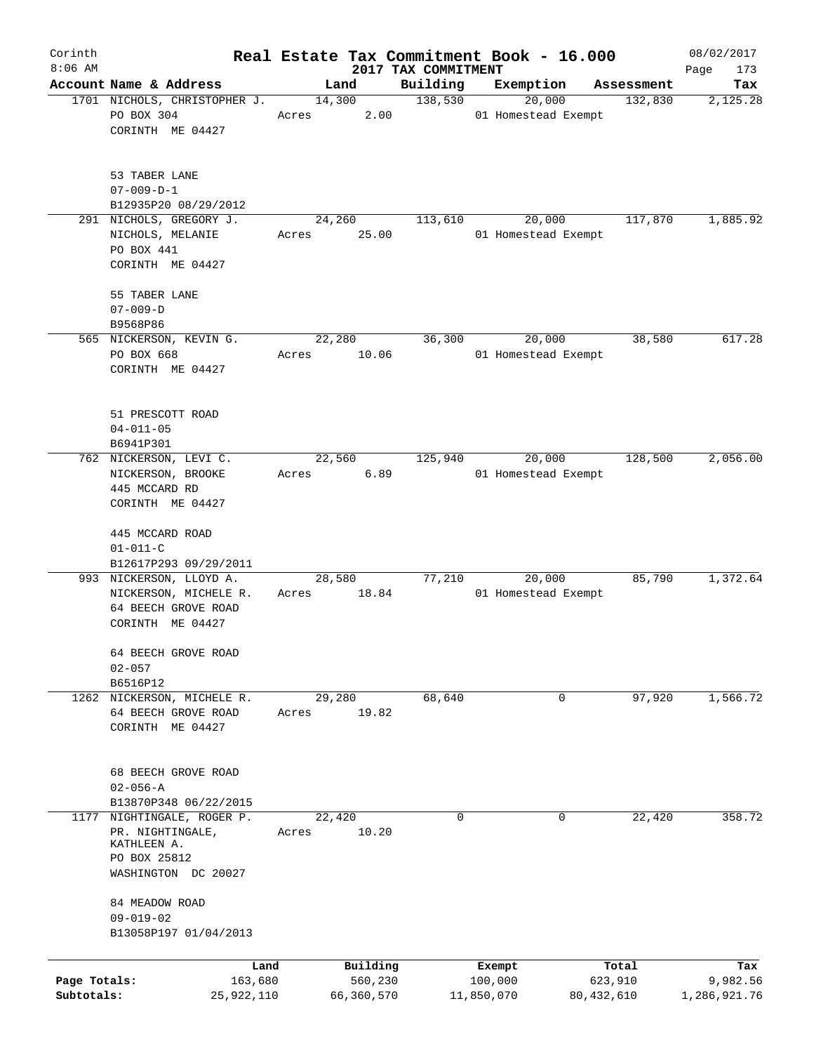Corinth
8:06 AM

# Real Estate Tax Commitment Book - 16.000

2017 TAX COMMITMENT

08/02/2017

| Account Name & Address | Land | Building | Exemption | Assessment | Tax |
|---|---|---|---|---|---|
| 1701 NICHOLS, CHRISTOPHER J.<br>PO BOX 304<br>CORINTH ME 04427<br><br>53 TABER LANE<br>07-009-D-1<br>B12935P20 08/29/2012 | 14,300<br>Acres 2.00 | 138,530 | 20,000<br>01 Homestead Exempt | 132,830 | 2,125.28 |
| 291 NICHOLS, GREGORY J.<br>NICHOLS, MELANIE<br>PO BOX 441<br>CORINTH ME 04427<br><br>55 TABER LANE<br>07-009-D<br>B9568P86 | 24,260<br>Acres 25.00 | 113,610 | 20,000<br>01 Homestead Exempt | 117,870 | 1,885.92 |
| 565 NICKERSON, KEVIN G.<br>PO BOX 668<br>CORINTH ME 04427<br><br>51 PRESCOTT ROAD<br>04-011-05<br>B6941P301 | 22,280<br>Acres 10.06 | 36,300 | 20,000<br>01 Homestead Exempt | 38,580 | 617.28 |
| 762 NICKERSON, LEVI C.<br>NICKERSON, BROOKE<br>445 MCCARD RD<br>CORINTH ME 04427<br><br>445 MCCARD ROAD<br>01-011-C<br>B12617P293 09/29/2011 | 22,560<br>Acres 6.89 | 125,940 | 20,000<br>01 Homestead Exempt | 128,500 | 2,056.00 |
| 993 NICKERSON, LLOYD A.<br>NICKERSON, MICHELE R.<br>64 BEECH GROVE ROAD<br>CORINTH ME 04427<br><br>64 BEECH GROVE ROAD<br>02-057<br>B6516P12 | 28,580<br>Acres 18.84 | 77,210 | 20,000<br>01 Homestead Exempt | 85,790 | 1,372.64 |
| 1262 NICKERSON, MICHELE R.<br>64 BEECH GROVE ROAD<br>CORINTH ME 04427<br><br>68 BEECH GROVE ROAD<br>02-056-A<br>B13870P348 06/22/2015 | 29,280<br>Acres 19.82 | 68,640 | 0 | 97,920 | 1,566.72 |
| 1177 NIGHTINGALE, ROGER P.<br>PR. NIGHTINGALE, KATHLEEN A.<br>PO BOX 25812<br>WASHINGTON DC 20027<br><br>84 MEADOW ROAD<br>09-019-02<br>B13058P197 01/04/2013 | 22,420<br>Acres 10.20 | 0 | 0 | 22,420 | 358.72 |

| | Land | Building | Exempt | Total | Tax |
|---|---|---|---|---|---|
| Page Totals: | 163,680 | 560,230 | 100,000 | 623,910 | 9,982.56 |
| Subtotals: | 25,922,110 | 66,360,570 | 11,850,070 | 80,432,610 | 1,286,921.76 |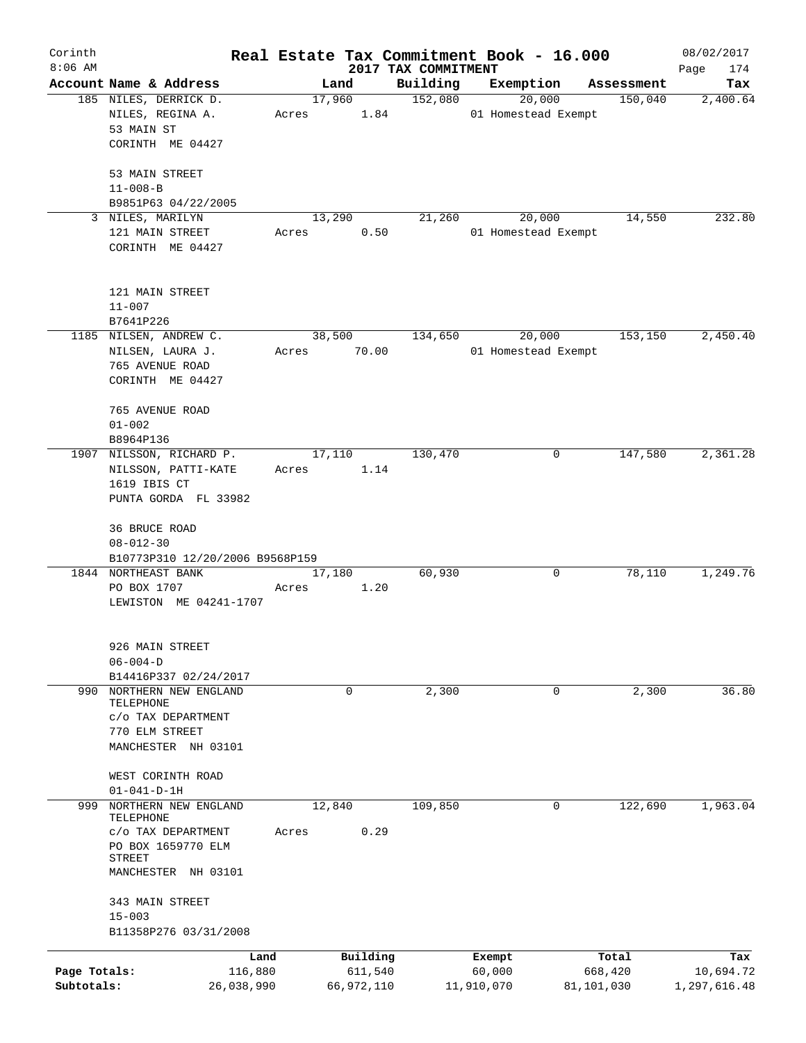Corinth 8:06 AM

# Real Estate Tax Commitment Book - 16.000

## 2017 TAX COMMITMENT

08/02/2017

| Account Name & Address | Land | Building | Exemption | Assessment | Tax |
|---|---|---|---|---|---|
| 185 NILES, DERRICK D.<br>NILES, REGINA A.<br>53 MAIN ST<br>CORINTH ME 04427<br><br>53 MAIN STREET<br>11-008-B<br>B9851P63 04/22/2005 | 17,960<br>Acres 1.84 | 152,080 | 20,000<br>01 Homestead Exempt | 150,040 | 2,400.64 |
| 3 NILES, MARILYN<br>121 MAIN STREET<br>CORINTH ME 04427<br><br>121 MAIN STREET<br>11-007<br>B7641P226 | 13,290<br>Acres 0.50 | 21,260 | 20,000<br>01 Homestead Exempt | 14,550 | 232.80 |
| 1185 NILSEN, ANDREW C.<br>NILSEN, LAURA J.<br>765 AVENUE ROAD<br>CORINTH ME 04427<br><br>765 AVENUE ROAD<br>01-002<br>B8964P136 | 38,500<br>Acres 70.00 | 134,650 | 20,000<br>01 Homestead Exempt | 153,150 | 2,450.40 |
| 1907 NILSSON, RICHARD P.<br>NILSSON, PATTI-KATE<br>1619 IBIS CT<br>PUNTA GORDA FL 33982<br><br>36 BRUCE ROAD<br>08-012-30<br>B10773P310 12/20/2006 B9568P159 | 17,110<br>Acres 1.14 | 130,470 | 0 | 147,580 | 2,361.28 |
| 1844 NORTHEAST BANK<br>PO BOX 1707<br>LEWISTON ME 04241-1707<br><br>926 MAIN STREET<br>06-004-D<br>B14416P337 02/24/2017 | 17,180<br>Acres 1.20 | 60,930 | 0 | 78,110 | 1,249.76 |
| 990 NORTHERN NEW ENGLAND TELEPHONE<br>c/o TAX DEPARTMENT<br>770 ELM STREET<br>MANCHESTER NH 03101<br><br>WEST CORINTH ROAD<br>01-041-D-1H | 0 | 2,300 | 0 | 2,300 | 36.80 |
| 999 NORTHERN NEW ENGLAND TELEPHONE<br>c/o TAX DEPARTMENT<br>PO BOX 1659770 ELM STREET<br>MANCHESTER NH 03101<br><br>343 MAIN STREET<br>15-003<br>B11358P276 03/31/2008 | 12,840<br>Acres 0.29 | 109,850 | 0 | 122,690 | 1,963.04 |

| | Land | Building | Exempt | Total | Tax |
|---|---|---|---|---|---|
| Page Totals: | 116,880 | 611,540 | 60,000 | 668,420 | 10,694.72 |
| Subtotals: | 26,038,990 | 66,972,110 | 11,910,070 | 81,101,030 | 1,297,616.48 |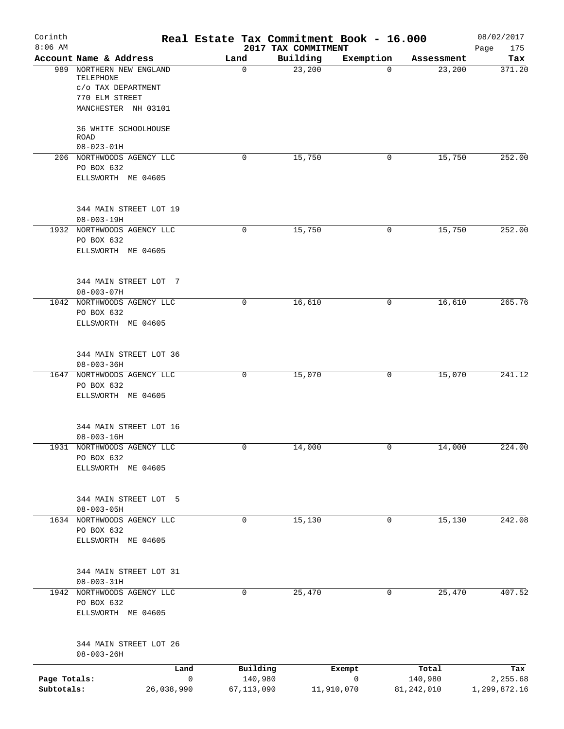# Real Estate Tax Commitment Book - 16.000

Corinth
8:06 AM

2017 TAX COMMITMENT

08/02/2017

| Account | Name & Address | Land | Building | Exemption | Assessment | Tax |
|---|---|---|---|---|---|---|
| 989 | NORTHERN NEW ENGLAND TELEPHONE<br>c/o TAX DEPARTMENT<br>770 ELM STREET<br>MANCHESTER NH 03101<br><br>36 WHITE SCHOOLHOUSE ROAD<br>08-023-01H | 0 | 23,200 | 0 | 23,200 | 371.20 |
| 206 | NORTHWOODS AGENCY LLC<br>PO BOX 632<br>ELLSWORTH ME 04605<br><br>344 MAIN STREET LOT 19<br>08-003-19H | 0 | 15,750 | 0 | 15,750 | 252.00 |
| 1932 | NORTHWOODS AGENCY LLC<br>PO BOX 632<br>ELLSWORTH ME 04605<br><br>344 MAIN STREET LOT 7<br>08-003-07H | 0 | 15,750 | 0 | 15,750 | 252.00 |
| 1042 | NORTHWOODS AGENCY LLC<br>PO BOX 632<br>ELLSWORTH ME 04605<br><br>344 MAIN STREET LOT 36<br>08-003-36H | 0 | 16,610 | 0 | 16,610 | 265.76 |
| 1647 | NORTHWOODS AGENCY LLC<br>PO BOX 632<br>ELLSWORTH ME 04605<br><br>344 MAIN STREET LOT 16<br>08-003-16H | 0 | 15,070 | 0 | 15,070 | 241.12 |
| 1931 | NORTHWOODS AGENCY LLC<br>PO BOX 632<br>ELLSWORTH ME 04605<br><br>344 MAIN STREET LOT 5<br>08-003-05H | 0 | 14,000 | 0 | 14,000 | 224.00 |
| 1634 | NORTHWOODS AGENCY LLC<br>PO BOX 632<br>ELLSWORTH ME 04605<br><br>344 MAIN STREET LOT 31<br>08-003-31H | 0 | 15,130 | 0 | 15,130 | 242.08 |
| 1942 | NORTHWOODS AGENCY LLC<br>PO BOX 632<br>ELLSWORTH ME 04605<br><br>344 MAIN STREET LOT 26<br>08-003-26H | 0 | 25,470 | 0 | 25,470 | 407.52 |

| | Land | Building | Exempt | Total | Tax |
|---|---|---|---|---|---|
| Page Totals: | 0 | 140,980 | 0 | 140,980 | 2,255.68 |
| Subtotals: | 26,038,990 | 67,113,090 | 11,910,070 | 81,242,010 | 1,299,872.16 |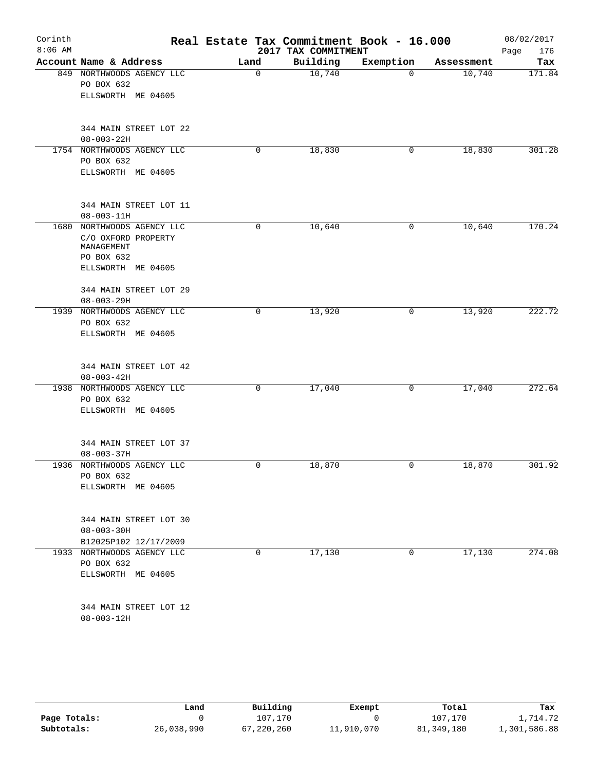# Corinth — Real Estate Tax Commitment Book - 16.000

8:06 AM — 2017 TAX COMMITMENT — 08/02/2017

| Account | Name & Address | Land | Building | Exemption | Assessment | Tax |
|---|---|---|---|---|---|---|
| 849 | NORTHWOODS AGENCY LLC<br>PO BOX 632<br>ELLSWORTH ME 04605<br><br>344 MAIN STREET LOT 22<br>08-003-22H | 0 | 10,740 | 0 | 10,740 | 171.84 |
| 1754 | NORTHWOODS AGENCY LLC<br>PO BOX 632<br>ELLSWORTH ME 04605<br><br>344 MAIN STREET LOT 11<br>08-003-11H | 0 | 18,830 | 0 | 18,830 | 301.28 |
| 1680 | NORTHWOODS AGENCY LLC<br>C/O OXFORD PROPERTY MANAGEMENT<br>PO BOX 632<br>ELLSWORTH ME 04605<br><br>344 MAIN STREET LOT 29<br>08-003-29H | 0 | 10,640 | 0 | 10,640 | 170.24 |
| 1939 | NORTHWOODS AGENCY LLC<br>PO BOX 632<br>ELLSWORTH ME 04605<br><br>344 MAIN STREET LOT 42<br>08-003-42H | 0 | 13,920 | 0 | 13,920 | 222.72 |
| 1938 | NORTHWOODS AGENCY LLC<br>PO BOX 632<br>ELLSWORTH ME 04605<br><br>344 MAIN STREET LOT 37<br>08-003-37H | 0 | 17,040 | 0 | 17,040 | 272.64 |
| 1936 | NORTHWOODS AGENCY LLC<br>PO BOX 632<br>ELLSWORTH ME 04605<br><br>344 MAIN STREET LOT 30<br>08-003-30H<br>B12025P102 12/17/2009 | 0 | 18,870 | 0 | 18,870 | 301.92 |
| 1933 | NORTHWOODS AGENCY LLC<br>PO BOX 632<br>ELLSWORTH ME 04605<br><br>344 MAIN STREET LOT 12<br>08-003-12H | 0 | 17,130 | 0 | 17,130 | 274.08 |

| | Land | Building | Exempt | Total | Tax |
|---|---|---|---|---|---|
| Page Totals: | 0 | 107,170 | 0 | 107,170 | 1,714.72 |
| Subtotals: | 26,038,990 | 67,220,260 | 11,910,070 | 81,349,180 | 1,301,586.88 |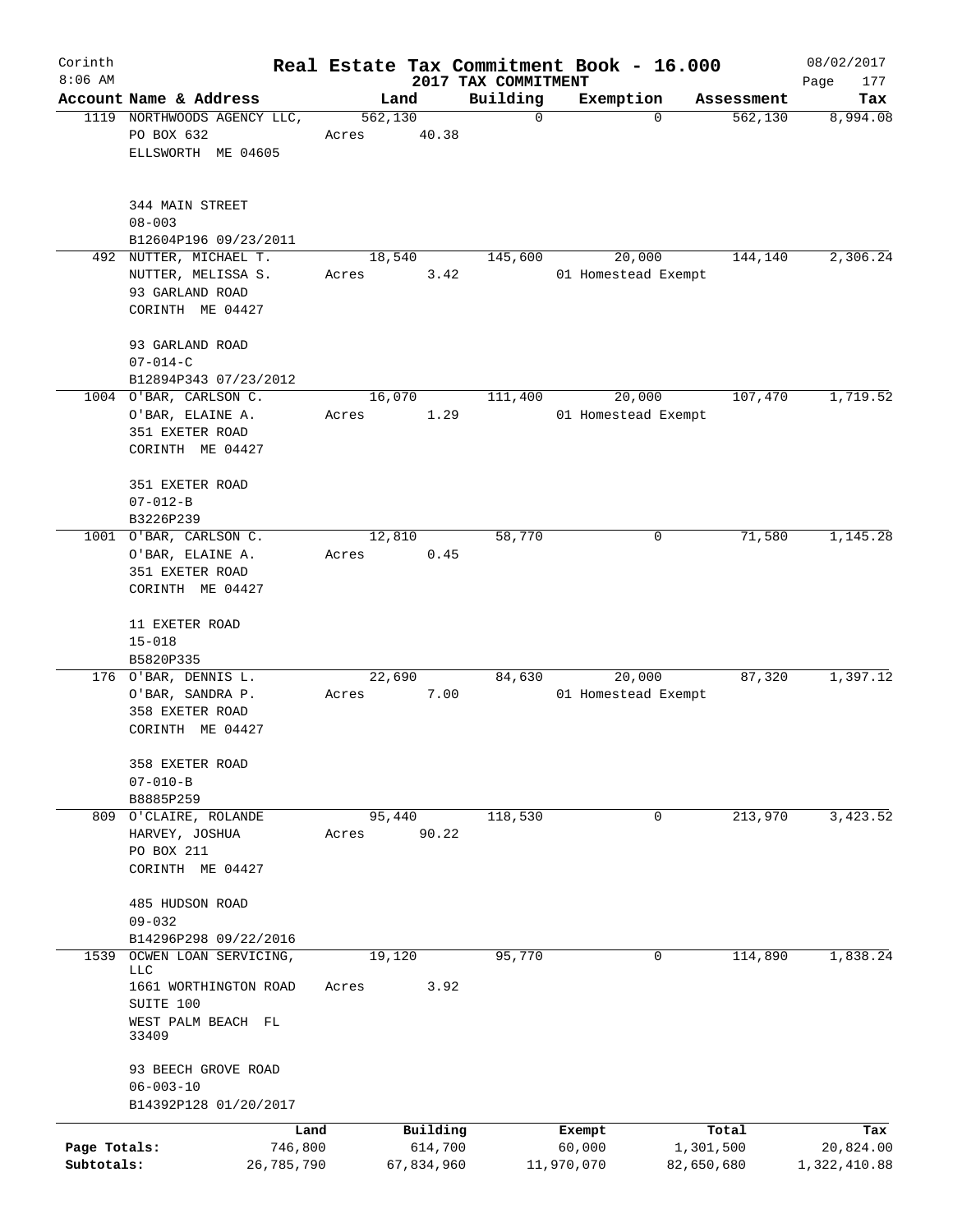Corinth 8:06 AM

# Real Estate Tax Commitment Book - 16.000

## 2017 TAX COMMITMENT

08/02/2017

| Account Name & Address | Land | Building | Exemption | Assessment | Tax |
|---|---|---|---|---|---|
| 1119 NORTHWOODS AGENCY LLC, PO BOX 632 ELLSWORTH ME 04605<br>344 MAIN STREET<br>08-003<br>B12604P196 09/23/2011 | 562,130<br>Acres 40.38 | 0 | 0 | 562,130 | 8,994.08 |
| 492 NUTTER, MICHAEL T. NUTTER, MELISSA S. 93 GARLAND ROAD CORINTH ME 04427<br>93 GARLAND ROAD<br>07-014-C<br>B12894P343 07/23/2012 | 18,540<br>Acres 3.42 | 145,600 | 20,000<br>01 Homestead Exempt | 144,140 | 2,306.24 |
| 1004 O'BAR, CARLSON C. O'BAR, ELAINE A. 351 EXETER ROAD CORINTH ME 04427<br>351 EXETER ROAD<br>07-012-B<br>B3226P239 | 16,070<br>Acres 1.29 | 111,400 | 20,000<br>01 Homestead Exempt | 107,470 | 1,719.52 |
| 1001 O'BAR, CARLSON C. O'BAR, ELAINE A. 351 EXETER ROAD CORINTH ME 04427<br>11 EXETER ROAD<br>15-018<br>B5820P335 | 12,810<br>Acres 0.45 | 58,770 | 0 | 71,580 | 1,145.28 |
| 176 O'BAR, DENNIS L. O'BAR, SANDRA P. 358 EXETER ROAD CORINTH ME 04427<br>358 EXETER ROAD<br>07-010-B<br>B8885P259 | 22,690<br>Acres 7.00 | 84,630 | 20,000<br>01 Homestead Exempt | 87,320 | 1,397.12 |
| 809 O'CLAIRE, ROLANDE HARVEY, JOSHUA PO BOX 211 CORINTH ME 04427<br>485 HUDSON ROAD<br>09-032<br>B14296P298 09/22/2016 | 95,440<br>Acres 90.22 | 118,530 | 0 | 213,970 | 3,423.52 |
| 1539 OCWEN LOAN SERVICING, LLC 1661 WORTHINGTON ROAD SUITE 100 WEST PALM BEACH FL 33409<br>93 BEECH GROVE ROAD<br>06-003-10<br>B14392P128 01/20/2017 | 19,120<br>Acres 3.92 | 95,770 | 0 | 114,890 | 1,838.24 |

| | Land | Building | Exempt | Total | Tax |
|---|---|---|---|---|---|
| Page Totals: | 746,800 | 614,700 | 60,000 | 1,301,500 | 20,824.00 |
| Subtotals: | 26,785,790 | 67,834,960 | 11,970,070 | 82,650,680 | 1,322,410.88 |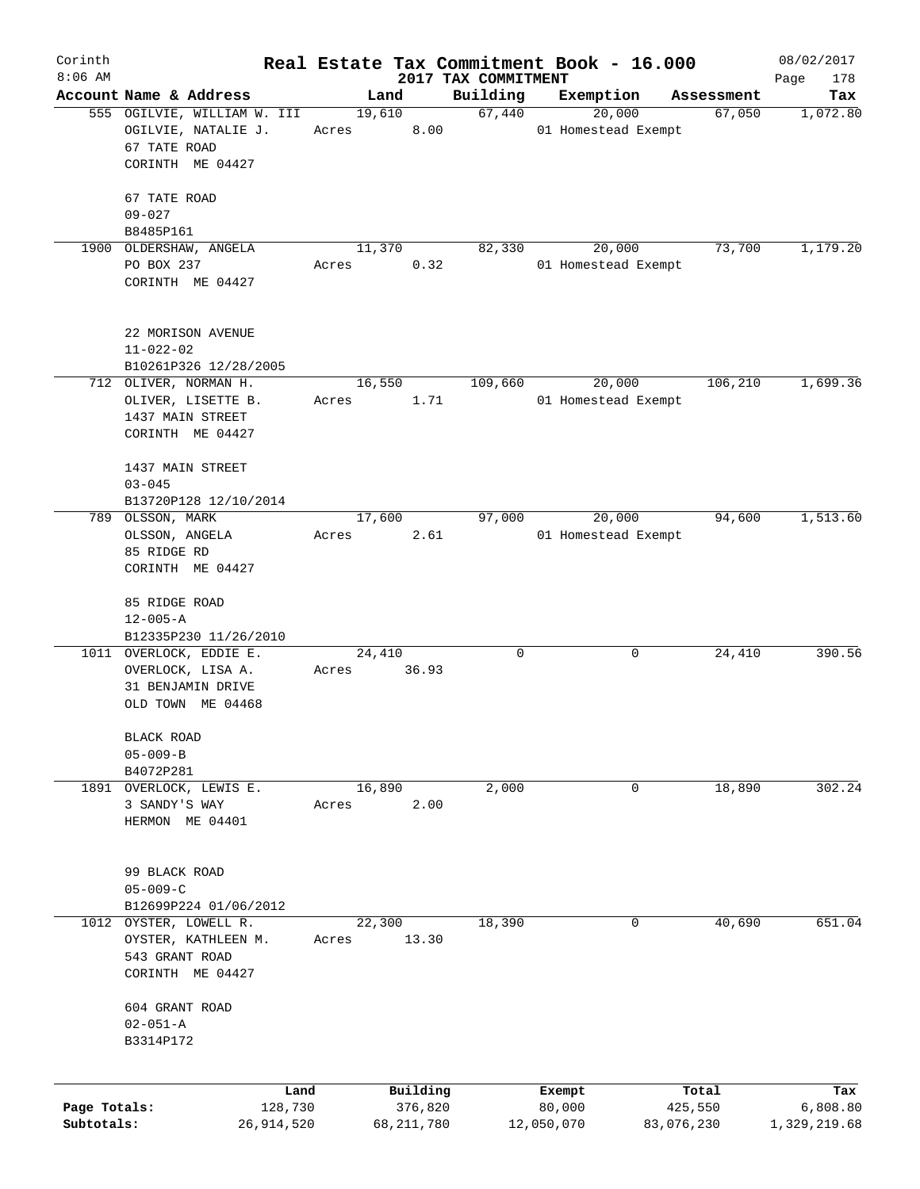# Corinth — Real Estate Tax Commitment Book - 16.000

8:06 AM — 2017 TAX COMMITMENT — 08/02/2017

| Account Name & Address | Land | Building | Exemption | Assessment | Tax |
|---|---|---|---|---|---|
| 555 OGILVIE, WILLIAM W. III<br>OGILVIE, NATALIE J.<br>67 TATE ROAD<br>CORINTH ME 04427<br><br>67 TATE ROAD<br>09-027<br>B8485P161 | 19,610<br>Acres 8.00 | 67,440 | 20,000<br>01 Homestead Exempt | 67,050 | 1,072.80 |
| 1900 OLDERSHAW, ANGELA<br>PO BOX 237<br>CORINTH ME 04427<br><br>22 MORISON AVENUE<br>11-022-02<br>B10261P326 12/28/2005 | 11,370<br>Acres 0.32 | 82,330 | 20,000<br>01 Homestead Exempt | 73,700 | 1,179.20 |
| 712 OLIVER, NORMAN H.<br>OLIVER, LISETTE B.<br>1437 MAIN STREET<br>CORINTH ME 04427<br><br>1437 MAIN STREET<br>03-045<br>B13720P128 12/10/2014 | 16,550<br>Acres 1.71 | 109,660 | 20,000<br>01 Homestead Exempt | 106,210 | 1,699.36 |
| 789 OLSSON, MARK<br>OLSSON, ANGELA<br>85 RIDGE RD<br>CORINTH ME 04427<br><br>85 RIDGE ROAD<br>12-005-A<br>B12335P230 11/26/2010 | 17,600<br>Acres 2.61 | 97,000 | 20,000<br>01 Homestead Exempt | 94,600 | 1,513.60 |
| 1011 OVERLOCK, EDDIE E.<br>OVERLOCK, LISA A.<br>31 BENJAMIN DRIVE<br>OLD TOWN ME 04468<br><br>BLACK ROAD<br>05-009-B<br>B4072P281 | 24,410<br>Acres 36.93 | 0 | 0 | 24,410 | 390.56 |
| 1891 OVERLOCK, LEWIS E.<br>3 SANDY'S WAY<br>HERMON ME 04401<br><br>99 BLACK ROAD<br>05-009-C<br>B12699P224 01/06/2012 | 16,890<br>Acres 2.00 | 2,000 | 0 | 18,890 | 302.24 |
| 1012 OYSTER, LOWELL R.<br>OYSTER, KATHLEEN M.<br>543 GRANT ROAD<br>CORINTH ME 04427<br><br>604 GRANT ROAD<br>02-051-A<br>B3314P172 | 22,300<br>Acres 13.30 | 18,390 | 0 | 40,690 | 651.04 |

| | Land | Building | Exempt | Total | Tax |
|---|---|---|---|---|---|
| Page Totals: | 128,730 | 376,820 | 80,000 | 425,550 | 6,808.80 |
| Subtotals: | 26,914,520 | 68,211,780 | 12,050,070 | 83,076,230 | 1,329,219.68 |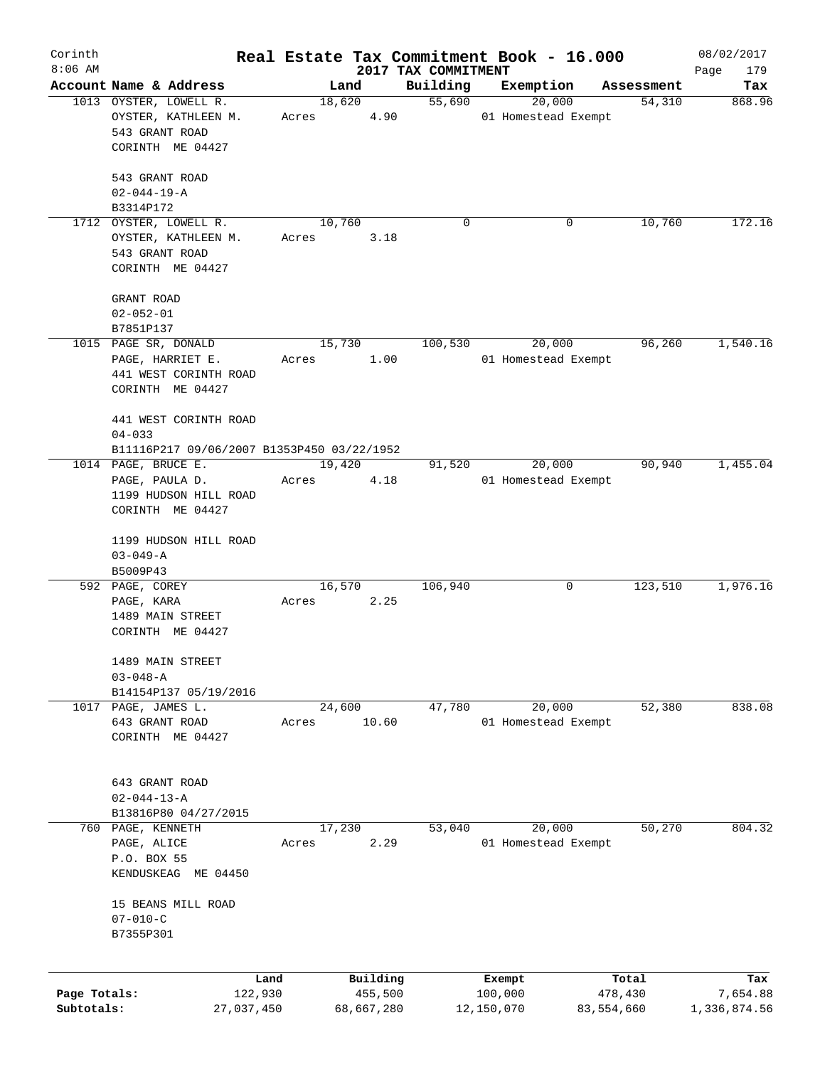# Real Estate Tax Commitment Book - 16.000

Corinth
8:06 AM

2017 TAX COMMITMENT

08/02/2017

| Account | Name & Address | Land | Building | Exemption | Assessment | Tax |
|---|---|---|---|---|---|---|
| 1013 | OYSTER, LOWELL R.<br>OYSTER, KATHLEEN M.<br>543 GRANT ROAD<br>CORINTH ME 04427<br><br>543 GRANT ROAD<br>02-044-19-A<br>B3314P172 | 18,620<br>Acres 4.90 | 55,690 | 20,000<br>01 Homestead Exempt | 54,310 | 868.96 |
| 1712 | OYSTER, LOWELL R.<br>OYSTER, KATHLEEN M.<br>543 GRANT ROAD<br>CORINTH ME 04427<br><br>GRANT ROAD<br>02-052-01<br>B7851P137 | 10,760<br>Acres 3.18 | 0 | 0 | 10,760 | 172.16 |
| 1015 | PAGE SR, DONALD<br>PAGE, HARRIET E.<br>441 WEST CORINTH ROAD<br>CORINTH ME 04427<br><br>441 WEST CORINTH ROAD<br>04-033<br>B11116P217 09/06/2007 B1353P450 03/22/1952 | 15,730<br>Acres 1.00 | 100,530 | 20,000<br>01 Homestead Exempt | 96,260 | 1,540.16 |
| 1014 | PAGE, BRUCE E.<br>PAGE, PAULA D.<br>1199 HUDSON HILL ROAD<br>CORINTH ME 04427<br><br>1199 HUDSON HILL ROAD<br>03-049-A<br>B5009P43 | 19,420<br>Acres 4.18 | 91,520 | 20,000<br>01 Homestead Exempt | 90,940 | 1,455.04 |
| 592 | PAGE, COREY<br>PAGE, KARA<br>1489 MAIN STREET<br>CORINTH ME 04427<br><br>1489 MAIN STREET<br>03-048-A<br>B14154P137 05/19/2016 | 16,570<br>Acres 2.25 | 106,940 | 0 | 123,510 | 1,976.16 |
| 1017 | PAGE, JAMES L.<br>643 GRANT ROAD<br>CORINTH ME 04427<br><br>643 GRANT ROAD<br>02-044-13-A<br>B13816P80 04/27/2015 | 24,600<br>Acres 10.60 | 47,780 | 20,000<br>01 Homestead Exempt | 52,380 | 838.08 |
| 760 | PAGE, KENNETH<br>PAGE, ALICE<br>P.O. BOX 55<br>KENDUSKEAG ME 04450<br><br>15 BEANS MILL ROAD<br>07-010-C<br>B7355P301 | 17,230<br>Acres 2.29 | 53,040 | 20,000<br>01 Homestead Exempt | 50,270 | 804.32 |

| | Land | Building | Exempt | Total | Tax |
|---|---|---|---|---|---|
| Page Totals: | 122,930 | 455,500 | 100,000 | 478,430 | 7,654.88 |
| Subtotals: | 27,037,450 | 68,667,280 | 12,150,070 | 83,554,660 | 1,336,874.56 |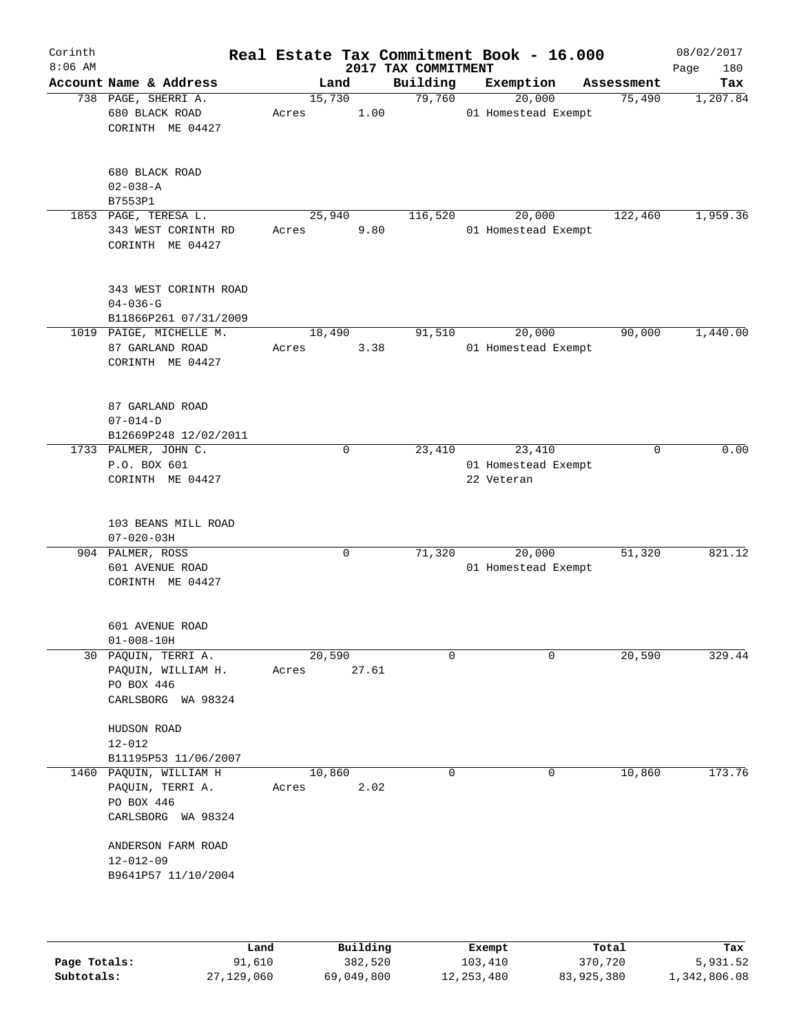# Real Estate Tax Commitment Book - 16.000

Corinth 8:06 AM — 2017 TAX COMMITMENT — 08/02/2017

| Account Name & Address | Land | Building | Exemption | Assessment | Tax |
|---|---|---|---|---|---|
| 738 PAGE, SHERRI A.<br>680 BLACK ROAD<br>CORINTH ME 04427<br><br>680 BLACK ROAD<br>02-038-A<br>B7553P1 | 15,730<br>Acres 1.00 | 79,760 | 20,000<br>01 Homestead Exempt | 75,490 | 1,207.84 |
| 1853 PAGE, TERESA L.<br>343 WEST CORINTH RD<br>CORINTH ME 04427<br><br>343 WEST CORINTH ROAD<br>04-036-G<br>B11866P261 07/31/2009 | 25,940<br>Acres 9.80 | 116,520 | 20,000<br>01 Homestead Exempt | 122,460 | 1,959.36 |
| 1019 PAIGE, MICHELLE M.<br>87 GARLAND ROAD<br>CORINTH ME 04427<br><br>87 GARLAND ROAD<br>07-014-D<br>B12669P248 12/02/2011 | 18,490<br>Acres 3.38 | 91,510 | 20,000<br>01 Homestead Exempt | 90,000 | 1,440.00 |
| 1733 PALMER, JOHN C.<br>P.O. BOX 601<br>CORINTH ME 04427<br><br>103 BEANS MILL ROAD<br>07-020-03H | 0 | 23,410 | 23,410<br>01 Homestead Exempt<br>22 Veteran | 0 | 0.00 |
| 904 PALMER, ROSS<br>601 AVENUE ROAD<br>CORINTH ME 04427<br><br>601 AVENUE ROAD<br>01-008-10H | 0 | 71,320 | 20,000<br>01 Homestead Exempt | 51,320 | 821.12 |
| 30 PAQUIN, TERRI A.<br>PAQUIN, WILLIAM H.<br>PO BOX 446<br>CARLSBORG WA 98324<br><br>HUDSON ROAD<br>12-012<br>B11195P53 11/06/2007 | 20,590<br>Acres 27.61 | 0 | 0 | 20,590 | 329.44 |
| 1460 PAQUIN, WILLIAM H<br>PAQUIN, TERRI A.<br>PO BOX 446<br>CARLSBORG WA 98324<br><br>ANDERSON FARM ROAD<br>12-012-09<br>B9641P57 11/10/2004 | 10,860<br>Acres 2.02 | 0 | 0 | 10,860 | 173.76 |

| | Land | Building | Exempt | Total | Tax |
|---|---|---|---|---|---|
| Page Totals: | 91,610 | 382,520 | 103,410 | 370,720 | 5,931.52 |
| Subtotals: | 27,129,060 | 69,049,800 | 12,253,480 | 83,925,380 | 1,342,806.08 |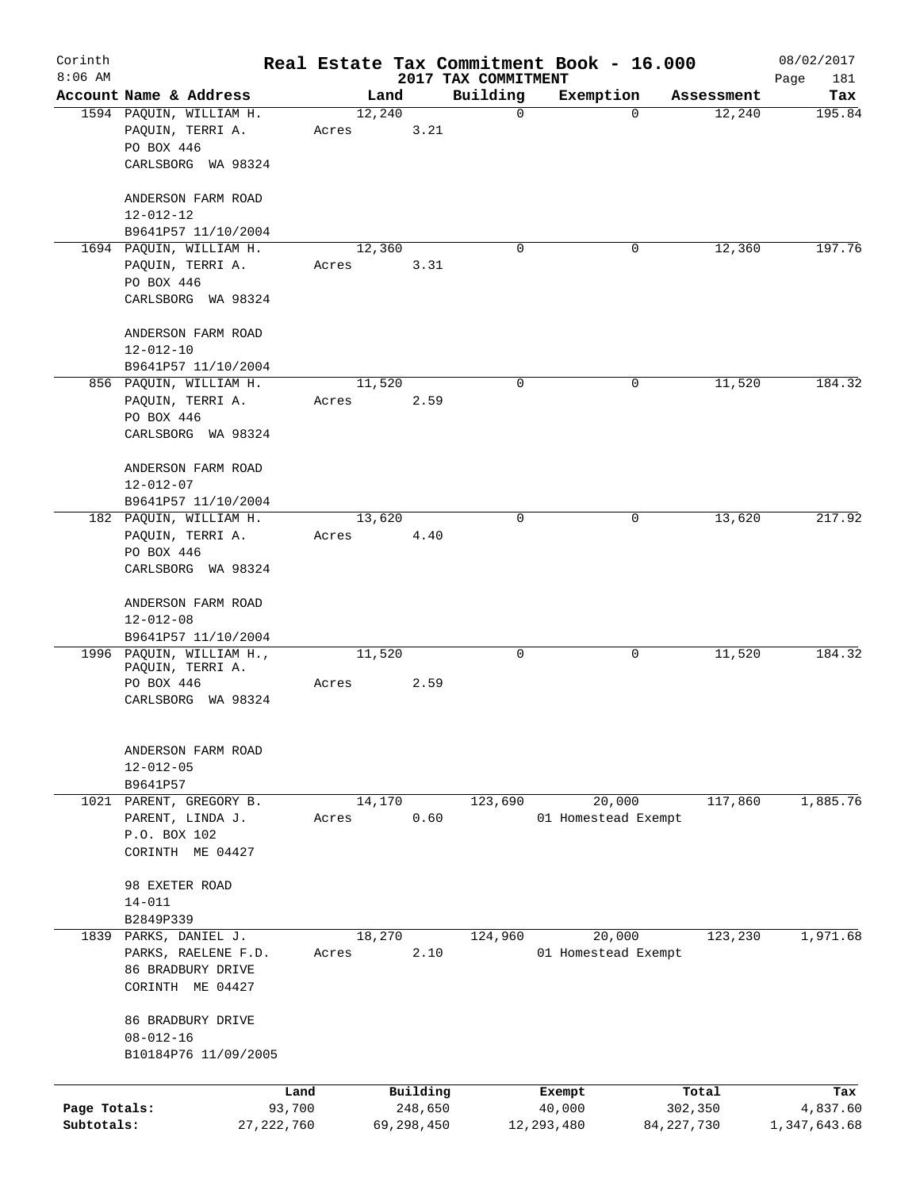Corinth
8:06 AM

# Real Estate Tax Commitment Book - 16.000

2017 TAX COMMITMENT

08/02/2017

| Account Name & Address | Land | Building | Exemption | Assessment | Tax |
|---|---|---|---|---|---|
| 1594 PAQUIN, WILLIAM H.<br>PAQUIN, TERRI A.<br>PO BOX 446<br>CARLSBORG WA 98324<br><br>ANDERSON FARM ROAD<br>12-012-12<br>B9641P57 11/10/2004 | 12,240<br>Acres 3.21 | 0 | 0 | 12,240 | 195.84 |
| 1694 PAQUIN, WILLIAM H.<br>PAQUIN, TERRI A.<br>PO BOX 446<br>CARLSBORG WA 98324<br><br>ANDERSON FARM ROAD<br>12-012-10<br>B9641P57 11/10/2004 | 12,360<br>Acres 3.31 | 0 | 0 | 12,360 | 197.76 |
| 856 PAQUIN, WILLIAM H.<br>PAQUIN, TERRI A.<br>PO BOX 446<br>CARLSBORG WA 98324<br><br>ANDERSON FARM ROAD<br>12-012-07<br>B9641P57 11/10/2004 | 11,520<br>Acres 2.59 | 0 | 0 | 11,520 | 184.32 |
| 182 PAQUIN, WILLIAM H.<br>PAQUIN, TERRI A.<br>PO BOX 446<br>CARLSBORG WA 98324<br><br>ANDERSON FARM ROAD<br>12-012-08<br>B9641P57 11/10/2004 | 13,620<br>Acres 4.40 | 0 | 0 | 13,620 | 217.92 |
| 1996 PAQUIN, WILLIAM H.,<br>PAQUIN, TERRI A.<br>PO BOX 446<br>CARLSBORG WA 98324<br><br>ANDERSON FARM ROAD<br>12-012-05<br>B9641P57 | 11,520<br>Acres 2.59 | 0 | 0 | 11,520 | 184.32 |
| 1021 PARENT, GREGORY B.<br>PARENT, LINDA J.<br>P.O. BOX 102<br>CORINTH ME 04427<br><br>98 EXETER ROAD<br>14-011<br>B2849P339 | 14,170<br>Acres 0.60 | 123,690 | 20,000<br>01 Homestead Exempt | 117,860 | 1,885.76 |
| 1839 PARKS, DANIEL J.<br>PARKS, RAELENE F.D.<br>86 BRADBURY DRIVE<br>CORINTH ME 04427<br><br>86 BRADBURY DRIVE<br>08-012-16<br>B10184P76 11/09/2005 | 18,270<br>Acres 2.10 | 124,960 | 20,000<br>01 Homestead Exempt | 123,230 | 1,971.68 |

| | Land | Building | Exempt | Total | Tax |
|---|---|---|---|---|---|
| Page Totals: | 93,700 | 248,650 | 40,000 | 302,350 | 4,837.60 |
| Subtotals: | 27,222,760 | 69,298,450 | 12,293,480 | 84,227,730 | 1,347,643.68 |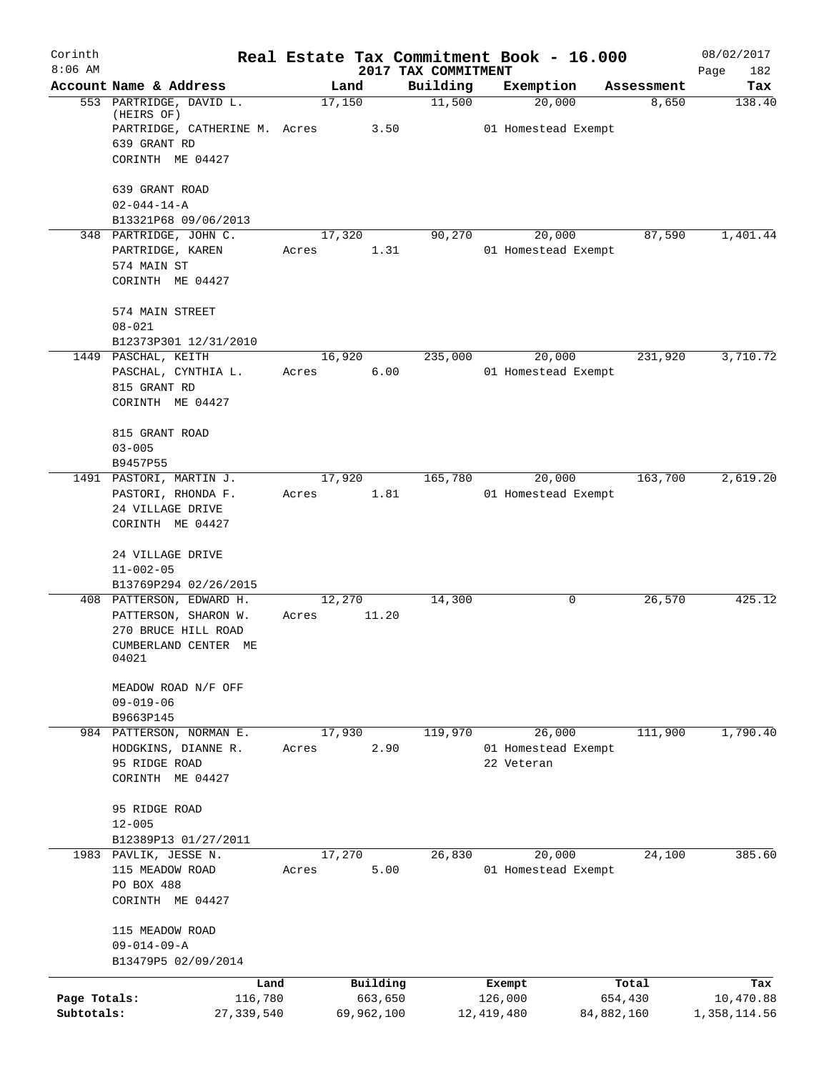# Real Estate Tax Commitment Book - 16.000

Corinth
8:06 AM

2017 TAX COMMITMENT

08/02/2017

| Account Name & Address | Land | Building | Exemption | Assessment | Tax |
|---|---|---|---|---|---|
| 553 PARTRIDGE, DAVID L. (HEIRS OF) | 17,150 | 11,500 | 20,000 | 8,650 | 138.40 |
| PARTRIDGE, CATHERINE M. | Acres 3.50 | | 01 Homestead Exempt | | |
| 639 GRANT RD | | | | | |
| CORINTH ME 04427 | | | | | |
| 639 GRANT ROAD | | | | | |
| 02-044-14-A | | | | | |
| B13321P68 09/06/2013 | | | | | |
| 348 PARTRIDGE, JOHN C. | 17,320 | 90,270 | 20,000 | 87,590 | 1,401.44 |
| PARTRIDGE, KAREN | Acres 1.31 | | 01 Homestead Exempt | | |
| 574 MAIN ST | | | | | |
| CORINTH ME 04427 | | | | | |
| 574 MAIN STREET | | | | | |
| 08-021 | | | | | |
| B12373P301 12/31/2010 | | | | | |
| 1449 PASCHAL, KEITH | 16,920 | 235,000 | 20,000 | 231,920 | 3,710.72 |
| PASCHAL, CYNTHIA L. | Acres 6.00 | | 01 Homestead Exempt | | |
| 815 GRANT RD | | | | | |
| CORINTH ME 04427 | | | | | |
| 815 GRANT ROAD | | | | | |
| 03-005 | | | | | |
| B9457P55 | | | | | |
| 1491 PASTORI, MARTIN J. | 17,920 | 165,780 | 20,000 | 163,700 | 2,619.20 |
| PASTORI, RHONDA F. | Acres 1.81 | | 01 Homestead Exempt | | |
| 24 VILLAGE DRIVE | | | | | |
| CORINTH ME 04427 | | | | | |
| 24 VILLAGE DRIVE | | | | | |
| 11-002-05 | | | | | |
| B13769P294 02/26/2015 | | | | | |
| 408 PATTERSON, EDWARD H. | 12,270 | 14,300 | 0 | 26,570 | 425.12 |
| PATTERSON, SHARON W. | Acres 11.20 | | | | |
| 270 BRUCE HILL ROAD | | | | | |
| CUMBERLAND CENTER ME 04021 | | | | | |
| MEADOW ROAD N/F OFF | | | | | |
| 09-019-06 | | | | | |
| B9663P145 | | | | | |
| 984 PATTERSON, NORMAN E. | 17,930 | 119,970 | 26,000 | 111,900 | 1,790.40 |
| HODGKINS, DIANNE R. | Acres 2.90 | | 01 Homestead Exempt | | |
| 95 RIDGE ROAD | | | 22 Veteran | | |
| CORINTH ME 04427 | | | | | |
| 95 RIDGE ROAD | | | | | |
| 12-005 | | | | | |
| B12389P13 01/27/2011 | | | | | |
| 1983 PAVLIK, JESSE N. | 17,270 | 26,830 | 20,000 | 24,100 | 385.60 |
| 115 MEADOW ROAD | Acres 5.00 | | 01 Homestead Exempt | | |
| PO BOX 488 | | | | | |
| CORINTH ME 04427 | | | | | |
| 115 MEADOW ROAD | | | | | |
| 09-014-09-A | | | | | |
| B13479P5 02/09/2014 | | | | | |

| | Land | Building | Exempt | Total | Tax |
|---|---|---|---|---|---|
| Page Totals: | 116,780 | 663,650 | 126,000 | 654,430 | 10,470.88 |
| Subtotals: | 27,339,540 | 69,962,100 | 12,419,480 | 84,882,160 | 1,358,114.56 |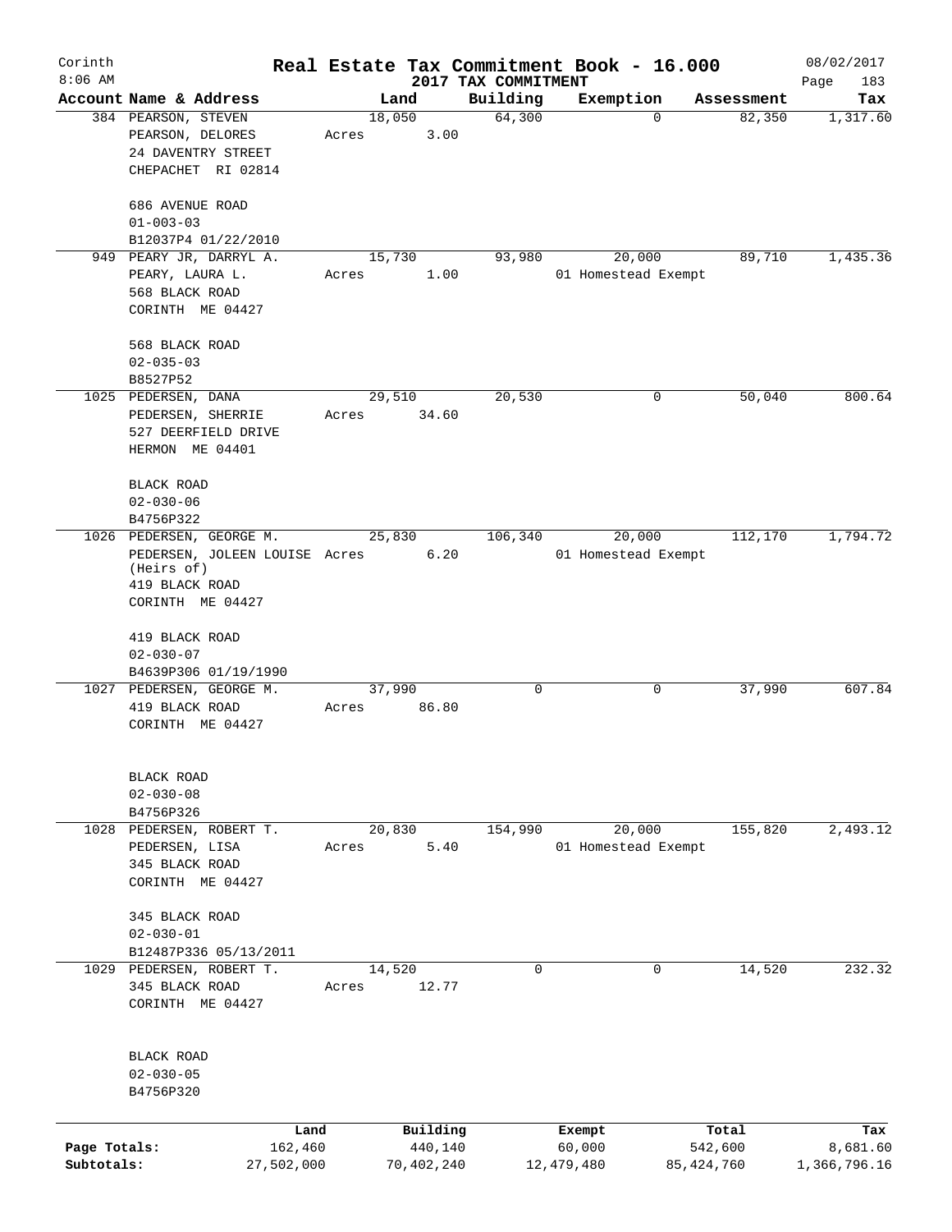Corinth 8:06 AM

# Real Estate Tax Commitment Book - 16.000

## 2017 TAX COMMITMENT

08/02/2017

| Account Name & Address | Land | Building | Exemption | Assessment | Tax |
|---|---|---|---|---|---|
| 384 PEARSON, STEVEN<br>PEARSON, DELORES<br>24 DAVENTRY STREET<br>CHEPACHET RI 02814<br><br>686 AVENUE ROAD<br>01-003-03<br>B12037P4 01/22/2010 | 18,050<br>Acres 3.00 | 64,300 | 0 | 82,350 | 1,317.60 |
| 949 PEARY JR, DARRYL A.<br>PEARY, LAURA L.<br>568 BLACK ROAD<br>CORINTH ME 04427<br><br>568 BLACK ROAD<br>02-035-03<br>B8527P52 | 15,730<br>Acres 1.00 | 93,980 | 20,000<br>01 Homestead Exempt | 89,710 | 1,435.36 |
| 1025 PEDERSEN, DANA<br>PEDERSEN, SHERRIE<br>527 DEERFIELD DRIVE<br>HERMON ME 04401<br><br>BLACK ROAD<br>02-030-06<br>B4756P322 | 29,510<br>Acres 34.60 | 20,530 | 0 | 50,040 | 800.64 |
| 1026 PEDERSEN, GEORGE M.<br>PEDERSEN, JOLEEN LOUISE (Heirs of)<br>419 BLACK ROAD<br>CORINTH ME 04427<br><br>419 BLACK ROAD<br>02-030-07<br>B4639P306 01/19/1990 | 25,830<br>Acres 6.20 | 106,340 | 20,000<br>01 Homestead Exempt | 112,170 | 1,794.72 |
| 1027 PEDERSEN, GEORGE M.<br>419 BLACK ROAD<br>CORINTH ME 04427<br><br>BLACK ROAD<br>02-030-08<br>B4756P326 | 37,990<br>Acres 86.80 | 0 | 0 | 37,990 | 607.84 |
| 1028 PEDERSEN, ROBERT T.<br>PEDERSEN, LISA<br>345 BLACK ROAD<br>CORINTH ME 04427<br><br>345 BLACK ROAD<br>02-030-01<br>B12487P336 05/13/2011 | 20,830<br>Acres 5.40 | 154,990 | 20,000<br>01 Homestead Exempt | 155,820 | 2,493.12 |
| 1029 PEDERSEN, ROBERT T.<br>345 BLACK ROAD<br>CORINTH ME 04427<br><br>BLACK ROAD<br>02-030-05<br>B4756P320 | 14,520<br>Acres 12.77 | 0 | 0 | 14,520 | 232.32 |

| | Land | Building | Exempt | Total | Tax |
|---|---|---|---|---|---|
| Page Totals: | 162,460 | 440,140 | 60,000 | 542,600 | 8,681.60 |
| Subtotals: | 27,502,000 | 70,402,240 | 12,479,480 | 85,424,760 | 1,366,796.16 |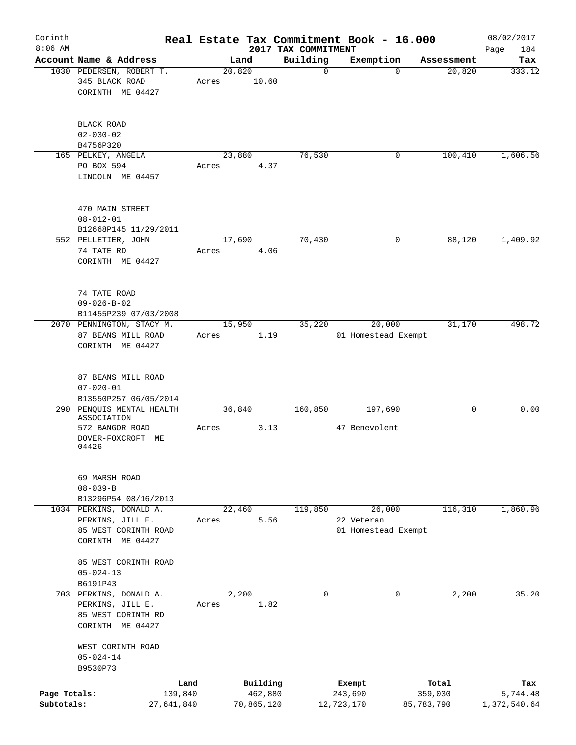# Real Estate Tax Commitment Book - 16.000

Corinth
8:06 AM

2017 TAX COMMITMENT

08/02/2017

| Account Name & Address | Land | Building | Exemption | Assessment | Tax |
|---|---|---|---|---|---|
| 1030 PEDERSEN, ROBERT T.<br>345 BLACK ROAD<br>CORINTH ME 04427<br><br>BLACK ROAD<br>02-030-02<br>B4756P320 | 20,820<br>Acres 10.60 | 0 | 0 | 20,820 | 333.12 |
| 165 PELKEY, ANGELA<br>PO BOX 594<br>LINCOLN ME 04457<br><br>470 MAIN STREET<br>08-012-01<br>B12668P145 11/29/2011 | 23,880<br>Acres 4.37 | 76,530 | 0 | 100,410 | 1,606.56 |
| 552 PELLETIER, JOHN<br>74 TATE RD<br>CORINTH ME 04427<br><br>74 TATE ROAD<br>09-026-B-02<br>B11455P239 07/03/2008 | 17,690<br>Acres 4.06 | 70,430 | 0 | 88,120 | 1,409.92 |
| 2070 PENNINGTON, STACY M.<br>87 BEANS MILL ROAD<br>CORINTH ME 04427<br><br>87 BEANS MILL ROAD<br>07-020-01<br>B13550P257 06/05/2014 | 15,950<br>Acres 1.19 | 35,220 | 20,000<br>01 Homestead Exempt | 31,170 | 498.72 |
| 290 PENQUIS MENTAL HEALTH ASSOCIATION<br>572 BANGOR ROAD<br>DOVER-FOXCROFT ME 04426<br><br>69 MARSH ROAD<br>08-039-B<br>B13296P54 08/16/2013 | 36,840<br>Acres 3.13 | 160,850 | 197,690<br>47 Benevolent | 0 | 0.00 |
| 1034 PERKINS, DONALD A.<br>PERKINS, JILL E.<br>85 WEST CORINTH ROAD<br>CORINTH ME 04427<br><br>85 WEST CORINTH ROAD<br>05-024-13<br>B6191P43 | 22,460<br>Acres 5.56 | 119,850 | 26,000<br>22 Veteran<br>01 Homestead Exempt | 116,310 | 1,860.96 |
| 703 PERKINS, DONALD A.<br>PERKINS, JILL E.<br>85 WEST CORINTH RD<br>CORINTH ME 04427<br><br>WEST CORINTH ROAD<br>05-024-14<br>B9530P73 | 2,200<br>Acres 1.82 | 0 | 0 | 2,200 | 35.20 |

| | Land | Building | Exempt | Total | Tax |
|---|---|---|---|---|---|
| Page Totals: | 139,840 | 462,880 | 243,690 | 359,030 | 5,744.48 |
| Subtotals: | 27,641,840 | 70,865,120 | 12,723,170 | 85,783,790 | 1,372,540.64 |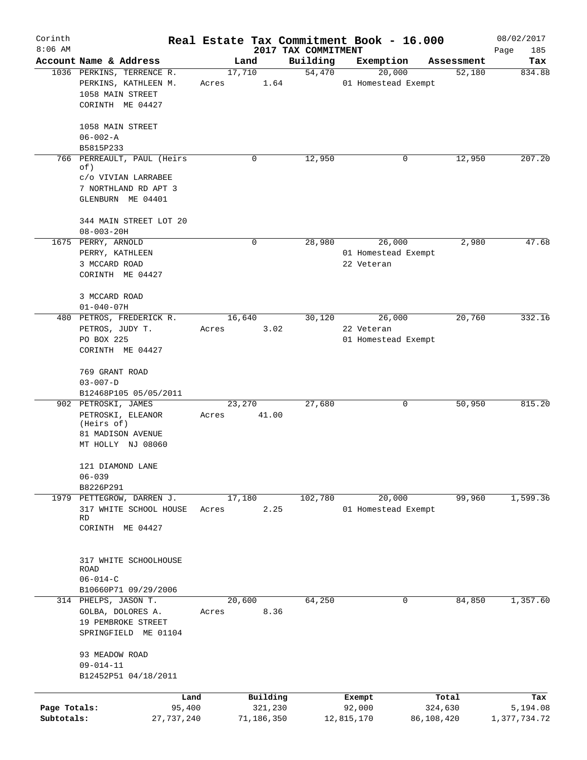# Corinth — Real Estate Tax Commitment Book - 16.000

8:06 AM — 2017 TAX COMMITMENT — 08/02/2017

| Account | Name & Address | Land | Building | Exemption | Assessment | Tax |
|---|---|---|---|---|---|---|
| 1036 | PERKINS, TERRENCE R.<br>PERKINS, KATHLEEN M.<br>1058 MAIN STREET<br>CORINTH ME 04427<br><br>1058 MAIN STREET<br>06-002-A<br>B5815P233 | 17,710<br>Acres 1.64 | 54,470 | 20,000<br>01 Homestead Exempt | 52,180 | 834.88 |
| 766 | PERREAULT, PAUL (Heirs of)<br>c/o VIVIAN LARRABEE<br>7 NORTHLAND RD APT 3<br>GLENBURN ME 04401<br><br>344 MAIN STREET LOT 20<br>08-003-20H | 0 | 12,950 | 0 | 12,950 | 207.20 |
| 1675 | PERRY, ARNOLD<br>PERRY, KATHLEEN<br>3 MCCARD ROAD<br>CORINTH ME 04427<br><br>3 MCCARD ROAD<br>01-040-07H | 0 | 28,980 | 26,000<br>01 Homestead Exempt<br>22 Veteran | 2,980 | 47.68 |
| 480 | PETROS, FREDERICK R.<br>PETROS, JUDY T.<br>PO BOX 225<br>CORINTH ME 04427<br><br>769 GRANT ROAD<br>03-007-D<br>B12468P105 05/05/2011 | 16,640<br>Acres 3.02 | 30,120 | 26,000<br>22 Veteran<br>01 Homestead Exempt | 20,760 | 332.16 |
| 902 | PETROSKI, JAMES<br>PETROSKI, ELEANOR (Heirs of)<br>81 MADISON AVENUE<br>MT HOLLY NJ 08060<br><br>121 DIAMOND LANE<br>06-039<br>B8226P291 | 23,270<br>Acres 41.00 | 27,680 | 0 | 50,950 | 815.20 |
| 1979 | PETTEGROW, DARREN J.<br>317 WHITE SCHOOL HOUSE RD<br>CORINTH ME 04427<br><br>317 WHITE SCHOOLHOUSE ROAD<br>06-014-C<br>B10660P71 09/29/2006 | 17,180<br>Acres 2.25 | 102,780 | 20,000<br>01 Homestead Exempt | 99,960 | 1,599.36 |
| 314 | PHELPS, JASON T.<br>GOLBA, DOLORES A.<br>19 PEMBROKE STREET<br>SPRINGFIELD ME 01104<br><br>93 MEADOW ROAD<br>09-014-11<br>B12452P51 04/18/2011 | 20,600<br>Acres 8.36 | 64,250 | 0 | 84,850 | 1,357.60 |

| | Land | Building | Exempt | Total | Tax |
|---|---|---|---|---|---|
| Page Totals: | 95,400 | 321,230 | 92,000 | 324,630 | 5,194.08 |
| Subtotals: | 27,737,240 | 71,186,350 | 12,815,170 | 86,108,420 | 1,377,734.72 |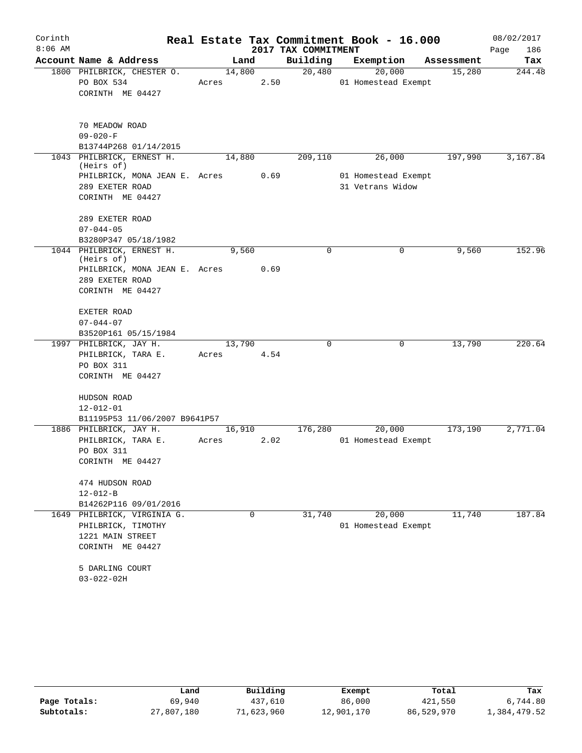# Real Estate Tax Commitment Book - 16.000

Corinth 8:06 AM — 2017 TAX COMMITMENT — 08/02/2017

| Account | Name & Address | Land | Building | Exemption | Assessment | Tax |
|---|---|---|---|---|---|---|
| 1800 | PHILBRICK, CHESTER O.<br>PO BOX 534<br>CORINTH ME 04427<br><br>70 MEADOW ROAD<br>09-020-F<br>B13744P268 01/14/2015 | 14,800<br>Acres 2.50 | 20,480 | 20,000<br>01 Homestead Exempt | 15,280 | 244.48 |
| 1043 | PHILBRICK, ERNEST H. (Heirs of)<br>PHILBRICK, MONA JEAN E.<br>289 EXETER ROAD<br>CORINTH ME 04427<br><br>289 EXETER ROAD<br>07-044-05<br>B3280P347 05/18/1982 | 14,880<br>Acres 0.69 | 209,110 | 26,000<br>01 Homestead Exempt<br>31 Vetrans Widow | 197,990 | 3,167.84 |
| 1044 | PHILBRICK, ERNEST H. (Heirs of)<br>PHILBRICK, MONA JEAN E.<br>289 EXETER ROAD<br>CORINTH ME 04427<br><br>EXETER ROAD<br>07-044-07<br>B3520P161 05/15/1984 | 9,560<br>Acres 0.69 | 0 | 0 | 9,560 | 152.96 |
| 1997 | PHILBRICK, JAY H.<br>PHILBRICK, TARA E.<br>PO BOX 311<br>CORINTH ME 04427<br><br>HUDSON ROAD<br>12-012-01<br>B11195P53 11/06/2007 B9641P57 | 13,790<br>Acres 4.54 | 0 | 0 | 13,790 | 220.64 |
| 1886 | PHILBRICK, JAY H.<br>PHILBRICK, TARA E.<br>PO BOX 311<br>CORINTH ME 04427<br><br>474 HUDSON ROAD<br>12-012-B<br>B14262P116 09/01/2016 | 16,910<br>Acres 2.02 | 176,280 | 20,000<br>01 Homestead Exempt | 173,190 | 2,771.04 |
| 1649 | PHILBRICK, VIRGINIA G.<br>PHILBRICK, TIMOTHY<br>1221 MAIN STREET<br>CORINTH ME 04427<br><br>5 DARLING COURT<br>03-022-02H | 0 | 31,740 | 20,000<br>01 Homestead Exempt | 11,740 | 187.84 |

| | Land | Building | Exempt | Total | Tax |
|---|---|---|---|---|---|
| Page Totals: | 69,940 | 437,610 | 86,000 | 421,550 | 6,744.80 |
| Subtotals: | 27,807,180 | 71,623,960 | 12,901,170 | 86,529,970 | 1,384,479.52 |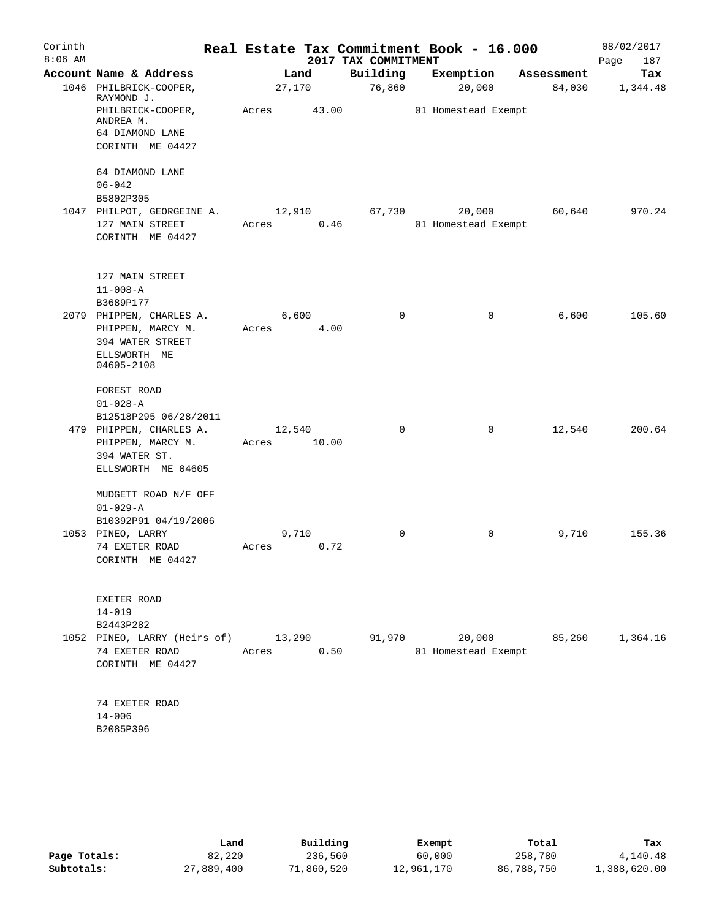Corinth
8:06 AM

# Real Estate Tax Commitment Book - 16.000

## 2017 TAX COMMITMENT

08/02/2017

| Account Name & Address | Land | Building | Exemption | Assessment | Tax |
|---|---|---|---|---|---|
| 1046 PHILBRICK-COOPER, RAYMOND J. | 27,170 | 76,860 | 20,000 | 84,030 | 1,344.48 |
| PHILBRICK-COOPER, ANDREA M. | Acres 43.00 | | 01 Homestead Exempt | | |
| 64 DIAMOND LANE | | | | | |
| CORINTH ME 04427 | | | | | |
| 64 DIAMOND LANE | | | | | |
| 06-042 | | | | | |
| B5802P305 | | | | | |
| 1047 PHILPOT, GEORGEINE A. | 12,910 | 67,730 | 20,000 | 60,640 | 970.24 |
| 127 MAIN STREET | Acres 0.46 | | 01 Homestead Exempt | | |
| CORINTH ME 04427 | | | | | |
| 127 MAIN STREET | | | | | |
| 11-008-A | | | | | |
| B3689P177 | | | | | |
| 2079 PHIPPEN, CHARLES A. | 6,600 | 0 | 0 | 6,600 | 105.60 |
| PHIPPEN, MARCY M. | Acres 4.00 | | | | |
| 394 WATER STREET | | | | | |
| ELLSWORTH ME 04605-2108 | | | | | |
| FOREST ROAD | | | | | |
| 01-028-A | | | | | |
| B12518P295 06/28/2011 | | | | | |
| 479 PHIPPEN, CHARLES A. | 12,540 | 0 | 0 | 12,540 | 200.64 |
| PHIPPEN, MARCY M. | Acres 10.00 | | | | |
| 394 WATER ST. | | | | | |
| ELLSWORTH ME 04605 | | | | | |
| MUDGETT ROAD N/F OFF | | | | | |
| 01-029-A | | | | | |
| B10392P91 04/19/2006 | | | | | |
| 1053 PINEO, LARRY | 9,710 | 0 | 0 | 9,710 | 155.36 |
| 74 EXETER ROAD | Acres 0.72 | | | | |
| CORINTH ME 04427 | | | | | |
| EXETER ROAD | | | | | |
| 14-019 | | | | | |
| B2443P282 | | | | | |
| 1052 PINEO, LARRY (Heirs of) | 13,290 | 91,970 | 20,000 | 85,260 | 1,364.16 |
| 74 EXETER ROAD | Acres 0.50 | | 01 Homestead Exempt | | |
| CORINTH ME 04427 | | | | | |
| 74 EXETER ROAD | | | | | |
| 14-006 | | | | | |
| B2085P396 | | | | | |

| | Land | Building | Exempt | Total | Tax |
|---|---|---|---|---|---|
| Page Totals: | 82,220 | 236,560 | 60,000 | 258,780 | 4,140.48 |
| Subtotals: | 27,889,400 | 71,860,520 | 12,961,170 | 86,788,750 | 1,388,620.00 |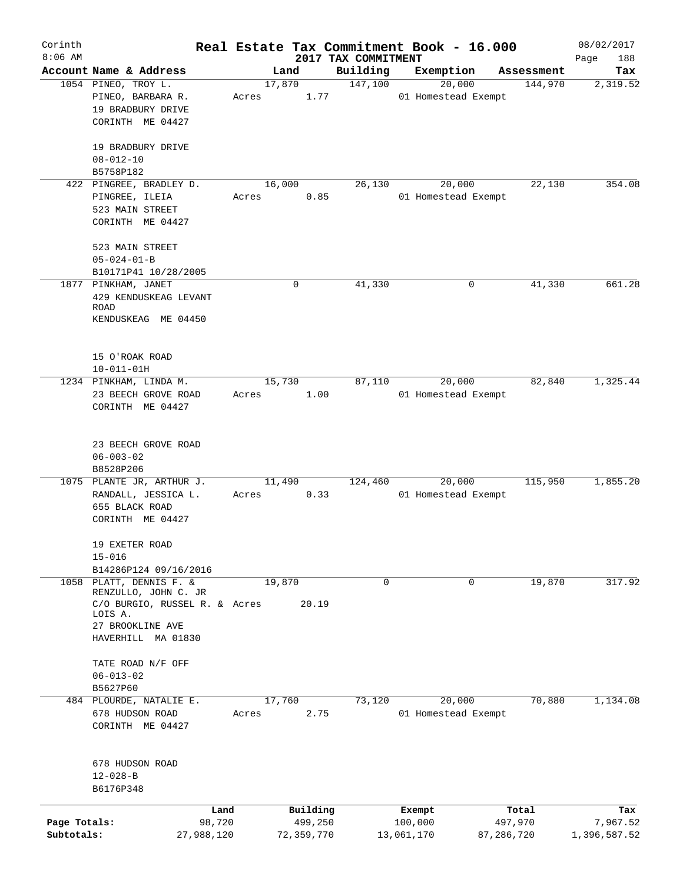Corinth 8:06 AM

# Real Estate Tax Commitment Book - 16.000

2017 TAX COMMITMENT

08/02/2017

| Account | Name & Address | Land | Building | Exemption | Assessment | Tax |
|---|---|---|---|---|---|---|
| 1054 | PINEO, TROY L.<br>PINEO, BARBARA R.<br>19 BRADBURY DRIVE<br>CORINTH ME 04427<br><br>19 BRADBURY DRIVE<br>08-012-10<br>B5758P182 | 17,870<br>Acres 1.77 | 147,100 | 20,000<br>01 Homestead Exempt | 144,970 | 2,319.52 |
| 422 | PINGREE, BRADLEY D.<br>PINGREE, ILEIA<br>523 MAIN STREET<br>CORINTH ME 04427<br><br>523 MAIN STREET<br>05-024-01-B<br>B10171P41 10/28/2005 | 16,000<br>Acres 0.85 | 26,130 | 20,000<br>01 Homestead Exempt | 22,130 | 354.08 |
| 1877 | PINKHAM, JANET<br>429 KENDUSKEAG LEVANT ROAD<br>KENDUSKEAG ME 04450<br><br>15 O'ROAK ROAD<br>10-011-01H | 0 | 41,330 | 0 | 41,330 | 661.28 |
| 1234 | PINKHAM, LINDA M.<br>23 BEECH GROVE ROAD<br>CORINTH ME 04427<br><br>23 BEECH GROVE ROAD<br>06-003-02<br>B8528P206 | 15,730<br>Acres 1.00 | 87,110 | 20,000<br>01 Homestead Exempt | 82,840 | 1,325.44 |
| 1075 | PLANTE JR, ARTHUR J.<br>RANDALL, JESSICA L.<br>655 BLACK ROAD<br>CORINTH ME 04427<br><br>19 EXETER ROAD<br>15-016<br>B14286P124 09/16/2016 | 11,490<br>Acres 0.33 | 124,460 | 20,000<br>01 Homestead Exempt | 115,950 | 1,855.20 |
| 1058 | PLATT, DENNIS F. &<br>RENZULLO, JOHN C. JR<br>C/O BURGIO, RUSSEL R. & LOIS A.<br>27 BROOKLINE AVE<br>HAVERHILL MA 01830<br><br>TATE ROAD N/F OFF<br>06-013-02<br>B5627P60 | 19,870<br>Acres 20.19 | 0 | 0 | 19,870 | 317.92 |
| 484 | PLOURDE, NATALIE E.<br>678 HUDSON ROAD<br>CORINTH ME 04427<br><br>678 HUDSON ROAD<br>12-028-B<br>B6176P348 | 17,760<br>Acres 2.75 | 73,120 | 20,000<br>01 Homestead Exempt | 70,880 | 1,134.08 |

| | Land | Building | Exempt | Total | Tax |
|---|---|---|---|---|---|
| Page Totals: | 98,720 | 499,250 | 100,000 | 497,970 | 7,967.52 |
| Subtotals: | 27,988,120 | 72,359,770 | 13,061,170 | 87,286,720 | 1,396,587.52 |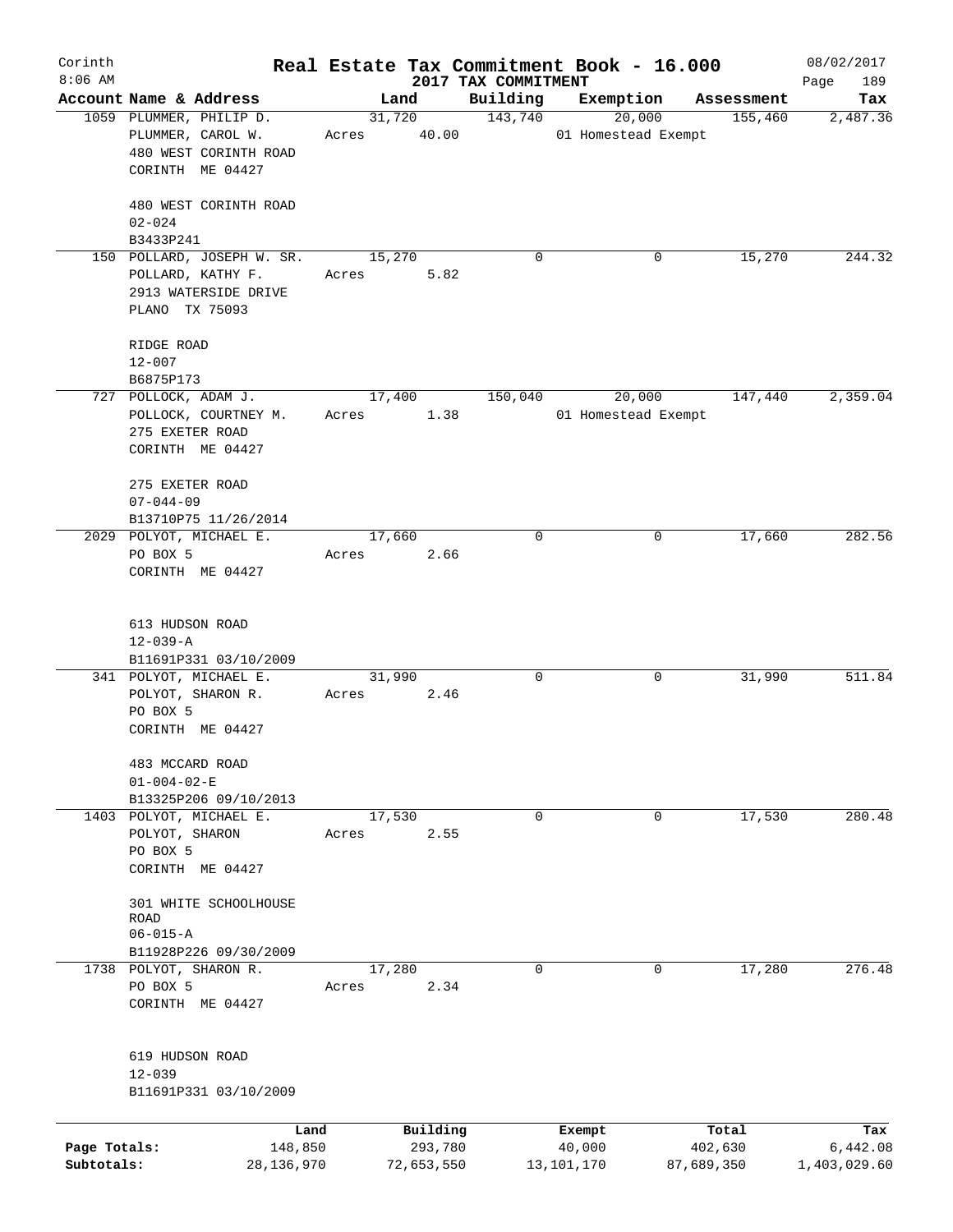Corinth 8:06 AM

# Real Estate Tax Commitment Book - 16.000

## 2017 TAX COMMITMENT

08/02/2017

| Account Name & Address | Land | Building | Exemption | Assessment | Tax |
|---|---|---|---|---|---|
| 1059 PLUMMER, PHILIP D.<br>PLUMMER, CAROL W.<br>480 WEST CORINTH ROAD<br>CORINTH ME 04427<br><br>480 WEST CORINTH ROAD<br>02-024<br>B3433P241 | 31,720<br>Acres 40.00 | 143,740 | 20,000<br>01 Homestead Exempt | 155,460 | 2,487.36 |
| 150 POLLARD, JOSEPH W. SR.<br>POLLARD, KATHY F.<br>2913 WATERSIDE DRIVE<br>PLANO TX 75093<br><br>RIDGE ROAD<br>12-007<br>B6875P173 | 15,270<br>Acres 5.82 | 0 | 0 | 15,270 | 244.32 |
| 727 POLLOCK, ADAM J.<br>POLLOCK, COURTNEY M.<br>275 EXETER ROAD<br>CORINTH ME 04427<br><br>275 EXETER ROAD<br>07-044-09<br>B13710P75 11/26/2014 | 17,400<br>Acres 1.38 | 150,040 | 20,000<br>01 Homestead Exempt | 147,440 | 2,359.04 |
| 2029 POLYOT, MICHAEL E.<br>PO BOX 5<br>CORINTH ME 04427<br><br>613 HUDSON ROAD<br>12-039-A<br>B11691P331 03/10/2009 | 17,660<br>Acres 2.66 | 0 | 0 | 17,660 | 282.56 |
| 341 POLYOT, MICHAEL E.<br>POLYOT, SHARON R.<br>PO BOX 5<br>CORINTH ME 04427<br><br>483 MCCARD ROAD<br>01-004-02-E<br>B13325P206 09/10/2013 | 31,990<br>Acres 2.46 | 0 | 0 | 31,990 | 511.84 |
| 1403 POLYOT, MICHAEL E.<br>POLYOT, SHARON<br>PO BOX 5<br>CORINTH ME 04427<br><br>301 WHITE SCHOOLHOUSE ROAD<br>06-015-A<br>B11928P226 09/30/2009 | 17,530<br>Acres 2.55 | 0 | 0 | 17,530 | 280.48 |
| 1738 POLYOT, SHARON R.<br>PO BOX 5<br>CORINTH ME 04427<br><br>619 HUDSON ROAD<br>12-039<br>B11691P331 03/10/2009 | 17,280<br>Acres 2.34 | 0 | 0 | 17,280 | 276.48 |

| | Land | Building | Exempt | Total | Tax |
|---|---|---|---|---|---|
| Page Totals: | 148,850 | 293,780 | 40,000 | 402,630 | 6,442.08 |
| Subtotals: | 28,136,970 | 72,653,550 | 13,101,170 | 87,689,350 | 1,403,029.60 |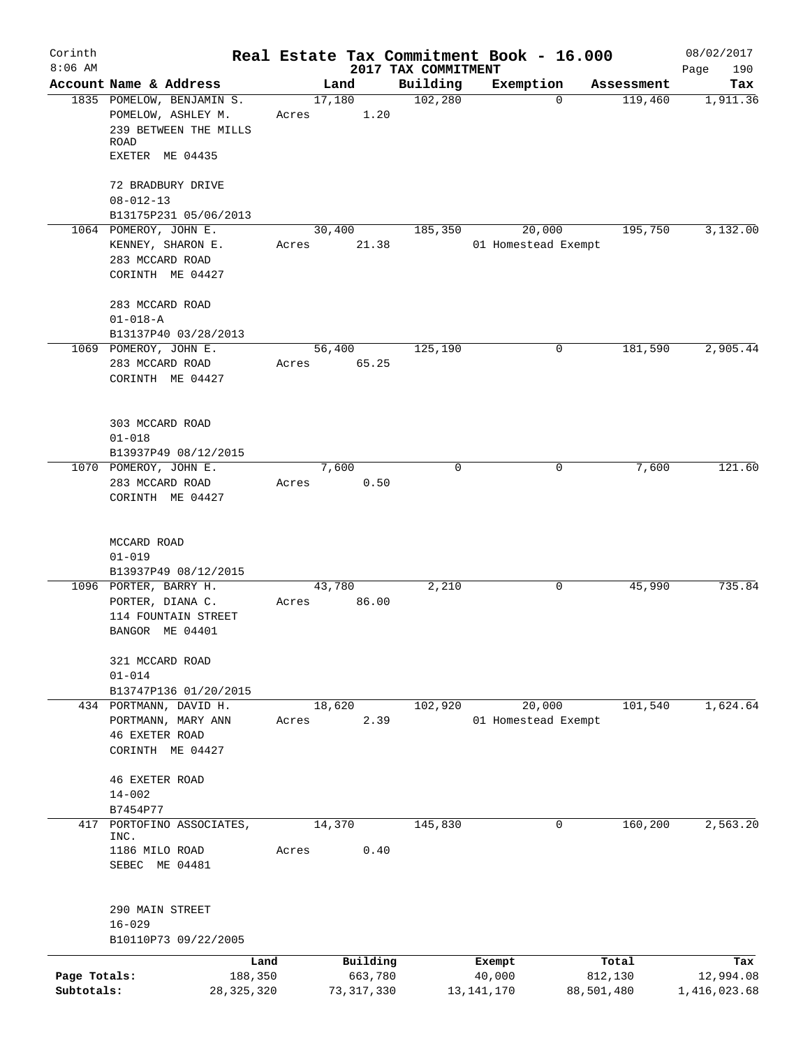Corinth
8:06 AM

# Real Estate Tax Commitment Book - 16.000

## 2017 TAX COMMITMENT

08/02/2017

| Account Name & Address | Land | Building | Exemption | Assessment | Tax |
|---|---|---|---|---|---|
| 1835 POMELOW, BENJAMIN S.<br>POMELOW, ASHLEY M.<br>239 BETWEEN THE MILLS ROAD<br>EXETER ME 04435<br><br>72 BRADBURY DRIVE<br>08-012-13<br>B13175P231 05/06/2013 | 17,180<br>Acres 1.20 | 102,280 | 0 | 119,460 | 1,911.36 |
| 1064 POMEROY, JOHN E.<br>KENNEY, SHARON E.<br>283 MCCARD ROAD<br>CORINTH ME 04427<br><br>283 MCCARD ROAD<br>01-018-A<br>B13137P40 03/28/2013 | 30,400<br>Acres 21.38 | 185,350 | 20,000<br>01 Homestead Exempt | 195,750 | 3,132.00 |
| 1069 POMEROY, JOHN E.<br>283 MCCARD ROAD<br>CORINTH ME 04427<br><br>303 MCCARD ROAD<br>01-018<br>B13937P49 08/12/2015 | 56,400<br>Acres 65.25 | 125,190 | 0 | 181,590 | 2,905.44 |
| 1070 POMEROY, JOHN E.<br>283 MCCARD ROAD<br>CORINTH ME 04427<br><br>MCCARD ROAD<br>01-019<br>B13937P49 08/12/2015 | 7,600<br>Acres 0.50 | 0 | 0 | 7,600 | 121.60 |
| 1096 PORTER, BARRY H.<br>PORTER, DIANA C.<br>114 FOUNTAIN STREET<br>BANGOR ME 04401<br><br>321 MCCARD ROAD<br>01-014<br>B13747P136 01/20/2015 | 43,780<br>Acres 86.00 | 2,210 | 0 | 45,990 | 735.84 |
| 434 PORTMANN, DAVID H.<br>PORTMANN, MARY ANN<br>46 EXETER ROAD<br>CORINTH ME 04427<br><br>46 EXETER ROAD<br>14-002<br>B7454P77 | 18,620<br>Acres 2.39 | 102,920 | 20,000<br>01 Homestead Exempt | 101,540 | 1,624.64 |
| 417 PORTOFINO ASSOCIATES, INC.<br>1186 MILO ROAD<br>SEBEC ME 04481<br><br>290 MAIN STREET<br>16-029<br>B10110P73 09/22/2005 | 14,370<br>Acres 0.40 | 145,830 | 0 | 160,200 | 2,563.20 |

| | Land | Building | Exempt | Total | Tax |
|---|---|---|---|---|---|
| Page Totals: | 188,350 | 663,780 | 40,000 | 812,130 | 12,994.08 |
| Subtotals: | 28,325,320 | 73,317,330 | 13,141,170 | 88,501,480 | 1,416,023.68 |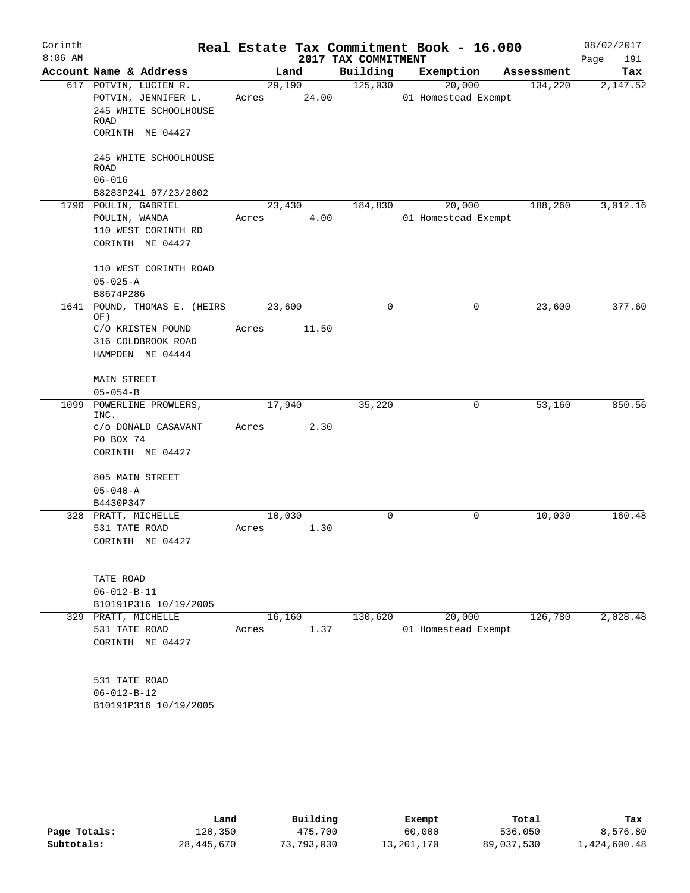# Real Estate Tax Commitment Book - 16.000

Corinth
8:06 AM

2017 TAX COMMITMENT

08/02/2017

| Account Name & Address | Land | Building | Exemption | Assessment | Tax |
|---|---|---|---|---|---|
| 617 POTVIN, LUCIEN R.<br>POTVIN, JENNIFER L.<br>245 WHITE SCHOOLHOUSE ROAD<br>CORINTH ME 04427<br><br>245 WHITE SCHOOLHOUSE ROAD<br>06-016<br>B8283P241 07/23/2002 | 29,190<br>Acres 24.00 | 125,030 | 20,000<br>01 Homestead Exempt | 134,220 | 2,147.52 |
| 1790 POULIN, GABRIEL<br>POULIN, WANDA<br>110 WEST CORINTH RD<br>CORINTH ME 04427<br><br>110 WEST CORINTH ROAD<br>05-025-A<br>B8674P286 | 23,430<br>Acres 4.00 | 184,830 | 20,000<br>01 Homestead Exempt | 188,260 | 3,012.16 |
| 1641 POUND, THOMAS E. (HEIRS OF)<br>C/O KRISTEN POUND<br>316 COLDBROOK ROAD<br>HAMPDEN ME 04444<br><br>MAIN STREET<br>05-054-B | 23,600<br>Acres 11.50 | 0 | 0 | 23,600 | 377.60 |
| 1099 POWERLINE PROWLERS, INC.<br>c/o DONALD CASAVANT<br>PO BOX 74<br>CORINTH ME 04427<br><br>805 MAIN STREET<br>05-040-A<br>B4430P347 | 17,940<br>Acres 2.30 | 35,220 | 0 | 53,160 | 850.56 |
| 328 PRATT, MICHELLE<br>531 TATE ROAD<br>CORINTH ME 04427<br><br>TATE ROAD<br>06-012-B-11<br>B10191P316 10/19/2005 | 10,030<br>Acres 1.30 | 0 | 0 | 10,030 | 160.48 |
| 329 PRATT, MICHELLE<br>531 TATE ROAD<br>CORINTH ME 04427<br><br>531 TATE ROAD<br>06-012-B-12<br>B10191P316 10/19/2005 | 16,160<br>Acres 1.37 | 130,620 | 20,000<br>01 Homestead Exempt | 126,780 | 2,028.48 |

| | Land | Building | Exempt | Total | Tax |
|---|---|---|---|---|---|
| Page Totals: | 120,350 | 475,700 | 60,000 | 536,050 | 8,576.80 |
| Subtotals: | 28,445,670 | 73,793,030 | 13,201,170 | 89,037,530 | 1,424,600.48 |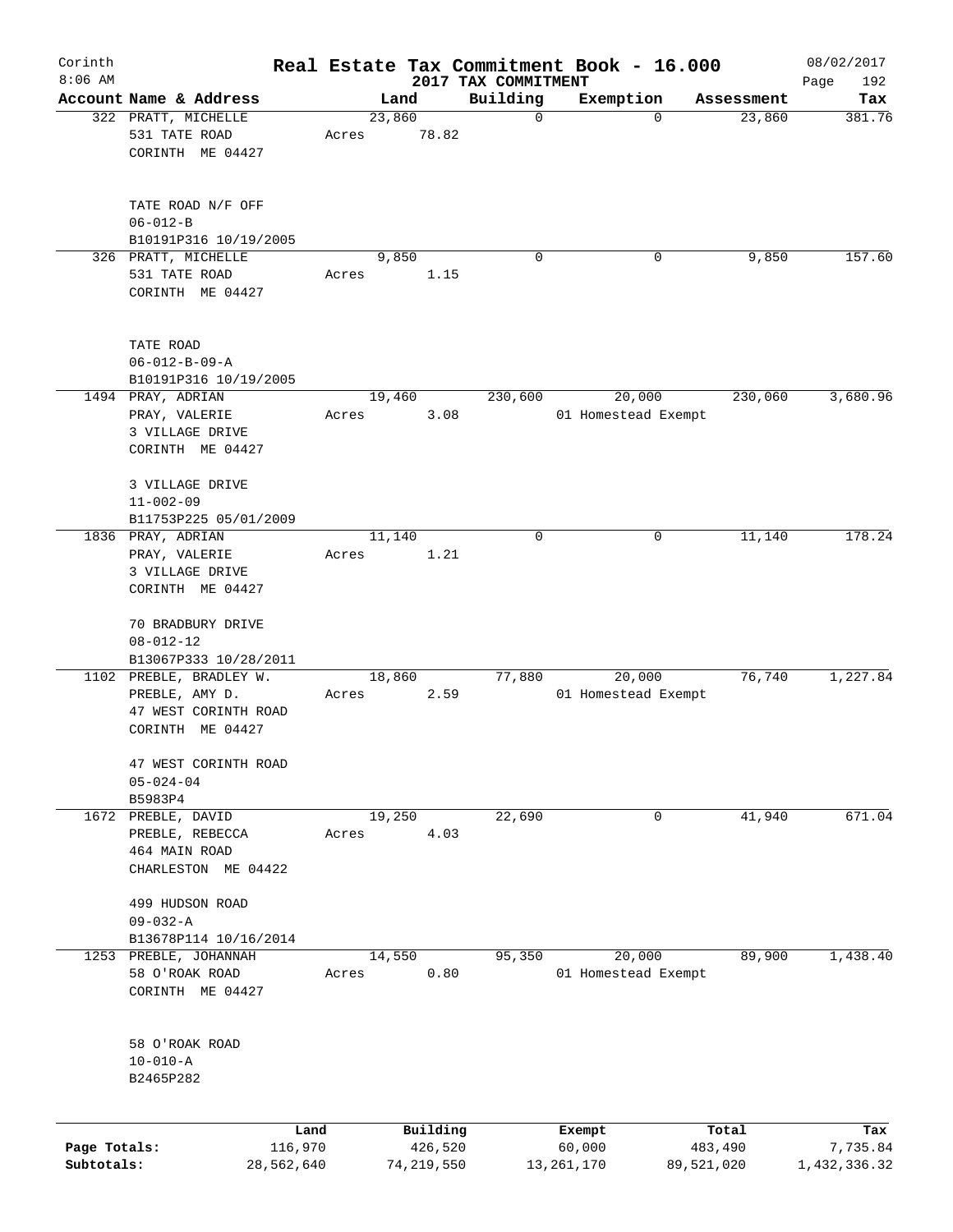Corinth 8:06 AM

# Real Estate Tax Commitment Book - 16.000
## 2017 TAX COMMITMENT

08/02/2017

| Account | Name & Address | Land | Building | Exemption | Assessment | Tax |
|---|---|---|---|---|---|---|
| 322 | PRATT, MICHELLE<br>531 TATE ROAD<br>CORINTH ME 04427<br><br>TATE ROAD N/F OFF<br>06-012-B<br>B10191P316 10/19/2005 | 23,860<br>Acres 78.82 | 0 | 0 | 23,860 | 381.76 |
| 326 | PRATT, MICHELLE<br>531 TATE ROAD<br>CORINTH ME 04427<br><br>TATE ROAD<br>06-012-B-09-A<br>B10191P316 10/19/2005 | 9,850<br>Acres 1.15 | 0 | 0 | 9,850 | 157.60 |
| 1494 | PRAY, ADRIAN<br>PRAY, VALERIE<br>3 VILLAGE DRIVE<br>CORINTH ME 04427<br><br>3 VILLAGE DRIVE<br>11-002-09<br>B11753P225 05/01/2009 | 19,460<br>Acres 3.08 | 230,600 | 20,000<br>01 Homestead Exempt | 230,060 | 3,680.96 |
| 1836 | PRAY, ADRIAN<br>PRAY, VALERIE<br>3 VILLAGE DRIVE<br>CORINTH ME 04427<br><br>70 BRADBURY DRIVE<br>08-012-12<br>B13067P333 10/28/2011 | 11,140<br>Acres 1.21 | 0 | 0 | 11,140 | 178.24 |
| 1102 | PREBLE, BRADLEY W.<br>PREBLE, AMY D.<br>47 WEST CORINTH ROAD<br>CORINTH ME 04427<br><br>47 WEST CORINTH ROAD<br>05-024-04<br>B5983P4 | 18,860<br>Acres 2.59 | 77,880 | 20,000<br>01 Homestead Exempt | 76,740 | 1,227.84 |
| 1672 | PREBLE, DAVID<br>PREBLE, REBECCA<br>464 MAIN ROAD<br>CHARLESTON ME 04422<br><br>499 HUDSON ROAD<br>09-032-A<br>B13678P114 10/16/2014 | 19,250<br>Acres 4.03 | 22,690 | 0 | 41,940 | 671.04 |
| 1253 | PREBLE, JOHANNAH<br>58 O'ROAK ROAD<br>CORINTH ME 04427<br><br>58 O'ROAK ROAD<br>10-010-A<br>B2465P282 | 14,550<br>Acres 0.80 | 95,350 | 20,000<br>01 Homestead Exempt | 89,900 | 1,438.40 |

| | Land | Building | Exempt | Total | Tax |
|---|---|---|---|---|---|
| Page Totals: | 116,970 | 426,520 | 60,000 | 483,490 | 7,735.84 |
| Subtotals: | 28,562,640 | 74,219,550 | 13,261,170 | 89,521,020 | 1,432,336.32 |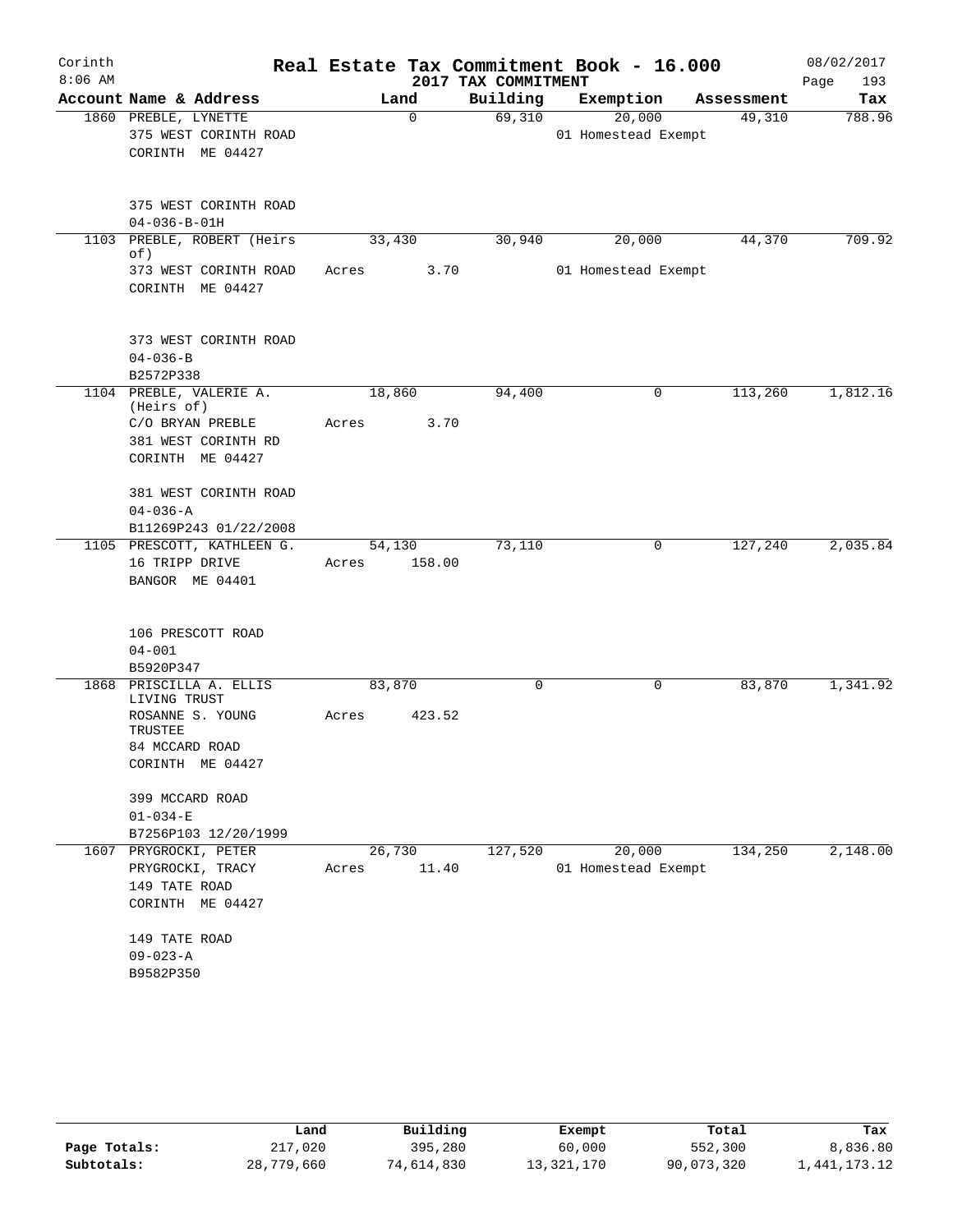# Corinth — Real Estate Tax Commitment Book - 16.000

2017 TAX COMMITMENT — 08/02/2017 8:06 AM

| Account | Name & Address | Land | Building | Exemption | Assessment | Tax |
|---|---|---|---|---|---|---|
| 1860 | PREBLE, LYNETTE<br>375 WEST CORINTH ROAD<br>CORINTH ME 04427<br><br>375 WEST CORINTH ROAD<br>04-036-B-01H | 0 | 69,310 | 20,000<br>01 Homestead Exempt | 49,310 | 788.96 |
| 1103 | PREBLE, ROBERT (Heirs of)<br>373 WEST CORINTH ROAD<br>CORINTH ME 04427<br><br>373 WEST CORINTH ROAD<br>04-036-B<br>B2572P338 | 33,430<br>Acres 3.70 | 30,940 | 20,000<br>01 Homestead Exempt | 44,370 | 709.92 |
| 1104 | PREBLE, VALERIE A. (Heirs of)<br>C/O BRYAN PREBLE<br>381 WEST CORINTH RD<br>CORINTH ME 04427<br><br>381 WEST CORINTH ROAD<br>04-036-A<br>B11269P243 01/22/2008 | 18,860<br>Acres 3.70 | 94,400 | 0 | 113,260 | 1,812.16 |
| 1105 | PRESCOTT, KATHLEEN G.<br>16 TRIPP DRIVE<br>BANGOR ME 04401<br><br>106 PRESCOTT ROAD<br>04-001<br>B5920P347 | 54,130<br>Acres 158.00 | 73,110 | 0 | 127,240 | 2,035.84 |
| 1868 | PRISCILLA A. ELLIS LIVING TRUST<br>ROSANNE S. YOUNG TRUSTEE<br>84 MCCARD ROAD<br>CORINTH ME 04427<br><br>399 MCCARD ROAD<br>01-034-E<br>B7256P103 12/20/1999 | 83,870<br>Acres 423.52 | 0 | 0 | 83,870 | 1,341.92 |
| 1607 | PRYGROCKI, PETER<br>PRYGROCKI, TRACY<br>149 TATE ROAD<br>CORINTH ME 04427<br><br>149 TATE ROAD<br>09-023-A<br>B9582P350 | 26,730<br>Acres 11.40 | 127,520 | 20,000<br>01 Homestead Exempt | 134,250 | 2,148.00 |

| | Land | Building | Exempt | Total | Tax |
|---|---|---|---|---|---|
| Page Totals: | 217,020 | 395,280 | 60,000 | 552,300 | 8,836.80 |
| Subtotals: | 28,779,660 | 74,614,830 | 13,321,170 | 90,073,320 | 1,441,173.12 |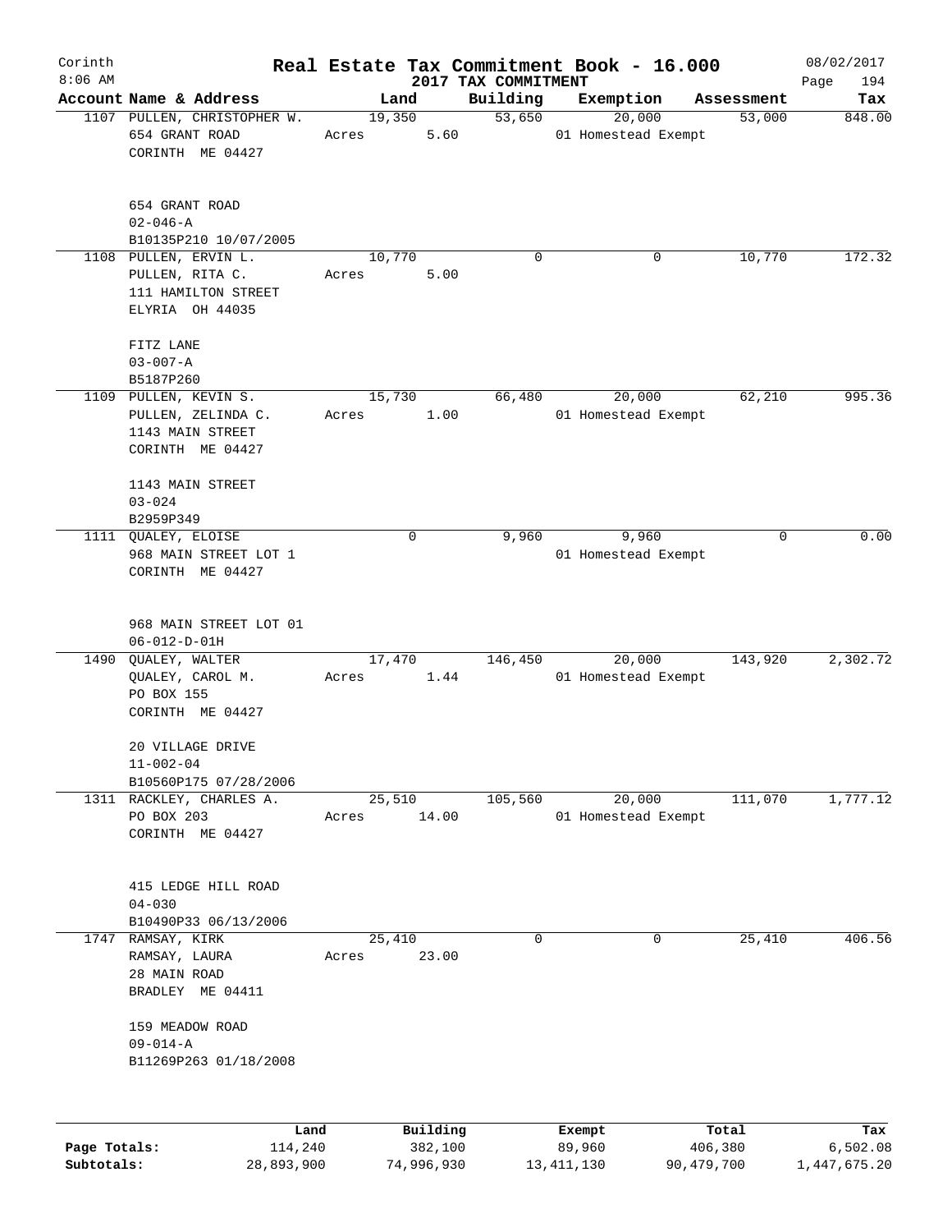Corinth 8:06 AM

# Real Estate Tax Commitment Book - 16.000

## 2017 TAX COMMITMENT

08/02/2017

| Account | Name & Address | Land | Building | Exemption | Assessment | Tax |
|---|---|---|---|---|---|---|
| 1107 | PULLEN, CHRISTOPHER W.<br>654 GRANT ROAD<br>CORINTH ME 04427<br><br>654 GRANT ROAD<br>02-046-A<br>B10135P210 10/07/2005 | 19,350<br>Acres 5.60 | 53,650 | 20,000<br>01 Homestead Exempt | 53,000 | 848.00 |
| 1108 | PULLEN, ERVIN L.<br>PULLEN, RITA C.<br>111 HAMILTON STREET<br>ELYRIA OH 44035<br><br>FITZ LANE<br>03-007-A<br>B5187P260 | 10,770<br>Acres 5.00 | 0 | 0 | 10,770 | 172.32 |
| 1109 | PULLEN, KEVIN S.<br>PULLEN, ZELINDA C.<br>1143 MAIN STREET<br>CORINTH ME 04427<br><br>1143 MAIN STREET<br>03-024<br>B2959P349 | 15,730<br>Acres 1.00 | 66,480 | 20,000<br>01 Homestead Exempt | 62,210 | 995.36 |
| 1111 | QUALEY, ELOISE<br>968 MAIN STREET LOT 1<br>CORINTH ME 04427<br><br>968 MAIN STREET LOT 01<br>06-012-D-01H | 0 | 9,960 | 9,960<br>01 Homestead Exempt | 0 | 0.00 |
| 1490 | QUALEY, WALTER<br>QUALEY, CAROL M.<br>PO BOX 155<br>CORINTH ME 04427<br><br>20 VILLAGE DRIVE<br>11-002-04<br>B10560P175 07/28/2006 | 17,470<br>Acres 1.44 | 146,450 | 20,000<br>01 Homestead Exempt | 143,920 | 2,302.72 |
| 1311 | RACKLEY, CHARLES A.<br>PO BOX 203<br>CORINTH ME 04427<br><br>415 LEDGE HILL ROAD<br>04-030<br>B10490P33 06/13/2006 | 25,510<br>Acres 14.00 | 105,560 | 20,000<br>01 Homestead Exempt | 111,070 | 1,777.12 |
| 1747 | RAMSAY, KIRK<br>RAMSAY, LAURA<br>28 MAIN ROAD<br>BRADLEY ME 04411<br><br>159 MEADOW ROAD<br>09-014-A<br>B11269P263 01/18/2008 | 25,410<br>Acres 23.00 | 0 | 0 | 25,410 | 406.56 |

| | Land | Building | Exempt | Total | Tax |
|---|---|---|---|---|---|
| Page Totals: | 114,240 | 382,100 | 89,960 | 406,380 | 6,502.08 |
| Subtotals: | 28,893,900 | 74,996,930 | 13,411,130 | 90,479,700 | 1,447,675.20 |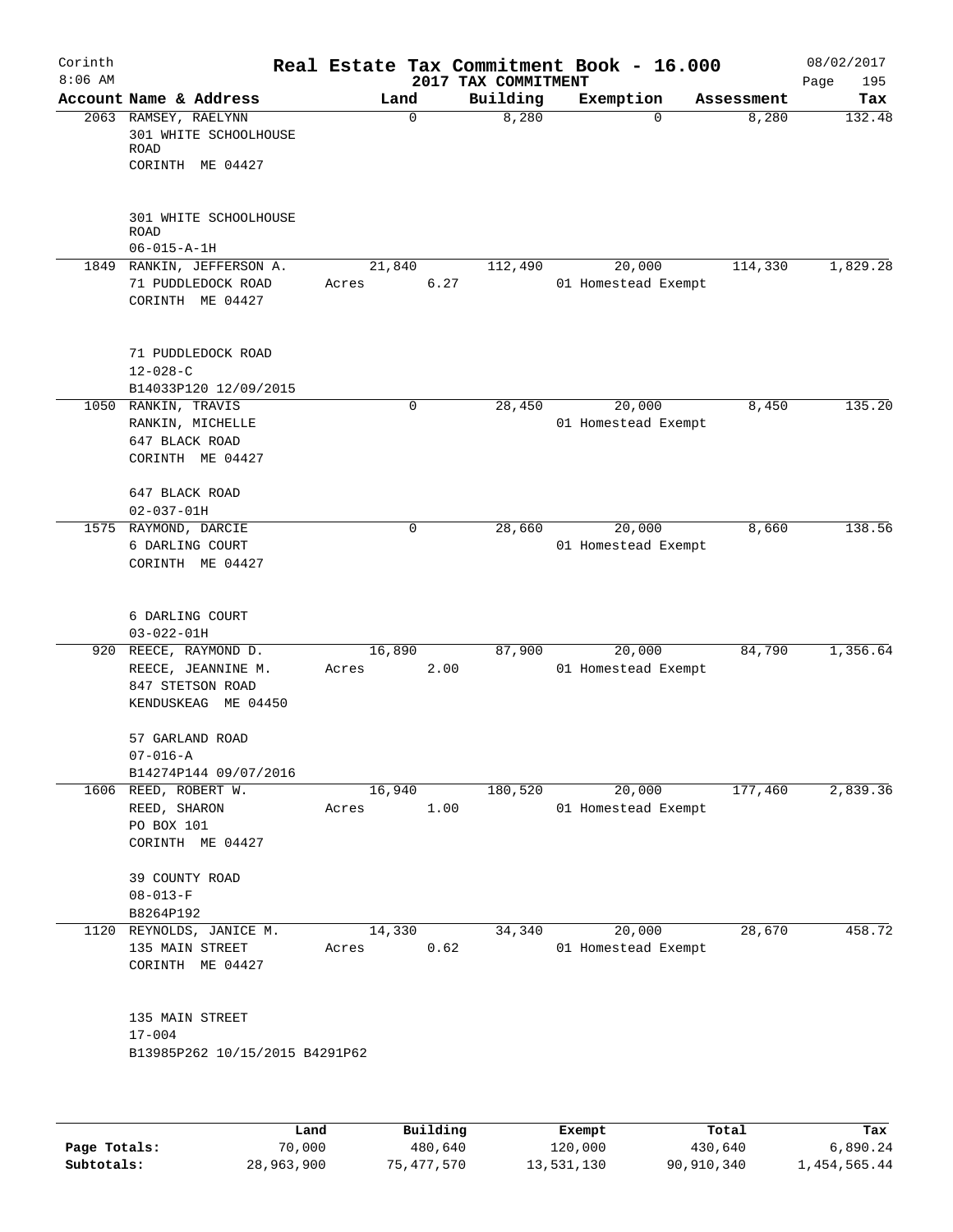# Corinth — Real Estate Tax Commitment Book - 16.000

2017 TAX COMMITMENT

8:06 AM — 08/02/2017

| Account Name & Address | Land | Building | Exemption | Assessment | Tax |
|---|---|---|---|---|---|
| 2063 RAMSEY, RAELYNN<br>301 WHITE SCHOOLHOUSE ROAD<br>CORINTH ME 04427<br><br>301 WHITE SCHOOLHOUSE ROAD<br>06-015-A-1H | 0 | 8,280 | 0 | 8,280 | 132.48 |
| 1849 RANKIN, JEFFERSON A.<br>71 PUDDLEDOCK ROAD<br>CORINTH ME 04427<br><br>71 PUDDLEDOCK ROAD<br>12-028-C<br>B14033P120 12/09/2015 | 21,840<br>Acres 6.27 | 112,490 | 20,000<br>01 Homestead Exempt | 114,330 | 1,829.28 |
| 1050 RANKIN, TRAVIS<br>RANKIN, MICHELLE<br>647 BLACK ROAD<br>CORINTH ME 04427<br><br>647 BLACK ROAD<br>02-037-01H | 0 | 28,450 | 20,000<br>01 Homestead Exempt | 8,450 | 135.20 |
| 1575 RAYMOND, DARCIE<br>6 DARLING COURT<br>CORINTH ME 04427<br><br>6 DARLING COURT<br>03-022-01H | 0 | 28,660 | 20,000<br>01 Homestead Exempt | 8,660 | 138.56 |
| 920 REECE, RAYMOND D.<br>REECE, JEANNINE M.<br>847 STETSON ROAD<br>KENDUSKEAG ME 04450<br><br>57 GARLAND ROAD<br>07-016-A<br>B14274P144 09/07/2016 | 16,890<br>Acres 2.00 | 87,900 | 20,000<br>01 Homestead Exempt | 84,790 | 1,356.64 |
| 1606 REED, ROBERT W.<br>REED, SHARON<br>PO BOX 101<br>CORINTH ME 04427<br><br>39 COUNTY ROAD<br>08-013-F<br>B8264P192 | 16,940<br>Acres 1.00 | 180,520 | 20,000<br>01 Homestead Exempt | 177,460 | 2,839.36 |
| 1120 REYNOLDS, JANICE M.<br>135 MAIN STREET<br>CORINTH ME 04427<br><br>135 MAIN STREET<br>17-004<br>B13985P262 10/15/2015 B4291P62 | 14,330<br>Acres 0.62 | 34,340 | 20,000<br>01 Homestead Exempt | 28,670 | 458.72 |

| | Land | Building | Exempt | Total | Tax |
|---|---|---|---|---|---|
| Page Totals: | 70,000 | 480,640 | 120,000 | 430,640 | 6,890.24 |
| Subtotals: | 28,963,900 | 75,477,570 | 13,531,130 | 90,910,340 | 1,454,565.44 |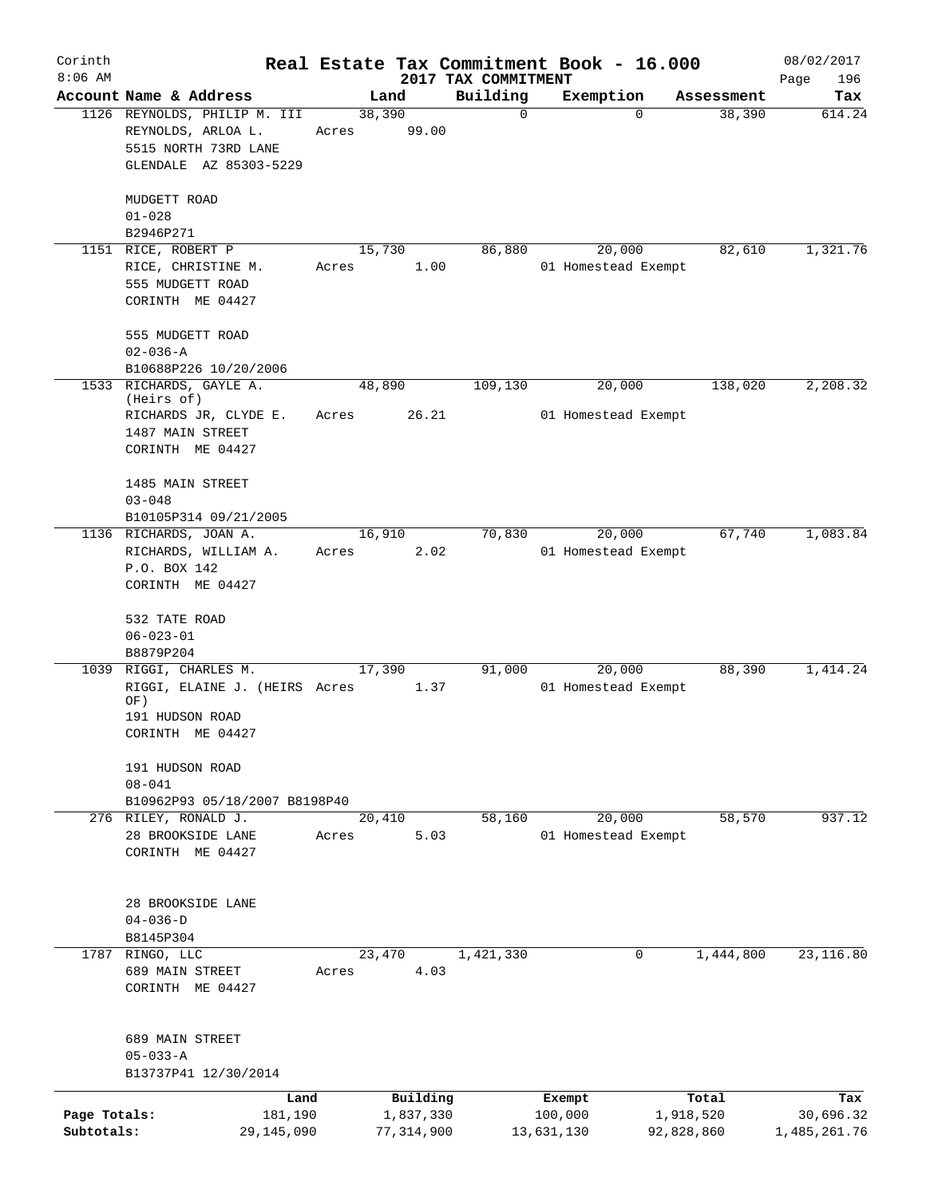Corinth 8:06 AM

# Real Estate Tax Commitment Book - 16.000

08/02/2017

2017 TAX COMMITMENT

| Account | Name & Address | Land | Building | Exemption | Assessment | Tax |
|---|---|---|---|---|---|---|
| 1126 | REYNOLDS, PHILIP M. III<br>REYNOLDS, ARLOA L.<br>5515 NORTH 73RD LANE<br>GLENDALE AZ 85303-5229<br><br>MUDGETT ROAD<br>01-028<br>B2946P271 | 38,390<br>Acres 99.00 | 0 | 0 | 38,390 | 614.24 |
| 1151 | RICE, ROBERT P<br>RICE, CHRISTINE M.<br>555 MUDGETT ROAD<br>CORINTH ME 04427<br><br>555 MUDGETT ROAD<br>02-036-A<br>B10688P226 10/20/2006 | 15,730<br>Acres 1.00 | 86,880 | 20,000<br>01 Homestead Exempt | 82,610 | 1,321.76 |
| 1533 | RICHARDS, GAYLE A. (Heirs of)<br>RICHARDS JR, CLYDE E.<br>1487 MAIN STREET<br>CORINTH ME 04427<br><br>1485 MAIN STREET<br>03-048<br>B10105P314 09/21/2005 | 48,890<br>Acres 26.21 | 109,130 | 20,000<br>01 Homestead Exempt | 138,020 | 2,208.32 |
| 1136 | RICHARDS, JOAN A.<br>RICHARDS, WILLIAM A.<br>P.O. BOX 142<br>CORINTH ME 04427<br><br>532 TATE ROAD<br>06-023-01<br>B8879P204 | 16,910<br>Acres 2.02 | 70,830 | 20,000<br>01 Homestead Exempt | 67,740 | 1,083.84 |
| 1039 | RIGGI, CHARLES M.<br>RIGGI, ELAINE J. (HEIRS OF)<br>191 HUDSON ROAD<br>CORINTH ME 04427<br><br>191 HUDSON ROAD<br>08-041<br>B10962P93 05/18/2007 B8198P40 | 17,390<br>Acres 1.37 | 91,000 | 20,000<br>01 Homestead Exempt | 88,390 | 1,414.24 |
| 276 | RILEY, RONALD J.<br>28 BROOKSIDE LANE<br>CORINTH ME 04427<br><br>28 BROOKSIDE LANE<br>04-036-D<br>B8145P304 | 20,410<br>Acres 5.03 | 58,160 | 20,000<br>01 Homestead Exempt | 58,570 | 937.12 |
| 1787 | RINGO, LLC<br>689 MAIN STREET<br>CORINTH ME 04427<br><br>689 MAIN STREET<br>05-033-A<br>B13737P41 12/30/2014 | 23,470<br>Acres 4.03 | 1,421,330 | 0 | 1,444,800 | 23,116.80 |

| | Land | Building | Exempt | Total | Tax |
|---|---|---|---|---|---|
| Page Totals: | 181,190 | 1,837,330 | 100,000 | 1,918,520 | 30,696.32 |
| Subtotals: | 29,145,090 | 77,314,900 | 13,631,130 | 92,828,860 | 1,485,261.76 |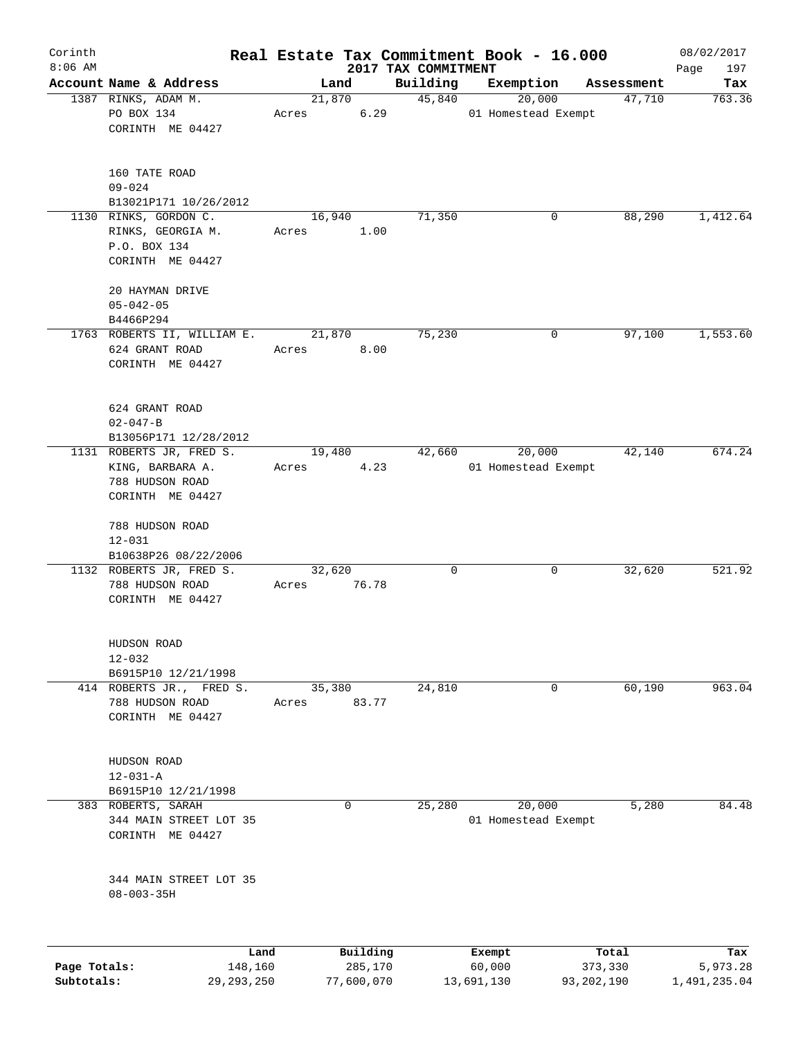Corinth 8:06 AM

# Real Estate Tax Commitment Book - 16.000

## 2017 TAX COMMITMENT

08/02/2017

| Account Name & Address | Land | Building | Exemption | Assessment | Tax |
|---|---|---|---|---|---|
| 1387 RINKS, ADAM M.<br>PO BOX 134<br>CORINTH ME 04427<br><br>160 TATE ROAD<br>09-024<br>B13021P171 10/26/2012 | 21,870<br>Acres 6.29 | 45,840 | 20,000<br>01 Homestead Exempt | 47,710 | 763.36 |
| 1130 RINKS, GORDON C.<br>RINKS, GEORGIA M.<br>P.O. BOX 134<br>CORINTH ME 04427<br><br>20 HAYMAN DRIVE<br>05-042-05<br>B4466P294 | 16,940<br>Acres 1.00 | 71,350 | 0 | 88,290 | 1,412.64 |
| 1763 ROBERTS II, WILLIAM E.<br>624 GRANT ROAD<br>CORINTH ME 04427<br><br>624 GRANT ROAD<br>02-047-B<br>B13056P171 12/28/2012 | 21,870<br>Acres 8.00 | 75,230 | 0 | 97,100 | 1,553.60 |
| 1131 ROBERTS JR, FRED S.<br>KING, BARBARA A.<br>788 HUDSON ROAD<br>CORINTH ME 04427<br><br>788 HUDSON ROAD<br>12-031<br>B10638P26 08/22/2006 | 19,480<br>Acres 4.23 | 42,660 | 20,000<br>01 Homestead Exempt | 42,140 | 674.24 |
| 1132 ROBERTS JR, FRED S.<br>788 HUDSON ROAD<br>CORINTH ME 04427<br><br>HUDSON ROAD<br>12-032<br>B6915P10 12/21/1998 | 32,620<br>Acres 76.78 | 0 | 0 | 32,620 | 521.92 |
| 414 ROBERTS JR., FRED S.<br>788 HUDSON ROAD<br>CORINTH ME 04427<br><br>HUDSON ROAD<br>12-031-A<br>B6915P10 12/21/1998 | 35,380<br>Acres 83.77 | 24,810 | 0 | 60,190 | 963.04 |
| 383 ROBERTS, SARAH<br>344 MAIN STREET LOT 35<br>CORINTH ME 04427<br><br>344 MAIN STREET LOT 35<br>08-003-35H | 0 | 25,280 | 20,000<br>01 Homestead Exempt | 5,280 | 84.48 |

| | Land | Building | Exempt | Total | Tax |
|---|---|---|---|---|---|
| Page Totals: | 148,160 | 285,170 | 60,000 | 373,330 | 5,973.28 |
| Subtotals: | 29,293,250 | 77,600,070 | 13,691,130 | 93,202,190 | 1,491,235.04 |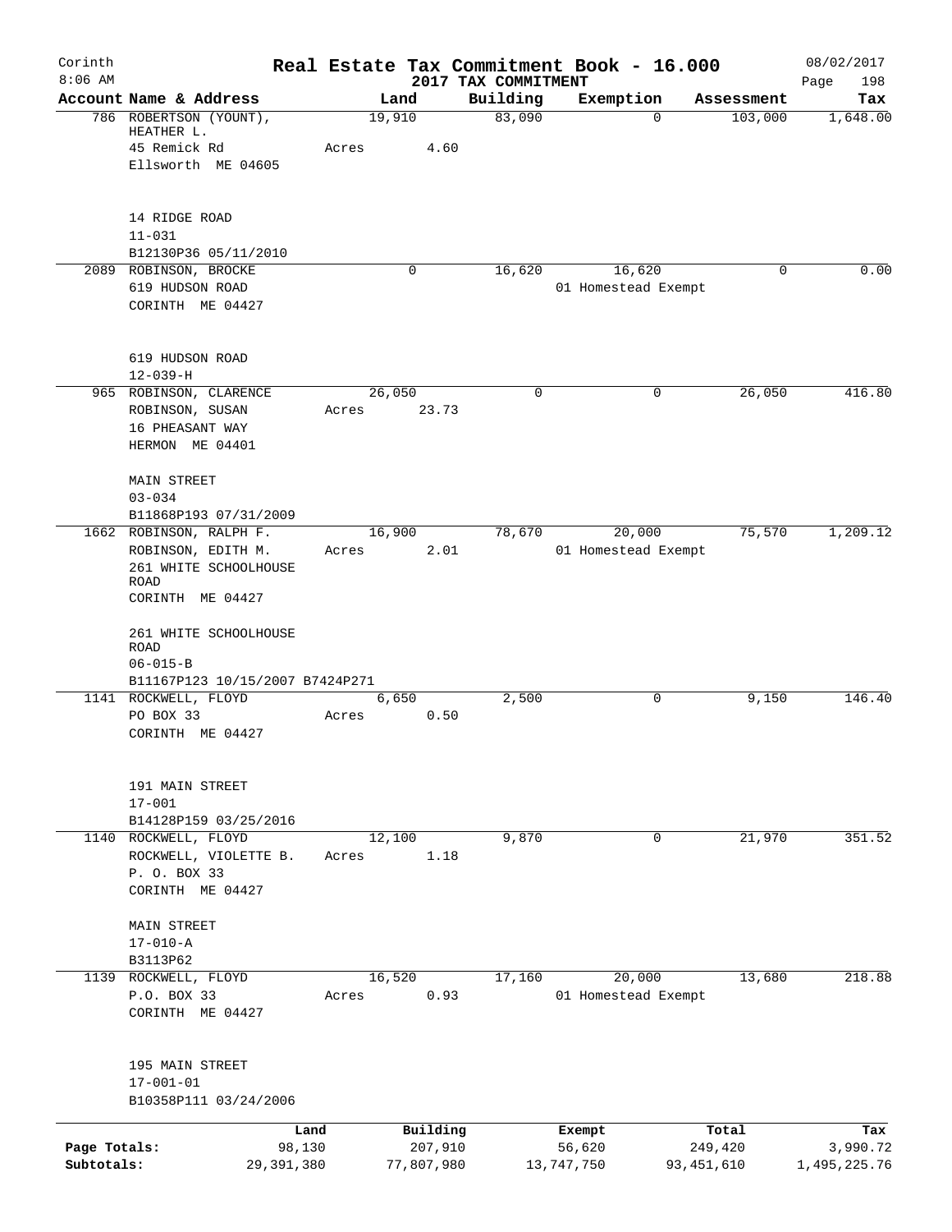# Real Estate Tax Commitment Book - 16.000

## 2017 TAX COMMITMENT

Corinth 8:06 AM — 08/02/2017

| Account Name & Address | Land | Building | Exemption | Assessment | Tax |
|---|---|---|---|---|---|
| 786 ROBERTSON (YOUNT), HEATHER L.<br>45 Remick Rd<br>Ellsworth ME 04605<br><br>14 RIDGE ROAD<br>11-031<br>B12130P36 05/11/2010 | 19,910<br>Acres 4.60 | 83,090 | 0 | 103,000 | 1,648.00 |
| 2089 ROBINSON, BROCKE<br>619 HUDSON ROAD<br>CORINTH ME 04427<br><br>619 HUDSON ROAD<br>12-039-H | 0 | 16,620 | 16,620<br>01 Homestead Exempt | 0 | 0.00 |
| 965 ROBINSON, CLARENCE<br>ROBINSON, SUSAN<br>16 PHEASANT WAY<br>HERMON ME 04401<br><br>MAIN STREET<br>03-034<br>B11868P193 07/31/2009 | 26,050<br>Acres 23.73 | 0 | 0 | 26,050 | 416.80 |
| 1662 ROBINSON, RALPH F.<br>ROBINSON, EDITH M.<br>261 WHITE SCHOOLHOUSE ROAD<br>CORINTH ME 04427<br><br>261 WHITE SCHOOLHOUSE ROAD<br>06-015-B<br>B11167P123 10/15/2007 B7424P271 | 16,900<br>Acres 2.01 | 78,670 | 20,000<br>01 Homestead Exempt | 75,570 | 1,209.12 |
| 1141 ROCKWELL, FLOYD<br>PO BOX 33<br>CORINTH ME 04427<br><br>191 MAIN STREET<br>17-001<br>B14128P159 03/25/2016 | 6,650<br>Acres 0.50 | 2,500 | 0 | 9,150 | 146.40 |
| 1140 ROCKWELL, FLOYD<br>ROCKWELL, VIOLETTE B.<br>P. O. BOX 33<br>CORINTH ME 04427<br><br>MAIN STREET<br>17-010-A<br>B3113P62 | 12,100<br>Acres 1.18 | 9,870 | 0 | 21,970 | 351.52 |
| 1139 ROCKWELL, FLOYD<br>P.O. BOX 33<br>CORINTH ME 04427<br><br>195 MAIN STREET<br>17-001-01<br>B10358P111 03/24/2006 | 16,520<br>Acres 0.93 | 17,160 | 20,000<br>01 Homestead Exempt | 13,680 | 218.88 |

| | Land | Building | Exempt | Total | Tax |
|---|---|---|---|---|---|
| Page Totals: | 98,130 | 207,910 | 56,620 | 249,420 | 3,990.72 |
| Subtotals: | 29,391,380 | 77,807,980 | 13,747,750 | 93,451,610 | 1,495,225.76 |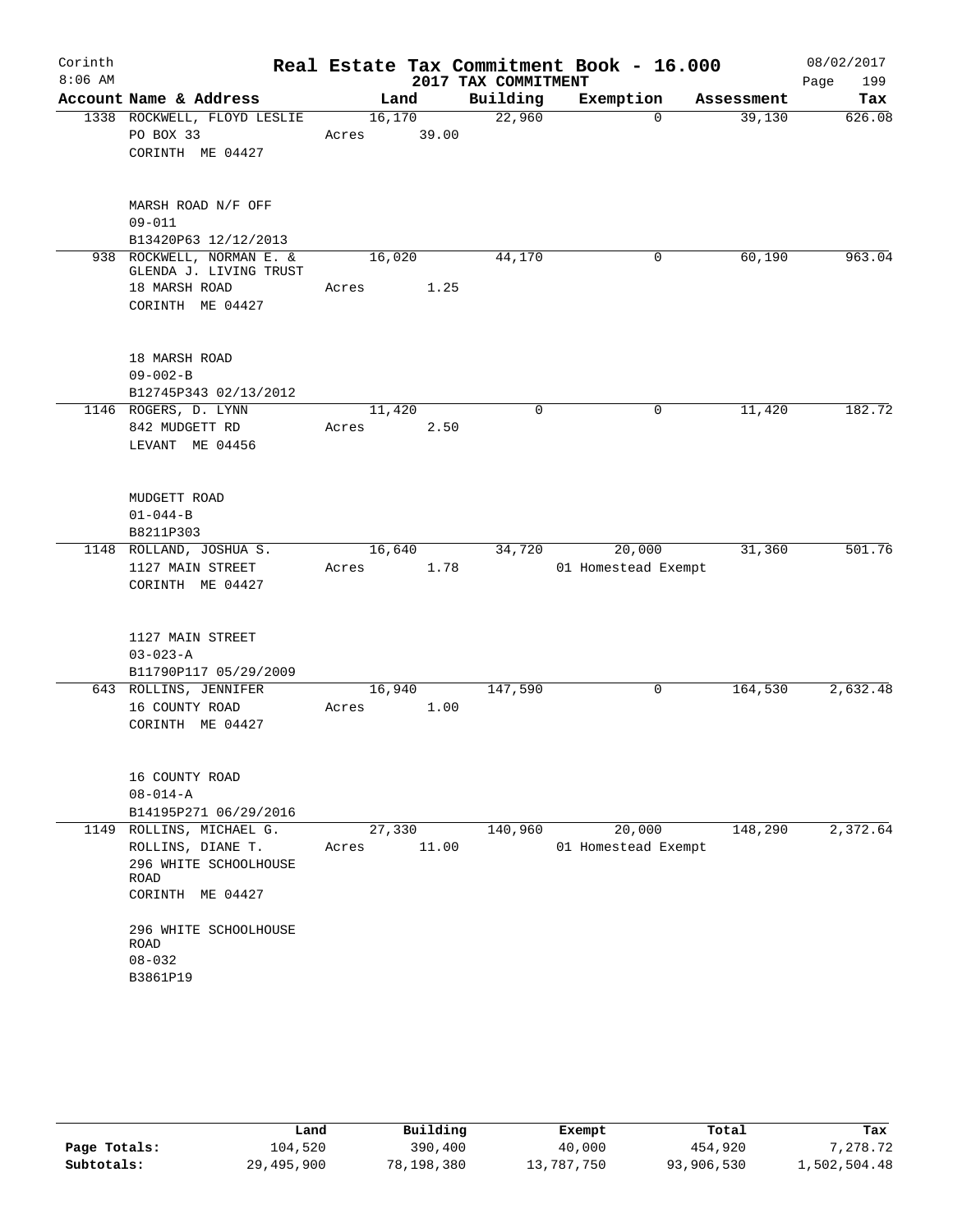# Corinth — Real Estate Tax Commitment Book - 16.000

8:06 AM — 2017 TAX COMMITMENT — 08/02/2017

| Account | Name & Address | Land | Building | Exemption | Assessment | Tax |
|---|---|---|---|---|---|---|
| 1338 | ROCKWELL, FLOYD LESLIE<br>PO BOX 33<br>CORINTH ME 04427<br><br>MARSH ROAD N/F OFF<br>09-011<br>B13420P63 12/12/2013 | 16,170<br>Acres 39.00 | 22,960 | 0 | 39,130 | 626.08 |
| 938 | ROCKWELL, NORMAN E. &<br>GLENDA J. LIVING TRUST<br>18 MARSH ROAD<br>CORINTH ME 04427<br><br>18 MARSH ROAD<br>09-002-B<br>B12745P343 02/13/2012 | 16,020<br>Acres 1.25 | 44,170 | 0 | 60,190 | 963.04 |
| 1146 | ROGERS, D. LYNN<br>842 MUDGETT RD<br>LEVANT ME 04456<br><br>MUDGETT ROAD<br>01-044-B<br>B8211P303 | 11,420<br>Acres 2.50 | 0 | 0 | 11,420 | 182.72 |
| 1148 | ROLLAND, JOSHUA S.<br>1127 MAIN STREET<br>CORINTH ME 04427<br><br>1127 MAIN STREET<br>03-023-A<br>B11790P117 05/29/2009 | 16,640<br>Acres 1.78 | 34,720 | 20,000<br>01 Homestead Exempt | 31,360 | 501.76 |
| 643 | ROLLINS, JENNIFER<br>16 COUNTY ROAD<br>CORINTH ME 04427<br><br>16 COUNTY ROAD<br>08-014-A<br>B14195P271 06/29/2016 | 16,940<br>Acres 1.00 | 147,590 | 0 | 164,530 | 2,632.48 |
| 1149 | ROLLINS, MICHAEL G.<br>ROLLINS, DIANE T.<br>296 WHITE SCHOOLHOUSE ROAD<br>CORINTH ME 04427<br><br>296 WHITE SCHOOLHOUSE ROAD<br>08-032<br>B3861P19 | 27,330<br>Acres 11.00 | 140,960 | 20,000<br>01 Homestead Exempt | 148,290 | 2,372.64 |

| | Land | Building | Exempt | Total | Tax |
|---|---|---|---|---|---|
| Page Totals: | 104,520 | 390,400 | 40,000 | 454,920 | 7,278.72 |
| Subtotals: | 29,495,900 | 78,198,380 | 13,787,750 | 93,906,530 | 1,502,504.48 |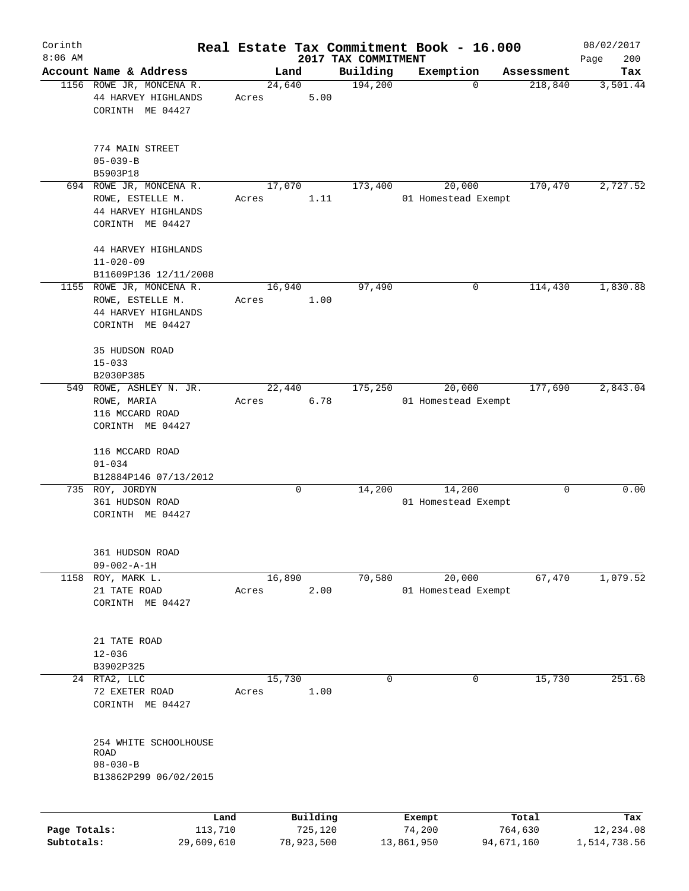# Real Estate Tax Commitment Book - 16.000

Corinth 08/02/2017
8:06 AM 2017 TAX COMMITMENT

| Account Name & Address | Land | Building | Exemption | Assessment | Tax |
|---|---|---|---|---|---|
| 1156 ROWE JR, MONCENA R.<br>44 HARVEY HIGHLANDS<br>CORINTH ME 04427<br><br>774 MAIN STREET<br>05-039-B<br>B5903P18 | 24,640<br>Acres 5.00 | 194,200 | 0 | 218,840 | 3,501.44 |
| 694 ROWE JR, MONCENA R.<br>ROWE, ESTELLE M.<br>44 HARVEY HIGHLANDS<br>CORINTH ME 04427<br><br>44 HARVEY HIGHLANDS<br>11-020-09<br>B11609P136 12/11/2008 | 17,070<br>Acres 1.11 | 173,400 | 20,000<br>01 Homestead Exempt | 170,470 | 2,727.52 |
| 1155 ROWE JR, MONCENA R.<br>ROWE, ESTELLE M.<br>44 HARVEY HIGHLANDS<br>CORINTH ME 04427<br><br>35 HUDSON ROAD<br>15-033<br>B2030P385 | 16,940<br>Acres 1.00 | 97,490 | 0 | 114,430 | 1,830.88 |
| 549 ROWE, ASHLEY N. JR.<br>ROWE, MARIA<br>116 MCCARD ROAD<br>CORINTH ME 04427<br><br>116 MCCARD ROAD<br>01-034<br>B12884P146 07/13/2012 | 22,440<br>Acres 6.78 | 175,250 | 20,000<br>01 Homestead Exempt | 177,690 | 2,843.04 |
| 735 ROY, JORDYN<br>361 HUDSON ROAD<br>CORINTH ME 04427<br><br>361 HUDSON ROAD<br>09-002-A-1H | 0 | 14,200 | 14,200<br>01 Homestead Exempt | 0 | 0.00 |
| 1158 ROY, MARK L.<br>21 TATE ROAD<br>CORINTH ME 04427<br><br>21 TATE ROAD<br>12-036<br>B3902P325 | 16,890<br>Acres 2.00 | 70,580 | 20,000<br>01 Homestead Exempt | 67,470 | 1,079.52 |
| 24 RTA2, LLC<br>72 EXETER ROAD<br>CORINTH ME 04427<br><br>254 WHITE SCHOOLHOUSE ROAD<br>08-030-B<br>B13862P299 06/02/2015 | 15,730<br>Acres 1.00 | 0 | 0 | 15,730 | 251.68 |

| | Land | Building | Exempt | Total | Tax |
|---|---|---|---|---|---|
| Page Totals: | 113,710 | 725,120 | 74,200 | 764,630 | 12,234.08 |
| Subtotals: | 29,609,610 | 78,923,500 | 13,861,950 | 94,671,160 | 1,514,738.56 |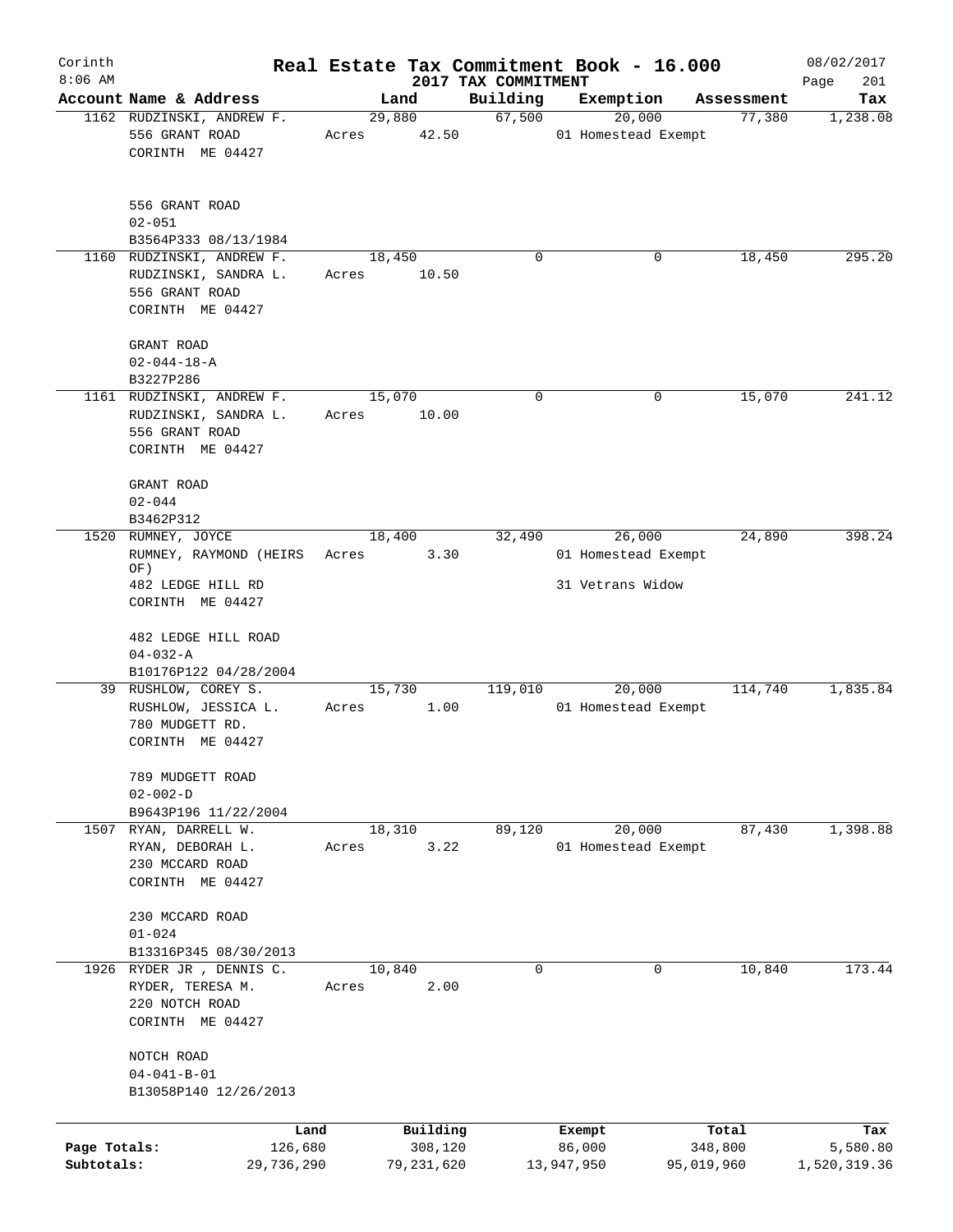# Real Estate Tax Commitment Book - 16.000

Corinth
8:06 AM

2017 TAX COMMITMENT

08/02/2017

| Account Name & Address | Land | Building | Exemption | Assessment | Tax |
|---|---|---|---|---|---|
| 1162 RUDZINSKI, ANDREW F.<br>556 GRANT ROAD<br>CORINTH ME 04427<br><br>556 GRANT ROAD<br>02-051<br>B3564P333 08/13/1984 | 29,880<br>Acres 42.50 | 67,500 | 20,000<br>01 Homestead Exempt | 77,380 | 1,238.08 |
| 1160 RUDZINSKI, ANDREW F.<br>RUDZINSKI, SANDRA L.<br>556 GRANT ROAD<br>CORINTH ME 04427<br><br>GRANT ROAD<br>02-044-18-A<br>B3227P286 | 18,450<br>Acres 10.50 | 0 | 0 | 18,450 | 295.20 |
| 1161 RUDZINSKI, ANDREW F.<br>RUDZINSKI, SANDRA L.<br>556 GRANT ROAD<br>CORINTH ME 04427<br><br>GRANT ROAD<br>02-044<br>B3462P312 | 15,070<br>Acres 10.00 | 0 | 0 | 15,070 | 241.12 |
| 1520 RUMNEY, JOYCE<br>RUMNEY, RAYMOND (HEIRS OF)<br>482 LEDGE HILL RD<br>CORINTH ME 04427<br><br>482 LEDGE HILL ROAD<br>04-032-A<br>B10176P122 04/28/2004 | 18,400<br>Acres 3.30 | 32,490 | 26,000<br>01 Homestead Exempt<br>31 Vetrans Widow | 24,890 | 398.24 |
| 39 RUSHLOW, COREY S.<br>RUSHLOW, JESSICA L.<br>780 MUDGETT RD.<br>CORINTH ME 04427<br><br>789 MUDGETT ROAD<br>02-002-D<br>B9643P196 11/22/2004 | 15,730<br>Acres 1.00 | 119,010 | 20,000<br>01 Homestead Exempt | 114,740 | 1,835.84 |
| 1507 RYAN, DARRELL W.<br>RYAN, DEBORAH L.<br>230 MCCARD ROAD<br>CORINTH ME 04427<br><br>230 MCCARD ROAD<br>01-024<br>B13316P345 08/30/2013 | 18,310<br>Acres 3.22 | 89,120 | 20,000<br>01 Homestead Exempt | 87,430 | 1,398.88 |
| 1926 RYDER JR , DENNIS C.<br>RYDER, TERESA M.<br>220 NOTCH ROAD<br>CORINTH ME 04427<br><br>NOTCH ROAD<br>04-041-B-01<br>B13058P140 12/26/2013 | 10,840<br>Acres 2.00 | 0 | 0 | 10,840 | 173.44 |

| | Land | Building | Exempt | Total | Tax |
|---|---|---|---|---|---|
| Page Totals: | 126,680 | 308,120 | 86,000 | 348,800 | 5,580.80 |
| Subtotals: | 29,736,290 | 79,231,620 | 13,947,950 | 95,019,960 | 1,520,319.36 |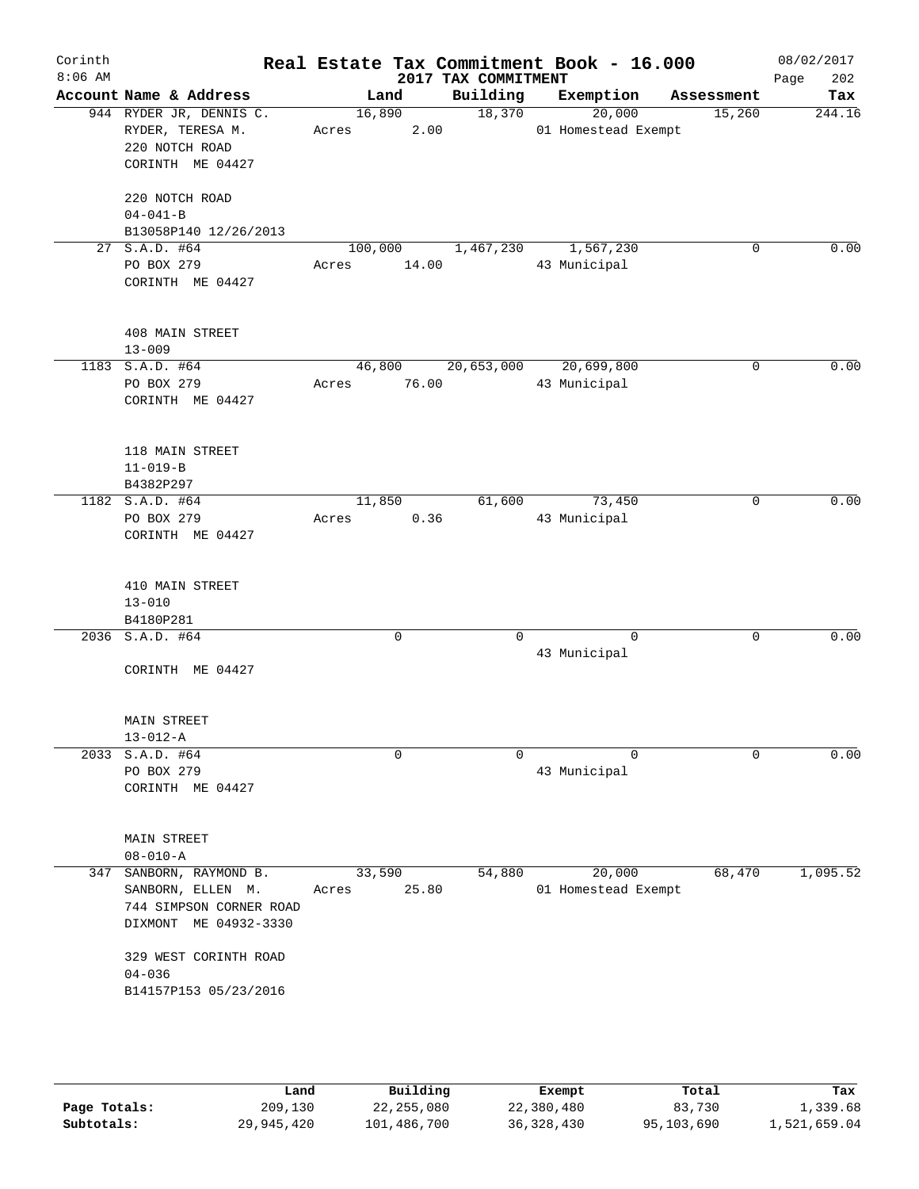Corinth 8:06 AM

# Real Estate Tax Commitment Book - 16.000

## 2017 TAX COMMITMENT

08/02/2017

| Account | Name & Address | Land | Building | Exemption | Assessment | Tax |
|---|---|---|---|---|---|---|
| 944 | RYDER JR, DENNIS C.<br>RYDER, TERESA M.<br>220 NOTCH ROAD<br>CORINTH ME 04427<br><br>220 NOTCH ROAD<br>04-041-B<br>B13058P140 12/26/2013 | 16,890<br>Acres 2.00 | 18,370 | 20,000<br>01 Homestead Exempt | 15,260 | 244.16 |
| 27 | S.A.D. #64<br>PO BOX 279<br>CORINTH ME 04427<br><br>408 MAIN STREET<br>13-009 | 100,000<br>Acres 14.00 | 1,467,230 | 1,567,230<br>43 Municipal | 0 | 0.00 |
| 1183 | S.A.D. #64<br>PO BOX 279<br>CORINTH ME 04427<br><br>118 MAIN STREET<br>11-019-B<br>B4382P297 | 46,800<br>Acres 76.00 | 20,653,000 | 20,699,800<br>43 Municipal | 0 | 0.00 |
| 1182 | S.A.D. #64<br>PO BOX 279<br>CORINTH ME 04427<br><br>410 MAIN STREET<br>13-010<br>B4180P281 | 11,850<br>Acres 0.36 | 61,600 | 73,450<br>43 Municipal | 0 | 0.00 |
| 2036 | S.A.D. #64<br><br>CORINTH ME 04427<br><br>MAIN STREET<br>13-012-A | 0 | 0 | 0<br>43 Municipal | 0 | 0.00 |
| 2033 | S.A.D. #64<br>PO BOX 279<br>CORINTH ME 04427<br><br>MAIN STREET<br>08-010-A | 0 | 0 | 0<br>43 Municipal | 0 | 0.00 |
| 347 | SANBORN, RAYMOND B.<br>SANBORN, ELLEN M.<br>744 SIMPSON CORNER ROAD<br>DIXMONT ME 04932-3330<br><br>329 WEST CORINTH ROAD<br>04-036<br>B14157P153 05/23/2016 | 33,590<br>Acres 25.80 | 54,880 | 20,000<br>01 Homestead Exempt | 68,470 | 1,095.52 |

| | Land | Building | Exempt | Total | Tax |
|---|---|---|---|---|---|
| Page Totals: | 209,130 | 22,255,080 | 22,380,480 | 83,730 | 1,339.68 |
| Subtotals: | 29,945,420 | 101,486,700 | 36,328,430 | 95,103,690 | 1,521,659.04 |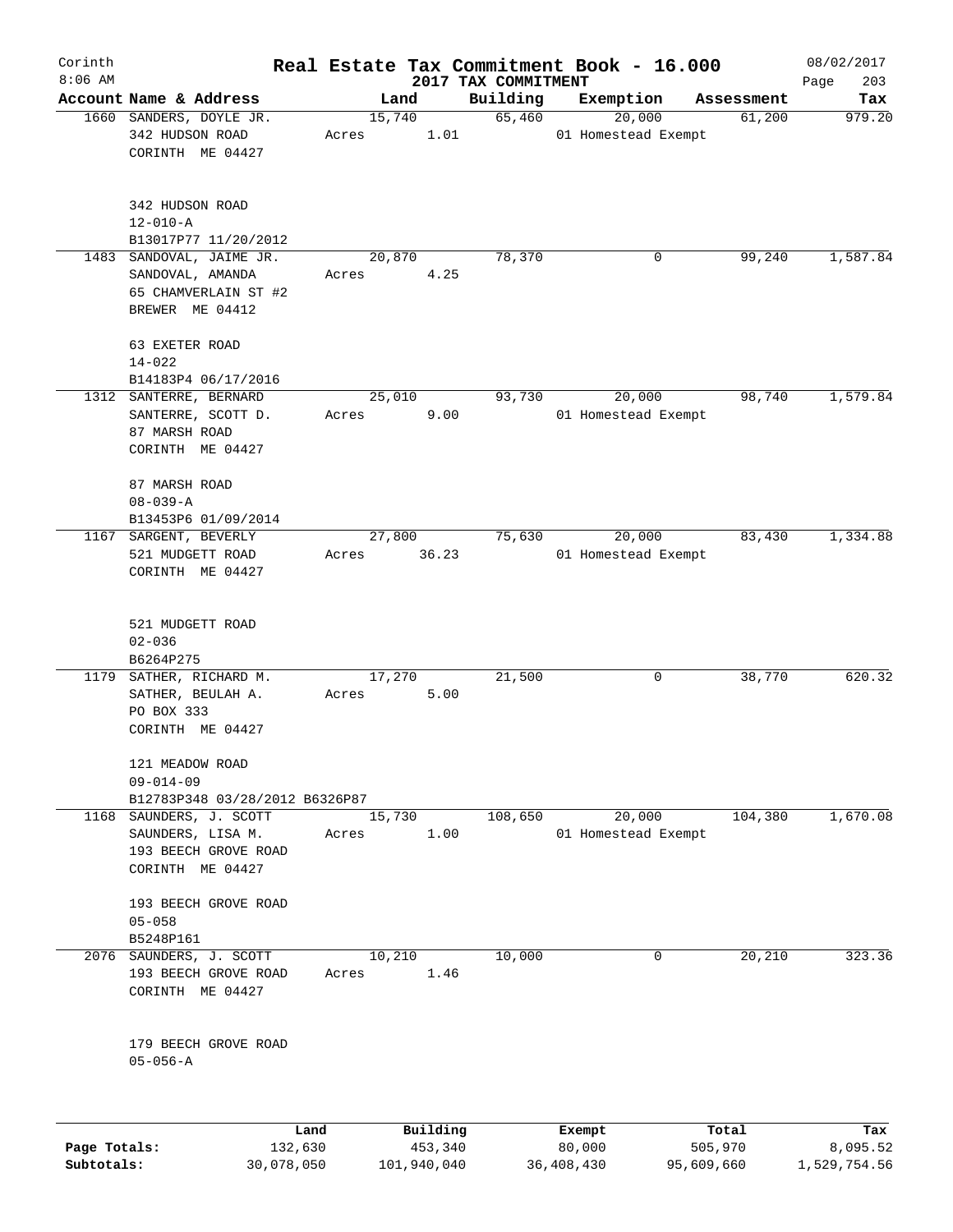# Real Estate Tax Commitment Book - 16.000

Corinth 8:06 AM — 2017 TAX COMMITMENT — 08/02/2017

| Account Name & Address | Land | Building | Exemption | Assessment | Tax |
|---|---|---|---|---|---|
| 1660 SANDERS, DOYLE JR.<br>342 HUDSON ROAD<br>CORINTH ME 04427<br><br>342 HUDSON ROAD<br>12-010-A<br>B13017P77 11/20/2012 | 15,740<br>Acres 1.01 | 65,460 | 20,000<br>01 Homestead Exempt | 61,200 | 979.20 |
| 1483 SANDOVAL, JAIME JR.<br>SANDOVAL, AMANDA<br>65 CHAMVERLAIN ST #2<br>BREWER ME 04412<br><br>63 EXETER ROAD<br>14-022<br>B14183P4 06/17/2016 | 20,870<br>Acres 4.25 | 78,370 | 0 | 99,240 | 1,587.84 |
| 1312 SANTERRE, BERNARD<br>SANTERRE, SCOTT D.<br>87 MARSH ROAD<br>CORINTH ME 04427<br><br>87 MARSH ROAD<br>08-039-A<br>B13453P6 01/09/2014 | 25,010<br>Acres 9.00 | 93,730 | 20,000<br>01 Homestead Exempt | 98,740 | 1,579.84 |
| 1167 SARGENT, BEVERLY<br>521 MUDGETT ROAD<br>CORINTH ME 04427<br><br>521 MUDGETT ROAD<br>02-036<br>B6264P275 | 27,800<br>Acres 36.23 | 75,630 | 20,000<br>01 Homestead Exempt | 83,430 | 1,334.88 |
| 1179 SATHER, RICHARD M.<br>SATHER, BEULAH A.<br>PO BOX 333<br>CORINTH ME 04427<br><br>121 MEADOW ROAD<br>09-014-09<br>B12783P348 03/28/2012 B6326P87 | 17,270<br>Acres 5.00 | 21,500 | 0 | 38,770 | 620.32 |
| 1168 SAUNDERS, J. SCOTT<br>SAUNDERS, LISA M.<br>193 BEECH GROVE ROAD<br>CORINTH ME 04427<br><br>193 BEECH GROVE ROAD<br>05-058<br>B5248P161 | 15,730<br>Acres 1.00 | 108,650 | 20,000<br>01 Homestead Exempt | 104,380 | 1,670.08 |
| 2076 SAUNDERS, J. SCOTT<br>193 BEECH GROVE ROAD<br>CORINTH ME 04427<br><br>179 BEECH GROVE ROAD<br>05-056-A | 10,210<br>Acres 1.46 | 10,000 | 0 | 20,210 | 323.36 |

| | Land | Building | Exempt | Total | Tax |
|---|---|---|---|---|---|
| Page Totals: | 132,630 | 453,340 | 80,000 | 505,970 | 8,095.52 |
| Subtotals: | 30,078,050 | 101,940,040 | 36,408,430 | 95,609,660 | 1,529,754.56 |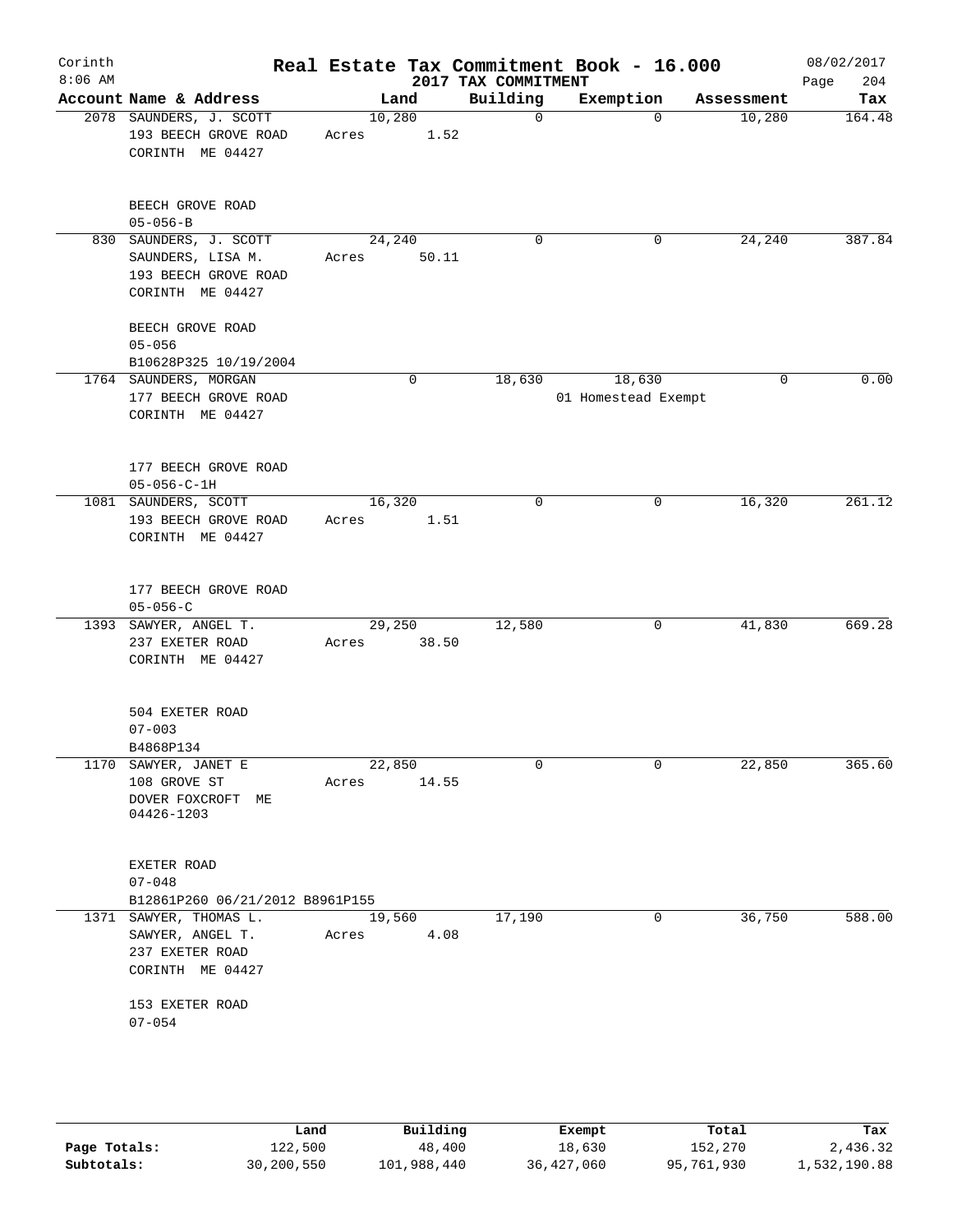Corinth 8:06 AM

# Real Estate Tax Commitment Book - 16.000

## 2017 TAX COMMITMENT

08/02/2017

| Account | Name & Address | Land | Building | Exemption | Assessment | Tax |
|---|---|---|---|---|---|---|
| 2078 | SAUNDERS, J. SCOTT<br>193 BEECH GROVE ROAD<br>CORINTH ME 04427<br><br>BEECH GROVE ROAD<br>05-056-B | 10,280<br>Acres 1.52 | 0 | 0 | 10,280 | 164.48 |
| 830 | SAUNDERS, J. SCOTT<br>SAUNDERS, LISA M.<br>193 BEECH GROVE ROAD<br>CORINTH ME 04427<br><br>BEECH GROVE ROAD<br>05-056<br>B10628P325 10/19/2004 | 24,240<br>Acres 50.11 | 0 | 0 | 24,240 | 387.84 |
| 1764 | SAUNDERS, MORGAN<br>177 BEECH GROVE ROAD<br>CORINTH ME 04427<br><br>177 BEECH GROVE ROAD<br>05-056-C-1H | 0 | 18,630 | 18,630<br>01 Homestead Exempt | 0 | 0.00 |
| 1081 | SAUNDERS, SCOTT<br>193 BEECH GROVE ROAD<br>CORINTH ME 04427<br><br>177 BEECH GROVE ROAD<br>05-056-C | 16,320<br>Acres 1.51 | 0 | 0 | 16,320 | 261.12 |
| 1393 | SAWYER, ANGEL T.<br>237 EXETER ROAD<br>CORINTH ME 04427<br><br>504 EXETER ROAD<br>07-003<br>B4868P134 | 29,250<br>Acres 38.50 | 12,580 | 0 | 41,830 | 669.28 |
| 1170 | SAWYER, JANET E<br>108 GROVE ST<br>DOVER FOXCROFT ME<br>04426-1203<br><br>EXETER ROAD<br>07-048<br>B12861P260 06/21/2012 B8961P155 | 22,850<br>Acres 14.55 | 0 | 0 | 22,850 | 365.60 |
| 1371 | SAWYER, THOMAS L.<br>SAWYER, ANGEL T.<br>237 EXETER ROAD<br>CORINTH ME 04427<br><br>153 EXETER ROAD<br>07-054 | 19,560<br>Acres 4.08 | 17,190 | 0 | 36,750 | 588.00 |

| | Land | Building | Exempt | Total | Tax |
|---|---|---|---|---|---|
| Page Totals: | 122,500 | 48,400 | 18,630 | 152,270 | 2,436.32 |
| Subtotals: | 30,200,550 | 101,988,440 | 36,427,060 | 95,761,930 | 1,532,190.88 |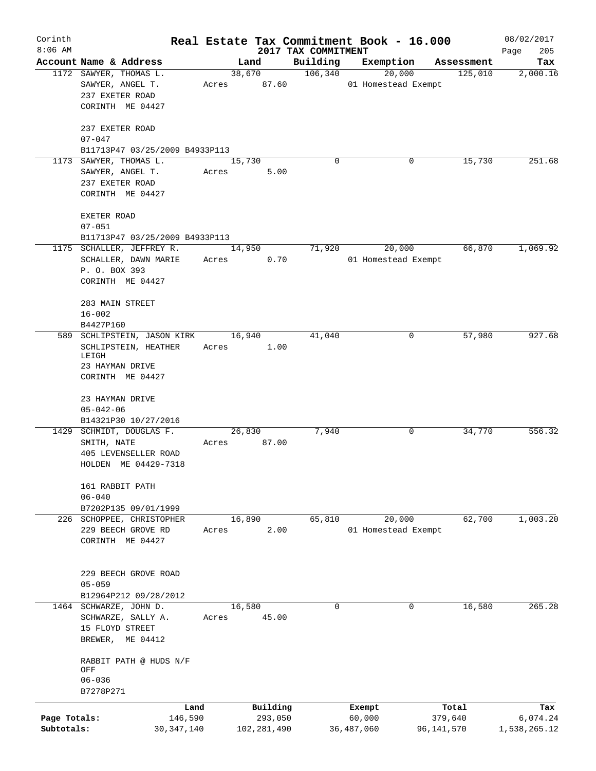Corinth 8:06 AM

# Real Estate Tax Commitment Book - 16.000

## 2017 TAX COMMITMENT

08/02/2017

| Account | Name & Address | Land | Building | Exemption | Assessment | Tax |
|---|---|---|---|---|---|---|
| 1172 | SAWYER, THOMAS L.<br>SAWYER, ANGEL T.<br>237 EXETER ROAD<br>CORINTH ME 04427<br><br>237 EXETER ROAD<br>07-047<br>B11713P47 03/25/2009 B4933P113 | 38,670<br>Acres 87.60 | 106,340 | 20,000<br>01 Homestead Exempt | 125,010 | 2,000.16 |
| 1173 | SAWYER, THOMAS L.<br>SAWYER, ANGEL T.<br>237 EXETER ROAD<br>CORINTH ME 04427<br><br>EXETER ROAD<br>07-051<br>B11713P47 03/25/2009 B4933P113 | 15,730<br>Acres 5.00 | 0 | 0 | 15,730 | 251.68 |
| 1175 | SCHALLER, JEFFREY R.<br>SCHALLER, DAWN MARIE<br>P. O. BOX 393<br>CORINTH ME 04427<br><br>283 MAIN STREET<br>16-002<br>B4427P160 | 14,950<br>Acres 0.70 | 71,920 | 20,000<br>01 Homestead Exempt | 66,870 | 1,069.92 |
| 589 | SCHLIPSTEIN, JASON KIRK<br>SCHLIPSTEIN, HEATHER LEIGH<br>23 HAYMAN DRIVE<br>CORINTH ME 04427<br><br>23 HAYMAN DRIVE<br>05-042-06<br>B14321P30 10/27/2016 | 16,940<br>Acres 1.00 | 41,040 | 0 | 57,980 | 927.68 |
| 1429 | SCHMIDT, DOUGLAS F.<br>SMITH, NATE<br>405 LEVENSELLER ROAD<br>HOLDEN ME 04429-7318<br><br>161 RABBIT PATH<br>06-040<br>B7202P135 09/01/1999 | 26,830<br>Acres 87.00 | 7,940 | 0 | 34,770 | 556.32 |
| 226 | SCHOPPEE, CHRISTOPHER<br>229 BEECH GROVE RD<br>CORINTH ME 04427<br><br>229 BEECH GROVE ROAD<br>05-059<br>B12964P212 09/28/2012 | 16,890<br>Acres 2.00 | 65,810 | 20,000<br>01 Homestead Exempt | 62,700 | 1,003.20 |
| 1464 | SCHWARZE, JOHN D.<br>SCHWARZE, SALLY A.<br>15 FLOYD STREET<br>BREWER, ME 04412<br><br>RABBIT PATH @ HUDS N/F OFF<br>06-036<br>B7278P271 | 16,580<br>Acres 45.00 | 0 | 0 | 16,580 | 265.28 |

| | Land | Building | Exempt | Total | Tax |
|---|---|---|---|---|---|
| Page Totals: | 146,590 | 293,050 | 60,000 | 379,640 | 6,074.24 |
| Subtotals: | 30,347,140 | 102,281,490 | 36,487,060 | 96,141,570 | 1,538,265.12 |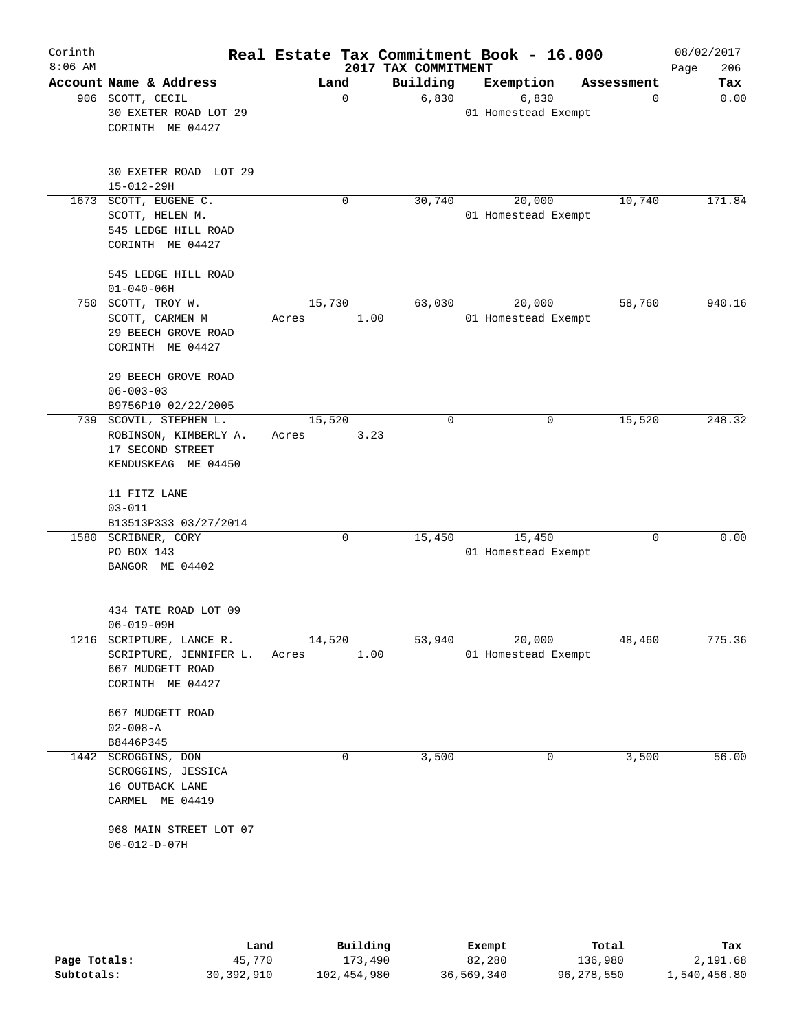# Corinth — Real Estate Tax Commitment Book - 16.000

8:06 AM — 2017 TAX COMMITMENT — 08/02/2017 — Page 206

| Account Name & Address | Land | Building | Exemption | Assessment | Tax |
|---|---|---|---|---|---|
| 906 SCOTT, CECIL<br>30 EXETER ROAD LOT 29<br>CORINTH ME 04427<br><br>30 EXETER ROAD LOT 29<br>15-012-29H | 0 | 6,830 | 6,830<br>01 Homestead Exempt | 0 | 0.00 |
| 1673 SCOTT, EUGENE C.<br>SCOTT, HELEN M.<br>545 LEDGE HILL ROAD<br>CORINTH ME 04427<br><br>545 LEDGE HILL ROAD<br>01-040-06H | 0 | 30,740 | 20,000<br>01 Homestead Exempt | 10,740 | 171.84 |
| 750 SCOTT, TROY W.<br>SCOTT, CARMEN M<br>29 BEECH GROVE ROAD<br>CORINTH ME 04427<br><br>29 BEECH GROVE ROAD<br>06-003-03<br>B9756P10 02/22/2005 | 15,730<br>Acres 1.00 | 63,030 | 20,000<br>01 Homestead Exempt | 58,760 | 940.16 |
| 739 SCOVIL, STEPHEN L.<br>ROBINSON, KIMBERLY A.<br>17 SECOND STREET<br>KENDUSKEAG ME 04450<br><br>11 FITZ LANE<br>03-011<br>B13513P333 03/27/2014 | 15,520<br>Acres 3.23 | 0 | 0 | 15,520 | 248.32 |
| 1580 SCRIBNER, CORY<br>PO BOX 143<br>BANGOR ME 04402<br><br>434 TATE ROAD LOT 09<br>06-019-09H | 0 | 15,450 | 15,450<br>01 Homestead Exempt | 0 | 0.00 |
| 1216 SCRIPTURE, LANCE R.<br>SCRIPTURE, JENNIFER L.<br>667 MUDGETT ROAD<br>CORINTH ME 04427<br><br>667 MUDGETT ROAD<br>02-008-A<br>B8446P345 | 14,520<br>Acres 1.00 | 53,940 | 20,000<br>01 Homestead Exempt | 48,460 | 775.36 |
| 1442 SCROGGINS, DON<br>SCROGGINS, JESSICA<br>16 OUTBACK LANE<br>CARMEL ME 04419<br><br>968 MAIN STREET LOT 07<br>06-012-D-07H | 0 | 3,500 | 0 | 3,500 | 56.00 |

| | Land | Building | Exempt | Total | Tax |
|---|---|---|---|---|---|
| Page Totals: | 45,770 | 173,490 | 82,280 | 136,980 | 2,191.68 |
| Subtotals: | 30,392,910 | 102,454,980 | 36,569,340 | 96,278,550 | 1,540,456.80 |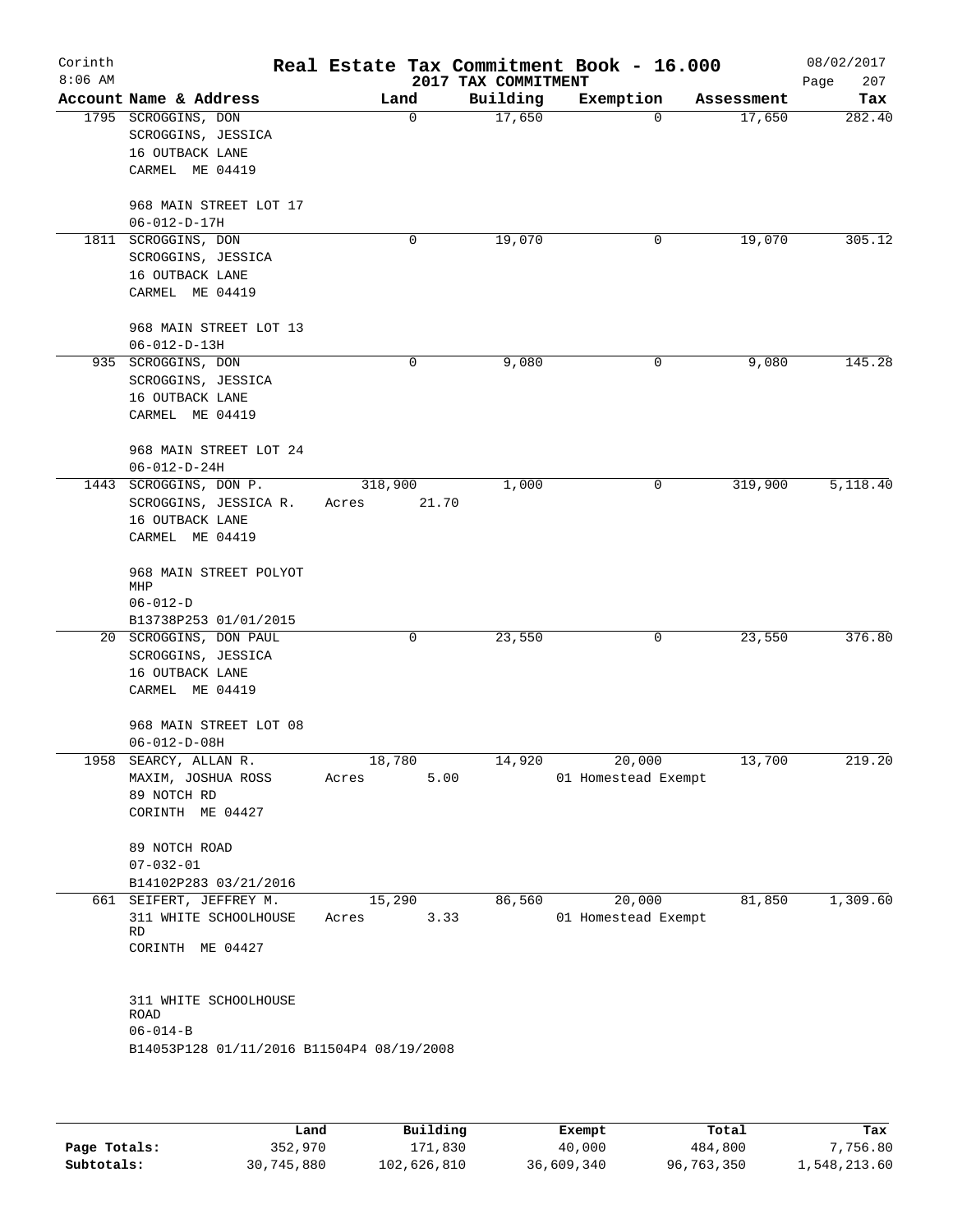Corinth
8:06 AM

# Real Estate Tax Commitment Book - 16.000

2017 TAX COMMITMENT

08/02/2017

| Account Name & Address | Land | Building | Exemption | Assessment | Tax |
|---|---|---|---|---|---|
| 1795 SCROGGINS, DON<br>SCROGGINS, JESSICA<br>16 OUTBACK LANE<br>CARMEL ME 04419<br><br>968 MAIN STREET LOT 17<br>06-012-D-17H | 0 | 17,650 | 0 | 17,650 | 282.40 |
| 1811 SCROGGINS, DON<br>SCROGGINS, JESSICA<br>16 OUTBACK LANE<br>CARMEL ME 04419<br><br>968 MAIN STREET LOT 13<br>06-012-D-13H | 0 | 19,070 | 0 | 19,070 | 305.12 |
| 935 SCROGGINS, DON<br>SCROGGINS, JESSICA<br>16 OUTBACK LANE<br>CARMEL ME 04419<br><br>968 MAIN STREET LOT 24<br>06-012-D-24H | 0 | 9,080 | 0 | 9,080 | 145.28 |
| 1443 SCROGGINS, DON P.<br>SCROGGINS, JESSICA R.<br>16 OUTBACK LANE<br>CARMEL ME 04419<br><br>968 MAIN STREET POLYOT MHP<br>06-012-D<br>B13738P253 01/01/2015 | 318,900<br>Acres 21.70 | 1,000 | 0 | 319,900 | 5,118.40 |
| 20 SCROGGINS, DON PAUL<br>SCROGGINS, JESSICA<br>16 OUTBACK LANE<br>CARMEL ME 04419<br><br>968 MAIN STREET LOT 08<br>06-012-D-08H | 0 | 23,550 | 0 | 23,550 | 376.80 |
| 1958 SEARCY, ALLAN R.<br>MAXIM, JOSHUA ROSS<br>89 NOTCH RD<br>CORINTH ME 04427<br><br>89 NOTCH ROAD<br>07-032-01<br>B14102P283 03/21/2016 | 18,780<br>Acres 5.00 | 14,920 | 20,000<br>01 Homestead Exempt | 13,700 | 219.20 |
| 661 SEIFERT, JEFFREY M.<br>311 WHITE SCHOOLHOUSE RD<br>CORINTH ME 04427<br><br>311 WHITE SCHOOLHOUSE ROAD<br>06-014-B<br>B14053P128 01/11/2016 B11504P4 08/19/2008 | 15,290<br>Acres 3.33 | 86,560 | 20,000<br>01 Homestead Exempt | 81,850 | 1,309.60 |

| | Land | Building | Exempt | Total | Tax |
|---|---|---|---|---|---|
| Page Totals: | 352,970 | 171,830 | 40,000 | 484,800 | 7,756.80 |
| Subtotals: | 30,745,880 | 102,626,810 | 36,609,340 | 96,763,350 | 1,548,213.60 |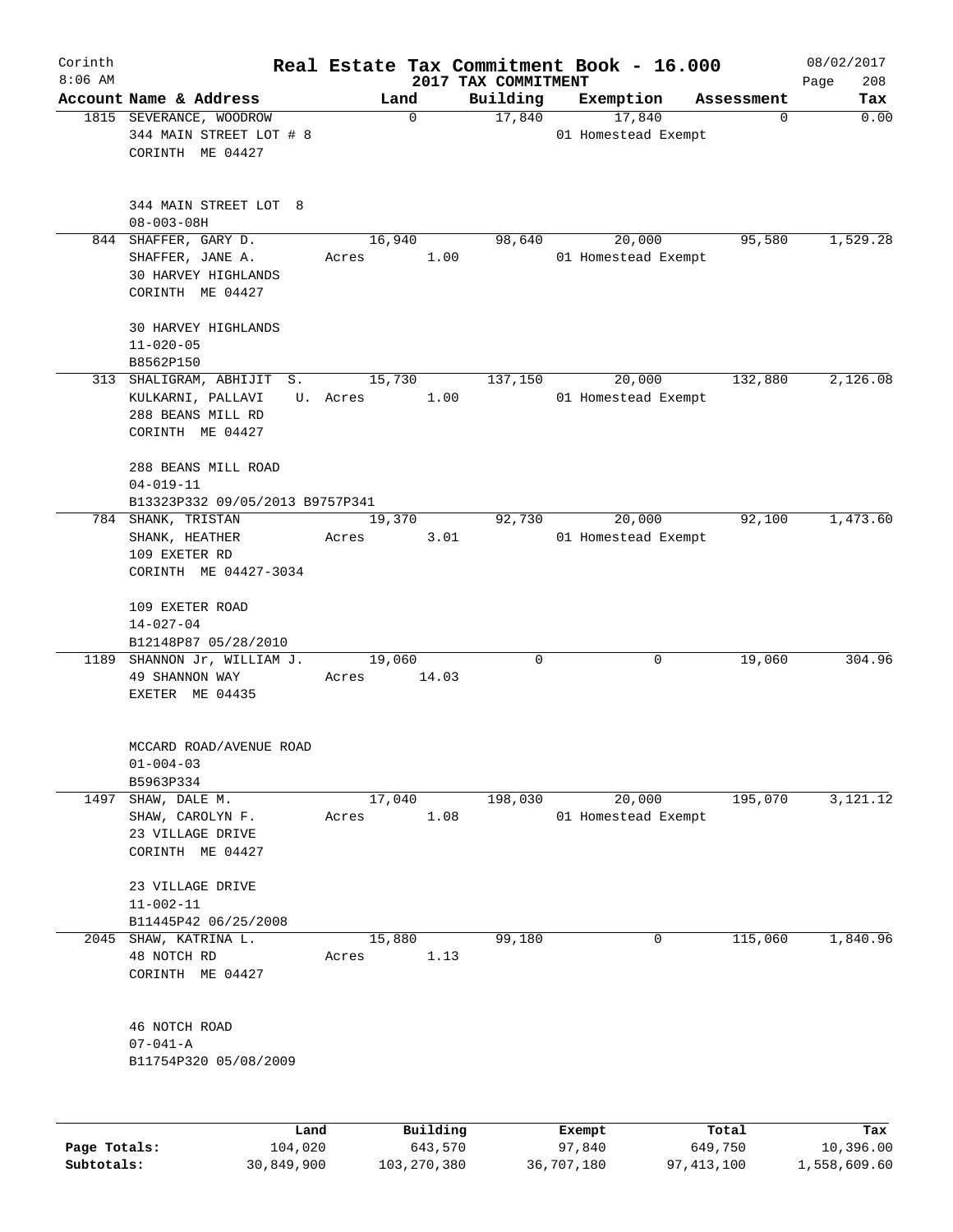# Real Estate Tax Commitment Book - 16.000

Corinth 8:06 AM — 2017 TAX COMMITMENT — 08/02/2017

| Account Name & Address | Land | Building | Exemption | Assessment | Tax |
|---|---|---|---|---|---|
| 1815 SEVERANCE, WOODROW<br>344 MAIN STREET LOT # 8<br>CORINTH ME 04427<br><br>344 MAIN STREET LOT 8<br>08-003-08H | 0 | 17,840 | 17,840<br>01 Homestead Exempt | 0 | 0.00 |
| 844 SHAFFER, GARY D.<br>SHAFFER, JANE A.<br>30 HARVEY HIGHLANDS<br>CORINTH ME 04427<br><br>30 HARVEY HIGHLANDS<br>11-020-05<br>B8562P150 | 16,940<br>Acres 1.00 | 98,640 | 20,000<br>01 Homestead Exempt | 95,580 | 1,529.28 |
| 313 SHALIGRAM, ABHIJIT S.<br>KULKARNI, PALLAVI U.<br>288 BEANS MILL RD<br>CORINTH ME 04427<br><br>288 BEANS MILL ROAD<br>04-019-11<br>B13323P332 09/05/2013 B9757P341 | 15,730<br>Acres 1.00 | 137,150 | 20,000<br>01 Homestead Exempt | 132,880 | 2,126.08 |
| 784 SHANK, TRISTAN<br>SHANK, HEATHER<br>109 EXETER RD<br>CORINTH ME 04427-3034<br><br>109 EXETER ROAD<br>14-027-04<br>B12148P87 05/28/2010 | 19,370<br>Acres 3.01 | 92,730 | 20,000<br>01 Homestead Exempt | 92,100 | 1,473.60 |
| 1189 SHANNON Jr, WILLIAM J.<br>49 SHANNON WAY<br>EXETER ME 04435<br><br>MCCARD ROAD/AVENUE ROAD<br>01-004-03<br>B5963P334 | 19,060<br>Acres 14.03 | 0 | 0 | 19,060 | 304.96 |
| 1497 SHAW, DALE M.<br>SHAW, CAROLYN F.<br>23 VILLAGE DRIVE<br>CORINTH ME 04427<br><br>23 VILLAGE DRIVE<br>11-002-11<br>B11445P42 06/25/2008 | 17,040<br>Acres 1.08 | 198,030 | 20,000<br>01 Homestead Exempt | 195,070 | 3,121.12 |
| 2045 SHAW, KATRINA L.<br>48 NOTCH RD<br>CORINTH ME 04427<br><br>46 NOTCH ROAD<br>07-041-A<br>B11754P320 05/08/2009 | 15,880<br>Acres 1.13 | 99,180 | 0 | 115,060 | 1,840.96 |

| | Land | Building | Exempt | Total | Tax |
|---|---|---|---|---|---|
| Page Totals: | 104,020 | 643,570 | 97,840 | 649,750 | 10,396.00 |
| Subtotals: | 30,849,900 | 103,270,380 | 36,707,180 | 97,413,100 | 1,558,609.60 |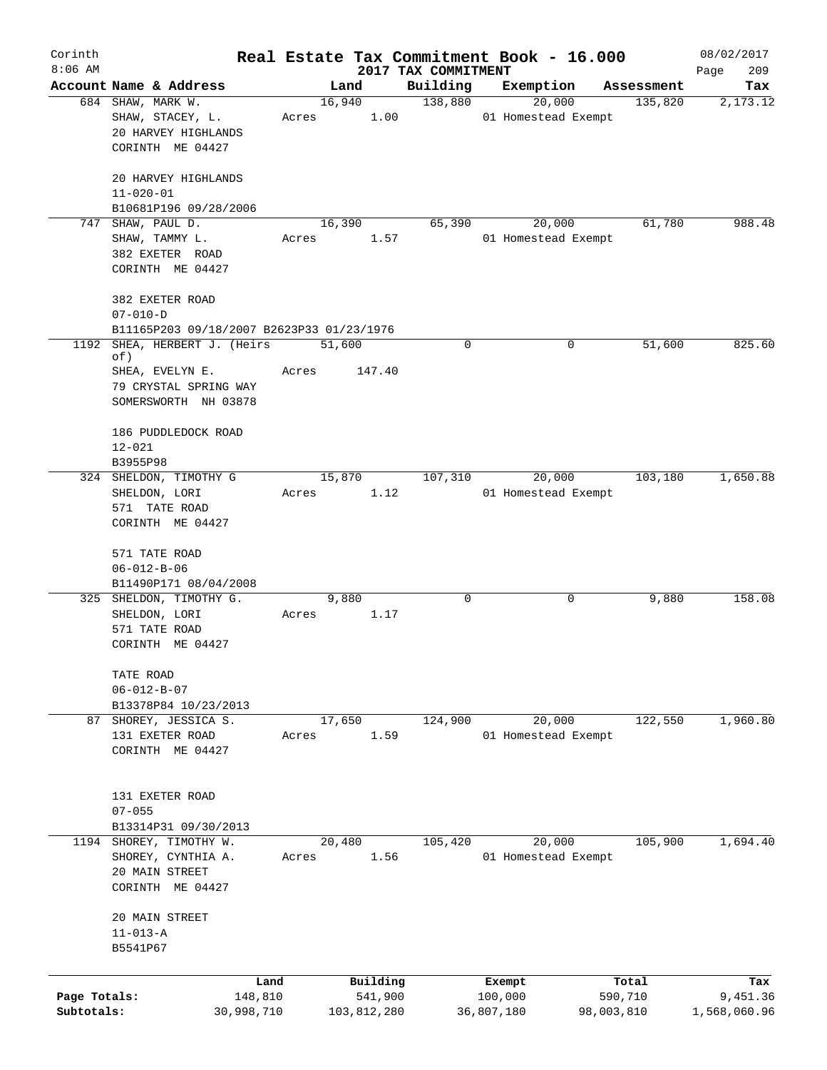Corinth 8:06 AM

# Real Estate Tax Commitment Book - 16.000

2017 TAX COMMITMENT

08/02/2017

| Account | Name & Address | Land | Building | Exemption | Assessment | Tax |
|---|---|---|---|---|---|---|
| 684 | SHAW, MARK W.<br>SHAW, STACEY, L.<br>20 HARVEY HIGHLANDS<br>CORINTH ME 04427<br><br>20 HARVEY HIGHLANDS<br>11-020-01<br>B10681P196 09/28/2006 | 16,940<br>Acres 1.00 | 138,880 | 20,000<br>01 Homestead Exempt | 135,820 | 2,173.12 |
| 747 | SHAW, PAUL D.<br>SHAW, TAMMY L.<br>382 EXETER ROAD<br>CORINTH ME 04427<br><br>382 EXETER ROAD<br>07-010-D<br>B11165P203 09/18/2007 B2623P33 01/23/1976 | 16,390<br>Acres 1.57 | 65,390 | 20,000<br>01 Homestead Exempt | 61,780 | 988.48 |
| 1192 | SHEA, HERBERT J. (Heirs of)<br>SHEA, EVELYN E.<br>79 CRYSTAL SPRING WAY<br>SOMERSWORTH NH 03878<br><br>186 PUDDLEDOCK ROAD<br>12-021<br>B3955P98 | 51,600<br>Acres 147.40 | 0 | 0 | 51,600 | 825.60 |
| 324 | SHELDON, TIMOTHY G<br>SHELDON, LORI<br>571 TATE ROAD<br>CORINTH ME 04427<br><br>571 TATE ROAD<br>06-012-B-06<br>B11490P171 08/04/2008 | 15,870<br>Acres 1.12 | 107,310 | 20,000<br>01 Homestead Exempt | 103,180 | 1,650.88 |
| 325 | SHELDON, TIMOTHY G.<br>SHELDON, LORI<br>571 TATE ROAD<br>CORINTH ME 04427<br><br>TATE ROAD<br>06-012-B-07<br>B13378P84 10/23/2013 | 9,880<br>Acres 1.17 | 0 | 0 | 9,880 | 158.08 |
| 87 | SHOREY, JESSICA S.<br>131 EXETER ROAD<br>CORINTH ME 04427<br><br>131 EXETER ROAD<br>07-055<br>B13314P31 09/30/2013 | 17,650<br>Acres 1.59 | 124,900 | 20,000<br>01 Homestead Exempt | 122,550 | 1,960.80 |
| 1194 | SHOREY, TIMOTHY W.<br>SHOREY, CYNTHIA A.<br>20 MAIN STREET<br>CORINTH ME 04427<br><br>20 MAIN STREET<br>11-013-A<br>B5541P67 | 20,480<br>Acres 1.56 | 105,420 | 20,000<br>01 Homestead Exempt | 105,900 | 1,694.40 |

| | Land | Building | Exempt | Total | Tax |
|---|---|---|---|---|---|
| Page Totals: | 148,810 | 541,900 | 100,000 | 590,710 | 9,451.36 |
| Subtotals: | 30,998,710 | 103,812,280 | 36,807,180 | 98,003,810 | 1,568,060.96 |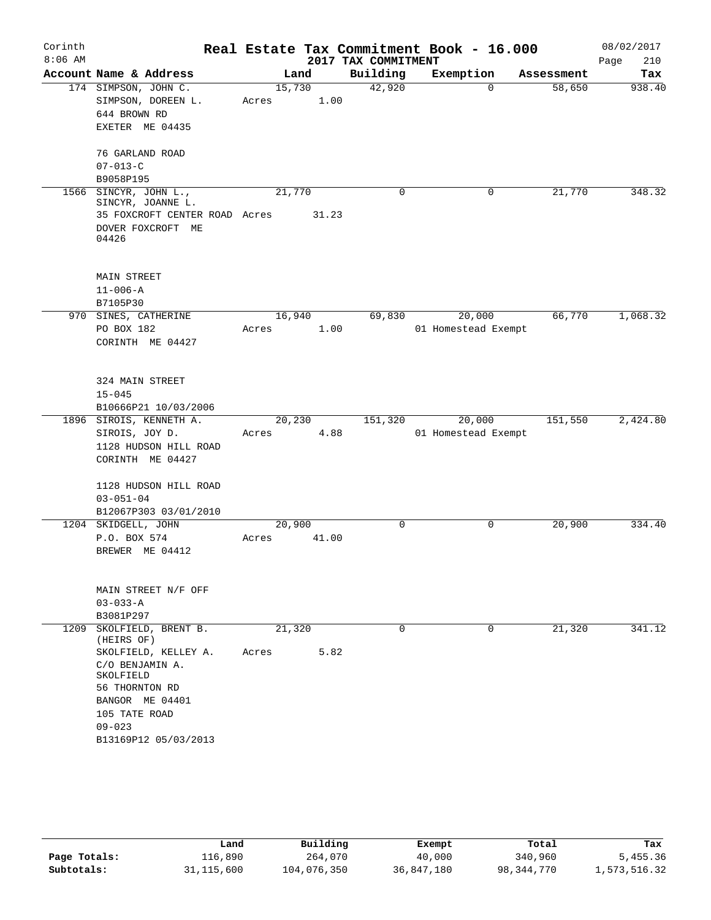# Corinth — Real Estate Tax Commitment Book - 16.000

8:06 AM — 2017 TAX COMMITMENT — 08/02/2017 — Page 210

| Account | Name & Address | Land | Building | Exemption | Assessment | Tax |
|---|---|---|---|---|---|---|
| 174 | SIMPSON, JOHN C.<br>SIMPSON, DOREEN L.<br>644 BROWN RD<br>EXETER ME 04435<br><br>76 GARLAND ROAD<br>07-013-C<br>B9058P195 | 15,730<br>Acres 1.00 | 42,920 | 0 | 58,650 | 938.40 |
| 1566 | SINCYR, JOHN L.,<br>SINCYR, JOANNE L.<br>35 FOXCROFT CENTER ROAD<br>DOVER FOXCROFT ME 04426<br><br>MAIN STREET<br>11-006-A<br>B7105P30 | 21,770<br>Acres 31.23 | 0 | 0 | 21,770 | 348.32 |
| 970 | SINES, CATHERINE<br>PO BOX 182<br>CORINTH ME 04427<br><br>324 MAIN STREET<br>15-045<br>B10666P21 10/03/2006 | 16,940<br>Acres 1.00 | 69,830 | 20,000<br>01 Homestead Exempt | 66,770 | 1,068.32 |
| 1896 | SIROIS, KENNETH A.<br>SIROIS, JOY D.<br>1128 HUDSON HILL ROAD<br>CORINTH ME 04427<br><br>1128 HUDSON HILL ROAD<br>03-051-04<br>B12067P303 03/01/2010 | 20,230<br>Acres 4.88 | 151,320 | 20,000<br>01 Homestead Exempt | 151,550 | 2,424.80 |
| 1204 | SKIDGELL, JOHN<br>P.O. BOX 574<br>BREWER ME 04412<br><br>MAIN STREET N/F OFF<br>03-033-A<br>B3081P297 | 20,900<br>Acres 41.00 | 0 | 0 | 20,900 | 334.40 |
| 1209 | SKOLFIELD, BRENT B. (HEIRS OF)<br>SKOLFIELD, KELLEY A.<br>C/O BENJAMIN A. SKOLFIELD<br>56 THORNTON RD<br>BANGOR ME 04401<br>105 TATE ROAD<br>09-023<br>B13169P12 05/03/2013 | 21,320<br>Acres 5.82 | 0 | 0 | 21,320 | 341.12 |

| | Land | Building | Exempt | Total | Tax |
|---|---|---|---|---|---|
| Page Totals: | 116,890 | 264,070 | 40,000 | 340,960 | 5,455.36 |
| Subtotals: | 31,115,600 | 104,076,350 | 36,847,180 | 98,344,770 | 1,573,516.32 |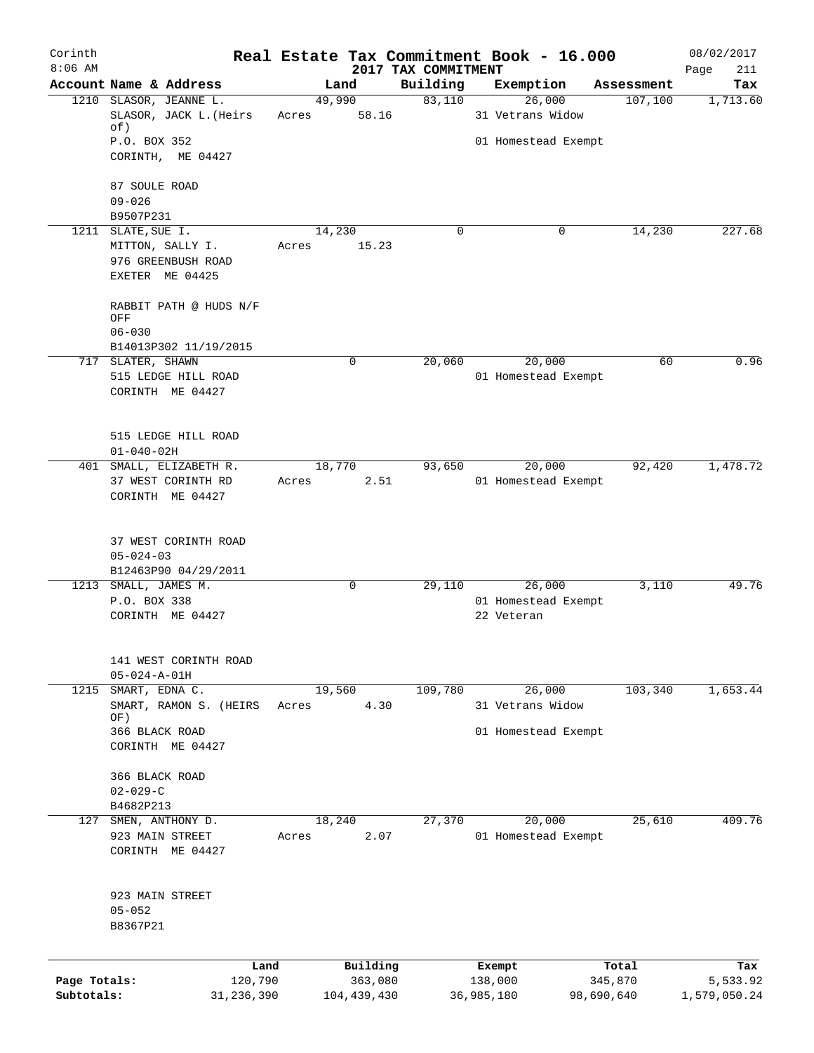# Corinth — Real Estate Tax Commitment Book - 16.000

2017 TAX COMMITMENT

8:06 AM — 08/02/2017 — Page 211

| Account | Name & Address | Land | Building | Exemption | Assessment | Tax |
|---|---|---|---|---|---|---|
| 1210 | SLASOR, JEANNE L.<br>SLASOR, JACK L.(Heirs of)<br>P.O. BOX 352<br>CORINTH, ME 04427<br><br>87 SOULE ROAD<br>09-026<br>B9507P231 | 49,990<br>Acres 58.16 | 83,110 | 26,000<br>31 Vetrans Widow<br>01 Homestead Exempt | 107,100 | 1,713.60 |
| 1211 | SLATE, SUE I.<br>MITTON, SALLY I.<br>976 GREENBUSH ROAD<br>EXETER ME 04425<br><br>RABBIT PATH @ HUDS N/F OFF<br>06-030<br>B14013P302 11/19/2015 | 14,230<br>Acres 15.23 | 0 | 0 | 14,230 | 227.68 |
| 717 | SLATER, SHAWN<br>515 LEDGE HILL ROAD<br>CORINTH ME 04427<br><br>515 LEDGE HILL ROAD<br>01-040-02H | 0 | 20,060 | 20,000<br>01 Homestead Exempt | 60 | 0.96 |
| 401 | SMALL, ELIZABETH R.<br>37 WEST CORINTH RD<br>CORINTH ME 04427<br><br>37 WEST CORINTH ROAD<br>05-024-03<br>B12463P90 04/29/2011 | 18,770<br>Acres 2.51 | 93,650 | 20,000<br>01 Homestead Exempt | 92,420 | 1,478.72 |
| 1213 | SMALL, JAMES M.<br>P.O. BOX 338<br>CORINTH ME 04427<br><br>141 WEST CORINTH ROAD<br>05-024-A-01H | 0 | 29,110 | 26,000<br>01 Homestead Exempt<br>22 Veteran | 3,110 | 49.76 |
| 1215 | SMART, EDNA C.<br>SMART, RAMON S. (HEIRS OF)<br>366 BLACK ROAD<br>CORINTH ME 04427<br><br>366 BLACK ROAD<br>02-029-C<br>B4682P213 | 19,560<br>Acres 4.30 | 109,780 | 26,000<br>31 Vetrans Widow<br>01 Homestead Exempt | 103,340 | 1,653.44 |
| 127 | SMEN, ANTHONY D.<br>923 MAIN STREET<br>CORINTH ME 04427<br><br>923 MAIN STREET<br>05-052<br>B8367P21 | 18,240<br>Acres 2.07 | 27,370 | 20,000<br>01 Homestead Exempt | 25,610 | 409.76 |

| | Land | Building | Exempt | Total | Tax |
|---|---|---|---|---|---|
| Page Totals: | 120,790 | 363,080 | 138,000 | 345,870 | 5,533.92 |
| Subtotals: | 31,236,390 | 104,439,430 | 36,985,180 | 98,690,640 | 1,579,050.24 |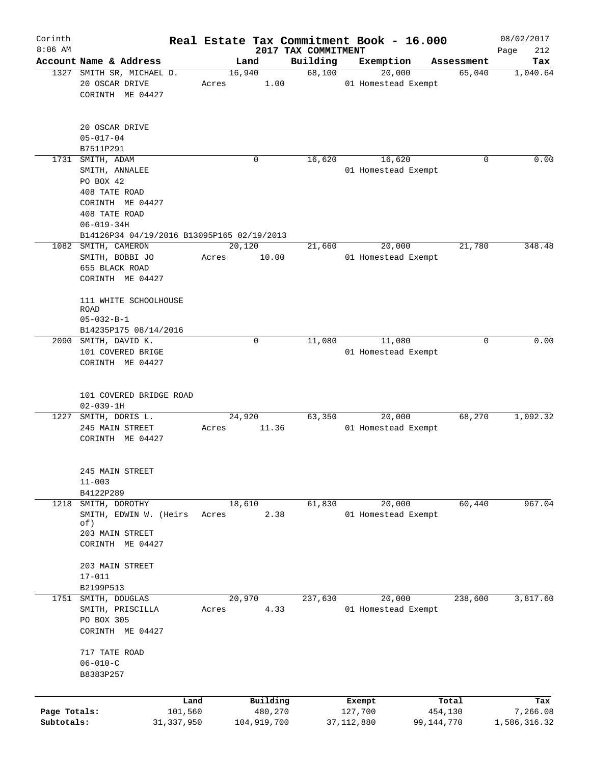Corinth
8:06 AM

# Real Estate Tax Commitment Book - 16.000

2017 TAX COMMITMENT

08/02/2017

| Account | Name & Address | Land | Building | Exemption | Assessment | Tax |
|---|---|---|---|---|---|---|
| 1327 | SMITH SR, MICHAEL D.<br>20 OSCAR DRIVE<br>CORINTH ME 04427<br><br>20 OSCAR DRIVE<br>05-017-04<br>B7511P291 | 16,940<br>Acres 1.00 | 68,100 | 20,000<br>01 Homestead Exempt | 65,040 | 1,040.64 |
| 1731 | SMITH, ADAM<br>SMITH, ANNALEE<br>PO BOX 42<br>408 TATE ROAD<br>CORINTH ME 04427<br>408 TATE ROAD<br>06-019-34H<br>B14126P34 04/19/2016 B13095P165 02/19/2013 | 0 | 16,620 | 16,620<br>01 Homestead Exempt | 0 | 0.00 |
| 1082 | SMITH, CAMERON<br>SMITH, BOBBI JO<br>655 BLACK ROAD<br>CORINTH ME 04427<br><br>111 WHITE SCHOOLHOUSE ROAD<br>05-032-B-1<br>B14235P175 08/14/2016 | 20,120<br>Acres 10.00 | 21,660 | 20,000<br>01 Homestead Exempt | 21,780 | 348.48 |
| 2090 | SMITH, DAVID K.<br>101 COVERED BRIGE<br>CORINTH ME 04427<br><br>101 COVERED BRIDGE ROAD<br>02-039-1H | 0 | 11,080 | 11,080<br>01 Homestead Exempt | 0 | 0.00 |
| 1227 | SMITH, DORIS L.<br>245 MAIN STREET<br>CORINTH ME 04427<br><br>245 MAIN STREET<br>11-003<br>B4122P289 | 24,920<br>Acres 11.36 | 63,350 | 20,000<br>01 Homestead Exempt | 68,270 | 1,092.32 |
| 1218 | SMITH, DOROTHY<br>SMITH, EDWIN W. (Heirs of)<br>203 MAIN STREET<br>CORINTH ME 04427<br><br>203 MAIN STREET<br>17-011<br>B2199P513 | 18,610<br>Acres 2.38 | 61,830 | 20,000<br>01 Homestead Exempt | 60,440 | 967.04 |
| 1751 | SMITH, DOUGLAS<br>SMITH, PRISCILLA<br>PO BOX 305<br>CORINTH ME 04427<br><br>717 TATE ROAD<br>06-010-C<br>B8383P257 | 20,970<br>Acres 4.33 | 237,630 | 20,000<br>01 Homestead Exempt | 238,600 | 3,817.60 |

| | Land | Building | Exempt | Total | Tax |
|---|---|---|---|---|---|
| Page Totals: | 101,560 | 480,270 | 127,700 | 454,130 | 7,266.08 |
| Subtotals: | 31,337,950 | 104,919,700 | 37,112,880 | 99,144,770 | 1,586,316.32 |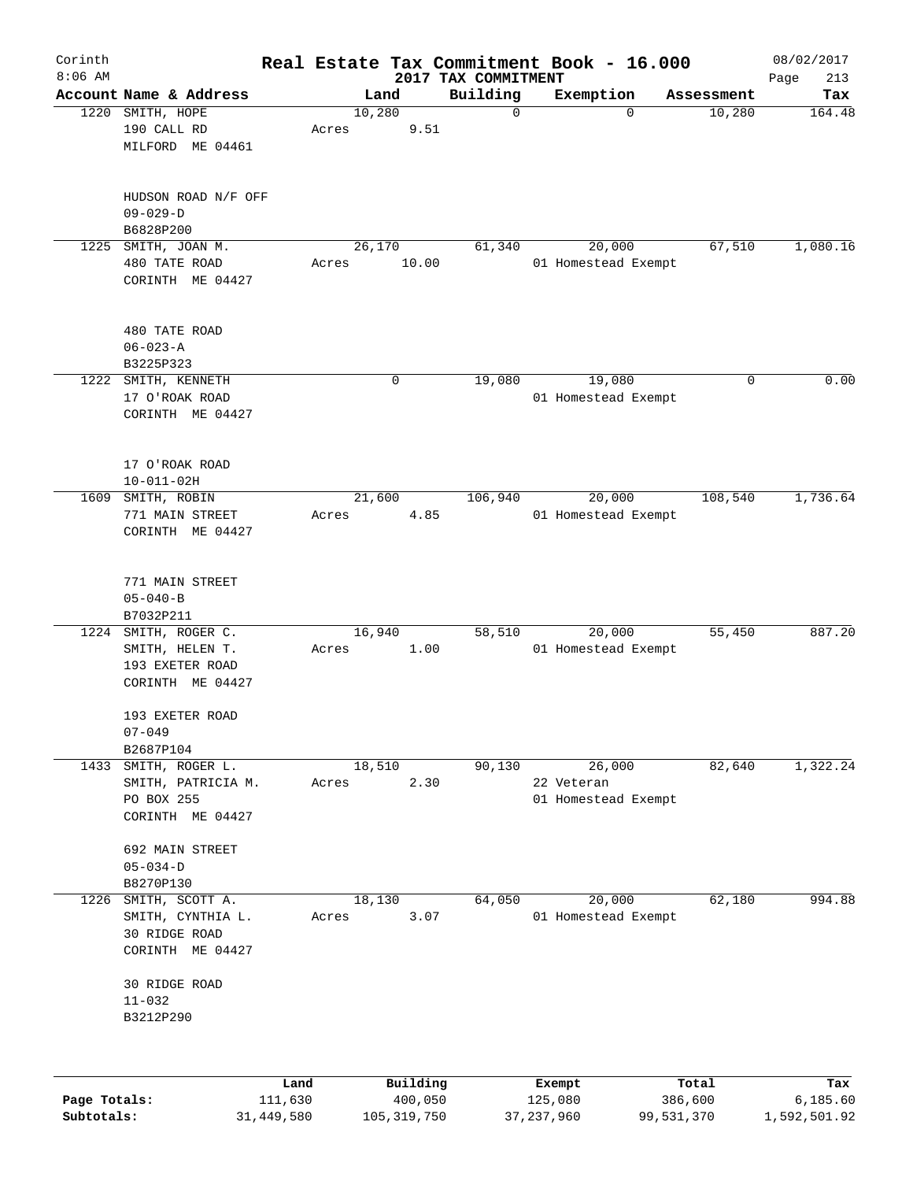# Real Estate Tax Commitment Book - 16.000

Corinth 8:06 AM — 2017 TAX COMMITMENT — 08/02/2017

| Account Name & Address | Land | Building | Exemption | Assessment | Tax |
|---|---|---|---|---|---|
| 1220 SMITH, HOPE<br>190 CALL RD<br>MILFORD ME 04461<br><br>HUDSON ROAD N/F OFF<br>09-029-D<br>B6828P200 | 10,280<br>Acres 9.51 | 0 | 0 | 10,280 | 164.48 |
| 1225 SMITH, JOAN M.<br>480 TATE ROAD<br>CORINTH ME 04427<br><br>480 TATE ROAD<br>06-023-A<br>B3225P323 | 26,170<br>Acres 10.00 | 61,340 | 20,000<br>01 Homestead Exempt | 67,510 | 1,080.16 |
| 1222 SMITH, KENNETH<br>17 O'ROAK ROAD<br>CORINTH ME 04427<br><br>17 O'ROAK ROAD<br>10-011-02H | 0 | 19,080 | 19,080<br>01 Homestead Exempt | 0 | 0.00 |
| 1609 SMITH, ROBIN<br>771 MAIN STREET<br>CORINTH ME 04427<br><br>771 MAIN STREET<br>05-040-B<br>B7032P211 | 21,600<br>Acres 4.85 | 106,940 | 20,000<br>01 Homestead Exempt | 108,540 | 1,736.64 |
| 1224 SMITH, ROGER C.<br>SMITH, HELEN T.<br>193 EXETER ROAD<br>CORINTH ME 04427<br><br>193 EXETER ROAD<br>07-049<br>B2687P104 | 16,940<br>Acres 1.00 | 58,510 | 20,000<br>01 Homestead Exempt | 55,450 | 887.20 |
| 1433 SMITH, ROGER L.<br>SMITH, PATRICIA M.<br>PO BOX 255<br>CORINTH ME 04427<br><br>692 MAIN STREET<br>05-034-D<br>B8270P130 | 18,510<br>Acres 2.30 | 90,130 | 26,000<br>22 Veteran<br>01 Homestead Exempt | 82,640 | 1,322.24 |
| 1226 SMITH, SCOTT A.<br>SMITH, CYNTHIA L.<br>30 RIDGE ROAD<br>CORINTH ME 04427<br><br>30 RIDGE ROAD<br>11-032<br>B3212P290 | 18,130<br>Acres 3.07 | 64,050 | 20,000<br>01 Homestead Exempt | 62,180 | 994.88 |

| | Land | Building | Exempt | Total | Tax |
|---|---|---|---|---|---|
| Page Totals: | 111,630 | 400,050 | 125,080 | 386,600 | 6,185.60 |
| Subtotals: | 31,449,580 | 105,319,750 | 37,237,960 | 99,531,370 | 1,592,501.92 |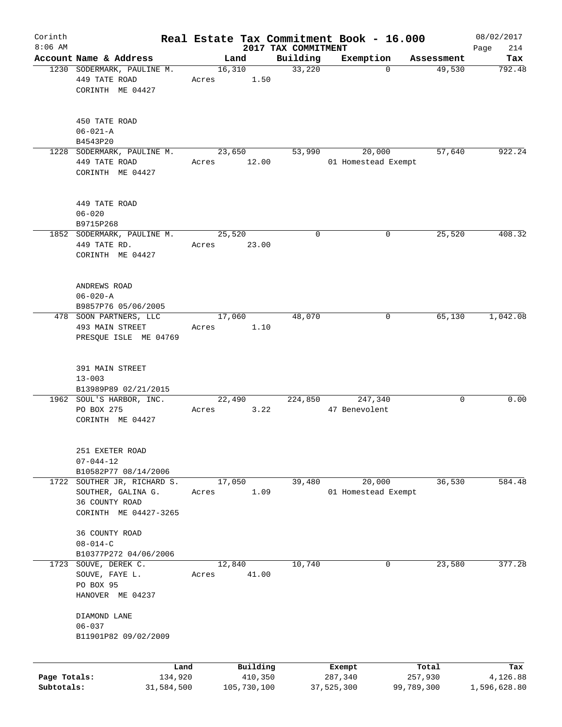Corinth 8:06 AM

# Real Estate Tax Commitment Book - 16.000

2017 TAX COMMITMENT

08/02/2017 Page 214

| Account Name & Address | Land | Building | Exemption | Assessment | Tax |
|---|---|---|---|---|---|
| 1230 SODERMARK, PAULINE M.<br>449 TATE ROAD<br>CORINTH ME 04427<br><br>450 TATE ROAD<br>06-021-A<br>B4543P20 | 16,310<br>Acres 1.50 | 33,220 | 0 | 49,530 | 792.48 |
| 1228 SODERMARK, PAULINE M.<br>449 TATE ROAD<br>CORINTH ME 04427<br><br>449 TATE ROAD<br>06-020<br>B9715P268 | 23,650<br>Acres 12.00 | 53,990 | 20,000<br>01 Homestead Exempt | 57,640 | 922.24 |
| 1852 SODERMARK, PAULINE M.<br>449 TATE RD.<br>CORINTH ME 04427<br><br>ANDREWS ROAD<br>06-020-A<br>B9857P76 05/06/2005 | 25,520<br>Acres 23.00 | 0 | 0 | 25,520 | 408.32 |
| 478 SOON PARTNERS, LLC<br>493 MAIN STREET<br>PRESQUE ISLE ME 04769<br><br>391 MAIN STREET<br>13-003<br>B13989P89 02/21/2015 | 17,060<br>Acres 1.10 | 48,070 | 0 | 65,130 | 1,042.08 |
| 1962 SOUL'S HARBOR, INC.<br>PO BOX 275<br>CORINTH ME 04427<br><br>251 EXETER ROAD<br>07-044-12<br>B10582P77 08/14/2006 | 22,490<br>Acres 3.22 | 224,850 | 247,340<br>47 Benevolent | 0 | 0.00 |
| 1722 SOUTHER JR, RICHARD S.<br>SOUTHER, GALINA G.<br>36 COUNTY ROAD<br>CORINTH ME 04427-3265<br><br>36 COUNTY ROAD<br>08-014-C<br>B10377P272 04/06/2006 | 17,050<br>Acres 1.09 | 39,480 | 20,000<br>01 Homestead Exempt | 36,530 | 584.48 |
| 1723 SOUVE, DEREK C.<br>SOUVE, FAYE L.<br>PO BOX 95<br>HANOVER ME 04237<br><br>DIAMOND LANE<br>06-037<br>B11901P82 09/02/2009 | 12,840<br>Acres 41.00 | 10,740 | 0 | 23,580 | 377.28 |

| | Land | Building | Exempt | Total | Tax |
|---|---|---|---|---|---|
| Page Totals: | 134,920 | 410,350 | 287,340 | 257,930 | 4,126.88 |
| Subtotals: | 31,584,500 | 105,730,100 | 37,525,300 | 99,789,300 | 1,596,628.80 |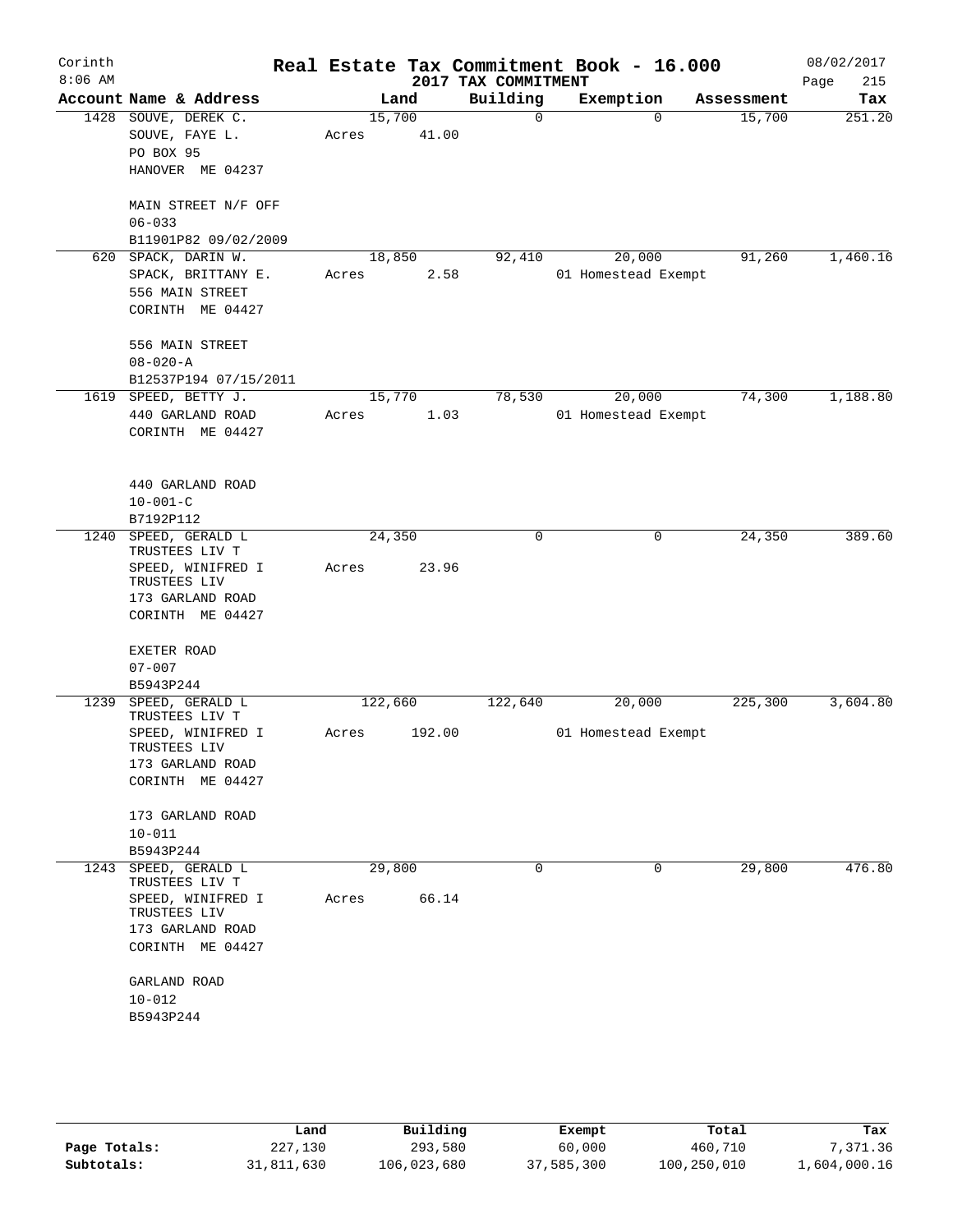Corinth
8:06 AM

# Real Estate Tax Commitment Book - 16.000

## 2017 TAX COMMITMENT

08/02/2017

| Account Name & Address | Land | Building | Exemption | Assessment | Tax |
|---|---|---|---|---|---|
| 1428 SOUVE, DEREK C.<br>SOUVE, FAYE L.<br>PO BOX 95<br>HANOVER ME 04237<br><br>MAIN STREET N/F OFF<br>06-033<br>B11901P82 09/02/2009 | 15,700<br>Acres 41.00 | 0 | 0 | 15,700 | 251.20 |
| 620 SPACK, DARIN W.<br>SPACK, BRITTANY E.<br>556 MAIN STREET<br>CORINTH ME 04427<br><br>556 MAIN STREET<br>08-020-A<br>B12537P194 07/15/2011 | 18,850<br>Acres 2.58 | 92,410 | 20,000<br>01 Homestead Exempt | 91,260 | 1,460.16 |
| 1619 SPEED, BETTY J.<br>440 GARLAND ROAD<br>CORINTH ME 04427<br><br>440 GARLAND ROAD<br>10-001-C<br>B7192P112 | 15,770<br>Acres 1.03 | 78,530 | 20,000<br>01 Homestead Exempt | 74,300 | 1,188.80 |
| 1240 SPEED, GERALD L TRUSTEES LIV T<br>SPEED, WINIFRED I TRUSTEES LIV<br>173 GARLAND ROAD<br>CORINTH ME 04427<br><br>EXETER ROAD<br>07-007<br>B5943P244 | 24,350<br>Acres 23.96 | 0 | 0 | 24,350 | 389.60 |
| 1239 SPEED, GERALD L TRUSTEES LIV T<br>SPEED, WINIFRED I TRUSTEES LIV<br>173 GARLAND ROAD<br>CORINTH ME 04427<br><br>173 GARLAND ROAD<br>10-011<br>B5943P244 | 122,660<br>Acres 192.00 | 122,640 | 20,000<br>01 Homestead Exempt | 225,300 | 3,604.80 |
| 1243 SPEED, GERALD L TRUSTEES LIV T<br>SPEED, WINIFRED I TRUSTEES LIV<br>173 GARLAND ROAD<br>CORINTH ME 04427<br><br>GARLAND ROAD<br>10-012<br>B5943P244 | 29,800<br>Acres 66.14 | 0 | 0 | 29,800 | 476.80 |

| | Land | Building | Exempt | Total | Tax |
|---|---|---|---|---|---|
| Page Totals: | 227,130 | 293,580 | 60,000 | 460,710 | 7,371.36 |
| Subtotals: | 31,811,630 | 106,023,680 | 37,585,300 | 100,250,010 | 1,604,000.16 |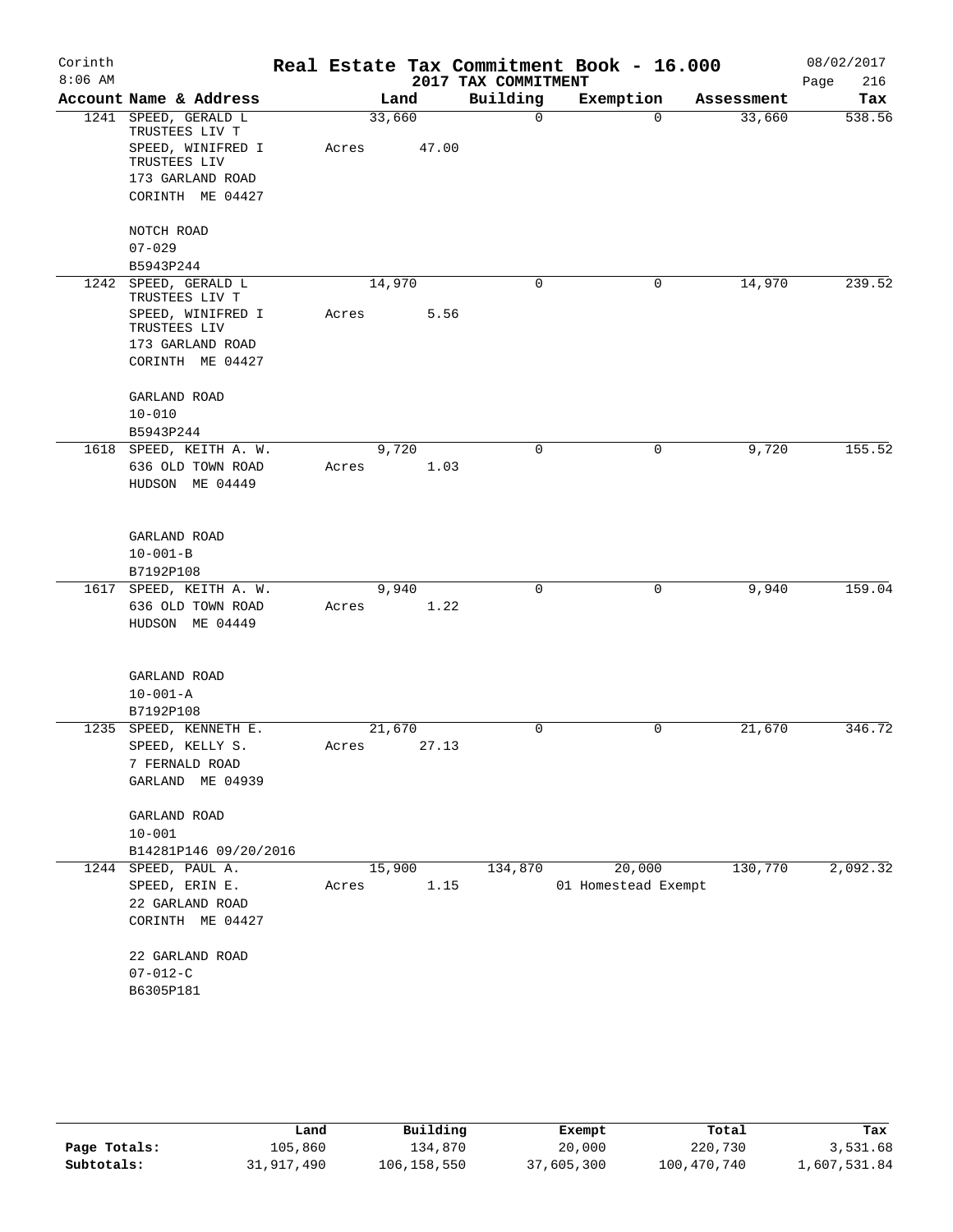Corinth 8:06 AM

# Real Estate Tax Commitment Book - 16.000

2017 TAX COMMITMENT

08/02/2017

| Account Name & Address | Land | Building | Exemption | Assessment | Tax |
|---|---|---|---|---|---|
| 1241 SPEED, GERALD L TRUSTEES LIV T<br>SPEED, WINIFRED I TRUSTEES LIV<br>173 GARLAND ROAD<br>CORINTH ME 04427<br><br>NOTCH ROAD<br>07-029<br>B5943P244 | 33,660<br>Acres 47.00 | 0 | 0 | 33,660 | 538.56 |
| 1242 SPEED, GERALD L TRUSTEES LIV T<br>SPEED, WINIFRED I TRUSTEES LIV<br>173 GARLAND ROAD<br>CORINTH ME 04427<br><br>GARLAND ROAD<br>10-010<br>B5943P244 | 14,970<br>Acres 5.56 | 0 | 0 | 14,970 | 239.52 |
| 1618 SPEED, KEITH A. W.<br>636 OLD TOWN ROAD<br>HUDSON ME 04449<br><br>GARLAND ROAD<br>10-001-B<br>B7192P108 | 9,720<br>Acres 1.03 | 0 | 0 | 9,720 | 155.52 |
| 1617 SPEED, KEITH A. W.<br>636 OLD TOWN ROAD<br>HUDSON ME 04449<br><br>GARLAND ROAD<br>10-001-A<br>B7192P108 | 9,940<br>Acres 1.22 | 0 | 0 | 9,940 | 159.04 |
| 1235 SPEED, KENNETH E.<br>SPEED, KELLY S.<br>7 FERNALD ROAD<br>GARLAND ME 04939<br><br>GARLAND ROAD<br>10-001<br>B14281P146 09/20/2016 | 21,670<br>Acres 27.13 | 0 | 0 | 21,670 | 346.72 |
| 1244 SPEED, PAUL A.<br>SPEED, ERIN E.<br>22 GARLAND ROAD<br>CORINTH ME 04427<br><br>22 GARLAND ROAD<br>07-012-C<br>B6305P181 | 15,900<br>Acres 1.15 | 134,870 | 20,000<br>01 Homestead Exempt | 130,770 | 2,092.32 |

| | Land | Building | Exempt | Total | Tax |
|---|---|---|---|---|---|
| Page Totals: | 105,860 | 134,870 | 20,000 | 220,730 | 3,531.68 |
| Subtotals: | 31,917,490 | 106,158,550 | 37,605,300 | 100,470,740 | 1,607,531.84 |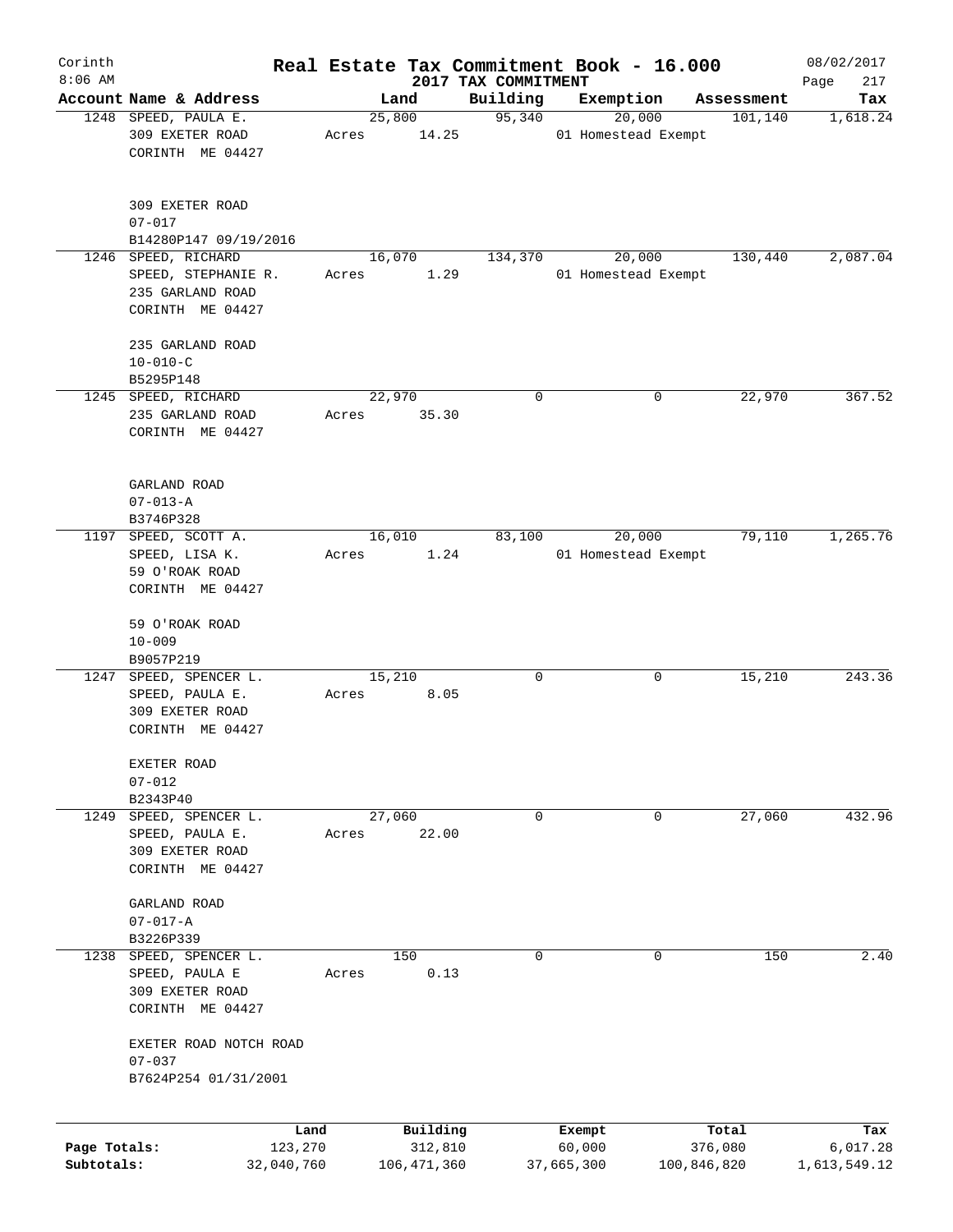# Real Estate Tax Commitment Book - 16.000

Corinth
8:06 AM

2017 TAX COMMITMENT

08/02/2017
Page 217

| Account Name & Address | Land | Building | Exemption | Assessment | Tax |
|---|---|---|---|---|---|
| 1248 SPEED, PAULA E.<br>309 EXETER ROAD<br>CORINTH ME 04427<br><br>309 EXETER ROAD<br>07-017<br>B14280P147 09/19/2016 | 25,800<br>Acres 14.25 | 95,340 | 20,000<br>01 Homestead Exempt | 101,140 | 1,618.24 |
| 1246 SPEED, RICHARD<br>SPEED, STEPHANIE R.<br>235 GARLAND ROAD<br>CORINTH ME 04427<br><br>235 GARLAND ROAD<br>10-010-C<br>B5295P148 | 16,070<br>Acres 1.29 | 134,370 | 20,000<br>01 Homestead Exempt | 130,440 | 2,087.04 |
| 1245 SPEED, RICHARD<br>235 GARLAND ROAD<br>CORINTH ME 04427<br><br>GARLAND ROAD<br>07-013-A<br>B3746P328 | 22,970<br>Acres 35.30 | 0 | 0 | 22,970 | 367.52 |
| 1197 SPEED, SCOTT A.<br>SPEED, LISA K.<br>59 O'ROAK ROAD<br>CORINTH ME 04427<br><br>59 O'ROAK ROAD<br>10-009<br>B9057P219 | 16,010<br>Acres 1.24 | 83,100 | 20,000<br>01 Homestead Exempt | 79,110 | 1,265.76 |
| 1247 SPEED, SPENCER L.<br>SPEED, PAULA E.<br>309 EXETER ROAD<br>CORINTH ME 04427<br><br>EXETER ROAD<br>07-012<br>B2343P40 | 15,210<br>Acres 8.05 | 0 | 0 | 15,210 | 243.36 |
| 1249 SPEED, SPENCER L.<br>SPEED, PAULA E.<br>309 EXETER ROAD<br>CORINTH ME 04427<br><br>GARLAND ROAD<br>07-017-A<br>B3226P339 | 27,060<br>Acres 22.00 | 0 | 0 | 27,060 | 432.96 |
| 1238 SPEED, SPENCER L.<br>SPEED, PAULA E<br>309 EXETER ROAD<br>CORINTH ME 04427<br><br>EXETER ROAD NOTCH ROAD<br>07-037<br>B7624P254 01/31/2001 | 150<br>Acres 0.13 | 0 | 0 | 150 | 2.40 |

| | Land | Building | Exempt | Total | Tax |
|---|---|---|---|---|---|
| Page Totals: | 123,270 | 312,810 | 60,000 | 376,080 | 6,017.28 |
| Subtotals: | 32,040,760 | 106,471,360 | 37,665,300 | 100,846,820 | 1,613,549.12 |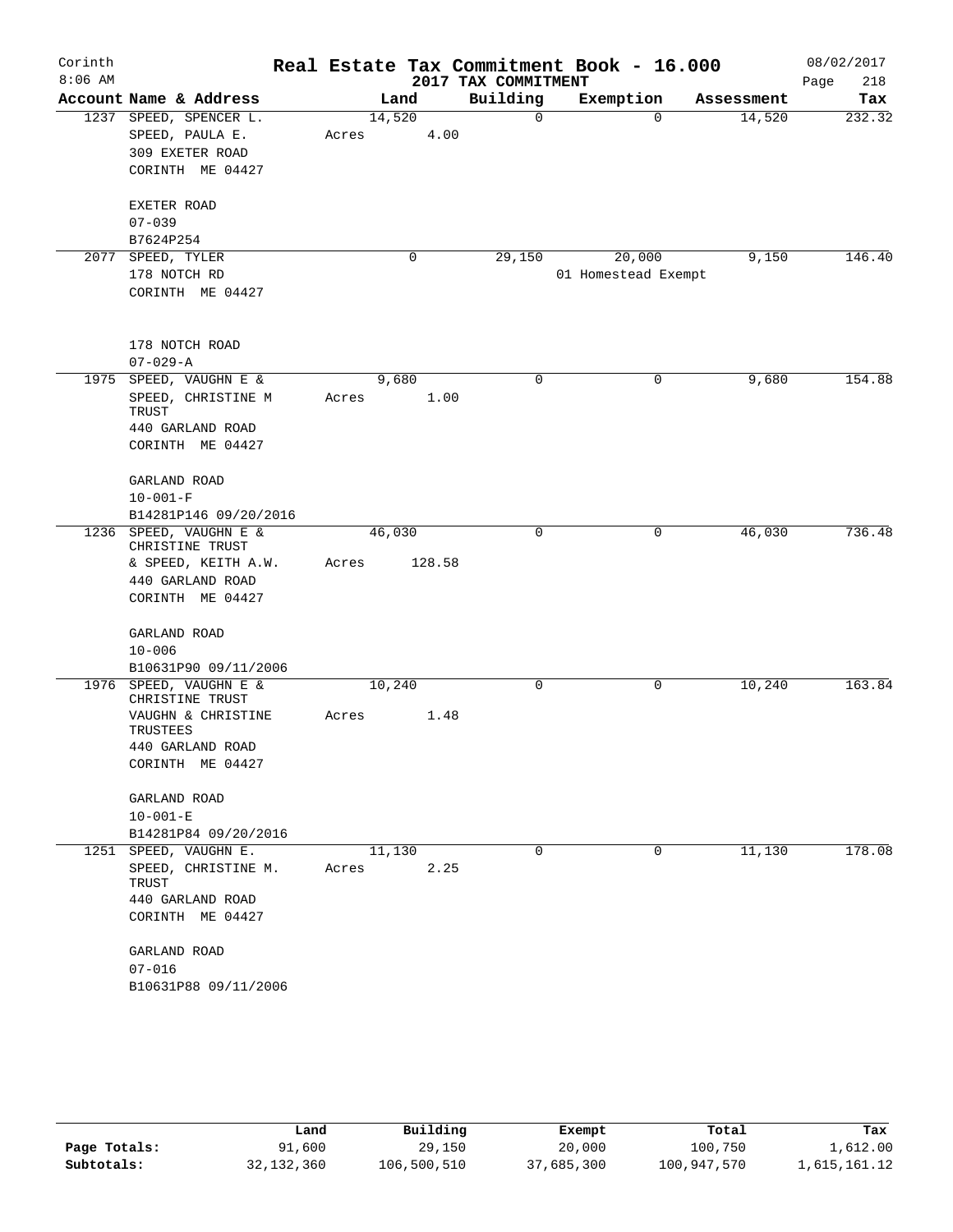# Corinth — Real Estate Tax Commitment Book - 16.000

8:06 AM — 2017 TAX COMMITMENT — 08/02/2017

| Account Name & Address | Land | Building | Exemption | Assessment | Tax |
|---|---|---|---|---|---|
| 1237 SPEED, SPENCER L.<br>SPEED, PAULA E.<br>309 EXETER ROAD<br>CORINTH ME 04427<br><br>EXETER ROAD<br>07-039<br>B7624P254 | 14,520<br>Acres 4.00 | 0 | 0 | 14,520 | 232.32 |
| 2077 SPEED, TYLER<br>178 NOTCH RD<br>CORINTH ME 04427<br><br>178 NOTCH ROAD<br>07-029-A | 0 | 29,150 | 20,000<br>01 Homestead Exempt | 9,150 | 146.40 |
| 1975 SPEED, VAUGHN E &<br>SPEED, CHRISTINE M TRUST<br>440 GARLAND ROAD<br>CORINTH ME 04427<br><br>GARLAND ROAD<br>10-001-F<br>B14281P146 09/20/2016 | 9,680<br>Acres 1.00 | 0 | 0 | 9,680 | 154.88 |
| 1236 SPEED, VAUGHN E & CHRISTINE TRUST<br>& SPEED, KEITH A.W.<br>440 GARLAND ROAD<br>CORINTH ME 04427<br><br>GARLAND ROAD<br>10-006<br>B10631P90 09/11/2006 | 46,030<br>Acres 128.58 | 0 | 0 | 46,030 | 736.48 |
| 1976 SPEED, VAUGHN E & CHRISTINE TRUST<br>VAUGHN & CHRISTINE TRUSTEES<br>440 GARLAND ROAD<br>CORINTH ME 04427<br><br>GARLAND ROAD<br>10-001-E<br>B14281P84 09/20/2016 | 10,240<br>Acres 1.48 | 0 | 0 | 10,240 | 163.84 |
| 1251 SPEED, VAUGHN E.<br>SPEED, CHRISTINE M. TRUST<br>440 GARLAND ROAD<br>CORINTH ME 04427<br><br>GARLAND ROAD<br>07-016<br>B10631P88 09/11/2006 | 11,130<br>Acres 2.25 | 0 | 0 | 11,130 | 178.08 |

| | Land | Building | Exempt | Total | Tax |
|---|---|---|---|---|---|
| Page Totals: | 91,600 | 29,150 | 20,000 | 100,750 | 1,612.00 |
| Subtotals: | 32,132,360 | 106,500,510 | 37,685,300 | 100,947,570 | 1,615,161.12 |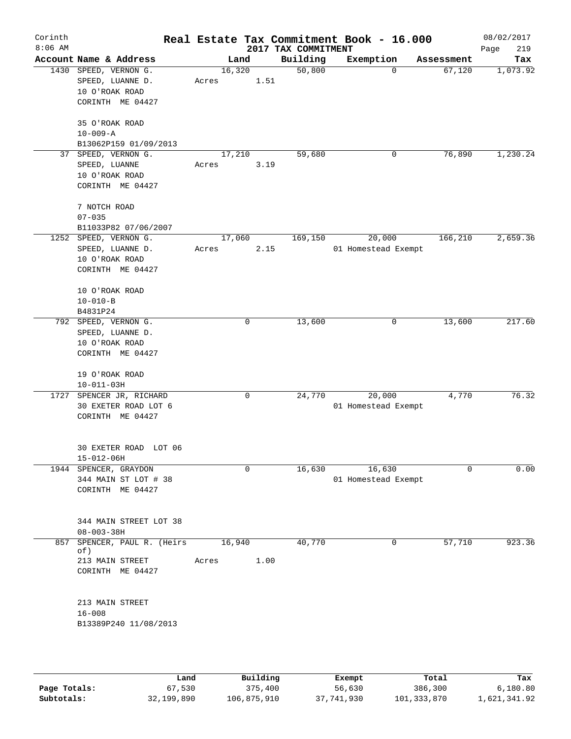# Real Estate Tax Commitment Book - 16.000

Corinth 8:06 AM — 2017 TAX COMMITMENT — 08/02/2017

| Account | Name & Address | Land | Building | Exemption | Assessment | Tax |
|---|---|---|---|---|---|---|
| 1430 | SPEED, VERNON G.<br>SPEED, LUANNE D.<br>10 O'ROAK ROAD<br>CORINTH ME 04427<br><br>35 O'ROAK ROAD<br>10-009-A<br>B13062P159 01/09/2013 | 16,320<br>Acres 1.51 | 50,800 | 0 | 67,120 | 1,073.92 |
| 37 | SPEED, VERNON G.<br>SPEED, LUANNE<br>10 O'ROAK ROAD<br>CORINTH ME 04427<br><br>7 NOTCH ROAD<br>07-035<br>B11033P82 07/06/2007 | 17,210<br>Acres 3.19 | 59,680 | 0 | 76,890 | 1,230.24 |
| 1252 | SPEED, VERNON G.<br>SPEED, LUANNE D.<br>10 O'ROAK ROAD<br>CORINTH ME 04427<br><br>10 O'ROAK ROAD<br>10-010-B<br>B4831P24 | 17,060<br>Acres 2.15 | 169,150 | 20,000<br>01 Homestead Exempt | 166,210 | 2,659.36 |
| 792 | SPEED, VERNON G.<br>SPEED, LUANNE D.<br>10 O'ROAK ROAD<br>CORINTH ME 04427<br><br>19 O'ROAK ROAD<br>10-011-03H | 0 | 13,600 | 0 | 13,600 | 217.60 |
| 1727 | SPENCER JR, RICHARD<br>30 EXETER ROAD LOT 6<br>CORINTH ME 04427<br><br>30 EXETER ROAD LOT 06<br>15-012-06H | 0 | 24,770 | 20,000<br>01 Homestead Exempt | 4,770 | 76.32 |
| 1944 | SPENCER, GRAYDON<br>344 MAIN ST LOT # 38<br>CORINTH ME 04427<br><br>344 MAIN STREET LOT 38<br>08-003-38H | 0 | 16,630 | 16,630<br>01 Homestead Exempt | 0 | 0.00 |
| 857 | SPENCER, PAUL R. (Heirs of)<br>213 MAIN STREET<br>CORINTH ME 04427<br><br>213 MAIN STREET<br>16-008<br>B13389P240 11/08/2013 | 16,940<br>Acres 1.00 | 40,770 | 0 | 57,710 | 923.36 |

| | Land | Building | Exempt | Total | Tax |
|---|---|---|---|---|---|
| Page Totals: | 67,530 | 375,400 | 56,630 | 386,300 | 6,180.80 |
| Subtotals: | 32,199,890 | 106,875,910 | 37,741,930 | 101,333,870 | 1,621,341.92 |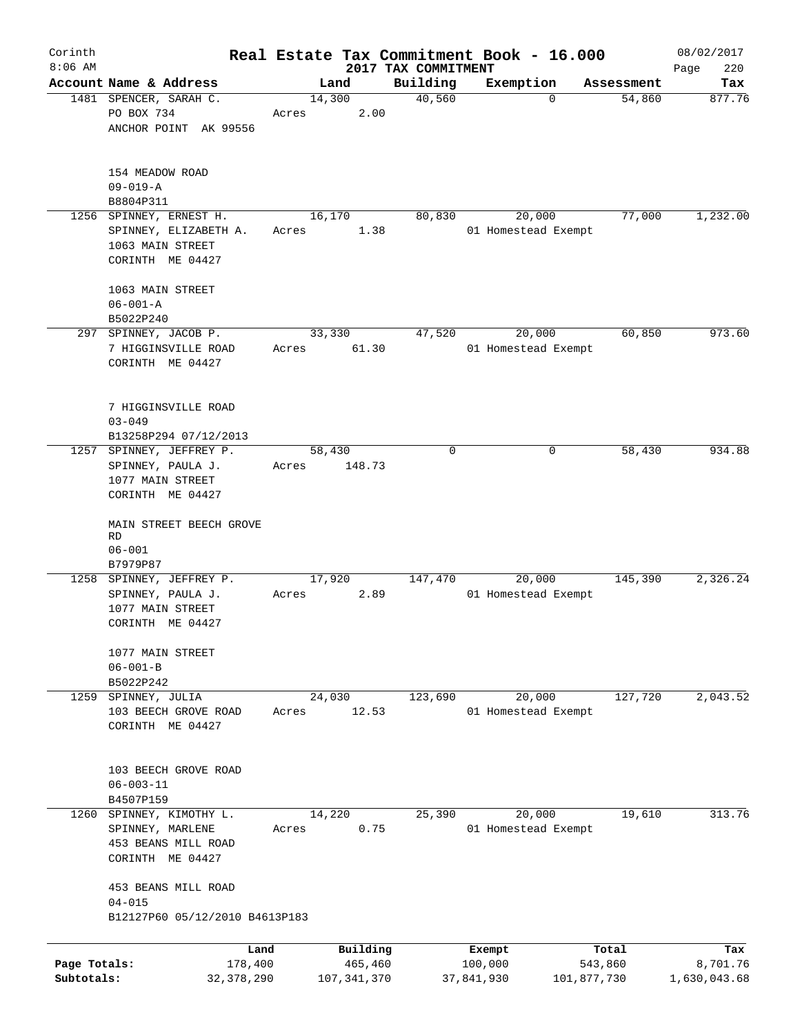# Real Estate Tax Commitment Book - 16.000

## 2017 TAX COMMITMENT

Corinth
8:06 AM
08/02/2017

| Account | Name & Address | Land | Building | Exemption | Assessment | Tax |
|---|---|---|---|---|---|---|
| 1481 | SPENCER, SARAH C.<br>PO BOX 734<br>ANCHOR POINT AK 99556<br><br>154 MEADOW ROAD<br>09-019-A<br>B8804P311 | 14,300<br>Acres 2.00 | 40,560 | 0 | 54,860 | 877.76 |
| 1256 | SPINNEY, ERNEST H.<br>SPINNEY, ELIZABETH A.<br>1063 MAIN STREET<br>CORINTH ME 04427<br><br>1063 MAIN STREET<br>06-001-A<br>B5022P240 | 16,170<br>Acres 1.38 | 80,830 | 20,000<br>01 Homestead Exempt | 77,000 | 1,232.00 |
| 297 | SPINNEY, JACOB P.<br>7 HIGGINSVILLE ROAD<br>CORINTH ME 04427<br><br>7 HIGGINSVILLE ROAD<br>03-049<br>B13258P294 07/12/2013 | 33,330<br>Acres 61.30 | 47,520 | 20,000<br>01 Homestead Exempt | 60,850 | 973.60 |
| 1257 | SPINNEY, JEFFREY P.<br>SPINNEY, PAULA J.<br>1077 MAIN STREET<br>CORINTH ME 04427<br><br>MAIN STREET BEECH GROVE RD<br>06-001<br>B7979P87 | 58,430<br>Acres 148.73 | 0 | 0 | 58,430 | 934.88 |
| 1258 | SPINNEY, JEFFREY P.<br>SPINNEY, PAULA J.<br>1077 MAIN STREET<br>CORINTH ME 04427<br><br>1077 MAIN STREET<br>06-001-B<br>B5022P242 | 17,920<br>Acres 2.89 | 147,470 | 20,000<br>01 Homestead Exempt | 145,390 | 2,326.24 |
| 1259 | SPINNEY, JULIA<br>103 BEECH GROVE ROAD<br>CORINTH ME 04427<br><br>103 BEECH GROVE ROAD<br>06-003-11<br>B4507P159 | 24,030<br>Acres 12.53 | 123,690 | 20,000<br>01 Homestead Exempt | 127,720 | 2,043.52 |
| 1260 | SPINNEY, KIMOTHY L.<br>SPINNEY, MARLENE<br>453 BEANS MILL ROAD<br>CORINTH ME 04427<br><br>453 BEANS MILL ROAD<br>04-015<br>B12127P60 05/12/2010 B4613P183 | 14,220<br>Acres 0.75 | 25,390 | 20,000<br>01 Homestead Exempt | 19,610 | 313.76 |

| | Land | Building | Exempt | Total | Tax |
|---|---|---|---|---|---|
| Page Totals: | 178,400 | 465,460 | 100,000 | 543,860 | 8,701.76 |
| Subtotals: | 32,378,290 | 107,341,370 | 37,841,930 | 101,877,730 | 1,630,043.68 |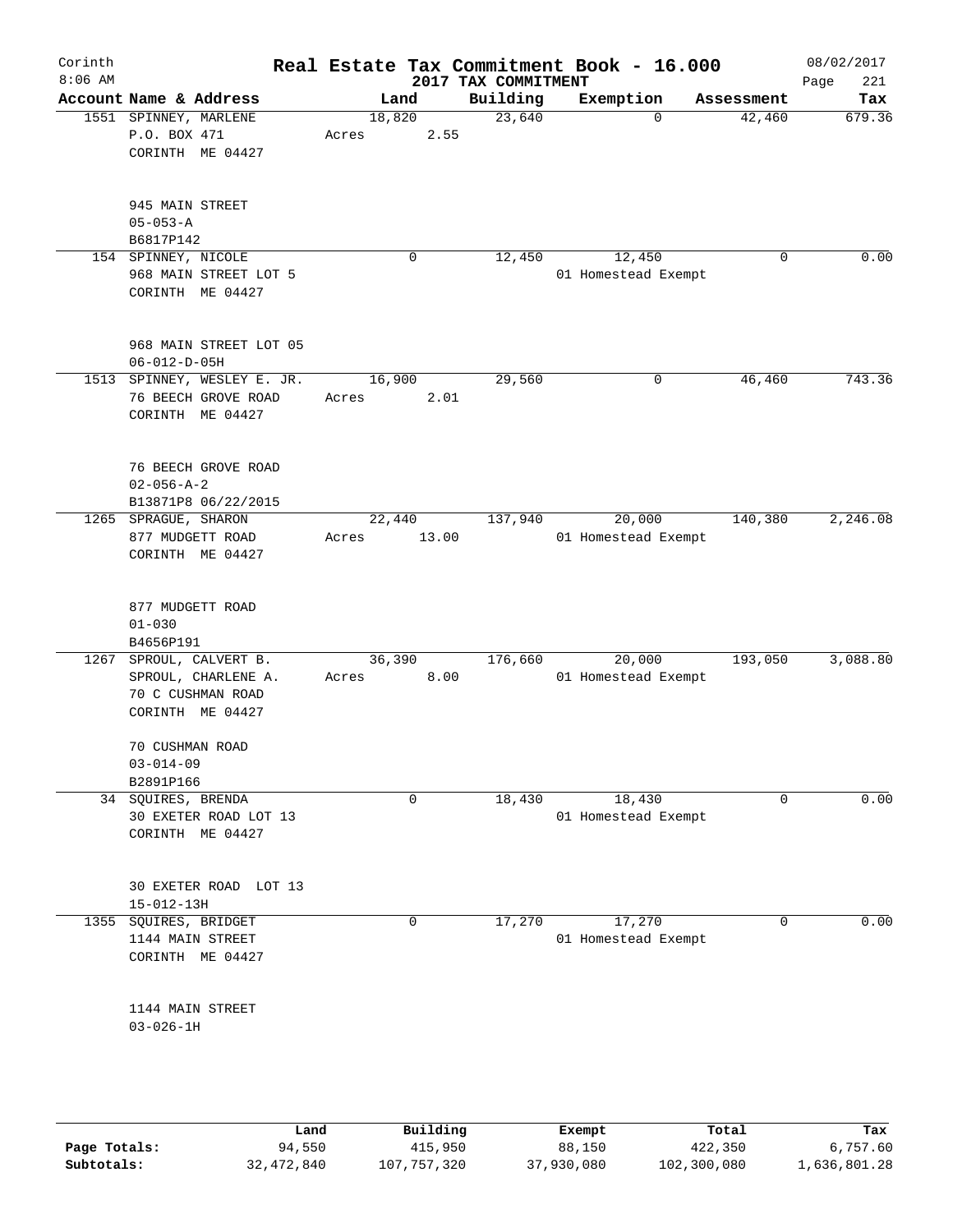Corinth 8:06 AM

# Real Estate Tax Commitment Book - 16.000

2017 TAX COMMITMENT

08/02/2017 Page 221

| Account Name & Address | Land | Building | Exemption | Assessment | Tax |
|---|---|---|---|---|---|
| 1551 SPINNEY, MARLENE<br>P.O. BOX 471<br>CORINTH ME 04427<br><br>945 MAIN STREET<br>05-053-A<br>B6817P142 | 18,820<br>Acres 2.55 | 23,640 | 0 | 42,460 | 679.36 |
| 154 SPINNEY, NICOLE<br>968 MAIN STREET LOT 5<br>CORINTH ME 04427<br><br>968 MAIN STREET LOT 05<br>06-012-D-05H | 0 | 12,450 | 12,450<br>01 Homestead Exempt | 0 | 0.00 |
| 1513 SPINNEY, WESLEY E. JR.<br>76 BEECH GROVE ROAD<br>CORINTH ME 04427<br><br>76 BEECH GROVE ROAD<br>02-056-A-2<br>B13871P8 06/22/2015 | 16,900<br>Acres 2.01 | 29,560 | 0 | 46,460 | 743.36 |
| 1265 SPRAGUE, SHARON<br>877 MUDGETT ROAD<br>CORINTH ME 04427<br><br>877 MUDGETT ROAD<br>01-030<br>B4656P191 | 22,440<br>Acres 13.00 | 137,940 | 20,000<br>01 Homestead Exempt | 140,380 | 2,246.08 |
| 1267 SPROUL, CALVERT B.<br>SPROUL, CHARLENE A.<br>70 C CUSHMAN ROAD<br>CORINTH ME 04427<br><br>70 CUSHMAN ROAD<br>03-014-09<br>B2891P166 | 36,390<br>Acres 8.00 | 176,660 | 20,000<br>01 Homestead Exempt | 193,050 | 3,088.80 |
| 34 SQUIRES, BRENDA<br>30 EXETER ROAD LOT 13<br>CORINTH ME 04427<br><br>30 EXETER ROAD LOT 13<br>15-012-13H | 0 | 18,430 | 18,430<br>01 Homestead Exempt | 0 | 0.00 |
| 1355 SQUIRES, BRIDGET<br>1144 MAIN STREET<br>CORINTH ME 04427<br><br>1144 MAIN STREET<br>03-026-1H | 0 | 17,270 | 17,270<br>01 Homestead Exempt | 0 | 0.00 |

| | Land | Building | Exempt | Total | Tax |
|---|---|---|---|---|---|
| Page Totals: | 94,550 | 415,950 | 88,150 | 422,350 | 6,757.60 |
| Subtotals: | 32,472,840 | 107,757,320 | 37,930,080 | 102,300,080 | 1,636,801.28 |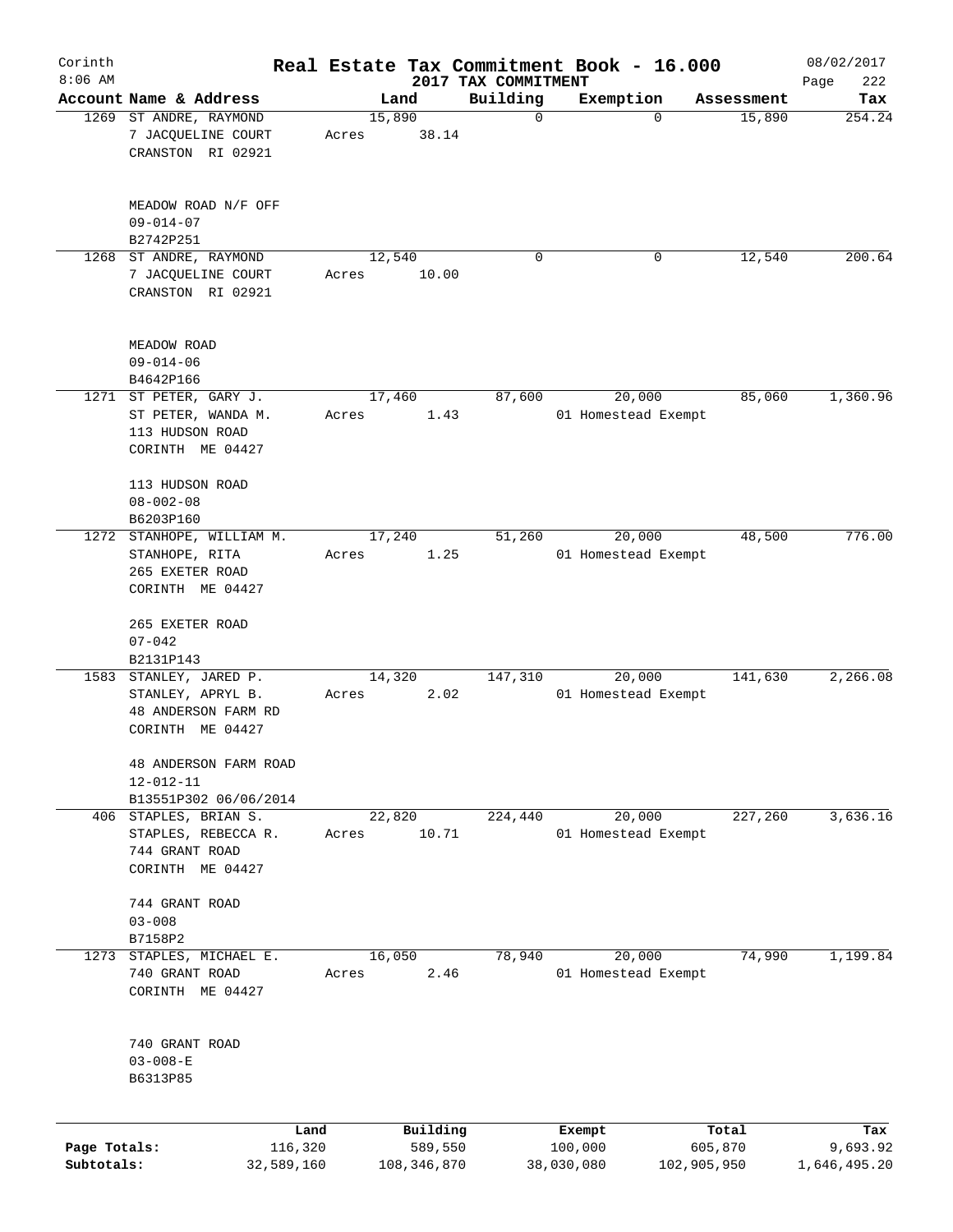# Real Estate Tax Commitment Book - 16.000

Corinth
8:06 AM

2017 TAX COMMITMENT

08/02/2017

| Account | Name & Address | Land | Building | Exemption | Assessment | Tax |
|---|---|---|---|---|---|---|
| 1269 | ST ANDRE, RAYMOND<br>7 JACQUELINE COURT<br>CRANSTON RI 02921<br><br>MEADOW ROAD N/F OFF<br>09-014-07<br>B2742P251 | 15,890<br>Acres 38.14 | 0 | 0 | 15,890 | 254.24 |
| 1268 | ST ANDRE, RAYMOND<br>7 JACQUELINE COURT<br>CRANSTON RI 02921<br><br>MEADOW ROAD<br>09-014-06<br>B4642P166 | 12,540<br>Acres 10.00 | 0 | 0 | 12,540 | 200.64 |
| 1271 | ST PETER, GARY J.<br>ST PETER, WANDA M.<br>113 HUDSON ROAD<br>CORINTH ME 04427<br><br>113 HUDSON ROAD<br>08-002-08<br>B6203P160 | 17,460<br>Acres 1.43 | 87,600 | 20,000<br>01 Homestead Exempt | 85,060 | 1,360.96 |
| 1272 | STANHOPE, WILLIAM M.<br>STANHOPE, RITA<br>265 EXETER ROAD<br>CORINTH ME 04427<br><br>265 EXETER ROAD<br>07-042<br>B2131P143 | 17,240<br>Acres 1.25 | 51,260 | 20,000<br>01 Homestead Exempt | 48,500 | 776.00 |
| 1583 | STANLEY, JARED P.<br>STANLEY, APRYL B.<br>48 ANDERSON FARM RD<br>CORINTH ME 04427<br><br>48 ANDERSON FARM ROAD<br>12-012-11<br>B13551P302 06/06/2014 | 14,320<br>Acres 2.02 | 147,310 | 20,000<br>01 Homestead Exempt | 141,630 | 2,266.08 |
| 406 | STAPLES, BRIAN S.<br>STAPLES, REBECCA R.<br>744 GRANT ROAD<br>CORINTH ME 04427<br><br>744 GRANT ROAD<br>03-008<br>B7158P2 | 22,820<br>Acres 10.71 | 224,440 | 20,000<br>01 Homestead Exempt | 227,260 | 3,636.16 |
| 1273 | STAPLES, MICHAEL E.<br>740 GRANT ROAD<br>CORINTH ME 04427<br><br>740 GRANT ROAD<br>03-008-E<br>B6313P85 | 16,050<br>Acres 2.46 | 78,940 | 20,000<br>01 Homestead Exempt | 74,990 | 1,199.84 |

| | Land | Building | Exempt | Total | Tax |
|---|---|---|---|---|---|
| Page Totals: | 116,320 | 589,550 | 100,000 | 605,870 | 9,693.92 |
| Subtotals: | 32,589,160 | 108,346,870 | 38,030,080 | 102,905,950 | 1,646,495.20 |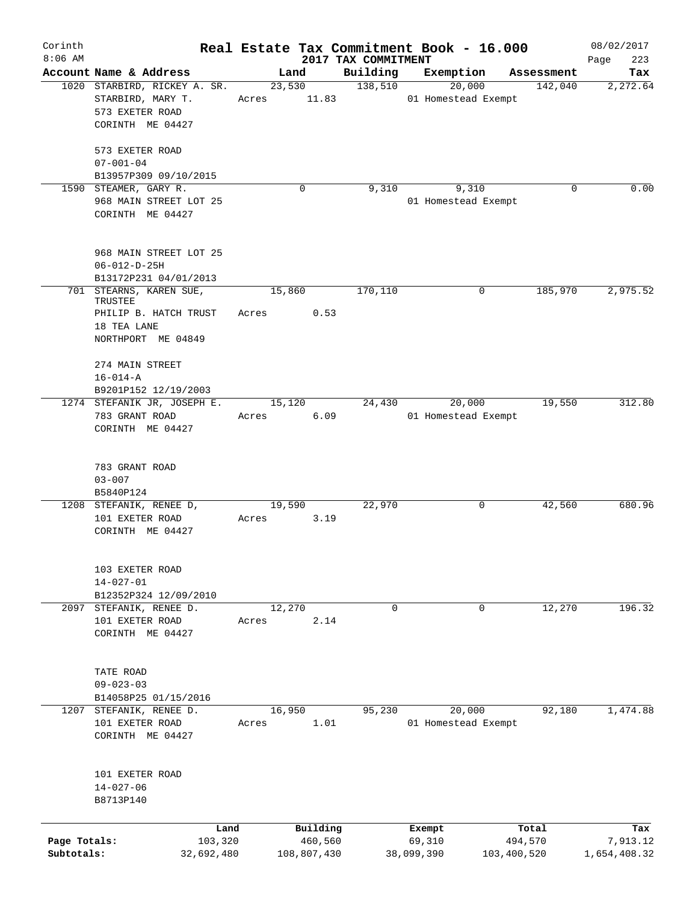# Real Estate Tax Commitment Book - 16.000

Corinth
8:06 AM

2017 TAX COMMITMENT

08/02/2017

| Account | Name & Address | Land | Building | Exemption | Assessment | Tax |
|---|---|---|---|---|---|---|
| 1020 | STARBIRD, RICKEY A. SR.<br>STARBIRD, MARY T.<br>573 EXETER ROAD<br>CORINTH ME 04427<br><br>573 EXETER ROAD<br>07-001-04<br>B13957P309 09/10/2015 | 23,530<br>Acres 11.83 | 138,510 | 20,000<br>01 Homestead Exempt | 142,040 | 2,272.64 |
| 1590 | STEAMER, GARY R.<br>968 MAIN STREET LOT 25<br>CORINTH ME 04427<br><br>968 MAIN STREET LOT 25<br>06-012-D-25H<br>B13172P231 04/01/2013 | 0 | 9,310 | 9,310<br>01 Homestead Exempt | 0 | 0.00 |
| 701 | STEARNS, KAREN SUE, TRUSTEE<br>PHILIP B. HATCH TRUST<br>18 TEA LANE<br>NORTHPORT ME 04849<br><br>274 MAIN STREET<br>16-014-A<br>B9201P152 12/19/2003 | 15,860<br>Acres 0.53 | 170,110 | 0 | 185,970 | 2,975.52 |
| 1274 | STEFANIK JR, JOSEPH E.<br>783 GRANT ROAD<br>CORINTH ME 04427<br><br>783 GRANT ROAD<br>03-007<br>B5840P124 | 15,120<br>Acres 6.09 | 24,430 | 20,000<br>01 Homestead Exempt | 19,550 | 312.80 |
| 1208 | STEFANIK, RENEE D,<br>101 EXETER ROAD<br>CORINTH ME 04427<br><br>103 EXETER ROAD<br>14-027-01<br>B12352P324 12/09/2010 | 19,590<br>Acres 3.19 | 22,970 | 0 | 42,560 | 680.96 |
| 2097 | STEFANIK, RENEE D.<br>101 EXETER ROAD<br>CORINTH ME 04427<br><br>TATE ROAD<br>09-023-03<br>B14058P25 01/15/2016 | 12,270<br>Acres 2.14 | 0 | 0 | 12,270 | 196.32 |
| 1207 | STEFANIK, RENEE D.<br>101 EXETER ROAD<br>CORINTH ME 04427<br><br>101 EXETER ROAD<br>14-027-06<br>B8713P140 | 16,950<br>Acres 1.01 | 95,230 | 20,000<br>01 Homestead Exempt | 92,180 | 1,474.88 |

| | Land | Building | Exempt | Total | Tax |
|---|---|---|---|---|---|
| Page Totals: | 103,320 | 460,560 | 69,310 | 494,570 | 7,913.12 |
| Subtotals: | 32,692,480 | 108,807,430 | 38,099,390 | 103,400,520 | 1,654,408.32 |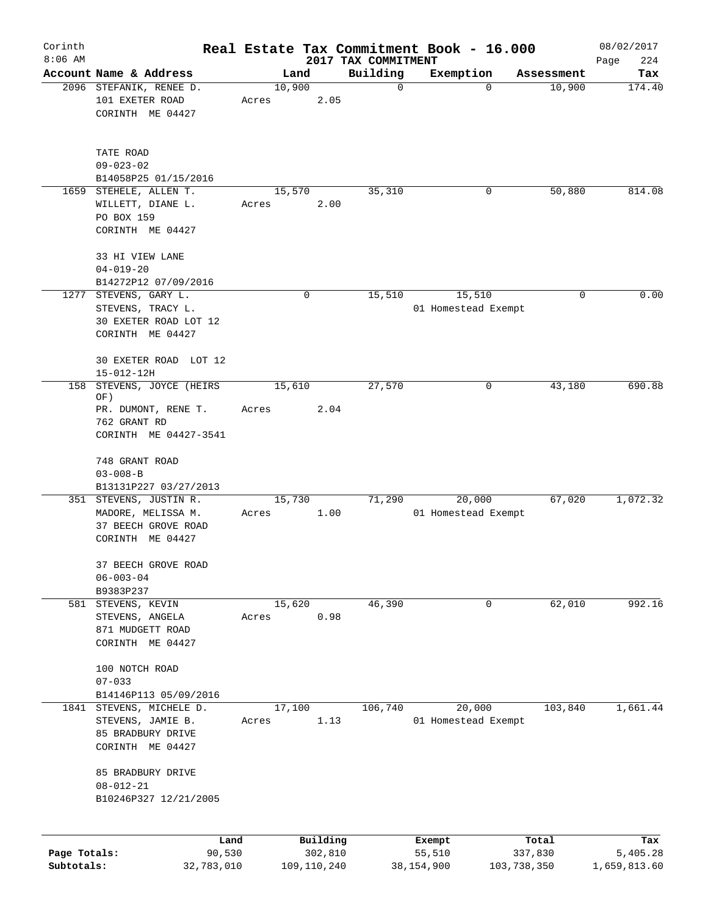# Corinth Real Estate Tax Commitment Book - 16.000

8:06 AM — 2017 TAX COMMITMENT — 08/02/2017

| Account Name & Address | Land | Building | Exemption | Assessment | Tax |
|---|---|---|---|---|---|
| 2096 STEFANIK, RENEE D.<br>101 EXETER ROAD<br>CORINTH ME 04427<br><br>TATE ROAD<br>09-023-02<br>B14058P25 01/15/2016 | 10,900<br>Acres 2.05 | 0 | 0 | 10,900 | 174.40 |
| 1659 STEHELE, ALLEN T.<br>WILLETT, DIANE L.<br>PO BOX 159<br>CORINTH ME 04427<br><br>33 HI VIEW LANE<br>04-019-20<br>B14272P12 07/09/2016 | 15,570<br>Acres 2.00 | 35,310 | 0 | 50,880 | 814.08 |
| 1277 STEVENS, GARY L.<br>STEVENS, TRACY L.<br>30 EXETER ROAD LOT 12<br>CORINTH ME 04427<br><br>30 EXETER ROAD LOT 12<br>15-012-12H | 0 | 15,510 | 15,510<br>01 Homestead Exempt | 0 | 0.00 |
| 158 STEVENS, JOYCE (HEIRS OF)<br>PR. DUMONT, RENE T.<br>762 GRANT RD<br>CORINTH ME 04427-3541<br><br>748 GRANT ROAD<br>03-008-B<br>B13131P227 03/27/2013 | 15,610<br>Acres 2.04 | 27,570 | 0 | 43,180 | 690.88 |
| 351 STEVENS, JUSTIN R.<br>MADORE, MELISSA M.<br>37 BEECH GROVE ROAD<br>CORINTH ME 04427<br><br>37 BEECH GROVE ROAD<br>06-003-04<br>B9383P237 | 15,730<br>Acres 1.00 | 71,290 | 20,000<br>01 Homestead Exempt | 67,020 | 1,072.32 |
| 581 STEVENS, KEVIN<br>STEVENS, ANGELA<br>871 MUDGETT ROAD<br>CORINTH ME 04427<br><br>100 NOTCH ROAD<br>07-033<br>B14146P113 05/09/2016 | 15,620<br>Acres 0.98 | 46,390 | 0 | 62,010 | 992.16 |
| 1841 STEVENS, MICHELE D.<br>STEVENS, JAMIE B.<br>85 BRADBURY DRIVE<br>CORINTH ME 04427<br><br>85 BRADBURY DRIVE<br>08-012-21<br>B10246P327 12/21/2005 | 17,100<br>Acres 1.13 | 106,740 | 20,000<br>01 Homestead Exempt | 103,840 | 1,661.44 |

| | Land | Building | Exempt | Total | Tax |
|---|---|---|---|---|---|
| Page Totals: | 90,530 | 302,810 | 55,510 | 337,830 | 5,405.28 |
| Subtotals: | 32,783,010 | 109,110,240 | 38,154,900 | 103,738,350 | 1,659,813.60 |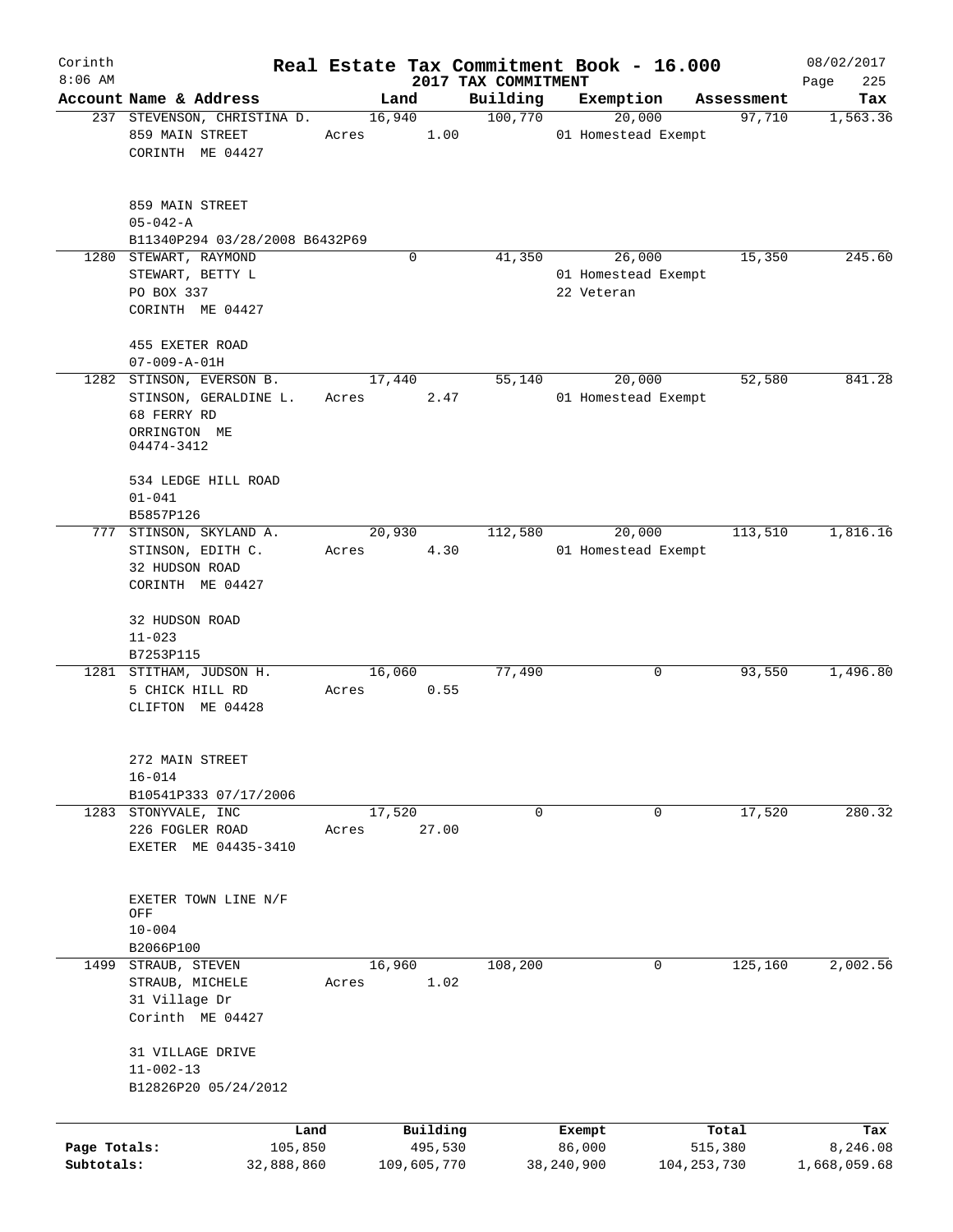Corinth 8:06 AM

# Real Estate Tax Commitment Book - 16.000

## 2017 TAX COMMITMENT

08/02/2017 Page 225

| Account Name & Address | Land | Building | Exemption | Assessment | Tax |
|---|---|---|---|---|---|
| 237 STEVENSON, CHRISTINA D.<br>859 MAIN STREET<br>CORINTH ME 04427<br><br>859 MAIN STREET<br>05-042-A<br>B11340P294 03/28/2008 B6432P69 | 16,940<br>Acres 1.00 | 100,770 | 20,000<br>01 Homestead Exempt | 97,710 | 1,563.36 |
| 1280 STEWART, RAYMOND<br>STEWART, BETTY L<br>PO BOX 337<br>CORINTH ME 04427<br><br>455 EXETER ROAD<br>07-009-A-01H | 0 | 41,350 | 26,000<br>01 Homestead Exempt<br>22 Veteran | 15,350 | 245.60 |
| 1282 STINSON, EVERSON B.<br>STINSON, GERALDINE L.<br>68 FERRY RD<br>ORRINGTON ME<br>04474-3412<br><br>534 LEDGE HILL ROAD<br>01-041<br>B5857P126 | 17,440<br>Acres 2.47 | 55,140 | 20,000<br>01 Homestead Exempt | 52,580 | 841.28 |
| 777 STINSON, SKYLAND A.<br>STINSON, EDITH C.<br>32 HUDSON ROAD<br>CORINTH ME 04427<br><br>32 HUDSON ROAD<br>11-023<br>B7253P115 | 20,930<br>Acres 4.30 | 112,580 | 20,000<br>01 Homestead Exempt | 113,510 | 1,816.16 |
| 1281 STITHAM, JUDSON H.<br>5 CHICK HILL RD<br>CLIFTON ME 04428<br><br>272 MAIN STREET<br>16-014<br>B10541P333 07/17/2006 | 16,060<br>Acres 0.55 | 77,490 | 0 | 93,550 | 1,496.80 |
| 1283 STONYVALE, INC<br>226 FOGLER ROAD<br>EXETER ME 04435-3410<br><br>EXETER TOWN LINE N/F<br>OFF<br>10-004<br>B2066P100 | 17,520<br>Acres 27.00 | 0 | 0 | 17,520 | 280.32 |
| 1499 STRAUB, STEVEN<br>STRAUB, MICHELE<br>31 Village Dr<br>Corinth ME 04427<br><br>31 VILLAGE DRIVE<br>11-002-13<br>B12826P20 05/24/2012 | 16,960<br>Acres 1.02 | 108,200 | 0 | 125,160 | 2,002.56 |

| | Land | Building | Exempt | Total | Tax |
|---|---|---|---|---|---|
| Page Totals: | 105,850 | 495,530 | 86,000 | 515,380 | 8,246.08 |
| Subtotals: | 32,888,860 | 109,605,770 | 38,240,900 | 104,253,730 | 1,668,059.68 |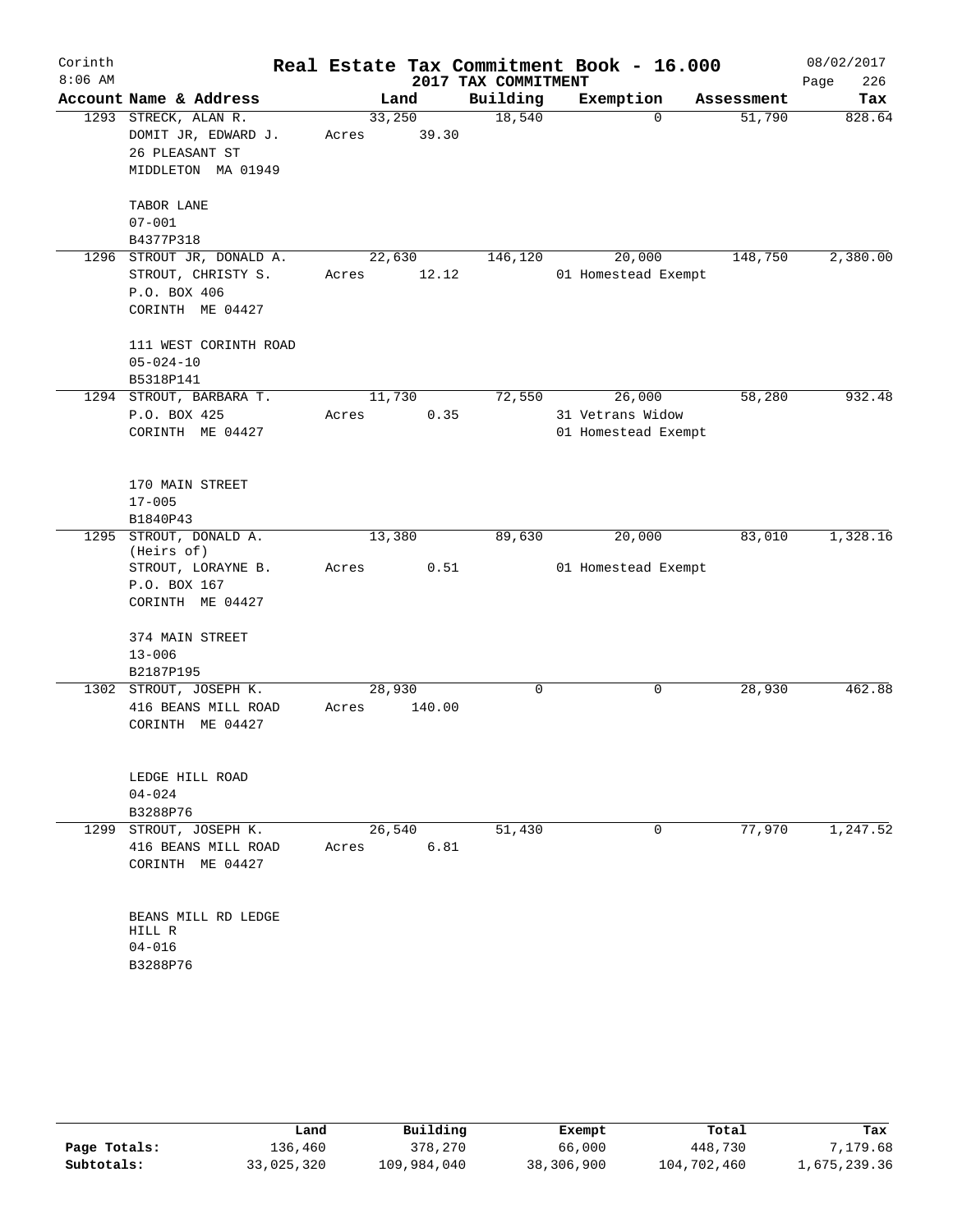# Real Estate Tax Commitment Book - 16.000

Corinth 8:06 AM — 2017 TAX COMMITMENT — 08/02/2017

| Account | Name & Address | Land | Building | Exemption | Assessment | Tax |
|---|---|---|---|---|---|---|
| 1293 | STRECK, ALAN R.<br>DOMIT JR, EDWARD J.<br>26 PLEASANT ST<br>MIDDLETON MA 01949<br><br>TABOR LANE<br>07-001<br>B4377P318 | 33,250<br>Acres 39.30 | 18,540 | 0 | 51,790 | 828.64 |
| 1296 | STROUT JR, DONALD A.<br>STROUT, CHRISTY S.<br>P.O. BOX 406<br>CORINTH ME 04427<br><br>111 WEST CORINTH ROAD<br>05-024-10<br>B5318P141 | 22,630<br>Acres 12.12 | 146,120 | 20,000<br>01 Homestead Exempt | 148,750 | 2,380.00 |
| 1294 | STROUT, BARBARA T.<br>P.O. BOX 425<br>CORINTH ME 04427<br><br>170 MAIN STREET<br>17-005<br>B1840P43 | 11,730<br>Acres 0.35 | 72,550 | 26,000<br>31 Vetrans Widow<br>01 Homestead Exempt | 58,280 | 932.48 |
| 1295 | STROUT, DONALD A.<br>(Heirs of)<br>STROUT, LORAYNE B.<br>P.O. BOX 167<br>CORINTH ME 04427<br><br>374 MAIN STREET<br>13-006<br>B2187P195 | 13,380<br>Acres 0.51 | 89,630 | 20,000<br>01 Homestead Exempt | 83,010 | 1,328.16 |
| 1302 | STROUT, JOSEPH K.<br>416 BEANS MILL ROAD<br>CORINTH ME 04427<br><br>LEDGE HILL ROAD<br>04-024<br>B3288P76 | 28,930<br>Acres 140.00 | 0 | 0 | 28,930 | 462.88 |
| 1299 | STROUT, JOSEPH K.<br>416 BEANS MILL ROAD<br>CORINTH ME 04427<br><br>BEANS MILL RD LEDGE HILL R<br>04-016<br>B3288P76 | 26,540<br>Acres 6.81 | 51,430 | 0 | 77,970 | 1,247.52 |

| | Land | Building | Exempt | Total | Tax |
|---|---|---|---|---|---|
| Page Totals: | 136,460 | 378,270 | 66,000 | 448,730 | 7,179.68 |
| Subtotals: | 33,025,320 | 109,984,040 | 38,306,900 | 104,702,460 | 1,675,239.36 |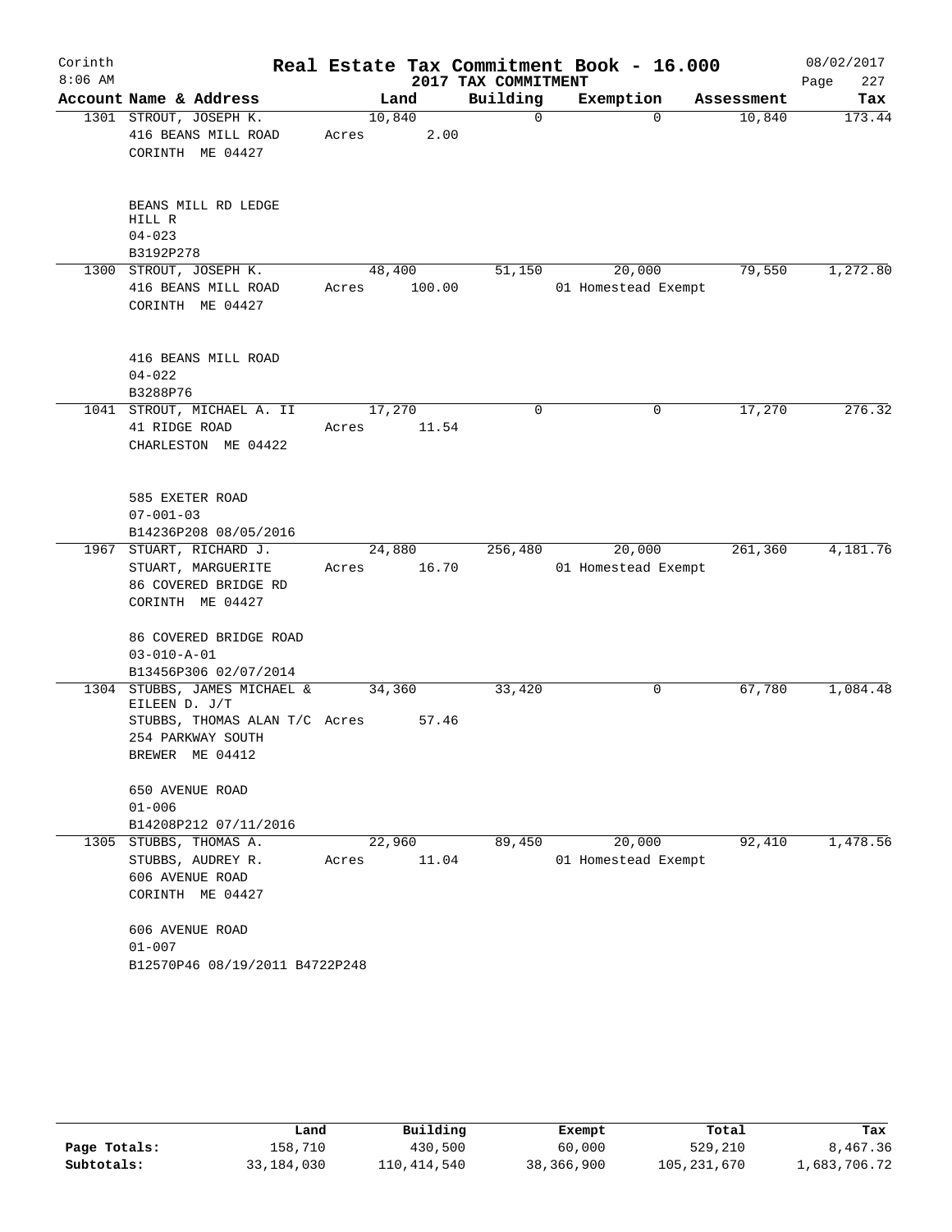Corinth
8:06 AM

# Real Estate Tax Commitment Book - 16.000

## 2017 TAX COMMITMENT

08/02/2017

| Account Name & Address | Land | Building | Exemption | Assessment | Tax |
|---|---|---|---|---|---|
| 1301 STROUT, JOSEPH K.<br>416 BEANS MILL ROAD<br>CORINTH ME 04427<br><br>BEANS MILL RD LEDGE HILL R<br>04-023<br>B3192P278 | 10,840<br>Acres 2.00 | 0 | 0 | 10,840 | 173.44 |
| 1300 STROUT, JOSEPH K.<br>416 BEANS MILL ROAD<br>CORINTH ME 04427<br><br>416 BEANS MILL ROAD<br>04-022<br>B3288P76 | 48,400<br>Acres 100.00 | 51,150 | 20,000<br>01 Homestead Exempt | 79,550 | 1,272.80 |
| 1041 STROUT, MICHAEL A. II<br>41 RIDGE ROAD<br>CHARLESTON ME 04422<br><br>585 EXETER ROAD<br>07-001-03<br>B14236P208 08/05/2016 | 17,270<br>Acres 11.54 | 0 | 0 | 17,270 | 276.32 |
| 1967 STUART, RICHARD J.<br>STUART, MARGUERITE<br>86 COVERED BRIDGE RD<br>CORINTH ME 04427<br><br>86 COVERED BRIDGE ROAD<br>03-010-A-01<br>B13456P306 02/07/2014 | 24,880<br>Acres 16.70 | 256,480 | 20,000<br>01 Homestead Exempt | 261,360 | 4,181.76 |
| 1304 STUBBS, JAMES MICHAEL & EILEEN D. J/T<br>STUBBS, THOMAS ALAN T/C<br>254 PARKWAY SOUTH<br>BREWER ME 04412<br><br>650 AVENUE ROAD<br>01-006<br>B14208P212 07/11/2016 | 34,360<br>Acres 57.46 | 33,420 | 0 | 67,780 | 1,084.48 |
| 1305 STUBBS, THOMAS A.<br>STUBBS, AUDREY R.<br>606 AVENUE ROAD<br>CORINTH ME 04427<br><br>606 AVENUE ROAD<br>01-007<br>B12570P46 08/19/2011 B4722P248 | 22,960<br>Acres 11.04 | 89,450 | 20,000<br>01 Homestead Exempt | 92,410 | 1,478.56 |

| | Land | Building | Exempt | Total | Tax |
|---|---|---|---|---|---|
| Page Totals: | 158,710 | 430,500 | 60,000 | 529,210 | 8,467.36 |
| Subtotals: | 33,184,030 | 110,414,540 | 38,366,900 | 105,231,670 | 1,683,706.72 |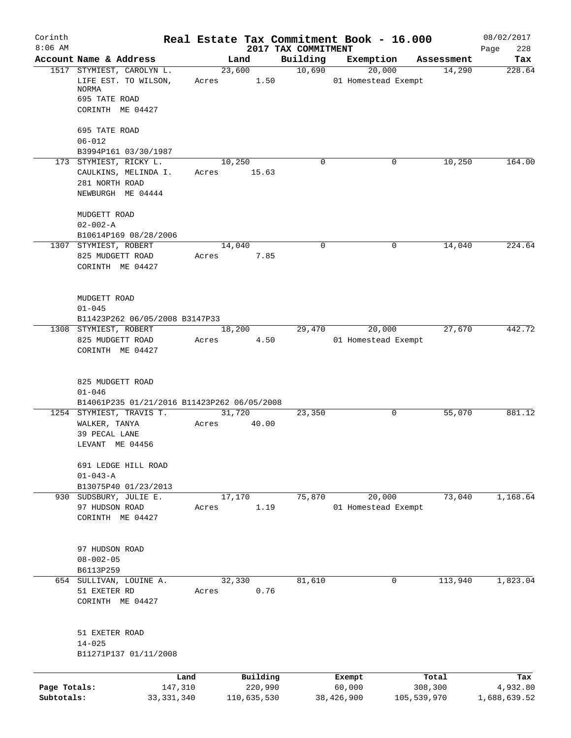# Corinth — Real Estate Tax Commitment Book - 16.000

**2017 TAX COMMITMENT**

8:06 AM — 08/02/2017

| Account | Name & Address | Land | Building | Exemption | Assessment | Tax |
|---|---|---|---|---|---|---|
| 1517 | STYMIEST, CAROLYN L.<br>LIFE EST. TO WILSON, NORMA<br>695 TATE ROAD<br>CORINTH ME 04427<br><br>695 TATE ROAD<br>06-012<br>B3994P161 03/30/1987 | 23,600<br>Acres 1.50 | 10,690 | 20,000<br>01 Homestead Exempt | 14,290 | 228.64 |
| 173 | STYMIEST, RICKY L.<br>CAULKINS, MELINDA I.<br>281 NORTH ROAD<br>NEWBURGH ME 04444<br><br>MUDGETT ROAD<br>02-002-A<br>B10614P169 08/28/2006 | 10,250<br>Acres 15.63 | 0 | 0 | 10,250 | 164.00 |
| 1307 | STYMIEST, ROBERT<br>825 MUDGETT ROAD<br>CORINTH ME 04427<br><br>MUDGETT ROAD<br>01-045<br>B11423P262 06/05/2008 B3147P33 | 14,040<br>Acres 7.85 | 0 | 0 | 14,040 | 224.64 |
| 1308 | STYMIEST, ROBERT<br>825 MUDGETT ROAD<br>CORINTH ME 04427<br><br>825 MUDGETT ROAD<br>01-046<br>B14061P235 01/21/2016 B11423P262 06/05/2008 | 18,200<br>Acres 4.50 | 29,470 | 20,000<br>01 Homestead Exempt | 27,670 | 442.72 |
| 1254 | STYMIEST, TRAVIS T.<br>WALKER, TANYA<br>39 PECAL LANE<br>LEVANT ME 04456<br><br>691 LEDGE HILL ROAD<br>01-043-A<br>B13075P40 01/23/2013 | 31,720<br>Acres 40.00 | 23,350 | 0 | 55,070 | 881.12 |
| 930 | SUDSBURY, JULIE E.<br>97 HUDSON ROAD<br>CORINTH ME 04427<br><br>97 HUDSON ROAD<br>08-002-05<br>B6113P259 | 17,170<br>Acres 1.19 | 75,870 | 20,000<br>01 Homestead Exempt | 73,040 | 1,168.64 |
| 654 | SULLIVAN, LOUINE A.<br>51 EXETER RD<br>CORINTH ME 04427<br><br>51 EXETER ROAD<br>14-025<br>B11271P137 01/11/2008 | 32,330<br>Acres 0.76 | 81,610 | 0 | 113,940 | 1,823.04 |

| | Land | Building | Exempt | Total | Tax |
|---|---|---|---|---|---|
| Page Totals: | 147,310 | 220,990 | 60,000 | 308,300 | 4,932.80 |
| Subtotals: | 33,331,340 | 110,635,530 | 38,426,900 | 105,539,970 | 1,688,639.52 |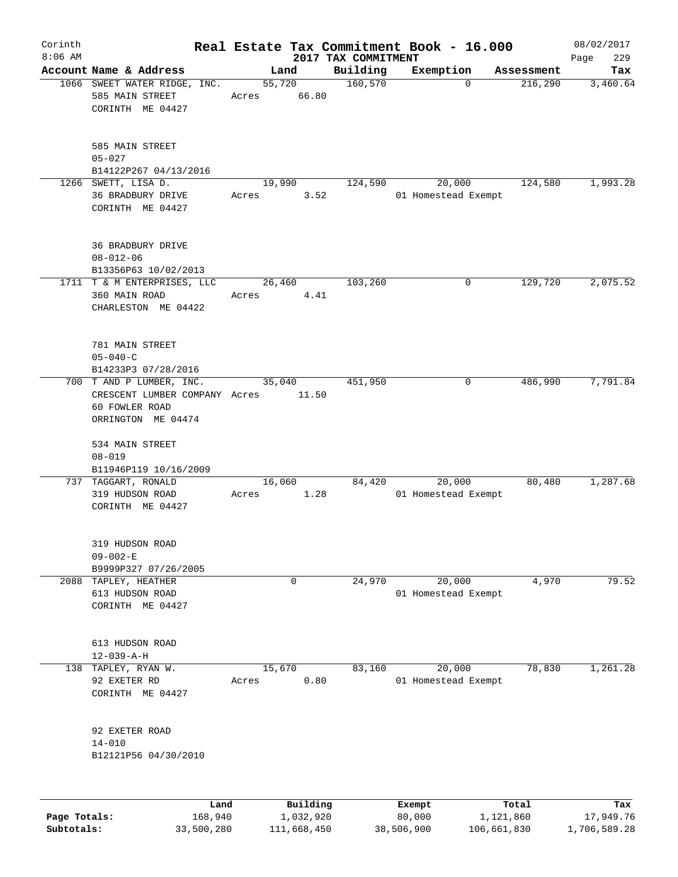# Corinth — Real Estate Tax Commitment Book - 16.000

8:06 AM — 2017 TAX COMMITMENT — 08/02/2017

| Account | Name & Address | Land | Building | Exemption | Assessment | Tax |
|---|---|---|---|---|---|---|
| 1066 | SWEET WATER RIDGE, INC.<br>585 MAIN STREET<br>CORINTH ME 04427<br><br>585 MAIN STREET<br>05-027<br>B14122P267 04/13/2016 | 55,720<br>Acres 66.80 | 160,570 | 0 | 216,290 | 3,460.64 |
| 1266 | SWETT, LISA D.<br>36 BRADBURY DRIVE<br>CORINTH ME 04427<br><br>36 BRADBURY DRIVE<br>08-012-06<br>B13356P63 10/02/2013 | 19,990<br>Acres 3.52 | 124,590 | 20,000<br>01 Homestead Exempt | 124,580 | 1,993.28 |
| 1711 | T & M ENTERPRISES, LLC<br>360 MAIN ROAD<br>CHARLESTON ME 04422<br><br>781 MAIN STREET<br>05-040-C<br>B14233P3 07/28/2016 | 26,460<br>Acres 4.41 | 103,260 | 0 | 129,720 | 2,075.52 |
| 700 | T AND P LUMBER, INC.<br>CRESCENT LUMBER COMPANY<br>60 FOWLER ROAD<br>ORRINGTON ME 04474<br><br>534 MAIN STREET<br>08-019<br>B11946P119 10/16/2009 | 35,040<br>Acres 11.50 | 451,950 | 0 | 486,990 | 7,791.84 |
| 737 | TAGGART, RONALD<br>319 HUDSON ROAD<br>CORINTH ME 04427<br><br>319 HUDSON ROAD<br>09-002-E<br>B9999P327 07/26/2005 | 16,060<br>Acres 1.28 | 84,420 | 20,000<br>01 Homestead Exempt | 80,480 | 1,287.68 |
| 2088 | TAPLEY, HEATHER<br>613 HUDSON ROAD<br>CORINTH ME 04427<br><br>613 HUDSON ROAD<br>12-039-A-H | 0 | 24,970 | 20,000<br>01 Homestead Exempt | 4,970 | 79.52 |
| 138 | TAPLEY, RYAN W.<br>92 EXETER RD<br>CORINTH ME 04427<br><br>92 EXETER ROAD<br>14-010<br>B12121P56 04/30/2010 | 15,670<br>Acres 0.80 | 83,160 | 20,000<br>01 Homestead Exempt | 78,830 | 1,261.28 |

| | Land | Building | Exempt | Total | Tax |
|---|---|---|---|---|---|
| Page Totals: | 168,940 | 1,032,920 | 80,000 | 1,121,860 | 17,949.76 |
| Subtotals: | 33,500,280 | 111,668,450 | 38,506,900 | 106,661,830 | 1,706,589.28 |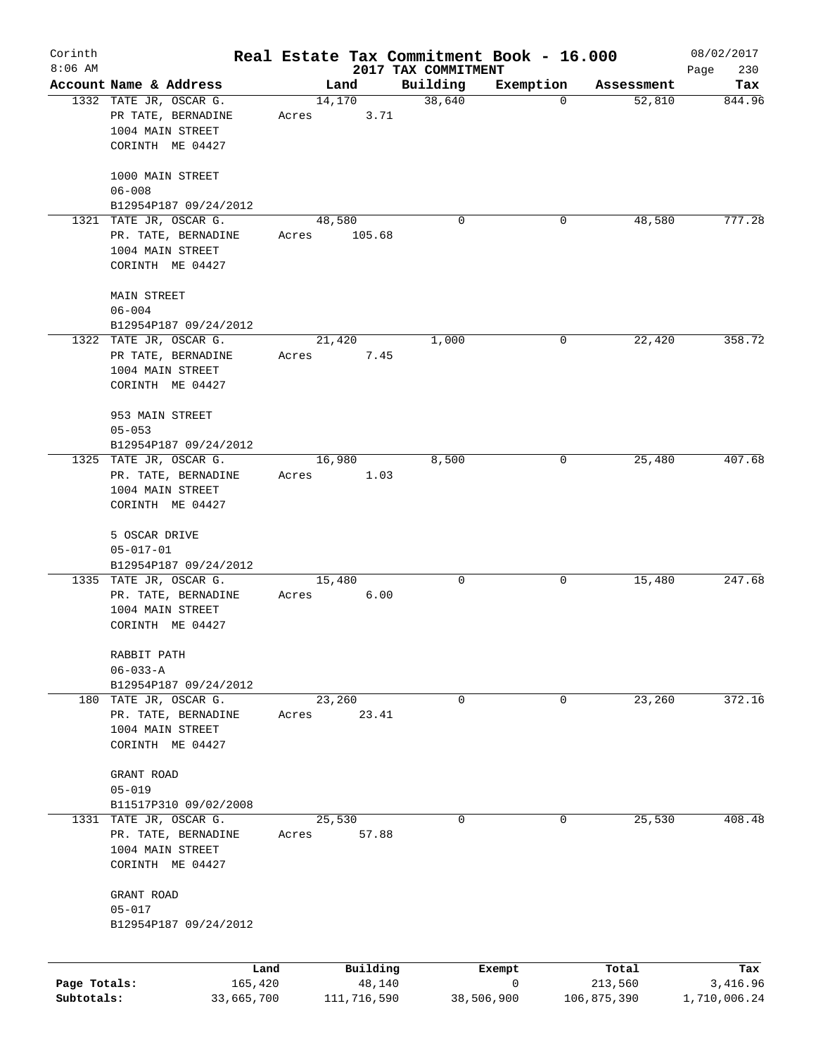Corinth 8:06 AM

# Real Estate Tax Commitment Book - 16.000

2017 TAX COMMITMENT

08/02/2017

| Account | Name & Address | Land | Building | Exemption | Assessment | Tax |
|---|---|---|---|---|---|---|
| 1332 | TATE JR, OSCAR G.<br>PR TATE, BERNADINE<br>1004 MAIN STREET<br>CORINTH ME 04427<br><br>1000 MAIN STREET<br>06-008<br>B12954P187 09/24/2012 | 14,170<br>Acres 3.71 | 38,640 | 0 | 52,810 | 844.96 |
| 1321 | TATE JR, OSCAR G.<br>PR. TATE, BERNADINE<br>1004 MAIN STREET<br>CORINTH ME 04427<br><br>MAIN STREET<br>06-004<br>B12954P187 09/24/2012 | 48,580<br>Acres 105.68 | 0 | 0 | 48,580 | 777.28 |
| 1322 | TATE JR, OSCAR G.<br>PR TATE, BERNADINE<br>1004 MAIN STREET<br>CORINTH ME 04427<br><br>953 MAIN STREET<br>05-053<br>B12954P187 09/24/2012 | 21,420<br>Acres 7.45 | 1,000 | 0 | 22,420 | 358.72 |
| 1325 | TATE JR, OSCAR G.<br>PR. TATE, BERNADINE<br>1004 MAIN STREET<br>CORINTH ME 04427<br><br>5 OSCAR DRIVE<br>05-017-01<br>B12954P187 09/24/2012 | 16,980<br>Acres 1.03 | 8,500 | 0 | 25,480 | 407.68 |
| 1335 | TATE JR, OSCAR G.<br>PR. TATE, BERNADINE<br>1004 MAIN STREET<br>CORINTH ME 04427<br><br>RABBIT PATH<br>06-033-A<br>B12954P187 09/24/2012 | 15,480<br>Acres 6.00 | 0 | 0 | 15,480 | 247.68 |
| 180 | TATE JR, OSCAR G.<br>PR. TATE, BERNADINE<br>1004 MAIN STREET<br>CORINTH ME 04427<br><br>GRANT ROAD<br>05-019<br>B11517P310 09/02/2008 | 23,260<br>Acres 23.41 | 0 | 0 | 23,260 | 372.16 |
| 1331 | TATE JR, OSCAR G.<br>PR. TATE, BERNADINE<br>1004 MAIN STREET<br>CORINTH ME 04427<br><br>GRANT ROAD<br>05-017<br>B12954P187 09/24/2012 | 25,530<br>Acres 57.88 | 0 | 0 | 25,530 | 408.48 |

| | Land | Building | Exempt | Total | Tax |
|---|---|---|---|---|---|
| Page Totals: | 165,420 | 48,140 | 0 | 213,560 | 3,416.96 |
| Subtotals: | 33,665,700 | 111,716,590 | 38,506,900 | 106,875,390 | 1,710,006.24 |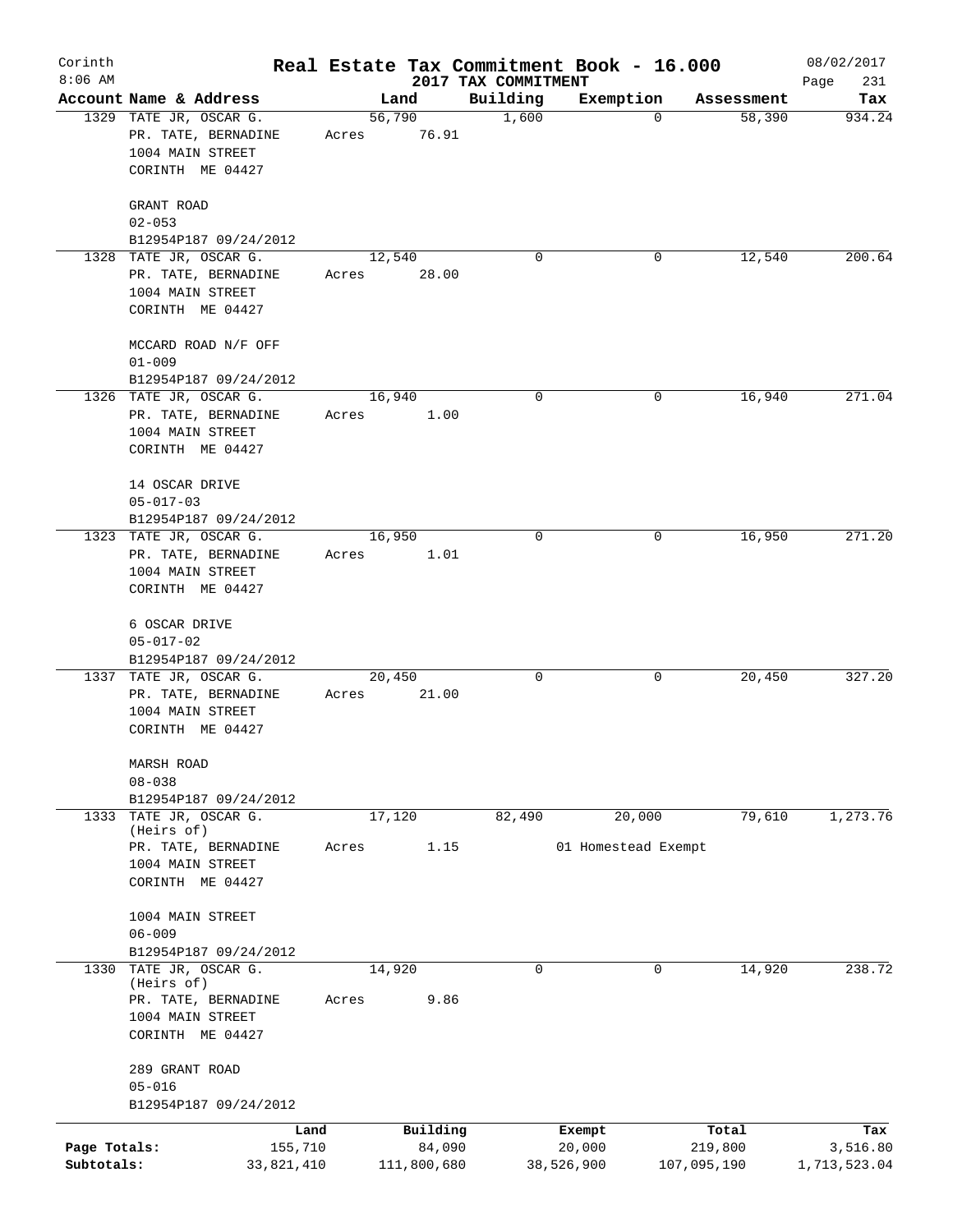Corinth 8:06 AM

# Real Estate Tax Commitment Book - 16.000

## 2017 TAX COMMITMENT

08/02/2017

| Account | Name & Address | Land | Building | Exemption | Assessment | Tax |
|---|---|---|---|---|---|---|
| 1329 | TATE JR, OSCAR G.<br>PR. TATE, BERNADINE<br>1004 MAIN STREET<br>CORINTH ME 04427<br><br>GRANT ROAD<br>02-053<br>B12954P187 09/24/2012 | 56,790<br>Acres 76.91 | 1,600 | 0 | 58,390 | 934.24 |
| 1328 | TATE JR, OSCAR G.<br>PR. TATE, BERNADINE<br>1004 MAIN STREET<br>CORINTH ME 04427<br><br>MCCARD ROAD N/F OFF<br>01-009<br>B12954P187 09/24/2012 | 12,540<br>Acres 28.00 | 0 | 0 | 12,540 | 200.64 |
| 1326 | TATE JR, OSCAR G.<br>PR. TATE, BERNADINE<br>1004 MAIN STREET<br>CORINTH ME 04427<br><br>14 OSCAR DRIVE<br>05-017-03<br>B12954P187 09/24/2012 | 16,940<br>Acres 1.00 | 0 | 0 | 16,940 | 271.04 |
| 1323 | TATE JR, OSCAR G.<br>PR. TATE, BERNADINE<br>1004 MAIN STREET<br>CORINTH ME 04427<br><br>6 OSCAR DRIVE<br>05-017-02<br>B12954P187 09/24/2012 | 16,950<br>Acres 1.01 | 0 | 0 | 16,950 | 271.20 |
| 1337 | TATE JR, OSCAR G.<br>PR. TATE, BERNADINE<br>1004 MAIN STREET<br>CORINTH ME 04427<br><br>MARSH ROAD<br>08-038<br>B12954P187 09/24/2012 | 20,450<br>Acres 21.00 | 0 | 0 | 20,450 | 327.20 |
| 1333 | TATE JR, OSCAR G.<br>(Heirs of)<br>PR. TATE, BERNADINE<br>1004 MAIN STREET<br>CORINTH ME 04427<br><br>1004 MAIN STREET<br>06-009<br>B12954P187 09/24/2012 | 17,120<br>Acres 1.15 | 82,490 | 20,000<br>01 Homestead Exempt | 79,610 | 1,273.76 |
| 1330 | TATE JR, OSCAR G.<br>(Heirs of)<br>PR. TATE, BERNADINE<br>1004 MAIN STREET<br>CORINTH ME 04427<br><br>289 GRANT ROAD<br>05-016<br>B12954P187 09/24/2012 | 14,920<br>Acres 9.86 | 0 | 0 | 14,920 | 238.72 |

| | Land | Building | Exempt | Total | Tax |
|---|---|---|---|---|---|
| Page Totals: | 155,710 | 84,090 | 20,000 | 219,800 | 3,516.80 |
| Subtotals: | 33,821,410 | 111,800,680 | 38,526,900 | 107,095,190 | 1,713,523.04 |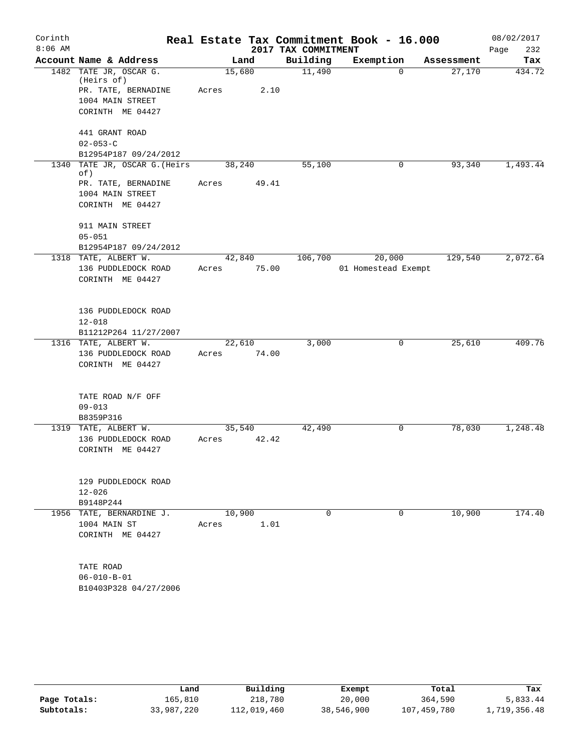# Corinth — Real Estate Tax Commitment Book - 16.000 — 2017 TAX COMMITMENT

8:06 AM — 08/02/2017

| Account Name & Address | Land | Building | Exemption | Assessment | Tax |
|---|---|---|---|---|---|
| 1482 TATE JR, OSCAR G. (Heirs of)<br>PR. TATE, BERNADINE<br>1004 MAIN STREET<br>CORINTH ME 04427<br><br>441 GRANT ROAD<br>02-053-C<br>B12954P187 09/24/2012 | 15,680<br>Acres 2.10 | 11,490 | 0 | 27,170 | 434.72 |
| 1340 TATE JR, OSCAR G.(Heirs of)<br>PR. TATE, BERNADINE<br>1004 MAIN STREET<br>CORINTH ME 04427<br><br>911 MAIN STREET<br>05-051<br>B12954P187 09/24/2012 | 38,240<br>Acres 49.41 | 55,100 | 0 | 93,340 | 1,493.44 |
| 1318 TATE, ALBERT W.<br>136 PUDDLEDOCK ROAD<br>CORINTH ME 04427<br><br>136 PUDDLEDOCK ROAD<br>12-018<br>B11212P264 11/27/2007 | 42,840<br>Acres 75.00 | 106,700 | 20,000<br>01 Homestead Exempt | 129,540 | 2,072.64 |
| 1316 TATE, ALBERT W.<br>136 PUDDLEDOCK ROAD<br>CORINTH ME 04427<br><br>TATE ROAD N/F OFF<br>09-013<br>B8359P316 | 22,610<br>Acres 74.00 | 3,000 | 0 | 25,610 | 409.76 |
| 1319 TATE, ALBERT W.<br>136 PUDDLEDOCK ROAD<br>CORINTH ME 04427<br><br>129 PUDDLEDOCK ROAD<br>12-026<br>B9148P244 | 35,540<br>Acres 42.42 | 42,490 | 0 | 78,030 | 1,248.48 |
| 1956 TATE, BERNARDINE J.<br>1004 MAIN ST<br>CORINTH ME 04427<br><br>TATE ROAD<br>06-010-B-01<br>B10403P328 04/27/2006 | 10,900<br>Acres 1.01 | 0 | 0 | 10,900 | 174.40 |

| | Land | Building | Exempt | Total | Tax |
|---|---|---|---|---|---|
| Page Totals: | 165,810 | 218,780 | 20,000 | 364,590 | 5,833.44 |
| Subtotals: | 33,987,220 | 112,019,460 | 38,546,900 | 107,459,780 | 1,719,356.48 |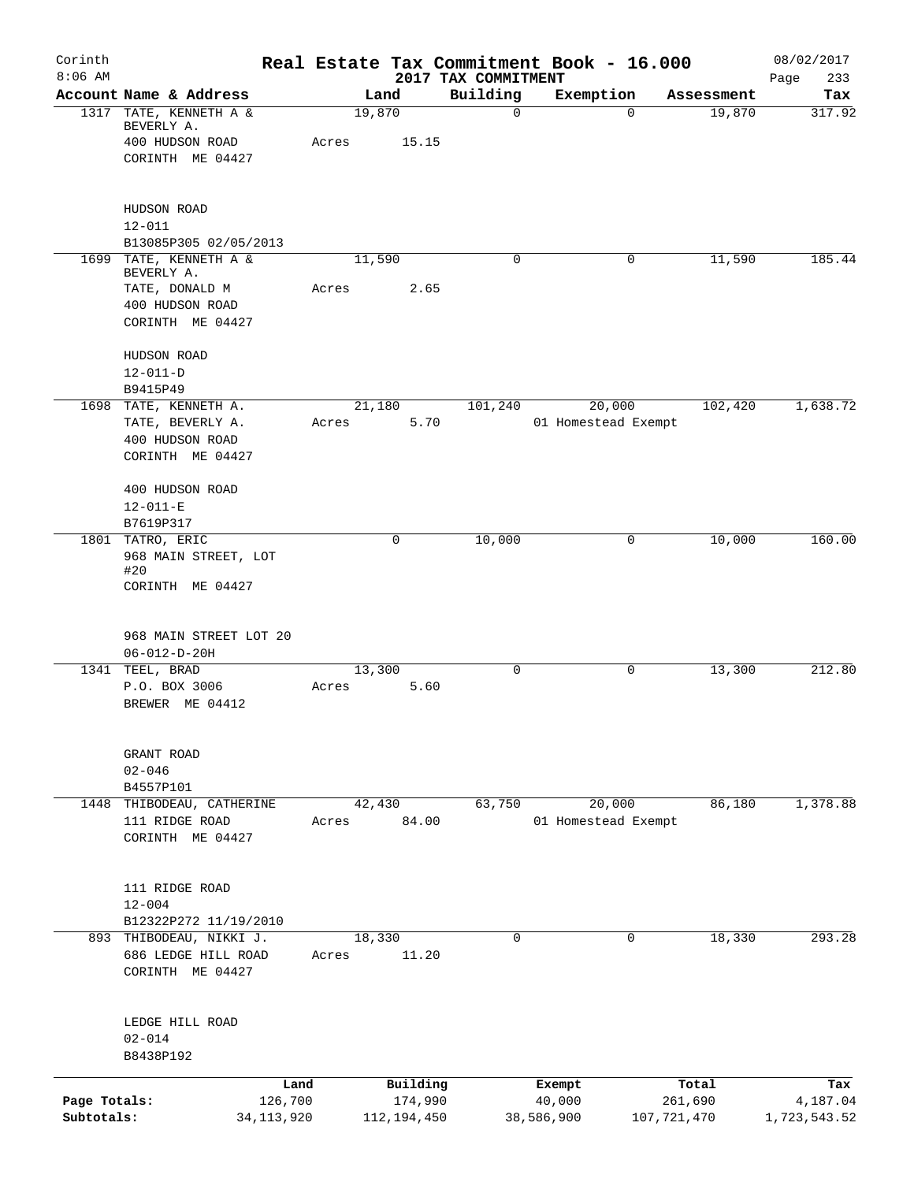Corinth
8:06 AM

# Real Estate Tax Commitment Book - 16.000

2017 TAX COMMITMENT

08/02/2017

| Account | Name & Address | Land | Building | Exemption | Assessment | Tax |
|---|---|---|---|---|---|---|
| 1317 | TATE, KENNETH A & BEVERLY A.<br>400 HUDSON ROAD<br>CORINTH ME 04427<br><br>HUDSON ROAD<br>12-011<br>B13085P305 02/05/2013 | 19,870<br>Acres 15.15 | 0 | 0 | 19,870 | 317.92 |
| 1699 | TATE, KENNETH A & BEVERLY A.<br>TATE, DONALD M<br>400 HUDSON ROAD<br>CORINTH ME 04427<br><br>HUDSON ROAD<br>12-011-D<br>B9415P49 | 11,590<br>Acres 2.65 | 0 | 0 | 11,590 | 185.44 |
| 1698 | TATE, KENNETH A.<br>TATE, BEVERLY A.<br>400 HUDSON ROAD<br>CORINTH ME 04427<br><br>400 HUDSON ROAD<br>12-011-E<br>B7619P317 | 21,180<br>Acres 5.70 | 101,240 | 20,000<br>01 Homestead Exempt | 102,420 | 1,638.72 |
| 1801 | TATRO, ERIC<br>968 MAIN STREET, LOT #20<br>CORINTH ME 04427<br><br>968 MAIN STREET LOT 20<br>06-012-D-20H | 0 | 10,000 | 0 | 10,000 | 160.00 |
| 1341 | TEEL, BRAD<br>P.O. BOX 3006<br>BREWER ME 04412<br><br>GRANT ROAD<br>02-046<br>B4557P101 | 13,300<br>Acres 5.60 | 0 | 0 | 13,300 | 212.80 |
| 1448 | THIBODEAU, CATHERINE<br>111 RIDGE ROAD<br>CORINTH ME 04427<br><br>111 RIDGE ROAD<br>12-004<br>B12322P272 11/19/2010 | 42,430<br>Acres 84.00 | 63,750 | 20,000<br>01 Homestead Exempt | 86,180 | 1,378.88 |
| 893 | THIBODEAU, NIKKI J.<br>686 LEDGE HILL ROAD<br>CORINTH ME 04427<br><br>LEDGE HILL ROAD<br>02-014<br>B8438P192 | 18,330<br>Acres 11.20 | 0 | 0 | 18,330 | 293.28 |

| | Land | Building | Exempt | Total | Tax |
|---|---|---|---|---|---|
| Page Totals: | 126,700 | 174,990 | 40,000 | 261,690 | 4,187.04 |
| Subtotals: | 34,113,920 | 112,194,450 | 38,586,900 | 107,721,470 | 1,723,543.52 |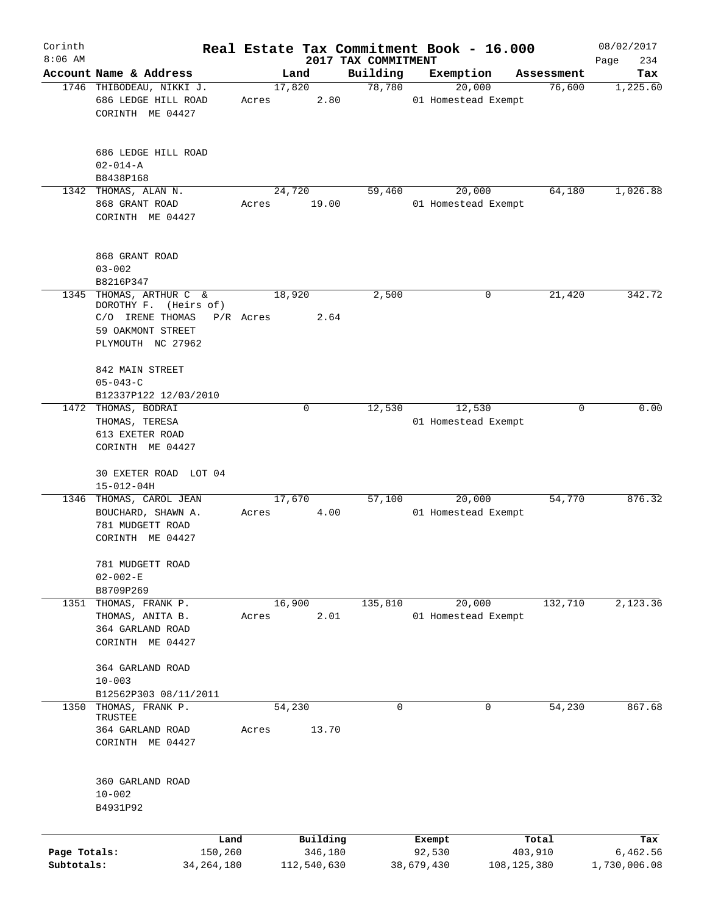# Real Estate Tax Commitment Book - 16.000

Corinth 8:06 AM — 2017 TAX COMMITMENT — 08/02/2017

| Account | Name & Address | Land | Building | Exemption | Assessment | Tax |
|---|---|---|---|---|---|---|
| 1746 | THIBODEAU, NIKKI J.<br>686 LEDGE HILL ROAD<br>CORINTH ME 04427<br><br>686 LEDGE HILL ROAD<br>02-014-A<br>B8438P168 | 17,820<br>Acres 2.80 | 78,780 | 20,000<br>01 Homestead Exempt | 76,600 | 1,225.60 |
| 1342 | THOMAS, ALAN N.<br>868 GRANT ROAD<br>CORINTH ME 04427<br><br>868 GRANT ROAD<br>03-002<br>B8216P347 | 24,720<br>Acres 19.00 | 59,460 | 20,000<br>01 Homestead Exempt | 64,180 | 1,026.88 |
| 1345 | THOMAS, ARTHUR C &<br>DOROTHY F. (Heirs of)<br>C/O IRENE THOMAS P/R<br>59 OAKMONT STREET<br>PLYMOUTH NC 27962<br><br>842 MAIN STREET<br>05-043-C<br>B12337P122 12/03/2010 | 18,920<br>Acres 2.64 | 2,500 | 0 | 21,420 | 342.72 |
| 1472 | THOMAS, BODRAI<br>THOMAS, TERESA<br>613 EXETER ROAD<br>CORINTH ME 04427<br><br>30 EXETER ROAD LOT 04<br>15-012-04H | 0 | 12,530 | 12,530<br>01 Homestead Exempt | 0 | 0.00 |
| 1346 | THOMAS, CAROL JEAN<br>BOUCHARD, SHAWN A.<br>781 MUDGETT ROAD<br>CORINTH ME 04427<br><br>781 MUDGETT ROAD<br>02-002-E<br>B8709P269 | 17,670<br>Acres 4.00 | 57,100 | 20,000<br>01 Homestead Exempt | 54,770 | 876.32 |
| 1351 | THOMAS, FRANK P.<br>THOMAS, ANITA B.<br>364 GARLAND ROAD<br>CORINTH ME 04427<br><br>364 GARLAND ROAD<br>10-003<br>B12562P303 08/11/2011 | 16,900<br>Acres 2.01 | 135,810 | 20,000<br>01 Homestead Exempt | 132,710 | 2,123.36 |
| 1350 | THOMAS, FRANK P.<br>TRUSTEE<br>364 GARLAND ROAD<br>CORINTH ME 04427<br><br>360 GARLAND ROAD<br>10-002<br>B4931P92 | 54,230<br>Acres 13.70 | 0 | 0 | 54,230 | 867.68 |

| | Land | Building | Exempt | Total | Tax |
|---|---|---|---|---|---|
| Page Totals: | 150,260 | 346,180 | 92,530 | 403,910 | 6,462.56 |
| Subtotals: | 34,264,180 | 112,540,630 | 38,679,430 | 108,125,380 | 1,730,006.08 |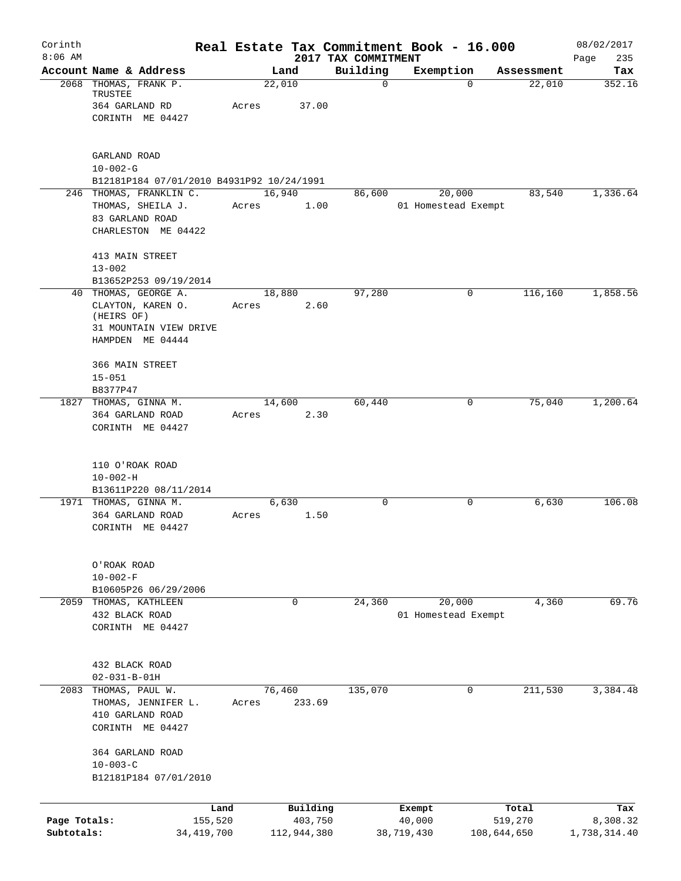# Real Estate Tax Commitment Book - 16.000

Corinth 8:06 AM — 2017 TAX COMMITMENT — 08/02/2017

| Account | Name & Address | Land | Building | Exemption | Assessment | Tax |
|---|---|---|---|---|---|---|
| 2068 | THOMAS, FRANK P. TRUSTEE<br>364 GARLAND RD<br>CORINTH ME 04427<br><br>GARLAND ROAD<br>10-002-G<br>B12181P184 07/01/2010 B4931P92 10/24/1991 | 22,010<br>Acres 37.00 | 0 | 0 | 22,010 | 352.16 |
| 246 | THOMAS, FRANKLIN C.<br>THOMAS, SHEILA J.<br>83 GARLAND ROAD<br>CHARLESTON ME 04422<br><br>413 MAIN STREET<br>13-002<br>B13652P253 09/19/2014 | 16,940<br>Acres 1.00 | 86,600 | 20,000<br>01 Homestead Exempt | 83,540 | 1,336.64 |
| 40 | THOMAS, GEORGE A.<br>CLAYTON, KAREN O. (HEIRS OF)<br>31 MOUNTAIN VIEW DRIVE<br>HAMPDEN ME 04444<br><br>366 MAIN STREET<br>15-051<br>B8377P47 | 18,880<br>Acres 2.60 | 97,280 | 0 | 116,160 | 1,858.56 |
| 1827 | THOMAS, GINNA M.<br>364 GARLAND ROAD<br>CORINTH ME 04427<br><br>110 O'ROAK ROAD<br>10-002-H<br>B13611P220 08/11/2014 | 14,600<br>Acres 2.30 | 60,440 | 0 | 75,040 | 1,200.64 |
| 1971 | THOMAS, GINNA M.<br>364 GARLAND ROAD<br>CORINTH ME 04427<br><br>O'ROAK ROAD<br>10-002-F<br>B10605P26 06/29/2006 | 6,630<br>Acres 1.50 | 0 | 0 | 6,630 | 106.08 |
| 2059 | THOMAS, KATHLEEN<br>432 BLACK ROAD<br>CORINTH ME 04427<br><br>432 BLACK ROAD<br>02-031-B-01H | 0 | 24,360 | 20,000<br>01 Homestead Exempt | 4,360 | 69.76 |
| 2083 | THOMAS, PAUL W.<br>THOMAS, JENNIFER L.<br>410 GARLAND ROAD<br>CORINTH ME 04427<br><br>364 GARLAND ROAD<br>10-003-C<br>B12181P184 07/01/2010 | 76,460<br>Acres 233.69 | 135,070 | 0 | 211,530 | 3,384.48 |

| | Land | Building | Exempt | Total | Tax |
|---|---|---|---|---|---|
| Page Totals: | 155,520 | 403,750 | 40,000 | 519,270 | 8,308.32 |
| Subtotals: | 34,419,700 | 112,944,380 | 38,719,430 | 108,644,650 | 1,738,314.40 |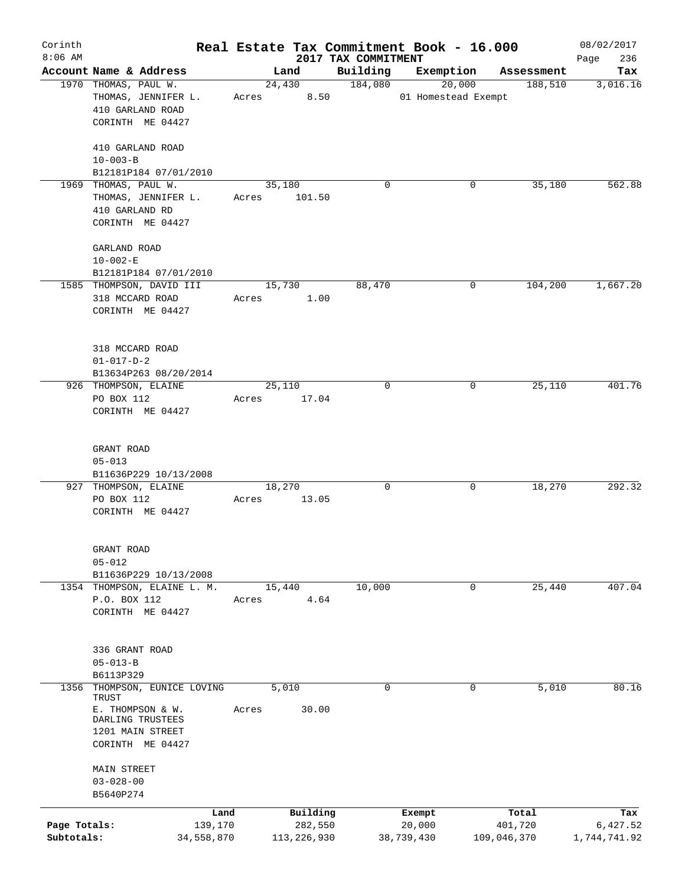Corinth 8:06 AM

# Real Estate Tax Commitment Book - 16.000

2017 TAX COMMITMENT

08/02/2017

| Account | Name & Address | Land | Building | Exemption | Assessment | Tax |
|---|---|---|---|---|---|---|
| 1970 | THOMAS, PAUL W.<br>THOMAS, JENNIFER L.<br>410 GARLAND ROAD<br>CORINTH ME 04427<br><br>410 GARLAND ROAD<br>10-003-B<br>B12181P184 07/01/2010 | 24,430<br>Acres 8.50 | 184,080 | 20,000<br>01 Homestead Exempt | 188,510 | 3,016.16 |
| 1969 | THOMAS, PAUL W.<br>THOMAS, JENNIFER L.<br>410 GARLAND RD<br>CORINTH ME 04427<br><br>GARLAND ROAD<br>10-002-E<br>B12181P184 07/01/2010 | 35,180<br>Acres 101.50 | 0 | 0 | 35,180 | 562.88 |
| 1585 | THOMPSON, DAVID III<br>318 MCCARD ROAD<br>CORINTH ME 04427<br><br>318 MCCARD ROAD<br>01-017-D-2<br>B13634P263 08/20/2014 | 15,730<br>Acres 1.00 | 88,470 | 0 | 104,200 | 1,667.20 |
| 926 | THOMPSON, ELAINE<br>PO BOX 112<br>CORINTH ME 04427<br><br>GRANT ROAD<br>05-013<br>B11636P229 10/13/2008 | 25,110<br>Acres 17.04 | 0 | 0 | 25,110 | 401.76 |
| 927 | THOMPSON, ELAINE<br>PO BOX 112<br>CORINTH ME 04427<br><br>GRANT ROAD<br>05-012<br>B11636P229 10/13/2008 | 18,270<br>Acres 13.05 | 0 | 0 | 18,270 | 292.32 |
| 1354 | THOMPSON, ELAINE L. M.<br>P.O. BOX 112<br>CORINTH ME 04427<br><br>336 GRANT ROAD<br>05-013-B<br>B6113P329 | 15,440<br>Acres 4.64 | 10,000 | 0 | 25,440 | 407.04 |
| 1356 | THOMPSON, EUNICE LOVING TRUST<br>E. THOMPSON & W. DARLING TRUSTEES<br>1201 MAIN STREET<br>CORINTH ME 04427<br><br>MAIN STREET<br>03-028-00<br>B5640P274 | 5,010<br>Acres 30.00 | 0 | 0 | 5,010 | 80.16 |

| | Land | Building | Exempt | Total | Tax |
|---|---|---|---|---|---|
| Page Totals: | 139,170 | 282,550 | 20,000 | 401,720 | 6,427.52 |
| Subtotals: | 34,558,870 | 113,226,930 | 38,739,430 | 109,046,370 | 1,744,741.92 |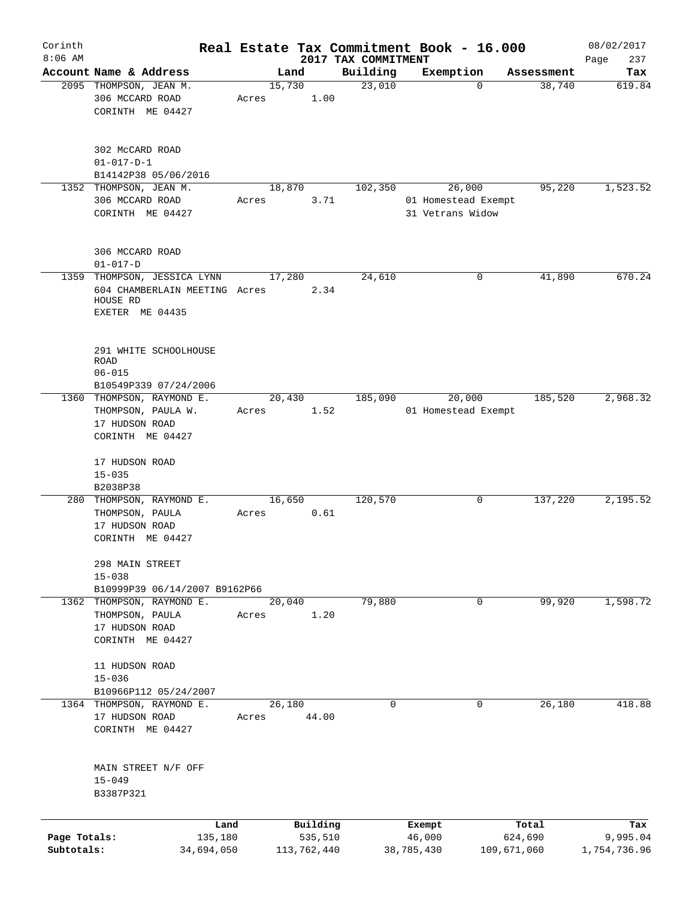# Real Estate Tax Commitment Book - 16.000

Corinth
8:06 AM

2017 TAX COMMITMENT

08/02/2017
Page 237

| Account | Name & Address | Land | Building | Exemption | Assessment | Tax |
|---|---|---|---|---|---|---|
| 2095 | THOMPSON, JEAN M.<br>306 MCCARD ROAD<br>CORINTH ME 04427<br><br>302 McCARD ROAD<br>01-017-D-1<br>B14142P38 05/06/2016 | 15,730<br>Acres 1.00 | 23,010 | 0 | 38,740 | 619.84 |
| 1352 | THOMPSON, JEAN M.<br>306 MCCARD ROAD<br>CORINTH ME 04427<br><br>306 MCCARD ROAD<br>01-017-D | 18,870<br>Acres 3.71 | 102,350 | 26,000<br>01 Homestead Exempt<br>31 Vetrans Widow | 95,220 | 1,523.52 |
| 1359 | THOMPSON, JESSICA LYNN<br>604 CHAMBERLAIN MEETING HOUSE RD<br>EXETER ME 04435<br><br>291 WHITE SCHOOLHOUSE ROAD<br>06-015<br>B10549P339 07/24/2006 | 17,280<br>Acres 2.34 | 24,610 | 0 | 41,890 | 670.24 |
| 1360 | THOMPSON, RAYMOND E.<br>THOMPSON, PAULA W.<br>17 HUDSON ROAD<br>CORINTH ME 04427<br><br>17 HUDSON ROAD<br>15-035<br>B2038P38 | 20,430<br>Acres 1.52 | 185,090 | 20,000<br>01 Homestead Exempt | 185,520 | 2,968.32 |
| 280 | THOMPSON, RAYMOND E.<br>THOMPSON, PAULA<br>17 HUDSON ROAD<br>CORINTH ME 04427<br><br>298 MAIN STREET<br>15-038<br>B10999P39 06/14/2007 B9162P66 | 16,650<br>Acres 0.61 | 120,570 | 0 | 137,220 | 2,195.52 |
| 1362 | THOMPSON, RAYMOND E.<br>THOMPSON, PAULA<br>17 HUDSON ROAD<br>CORINTH ME 04427<br><br>11 HUDSON ROAD<br>15-036<br>B10966P112 05/24/2007 | 20,040<br>Acres 1.20 | 79,880 | 0 | 99,920 | 1,598.72 |
| 1364 | THOMPSON, RAYMOND E.<br>17 HUDSON ROAD<br>CORINTH ME 04427<br><br>MAIN STREET N/F OFF<br>15-049<br>B3387P321 | 26,180<br>Acres 44.00 | 0 | 0 | 26,180 | 418.88 |

| | Land | Building | Exempt | Total | Tax |
|---|---|---|---|---|---|
| Page Totals: | 135,180 | 535,510 | 46,000 | 624,690 | 9,995.04 |
| Subtotals: | 34,694,050 | 113,762,440 | 38,785,430 | 109,671,060 | 1,754,736.96 |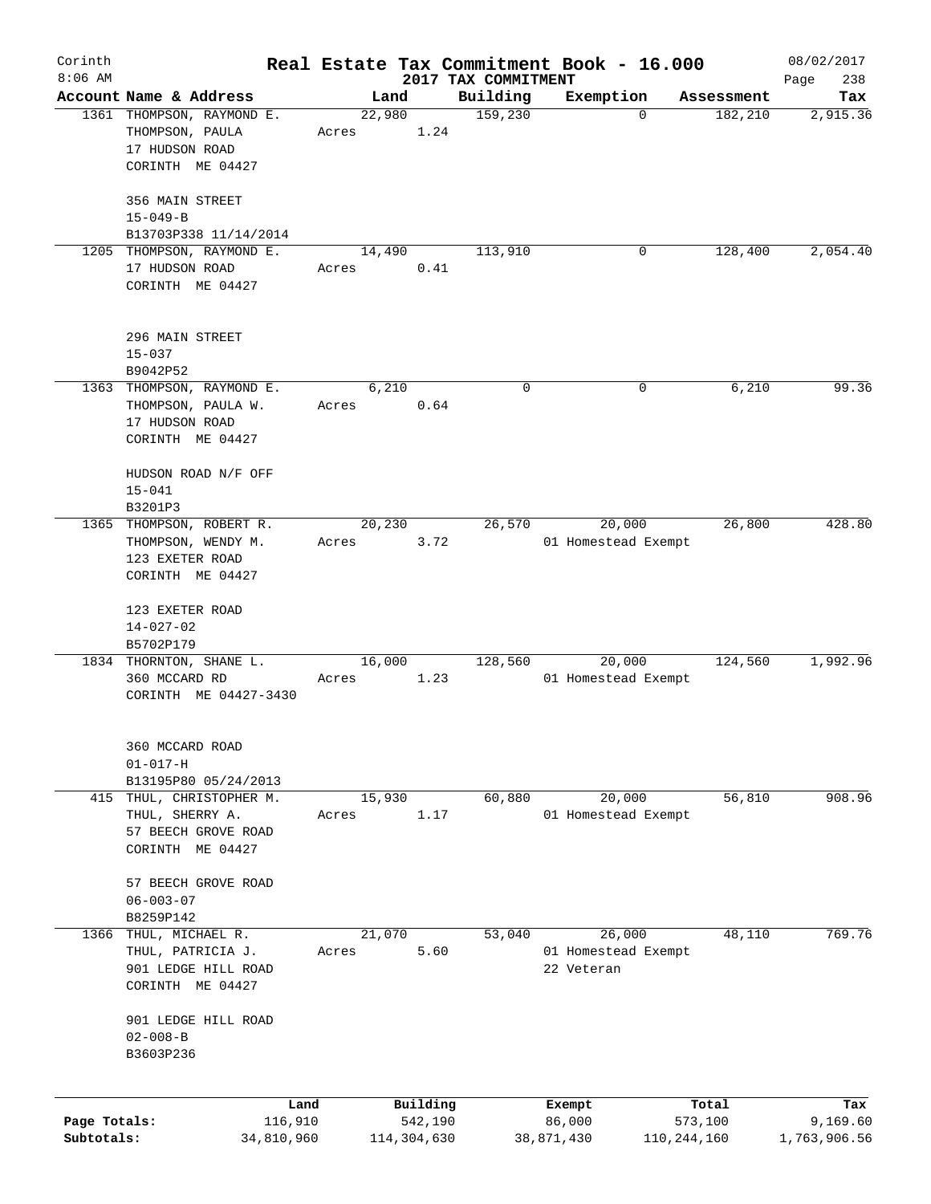Corinth 8:06 AM

# Real Estate Tax Commitment Book - 16.000

2017 TAX COMMITMENT

08/02/2017

| Account | Name & Address | Land | Building | Exemption | Assessment | Tax |
|---|---|---|---|---|---|---|
| 1361 | THOMPSON, RAYMOND E.<br>THOMPSON, PAULA<br>17 HUDSON ROAD<br>CORINTH ME 04427<br><br>356 MAIN STREET<br>15-049-B<br>B13703P338 11/14/2014 | 22,980<br>Acres 1.24 | 159,230 | 0 | 182,210 | 2,915.36 |
| 1205 | THOMPSON, RAYMOND E.<br>17 HUDSON ROAD<br>CORINTH ME 04427<br><br>296 MAIN STREET<br>15-037<br>B9042P52 | 14,490<br>Acres 0.41 | 113,910 | 0 | 128,400 | 2,054.40 |
| 1363 | THOMPSON, RAYMOND E.<br>THOMPSON, PAULA W.<br>17 HUDSON ROAD<br>CORINTH ME 04427<br><br>HUDSON ROAD N/F OFF<br>15-041<br>B3201P3 | 6,210<br>Acres 0.64 | 0 | 0 | 6,210 | 99.36 |
| 1365 | THOMPSON, ROBERT R.<br>THOMPSON, WENDY M.<br>123 EXETER ROAD<br>CORINTH ME 04427<br><br>123 EXETER ROAD<br>14-027-02<br>B5702P179 | 20,230<br>Acres 3.72 | 26,570 | 20,000<br>01 Homestead Exempt | 26,800 | 428.80 |
| 1834 | THORNTON, SHANE L.<br>360 MCCARD RD<br>CORINTH ME 04427-3430<br><br>360 MCCARD ROAD<br>01-017-H<br>B13195P80 05/24/2013 | 16,000<br>Acres 1.23 | 128,560 | 20,000<br>01 Homestead Exempt | 124,560 | 1,992.96 |
| 415 | THUL, CHRISTOPHER M.<br>THUL, SHERRY A.<br>57 BEECH GROVE ROAD<br>CORINTH ME 04427<br><br>57 BEECH GROVE ROAD<br>06-003-07<br>B8259P142 | 15,930<br>Acres 1.17 | 60,880 | 20,000<br>01 Homestead Exempt | 56,810 | 908.96 |
| 1366 | THUL, MICHAEL R.<br>THUL, PATRICIA J.<br>901 LEDGE HILL ROAD<br>CORINTH ME 04427<br><br>901 LEDGE HILL ROAD<br>02-008-B<br>B3603P236 | 21,070<br>Acres 5.60 | 53,040 | 26,000<br>01 Homestead Exempt<br>22 Veteran | 48,110 | 769.76 |

| | Land | Building | Exempt | Total | Tax |
|---|---|---|---|---|---|
| Page Totals: | 116,910 | 542,190 | 86,000 | 573,100 | 9,169.60 |
| Subtotals: | 34,810,960 | 114,304,630 | 38,871,430 | 110,244,160 | 1,763,906.56 |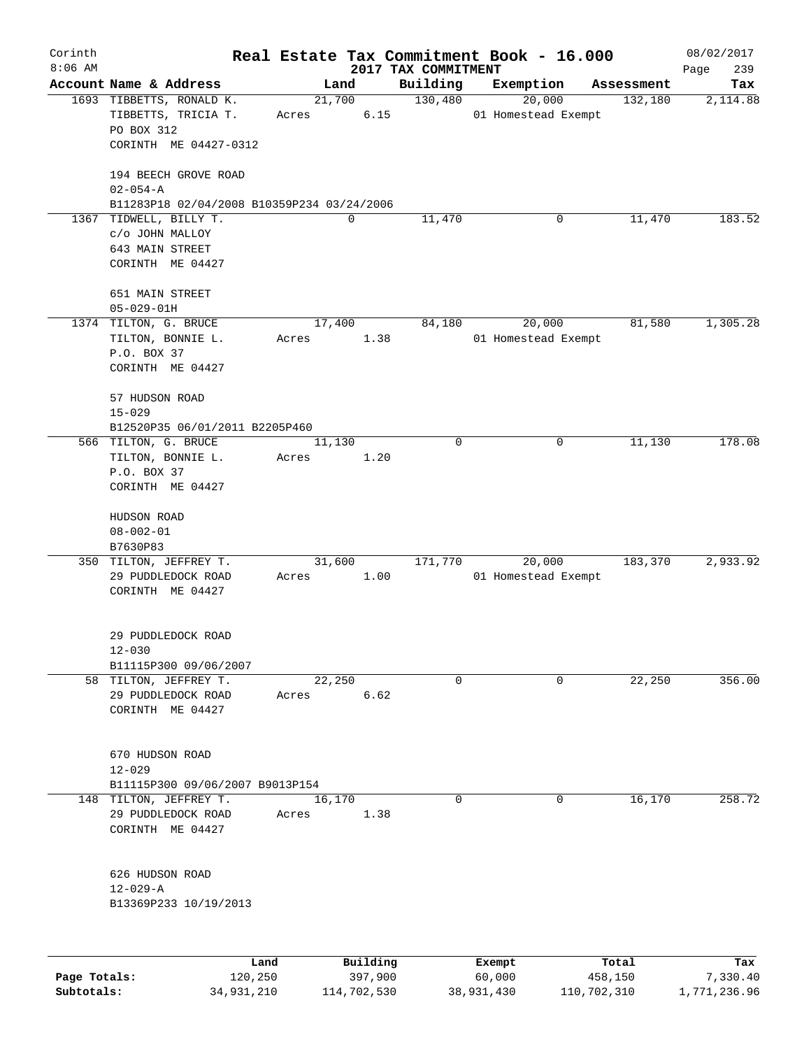# Real Estate Tax Commitment Book - 16.000

Corinth 8:06 AM — 2017 TAX COMMITMENT — 08/02/2017 Page 239

| Account Name & Address | Land | Building | Exemption | Assessment | Tax |
|---|---|---|---|---|---|
| 1693 TIBBETTS, RONALD K.<br>TIBBETTS, TRICIA T.<br>PO BOX 312<br>CORINTH ME 04427-0312<br><br>194 BEECH GROVE ROAD<br>02-054-A<br>B11283P18 02/04/2008 B10359P234 03/24/2006 | 21,700<br>Acres 6.15 | 130,480 | 20,000<br>01 Homestead Exempt | 132,180 | 2,114.88 |
| 1367 TIDWELL, BILLY T.<br>c/o JOHN MALLOY<br>643 MAIN STREET<br>CORINTH ME 04427<br><br>651 MAIN STREET<br>05-029-01H | 0 | 11,470 | 0 | 11,470 | 183.52 |
| 1374 TILTON, G. BRUCE<br>TILTON, BONNIE L.<br>P.O. BOX 37<br>CORINTH ME 04427<br><br>57 HUDSON ROAD<br>15-029<br>B12520P35 06/01/2011 B2205P460 | 17,400<br>Acres 1.38 | 84,180 | 20,000<br>01 Homestead Exempt | 81,580 | 1,305.28 |
| 566 TILTON, G. BRUCE<br>TILTON, BONNIE L.<br>P.O. BOX 37<br>CORINTH ME 04427<br><br>HUDSON ROAD<br>08-002-01<br>B7630P83 | 11,130<br>Acres 1.20 | 0 | 0 | 11,130 | 178.08 |
| 350 TILTON, JEFFREY T.<br>29 PUDDLEDOCK ROAD<br>CORINTH ME 04427<br><br>29 PUDDLEDOCK ROAD<br>12-030<br>B11115P300 09/06/2007 | 31,600<br>Acres 1.00 | 171,770 | 20,000<br>01 Homestead Exempt | 183,370 | 2,933.92 |
| 58 TILTON, JEFFREY T.<br>29 PUDDLEDOCK ROAD<br>CORINTH ME 04427<br><br>670 HUDSON ROAD<br>12-029<br>B11115P300 09/06/2007 B9013P154 | 22,250<br>Acres 6.62 | 0 | 0 | 22,250 | 356.00 |
| 148 TILTON, JEFFREY T.<br>29 PUDDLEDOCK ROAD<br>CORINTH ME 04427<br><br>626 HUDSON ROAD<br>12-029-A<br>B13369P233 10/19/2013 | 16,170<br>Acres 1.38 | 0 | 0 | 16,170 | 258.72 |

| | Land | Building | Exempt | Total | Tax |
|---|---|---|---|---|---|
| Page Totals: | 120,250 | 397,900 | 60,000 | 458,150 | 7,330.40 |
| Subtotals: | 34,931,210 | 114,702,530 | 38,931,430 | 110,702,310 | 1,771,236.96 |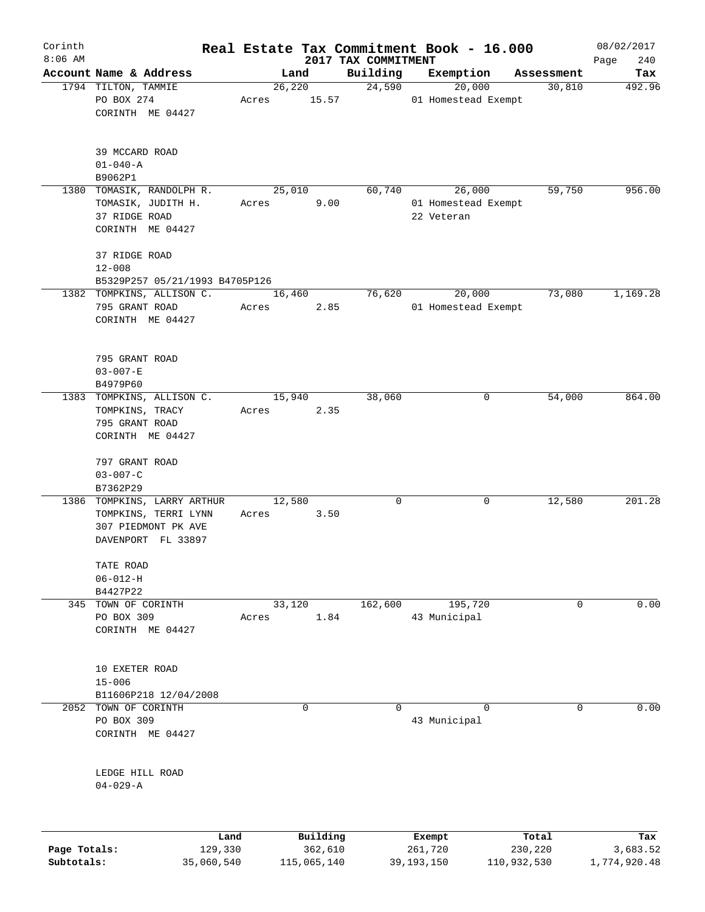Corinth
8:06 AM

# Real Estate Tax Commitment Book - 16.000
## 2017 TAX COMMITMENT

08/02/2017
Page 240

| Account Name & Address | Land | Building | Exemption | Assessment | Tax |
|---|---|---|---|---|---|
| 1794 TILTON, TAMMIE<br>PO BOX 274<br>CORINTH ME 04427<br><br>39 MCCARD ROAD<br>01-040-A<br>B9062P1 | 26,220<br>Acres 15.57 | 24,590 | 20,000<br>01 Homestead Exempt | 30,810 | 492.96 |
| 1380 TOMASIK, RANDOLPH R.<br>TOMASIK, JUDITH H.<br>37 RIDGE ROAD<br>CORINTH ME 04427<br><br>37 RIDGE ROAD<br>12-008<br>B5329P257 05/21/1993 B4705P126 | 25,010<br>Acres 9.00 | 60,740 | 26,000<br>01 Homestead Exempt<br>22 Veteran | 59,750 | 956.00 |
| 1382 TOMPKINS, ALLISON C.<br>795 GRANT ROAD<br>CORINTH ME 04427<br><br>795 GRANT ROAD<br>03-007-E<br>B4979P60 | 16,460<br>Acres 2.85 | 76,620 | 20,000<br>01 Homestead Exempt | 73,080 | 1,169.28 |
| 1383 TOMPKINS, ALLISON C.<br>TOMPKINS, TRACY<br>795 GRANT ROAD<br>CORINTH ME 04427<br><br>797 GRANT ROAD<br>03-007-C<br>B7362P29 | 15,940<br>Acres 2.35 | 38,060 | 0 | 54,000 | 864.00 |
| 1386 TOMPKINS, LARRY ARTHUR<br>TOMPKINS, TERRI LYNN<br>307 PIEDMONT PK AVE<br>DAVENPORT FL 33897<br><br>TATE ROAD<br>06-012-H<br>B4427P22 | 12,580<br>Acres 3.50 | 0 | 0 | 12,580 | 201.28 |
| 345 TOWN OF CORINTH<br>PO BOX 309<br>CORINTH ME 04427<br><br>10 EXETER ROAD<br>15-006<br>B11606P218 12/04/2008 | 33,120<br>Acres 1.84 | 162,600 | 195,720<br>43 Municipal | 0 | 0.00 |
| 2052 TOWN OF CORINTH<br>PO BOX 309<br>CORINTH ME 04427<br><br>LEDGE HILL ROAD<br>04-029-A | 0 | 0 | 0<br>43 Municipal | 0 | 0.00 |

| | Land | Building | Exempt | Total | Tax |
|---|---|---|---|---|---|
| Page Totals: | 129,330 | 362,610 | 261,720 | 230,220 | 3,683.52 |
| Subtotals: | 35,060,540 | 115,065,140 | 39,193,150 | 110,932,530 | 1,774,920.48 |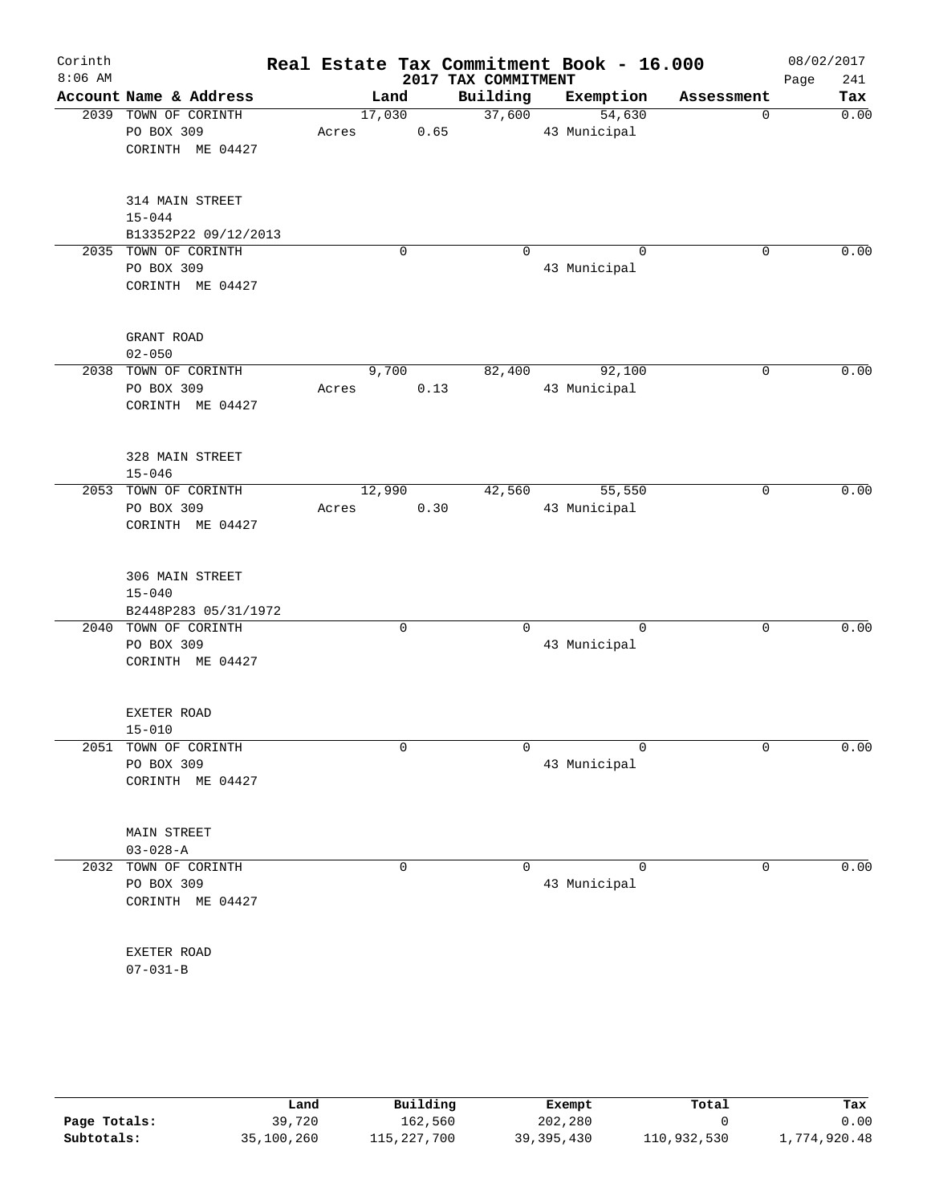# Real Estate Tax Commitment Book - 16.000

Corinth
8:06 AM

2017 TAX COMMITMENT

08/02/2017

| Account | Name & Address | Land | Building | Exemption | Assessment | Tax |
|---|---|---|---|---|---|---|
| 2039 | TOWN OF CORINTH<br>PO BOX 309<br>CORINTH ME 04427<br><br>314 MAIN STREET<br>15-044<br>B13352P22 09/12/2013 | 17,030<br>Acres 0.65 | 37,600 | 54,630<br>43 Municipal | 0 | 0.00 |
| 2035 | TOWN OF CORINTH<br>PO BOX 309<br>CORINTH ME 04427<br><br>GRANT ROAD<br>02-050 | 0 | 0 | 0<br>43 Municipal | 0 | 0.00 |
| 2038 | TOWN OF CORINTH<br>PO BOX 309<br>CORINTH ME 04427<br><br>328 MAIN STREET<br>15-046 | 9,700<br>Acres 0.13 | 82,400 | 92,100<br>43 Municipal | 0 | 0.00 |
| 2053 | TOWN OF CORINTH<br>PO BOX 309<br>CORINTH ME 04427<br><br>306 MAIN STREET<br>15-040<br>B2448P283 05/31/1972 | 12,990<br>Acres 0.30 | 42,560 | 55,550<br>43 Municipal | 0 | 0.00 |
| 2040 | TOWN OF CORINTH<br>PO BOX 309<br>CORINTH ME 04427<br><br>EXETER ROAD<br>15-010 | 0 | 0 | 0<br>43 Municipal | 0 | 0.00 |
| 2051 | TOWN OF CORINTH<br>PO BOX 309<br>CORINTH ME 04427<br><br>MAIN STREET<br>03-028-A | 0 | 0 | 0<br>43 Municipal | 0 | 0.00 |
| 2032 | TOWN OF CORINTH<br>PO BOX 309<br>CORINTH ME 04427<br><br>EXETER ROAD<br>07-031-B | 0 | 0 | 0<br>43 Municipal | 0 | 0.00 |

| | Land | Building | Exempt | Total | Tax |
|---|---|---|---|---|---|
| Page Totals: | 39,720 | 162,560 | 202,280 | 0 | 0.00 |
| Subtotals: | 35,100,260 | 115,227,700 | 39,395,430 | 110,932,530 | 1,774,920.48 |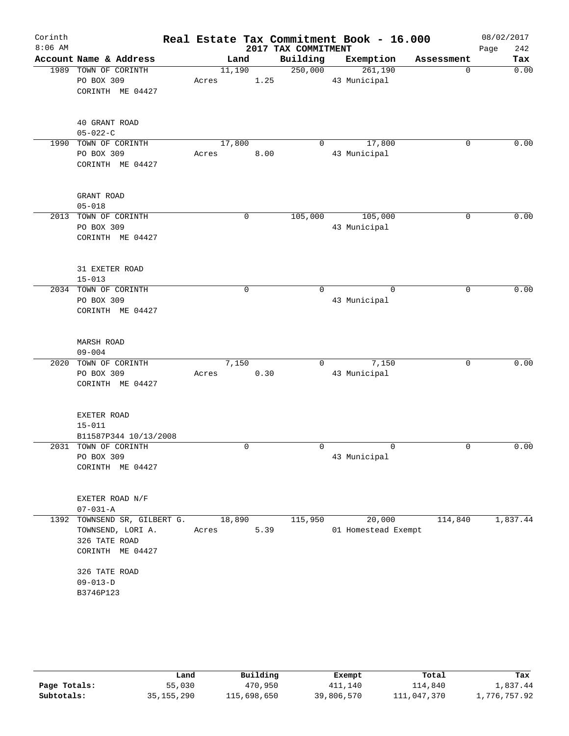Corinth 8:06 AM

# Real Estate Tax Commitment Book - 16.000

## 2017 TAX COMMITMENT

08/02/2017

| Account Name & Address | Land | Building | Exemption | Assessment | Tax |
|---|---|---|---|---|---|
| 1989 TOWN OF CORINTH<br>PO BOX 309<br>CORINTH ME 04427<br><br>40 GRANT ROAD<br>05-022-C | 11,190<br>Acres 1.25 | 250,000 | 261,190<br>43 Municipal | 0 | 0.00 |
| 1990 TOWN OF CORINTH<br>PO BOX 309<br>CORINTH ME 04427<br><br>GRANT ROAD<br>05-018 | 17,800<br>Acres 8.00 | 0 | 17,800<br>43 Municipal | 0 | 0.00 |
| 2013 TOWN OF CORINTH<br>PO BOX 309<br>CORINTH ME 04427<br><br>31 EXETER ROAD<br>15-013 | 0 | 105,000 | 105,000<br>43 Municipal | 0 | 0.00 |
| 2034 TOWN OF CORINTH<br>PO BOX 309<br>CORINTH ME 04427<br><br>MARSH ROAD<br>09-004 | 0 | 0 | 0<br>43 Municipal | 0 | 0.00 |
| 2020 TOWN OF CORINTH<br>PO BOX 309<br>CORINTH ME 04427<br><br>EXETER ROAD<br>15-011<br>B11587P344 10/13/2008 | 7,150<br>Acres 0.30 | 0 | 7,150<br>43 Municipal | 0 | 0.00 |
| 2031 TOWN OF CORINTH<br>PO BOX 309<br>CORINTH ME 04427<br><br>EXETER ROAD N/F<br>07-031-A | 0 | 0 | 0<br>43 Municipal | 0 | 0.00 |
| 1392 TOWNSEND SR, GILBERT G.<br>TOWNSEND, LORI A.<br>326 TATE ROAD<br>CORINTH ME 04427<br><br>326 TATE ROAD<br>09-013-D<br>B3746P123 | 18,890<br>Acres 5.39 | 115,950 | 20,000<br>01 Homestead Exempt | 114,840 | 1,837.44 |

| | Land | Building | Exempt | Total | Tax |
|---|---|---|---|---|---|
| Page Totals: | 55,030 | 470,950 | 411,140 | 114,840 | 1,837.44 |
| Subtotals: | 35,155,290 | 115,698,650 | 39,806,570 | 111,047,370 | 1,776,757.92 |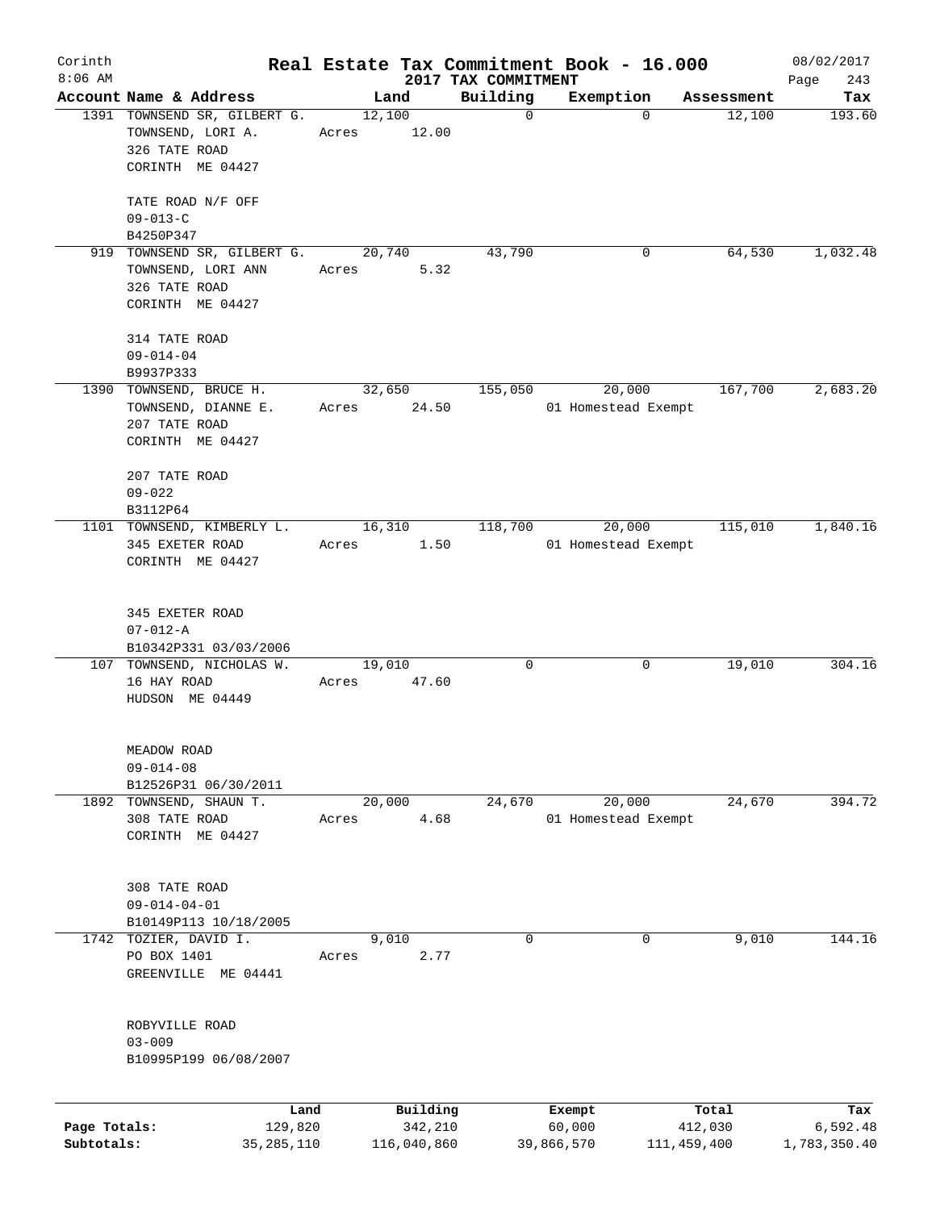# Real Estate Tax Commitment Book - 16.000

Corinth 8:06 AM — 2017 TAX COMMITMENT — 08/02/2017

| Account | Name & Address | Land | Building | Exemption | Assessment | Tax |
|---|---|---|---|---|---|---|
| 1391 | TOWNSEND SR, GILBERT G.<br>TOWNSEND, LORI A.<br>326 TATE ROAD<br>CORINTH ME 04427<br><br>TATE ROAD N/F OFF<br>09-013-C<br>B4250P347 | 12,100<br>Acres 12.00 | 0 | 0 | 12,100 | 193.60 |
| 919 | TOWNSEND SR, GILBERT G.<br>TOWNSEND, LORI ANN<br>326 TATE ROAD<br>CORINTH ME 04427<br><br>314 TATE ROAD<br>09-014-04<br>B9937P333 | 20,740<br>Acres 5.32 | 43,790 | 0 | 64,530 | 1,032.48 |
| 1390 | TOWNSEND, BRUCE H.<br>TOWNSEND, DIANNE E.<br>207 TATE ROAD<br>CORINTH ME 04427<br><br>207 TATE ROAD<br>09-022<br>B3112P64 | 32,650<br>Acres 24.50 | 155,050 | 20,000<br>01 Homestead Exempt | 167,700 | 2,683.20 |
| 1101 | TOWNSEND, KIMBERLY L.<br>345 EXETER ROAD<br>CORINTH ME 04427<br><br>345 EXETER ROAD<br>07-012-A<br>B10342P331 03/03/2006 | 16,310<br>Acres 1.50 | 118,700 | 20,000<br>01 Homestead Exempt | 115,010 | 1,840.16 |
| 107 | TOWNSEND, NICHOLAS W.<br>16 HAY ROAD<br>HUDSON ME 04449<br><br>MEADOW ROAD<br>09-014-08<br>B12526P31 06/30/2011 | 19,010<br>Acres 47.60 | 0 | 0 | 19,010 | 304.16 |
| 1892 | TOWNSEND, SHAUN T.<br>308 TATE ROAD<br>CORINTH ME 04427<br><br>308 TATE ROAD<br>09-014-04-01<br>B10149P113 10/18/2005 | 20,000<br>Acres 4.68 | 24,670 | 20,000<br>01 Homestead Exempt | 24,670 | 394.72 |
| 1742 | TOZIER, DAVID I.<br>PO BOX 1401<br>GREENVILLE ME 04441<br><br>ROBYVILLE ROAD<br>03-009<br>B10995P199 06/08/2007 | 9,010<br>Acres 2.77 | 0 | 0 | 9,010 | 144.16 |

| | Land | Building | Exempt | Total | Tax |
|---|---|---|---|---|---|
| Page Totals: | 129,820 | 342,210 | 60,000 | 412,030 | 6,592.48 |
| Subtotals: | 35,285,110 | 116,040,860 | 39,866,570 | 111,459,400 | 1,783,350.40 |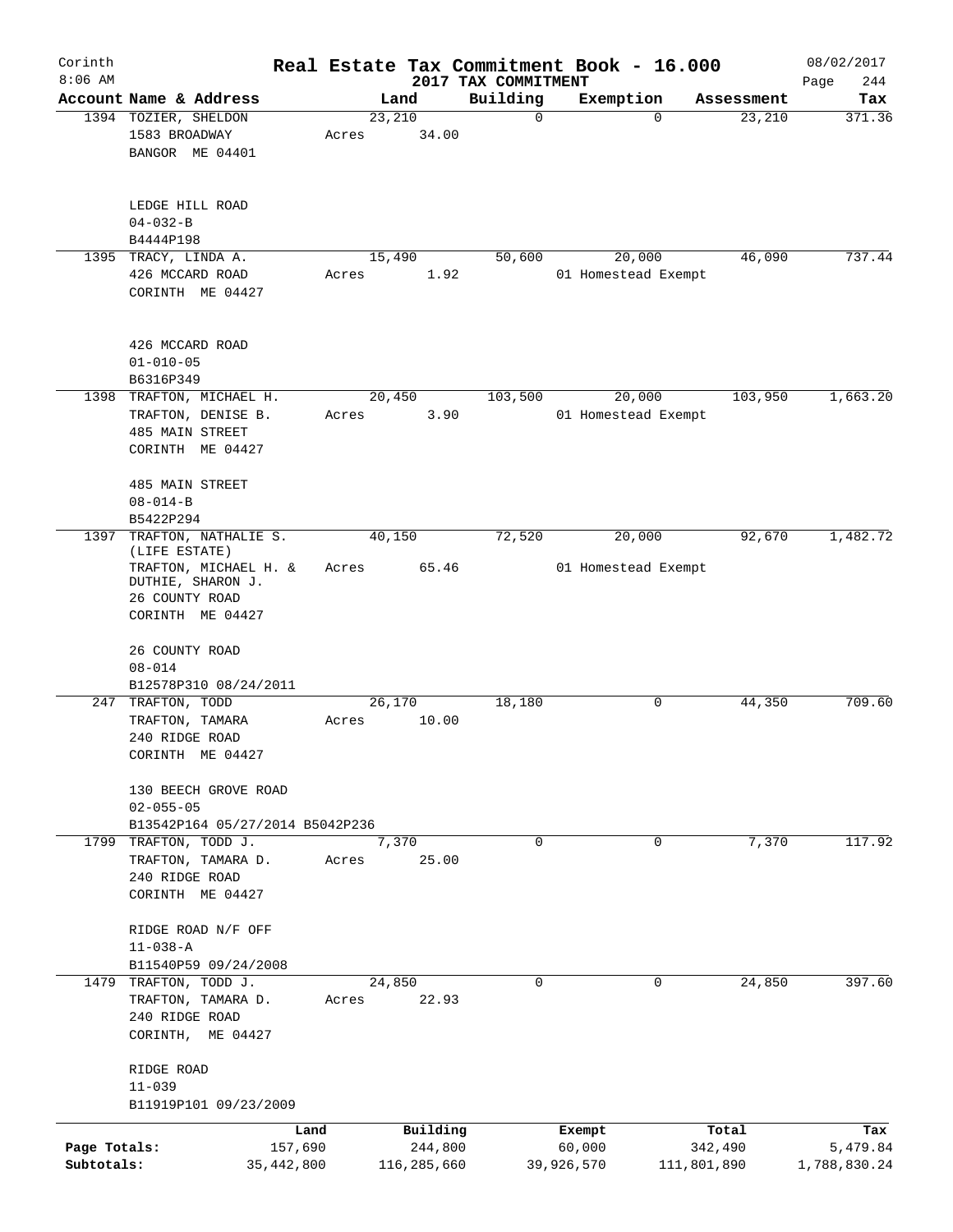Corinth 8:06 AM

# Real Estate Tax Commitment Book - 16.000
## 2017 TAX COMMITMENT

08/02/2017

| Account Name & Address | Land | Building | Exemption | Assessment | Tax |
|---|---|---|---|---|---|
| 1394 TOZIER, SHELDON<br>1583 BROADWAY<br>BANGOR ME 04401<br><br>LEDGE HILL ROAD<br>04-032-B<br>B4444P198 | 23,210<br>Acres 34.00 | 0 | 0 | 23,210 | 371.36 |
| 1395 TRACY, LINDA A.<br>426 MCCARD ROAD<br>CORINTH ME 04427<br><br>426 MCCARD ROAD<br>01-010-05<br>B6316P349 | 15,490<br>Acres 1.92 | 50,600 | 20,000<br>01 Homestead Exempt | 46,090 | 737.44 |
| 1398 TRAFTON, MICHAEL H.<br>TRAFTON, DENISE B.<br>485 MAIN STREET<br>CORINTH ME 04427<br><br>485 MAIN STREET<br>08-014-B<br>B5422P294 | 20,450<br>Acres 3.90 | 103,500 | 20,000<br>01 Homestead Exempt | 103,950 | 1,663.20 |
| 1397 TRAFTON, NATHALIE S. (LIFE ESTATE)<br>TRAFTON, MICHAEL H. &<br>DUTHIE, SHARON J.<br>26 COUNTY ROAD<br>CORINTH ME 04427<br><br>26 COUNTY ROAD<br>08-014<br>B12578P310 08/24/2011 | 40,150<br>Acres 65.46 | 72,520 | 20,000<br>01 Homestead Exempt | 92,670 | 1,482.72 |
| 247 TRAFTON, TODD<br>TRAFTON, TAMARA<br>240 RIDGE ROAD<br>CORINTH ME 04427<br><br>130 BEECH GROVE ROAD<br>02-055-05<br>B13542P164 05/27/2014 B5042P236 | 26,170<br>Acres 10.00 | 18,180 | 0 | 44,350 | 709.60 |
| 1799 TRAFTON, TODD J.<br>TRAFTON, TAMARA D.<br>240 RIDGE ROAD<br>CORINTH ME 04427<br><br>RIDGE ROAD N/F OFF<br>11-038-A<br>B11540P59 09/24/2008 | 7,370<br>Acres 25.00 | 0 | 0 | 7,370 | 117.92 |
| 1479 TRAFTON, TODD J.<br>TRAFTON, TAMARA D.<br>240 RIDGE ROAD<br>CORINTH, ME 04427<br><br>RIDGE ROAD<br>11-039<br>B11919P101 09/23/2009 | 24,850<br>Acres 22.93 | 0 | 0 | 24,850 | 397.60 |

| | Land | Building | Exempt | Total | Tax |
|---|---|---|---|---|---|
| Page Totals: | 157,690 | 244,800 | 60,000 | 342,490 | 5,479.84 |
| Subtotals: | 35,442,800 | 116,285,660 | 39,926,570 | 111,801,890 | 1,788,830.24 |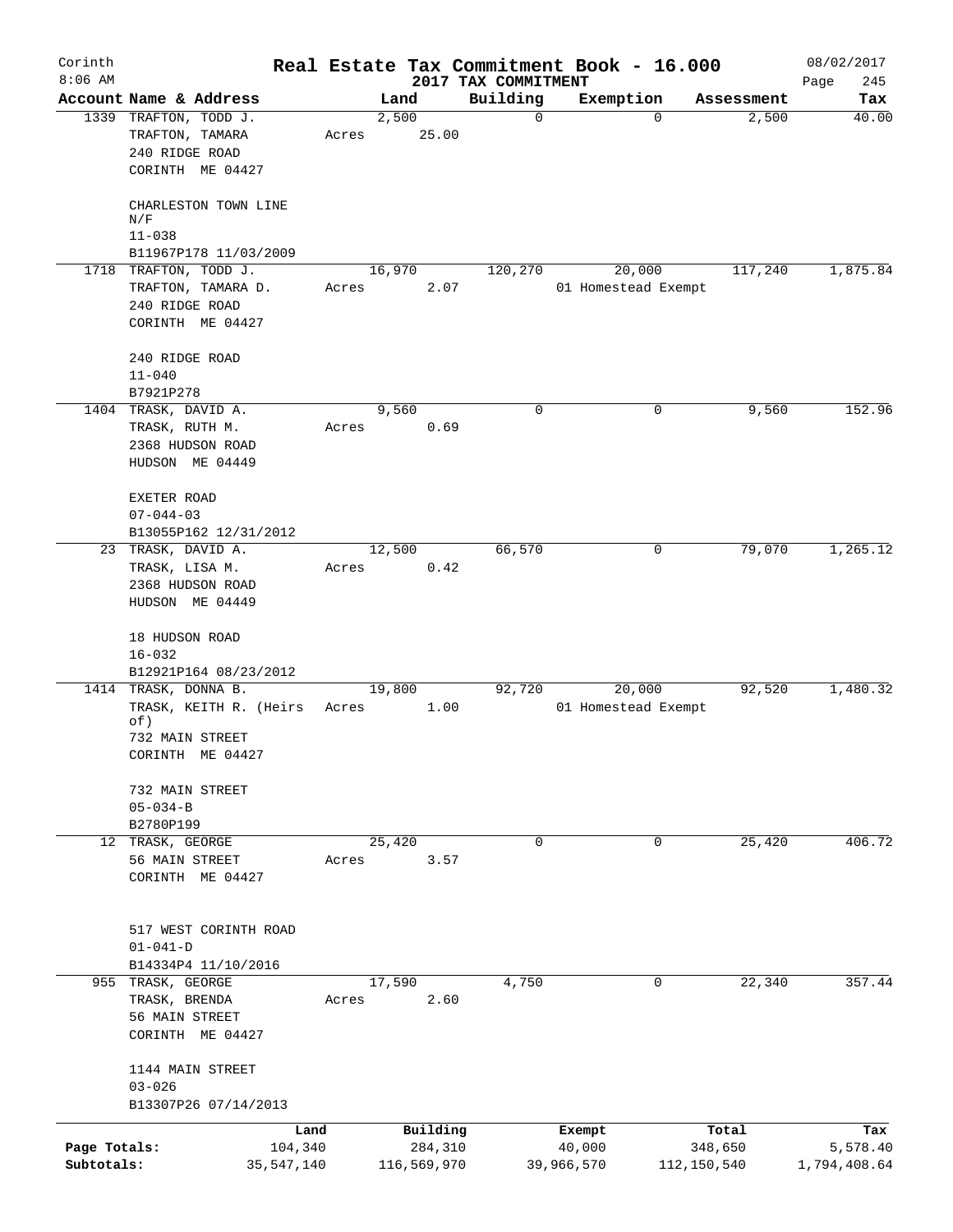# Real Estate Tax Commitment Book - 16.000

Corinth
8:06 AM

2017 TAX COMMITMENT

08/02/2017

| Account Name & Address | Land | Building | Exemption | Assessment | Tax |
|---|---|---|---|---|---|
| 1339 TRAFTON, TODD J.<br>TRAFTON, TAMARA<br>240 RIDGE ROAD<br>CORINTH ME 04427<br><br>CHARLESTON TOWN LINE<br>N/F<br>11-038<br>B11967P178 11/03/2009 | 2,500<br>Acres 25.00 | 0 | 0 | 2,500 | 40.00 |
| 1718 TRAFTON, TODD J.<br>TRAFTON, TAMARA D.<br>240 RIDGE ROAD<br>CORINTH ME 04427<br><br>240 RIDGE ROAD<br>11-040<br>B7921P278 | 16,970<br>Acres 2.07 | 120,270 | 20,000<br>01 Homestead Exempt | 117,240 | 1,875.84 |
| 1404 TRASK, DAVID A.<br>TRASK, RUTH M.<br>2368 HUDSON ROAD<br>HUDSON ME 04449<br><br>EXETER ROAD<br>07-044-03<br>B13055P162 12/31/2012 | 9,560<br>Acres 0.69 | 0 | 0 | 9,560 | 152.96 |
| 23 TRASK, DAVID A.<br>TRASK, LISA M.<br>2368 HUDSON ROAD<br>HUDSON ME 04449<br><br>18 HUDSON ROAD<br>16-032<br>B12921P164 08/23/2012 | 12,500<br>Acres 0.42 | 66,570 | 0 | 79,070 | 1,265.12 |
| 1414 TRASK, DONNA B.<br>TRASK, KEITH R. (Heirs of)<br>732 MAIN STREET<br>CORINTH ME 04427<br><br>732 MAIN STREET<br>05-034-B<br>B2780P199 | 19,800<br>Acres 1.00 | 92,720 | 20,000<br>01 Homestead Exempt | 92,520 | 1,480.32 |
| 12 TRASK, GEORGE<br>56 MAIN STREET<br>CORINTH ME 04427<br><br>517 WEST CORINTH ROAD<br>01-041-D<br>B14334P4 11/10/2016 | 25,420<br>Acres 3.57 | 0 | 0 | 25,420 | 406.72 |
| 955 TRASK, GEORGE<br>TRASK, BRENDA<br>56 MAIN STREET<br>CORINTH ME 04427<br><br>1144 MAIN STREET<br>03-026<br>B13307P26 07/14/2013 | 17,590<br>Acres 2.60 | 4,750 | 0 | 22,340 | 357.44 |

| | Land | Building | Exempt | Total | Tax |
|---|---|---|---|---|---|
| Page Totals: | 104,340 | 284,310 | 40,000 | 348,650 | 5,578.40 |
| Subtotals: | 35,547,140 | 116,569,970 | 39,966,570 | 112,150,540 | 1,794,408.64 |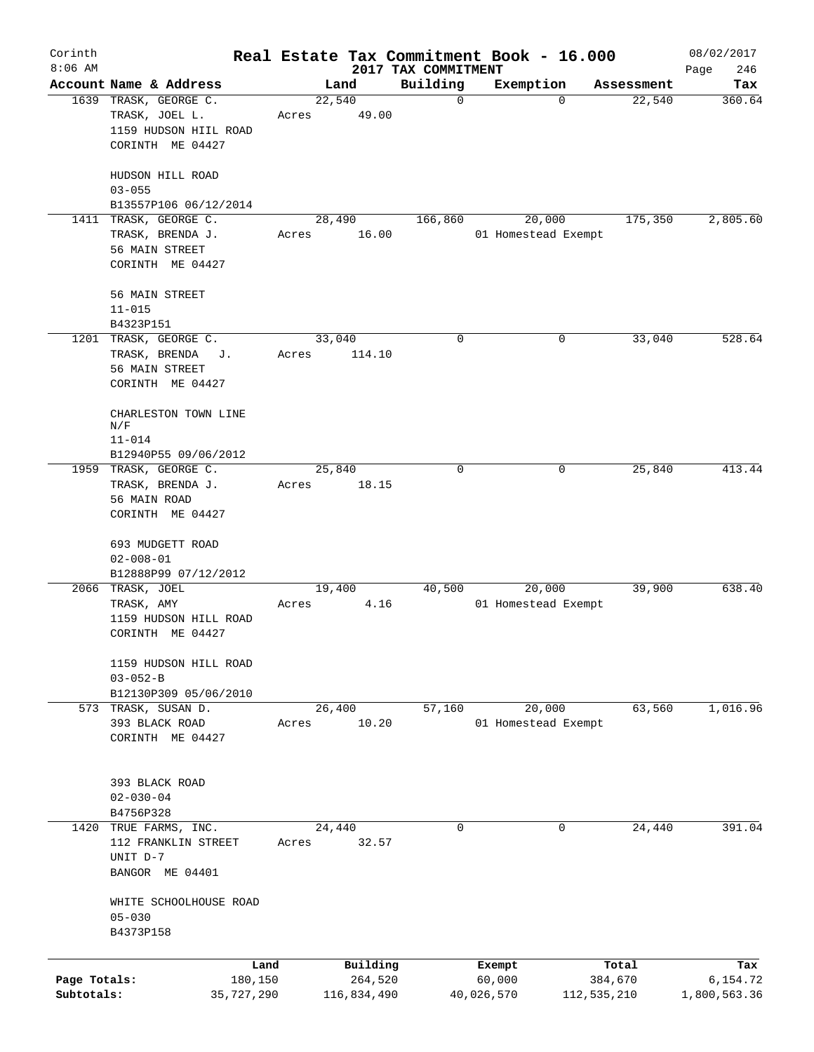# Real Estate Tax Commitment Book - 16.000

Corinth
8:06 AM

2017 TAX COMMITMENT

08/02/2017

| Account | Name & Address | Land | Building | Exemption | Assessment | Tax |
|---|---|---|---|---|---|---|
| 1639 | TRASK, GEORGE C.<br>TRASK, JOEL L.<br>1159 HUDSON HIIL ROAD<br>CORINTH ME 04427<br><br>HUDSON HILL ROAD<br>03-055<br>B13557P106 06/12/2014 | 22,540<br>Acres 49.00 | 0 | 0 | 22,540 | 360.64 |
| 1411 | TRASK, GEORGE C.<br>TRASK, BRENDA J.<br>56 MAIN STREET<br>CORINTH ME 04427<br><br>56 MAIN STREET<br>11-015<br>B4323P151 | 28,490<br>Acres 16.00 | 166,860 | 20,000<br>01 Homestead Exempt | 175,350 | 2,805.60 |
| 1201 | TRASK, GEORGE C.<br>TRASK, BRENDA J.<br>56 MAIN STREET<br>CORINTH ME 04427<br><br>CHARLESTON TOWN LINE N/F<br>11-014<br>B12940P55 09/06/2012 | 33,040<br>Acres 114.10 | 0 | 0 | 33,040 | 528.64 |
| 1959 | TRASK, GEORGE C.<br>TRASK, BRENDA J.<br>56 MAIN ROAD<br>CORINTH ME 04427<br><br>693 MUDGETT ROAD<br>02-008-01<br>B12888P99 07/12/2012 | 25,840<br>Acres 18.15 | 0 | 0 | 25,840 | 413.44 |
| 2066 | TRASK, JOEL<br>TRASK, AMY<br>1159 HUDSON HILL ROAD<br>CORINTH ME 04427<br><br>1159 HUDSON HILL ROAD<br>03-052-B<br>B12130P309 05/06/2010 | 19,400<br>Acres 4.16 | 40,500 | 20,000<br>01 Homestead Exempt | 39,900 | 638.40 |
| 573 | TRASK, SUSAN D.<br>393 BLACK ROAD<br>CORINTH ME 04427<br><br>393 BLACK ROAD<br>02-030-04<br>B4756P328 | 26,400<br>Acres 10.20 | 57,160 | 20,000<br>01 Homestead Exempt | 63,560 | 1,016.96 |
| 1420 | TRUE FARMS, INC.<br>112 FRANKLIN STREET<br>UNIT D-7<br>BANGOR ME 04401<br><br>WHITE SCHOOLHOUSE ROAD<br>05-030<br>B4373P158 | 24,440<br>Acres 32.57 | 0 | 0 | 24,440 | 391.04 |

| | Land | Building | Exempt | Total | Tax |
|---|---|---|---|---|---|
| Page Totals: | 180,150 | 264,520 | 60,000 | 384,670 | 6,154.72 |
| Subtotals: | 35,727,290 | 116,834,490 | 40,026,570 | 112,535,210 | 1,800,563.36 |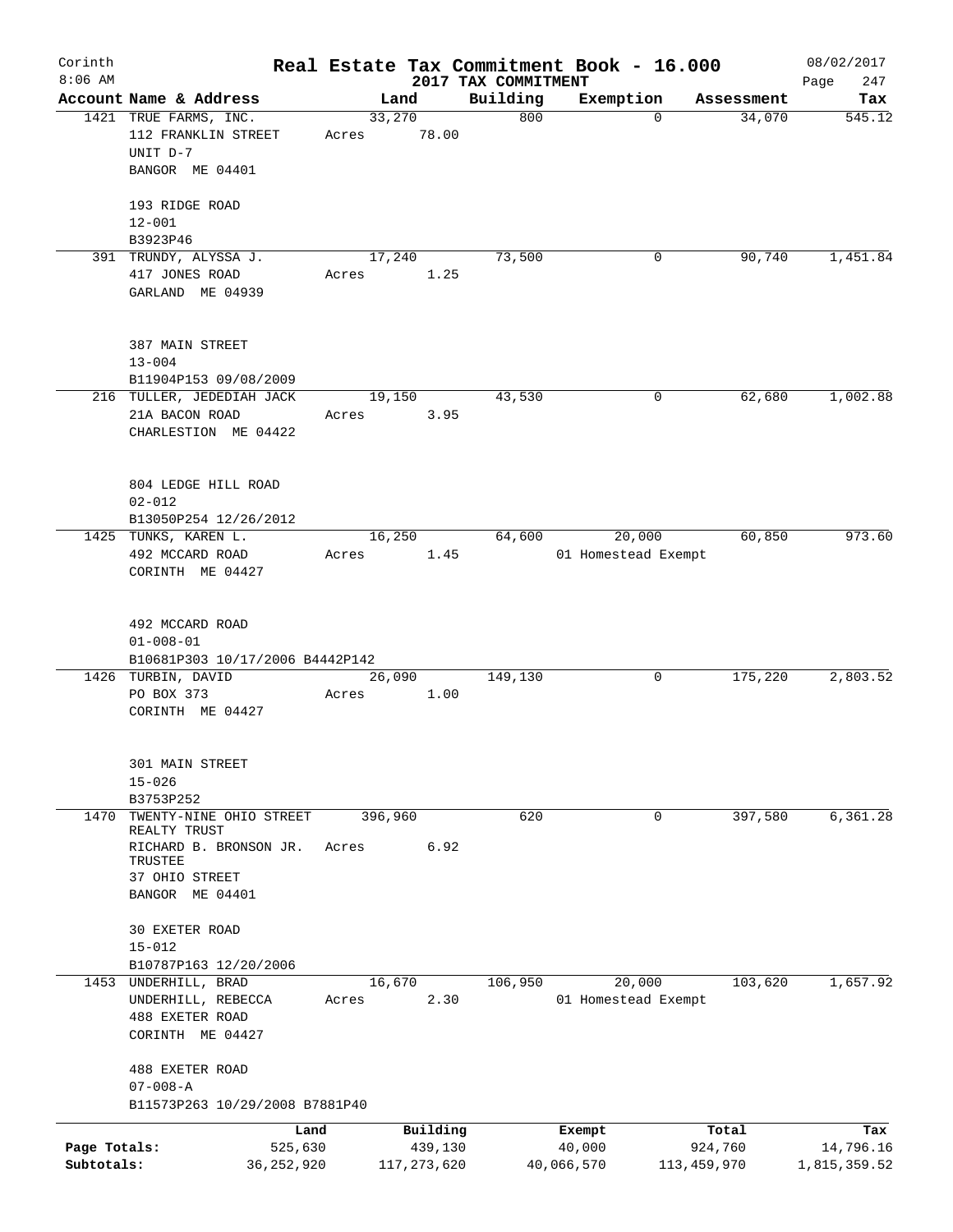Corinth 8:06 AM

# Real Estate Tax Commitment Book - 16.000

## 2017 TAX COMMITMENT

08/02/2017

| Account | Name & Address | Land | Building | Exemption | Assessment | Tax |
|---|---|---|---|---|---|---|
| 1421 | TRUE FARMS, INC.<br>112 FRANKLIN STREET<br>UNIT D-7<br>BANGOR ME 04401<br><br>193 RIDGE ROAD<br>12-001<br>B3923P46 | 33,270<br>Acres 78.00 | 800 | 0 | 34,070 | 545.12 |
| 391 | TRUNDY, ALYSSA J.<br>417 JONES ROAD<br>GARLAND ME 04939<br><br>387 MAIN STREET<br>13-004<br>B11904P153 09/08/2009 | 17,240<br>Acres 1.25 | 73,500 | 0 | 90,740 | 1,451.84 |
| 216 | TULLER, JEDEDIAH JACK<br>21A BACON ROAD<br>CHARLESTION ME 04422<br><br>804 LEDGE HILL ROAD<br>02-012<br>B13050P254 12/26/2012 | 19,150<br>Acres 3.95 | 43,530 | 0 | 62,680 | 1,002.88 |
| 1425 | TUNKS, KAREN L.<br>492 MCCARD ROAD<br>CORINTH ME 04427<br><br>492 MCCARD ROAD<br>01-008-01<br>B10681P303 10/17/2006 B4442P142 | 16,250<br>Acres 1.45 | 64,600 | 20,000<br>01 Homestead Exempt | 60,850 | 973.60 |
| 1426 | TURBIN, DAVID<br>PO BOX 373<br>CORINTH ME 04427<br><br>301 MAIN STREET<br>15-026<br>B3753P252 | 26,090<br>Acres 1.00 | 149,130 | 0 | 175,220 | 2,803.52 |
| 1470 | TWENTY-NINE OHIO STREET REALTY TRUST<br>RICHARD B. BRONSON JR. TRUSTEE<br>37 OHIO STREET<br>BANGOR ME 04401<br><br>30 EXETER ROAD<br>15-012<br>B10787P163 12/20/2006 | 396,960<br>Acres 6.92 | 620 | 0 | 397,580 | 6,361.28 |
| 1453 | UNDERHILL, BRAD<br>UNDERHILL, REBECCA<br>488 EXETER ROAD<br>CORINTH ME 04427<br><br>488 EXETER ROAD<br>07-008-A<br>B11573P263 10/29/2008 B7881P40 | 16,670<br>Acres 2.30 | 106,950 | 20,000<br>01 Homestead Exempt | 103,620 | 1,657.92 |

| | Land | Building | Exempt | Total | Tax |
|---|---|---|---|---|---|
| Page Totals: | 525,630 | 439,130 | 40,000 | 924,760 | 14,796.16 |
| Subtotals: | 36,252,920 | 117,273,620 | 40,066,570 | 113,459,970 | 1,815,359.52 |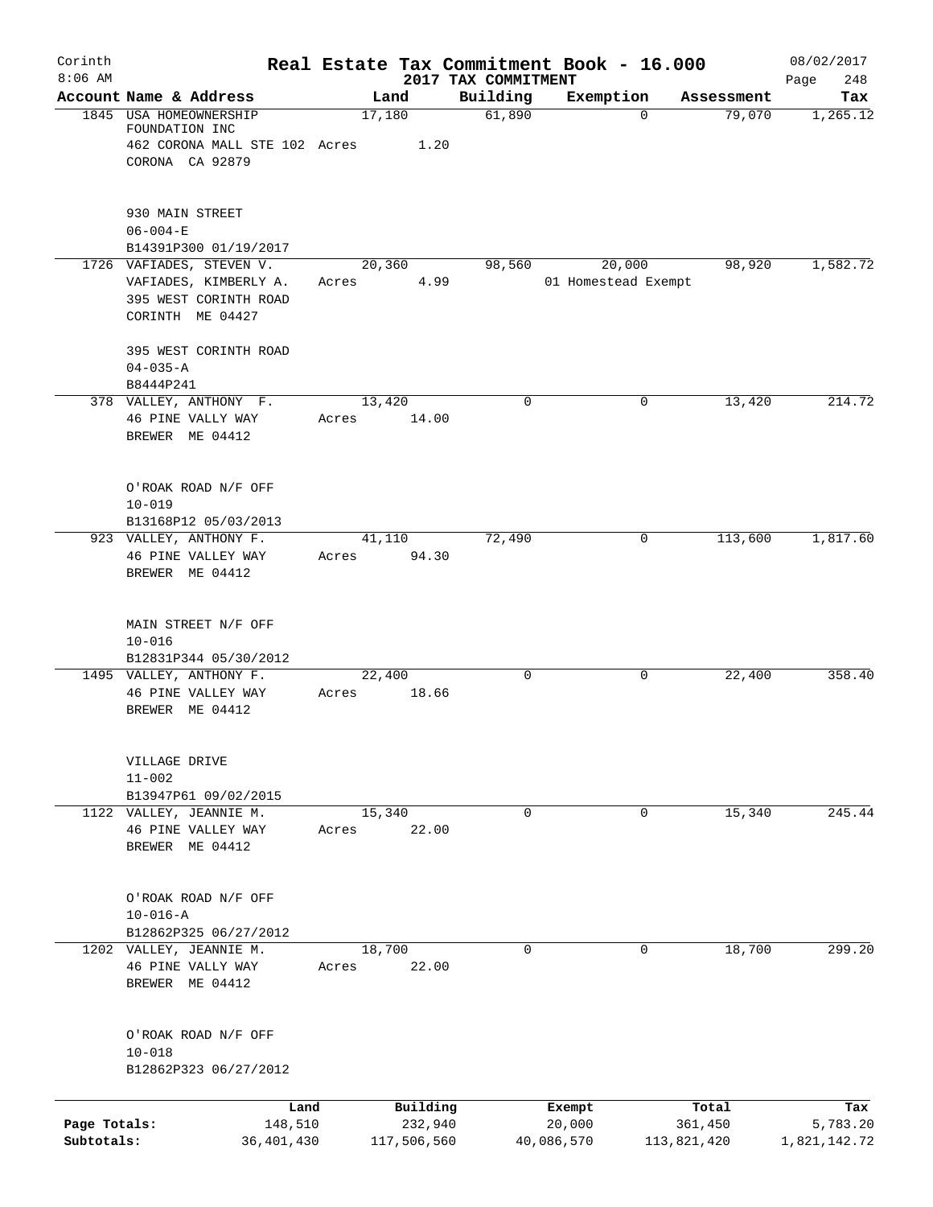# Real Estate Tax Commitment Book - 16.000

Corinth
8:06 AM

2017 TAX COMMITMENT

08/02/2017

| Account Name & Address | Land | Building | Exemption | Assessment | Tax |
|---|---|---|---|---|---|
| 1845 USA HOMEOWNERSHIP FOUNDATION INC<br>462 CORONA MALL STE 102<br>CORONA CA 92879<br><br>930 MAIN STREET<br>06-004-E<br>B14391P300 01/19/2017 | 17,180<br>Acres 1.20 | 61,890 | 0 | 79,070 | 1,265.12 |
| 1726 VAFIADES, STEVEN V.<br>VAFIADES, KIMBERLY A.<br>395 WEST CORINTH ROAD<br>CORINTH ME 04427<br><br>395 WEST CORINTH ROAD<br>04-035-A<br>B8444P241 | 20,360<br>Acres 4.99 | 98,560 | 20,000<br>01 Homestead Exempt | 98,920 | 1,582.72 |
| 378 VALLEY, ANTHONY F.<br>46 PINE VALLY WAY<br>BREWER ME 04412<br><br>O'ROAK ROAD N/F OFF<br>10-019<br>B13168P12 05/03/2013 | 13,420<br>Acres 14.00 | 0 | 0 | 13,420 | 214.72 |
| 923 VALLEY, ANTHONY F.<br>46 PINE VALLEY WAY<br>BREWER ME 04412<br><br>MAIN STREET N/F OFF<br>10-016<br>B12831P344 05/30/2012 | 41,110<br>Acres 94.30 | 72,490 | 0 | 113,600 | 1,817.60 |
| 1495 VALLEY, ANTHONY F.<br>46 PINE VALLEY WAY<br>BREWER ME 04412<br><br>VILLAGE DRIVE<br>11-002<br>B13947P61 09/02/2015 | 22,400<br>Acres 18.66 | 0 | 0 | 22,400 | 358.40 |
| 1122 VALLEY, JEANNIE M.<br>46 PINE VALLEY WAY<br>BREWER ME 04412<br><br>O'ROAK ROAD N/F OFF<br>10-016-A<br>B12862P325 06/27/2012 | 15,340<br>Acres 22.00 | 0 | 0 | 15,340 | 245.44 |
| 1202 VALLEY, JEANNIE M.<br>46 PINE VALLY WAY<br>BREWER ME 04412<br><br>O'ROAK ROAD N/F OFF<br>10-018<br>B12862P323 06/27/2012 | 18,700<br>Acres 22.00 | 0 | 0 | 18,700 | 299.20 |

| | Land | Building | Exempt | Total | Tax |
|---|---|---|---|---|---|
| Page Totals: | 148,510 | 232,940 | 20,000 | 361,450 | 5,783.20 |
| Subtotals: | 36,401,430 | 117,506,560 | 40,086,570 | 113,821,420 | 1,821,142.72 |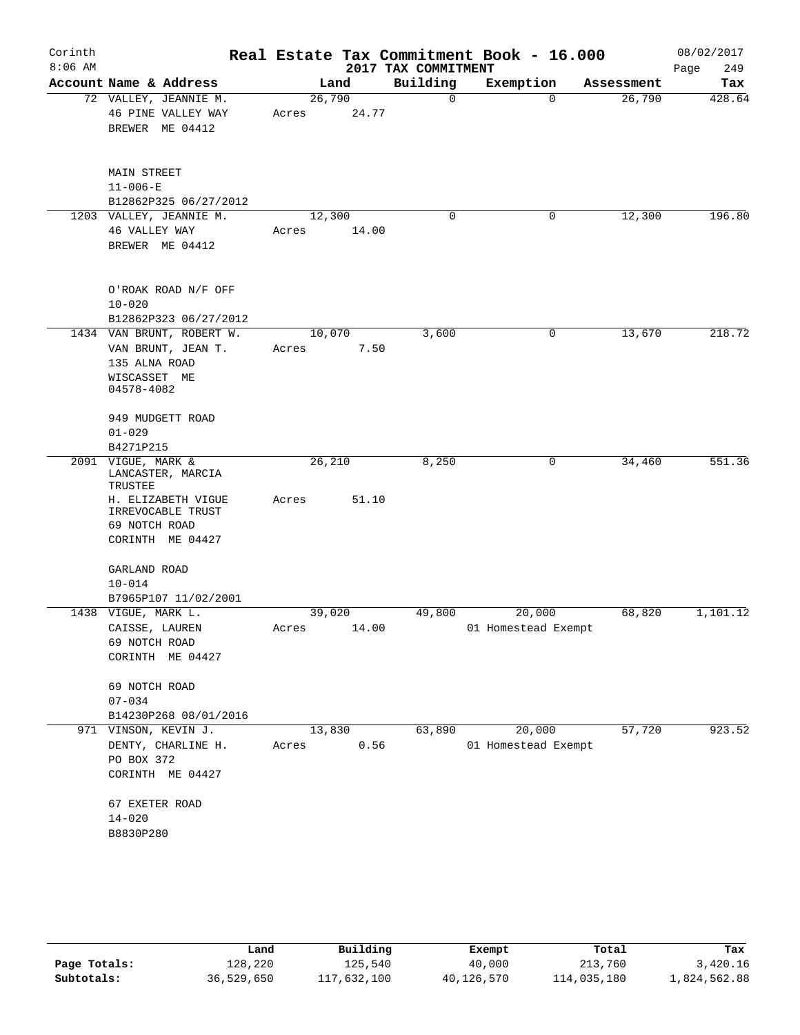Corinth 8:06 AM

# Real Estate Tax Commitment Book - 16.000

2017 TAX COMMITMENT

08/02/2017

| Account Name & Address | Land | Building | Exemption | Assessment | Tax |
|---|---|---|---|---|---|
| 72 VALLEY, JEANNIE M.<br>46 PINE VALLEY WAY<br>BREWER ME 04412<br><br>MAIN STREET<br>11-006-E<br>B12862P325 06/27/2012 | 26,790<br>Acres 24.77 | 0 | 0 | 26,790 | 428.64 |
| 1203 VALLEY, JEANNIE M.<br>46 VALLEY WAY<br>BREWER ME 04412<br><br>O'ROAK ROAD N/F OFF<br>10-020<br>B12862P323 06/27/2012 | 12,300<br>Acres 14.00 | 0 | 0 | 12,300 | 196.80 |
| 1434 VAN BRUNT, ROBERT W.<br>VAN BRUNT, JEAN T.<br>135 ALNA ROAD<br>WISCASSET ME 04578-4082<br><br>949 MUDGETT ROAD<br>01-029<br>B4271P215 | 10,070<br>Acres 7.50 | 3,600 | 0 | 13,670 | 218.72 |
| 2091 VIGUE, MARK &<br>LANCASTER, MARCIA TRUSTEE<br>H. ELIZABETH VIGUE IRREVOCABLE TRUST<br>69 NOTCH ROAD<br>CORINTH ME 04427<br><br>GARLAND ROAD<br>10-014<br>B7965P107 11/02/2001 | 26,210<br>Acres 51.10 | 8,250 | 0 | 34,460 | 551.36 |
| 1438 VIGUE, MARK L.<br>CAISSE, LAUREN<br>69 NOTCH ROAD<br>CORINTH ME 04427<br><br>69 NOTCH ROAD<br>07-034<br>B14230P268 08/01/2016 | 39,020<br>Acres 14.00 | 49,800 | 20,000<br>01 Homestead Exempt | 68,820 | 1,101.12 |
| 971 VINSON, KEVIN J.<br>DENTY, CHARLINE H.<br>PO BOX 372<br>CORINTH ME 04427<br><br>67 EXETER ROAD<br>14-020<br>B8830P280 | 13,830<br>Acres 0.56 | 63,890 | 20,000<br>01 Homestead Exempt | 57,720 | 923.52 |

| | Land | Building | Exempt | Total | Tax |
|---|---|---|---|---|---|
| Page Totals: | 128,220 | 125,540 | 40,000 | 213,760 | 3,420.16 |
| Subtotals: | 36,529,650 | 117,632,100 | 40,126,570 | 114,035,180 | 1,824,562.88 |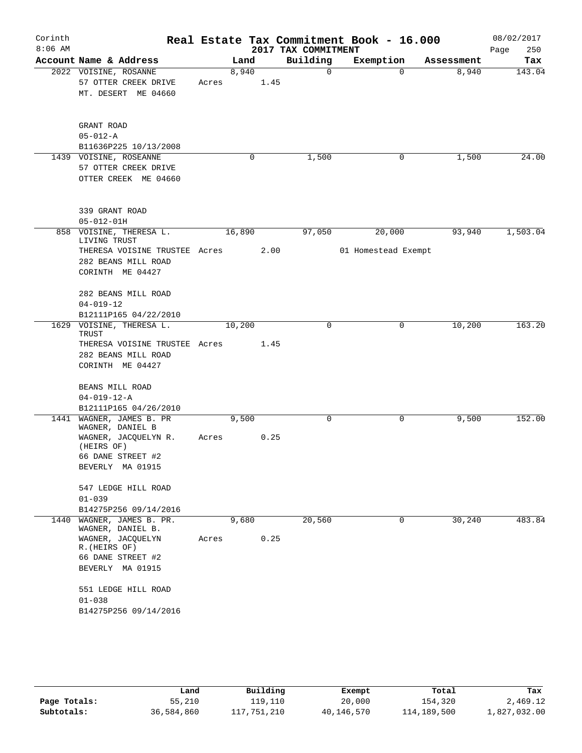# Corinth — Real Estate Tax Commitment Book - 16.000

8:06 AM — 2017 TAX COMMITMENT — 08/02/2017

| Account Name & Address | Land | Building | Exemption | Assessment | Tax |
|---|---|---|---|---|---|
| 2022 VOISINE, ROSANNE<br>57 OTTER CREEK DRIVE<br>MT. DESERT ME 04660<br><br>GRANT ROAD<br>05-012-A<br>B11636P225 10/13/2008 | 8,940<br>Acres 1.45 | 0 | 0 | 8,940 | 143.04 |
| 1439 VOISINE, ROSEANNE<br>57 OTTER CREEK DRIVE<br>OTTER CREEK ME 04660<br><br>339 GRANT ROAD<br>05-012-01H | 0 | 1,500 | 0 | 1,500 | 24.00 |
| 858 VOISINE, THERESA L. LIVING TRUST<br>THERESA VOISINE TRUSTEE<br>282 BEANS MILL ROAD<br>CORINTH ME 04427<br><br>282 BEANS MILL ROAD<br>04-019-12<br>B12111P165 04/22/2010 | 16,890<br>Acres 2.00 | 97,050 | 20,000<br>01 Homestead Exempt | 93,940 | 1,503.04 |
| 1629 VOISINE, THERESA L. TRUST<br>THERESA VOISINE TRUSTEE<br>282 BEANS MILL ROAD<br>CORINTH ME 04427<br><br>BEANS MILL ROAD<br>04-019-12-A<br>B12111P165 04/26/2010 | 10,200<br>Acres 1.45 | 0 | 0 | 10,200 | 163.20 |
| 1441 WAGNER, JAMES B. PR<br>WAGNER, DANIEL B<br>WAGNER, JACQUELYN R. (HEIRS OF)<br>66 DANE STREET #2<br>BEVERLY MA 01915<br><br>547 LEDGE HILL ROAD<br>01-039<br>B14275P256 09/14/2016 | 9,500<br>Acres 0.25 | 0 | 0 | 9,500 | 152.00 |
| 1440 WAGNER, JAMES B. PR.<br>WAGNER, DANIEL B.<br>WAGNER, JACQUELYN R.(HEIRS OF)<br>66 DANE STREET #2<br>BEVERLY MA 01915<br><br>551 LEDGE HILL ROAD<br>01-038<br>B14275P256 09/14/2016 | 9,680<br>Acres 0.25 | 20,560 | 0 | 30,240 | 483.84 |

| | Land | Building | Exempt | Total | Tax |
|---|---|---|---|---|---|
| Page Totals: | 55,210 | 119,110 | 20,000 | 154,320 | 2,469.12 |
| Subtotals: | 36,584,860 | 117,751,210 | 40,146,570 | 114,189,500 | 1,827,032.00 |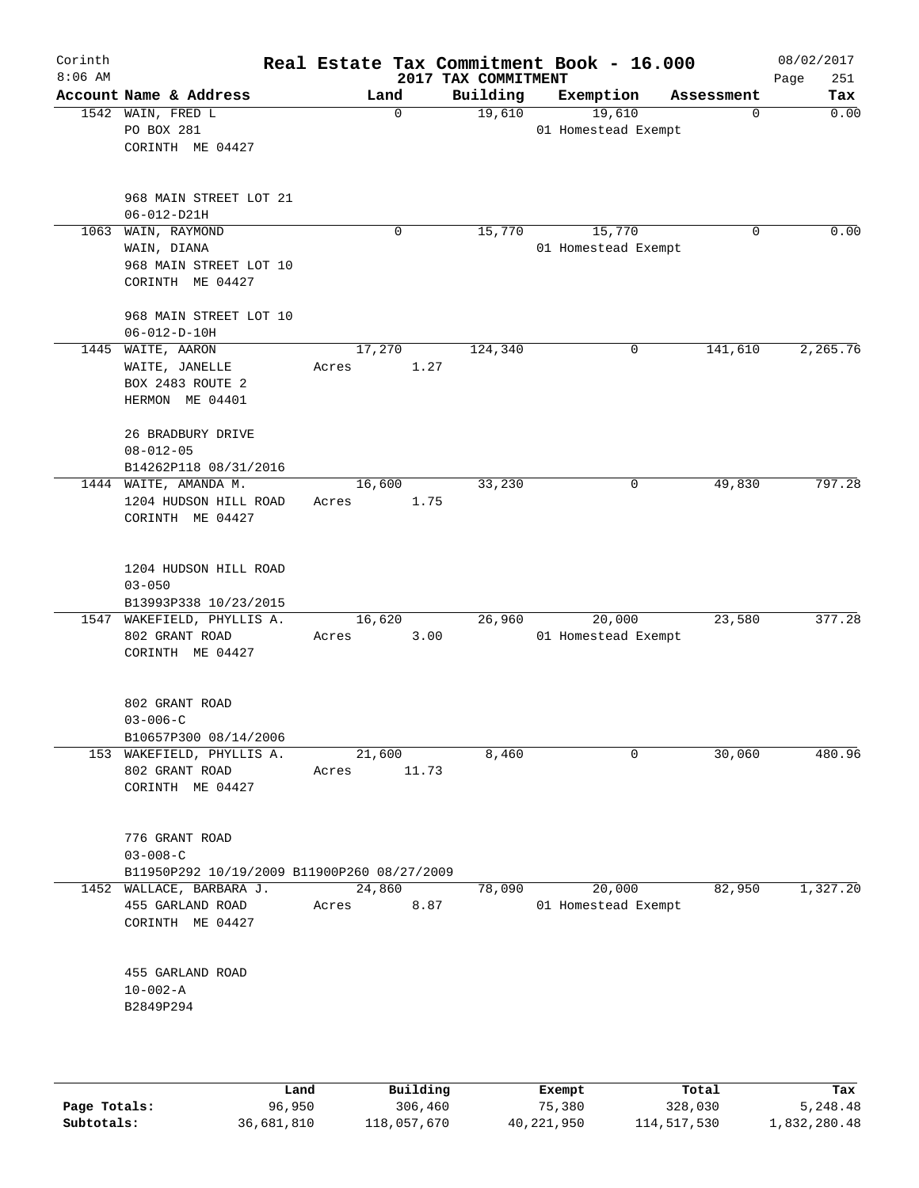# Real Estate Tax Commitment Book - 16.000

Corinth 8:06 AM — 2017 TAX COMMITMENT — 08/02/2017

| Account | Name & Address | Land | Building | Exemption | Assessment | Tax |
|---|---|---|---|---|---|---|
| 1542 | WAIN, FRED L<br>PO BOX 281<br>CORINTH ME 04427<br><br>968 MAIN STREET LOT 21<br>06-012-D21H | 0 | 19,610 | 19,610<br>01 Homestead Exempt | 0 | 0.00 |
| 1063 | WAIN, RAYMOND<br>WAIN, DIANA<br>968 MAIN STREET LOT 10<br>CORINTH ME 04427<br><br>968 MAIN STREET LOT 10<br>06-012-D-10H | 0 | 15,770 | 15,770<br>01 Homestead Exempt | 0 | 0.00 |
| 1445 | WAITE, AARON<br>WAITE, JANELLE<br>BOX 2483 ROUTE 2<br>HERMON ME 04401<br><br>26 BRADBURY DRIVE<br>08-012-05<br>B14262P118 08/31/2016 | 17,270<br>Acres 1.27 | 124,340 | 0 | 141,610 | 2,265.76 |
| 1444 | WAITE, AMANDA M.<br>1204 HUDSON HILL ROAD<br>CORINTH ME 04427<br><br>1204 HUDSON HILL ROAD<br>03-050<br>B13993P338 10/23/2015 | 16,600<br>Acres 1.75 | 33,230 | 0 | 49,830 | 797.28 |
| 1547 | WAKEFIELD, PHYLLIS A.<br>802 GRANT ROAD<br>CORINTH ME 04427<br><br>802 GRANT ROAD<br>03-006-C<br>B10657P300 08/14/2006 | 16,620<br>Acres 3.00 | 26,960 | 20,000<br>01 Homestead Exempt | 23,580 | 377.28 |
| 153 | WAKEFIELD, PHYLLIS A.<br>802 GRANT ROAD<br>CORINTH ME 04427<br><br>776 GRANT ROAD<br>03-008-C<br>B11950P292 10/19/2009 B11900P260 08/27/2009 | 21,600<br>Acres 11.73 | 8,460 | 0 | 30,060 | 480.96 |
| 1452 | WALLACE, BARBARA J.<br>455 GARLAND ROAD<br>CORINTH ME 04427<br><br>455 GARLAND ROAD<br>10-002-A<br>B2849P294 | 24,860<br>Acres 8.87 | 78,090 | 20,000<br>01 Homestead Exempt | 82,950 | 1,327.20 |

| | Land | Building | Exempt | Total | Tax |
|---|---|---|---|---|---|
| Page Totals: | 96,950 | 306,460 | 75,380 | 328,030 | 5,248.48 |
| Subtotals: | 36,681,810 | 118,057,670 | 40,221,950 | 114,517,530 | 1,832,280.48 |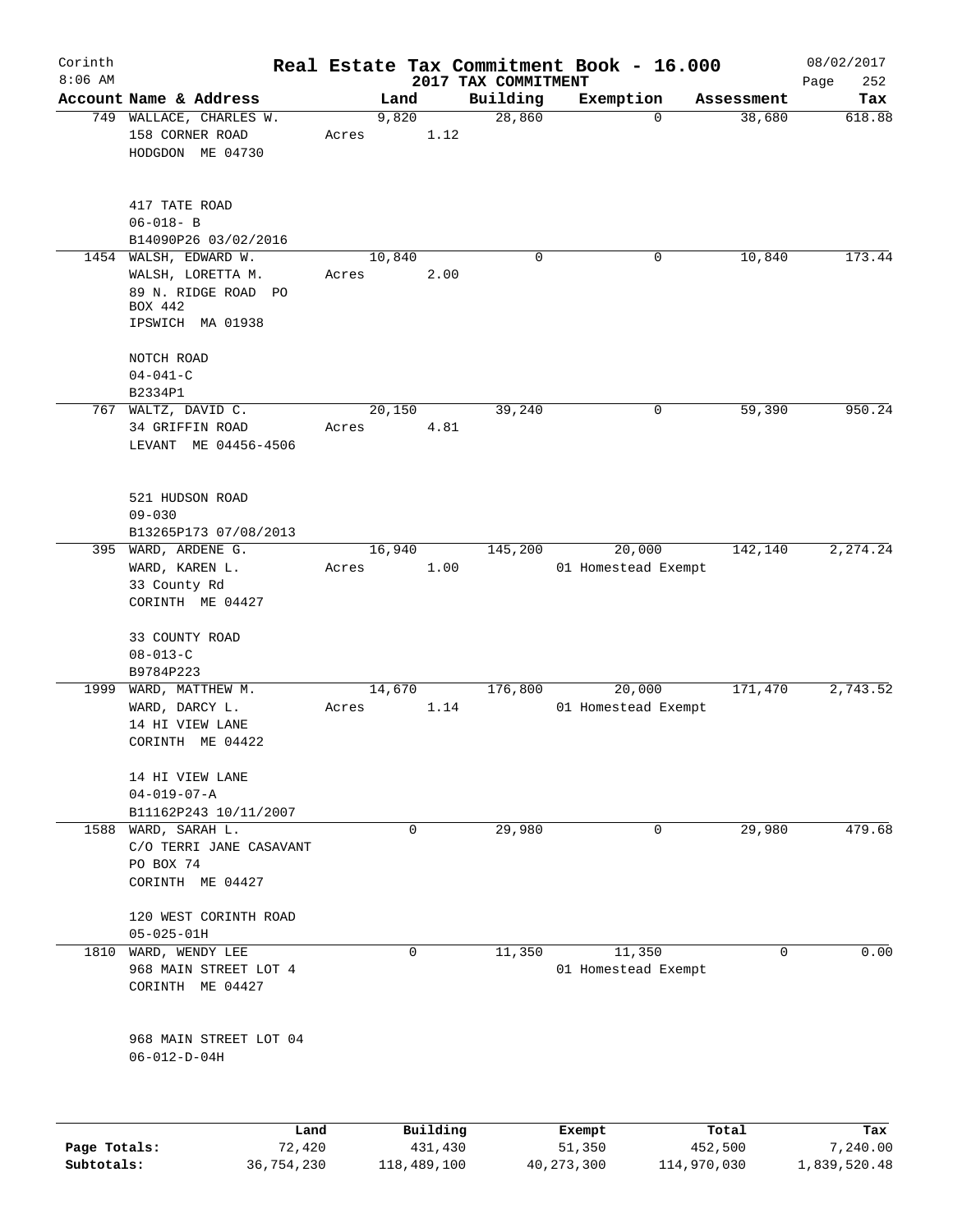# Corinth — Real Estate Tax Commitment Book - 16.000

8:06 AM — 2017 TAX COMMITMENT — 08/02/2017

| Account Name & Address | Land | Building | Exemption | Assessment | Tax |
|---|---|---|---|---|---|
| 749 WALLACE, CHARLES W.<br>158 CORNER ROAD<br>HODGDON ME 04730<br><br>417 TATE ROAD<br>06-018- B<br>B14090P26 03/02/2016 | 9,820<br>Acres 1.12 | 28,860 | 0 | 38,680 | 618.88 |
| 1454 WALSH, EDWARD W.<br>WALSH, LORETTA M.<br>89 N. RIDGE ROAD PO BOX 442<br>IPSWICH MA 01938<br><br>NOTCH ROAD<br>04-041-C<br>B2334P1 | 10,840<br>Acres 2.00 | 0 | 0 | 10,840 | 173.44 |
| 767 WALTZ, DAVID C.<br>34 GRIFFIN ROAD<br>LEVANT ME 04456-4506<br><br>521 HUDSON ROAD<br>09-030<br>B13265P173 07/08/2013 | 20,150<br>Acres 4.81 | 39,240 | 0 | 59,390 | 950.24 |
| 395 WARD, ARDENE G.<br>WARD, KAREN L.<br>33 County Rd<br>CORINTH ME 04427<br><br>33 COUNTY ROAD<br>08-013-C<br>B9784P223 | 16,940<br>Acres 1.00 | 145,200 | 20,000<br>01 Homestead Exempt | 142,140 | 2,274.24 |
| 1999 WARD, MATTHEW M.<br>WARD, DARCY L.<br>14 HI VIEW LANE<br>CORINTH ME 04422<br><br>14 HI VIEW LANE<br>04-019-07-A<br>B11162P243 10/11/2007 | 14,670<br>Acres 1.14 | 176,800 | 20,000<br>01 Homestead Exempt | 171,470 | 2,743.52 |
| 1588 WARD, SARAH L.<br>C/O TERRI JANE CASAVANT<br>PO BOX 74<br>CORINTH ME 04427<br><br>120 WEST CORINTH ROAD<br>05-025-01H | 0 | 29,980 | 0 | 29,980 | 479.68 |
| 1810 WARD, WENDY LEE<br>968 MAIN STREET LOT 4<br>CORINTH ME 04427<br><br>968 MAIN STREET LOT 04<br>06-012-D-04H | 0 | 11,350 | 11,350<br>01 Homestead Exempt | 0 | 0.00 |

| | Land | Building | Exempt | Total | Tax |
|---|---|---|---|---|---|
| Page Totals: | 72,420 | 431,430 | 51,350 | 452,500 | 7,240.00 |
| Subtotals: | 36,754,230 | 118,489,100 | 40,273,300 | 114,970,030 | 1,839,520.48 |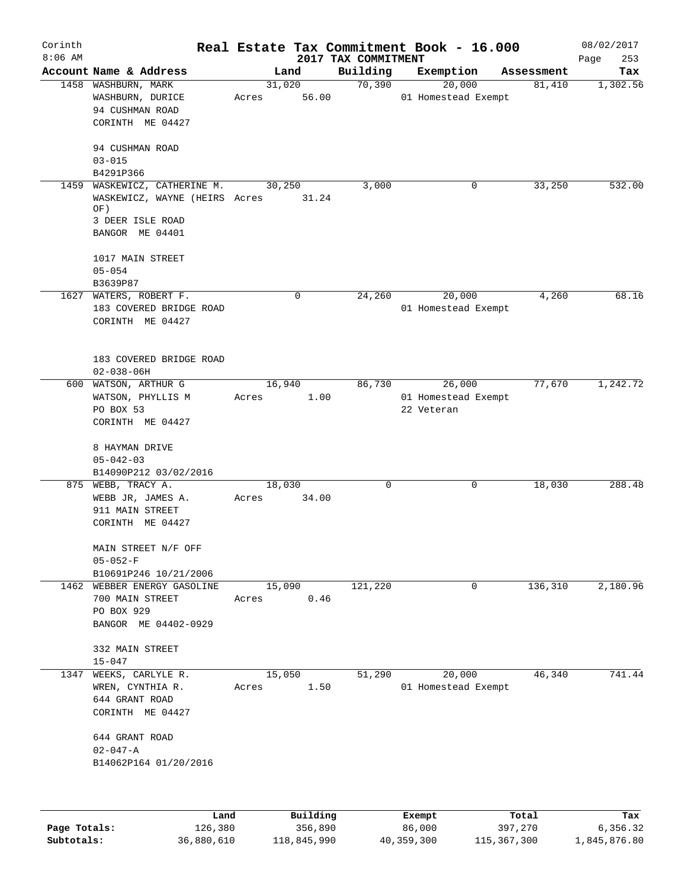Corinth 8:06 AM

# Real Estate Tax Commitment Book - 16.000

## 2017 TAX COMMITMENT

08/02/2017

| Account | Name & Address | Land | Building | Exemption | Assessment | Tax |
|---|---|---|---|---|---|---|
| 1458 | WASHBURN, MARK<br>WASHBURN, DURICE<br>94 CUSHMAN ROAD<br>CORINTH ME 04427<br><br>94 CUSHMAN ROAD<br>03-015<br>B4291P366 | 31,020<br>Acres 56.00 | 70,390 | 20,000<br>01 Homestead Exempt | 81,410 | 1,302.56 |
| 1459 | WASKEWICZ, CATHERINE M.<br>WASKEWICZ, WAYNE (HEIRS OF)<br>3 DEER ISLE ROAD<br>BANGOR ME 04401<br><br>1017 MAIN STREET<br>05-054<br>B3639P87 | 30,250<br>Acres 31.24 | 3,000 | 0 | 33,250 | 532.00 |
| 1627 | WATERS, ROBERT F.<br>183 COVERED BRIDGE ROAD<br>CORINTH ME 04427<br><br>183 COVERED BRIDGE ROAD<br>02-038-06H | 0 | 24,260 | 20,000<br>01 Homestead Exempt | 4,260 | 68.16 |
| 600 | WATSON, ARTHUR G<br>WATSON, PHYLLIS M<br>PO BOX 53<br>CORINTH ME 04427<br><br>8 HAYMAN DRIVE<br>05-042-03<br>B14090P212 03/02/2016 | 16,940<br>Acres 1.00 | 86,730 | 26,000<br>01 Homestead Exempt<br>22 Veteran | 77,670 | 1,242.72 |
| 875 | WEBB, TRACY A.<br>WEBB JR, JAMES A.<br>911 MAIN STREET<br>CORINTH ME 04427<br><br>MAIN STREET N/F OFF<br>05-052-F<br>B10691P246 10/21/2006 | 18,030<br>Acres 34.00 | 0 | 0 | 18,030 | 288.48 |
| 1462 | WEBBER ENERGY GASOLINE<br>700 MAIN STREET<br>PO BOX 929<br>BANGOR ME 04402-0929<br><br>332 MAIN STREET<br>15-047 | 15,090<br>Acres 0.46 | 121,220 | 0 | 136,310 | 2,180.96 |
| 1347 | WEEKS, CARLYLE R.<br>WREN, CYNTHIA R.<br>644 GRANT ROAD<br>CORINTH ME 04427<br><br>644 GRANT ROAD<br>02-047-A<br>B14062P164 01/20/2016 | 15,050<br>Acres 1.50 | 51,290 | 20,000<br>01 Homestead Exempt | 46,340 | 741.44 |

| | Land | Building | Exempt | Total | Tax |
|---|---|---|---|---|---|
| Page Totals: | 126,380 | 356,890 | 86,000 | 397,270 | 6,356.32 |
| Subtotals: | 36,880,610 | 118,845,990 | 40,359,300 | 115,367,300 | 1,845,876.80 |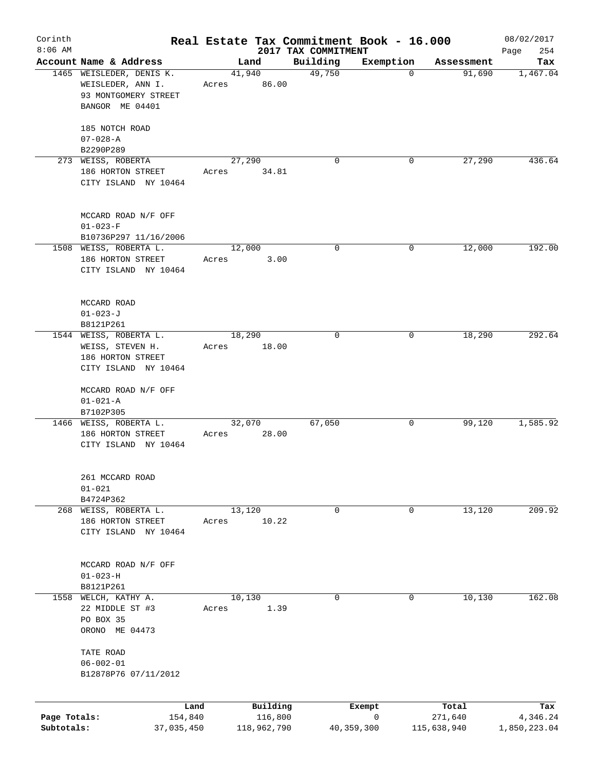# Real Estate Tax Commitment Book - 16.000

Corinth
8:06 AM

2017 TAX COMMITMENT

08/02/2017
Page 254

| Account | Name & Address | Land | Building | Exemption | Assessment | Tax |
|---|---|---|---|---|---|---|
| 1465 | WEISLEDER, DENIS K.<br>WEISLEDER, ANN I.<br>93 MONTGOMERY STREET<br>BANGOR ME 04401<br><br>185 NOTCH ROAD<br>07-028-A<br>B2290P289 | 41,940<br>Acres 86.00 | 49,750 | 0 | 91,690 | 1,467.04 |
| 273 | WEISS, ROBERTA<br>186 HORTON STREET<br>CITY ISLAND NY 10464<br><br>MCCARD ROAD N/F OFF<br>01-023-F<br>B10736P297 11/16/2006 | 27,290<br>Acres 34.81 | 0 | 0 | 27,290 | 436.64 |
| 1508 | WEISS, ROBERTA L.<br>186 HORTON STREET<br>CITY ISLAND NY 10464<br><br>MCCARD ROAD<br>01-023-J<br>B8121P261 | 12,000<br>Acres 3.00 | 0 | 0 | 12,000 | 192.00 |
| 1544 | WEISS, ROBERTA L.<br>WEISS, STEVEN H.<br>186 HORTON STREET<br>CITY ISLAND NY 10464<br><br>MCCARD ROAD N/F OFF<br>01-021-A<br>B7102P305 | 18,290<br>Acres 18.00 | 0 | 0 | 18,290 | 292.64 |
| 1466 | WEISS, ROBERTA L.<br>186 HORTON STREET<br>CITY ISLAND NY 10464<br><br>261 MCCARD ROAD<br>01-021<br>B4724P362 | 32,070<br>Acres 28.00 | 67,050 | 0 | 99,120 | 1,585.92 |
| 268 | WEISS, ROBERTA L.<br>186 HORTON STREET<br>CITY ISLAND NY 10464<br><br>MCCARD ROAD N/F OFF<br>01-023-H<br>B8121P261 | 13,120<br>Acres 10.22 | 0 | 0 | 13,120 | 209.92 |
| 1558 | WELCH, KATHY A.<br>22 MIDDLE ST #3<br>PO BOX 35<br>ORONO ME 04473<br><br>TATE ROAD<br>06-002-01<br>B12878P76 07/11/2012 | 10,130<br>Acres 1.39 | 0 | 0 | 10,130 | 162.08 |

| | Land | Building | Exempt | Total | Tax |
|---|---|---|---|---|---|
| Page Totals: | 154,840 | 116,800 | 0 | 271,640 | 4,346.24 |
| Subtotals: | 37,035,450 | 118,962,790 | 40,359,300 | 115,638,940 | 1,850,223.04 |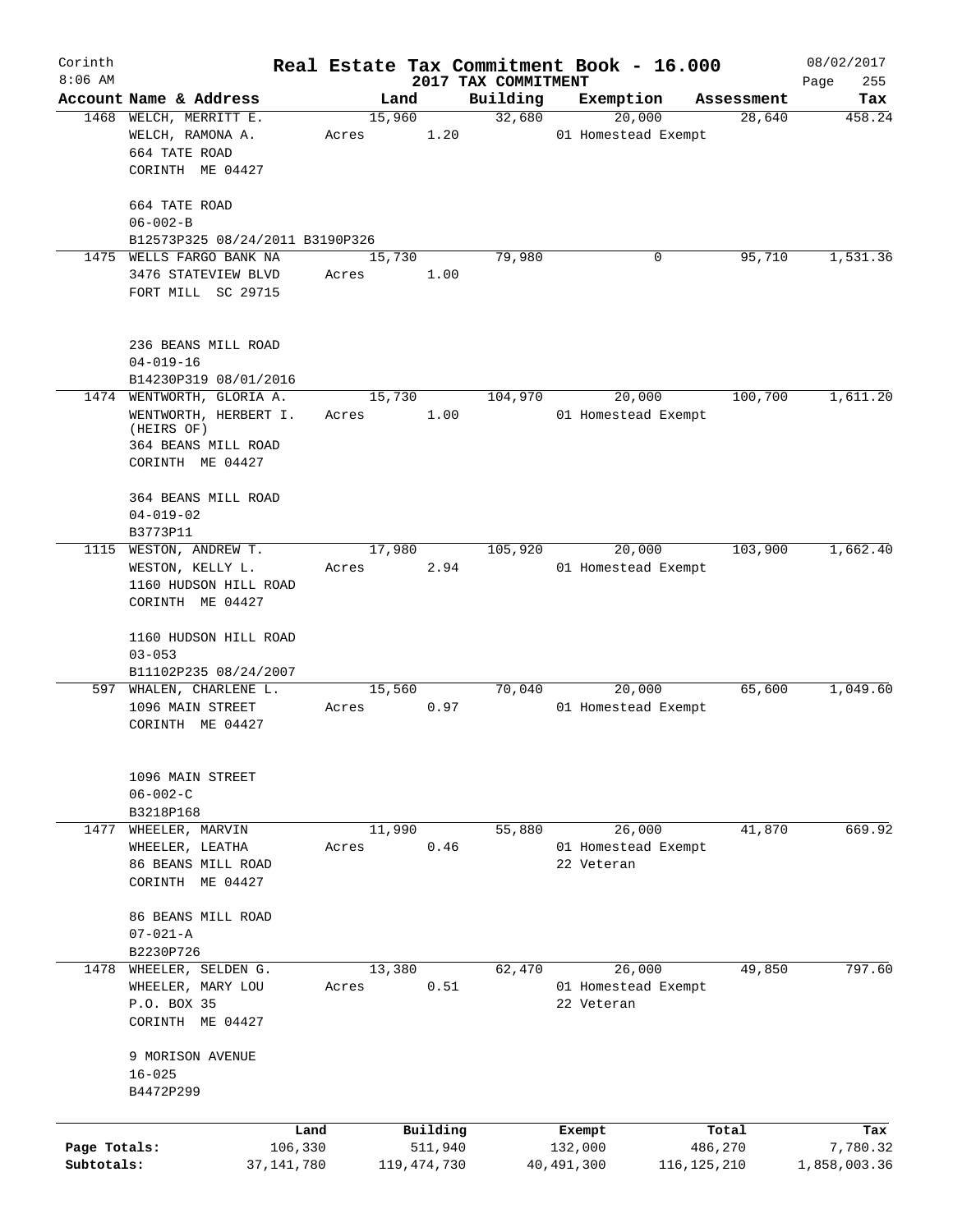Corinth 8:06 AM

# Real Estate Tax Commitment Book - 16.000

## 2017 TAX COMMITMENT

08/02/2017

| Account | Name & Address | Land | Building | Exemption | Assessment | Tax |
|---|---|---|---|---|---|---|
| 1468 | WELCH, MERRITT E.<br>WELCH, RAMONA A.<br>664 TATE ROAD<br>CORINTH ME 04427<br><br>664 TATE ROAD<br>06-002-B<br>B12573P325 08/24/2011 B3190P326 | 15,960<br>Acres 1.20 | 32,680 | 20,000<br>01 Homestead Exempt | 28,640 | 458.24 |
| 1475 | WELLS FARGO BANK NA<br>3476 STATEVIEW BLVD<br>FORT MILL SC 29715<br><br>236 BEANS MILL ROAD<br>04-019-16<br>B14230P319 08/01/2016 | 15,730<br>Acres 1.00 | 79,980 | 0 | 95,710 | 1,531.36 |
| 1474 | WENTWORTH, GLORIA A.<br>WENTWORTH, HERBERT I. (HEIRS OF)<br>364 BEANS MILL ROAD<br>CORINTH ME 04427<br><br>364 BEANS MILL ROAD<br>04-019-02<br>B3773P11 | 15,730<br>Acres 1.00 | 104,970 | 20,000<br>01 Homestead Exempt | 100,700 | 1,611.20 |
| 1115 | WESTON, ANDREW T.<br>WESTON, KELLY L.<br>1160 HUDSON HILL ROAD<br>CORINTH ME 04427<br><br>1160 HUDSON HILL ROAD<br>03-053<br>B11102P235 08/24/2007 | 17,980<br>Acres 2.94 | 105,920 | 20,000<br>01 Homestead Exempt | 103,900 | 1,662.40 |
| 597 | WHALEN, CHARLENE L.<br>1096 MAIN STREET<br>CORINTH ME 04427<br><br>1096 MAIN STREET<br>06-002-C<br>B3218P168 | 15,560<br>Acres 0.97 | 70,040 | 20,000<br>01 Homestead Exempt | 65,600 | 1,049.60 |
| 1477 | WHEELER, MARVIN<br>WHEELER, LEATHA<br>86 BEANS MILL ROAD<br>CORINTH ME 04427<br><br>86 BEANS MILL ROAD<br>07-021-A<br>B2230P726 | 11,990<br>Acres 0.46 | 55,880 | 26,000<br>01 Homestead Exempt<br>22 Veteran | 41,870 | 669.92 |
| 1478 | WHEELER, SELDEN G.<br>WHEELER, MARY LOU<br>P.O. BOX 35<br>CORINTH ME 04427<br><br>9 MORISON AVENUE<br>16-025<br>B4472P299 | 13,380<br>Acres 0.51 | 62,470 | 26,000<br>01 Homestead Exempt<br>22 Veteran | 49,850 | 797.60 |

| | Land | Building | Exempt | Total | Tax |
|---|---|---|---|---|---|
| Page Totals: | 106,330 | 511,940 | 132,000 | 486,270 | 7,780.32 |
| Subtotals: | 37,141,780 | 119,474,730 | 40,491,300 | 116,125,210 | 1,858,003.36 |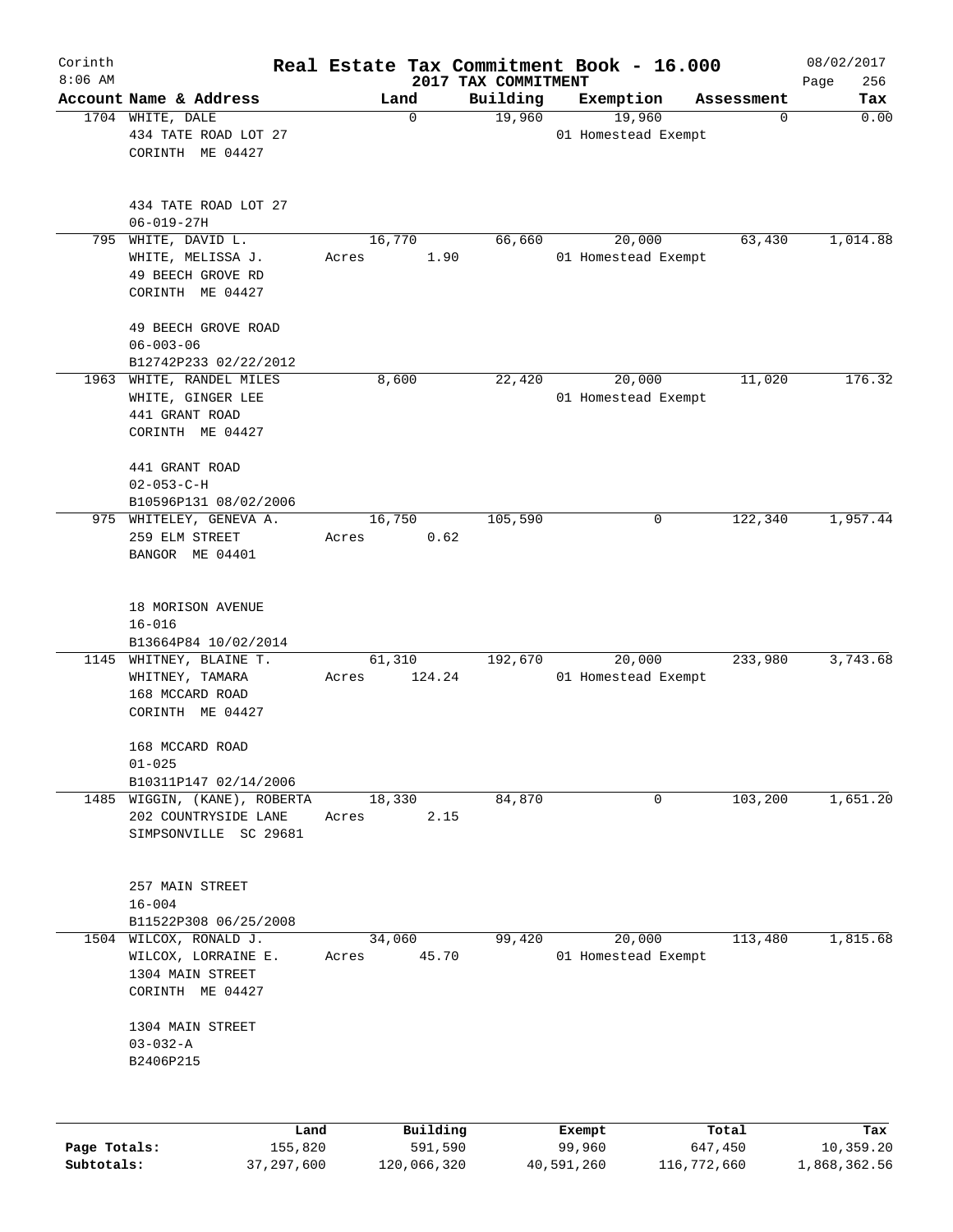Corinth
8:06 AM

# Real Estate Tax Commitment Book - 16.000

2017 TAX COMMITMENT

08/02/2017

| Account | Name & Address | Land | Building | Exemption | Assessment | Tax |
|---|---|---|---|---|---|---|
| 1704 | WHITE, DALE<br>434 TATE ROAD LOT 27<br>CORINTH ME 04427<br><br>434 TATE ROAD LOT 27<br>06-019-27H | 0 | 19,960 | 19,960<br>01 Homestead Exempt | 0 | 0.00 |
| 795 | WHITE, DAVID L.<br>WHITE, MELISSA J.<br>49 BEECH GROVE RD<br>CORINTH ME 04427<br><br>49 BEECH GROVE ROAD<br>06-003-06<br>B12742P233 02/22/2012 | 16,770<br>Acres 1.90 | 66,660 | 20,000<br>01 Homestead Exempt | 63,430 | 1,014.88 |
| 1963 | WHITE, RANDEL MILES<br>WHITE, GINGER LEE<br>441 GRANT ROAD<br>CORINTH ME 04427<br><br>441 GRANT ROAD<br>02-053-C-H<br>B10596P131 08/02/2006 | 8,600 | 22,420 | 20,000<br>01 Homestead Exempt | 11,020 | 176.32 |
| 975 | WHITELEY, GENEVA A.<br>259 ELM STREET<br>BANGOR ME 04401<br><br>18 MORISON AVENUE<br>16-016<br>B13664P84 10/02/2014 | 16,750<br>Acres 0.62 | 105,590 | 0 | 122,340 | 1,957.44 |
| 1145 | WHITNEY, BLAINE T.<br>WHITNEY, TAMARA<br>168 MCCARD ROAD<br>CORINTH ME 04427<br><br>168 MCCARD ROAD<br>01-025<br>B10311P147 02/14/2006 | 61,310<br>Acres 124.24 | 192,670 | 20,000<br>01 Homestead Exempt | 233,980 | 3,743.68 |
| 1485 | WIGGIN, (KANE), ROBERTA<br>202 COUNTRYSIDE LANE<br>SIMPSONVILLE SC 29681<br><br>257 MAIN STREET<br>16-004<br>B11522P308 06/25/2008 | 18,330<br>Acres 2.15 | 84,870 | 0 | 103,200 | 1,651.20 |
| 1504 | WILCOX, RONALD J.<br>WILCOX, LORRAINE E.<br>1304 MAIN STREET<br>CORINTH ME 04427<br><br>1304 MAIN STREET<br>03-032-A<br>B2406P215 | 34,060<br>Acres 45.70 | 99,420 | 20,000<br>01 Homestead Exempt | 113,480 | 1,815.68 |

| | Land | Building | Exempt | Total | Tax |
|---|---|---|---|---|---|
| Page Totals: | 155,820 | 591,590 | 99,960 | 647,450 | 10,359.20 |
| Subtotals: | 37,297,600 | 120,066,320 | 40,591,260 | 116,772,660 | 1,868,362.56 |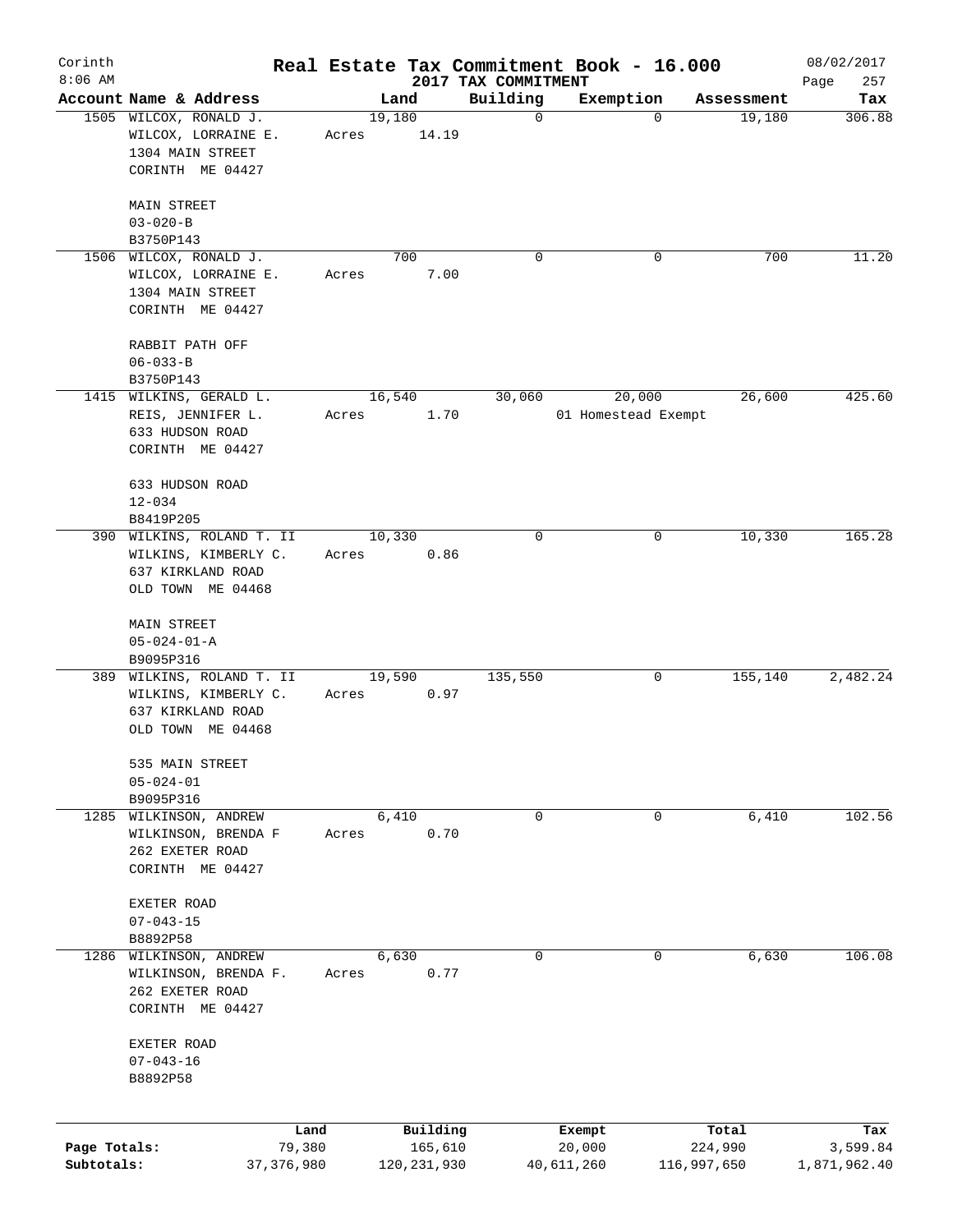Corinth 8:06 AM

# Real Estate Tax Commitment Book - 16.000

## 2017 TAX COMMITMENT

08/02/2017

| Account | Name & Address | Land | Building | Exemption | Assessment | Tax |
|---|---|---|---|---|---|---|
| 1505 | WILCOX, RONALD J.<br>WILCOX, LORRAINE E.<br>1304 MAIN STREET<br>CORINTH ME 04427<br><br>MAIN STREET<br>03-020-B<br>B3750P143 | 19,180<br>Acres 14.19 | 0 | 0 | 19,180 | 306.88 |
| 1506 | WILCOX, RONALD J.<br>WILCOX, LORRAINE E.<br>1304 MAIN STREET<br>CORINTH ME 04427<br><br>RABBIT PATH OFF<br>06-033-B<br>B3750P143 | 700<br>Acres 7.00 | 0 | 0 | 700 | 11.20 |
| 1415 | WILKINS, GERALD L.<br>REIS, JENNIFER L.<br>633 HUDSON ROAD<br>CORINTH ME 04427<br><br>633 HUDSON ROAD<br>12-034<br>B8419P205 | 16,540<br>Acres 1.70 | 30,060 | 20,000<br>01 Homestead Exempt | 26,600 | 425.60 |
| 390 | WILKINS, ROLAND T. II<br>WILKINS, KIMBERLY C.<br>637 KIRKLAND ROAD<br>OLD TOWN ME 04468<br><br>MAIN STREET<br>05-024-01-A<br>B9095P316 | 10,330<br>Acres 0.86 | 0 | 0 | 10,330 | 165.28 |
| 389 | WILKINS, ROLAND T. II<br>WILKINS, KIMBERLY C.<br>637 KIRKLAND ROAD<br>OLD TOWN ME 04468<br><br>535 MAIN STREET<br>05-024-01<br>B9095P316 | 19,590<br>Acres 0.97 | 135,550 | 0 | 155,140 | 2,482.24 |
| 1285 | WILKINSON, ANDREW<br>WILKINSON, BRENDA F<br>262 EXETER ROAD<br>CORINTH ME 04427<br><br>EXETER ROAD<br>07-043-15<br>B8892P58 | 6,410<br>Acres 0.70 | 0 | 0 | 6,410 | 102.56 |
| 1286 | WILKINSON, ANDREW<br>WILKINSON, BRENDA F.<br>262 EXETER ROAD<br>CORINTH ME 04427<br><br>EXETER ROAD<br>07-043-16<br>B8892P58 | 6,630<br>Acres 0.77 | 0 | 0 | 6,630 | 106.08 |

| | Land | Building | Exempt | Total | Tax |
|---|---|---|---|---|---|
| Page Totals: | 79,380 | 165,610 | 20,000 | 224,990 | 3,599.84 |
| Subtotals: | 37,376,980 | 120,231,930 | 40,611,260 | 116,997,650 | 1,871,962.40 |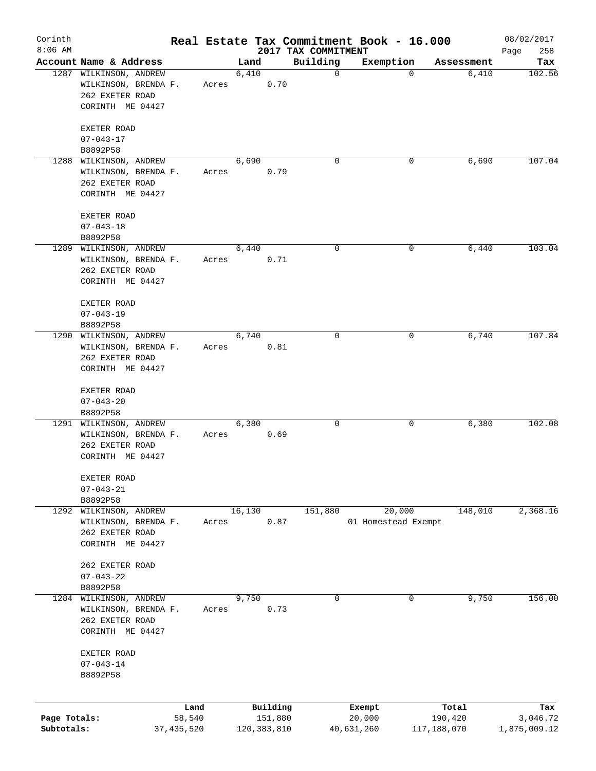Corinth 8:06 AM

# Real Estate Tax Commitment Book - 16.000

2017 TAX COMMITMENT

08/02/2017

| Account Name & Address | Land | Building | Exemption | Assessment | Tax |
|---|---|---|---|---|---|
| 1287 WILKINSON, ANDREW<br>WILKINSON, BRENDA F.<br>262 EXETER ROAD<br>CORINTH ME 04427<br><br>EXETER ROAD<br>07-043-17<br>B8892P58 | 6,410<br>Acres 0.70 | 0 | 0 | 6,410 | 102.56 |
| 1288 WILKINSON, ANDREW<br>WILKINSON, BRENDA F.<br>262 EXETER ROAD<br>CORINTH ME 04427<br><br>EXETER ROAD<br>07-043-18<br>B8892P58 | 6,690<br>Acres 0.79 | 0 | 0 | 6,690 | 107.04 |
| 1289 WILKINSON, ANDREW<br>WILKINSON, BRENDA F.<br>262 EXETER ROAD<br>CORINTH ME 04427<br><br>EXETER ROAD<br>07-043-19<br>B8892P58 | 6,440<br>Acres 0.71 | 0 | 0 | 6,440 | 103.04 |
| 1290 WILKINSON, ANDREW<br>WILKINSON, BRENDA F.<br>262 EXETER ROAD<br>CORINTH ME 04427<br><br>EXETER ROAD<br>07-043-20<br>B8892P58 | 6,740<br>Acres 0.81 | 0 | 0 | 6,740 | 107.84 |
| 1291 WILKINSON, ANDREW<br>WILKINSON, BRENDA F.<br>262 EXETER ROAD<br>CORINTH ME 04427<br><br>EXETER ROAD<br>07-043-21<br>B8892P58 | 6,380<br>Acres 0.69 | 0 | 0 | 6,380 | 102.08 |
| 1292 WILKINSON, ANDREW<br>WILKINSON, BRENDA F.<br>262 EXETER ROAD<br>CORINTH ME 04427<br><br>262 EXETER ROAD<br>07-043-22<br>B8892P58 | 16,130<br>Acres 0.87 | 151,880 | 20,000<br>01 Homestead Exempt | 148,010 | 2,368.16 |
| 1284 WILKINSON, ANDREW<br>WILKINSON, BRENDA F.<br>262 EXETER ROAD<br>CORINTH ME 04427<br><br>EXETER ROAD<br>07-043-14<br>B8892P58 | 9,750<br>Acres 0.73 | 0 | 0 | 9,750 | 156.00 |

| | Land | Building | Exempt | Total | Tax |
|---|---|---|---|---|---|
| Page Totals: | 58,540 | 151,880 | 20,000 | 190,420 | 3,046.72 |
| Subtotals: | 37,435,520 | 120,383,810 | 40,631,260 | 117,188,070 | 1,875,009.12 |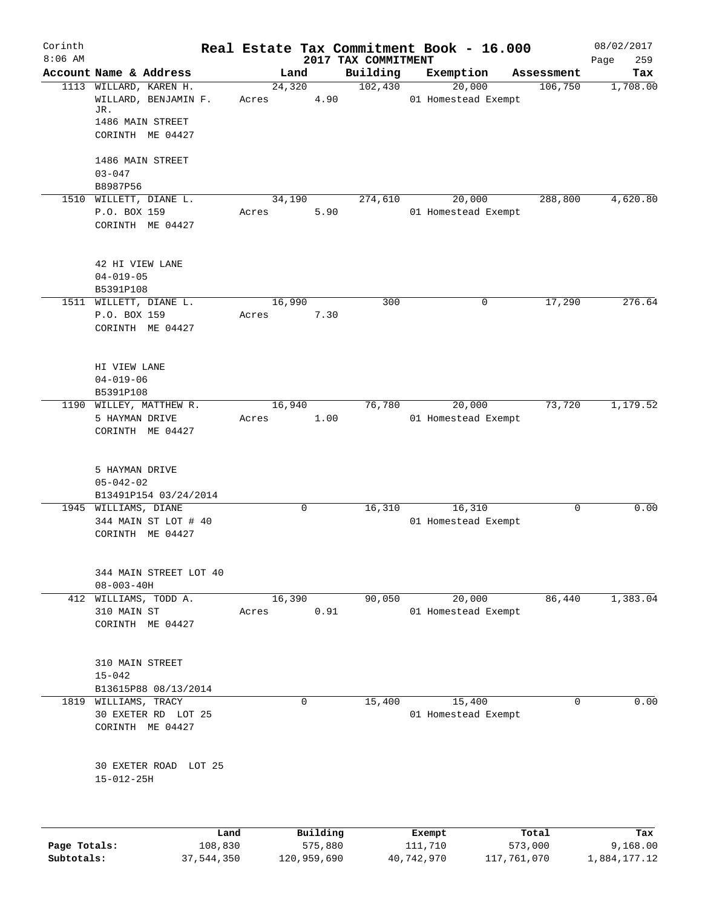# Real Estate Tax Commitment Book - 16.000

Corinth
8:06 AM

2017 TAX COMMITMENT

08/02/2017
Page 259

| Account | Name & Address | Land | Building | Exemption | Assessment | Tax |
|---|---|---|---|---|---|---|
| 1113 | WILLARD, KAREN H.<br>WILLARD, BENJAMIN F. JR.<br>1486 MAIN STREET<br>CORINTH ME 04427<br><br>1486 MAIN STREET<br>03-047<br>B8987P56 | 24,320<br>Acres 4.90 | 102,430 | 20,000<br>01 Homestead Exempt | 106,750 | 1,708.00 |
| 1510 | WILLETT, DIANE L.<br>P.O. BOX 159<br>CORINTH ME 04427<br><br>42 HI VIEW LANE<br>04-019-05<br>B5391P108 | 34,190<br>Acres 5.90 | 274,610 | 20,000<br>01 Homestead Exempt | 288,800 | 4,620.80 |
| 1511 | WILLETT, DIANE L.<br>P.O. BOX 159<br>CORINTH ME 04427<br><br>HI VIEW LANE<br>04-019-06<br>B5391P108 | 16,990<br>Acres 7.30 | 300 | 0 | 17,290 | 276.64 |
| 1190 | WILLEY, MATTHEW R.<br>5 HAYMAN DRIVE<br>CORINTH ME 04427<br><br>5 HAYMAN DRIVE<br>05-042-02<br>B13491P154 03/24/2014 | 16,940<br>Acres 1.00 | 76,780 | 20,000<br>01 Homestead Exempt | 73,720 | 1,179.52 |
| 1945 | WILLIAMS, DIANE<br>344 MAIN ST LOT # 40<br>CORINTH ME 04427<br><br>344 MAIN STREET LOT 40<br>08-003-40H | 0 | 16,310 | 16,310<br>01 Homestead Exempt | 0 | 0.00 |
| 412 | WILLIAMS, TODD A.<br>310 MAIN ST<br>CORINTH ME 04427<br><br>310 MAIN STREET<br>15-042<br>B13615P88 08/13/2014 | 16,390<br>Acres 0.91 | 90,050 | 20,000<br>01 Homestead Exempt | 86,440 | 1,383.04 |
| 1819 | WILLIAMS, TRACY<br>30 EXETER RD LOT 25<br>CORINTH ME 04427<br><br>30 EXETER ROAD LOT 25<br>15-012-25H | 0 | 15,400 | 15,400<br>01 Homestead Exempt | 0 | 0.00 |

| | Land | Building | Exempt | Total | Tax |
|---|---|---|---|---|---|
| Page Totals: | 108,830 | 575,880 | 111,710 | 573,000 | 9,168.00 |
| Subtotals: | 37,544,350 | 120,959,690 | 40,742,970 | 117,761,070 | 1,884,177.12 |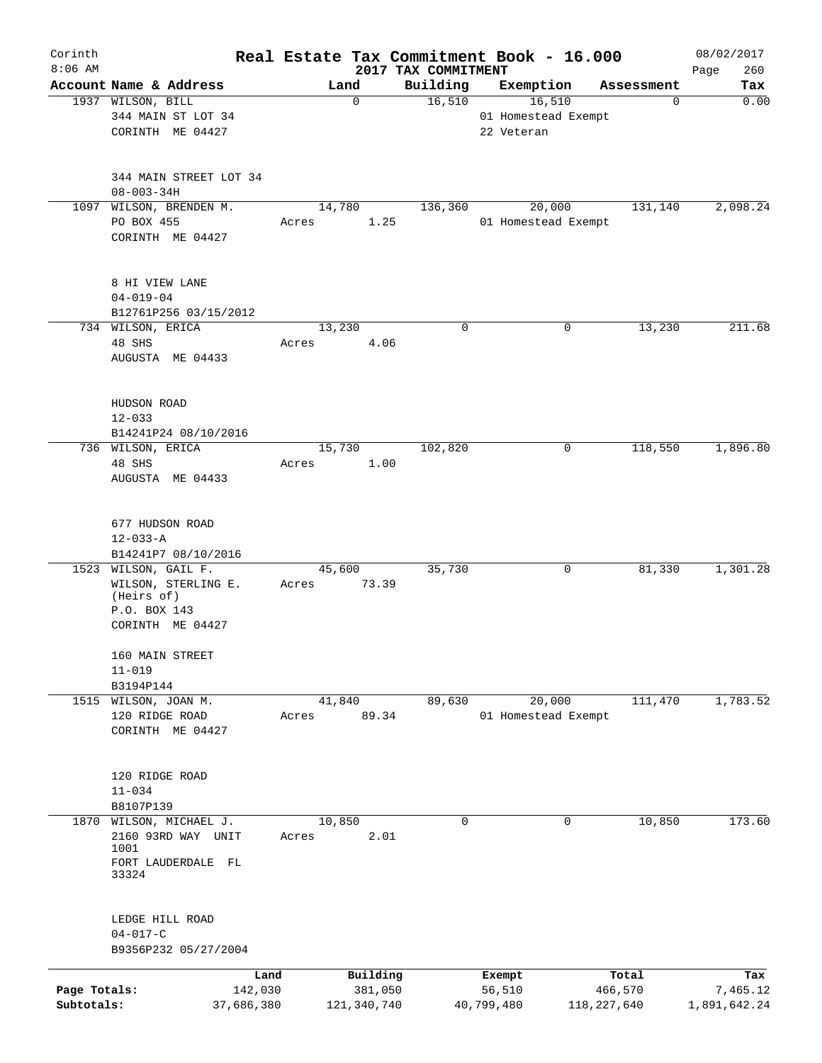Corinth 8:06 AM

# Real Estate Tax Commitment Book - 16.000

2017 TAX COMMITMENT

08/02/2017 Page 260

| Account Name & Address | Land | Building | Exemption | Assessment | Tax |
|---|---|---|---|---|---|
| 1937 WILSON, BILL<br>344 MAIN ST LOT 34<br>CORINTH ME 04427<br><br>344 MAIN STREET LOT 34<br>08-003-34H | 0 | 16,510 | 16,510<br>01 Homestead Exempt<br>22 Veteran | 0 | 0.00 |
| 1097 WILSON, BRENDEN M.<br>PO BOX 455<br>CORINTH ME 04427<br><br>8 HI VIEW LANE<br>04-019-04<br>B12761P256 03/15/2012 | 14,780<br>Acres 1.25 | 136,360 | 20,000<br>01 Homestead Exempt | 131,140 | 2,098.24 |
| 734 WILSON, ERICA<br>48 SHS<br>AUGUSTA ME 04433<br><br>HUDSON ROAD<br>12-033<br>B14241P24 08/10/2016 | 13,230<br>Acres 4.06 | 0 | 0 | 13,230 | 211.68 |
| 736 WILSON, ERICA<br>48 SHS<br>AUGUSTA ME 04433<br><br>677 HUDSON ROAD<br>12-033-A<br>B14241P7 08/10/2016 | 15,730<br>Acres 1.00 | 102,820 | 0 | 118,550 | 1,896.80 |
| 1523 WILSON, GAIL F.<br>WILSON, STERLING E. (Heirs of)<br>P.O. BOX 143<br>CORINTH ME 04427<br><br>160 MAIN STREET<br>11-019<br>B3194P144 | 45,600<br>Acres 73.39 | 35,730 | 0 | 81,330 | 1,301.28 |
| 1515 WILSON, JOAN M.<br>120 RIDGE ROAD<br>CORINTH ME 04427<br><br>120 RIDGE ROAD<br>11-034<br>B8107P139 | 41,840<br>Acres 89.34 | 89,630 | 20,000<br>01 Homestead Exempt | 111,470 | 1,783.52 |
| 1870 WILSON, MICHAEL J.<br>2160 93RD WAY UNIT 1001<br>FORT LAUDERDALE FL 33324<br><br>LEDGE HILL ROAD<br>04-017-C<br>B9356P232 05/27/2004 | 10,850<br>Acres 2.01 | 0 | 0 | 10,850 | 173.60 |

| | Land | Building | Exempt | Total | Tax |
|---|---|---|---|---|---|
| Page Totals: | 142,030 | 381,050 | 56,510 | 466,570 | 7,465.12 |
| Subtotals: | 37,686,380 | 121,340,740 | 40,799,480 | 118,227,640 | 1,891,642.24 |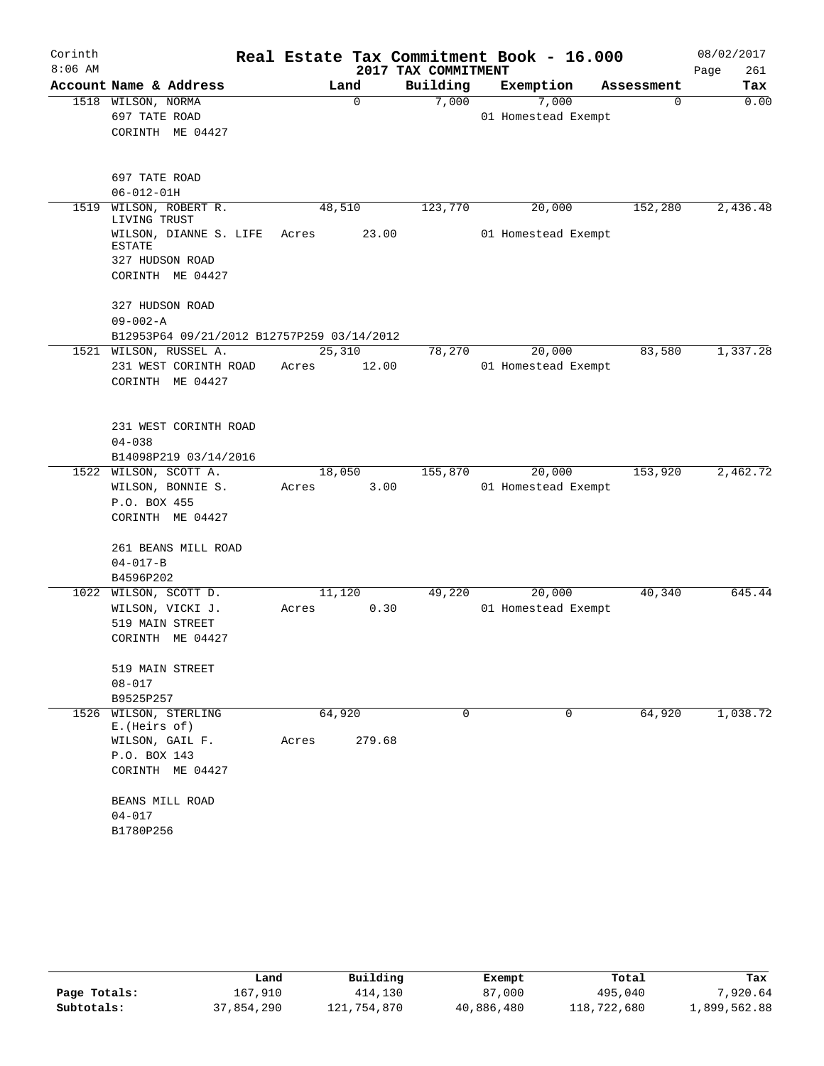# Real Estate Tax Commitment Book - 16.000

Corinth 8:06 AM — 2017 TAX COMMITMENT — 08/02/2017

| Account Name & Address | Land | Building | Exemption | Assessment | Tax |
|---|---|---|---|---|---|
| 1518 WILSON, NORMA<br>697 TATE ROAD<br>CORINTH ME 04427<br><br>697 TATE ROAD<br>06-012-01H | 0 | 7,000 | 7,000<br>01 Homestead Exempt | 0 | 0.00 |
| 1519 WILSON, ROBERT R. LIVING TRUST<br>WILSON, DIANNE S. LIFE ESTATE<br>327 HUDSON ROAD<br>CORINTH ME 04427<br><br>327 HUDSON ROAD<br>09-002-A<br>B12953P64 09/21/2012 B12757P259 03/14/2012 | 48,510<br>Acres 23.00 | 123,770 | 20,000<br>01 Homestead Exempt | 152,280 | 2,436.48 |
| 1521 WILSON, RUSSEL A.<br>231 WEST CORINTH ROAD<br>CORINTH ME 04427<br><br>231 WEST CORINTH ROAD<br>04-038<br>B14098P219 03/14/2016 | 25,310<br>Acres 12.00 | 78,270 | 20,000<br>01 Homestead Exempt | 83,580 | 1,337.28 |
| 1522 WILSON, SCOTT A.<br>WILSON, BONNIE S.<br>P.O. BOX 455<br>CORINTH ME 04427<br><br>261 BEANS MILL ROAD<br>04-017-B<br>B4596P202 | 18,050<br>Acres 3.00 | 155,870 | 20,000<br>01 Homestead Exempt | 153,920 | 2,462.72 |
| 1022 WILSON, SCOTT D.<br>WILSON, VICKI J.<br>519 MAIN STREET<br>CORINTH ME 04427<br><br>519 MAIN STREET<br>08-017<br>B9525P257 | 11,120<br>Acres 0.30 | 49,220 | 20,000<br>01 Homestead Exempt | 40,340 | 645.44 |
| 1526 WILSON, STERLING E.(Heirs of)<br>WILSON, GAIL F.<br>P.O. BOX 143<br>CORINTH ME 04427<br><br>BEANS MILL ROAD<br>04-017<br>B1780P256 | 64,920<br>Acres 279.68 | 0 | 0 | 64,920 | 1,038.72 |

| | Land | Building | Exempt | Total | Tax |
|---|---|---|---|---|---|
| Page Totals: | 167,910 | 414,130 | 87,000 | 495,040 | 7,920.64 |
| Subtotals: | 37,854,290 | 121,754,870 | 40,886,480 | 118,722,680 | 1,899,562.88 |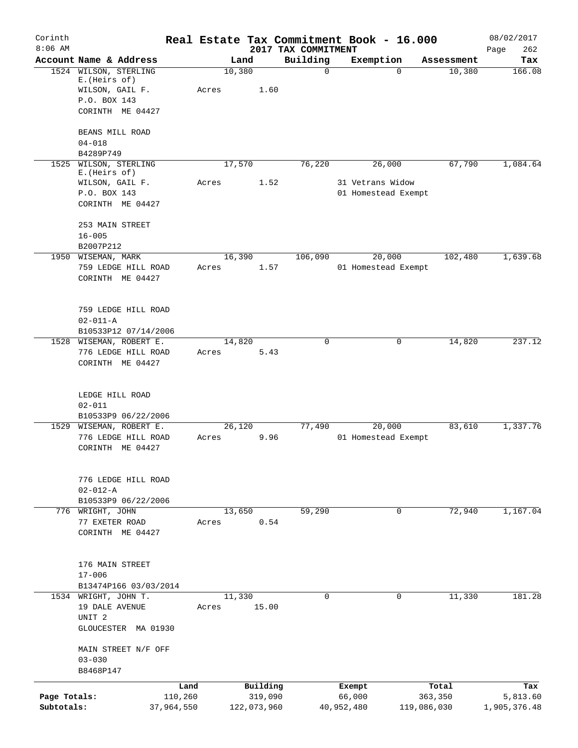Corinth
8:06 AM

# Real Estate Tax Commitment Book - 16.000
## 2017 TAX COMMITMENT

08/02/2017
Page 262

| Account Name & Address | Land | Building | Exemption | Assessment | Tax |
|---|---|---|---|---|---|
| 1524 WILSON, STERLING E.(Heirs of)<br>WILSON, GAIL F.<br>P.O. BOX 143<br>CORINTH ME 04427<br><br>BEANS MILL ROAD<br>04-018<br>B4289P749 | 10,380<br>Acres 1.60 | 0 | 0 | 10,380 | 166.08 |
| 1525 WILSON, STERLING E.(Heirs of)<br>WILSON, GAIL F.<br>P.O. BOX 143<br>CORINTH ME 04427<br><br>253 MAIN STREET<br>16-005<br>B2007P212 | 17,570<br>Acres 1.52 | 76,220 | 26,000<br>31 Vetrans Widow<br>01 Homestead Exempt | 67,790 | 1,084.64 |
| 1950 WISEMAN, MARK<br>759 LEDGE HILL ROAD<br>CORINTH ME 04427<br><br>759 LEDGE HILL ROAD<br>02-011-A<br>B10533P12 07/14/2006 | 16,390<br>Acres 1.57 | 106,090 | 20,000<br>01 Homestead Exempt | 102,480 | 1,639.68 |
| 1528 WISEMAN, ROBERT E.<br>776 LEDGE HILL ROAD<br>CORINTH ME 04427<br><br>LEDGE HILL ROAD<br>02-011<br>B10533P9 06/22/2006 | 14,820<br>Acres 5.43 | 0 | 0 | 14,820 | 237.12 |
| 1529 WISEMAN, ROBERT E.<br>776 LEDGE HILL ROAD<br>CORINTH ME 04427<br><br>776 LEDGE HILL ROAD<br>02-012-A<br>B10533P9 06/22/2006 | 26,120<br>Acres 9.96 | 77,490 | 20,000<br>01 Homestead Exempt | 83,610 | 1,337.76 |
| 776 WRIGHT, JOHN<br>77 EXETER ROAD<br>CORINTH ME 04427<br><br>176 MAIN STREET<br>17-006<br>B13474P166 03/03/2014 | 13,650<br>Acres 0.54 | 59,290 | 0 | 72,940 | 1,167.04 |
| 1534 WRIGHT, JOHN T.<br>19 DALE AVENUE<br>UNIT 2<br>GLOUCESTER MA 01930<br><br>MAIN STREET N/F OFF<br>03-030<br>B8468P147 | 11,330<br>Acres 15.00 | 0 | 0 | 11,330 | 181.28 |

| | Land | Building | Exempt | Total | Tax |
|---|---|---|---|---|---|
| Page Totals: | 110,260 | 319,090 | 66,000 | 363,350 | 5,813.60 |
| Subtotals: | 37,964,550 | 122,073,960 | 40,952,480 | 119,086,030 | 1,905,376.48 |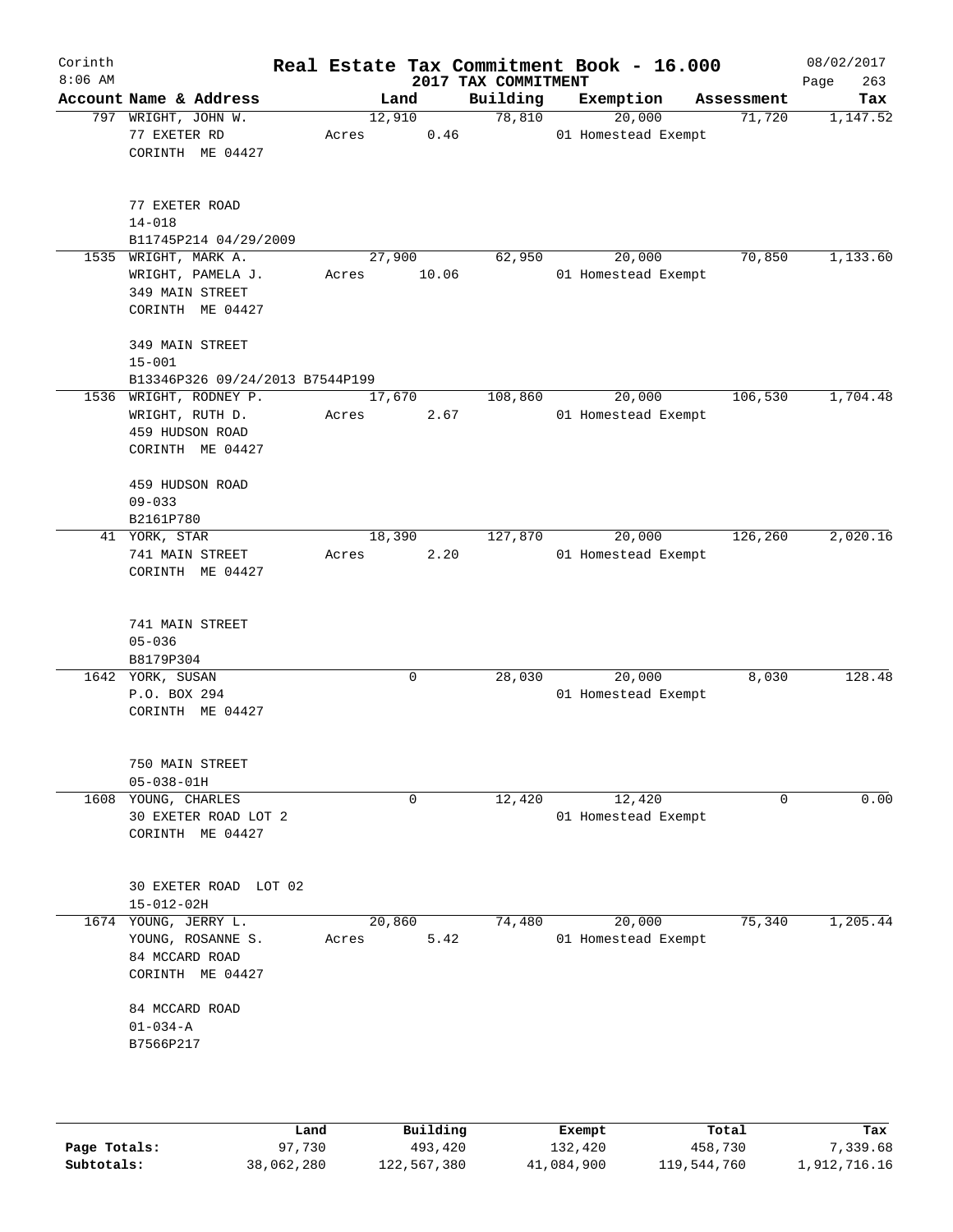# Real Estate Tax Commitment Book - 16.000

## 2017 TAX COMMITMENT

Corinth 8:06 AM — 08/02/2017

| Account Name & Address | Land | Building | Exemption | Assessment | Tax |
|---|---|---|---|---|---|
| 797 WRIGHT, JOHN W.<br>77 EXETER RD<br>CORINTH ME 04427<br><br>77 EXETER ROAD<br>14-018<br>B11745P214 04/29/2009 | 12,910<br>Acres 0.46 | 78,810 | 20,000<br>01 Homestead Exempt | 71,720 | 1,147.52 |
| 1535 WRIGHT, MARK A.<br>WRIGHT, PAMELA J.<br>349 MAIN STREET<br>CORINTH ME 04427<br><br>349 MAIN STREET<br>15-001<br>B13346P326 09/24/2013 B7544P199 | 27,900<br>Acres 10.06 | 62,950 | 20,000<br>01 Homestead Exempt | 70,850 | 1,133.60 |
| 1536 WRIGHT, RODNEY P.<br>WRIGHT, RUTH D.<br>459 HUDSON ROAD<br>CORINTH ME 04427<br><br>459 HUDSON ROAD<br>09-033<br>B2161P780 | 17,670<br>Acres 2.67 | 108,860 | 20,000<br>01 Homestead Exempt | 106,530 | 1,704.48 |
| 41 YORK, STAR<br>741 MAIN STREET<br>CORINTH ME 04427<br><br>741 MAIN STREET<br>05-036<br>B8179P304 | 18,390<br>Acres 2.20 | 127,870 | 20,000<br>01 Homestead Exempt | 126,260 | 2,020.16 |
| 1642 YORK, SUSAN<br>P.O. BOX 294<br>CORINTH ME 04427<br><br>750 MAIN STREET<br>05-038-01H | 0 | 28,030 | 20,000<br>01 Homestead Exempt | 8,030 | 128.48 |
| 1608 YOUNG, CHARLES<br>30 EXETER ROAD LOT 2<br>CORINTH ME 04427<br><br>30 EXETER ROAD LOT 02<br>15-012-02H | 0 | 12,420 | 12,420<br>01 Homestead Exempt | 0 | 0.00 |
| 1674 YOUNG, JERRY L.<br>YOUNG, ROSANNE S.<br>84 MCCARD ROAD<br>CORINTH ME 04427<br><br>84 MCCARD ROAD<br>01-034-A<br>B7566P217 | 20,860<br>Acres 5.42 | 74,480 | 20,000<br>01 Homestead Exempt | 75,340 | 1,205.44 |

| | Land | Building | Exempt | Total | Tax |
|---|---|---|---|---|---|
| Page Totals: | 97,730 | 493,420 | 132,420 | 458,730 | 7,339.68 |
| Subtotals: | 38,062,280 | 122,567,380 | 41,084,900 | 119,544,760 | 1,912,716.16 |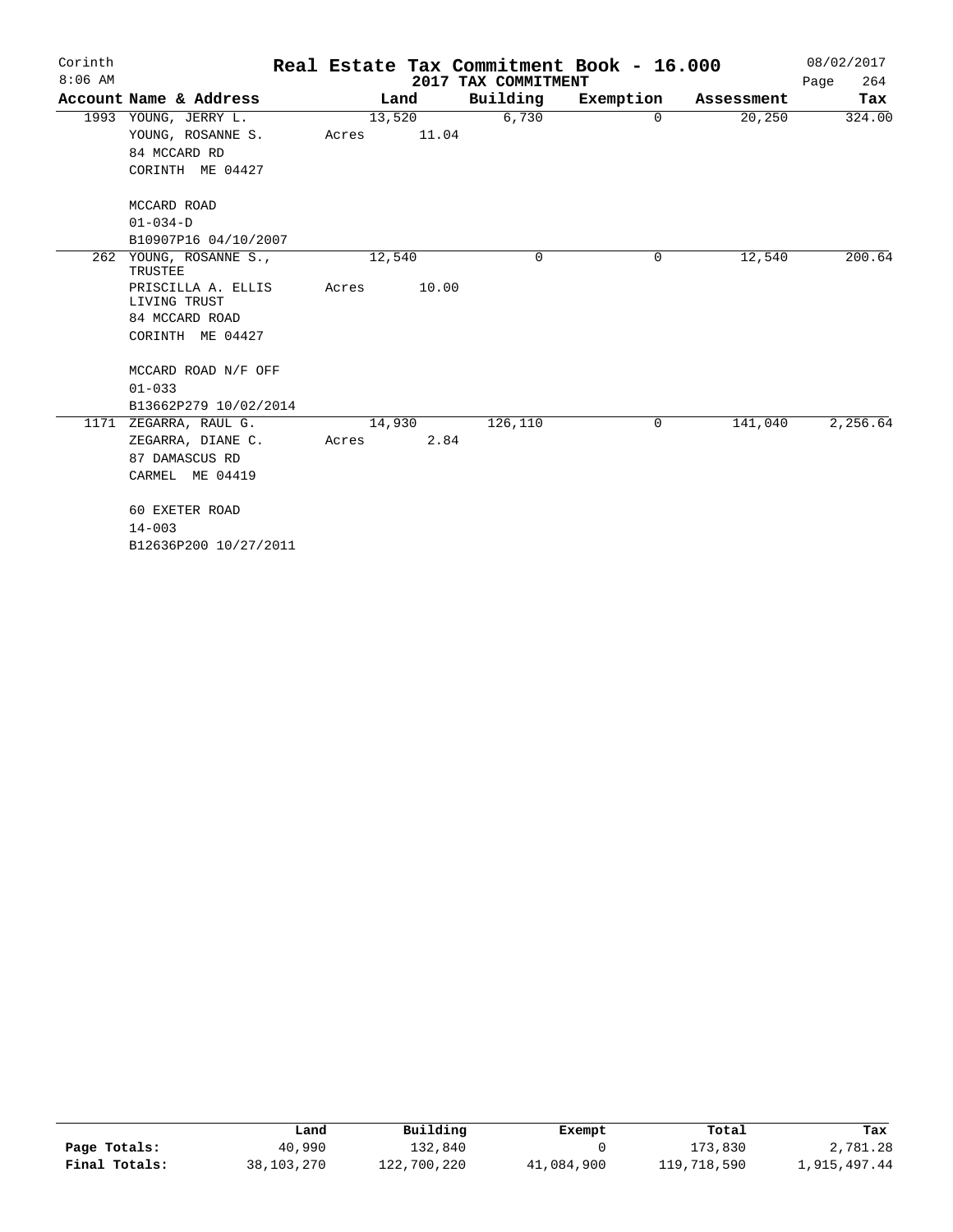# Real Estate Tax Commitment Book - 16.000

Corinth
8:06 AM

2017 TAX COMMITMENT

08/02/2017

| Account Name & Address | Land | Building | Exemption | Assessment | Tax |
|---|---|---|---|---|---|
| 1993 YOUNG, JERRY L. | 13,520 | 6,730 | 0 | 20,250 | 324.00 |
| YOUNG, ROSANNE S. | Acres 11.04 | | | | |
| 84 MCCARD RD | | | | | |
| CORINTH ME 04427 | | | | | |
| MCCARD ROAD | | | | | |
| 01-034-D | | | | | |
| B10907P16 04/10/2007 | | | | | |
| 262 YOUNG, ROSANNE S., TRUSTEE | 12,540 | 0 | 0 | 12,540 | 200.64 |
| PRISCILLA A. ELLIS LIVING TRUST | Acres 10.00 | | | | |
| 84 MCCARD ROAD | | | | | |
| CORINTH ME 04427 | | | | | |
| MCCARD ROAD N/F OFF | | | | | |
| 01-033 | | | | | |
| B13662P279 10/02/2014 | | | | | |
| 1171 ZEGARRA, RAUL G. | 14,930 | 126,110 | 0 | 141,040 | 2,256.64 |
| ZEGARRA, DIANE C. | Acres 2.84 | | | | |
| 87 DAMASCUS RD | | | | | |
| CARMEL ME 04419 | | | | | |
| 60 EXETER ROAD | | | | | |
| 14-003 | | | | | |
| B12636P200 10/27/2011 | | | | | |

| | Land | Building | Exempt | Total | Tax |
|---|---|---|---|---|---|
| Page Totals: | 40,990 | 132,840 | 0 | 173,830 | 2,781.28 |
| Final Totals: | 38,103,270 | 122,700,220 | 41,084,900 | 119,718,590 | 1,915,497.44 |